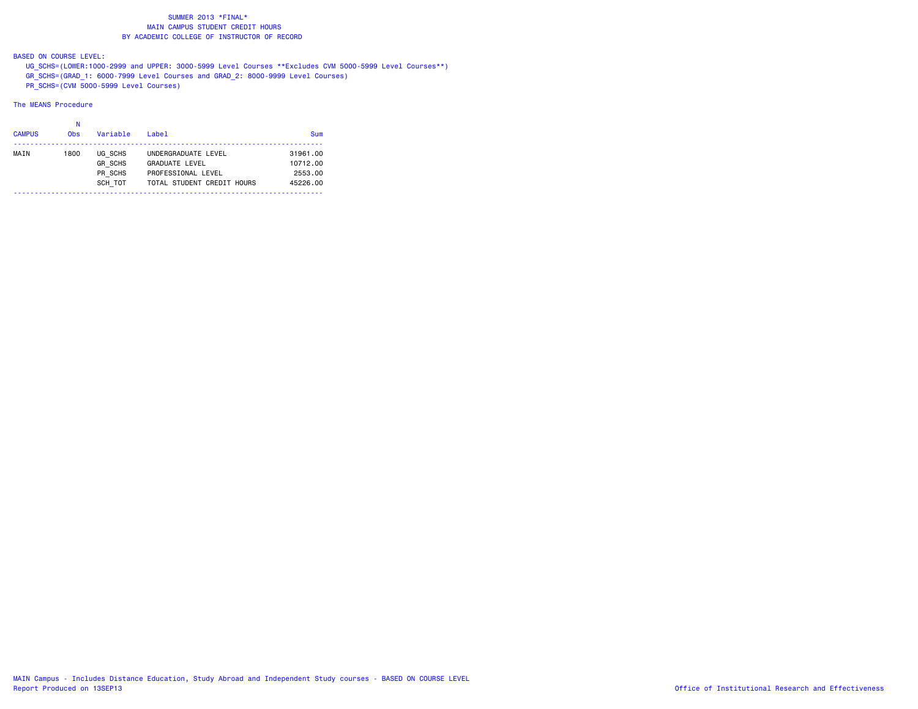# SUMMER 2013 *FINAL*
## MAIN CAMPUS STUDENT CREDIT HOURS
## BY ACADEMIC COLLEGE OF INSTRUCTOR OF RECORD

BASED ON COURSE LEVEL:

UG_SCHS=(LOWER:1000-2999 and UPPER: 3000-5999 Level Courses **Excludes CVM 5000-5999 Level Courses**)
GR_SCHS=(GRAD_1: 6000-7999 Level Courses and GRAD_2: 8000-9999 Level Courses)
PR_SCHS=(CVM 5000-5999 Level Courses)

The MEANS Procedure

| CAMPUS | N Obs | Variable | Label | Sum |
|---|---|---|---|---|
| MAIN | 1800 | UG_SCHS | UNDERGRADUATE LEVEL | 31961.00 |
| | | GR_SCHS | GRADUATE LEVEL | 10712.00 |
| | | PR_SCHS | PROFESSIONAL LEVEL | 2553.00 |
| | | SCH_TOT | TOTAL STUDENT CREDIT HOURS | 45226.00 |

MAIN Campus - Includes Distance Education, Study Abroad and Independent Study courses - BASED ON COURSE LEVEL
Report Produced on 13SEP13

Office of Institutional Research and Effectiveness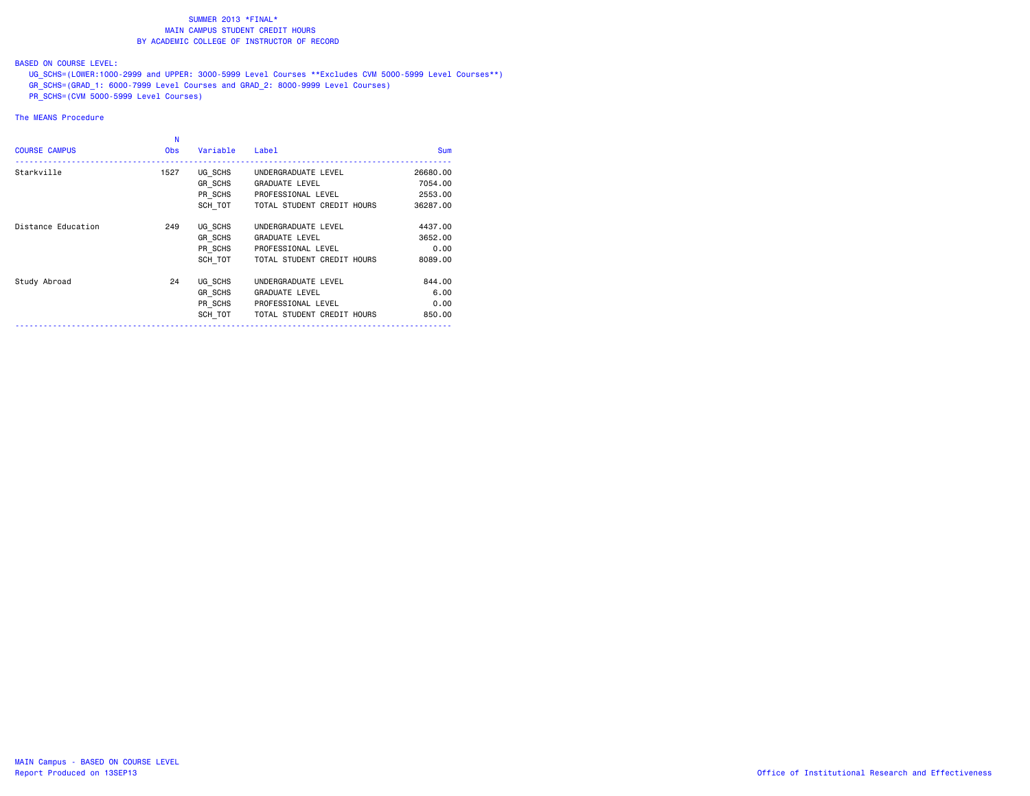# SUMMER 2013 *FINAL*
## MAIN CAMPUS STUDENT CREDIT HOURS
## BY ACADEMIC COLLEGE OF INSTRUCTOR OF RECORD

BASED ON COURSE LEVEL:

UG_SCHS=(LOWER:1000-2999 and UPPER: 3000-5999 Level Courses **Excludes CVM 5000-5999 Level Courses**)
GR_SCHS=(GRAD_1: 6000-7999 Level Courses and GRAD_2: 8000-9999 Level Courses)
PR_SCHS=(CVM 5000-5999 Level Courses)

The MEANS Procedure

| COURSE CAMPUS | N Obs | Variable | Label | Sum |
|---|---|---|---|---|
| Starkville | 1527 | UG_SCHS | UNDERGRADUATE LEVEL | 26680.00 |
| | | GR_SCHS | GRADUATE LEVEL | 7054.00 |
| | | PR_SCHS | PROFESSIONAL LEVEL | 2553.00 |
| | | SCH_TOT | TOTAL STUDENT CREDIT HOURS | 36287.00 |
| Distance Education | 249 | UG_SCHS | UNDERGRADUATE LEVEL | 4437.00 |
| | | GR_SCHS | GRADUATE LEVEL | 3652.00 |
| | | PR_SCHS | PROFESSIONAL LEVEL | 0.00 |
| | | SCH_TOT | TOTAL STUDENT CREDIT HOURS | 8089.00 |
| Study Abroad | 24 | UG_SCHS | UNDERGRADUATE LEVEL | 844.00 |
| | | GR_SCHS | GRADUATE LEVEL | 6.00 |
| | | PR_SCHS | PROFESSIONAL LEVEL | 0.00 |
| | | SCH_TOT | TOTAL STUDENT CREDIT HOURS | 850.00 |

MAIN Campus - BASED ON COURSE LEVEL
Report Produced on 13SEP13

Office of Institutional Research and Effectiveness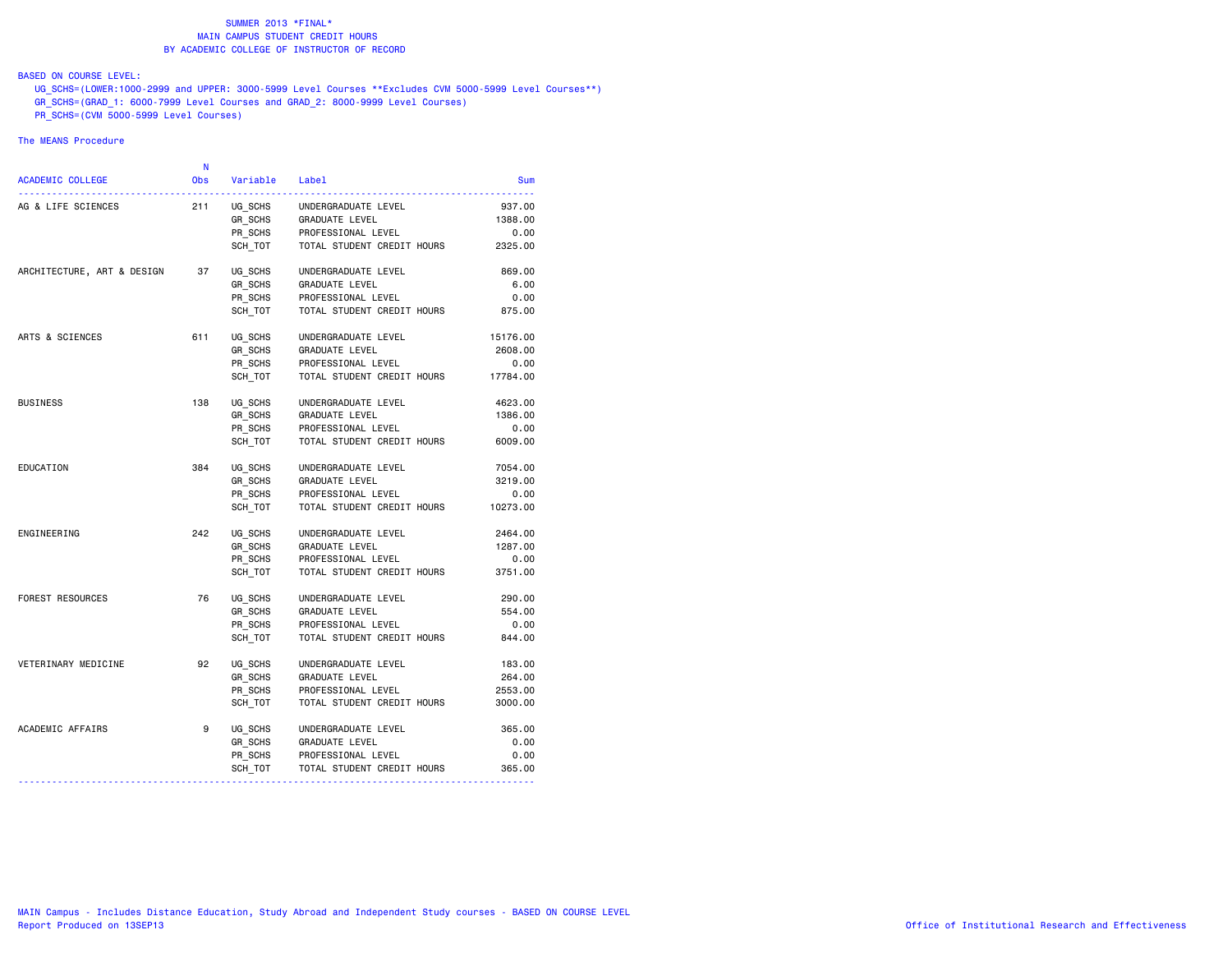# SUMMER 2013 *FINAL*
## MAIN CAMPUS STUDENT CREDIT HOURS
## BY ACADEMIC COLLEGE OF INSTRUCTOR OF RECORD

BASED ON COURSE LEVEL:
- UG_SCHS=(LOWER:1000-2999 and UPPER: 3000-5999 Level Courses **Excludes CVM 5000-5999 Level Courses**)
- GR_SCHS=(GRAD_1: 6000-7999 Level Courses and GRAD_2: 8000-9999 Level Courses)
- PR_SCHS=(CVM 5000-5999 Level Courses)

The MEANS Procedure

| ACADEMIC COLLEGE | N Obs | Variable | Label | Sum |
|---|---|---|---|---|
| AG & LIFE SCIENCES | 211 | UG_SCHS | UNDERGRADUATE LEVEL | 937.00 |
| | | GR_SCHS | GRADUATE LEVEL | 1388.00 |
| | | PR_SCHS | PROFESSIONAL LEVEL | 0.00 |
| | | SCH_TOT | TOTAL STUDENT CREDIT HOURS | 2325.00 |
| ARCHITECTURE, ART & DESIGN | 37 | UG_SCHS | UNDERGRADUATE LEVEL | 869.00 |
| | | GR_SCHS | GRADUATE LEVEL | 6.00 |
| | | PR_SCHS | PROFESSIONAL LEVEL | 0.00 |
| | | SCH_TOT | TOTAL STUDENT CREDIT HOURS | 875.00 |
| ARTS & SCIENCES | 611 | UG_SCHS | UNDERGRADUATE LEVEL | 15176.00 |
| | | GR_SCHS | GRADUATE LEVEL | 2608.00 |
| | | PR_SCHS | PROFESSIONAL LEVEL | 0.00 |
| | | SCH_TOT | TOTAL STUDENT CREDIT HOURS | 17784.00 |
| BUSINESS | 138 | UG_SCHS | UNDERGRADUATE LEVEL | 4623.00 |
| | | GR_SCHS | GRADUATE LEVEL | 1386.00 |
| | | PR_SCHS | PROFESSIONAL LEVEL | 0.00 |
| | | SCH_TOT | TOTAL STUDENT CREDIT HOURS | 6009.00 |
| EDUCATION | 384 | UG_SCHS | UNDERGRADUATE LEVEL | 7054.00 |
| | | GR_SCHS | GRADUATE LEVEL | 3219.00 |
| | | PR_SCHS | PROFESSIONAL LEVEL | 0.00 |
| | | SCH_TOT | TOTAL STUDENT CREDIT HOURS | 10273.00 |
| ENGINEERING | 242 | UG_SCHS | UNDERGRADUATE LEVEL | 2464.00 |
| | | GR_SCHS | GRADUATE LEVEL | 1287.00 |
| | | PR_SCHS | PROFESSIONAL LEVEL | 0.00 |
| | | SCH_TOT | TOTAL STUDENT CREDIT HOURS | 3751.00 |
| FOREST RESOURCES | 76 | UG_SCHS | UNDERGRADUATE LEVEL | 290.00 |
| | | GR_SCHS | GRADUATE LEVEL | 554.00 |
| | | PR_SCHS | PROFESSIONAL LEVEL | 0.00 |
| | | SCH_TOT | TOTAL STUDENT CREDIT HOURS | 844.00 |
| VETERINARY MEDICINE | 92 | UG_SCHS | UNDERGRADUATE LEVEL | 183.00 |
| | | GR_SCHS | GRADUATE LEVEL | 264.00 |
| | | PR_SCHS | PROFESSIONAL LEVEL | 2553.00 |
| | | SCH_TOT | TOTAL STUDENT CREDIT HOURS | 3000.00 |
| ACADEMIC AFFAIRS | 9 | UG_SCHS | UNDERGRADUATE LEVEL | 365.00 |
| | | GR_SCHS | GRADUATE LEVEL | 0.00 |
| | | PR_SCHS | PROFESSIONAL LEVEL | 0.00 |
| | | SCH_TOT | TOTAL STUDENT CREDIT HOURS | 365.00 |

MAIN Campus - Includes Distance Education, Study Abroad and Independent Study courses - BASED ON COURSE LEVEL
Report Produced on 13SEP13

Office of Institutional Research and Effectiveness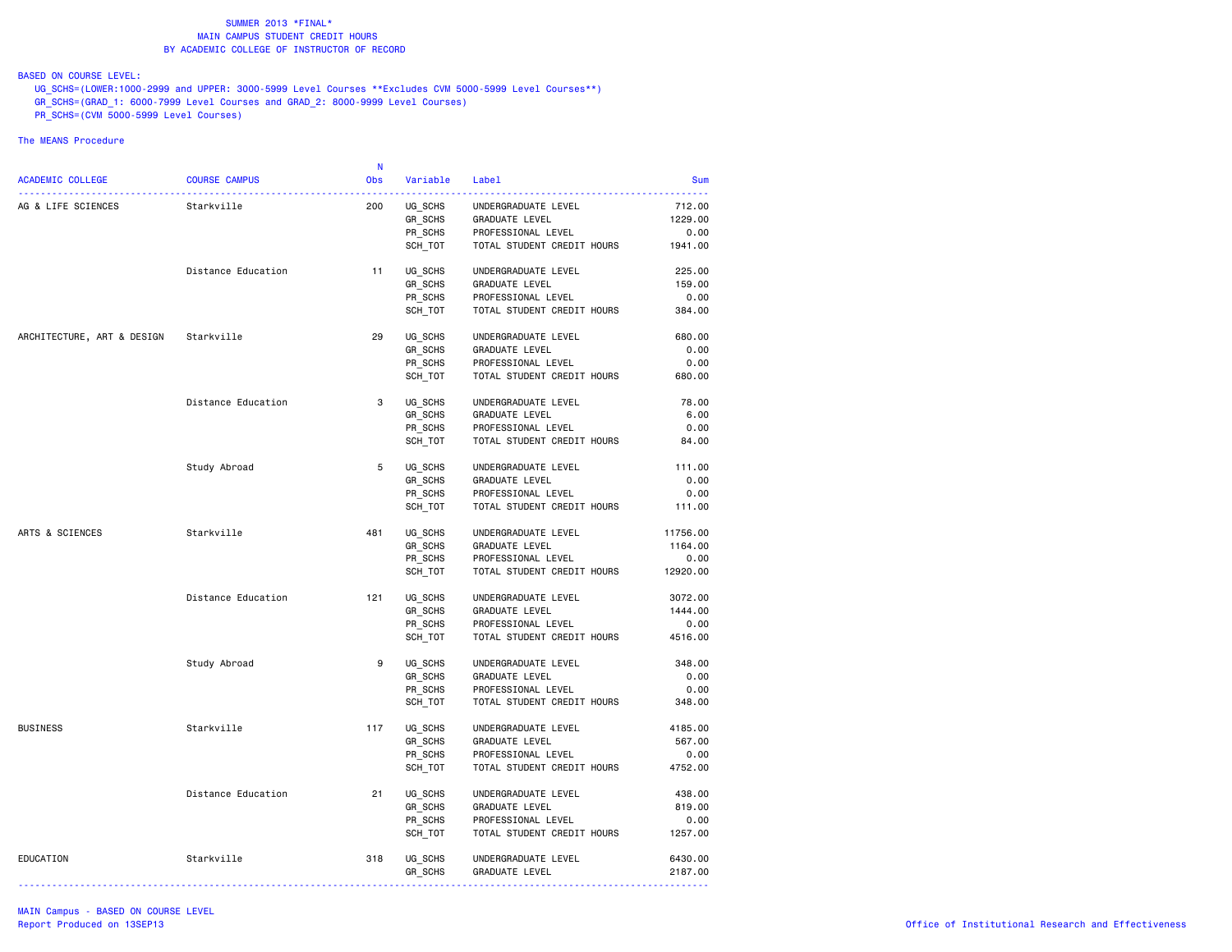SUMMER 2013 *FINAL*
MAIN CAMPUS STUDENT CREDIT HOURS
BY ACADEMIC COLLEGE OF INSTRUCTOR OF RECORD

BASED ON COURSE LEVEL:
UG_SCHS=(LOWER:1000-2999 and UPPER: 3000-5999 Level Courses **Excludes CVM 5000-5999 Level Courses**)
GR_SCHS=(GRAD_1: 6000-7999 Level Courses and GRAD_2: 8000-9999 Level Courses)
PR_SCHS=(CVM 5000-5999 Level Courses)

The MEANS Procedure

| ACADEMIC COLLEGE | COURSE CAMPUS | N Obs | Variable | Label | Sum |
|---|---|---|---|---|---|
| AG & LIFE SCIENCES | Starkville | 200 | UG_SCHS | UNDERGRADUATE LEVEL | 712.00 |
| | | | GR_SCHS | GRADUATE LEVEL | 1229.00 |
| | | | PR_SCHS | PROFESSIONAL LEVEL | 0.00 |
| | | | SCH_TOT | TOTAL STUDENT CREDIT HOURS | 1941.00 |
| | Distance Education | 11 | UG_SCHS | UNDERGRADUATE LEVEL | 225.00 |
| | | | GR_SCHS | GRADUATE LEVEL | 159.00 |
| | | | PR_SCHS | PROFESSIONAL LEVEL | 0.00 |
| | | | SCH_TOT | TOTAL STUDENT CREDIT HOURS | 384.00 |
| ARCHITECTURE, ART & DESIGN | Starkville | 29 | UG_SCHS | UNDERGRADUATE LEVEL | 680.00 |
| | | | GR_SCHS | GRADUATE LEVEL | 0.00 |
| | | | PR_SCHS | PROFESSIONAL LEVEL | 0.00 |
| | | | SCH_TOT | TOTAL STUDENT CREDIT HOURS | 680.00 |
| | Distance Education | 3 | UG_SCHS | UNDERGRADUATE LEVEL | 78.00 |
| | | | GR_SCHS | GRADUATE LEVEL | 6.00 |
| | | | PR_SCHS | PROFESSIONAL LEVEL | 0.00 |
| | | | SCH_TOT | TOTAL STUDENT CREDIT HOURS | 84.00 |
| | Study Abroad | 5 | UG_SCHS | UNDERGRADUATE LEVEL | 111.00 |
| | | | GR_SCHS | GRADUATE LEVEL | 0.00 |
| | | | PR_SCHS | PROFESSIONAL LEVEL | 0.00 |
| | | | SCH_TOT | TOTAL STUDENT CREDIT HOURS | 111.00 |
| ARTS & SCIENCES | Starkville | 481 | UG_SCHS | UNDERGRADUATE LEVEL | 11756.00 |
| | | | GR_SCHS | GRADUATE LEVEL | 1164.00 |
| | | | PR_SCHS | PROFESSIONAL LEVEL | 0.00 |
| | | | SCH_TOT | TOTAL STUDENT CREDIT HOURS | 12920.00 |
| | Distance Education | 121 | UG_SCHS | UNDERGRADUATE LEVEL | 3072.00 |
| | | | GR_SCHS | GRADUATE LEVEL | 1444.00 |
| | | | PR_SCHS | PROFESSIONAL LEVEL | 0.00 |
| | | | SCH_TOT | TOTAL STUDENT CREDIT HOURS | 4516.00 |
| | Study Abroad | 9 | UG_SCHS | UNDERGRADUATE LEVEL | 348.00 |
| | | | GR_SCHS | GRADUATE LEVEL | 0.00 |
| | | | PR_SCHS | PROFESSIONAL LEVEL | 0.00 |
| | | | SCH_TOT | TOTAL STUDENT CREDIT HOURS | 348.00 |
| BUSINESS | Starkville | 117 | UG_SCHS | UNDERGRADUATE LEVEL | 4185.00 |
| | | | GR_SCHS | GRADUATE LEVEL | 567.00 |
| | | | PR_SCHS | PROFESSIONAL LEVEL | 0.00 |
| | | | SCH_TOT | TOTAL STUDENT CREDIT HOURS | 4752.00 |
| | Distance Education | 21 | UG_SCHS | UNDERGRADUATE LEVEL | 438.00 |
| | | | GR_SCHS | GRADUATE LEVEL | 819.00 |
| | | | PR_SCHS | PROFESSIONAL LEVEL | 0.00 |
| | | | SCH_TOT | TOTAL STUDENT CREDIT HOURS | 1257.00 |
| EDUCATION | Starkville | 318 | UG_SCHS | UNDERGRADUATE LEVEL | 6430.00 |
| | | | GR_SCHS | GRADUATE LEVEL | 2187.00 |

MAIN Campus - BASED ON COURSE LEVEL
Report Produced on 13SEP13
Office of Institutional Research and Effectiveness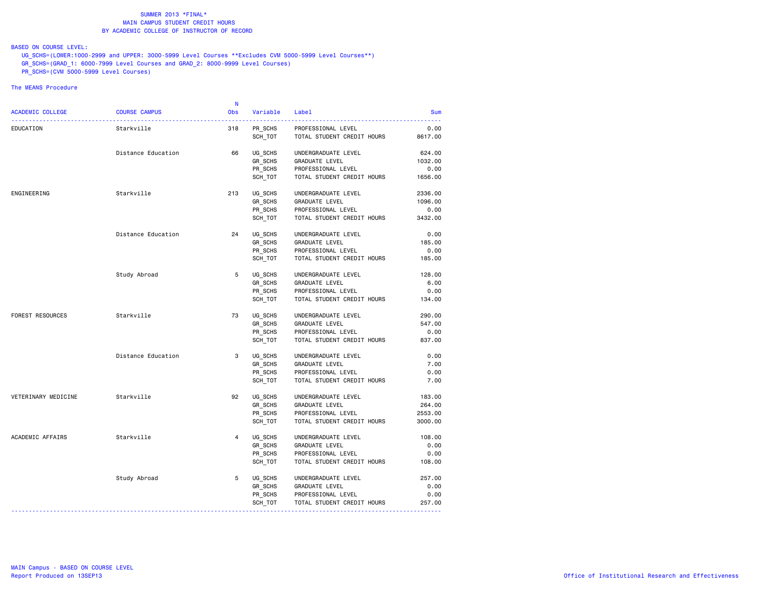SUMMER 2013 *FINAL*
MAIN CAMPUS STUDENT CREDIT HOURS
BY ACADEMIC COLLEGE OF INSTRUCTOR OF RECORD

BASED ON COURSE LEVEL:
UG_SCHS=(LOWER:1000-2999 and UPPER: 3000-5999 Level Courses **Excludes CVM 5000-5999 Level Courses**)
GR_SCHS=(GRAD_1: 6000-7999 Level Courses and GRAD_2: 8000-9999 Level Courses)
PR_SCHS=(CVM 5000-5999 Level Courses)

The MEANS Procedure

| ACADEMIC COLLEGE | COURSE CAMPUS | N Obs | Variable | Label | Sum |
|---|---|---|---|---|---|
| EDUCATION | Starkville | 318 | PR_SCHS | PROFESSIONAL LEVEL | 0.00 |
| | | | SCH_TOT | TOTAL STUDENT CREDIT HOURS | 8617.00 |
| | Distance Education | 66 | UG_SCHS | UNDERGRADUATE LEVEL | 624.00 |
| | | | GR_SCHS | GRADUATE LEVEL | 1032.00 |
| | | | PR_SCHS | PROFESSIONAL LEVEL | 0.00 |
| | | | SCH_TOT | TOTAL STUDENT CREDIT HOURS | 1656.00 |
| ENGINEERING | Starkville | 213 | UG_SCHS | UNDERGRADUATE LEVEL | 2336.00 |
| | | | GR_SCHS | GRADUATE LEVEL | 1096.00 |
| | | | PR_SCHS | PROFESSIONAL LEVEL | 0.00 |
| | | | SCH_TOT | TOTAL STUDENT CREDIT HOURS | 3432.00 |
| | Distance Education | 24 | UG_SCHS | UNDERGRADUATE LEVEL | 0.00 |
| | | | GR_SCHS | GRADUATE LEVEL | 185.00 |
| | | | PR_SCHS | PROFESSIONAL LEVEL | 0.00 |
| | | | SCH_TOT | TOTAL STUDENT CREDIT HOURS | 185.00 |
| | Study Abroad | 5 | UG_SCHS | UNDERGRADUATE LEVEL | 128.00 |
| | | | GR_SCHS | GRADUATE LEVEL | 6.00 |
| | | | PR_SCHS | PROFESSIONAL LEVEL | 0.00 |
| | | | SCH_TOT | TOTAL STUDENT CREDIT HOURS | 134.00 |
| FOREST RESOURCES | Starkville | 73 | UG_SCHS | UNDERGRADUATE LEVEL | 290.00 |
| | | | GR_SCHS | GRADUATE LEVEL | 547.00 |
| | | | PR_SCHS | PROFESSIONAL LEVEL | 0.00 |
| | | | SCH_TOT | TOTAL STUDENT CREDIT HOURS | 837.00 |
| | Distance Education | 3 | UG_SCHS | UNDERGRADUATE LEVEL | 0.00 |
| | | | GR_SCHS | GRADUATE LEVEL | 7.00 |
| | | | PR_SCHS | PROFESSIONAL LEVEL | 0.00 |
| | | | SCH_TOT | TOTAL STUDENT CREDIT HOURS | 7.00 |
| VETERINARY MEDICINE | Starkville | 92 | UG_SCHS | UNDERGRADUATE LEVEL | 183.00 |
| | | | GR_SCHS | GRADUATE LEVEL | 264.00 |
| | | | PR_SCHS | PROFESSIONAL LEVEL | 2553.00 |
| | | | SCH_TOT | TOTAL STUDENT CREDIT HOURS | 3000.00 |
| ACADEMIC AFFAIRS | Starkville | 4 | UG_SCHS | UNDERGRADUATE LEVEL | 108.00 |
| | | | GR_SCHS | GRADUATE LEVEL | 0.00 |
| | | | PR_SCHS | PROFESSIONAL LEVEL | 0.00 |
| | | | SCH_TOT | TOTAL STUDENT CREDIT HOURS | 108.00 |
| | Study Abroad | 5 | UG_SCHS | UNDERGRADUATE LEVEL | 257.00 |
| | | | GR_SCHS | GRADUATE LEVEL | 0.00 |
| | | | PR_SCHS | PROFESSIONAL LEVEL | 0.00 |
| | | | SCH_TOT | TOTAL STUDENT CREDIT HOURS | 257.00 |

MAIN Campus - BASED ON COURSE LEVEL
Report Produced on 13SEP13

Office of Institutional Research and Effectiveness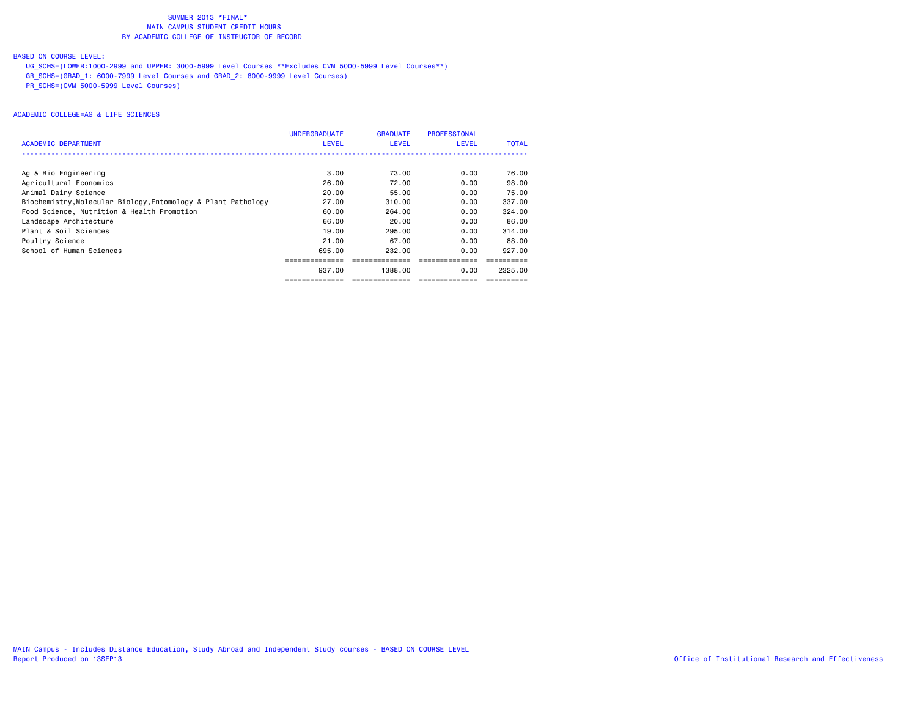# SUMMER 2013 *FINAL*
## MAIN CAMPUS STUDENT CREDIT HOURS
## BY ACADEMIC COLLEGE OF INSTRUCTOR OF RECORD

BASED ON COURSE LEVEL:

UG_SCHS=(LOWER:1000-2999 and UPPER: 3000-5999 Level Courses **Excludes CVM 5000-5999 Level Courses**)
GR_SCHS=(GRAD_1: 6000-7999 Level Courses and GRAD_2: 8000-9999 Level Courses)
PR_SCHS=(CVM 5000-5999 Level Courses)

ACADEMIC COLLEGE=AG & LIFE SCIENCES

| ACADEMIC DEPARTMENT | UNDERGRADUATE LEVEL | GRADUATE LEVEL | PROFESSIONAL LEVEL | TOTAL |
|---|---|---|---|---|
| Ag & Bio Engineering | 3.00 | 73.00 | 0.00 | 76.00 |
| Agricultural Economics | 26.00 | 72.00 | 0.00 | 98.00 |
| Animal Dairy Science | 20.00 | 55.00 | 0.00 | 75.00 |
| Biochemistry,Molecular Biology,Entomology & Plant Pathology | 27.00 | 310.00 | 0.00 | 337.00 |
| Food Science, Nutrition & Health Promotion | 60.00 | 264.00 | 0.00 | 324.00 |
| Landscape Architecture | 66.00 | 20.00 | 0.00 | 86.00 |
| Plant & Soil Sciences | 19.00 | 295.00 | 0.00 | 314.00 |
| Poultry Science | 21.00 | 67.00 | 0.00 | 88.00 |
| School of Human Sciences | 695.00 | 232.00 | 0.00 | 927.00 |
| | 937.00 | 1388.00 | 0.00 | 2325.00 |

MAIN Campus - Includes Distance Education, Study Abroad and Independent Study courses - BASED ON COURSE LEVEL
Report Produced on 13SEP13

Office of Institutional Research and Effectiveness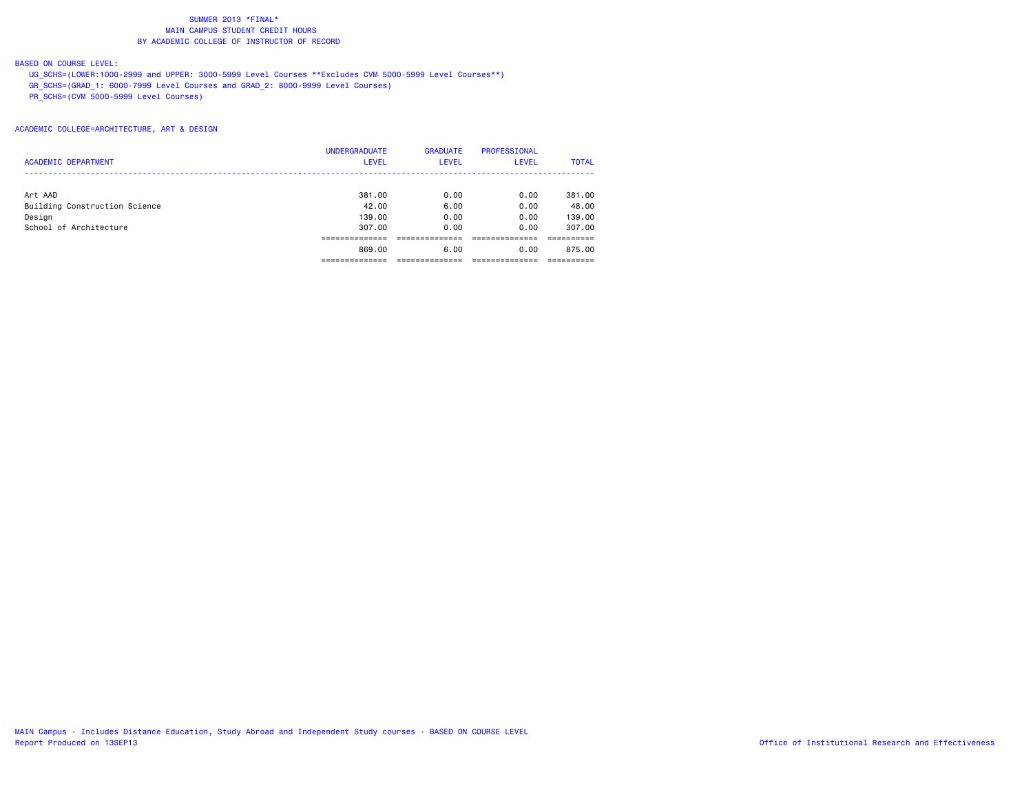SUMMER 2013 *FINAL*
MAIN CAMPUS STUDENT CREDIT HOURS
BY ACADEMIC COLLEGE OF INSTRUCTOR OF RECORD

BASED ON COURSE LEVEL:

UG_SCHS=(LOWER:1000-2999 and UPPER: 3000-5999 Level Courses **Excludes CVM 5000-5999 Level Courses**)
GR_SCHS=(GRAD_1: 6000-7999 Level Courses and GRAD_2: 8000-9999 Level Courses)
PR_SCHS=(CVM 5000-5999 Level Courses)

ACADEMIC COLLEGE=ARCHITECTURE, ART & DESIGN

| ACADEMIC DEPARTMENT | UNDERGRADUATE LEVEL | GRADUATE LEVEL | PROFESSIONAL LEVEL | TOTAL |
|---|---|---|---|---|
| Art AAD | 381.00 | 0.00 | 0.00 | 381.00 |
| Building Construction Science | 42.00 | 6.00 | 0.00 | 48.00 |
| Design | 139.00 | 0.00 | 0.00 | 139.00 |
| School of Architecture | 307.00 | 0.00 | 0.00 | 307.00 |
| | 869.00 | 6.00 | 0.00 | 875.00 |

MAIN Campus - Includes Distance Education, Study Abroad and Independent Study courses - BASED ON COURSE LEVEL
Report Produced on 13SEP13

Office of Institutional Research and Effectiveness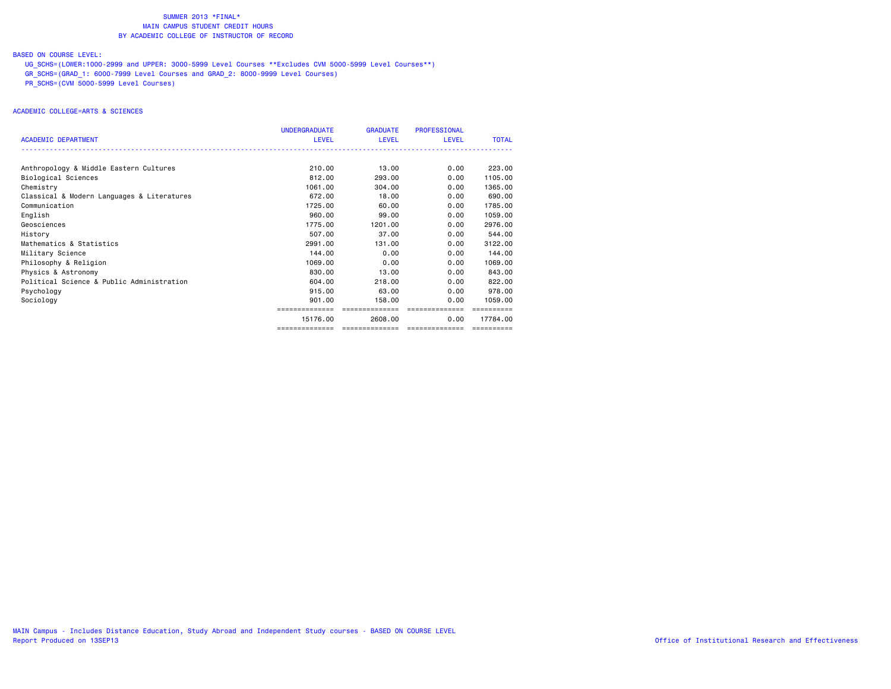# SUMMER 2013 *FINAL*
## MAIN CAMPUS STUDENT CREDIT HOURS
## BY ACADEMIC COLLEGE OF INSTRUCTOR OF RECORD

BASED ON COURSE LEVEL:

UG_SCHS=(LOWER:1000-2999 and UPPER: 3000-5999 Level Courses **Excludes CVM 5000-5999 Level Courses**)
GR_SCHS=(GRAD_1: 6000-7999 Level Courses and GRAD_2: 8000-9999 Level Courses)
PR_SCHS=(CVM 5000-5999 Level Courses)

ACADEMIC COLLEGE=ARTS & SCIENCES

| ACADEMIC DEPARTMENT | UNDERGRADUATE LEVEL | GRADUATE LEVEL | PROFESSIONAL LEVEL | TOTAL |
|---|---|---|---|---|
| Anthropology & Middle Eastern Cultures | 210.00 | 13.00 | 0.00 | 223.00 |
| Biological Sciences | 812.00 | 293.00 | 0.00 | 1105.00 |
| Chemistry | 1061.00 | 304.00 | 0.00 | 1365.00 |
| Classical & Modern Languages & Literatures | 672.00 | 18.00 | 0.00 | 690.00 |
| Communication | 1725.00 | 60.00 | 0.00 | 1785.00 |
| English | 960.00 | 99.00 | 0.00 | 1059.00 |
| Geosciences | 1775.00 | 1201.00 | 0.00 | 2976.00 |
| History | 507.00 | 37.00 | 0.00 | 544.00 |
| Mathematics & Statistics | 2991.00 | 131.00 | 0.00 | 3122.00 |
| Military Science | 144.00 | 0.00 | 0.00 | 144.00 |
| Philosophy & Religion | 1069.00 | 0.00 | 0.00 | 1069.00 |
| Physics & Astronomy | 830.00 | 13.00 | 0.00 | 843.00 |
| Political Science & Public Administration | 604.00 | 218.00 | 0.00 | 822.00 |
| Psychology | 915.00 | 63.00 | 0.00 | 978.00 |
| Sociology | 901.00 | 158.00 | 0.00 | 1059.00 |
| | 15176.00 | 2608.00 | 0.00 | 17784.00 |

MAIN Campus - Includes Distance Education, Study Abroad and Independent Study courses - BASED ON COURSE LEVEL
Report Produced on 13SEP13

Office of Institutional Research and Effectiveness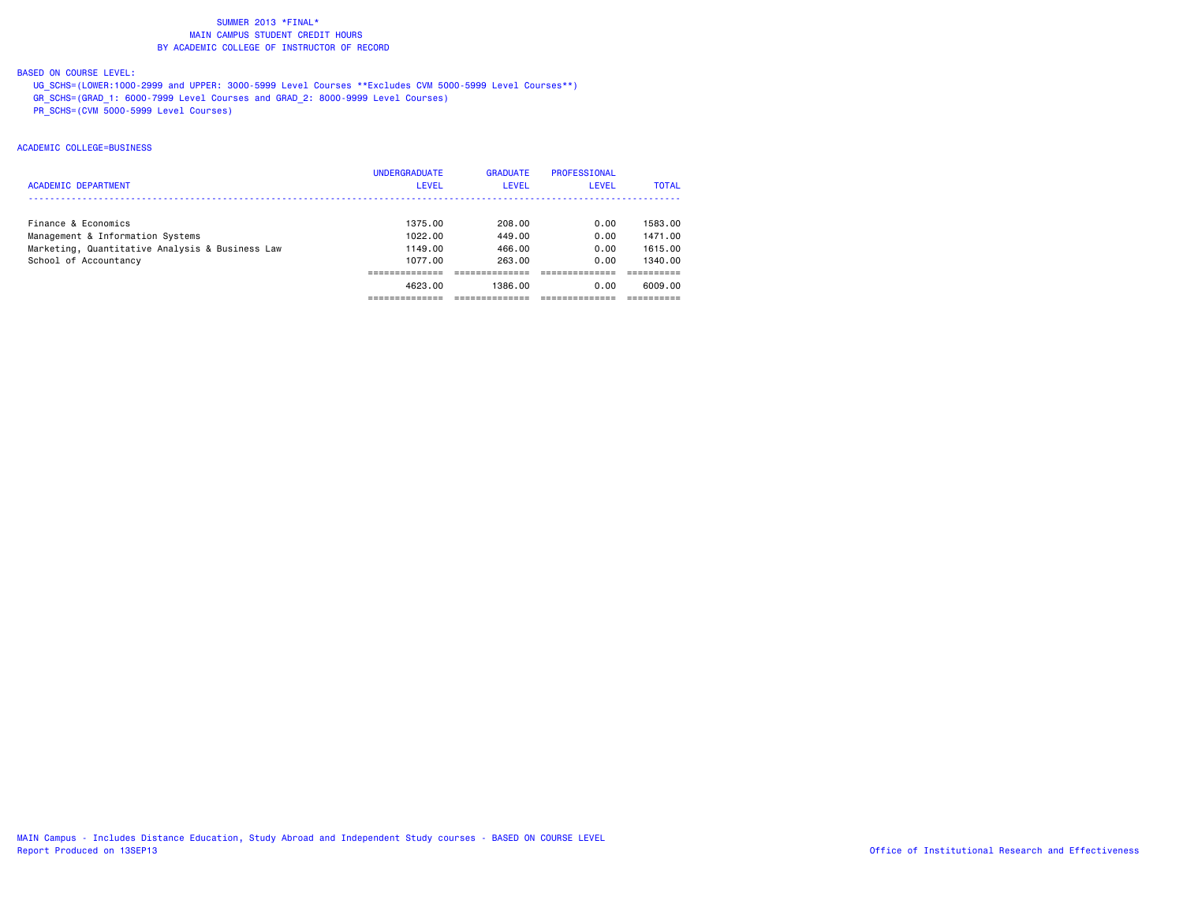# SUMMER 2013 *FINAL*
## MAIN CAMPUS STUDENT CREDIT HOURS
## BY ACADEMIC COLLEGE OF INSTRUCTOR OF RECORD

BASED ON COURSE LEVEL:

UG_SCHS=(LOWER:1000-2999 and UPPER: 3000-5999 Level Courses **Excludes CVM 5000-5999 Level Courses**)
GR_SCHS=(GRAD_1: 6000-7999 Level Courses and GRAD_2: 8000-9999 Level Courses)
PR_SCHS=(CVM 5000-5999 Level Courses)

ACADEMIC COLLEGE=BUSINESS

| ACADEMIC DEPARTMENT | UNDERGRADUATE LEVEL | GRADUATE LEVEL | PROFESSIONAL LEVEL | TOTAL |
|---|---|---|---|---|
| Finance & Economics | 1375.00 | 208.00 | 0.00 | 1583.00 |
| Management & Information Systems | 1022.00 | 449.00 | 0.00 | 1471.00 |
| Marketing, Quantitative Analysis & Business Law | 1149.00 | 466.00 | 0.00 | 1615.00 |
| School of Accountancy | 1077.00 | 263.00 | 0.00 | 1340.00 |
| | 4623.00 | 1386.00 | 0.00 | 6009.00 |

MAIN Campus - Includes Distance Education, Study Abroad and Independent Study courses - BASED ON COURSE LEVEL
Report Produced on 13SEP13

Office of Institutional Research and Effectiveness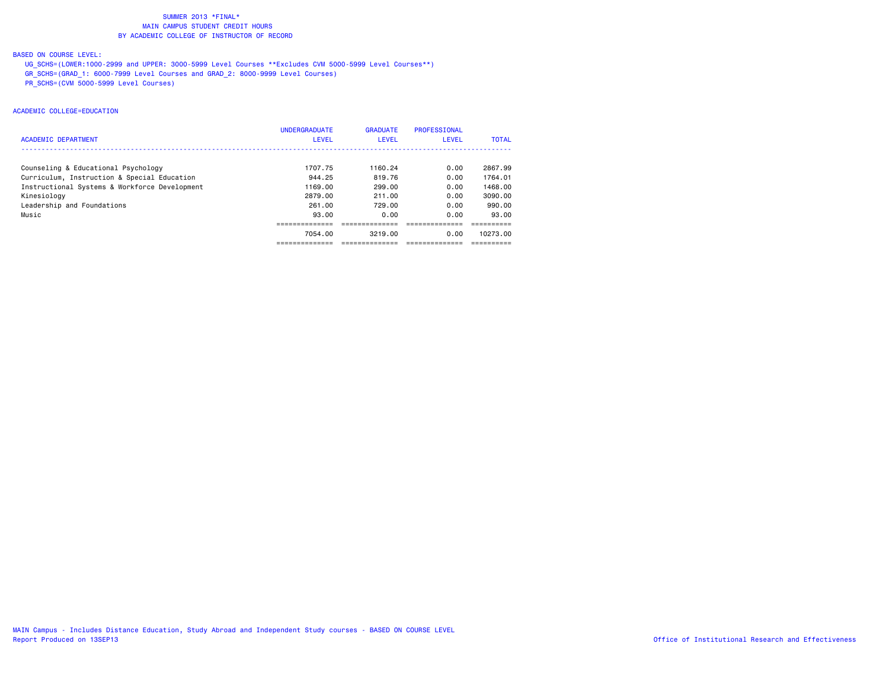# SUMMER 2013 *FINAL*
## MAIN CAMPUS STUDENT CREDIT HOURS
## BY ACADEMIC COLLEGE OF INSTRUCTOR OF RECORD

BASED ON COURSE LEVEL:

UG_SCHS=(LOWER:1000-2999 and UPPER: 3000-5999 Level Courses **Excludes CVM 5000-5999 Level Courses**)
GR_SCHS=(GRAD_1: 6000-7999 Level Courses and GRAD_2: 8000-9999 Level Courses)
PR_SCHS=(CVM 5000-5999 Level Courses)

ACADEMIC COLLEGE=EDUCATION

| ACADEMIC DEPARTMENT | UNDERGRADUATE LEVEL | GRADUATE LEVEL | PROFESSIONAL LEVEL | TOTAL |
|---|---|---|---|---|
| Counseling & Educational Psychology | 1707.75 | 1160.24 | 0.00 | 2867.99 |
| Curriculum, Instruction & Special Education | 944.25 | 819.76 | 0.00 | 1764.01 |
| Instructional Systems & Workforce Development | 1169.00 | 299.00 | 0.00 | 1468.00 |
| Kinesiology | 2879.00 | 211.00 | 0.00 | 3090.00 |
| Leadership and Foundations | 261.00 | 729.00 | 0.00 | 990.00 |
| Music | 93.00 | 0.00 | 0.00 | 93.00 |
| | 7054.00 | 3219.00 | 0.00 | 10273.00 |

MAIN Campus - Includes Distance Education, Study Abroad and Independent Study courses - BASED ON COURSE LEVEL
Report Produced on 13SEP13

Office of Institutional Research and Effectiveness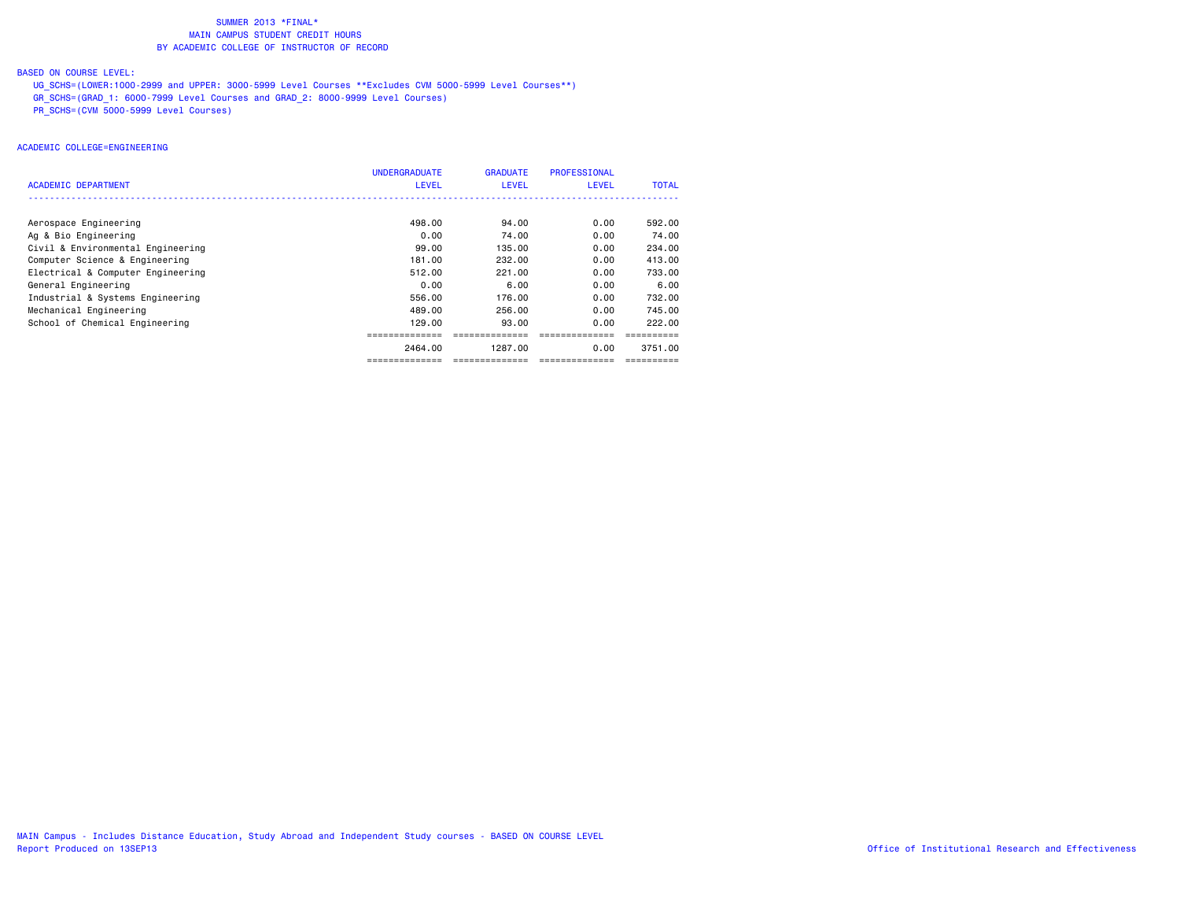# SUMMER 2013 *FINAL*
## MAIN CAMPUS STUDENT CREDIT HOURS
## BY ACADEMIC COLLEGE OF INSTRUCTOR OF RECORD

BASED ON COURSE LEVEL:

UG_SCHS=(LOWER:1000-2999 and UPPER: 3000-5999 Level Courses **Excludes CVM 5000-5999 Level Courses**)
GR_SCHS=(GRAD_1: 6000-7999 Level Courses and GRAD_2: 8000-9999 Level Courses)
PR_SCHS=(CVM 5000-5999 Level Courses)

ACADEMIC COLLEGE=ENGINEERING

| ACADEMIC DEPARTMENT | UNDERGRADUATE LEVEL | GRADUATE LEVEL | PROFESSIONAL LEVEL | TOTAL |
|---|---|---|---|---|
| Aerospace Engineering | 498.00 | 94.00 | 0.00 | 592.00 |
| Ag & Bio Engineering | 0.00 | 74.00 | 0.00 | 74.00 |
| Civil & Environmental Engineering | 99.00 | 135.00 | 0.00 | 234.00 |
| Computer Science & Engineering | 181.00 | 232.00 | 0.00 | 413.00 |
| Electrical & Computer Engineering | 512.00 | 221.00 | 0.00 | 733.00 |
| General Engineering | 0.00 | 6.00 | 0.00 | 6.00 |
| Industrial & Systems Engineering | 556.00 | 176.00 | 0.00 | 732.00 |
| Mechanical Engineering | 489.00 | 256.00 | 0.00 | 745.00 |
| School of Chemical Engineering | 129.00 | 93.00 | 0.00 | 222.00 |
| | 2464.00 | 1287.00 | 0.00 | 3751.00 |

MAIN Campus - Includes Distance Education, Study Abroad and Independent Study courses - BASED ON COURSE LEVEL
Report Produced on 13SEP13

Office of Institutional Research and Effectiveness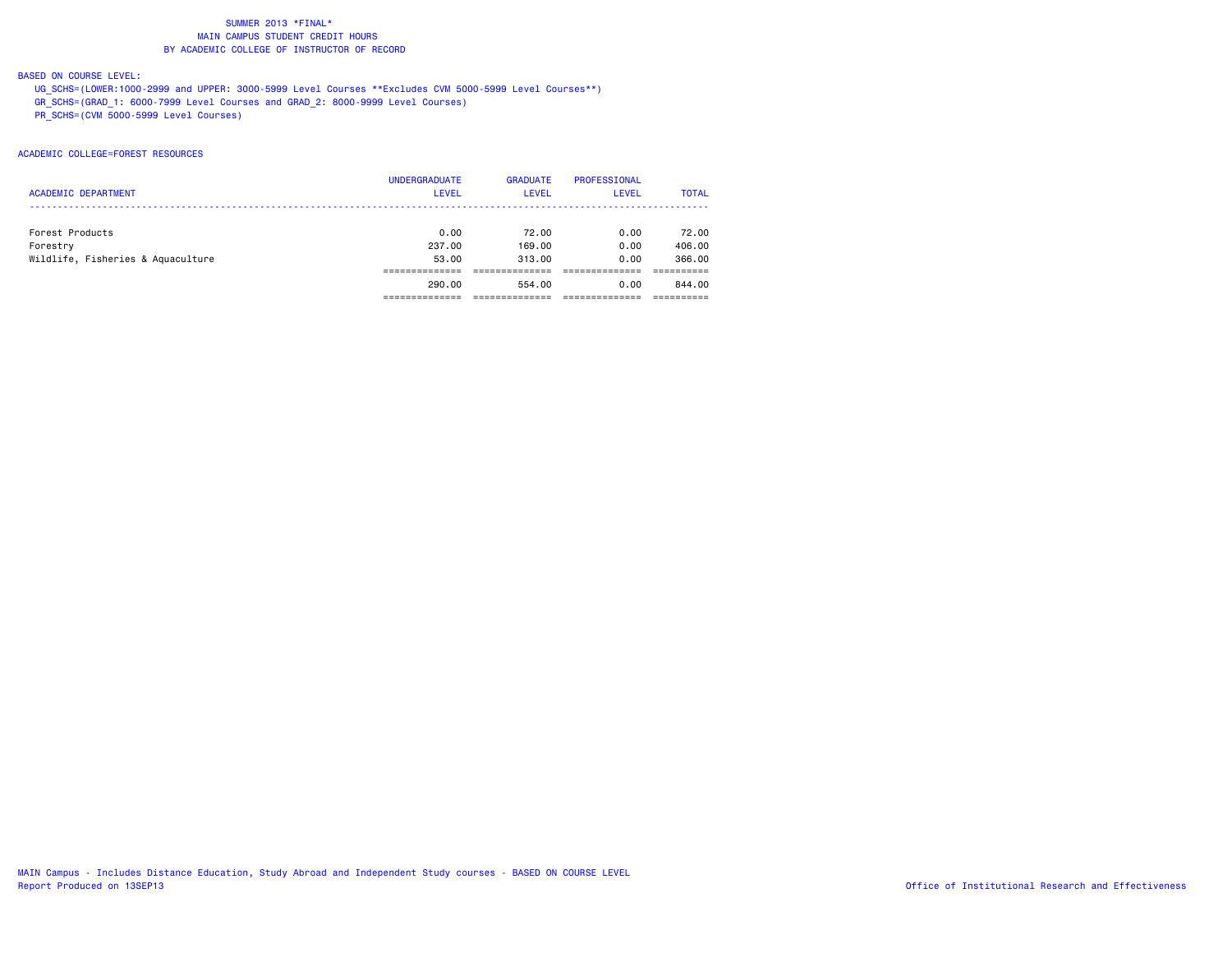SUMMER 2013 *FINAL*
MAIN CAMPUS STUDENT CREDIT HOURS
BY ACADEMIC COLLEGE OF INSTRUCTOR OF RECORD

BASED ON COURSE LEVEL:
UG_SCHS=(LOWER:1000-2999 and UPPER: 3000-5999 Level Courses **Excludes CVM 5000-5999 Level Courses**)
GR_SCHS=(GRAD_1: 6000-7999 Level Courses and GRAD_2: 8000-9999 Level Courses)
PR_SCHS=(CVM 5000-5999 Level Courses)

ACADEMIC COLLEGE=FOREST RESOURCES

| ACADEMIC DEPARTMENT | UNDERGRADUATE LEVEL | GRADUATE LEVEL | PROFESSIONAL LEVEL | TOTAL |
|---|---|---|---|---|
| Forest Products | 0.00 | 72.00 | 0.00 | 72.00 |
| Forestry | 237.00 | 169.00 | 0.00 | 406.00 |
| Wildlife, Fisheries & Aquaculture | 53.00 | 313.00 | 0.00 | 366.00 |
| | 290.00 | 554.00 | 0.00 | 844.00 |

MAIN Campus - Includes Distance Education, Study Abroad and Independent Study courses - BASED ON COURSE LEVEL
Report Produced on 13SEP13

Office of Institutional Research and Effectiveness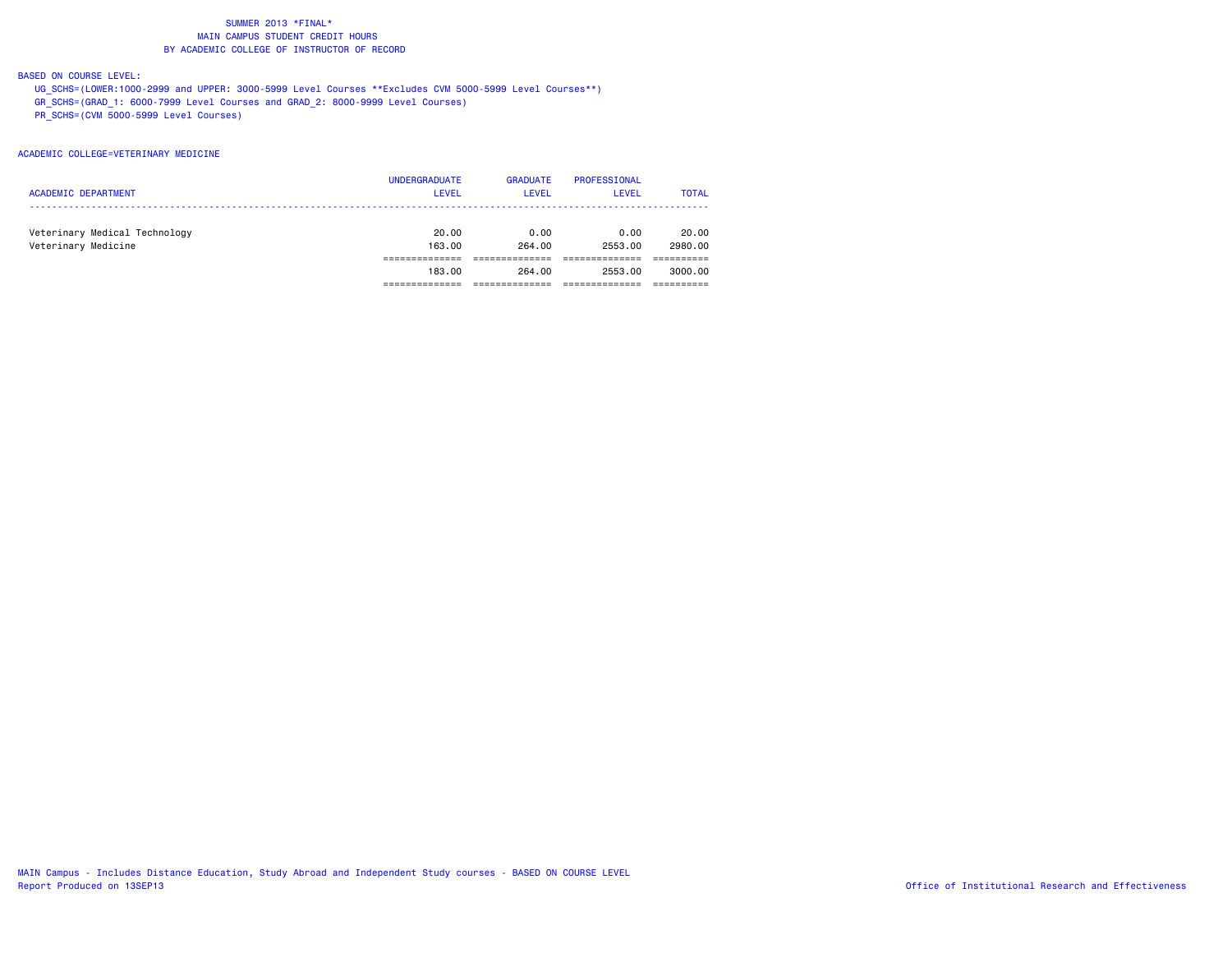# SUMMER 2013 *FINAL*
## MAIN CAMPUS STUDENT CREDIT HOURS
## BY ACADEMIC COLLEGE OF INSTRUCTOR OF RECORD

BASED ON COURSE LEVEL:

UG_SCHS=(LOWER:1000-2999 and UPPER: 3000-5999 Level Courses **Excludes CVM 5000-5999 Level Courses**)
GR_SCHS=(GRAD_1: 6000-7999 Level Courses and GRAD_2: 8000-9999 Level Courses)
PR_SCHS=(CVM 5000-5999 Level Courses)

ACADEMIC COLLEGE=VETERINARY MEDICINE

| ACADEMIC DEPARTMENT | UNDERGRADUATE LEVEL | GRADUATE LEVEL | PROFESSIONAL LEVEL | TOTAL |
|---|---|---|---|---|
| Veterinary Medical Technology | 20.00 | 0.00 | 0.00 | 20.00 |
| Veterinary Medicine | 163.00 | 264.00 | 2553.00 | 2980.00 |
| | 183.00 | 264.00 | 2553.00 | 3000.00 |

MAIN Campus - Includes Distance Education, Study Abroad and Independent Study courses - BASED ON COURSE LEVEL
Report Produced on 13SEP13

Office of Institutional Research and Effectiveness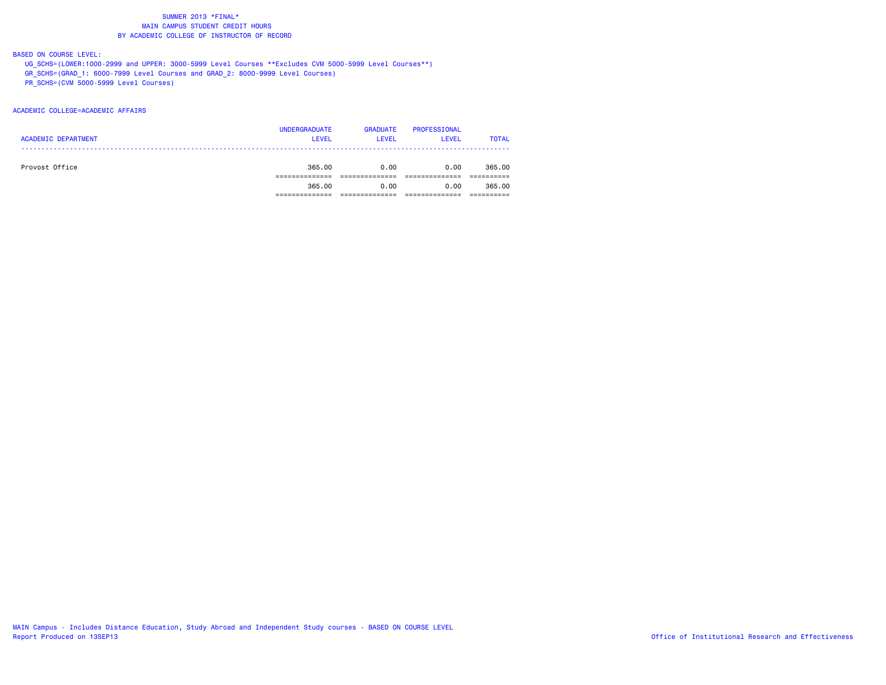# SUMMER 2013 *FINAL*
## MAIN CAMPUS STUDENT CREDIT HOURS
## BY ACADEMIC COLLEGE OF INSTRUCTOR OF RECORD

BASED ON COURSE LEVEL:

UG_SCHS=(LOWER:1000-2999 and UPPER: 3000-5999 Level Courses **Excludes CVM 5000-5999 Level Courses**)
GR_SCHS=(GRAD_1: 6000-7999 Level Courses and GRAD_2: 8000-9999 Level Courses)
PR_SCHS=(CVM 5000-5999 Level Courses)

ACADEMIC COLLEGE=ACADEMIC AFFAIRS

| ACADEMIC DEPARTMENT | UNDERGRADUATE LEVEL | GRADUATE LEVEL | PROFESSIONAL LEVEL | TOTAL |
|---|---|---|---|---|
| Provost Office | 365.00 | 0.00 | 0.00 | 365.00 |
| | 365.00 | 0.00 | 0.00 | 365.00 |

MAIN Campus - Includes Distance Education, Study Abroad and Independent Study courses - BASED ON COURSE LEVEL
Report Produced on 13SEP13

Office of Institutional Research and Effectiveness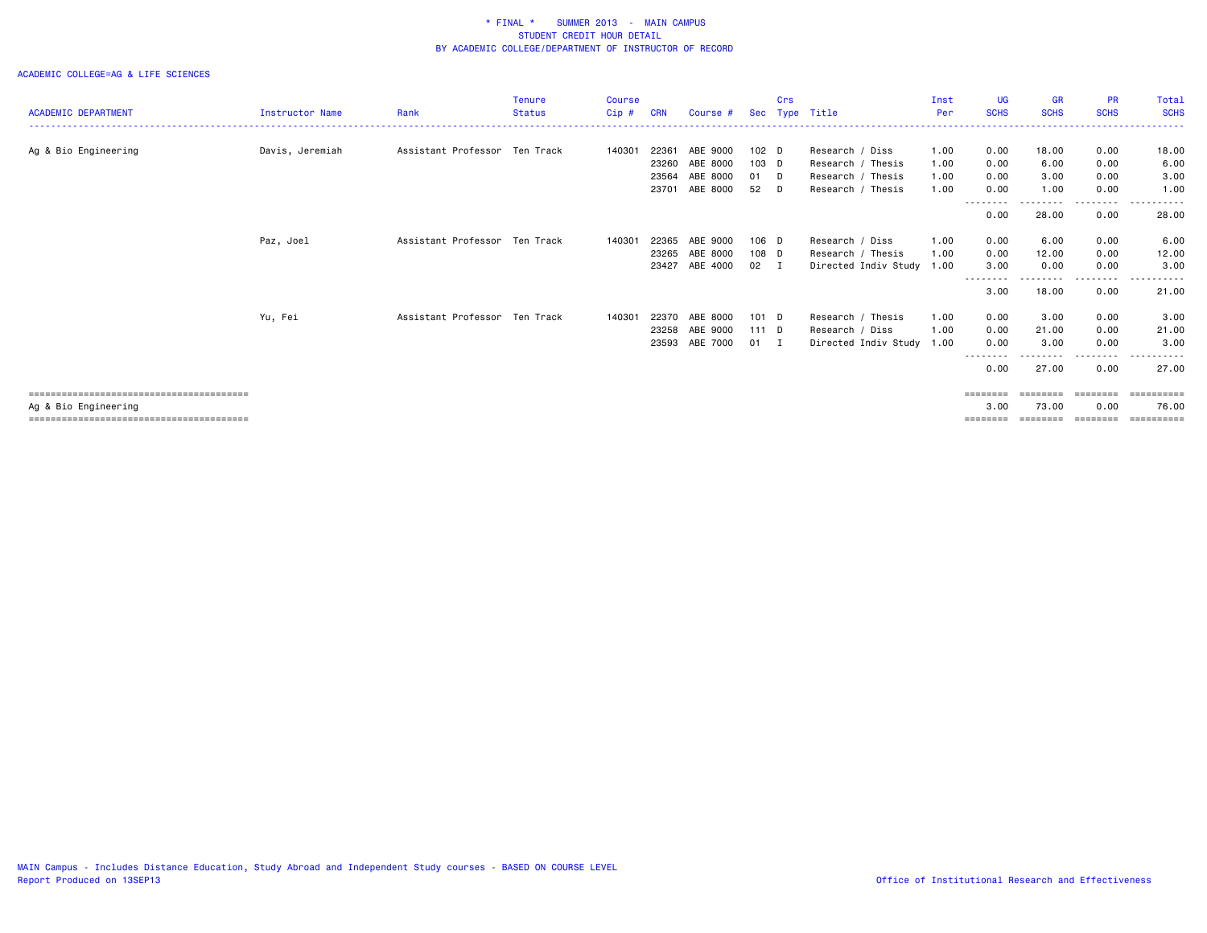# * FINAL * SUMMER 2013 - MAIN CAMPUS
## STUDENT CREDIT HOUR DETAIL
## BY ACADEMIC COLLEGE/DEPARTMENT OF INSTRUCTOR OF RECORD

ACADEMIC COLLEGE=AG & LIFE SCIENCES

| ACADEMIC DEPARTMENT | Instructor Name | Rank | Tenure Status | Course Cip # | CRN | Course # | Sec | Crs Type | Title | Inst Per | UG SCHS | GR SCHS | PR SCHS | Total SCHS |
|---|---|---|---|---|---|---|---|---|---|---|---|---|---|---|
| Ag & Bio Engineering | Davis, Jeremiah | Assistant Professor | Ten Track | 140301 | 22361 | ABE 9000 | 102 | D | Research / Diss | 1.00 | 0.00 | 18.00 | 0.00 | 18.00 |
| | | | | | 23260 | ABE 8000 | 103 | D | Research / Thesis | 1.00 | 0.00 | 6.00 | 0.00 | 6.00 |
| | | | | | 23564 | ABE 8000 | 01 | D | Research / Thesis | 1.00 | 0.00 | 3.00 | 0.00 | 3.00 |
| | | | | | 23701 | ABE 8000 | 52 | D | Research / Thesis | 1.00 | 0.00 | 1.00 | 0.00 | 1.00 |
| | | | | | | | | | | | 0.00 | 28.00 | 0.00 | 28.00 |
| | Paz, Joel | Assistant Professor | Ten Track | 140301 | 22365 | ABE 9000 | 106 | D | Research / Diss | 1.00 | 0.00 | 6.00 | 0.00 | 6.00 |
| | | | | | 23265 | ABE 8000 | 108 | D | Research / Thesis | 1.00 | 0.00 | 12.00 | 0.00 | 12.00 |
| | | | | | 23427 | ABE 4000 | 02 | I | Directed Indiv Study | 1.00 | 3.00 | 0.00 | 0.00 | 3.00 |
| | | | | | | | | | | | 3.00 | 18.00 | 0.00 | 21.00 |
| | Yu, Fei | Assistant Professor | Ten Track | 140301 | 22370 | ABE 8000 | 101 | D | Research / Thesis | 1.00 | 0.00 | 3.00 | 0.00 | 3.00 |
| | | | | | 23258 | ABE 9000 | 111 | D | Research / Diss | 1.00 | 0.00 | 21.00 | 0.00 | 21.00 |
| | | | | | 23593 | ABE 7000 | 01 | I | Directed Indiv Study | 1.00 | 0.00 | 3.00 | 0.00 | 3.00 |
| | | | | | | | | | | | 0.00 | 27.00 | 0.00 | 27.00 |
| Ag & Bio Engineering | | | | | | | | | | | 3.00 | 73.00 | 0.00 | 76.00 |

MAIN Campus - Includes Distance Education, Study Abroad and Independent Study courses - BASED ON COURSE LEVEL
Report Produced on 13SEP13

Office of Institutional Research and Effectiveness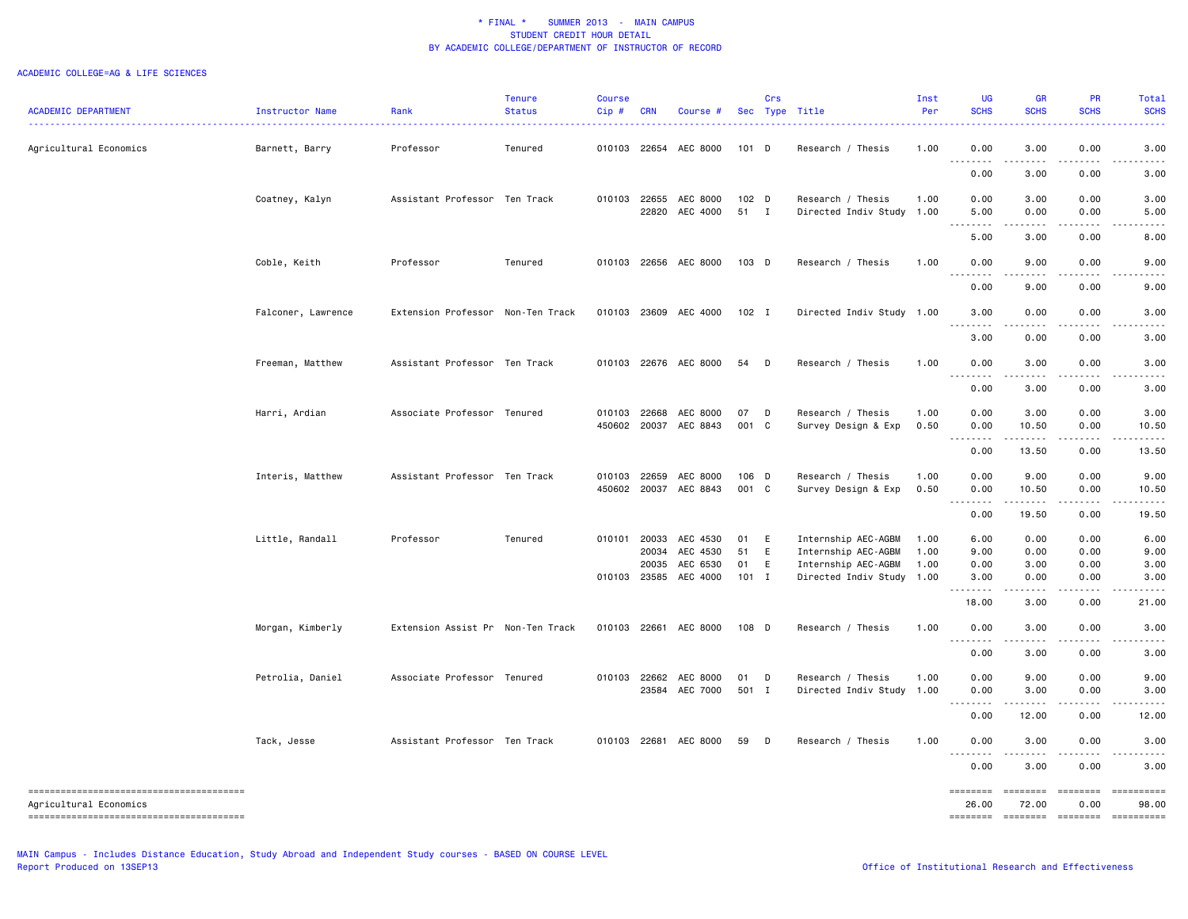\* FINAL \*    SUMMER 2013 - MAIN CAMPUS
STUDENT CREDIT HOUR DETAIL
BY ACADEMIC COLLEGE/DEPARTMENT OF INSTRUCTOR OF RECORD

ACADEMIC COLLEGE=AG & LIFE SCIENCES

| ACADEMIC DEPARTMENT | Instructor Name | Rank | Tenure Status | Course Cip # | CRN | Course # | Sec | Crs Type | Title | Inst Per | UG SCHS | GR SCHS | PR SCHS | Total SCHS |
|---|---|---|---|---|---|---|---|---|---|---|---|---|---|---|
| Agricultural Economics | Barnett, Barry | Professor | Tenured | 010103 | 22654 | AEC 8000 | 101 | D | Research / Thesis | 1.00 | 0.00 | 3.00 | 0.00 | 3.00 |
| | | | | | | | | | | | 0.00 | 3.00 | 0.00 | 3.00 |
| | Coatney, Kalyn | Assistant Professor | Ten Track | 010103 | 22655 | AEC 8000 | 102 | D | Research / Thesis | 1.00 | 0.00 | 3.00 | 0.00 | 3.00 |
| | | | | | 22820 | AEC 4000 | 51 | I | Directed Indiv Study | 1.00 | 5.00 | 0.00 | 0.00 | 5.00 |
| | | | | | | | | | | | 5.00 | 3.00 | 0.00 | 8.00 |
| | Coble, Keith | Professor | Tenured | 010103 | 22656 | AEC 8000 | 103 | D | Research / Thesis | 1.00 | 0.00 | 9.00 | 0.00 | 9.00 |
| | | | | | | | | | | | 0.00 | 9.00 | 0.00 | 9.00 |
| | Falconer, Lawrence | Extension Professor | Non-Ten Track | 010103 | 23609 | AEC 4000 | 102 | I | Directed Indiv Study | 1.00 | 3.00 | 0.00 | 0.00 | 3.00 |
| | | | | | | | | | | | 3.00 | 0.00 | 0.00 | 3.00 |
| | Freeman, Matthew | Assistant Professor | Ten Track | 010103 | 22676 | AEC 8000 | 54 | D | Research / Thesis | 1.00 | 0.00 | 3.00 | 0.00 | 3.00 |
| | | | | | | | | | | | 0.00 | 3.00 | 0.00 | 3.00 |
| | Harri, Ardian | Associate Professor | Tenured | 010103 | 22668 | AEC 8000 | 07 | D | Research / Thesis | 1.00 | 0.00 | 3.00 | 0.00 | 3.00 |
| | | | | 450602 | 20037 | AEC 8843 | 001 | C | Survey Design & Exp | 0.50 | 0.00 | 10.50 | 0.00 | 10.50 |
| | | | | | | | | | | | 0.00 | 13.50 | 0.00 | 13.50 |
| | Interis, Matthew | Assistant Professor | Ten Track | 010103 | 22659 | AEC 8000 | 106 | D | Research / Thesis | 1.00 | 0.00 | 9.00 | 0.00 | 9.00 |
| | | | | 450602 | 20037 | AEC 8843 | 001 | C | Survey Design & Exp | 0.50 | 0.00 | 10.50 | 0.00 | 10.50 |
| | | | | | | | | | | | 0.00 | 19.50 | 0.00 | 19.50 |
| | Little, Randall | Professor | Tenured | 010101 | 20033 | AEC 4530 | 01 | E | Internship AEC-AGBM | 1.00 | 6.00 | 0.00 | 0.00 | 6.00 |
| | | | | | 20034 | AEC 4530 | 51 | E | Internship AEC-AGBM | 1.00 | 9.00 | 0.00 | 0.00 | 9.00 |
| | | | | | 20035 | AEC 6530 | 01 | E | Internship AEC-AGBM | 1.00 | 0.00 | 3.00 | 0.00 | 3.00 |
| | | | | 010103 | 23585 | AEC 4000 | 101 | I | Directed Indiv Study | 1.00 | 3.00 | 0.00 | 0.00 | 3.00 |
| | | | | | | | | | | | 18.00 | 3.00 | 0.00 | 21.00 |
| | Morgan, Kimberly | Extension Assist Pr | Non-Ten Track | 010103 | 22661 | AEC 8000 | 108 | D | Research / Thesis | 1.00 | 0.00 | 3.00 | 0.00 | 3.00 |
| | | | | | | | | | | | 0.00 | 3.00 | 0.00 | 3.00 |
| | Petrolia, Daniel | Associate Professor | Tenured | 010103 | 22662 | AEC 8000 | 01 | D | Research / Thesis | 1.00 | 0.00 | 9.00 | 0.00 | 9.00 |
| | | | | | 23584 | AEC 7000 | 501 | I | Directed Indiv Study | 1.00 | 0.00 | 3.00 | 0.00 | 3.00 |
| | | | | | | | | | | | 0.00 | 12.00 | 0.00 | 12.00 |
| | Tack, Jesse | Assistant Professor | Ten Track | 010103 | 22681 | AEC 8000 | 59 | D | Research / Thesis | 1.00 | 0.00 | 3.00 | 0.00 | 3.00 |
| | | | | | | | | | | | 0.00 | 3.00 | 0.00 | 3.00 |
| Agricultural Economics | | | | | | | | | | | 26.00 | 72.00 | 0.00 | 98.00 |

MAIN Campus - Includes Distance Education, Study Abroad and Independent Study courses - BASED ON COURSE LEVEL
Report Produced on 13SEP13

Office of Institutional Research and Effectiveness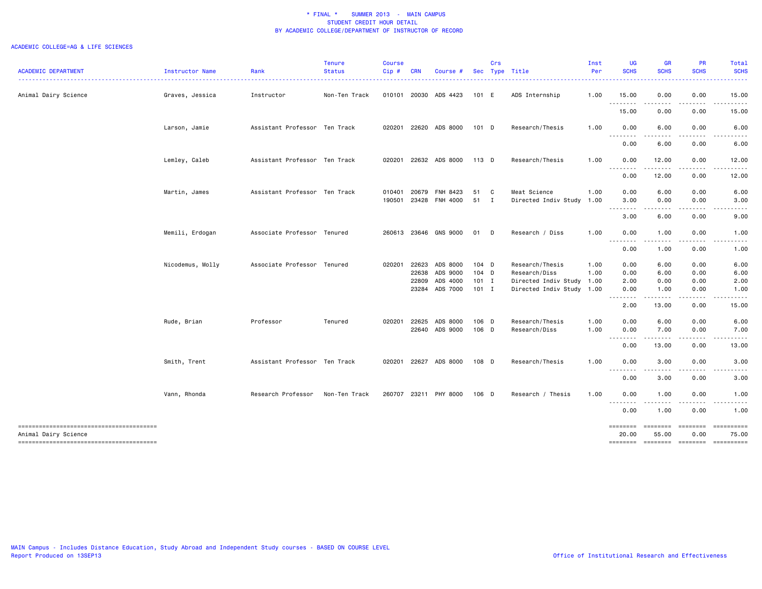\* FINAL \* SUMMER 2013 - MAIN CAMPUS
STUDENT CREDIT HOUR DETAIL
BY ACADEMIC COLLEGE/DEPARTMENT OF INSTRUCTOR OF RECORD

ACADEMIC COLLEGE=AG & LIFE SCIENCES

| ACADEMIC DEPARTMENT | Instructor Name | Rank | Tenure Status | Course Cip # | CRN | Course # | Sec | Crs Type | Title | Inst Per | UG SCHS | GR SCHS | PR SCHS | Total SCHS |
|---|---|---|---|---|---|---|---|---|---|---|---|---|---|---|
| Animal Dairy Science | Graves, Jessica | Instructor | Non-Ten Track | 010101 | 20030 | ADS 4423 | 101 | E | ADS Internship | 1.00 | 15.00 | 0.00 | 0.00 | 15.00 |
| | | | | | | | | | | | 15.00 | 0.00 | 0.00 | 15.00 |
| | Larson, Jamie | Assistant Professor | Ten Track | 020201 | 22620 | ADS 8000 | 101 | D | Research/Thesis | 1.00 | 0.00 | 6.00 | 0.00 | 6.00 |
| | | | | | | | | | | | 0.00 | 6.00 | 0.00 | 6.00 |
| | Lemley, Caleb | Assistant Professor | Ten Track | 020201 | 22632 | ADS 8000 | 113 | D | Research/Thesis | 1.00 | 0.00 | 12.00 | 0.00 | 12.00 |
| | | | | | | | | | | | 0.00 | 12.00 | 0.00 | 12.00 |
| | Martin, James | Assistant Professor | Ten Track | 010401 | 20679 | FNH 8423 | 51 | C | Meat Science | 1.00 | 0.00 | 6.00 | 0.00 | 6.00 |
| | | | | 190501 | 23428 | FNH 4000 | 51 | I | Directed Indiv Study | 1.00 | 3.00 | 0.00 | 0.00 | 3.00 |
| | | | | | | | | | | | 3.00 | 6.00 | 0.00 | 9.00 |
| | Memili, Erdogan | Associate Professor | Tenured | 260613 | 23646 | GNS 9000 | 01 | D | Research / Diss | 1.00 | 0.00 | 1.00 | 0.00 | 1.00 |
| | | | | | | | | | | | 0.00 | 1.00 | 0.00 | 1.00 |
| | Nicodemus, Molly | Associate Professor | Tenured | 020201 | 22623 | ADS 8000 | 104 | D | Research/Thesis | 1.00 | 0.00 | 6.00 | 0.00 | 6.00 |
| | | | | | 22638 | ADS 9000 | 104 | D | Research/Diss | 1.00 | 0.00 | 6.00 | 0.00 | 6.00 |
| | | | | | 22809 | ADS 4000 | 101 | I | Directed Indiv Study | 1.00 | 2.00 | 0.00 | 0.00 | 2.00 |
| | | | | | 23284 | ADS 7000 | 101 | I | Directed Indiv Study | 1.00 | 0.00 | 1.00 | 0.00 | 1.00 |
| | | | | | | | | | | | 2.00 | 13.00 | 0.00 | 15.00 |
| | Rude, Brian | Professor | Tenured | 020201 | 22625 | ADS 8000 | 106 | D | Research/Thesis | 1.00 | 0.00 | 6.00 | 0.00 | 6.00 |
| | | | | | 22640 | ADS 9000 | 106 | D | Research/Diss | 1.00 | 0.00 | 7.00 | 0.00 | 7.00 |
| | | | | | | | | | | | 0.00 | 13.00 | 0.00 | 13.00 |
| | Smith, Trent | Assistant Professor | Ten Track | 020201 | 22627 | ADS 8000 | 108 | D | Research/Thesis | 1.00 | 0.00 | 3.00 | 0.00 | 3.00 |
| | | | | | | | | | | | 0.00 | 3.00 | 0.00 | 3.00 |
| | Vann, Rhonda | Research Professor | Non-Ten Track | 260707 | 23211 | PHY 8000 | 106 | D | Research / Thesis | 1.00 | 0.00 | 1.00 | 0.00 | 1.00 |
| | | | | | | | | | | | 0.00 | 1.00 | 0.00 | 1.00 |
| Animal Dairy Science | | | | | | | | | | | 20.00 | 55.00 | 0.00 | 75.00 |

MAIN Campus - Includes Distance Education, Study Abroad and Independent Study courses - BASED ON COURSE LEVEL
Report Produced on 13SEP13

Office of Institutional Research and Effectiveness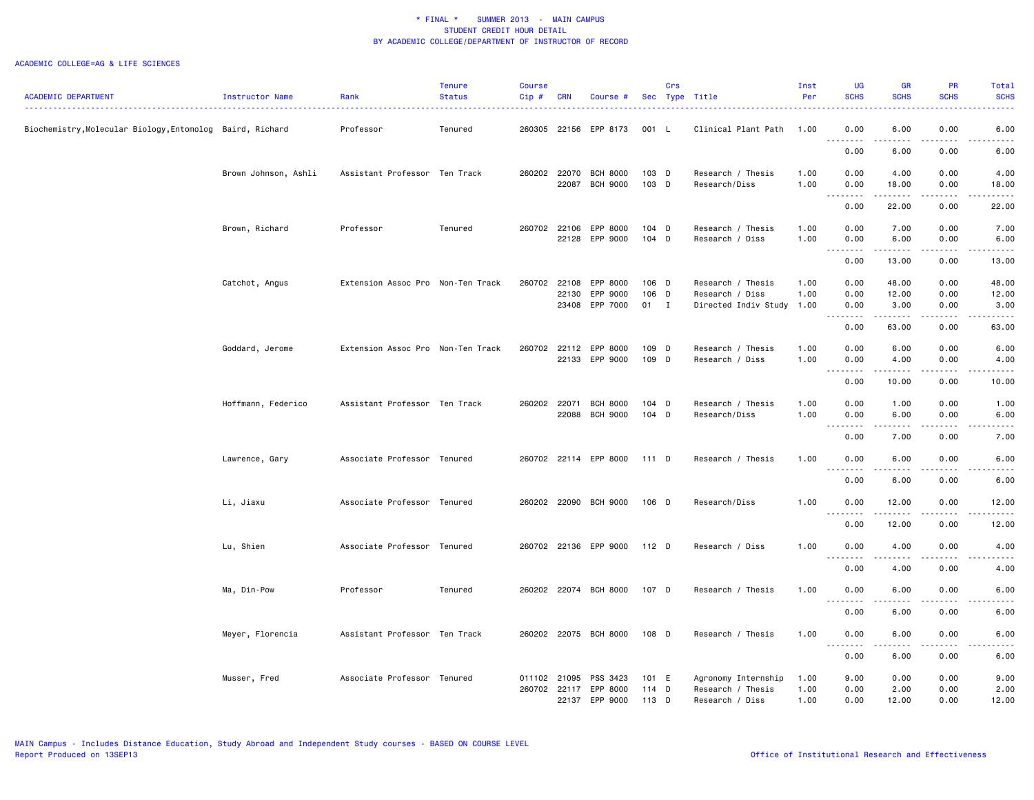\* FINAL \* SUMMER 2013 - MAIN CAMPUS
STUDENT CREDIT HOUR DETAIL
BY ACADEMIC COLLEGE/DEPARTMENT OF INSTRUCTOR OF RECORD

ACADEMIC COLLEGE=AG & LIFE SCIENCES

| ACADEMIC DEPARTMENT | Instructor Name | Rank | Tenure Status | Course Cip # | CRN | Course # | Sec | Crs Type | Title | Inst Per | UG SCHS | GR SCHS | PR SCHS | Total SCHS |
|---|---|---|---|---|---|---|---|---|---|---|---|---|---|---|
| Biochemistry,Molecular Biology,Entomolog | Baird, Richard | Professor | Tenured | 260305 | 22156 | EPP 8173 | 001 | L | Clinical Plant Path | 1.00 | 0.00 | 6.00 | 0.00 | 6.00 |
| | | | | | | | | | | | 0.00 | 6.00 | 0.00 | 6.00 |
| | Brown Johnson, Ashli | Assistant Professor | Ten Track | 260202 | 22070 | BCH 8000 | 103 | D | Research / Thesis | 1.00 | 0.00 | 4.00 | 0.00 | 4.00 |
| | | | | | 22087 | BCH 9000 | 103 | D | Research/Diss | 1.00 | 0.00 | 18.00 | 0.00 | 18.00 |
| | | | | | | | | | | | 0.00 | 22.00 | 0.00 | 22.00 |
| | Brown, Richard | Professor | Tenured | 260702 | 22106 | EPP 8000 | 104 | D | Research / Thesis | 1.00 | 0.00 | 7.00 | 0.00 | 7.00 |
| | | | | | 22128 | EPP 9000 | 104 | D | Research / Diss | 1.00 | 0.00 | 6.00 | 0.00 | 6.00 |
| | | | | | | | | | | | 0.00 | 13.00 | 0.00 | 13.00 |
| | Catchot, Angus | Extension Assoc Pro | Non-Ten Track | 260702 | 22108 | EPP 8000 | 106 | D | Research / Thesis | 1.00 | 0.00 | 48.00 | 0.00 | 48.00 |
| | | | | | 22130 | EPP 9000 | 106 | D | Research / Diss | 1.00 | 0.00 | 12.00 | 0.00 | 12.00 |
| | | | | | 23408 | EPP 7000 | 01 | I | Directed Indiv Study | 1.00 | 0.00 | 3.00 | 0.00 | 3.00 |
| | | | | | | | | | | | 0.00 | 63.00 | 0.00 | 63.00 |
| | Goddard, Jerome | Extension Assoc Pro | Non-Ten Track | 260702 | 22112 | EPP 8000 | 109 | D | Research / Thesis | 1.00 | 0.00 | 6.00 | 0.00 | 6.00 |
| | | | | | 22133 | EPP 9000 | 109 | D | Research / Diss | 1.00 | 0.00 | 4.00 | 0.00 | 4.00 |
| | | | | | | | | | | | 0.00 | 10.00 | 0.00 | 10.00 |
| | Hoffmann, Federico | Assistant Professor | Ten Track | 260202 | 22071 | BCH 8000 | 104 | D | Research / Thesis | 1.00 | 0.00 | 1.00 | 0.00 | 1.00 |
| | | | | | 22088 | BCH 9000 | 104 | D | Research/Diss | 1.00 | 0.00 | 6.00 | 0.00 | 6.00 |
| | | | | | | | | | | | 0.00 | 7.00 | 0.00 | 7.00 |
| | Lawrence, Gary | Associate Professor | Tenured | 260702 | 22114 | EPP 8000 | 111 | D | Research / Thesis | 1.00 | 0.00 | 6.00 | 0.00 | 6.00 |
| | | | | | | | | | | | 0.00 | 6.00 | 0.00 | 6.00 |
| | Li, Jiaxu | Associate Professor | Tenured | 260202 | 22090 | BCH 9000 | 106 | D | Research/Diss | 1.00 | 0.00 | 12.00 | 0.00 | 12.00 |
| | | | | | | | | | | | 0.00 | 12.00 | 0.00 | 12.00 |
| | Lu, Shien | Associate Professor | Tenured | 260702 | 22136 | EPP 9000 | 112 | D | Research / Diss | 1.00 | 0.00 | 4.00 | 0.00 | 4.00 |
| | | | | | | | | | | | 0.00 | 4.00 | 0.00 | 4.00 |
| | Ma, Din-Pow | Professor | Tenured | 260202 | 22074 | BCH 8000 | 107 | D | Research / Thesis | 1.00 | 0.00 | 6.00 | 0.00 | 6.00 |
| | | | | | | | | | | | 0.00 | 6.00 | 0.00 | 6.00 |
| | Meyer, Florencia | Assistant Professor | Ten Track | 260202 | 22075 | BCH 8000 | 108 | D | Research / Thesis | 1.00 | 0.00 | 6.00 | 0.00 | 6.00 |
| | | | | | | | | | | | 0.00 | 6.00 | 0.00 | 6.00 |
| | Musser, Fred | Associate Professor | Tenured | 011102 | 21095 | PSS 3423 | 101 | E | Agronomy Internship | 1.00 | 9.00 | 0.00 | 0.00 | 9.00 |
| | | | | 260702 | 22117 | EPP 8000 | 114 | D | Research / Thesis | 1.00 | 0.00 | 2.00 | 0.00 | 2.00 |
| | | | | | 22137 | EPP 9000 | 113 | D | Research / Diss | 1.00 | 0.00 | 12.00 | 0.00 | 12.00 |

MAIN Campus - Includes Distance Education, Study Abroad and Independent Study courses - BASED ON COURSE LEVEL
Report Produced on 13SEP13

Office of Institutional Research and Effectiveness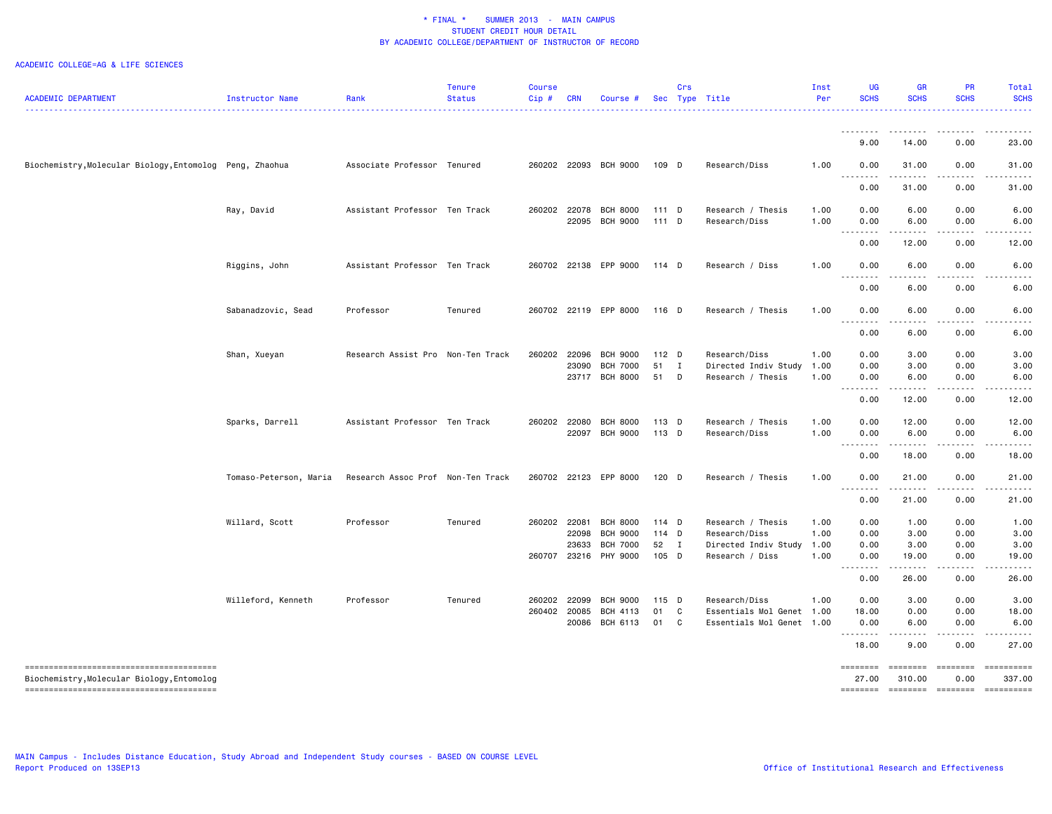\* FINAL \* SUMMER 2013 - MAIN CAMPUS
STUDENT CREDIT HOUR DETAIL
BY ACADEMIC COLLEGE/DEPARTMENT OF INSTRUCTOR OF RECORD

ACADEMIC COLLEGE=AG & LIFE SCIENCES

| ACADEMIC DEPARTMENT | Instructor Name | Rank | Tenure Status | Course Cip # | CRN | Course # | Sec | Crs Type | Title | Inst Per | UG SCHS | GR SCHS | PR SCHS | Total SCHS |
|---|---|---|---|---|---|---|---|---|---|---|---|---|---|---|
| | | | | | | | | | | | 9.00 | 14.00 | 0.00 | 23.00 |
| Biochemistry,Molecular Biology,Entomolog | Peng, Zhaohua | Associate Professor | Tenured | 260202 | 22093 | BCH 9000 | 109 | D | Research/Diss | 1.00 | 0.00 | 31.00 | 0.00 | 31.00 |
| | | | | | | | | | | | 0.00 | 31.00 | 0.00 | 31.00 |
| | Ray, David | Assistant Professor | Ten Track | 260202 | 22078 | BCH 8000 | 111 | D | Research / Thesis | 1.00 | 0.00 | 6.00 | 0.00 | 6.00 |
| | | | | | 22095 | BCH 9000 | 111 | D | Research/Diss | 1.00 | 0.00 | 6.00 | 0.00 | 6.00 |
| | | | | | | | | | | | 0.00 | 12.00 | 0.00 | 12.00 |
| | Riggins, John | Assistant Professor | Ten Track | 260702 | 22138 | EPP 9000 | 114 | D | Research / Diss | 1.00 | 0.00 | 6.00 | 0.00 | 6.00 |
| | | | | | | | | | | | 0.00 | 6.00 | 0.00 | 6.00 |
| | Sabanadzovic, Sead | Professor | Tenured | 260702 | 22119 | EPP 8000 | 116 | D | Research / Thesis | 1.00 | 0.00 | 6.00 | 0.00 | 6.00 |
| | | | | | | | | | | | 0.00 | 6.00 | 0.00 | 6.00 |
| | Shan, Xueyan | Research Assist Pro | Non-Ten Track | 260202 | 22096 | BCH 9000 | 112 | D | Research/Diss | 1.00 | 0.00 | 3.00 | 0.00 | 3.00 |
| | | | | | 23090 | BCH 7000 | 51 | I | Directed Indiv Study | 1.00 | 0.00 | 3.00 | 0.00 | 3.00 |
| | | | | | 23717 | BCH 8000 | 51 | D | Research / Thesis | 1.00 | 0.00 | 6.00 | 0.00 | 6.00 |
| | | | | | | | | | | | 0.00 | 12.00 | 0.00 | 12.00 |
| | Sparks, Darrell | Assistant Professor | Ten Track | 260202 | 22080 | BCH 8000 | 113 | D | Research / Thesis | 1.00 | 0.00 | 12.00 | 0.00 | 12.00 |
| | | | | | 22097 | BCH 9000 | 113 | D | Research/Diss | 1.00 | 0.00 | 6.00 | 0.00 | 6.00 |
| | | | | | | | | | | | 0.00 | 18.00 | 0.00 | 18.00 |
| | Tomaso-Peterson, Maria | Research Assoc Prof | Non-Ten Track | 260702 | 22123 | EPP 8000 | 120 | D | Research / Thesis | 1.00 | 0.00 | 21.00 | 0.00 | 21.00 |
| | | | | | | | | | | | 0.00 | 21.00 | 0.00 | 21.00 |
| | Willard, Scott | Professor | Tenured | 260202 | 22081 | BCH 8000 | 114 | D | Research / Thesis | 1.00 | 0.00 | 1.00 | 0.00 | 1.00 |
| | | | | | 22098 | BCH 9000 | 114 | D | Research/Diss | 1.00 | 0.00 | 3.00 | 0.00 | 3.00 |
| | | | | | 23633 | BCH 7000 | 52 | I | Directed Indiv Study | 1.00 | 0.00 | 3.00 | 0.00 | 3.00 |
| | | | | 260707 | 23216 | PHY 9000 | 105 | D | Research / Diss | 1.00 | 0.00 | 19.00 | 0.00 | 19.00 |
| | | | | | | | | | | | 0.00 | 26.00 | 0.00 | 26.00 |
| | Willeford, Kenneth | Professor | Tenured | 260202 | 22099 | BCH 9000 | 115 | D | Research/Diss | 1.00 | 0.00 | 3.00 | 0.00 | 3.00 |
| | | | | 260402 | 20085 | BCH 4113 | 01 | C | Essentials Mol Genet | 1.00 | 18.00 | 0.00 | 0.00 | 18.00 |
| | | | | | 20086 | BCH 6113 | 01 | C | Essentials Mol Genet | 1.00 | 0.00 | 6.00 | 0.00 | 6.00 |
| | | | | | | | | | | | 18.00 | 9.00 | 0.00 | 27.00 |
| Biochemistry,Molecular Biology,Entomolog | | | | | | | | | | | 27.00 | 310.00 | 0.00 | 337.00 |

MAIN Campus - Includes Distance Education, Study Abroad and Independent Study courses - BASED ON COURSE LEVEL
Report Produced on 13SEP13

Office of Institutional Research and Effectiveness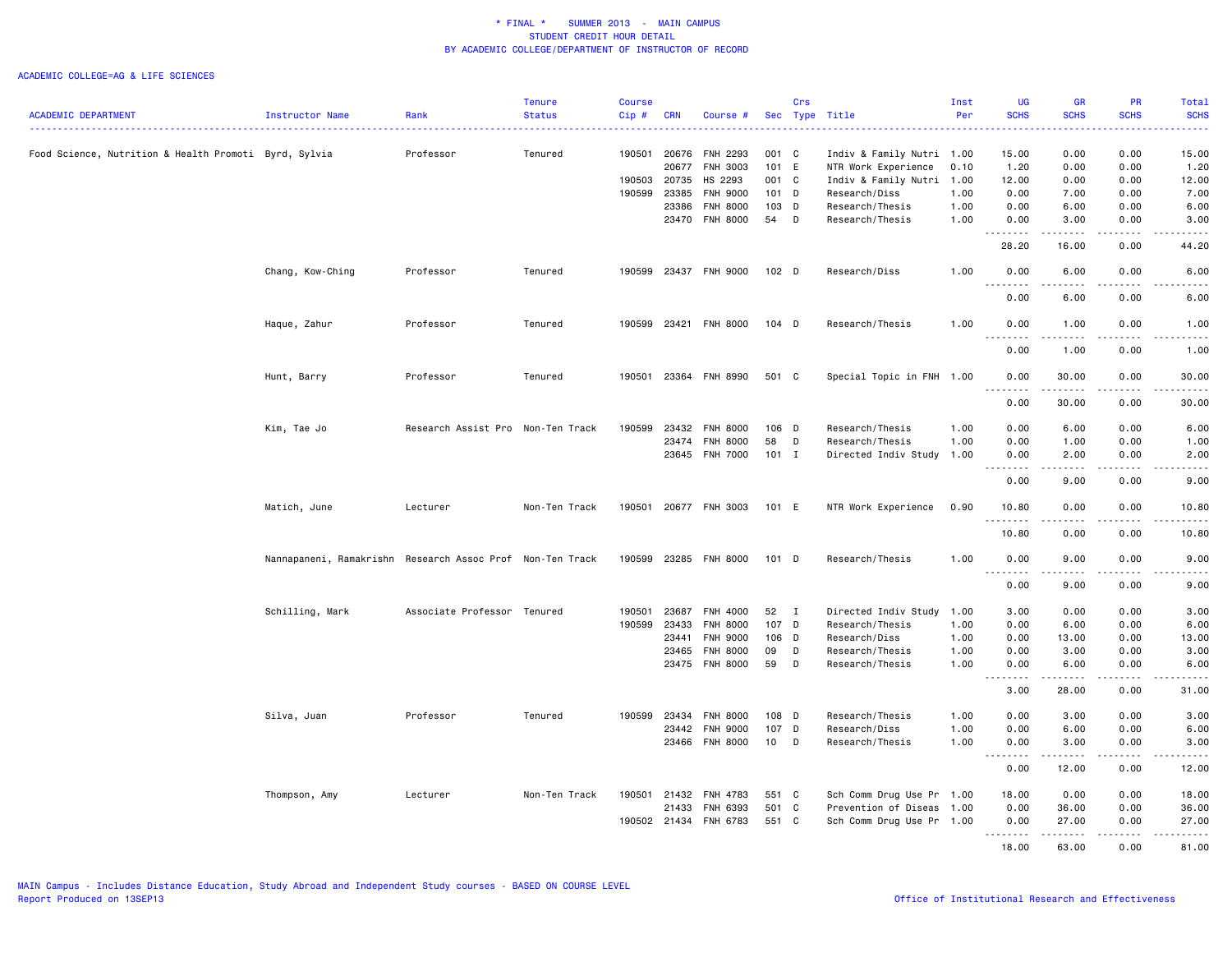# * FINAL * SUMMER 2013 - MAIN CAMPUS
## STUDENT CREDIT HOUR DETAIL
## BY ACADEMIC COLLEGE/DEPARTMENT OF INSTRUCTOR OF RECORD

ACADEMIC COLLEGE=AG & LIFE SCIENCES

| ACADEMIC DEPARTMENT | Instructor Name | Rank | Tenure Status | Course Cip # | CRN | Course # | Sec | Crs Type | Title | Inst Per | UG SCHS | GR SCHS | PR SCHS | Total SCHS |
|---|---|---|---|---|---|---|---|---|---|---|---|---|---|---|
| Food Science, Nutrition & Health Promoti | Byrd, Sylvia | Professor | Tenured | 190501 | 20676 | FNH 2293 | 001 | C | Indiv & Family Nutri | 1.00 | 15.00 | 0.00 | 0.00 | 15.00 |
| | | | | | 20677 | FNH 3003 | 101 | E | NTR Work Experience | 0.10 | 1.20 | 0.00 | 0.00 | 1.20 |
| | | | | 190503 | 20735 | HS 2293 | 001 | C | Indiv & Family Nutri | 1.00 | 12.00 | 0.00 | 0.00 | 12.00 |
| | | | | 190599 | 23385 | FNH 9000 | 101 | D | Research/Diss | 1.00 | 0.00 | 7.00 | 0.00 | 7.00 |
| | | | | | 23386 | FNH 8000 | 103 | D | Research/Thesis | 1.00 | 0.00 | 6.00 | 0.00 | 6.00 |
| | | | | | 23470 | FNH 8000 | 54 | D | Research/Thesis | 1.00 | 0.00 | 3.00 | 0.00 | 3.00 |
| | | | | | | | | | | | 28.20 | 16.00 | 0.00 | 44.20 |
| | Chang, Kow-Ching | Professor | Tenured | 190599 | 23437 | FNH 9000 | 102 | D | Research/Diss | 1.00 | 0.00 | 6.00 | 0.00 | 6.00 |
| | | | | | | | | | | | 0.00 | 6.00 | 0.00 | 6.00 |
| | Haque, Zahur | Professor | Tenured | 190599 | 23421 | FNH 8000 | 104 | D | Research/Thesis | 1.00 | 0.00 | 1.00 | 0.00 | 1.00 |
| | | | | | | | | | | | 0.00 | 1.00 | 0.00 | 1.00 |
| | Hunt, Barry | Professor | Tenured | 190501 | 23364 | FNH 8990 | 501 | C | Special Topic in FNH | 1.00 | 0.00 | 30.00 | 0.00 | 30.00 |
| | | | | | | | | | | | 0.00 | 30.00 | 0.00 | 30.00 |
| | Kim, Tae Jo | Research Assist Pro | Non-Ten Track | 190599 | 23432 | FNH 8000 | 106 | D | Research/Thesis | 1.00 | 0.00 | 6.00 | 0.00 | 6.00 |
| | | | | | 23474 | FNH 8000 | 58 | D | Research/Thesis | 1.00 | 0.00 | 1.00 | 0.00 | 1.00 |
| | | | | | 23645 | FNH 7000 | 101 | I | Directed Indiv Study | 1.00 | 0.00 | 2.00 | 0.00 | 2.00 |
| | | | | | | | | | | | 0.00 | 9.00 | 0.00 | 9.00 |
| | Matich, June | Lecturer | Non-Ten Track | 190501 | 20677 | FNH 3003 | 101 | E | NTR Work Experience | 0.90 | 10.80 | 0.00 | 0.00 | 10.80 |
| | | | | | | | | | | | 10.80 | 0.00 | 0.00 | 10.80 |
| | Nannapaneni, Ramakrishn | Research Assoc Prof | Non-Ten Track | 190599 | 23285 | FNH 8000 | 101 | D | Research/Thesis | 1.00 | 0.00 | 9.00 | 0.00 | 9.00 |
| | | | | | | | | | | | 0.00 | 9.00 | 0.00 | 9.00 |
| | Schilling, Mark | Associate Professor | Tenured | 190501 | 23687 | FNH 4000 | 52 | I | Directed Indiv Study | 1.00 | 3.00 | 0.00 | 0.00 | 3.00 |
| | | | | 190599 | 23433 | FNH 8000 | 107 | D | Research/Thesis | 1.00 | 0.00 | 6.00 | 0.00 | 6.00 |
| | | | | | 23441 | FNH 9000 | 106 | D | Research/Diss | 1.00 | 0.00 | 13.00 | 0.00 | 13.00 |
| | | | | | 23465 | FNH 8000 | 09 | D | Research/Thesis | 1.00 | 0.00 | 3.00 | 0.00 | 3.00 |
| | | | | | 23475 | FNH 8000 | 59 | D | Research/Thesis | 1.00 | 0.00 | 6.00 | 0.00 | 6.00 |
| | | | | | | | | | | | 3.00 | 28.00 | 0.00 | 31.00 |
| | Silva, Juan | Professor | Tenured | 190599 | 23434 | FNH 8000 | 108 | D | Research/Thesis | 1.00 | 0.00 | 3.00 | 0.00 | 3.00 |
| | | | | | 23442 | FNH 9000 | 107 | D | Research/Diss | 1.00 | 0.00 | 6.00 | 0.00 | 6.00 |
| | | | | | 23466 | FNH 8000 | 10 | D | Research/Thesis | 1.00 | 0.00 | 3.00 | 0.00 | 3.00 |
| | | | | | | | | | | | 0.00 | 12.00 | 0.00 | 12.00 |
| | Thompson, Amy | Lecturer | Non-Ten Track | 190501 | 21432 | FNH 4783 | 551 | C | Sch Comm Drug Use Pr | 1.00 | 18.00 | 0.00 | 0.00 | 18.00 |
| | | | | | 21433 | FNH 6393 | 501 | C | Prevention of Diseas | 1.00 | 0.00 | 36.00 | 0.00 | 36.00 |
| | | | | 190502 | 21434 | FNH 6783 | 551 | C | Sch Comm Drug Use Pr | 1.00 | 0.00 | 27.00 | 0.00 | 27.00 |
| | | | | | | | | | | | 18.00 | 63.00 | 0.00 | 81.00 |

MAIN Campus - Includes Distance Education, Study Abroad and Independent Study courses - BASED ON COURSE LEVEL
Report Produced on 13SEP13

Office of Institutional Research and Effectiveness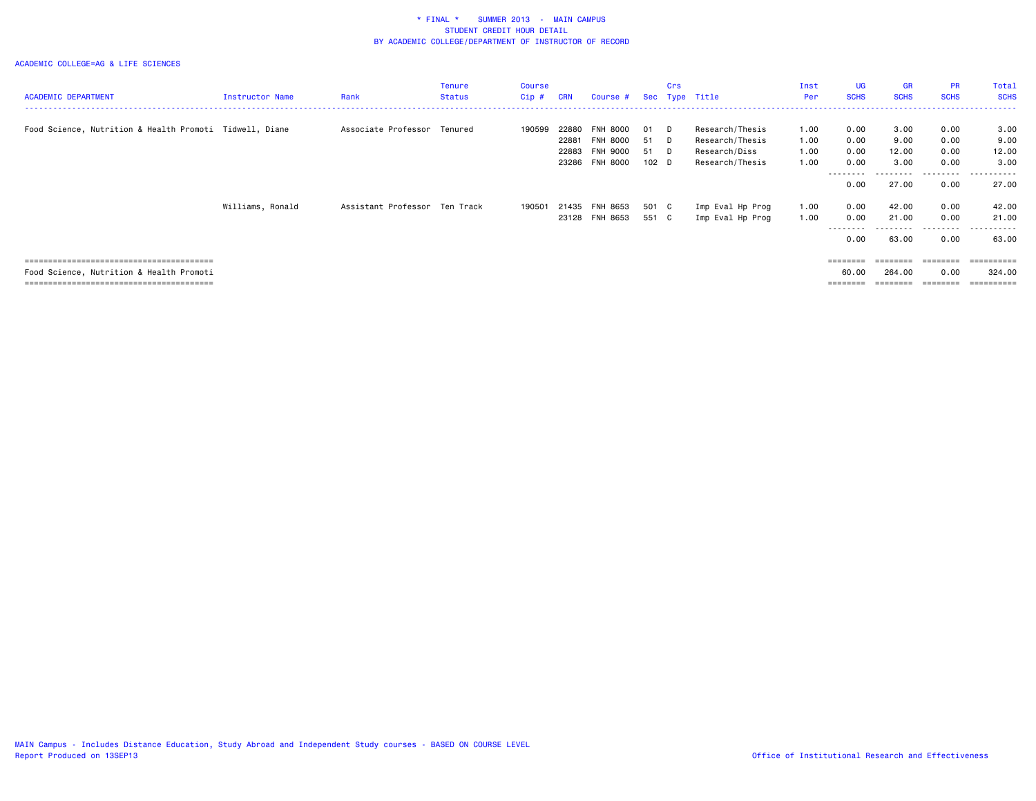# * FINAL * SUMMER 2013 - MAIN CAMPUS
## STUDENT CREDIT HOUR DETAIL
## BY ACADEMIC COLLEGE/DEPARTMENT OF INSTRUCTOR OF RECORD

ACADEMIC COLLEGE=AG & LIFE SCIENCES

| ACADEMIC DEPARTMENT | Instructor Name | Rank | Tenure Status | Course Cip # | CRN | Course # | Sec | Crs Type | Title | Inst Per | UG SCHS | GR SCHS | PR SCHS | Total SCHS |
|---|---|---|---|---|---|---|---|---|---|---|---|---|---|---|
| Food Science, Nutrition & Health Promoti | Tidwell, Diane | Associate Professor | Tenured | 190599 | 22880 | FNH 8000 | 01 | D | Research/Thesis | 1.00 | 0.00 | 3.00 | 0.00 | 3.00 |
| | | | | | 22881 | FNH 8000 | 51 | D | Research/Thesis | 1.00 | 0.00 | 9.00 | 0.00 | 9.00 |
| | | | | | 22883 | FNH 9000 | 51 | D | Research/Diss | 1.00 | 0.00 | 12.00 | 0.00 | 12.00 |
| | | | | | 23286 | FNH 8000 | 102 | D | Research/Thesis | 1.00 | 0.00 | 3.00 | 0.00 | 3.00 |
| | | | | | | | | | | | 0.00 | 27.00 | 0.00 | 27.00 |
| | Williams, Ronald | Assistant Professor | Ten Track | 190501 | 21435 | FNH 8653 | 501 | C | Imp Eval Hp Prog | 1.00 | 0.00 | 42.00 | 0.00 | 42.00 |
| | | | | | 23128 | FNH 8653 | 551 | C | Imp Eval Hp Prog | 1.00 | 0.00 | 21.00 | 0.00 | 21.00 |
| | | | | | | | | | | | 0.00 | 63.00 | 0.00 | 63.00 |
| Food Science, Nutrition & Health Promoti | | | | | | | | | | | 60.00 | 264.00 | 0.00 | 324.00 |

MAIN Campus - Includes Distance Education, Study Abroad and Independent Study courses - BASED ON COURSE LEVEL
Report Produced on 13SEP13

Office of Institutional Research and Effectiveness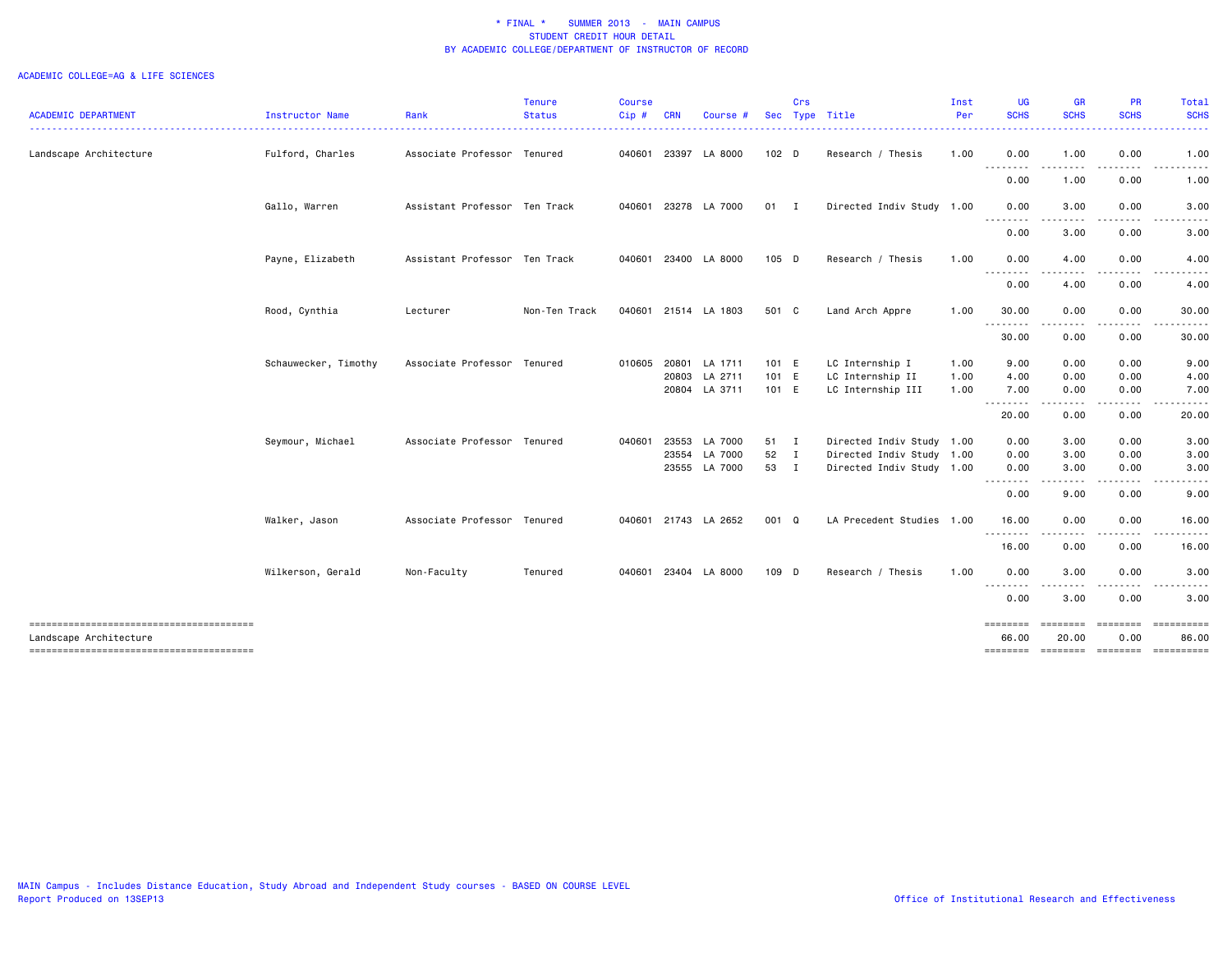\* FINAL \*    SUMMER 2013  -  MAIN CAMPUS
STUDENT CREDIT HOUR DETAIL
BY ACADEMIC COLLEGE/DEPARTMENT OF INSTRUCTOR OF RECORD

ACADEMIC COLLEGE=AG & LIFE SCIENCES

| ACADEMIC DEPARTMENT | Instructor Name | Rank | Tenure Status | Course Cip # | CRN | Course # | Sec | Crs Type | Title | Inst Per | UG SCHS | GR SCHS | PR SCHS | Total SCHS |
|---|---|---|---|---|---|---|---|---|---|---|---|---|---|---|
| Landscape Architecture | Fulford, Charles | Associate Professor | Tenured | 040601 | 23397 | LA 8000 | 102 | D | Research / Thesis | 1.00 | 0.00 | 1.00 | 0.00 | 1.00 |
| | | | | | | | | | | | 0.00 | 1.00 | 0.00 | 1.00 |
| | Gallo, Warren | Assistant Professor | Ten Track | 040601 | 23278 | LA 7000 | 01 | I | Directed Indiv Study | 1.00 | 0.00 | 3.00 | 0.00 | 3.00 |
| | | | | | | | | | | | 0.00 | 3.00 | 0.00 | 3.00 |
| | Payne, Elizabeth | Assistant Professor | Ten Track | 040601 | 23400 | LA 8000 | 105 | D | Research / Thesis | 1.00 | 0.00 | 4.00 | 0.00 | 4.00 |
| | | | | | | | | | | | 0.00 | 4.00 | 0.00 | 4.00 |
| | Rood, Cynthia | Lecturer | Non-Ten Track | 040601 | 21514 | LA 1803 | 501 | C | Land Arch Appre | 1.00 | 30.00 | 0.00 | 0.00 | 30.00 |
| | | | | | | | | | | | 30.00 | 0.00 | 0.00 | 30.00 |
| | Schauwecker, Timothy | Associate Professor | Tenured | 010605 | 20801 | LA 1711 | 101 | E | LC Internship I | 1.00 | 9.00 | 0.00 | 0.00 | 9.00 |
| | | | | | 20803 | LA 2711 | 101 | E | LC Internship II | 1.00 | 4.00 | 0.00 | 0.00 | 4.00 |
| | | | | | 20804 | LA 3711 | 101 | E | LC Internship III | 1.00 | 7.00 | 0.00 | 0.00 | 7.00 |
| | | | | | | | | | | | 20.00 | 0.00 | 0.00 | 20.00 |
| | Seymour, Michael | Associate Professor | Tenured | 040601 | 23553 | LA 7000 | 51 | I | Directed Indiv Study | 1.00 | 0.00 | 3.00 | 0.00 | 3.00 |
| | | | | | 23554 | LA 7000 | 52 | I | Directed Indiv Study | 1.00 | 0.00 | 3.00 | 0.00 | 3.00 |
| | | | | | 23555 | LA 7000 | 53 | I | Directed Indiv Study | 1.00 | 0.00 | 3.00 | 0.00 | 3.00 |
| | | | | | | | | | | | 0.00 | 9.00 | 0.00 | 9.00 |
| | Walker, Jason | Associate Professor | Tenured | 040601 | 21743 | LA 2652 | 001 | Q | LA Precedent Studies | 1.00 | 16.00 | 0.00 | 0.00 | 16.00 |
| | | | | | | | | | | | 16.00 | 0.00 | 0.00 | 16.00 |
| | Wilkerson, Gerald | Non-Faculty | Tenured | 040601 | 23404 | LA 8000 | 109 | D | Research / Thesis | 1.00 | 0.00 | 3.00 | 0.00 | 3.00 |
| | | | | | | | | | | | 0.00 | 3.00 | 0.00 | 3.00 |
| Landscape Architecture | | | | | | | | | | | 66.00 | 20.00 | 0.00 | 86.00 |

MAIN Campus - Includes Distance Education, Study Abroad and Independent Study courses - BASED ON COURSE LEVEL
Report Produced on 13SEP13

Office of Institutional Research and Effectiveness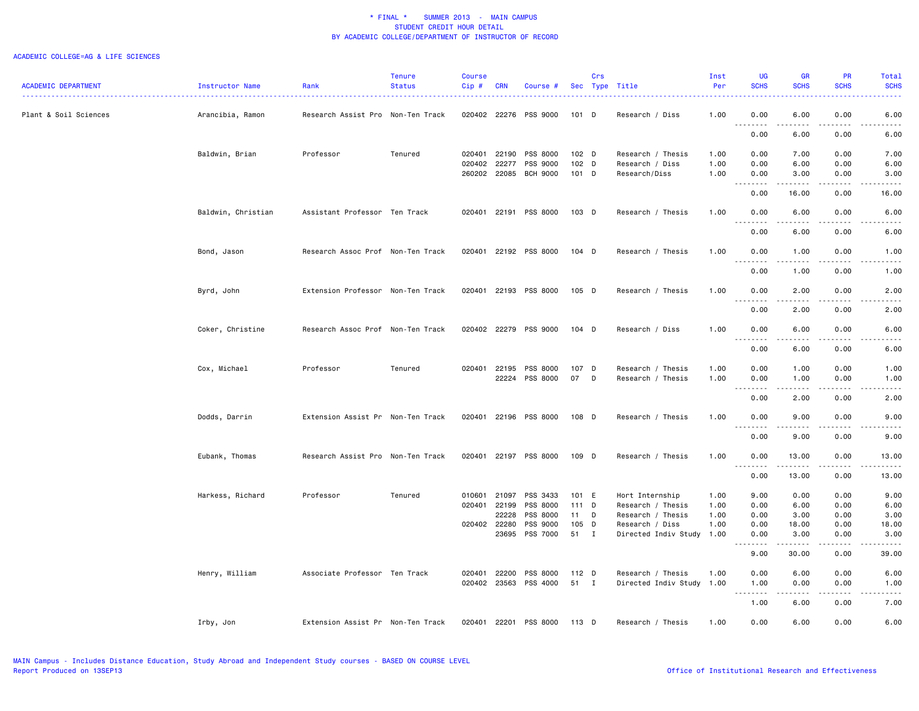\* FINAL \*   SUMMER 2013 - MAIN CAMPUS
STUDENT CREDIT HOUR DETAIL
BY ACADEMIC COLLEGE/DEPARTMENT OF INSTRUCTOR OF RECORD

ACADEMIC COLLEGE=AG & LIFE SCIENCES

| ACADEMIC DEPARTMENT | Instructor Name | Rank | Tenure Status | Course Cip # | CRN | Course # | Sec | Crs Type | Title | Inst Per | UG SCHS | GR SCHS | PR SCHS | Total SCHS |
|---|---|---|---|---|---|---|---|---|---|---|---|---|---|---|
| Plant & Soil Sciences | Arancibia, Ramon | Research Assist Pro | Non-Ten Track | 020402 | 22276 | PSS 9000 | 101 | D | Research / Diss | 1.00 | 0.00 | 6.00 | 0.00 | 6.00 |
| | | | | | | | | | | | 0.00 | 6.00 | 0.00 | 6.00 |
| | Baldwin, Brian | Professor | Tenured | 020401 | 22190 | PSS 8000 | 102 | D | Research / Thesis | 1.00 | 0.00 | 7.00 | 0.00 | 7.00 |
| | | | | 020402 | 22277 | PSS 9000 | 102 | D | Research / Diss | 1.00 | 0.00 | 6.00 | 0.00 | 6.00 |
| | | | | 260202 | 22085 | BCH 9000 | 101 | D | Research/Diss | 1.00 | 0.00 | 3.00 | 0.00 | 3.00 |
| | | | | | | | | | | | 0.00 | 16.00 | 0.00 | 16.00 |
| | Baldwin, Christian | Assistant Professor | Ten Track | 020401 | 22191 | PSS 8000 | 103 | D | Research / Thesis | 1.00 | 0.00 | 6.00 | 0.00 | 6.00 |
| | | | | | | | | | | | 0.00 | 6.00 | 0.00 | 6.00 |
| | Bond, Jason | Research Assoc Prof | Non-Ten Track | 020401 | 22192 | PSS 8000 | 104 | D | Research / Thesis | 1.00 | 0.00 | 1.00 | 0.00 | 1.00 |
| | | | | | | | | | | | 0.00 | 1.00 | 0.00 | 1.00 |
| | Byrd, John | Extension Professor | Non-Ten Track | 020401 | 22193 | PSS 8000 | 105 | D | Research / Thesis | 1.00 | 0.00 | 2.00 | 0.00 | 2.00 |
| | | | | | | | | | | | 0.00 | 2.00 | 0.00 | 2.00 |
| | Coker, Christine | Research Assoc Prof | Non-Ten Track | 020402 | 22279 | PSS 9000 | 104 | D | Research / Diss | 1.00 | 0.00 | 6.00 | 0.00 | 6.00 |
| | | | | | | | | | | | 0.00 | 6.00 | 0.00 | 6.00 |
| | Cox, Michael | Professor | Tenured | 020401 | 22195 | PSS 8000 | 107 | D | Research / Thesis | 1.00 | 0.00 | 1.00 | 0.00 | 1.00 |
| | | | | | 22224 | PSS 8000 | 07 | D | Research / Thesis | 1.00 | 0.00 | 1.00 | 0.00 | 1.00 |
| | | | | | | | | | | | 0.00 | 2.00 | 0.00 | 2.00 |
| | Dodds, Darrin | Extension Assist Pr | Non-Ten Track | 020401 | 22196 | PSS 8000 | 108 | D | Research / Thesis | 1.00 | 0.00 | 9.00 | 0.00 | 9.00 |
| | | | | | | | | | | | 0.00 | 9.00 | 0.00 | 9.00 |
| | Eubank, Thomas | Research Assist Pro | Non-Ten Track | 020401 | 22197 | PSS 8000 | 109 | D | Research / Thesis | 1.00 | 0.00 | 13.00 | 0.00 | 13.00 |
| | | | | | | | | | | | 0.00 | 13.00 | 0.00 | 13.00 |
| | Harkess, Richard | Professor | Tenured | 010601 | 21097 | PSS 3433 | 101 | E | Hort Internship | 1.00 | 9.00 | 0.00 | 0.00 | 9.00 |
| | | | | 020401 | 22199 | PSS 8000 | 111 | D | Research / Thesis | 1.00 | 0.00 | 6.00 | 0.00 | 6.00 |
| | | | | | 22228 | PSS 8000 | 11 | D | Research / Thesis | 1.00 | 0.00 | 3.00 | 0.00 | 3.00 |
| | | | | 020402 | 22280 | PSS 9000 | 105 | D | Research / Diss | 1.00 | 0.00 | 18.00 | 0.00 | 18.00 |
| | | | | | 23695 | PSS 7000 | 51 | I | Directed Indiv Study | 1.00 | 0.00 | 3.00 | 0.00 | 3.00 |
| | | | | | | | | | | | 9.00 | 30.00 | 0.00 | 39.00 |
| | Henry, William | Associate Professor | Ten Track | 020401 | 22200 | PSS 8000 | 112 | D | Research / Thesis | 1.00 | 0.00 | 6.00 | 0.00 | 6.00 |
| | | | | 020402 | 23563 | PSS 4000 | 51 | I | Directed Indiv Study | 1.00 | 1.00 | 0.00 | 0.00 | 1.00 |
| | | | | | | | | | | | 1.00 | 6.00 | 0.00 | 7.00 |
| | Irby, Jon | Extension Assist Pr | Non-Ten Track | 020401 | 22201 | PSS 8000 | 113 | D | Research / Thesis | 1.00 | 0.00 | 6.00 | 0.00 | 6.00 |

MAIN Campus - Includes Distance Education, Study Abroad and Independent Study courses - BASED ON COURSE LEVEL
Report Produced on 13SEP13

Office of Institutional Research and Effectiveness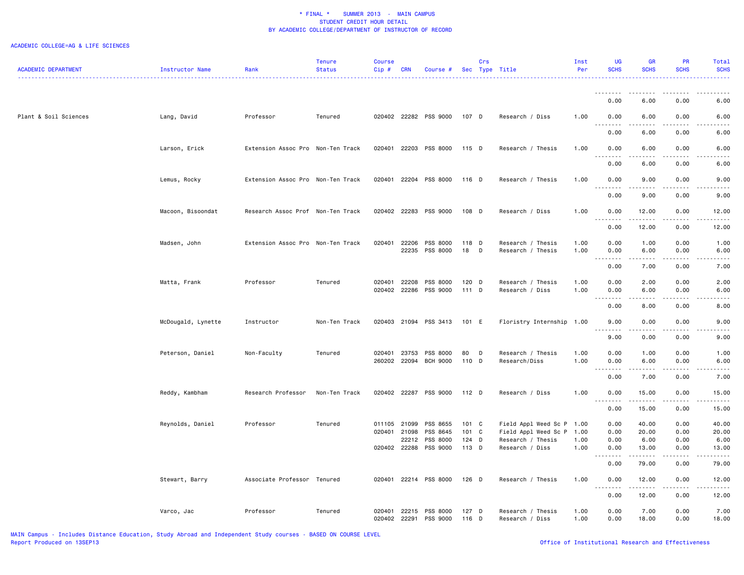\* FINAL \*    SUMMER 2013  -  MAIN CAMPUS
STUDENT CREDIT HOUR DETAIL
BY ACADEMIC COLLEGE/DEPARTMENT OF INSTRUCTOR OF RECORD

ACADEMIC COLLEGE=AG & LIFE SCIENCES

| ACADEMIC DEPARTMENT | Instructor Name | Rank | Tenure Status | Course Cip # | CRN | Course # | Sec | Crs Type | Title | Inst Per | UG SCHS | GR SCHS | PR SCHS | Total SCHS |
|---|---|---|---|---|---|---|---|---|---|---|---|---|---|---|
| | | | | | | | | | | | 0.00 | 6.00 | 0.00 | 6.00 |
| Plant & Soil Sciences | Lang, David | Professor | Tenured | 020402 | 22282 | PSS 9000 | 107 | D | Research / Diss | 1.00 | 0.00 | 6.00 | 0.00 | 6.00 |
| | | | | | | | | | | | 0.00 | 6.00 | 0.00 | 6.00 |
| | Larson, Erick | Extension Assoc Pro | Non-Ten Track | 020401 | 22203 | PSS 8000 | 115 | D | Research / Thesis | 1.00 | 0.00 | 6.00 | 0.00 | 6.00 |
| | | | | | | | | | | | 0.00 | 6.00 | 0.00 | 6.00 |
| | Lemus, Rocky | Extension Assoc Pro | Non-Ten Track | 020401 | 22204 | PSS 8000 | 116 | D | Research / Thesis | 1.00 | 0.00 | 9.00 | 0.00 | 9.00 |
| | | | | | | | | | | | 0.00 | 9.00 | 0.00 | 9.00 |
| | Macoon, Bisoondat | Research Assoc Prof | Non-Ten Track | 020402 | 22283 | PSS 9000 | 108 | D | Research / Diss | 1.00 | 0.00 | 12.00 | 0.00 | 12.00 |
| | | | | | | | | | | | 0.00 | 12.00 | 0.00 | 12.00 |
| | Madsen, John | Extension Assoc Pro | Non-Ten Track | 020401 | 22206 | PSS 8000 | 118 | D | Research / Thesis | 1.00 | 0.00 | 1.00 | 0.00 | 1.00 |
| | | | | | 22235 | PSS 8000 | 18 | D | Research / Thesis | 1.00 | 0.00 | 6.00 | 0.00 | 6.00 |
| | | | | | | | | | | | 0.00 | 7.00 | 0.00 | 7.00 |
| | Matta, Frank | Professor | Tenured | 020401 | 22208 | PSS 8000 | 120 | D | Research / Thesis | 1.00 | 0.00 | 2.00 | 0.00 | 2.00 |
| | | | | 020402 | 22286 | PSS 9000 | 111 | D | Research / Diss | 1.00 | 0.00 | 6.00 | 0.00 | 6.00 |
| | | | | | | | | | | | 0.00 | 8.00 | 0.00 | 8.00 |
| | McDougald, Lynette | Instructor | Non-Ten Track | 020403 | 21094 | PSS 3413 | 101 | E | Floristry Internship | 1.00 | 9.00 | 0.00 | 0.00 | 9.00 |
| | | | | | | | | | | | 9.00 | 0.00 | 0.00 | 9.00 |
| | Peterson, Daniel | Non-Faculty | Tenured | 020401 | 23753 | PSS 8000 | 80 | D | Research / Thesis | 1.00 | 0.00 | 1.00 | 0.00 | 1.00 |
| | | | | 260202 | 22094 | BCH 9000 | 110 | D | Research/Diss | 1.00 | 0.00 | 6.00 | 0.00 | 6.00 |
| | | | | | | | | | | | 0.00 | 7.00 | 0.00 | 7.00 |
| | Reddy, Kambham | Research Professor | Non-Ten Track | 020402 | 22287 | PSS 9000 | 112 | D | Research / Diss | 1.00 | 0.00 | 15.00 | 0.00 | 15.00 |
| | | | | | | | | | | | 0.00 | 15.00 | 0.00 | 15.00 |
| | Reynolds, Daniel | Professor | Tenured | 011105 | 21099 | PSS 8655 | 101 | C | Field Appl Weed Sc P | 1.00 | 0.00 | 40.00 | 0.00 | 40.00 |
| | | | | 020401 | 21098 | PSS 8645 | 101 | C | Field Appl Weed Sc P | 1.00 | 0.00 | 20.00 | 0.00 | 20.00 |
| | | | | | 22212 | PSS 8000 | 124 | D | Research / Thesis | 1.00 | 0.00 | 6.00 | 0.00 | 6.00 |
| | | | | 020402 | 22288 | PSS 9000 | 113 | D | Research / Diss | 1.00 | 0.00 | 13.00 | 0.00 | 13.00 |
| | | | | | | | | | | | 0.00 | 79.00 | 0.00 | 79.00 |
| | Stewart, Barry | Associate Professor | Tenured | 020401 | 22214 | PSS 8000 | 126 | D | Research / Thesis | 1.00 | 0.00 | 12.00 | 0.00 | 12.00 |
| | | | | | | | | | | | 0.00 | 12.00 | 0.00 | 12.00 |
| | Varco, Jac | Professor | Tenured | 020401 | 22215 | PSS 8000 | 127 | D | Research / Thesis | 1.00 | 0.00 | 7.00 | 0.00 | 7.00 |
| | | | | 020402 | 22291 | PSS 9000 | 116 | D | Research / Diss | 1.00 | 0.00 | 18.00 | 0.00 | 18.00 |

MAIN Campus - Includes Distance Education, Study Abroad and Independent Study courses - BASED ON COURSE LEVEL
Report Produced on 13SEP13

Office of Institutional Research and Effectiveness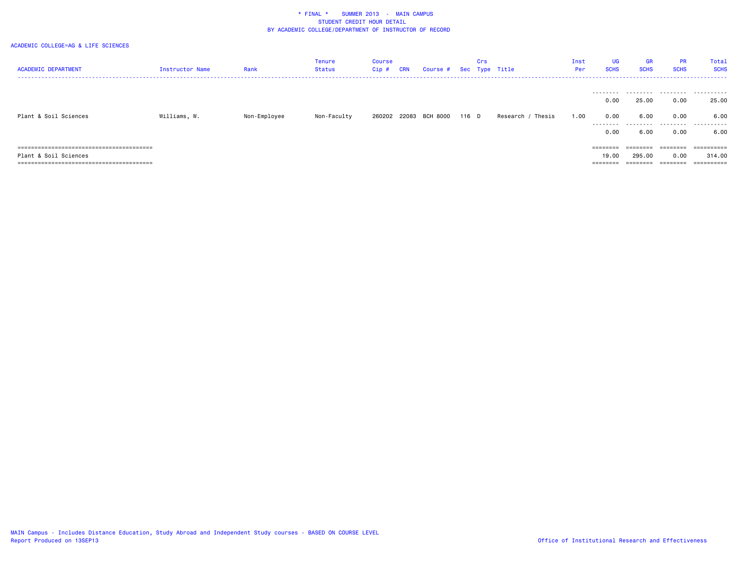* FINAL * SUMMER 2013 - MAIN CAMPUS
STUDENT CREDIT HOUR DETAIL
BY ACADEMIC COLLEGE/DEPARTMENT OF INSTRUCTOR OF RECORD

ACADEMIC COLLEGE=AG & LIFE SCIENCES

| ACADEMIC DEPARTMENT | Instructor Name | Rank | Tenure Status | Course Cip # | CRN | Course # | Sec | Crs Type | Title | Inst Per | UG SCHS | GR SCHS | PR SCHS | Total SCHS |
|---|---|---|---|---|---|---|---|---|---|---|---|---|---|---|
| | | | | | | | | | | | 0.00 | 25.00 | 0.00 | 25.00 |
| Plant & Soil Sciences | Williams, W. | Non-Employee | Non-Faculty | 260202 | 22083 | BCH 8000 | 116 | D | Research / Thesis | 1.00 | 0.00 | 6.00 | 0.00 | 6.00 |
| | | | | | | | | | | | 0.00 | 6.00 | 0.00 | 6.00 |
| Plant & Soil Sciences | | | | | | | | | | | 19.00 | 295.00 | 0.00 | 314.00 |

MAIN Campus - Includes Distance Education, Study Abroad and Independent Study courses - BASED ON COURSE LEVEL
Report Produced on 13SEP13

Office of Institutional Research and Effectiveness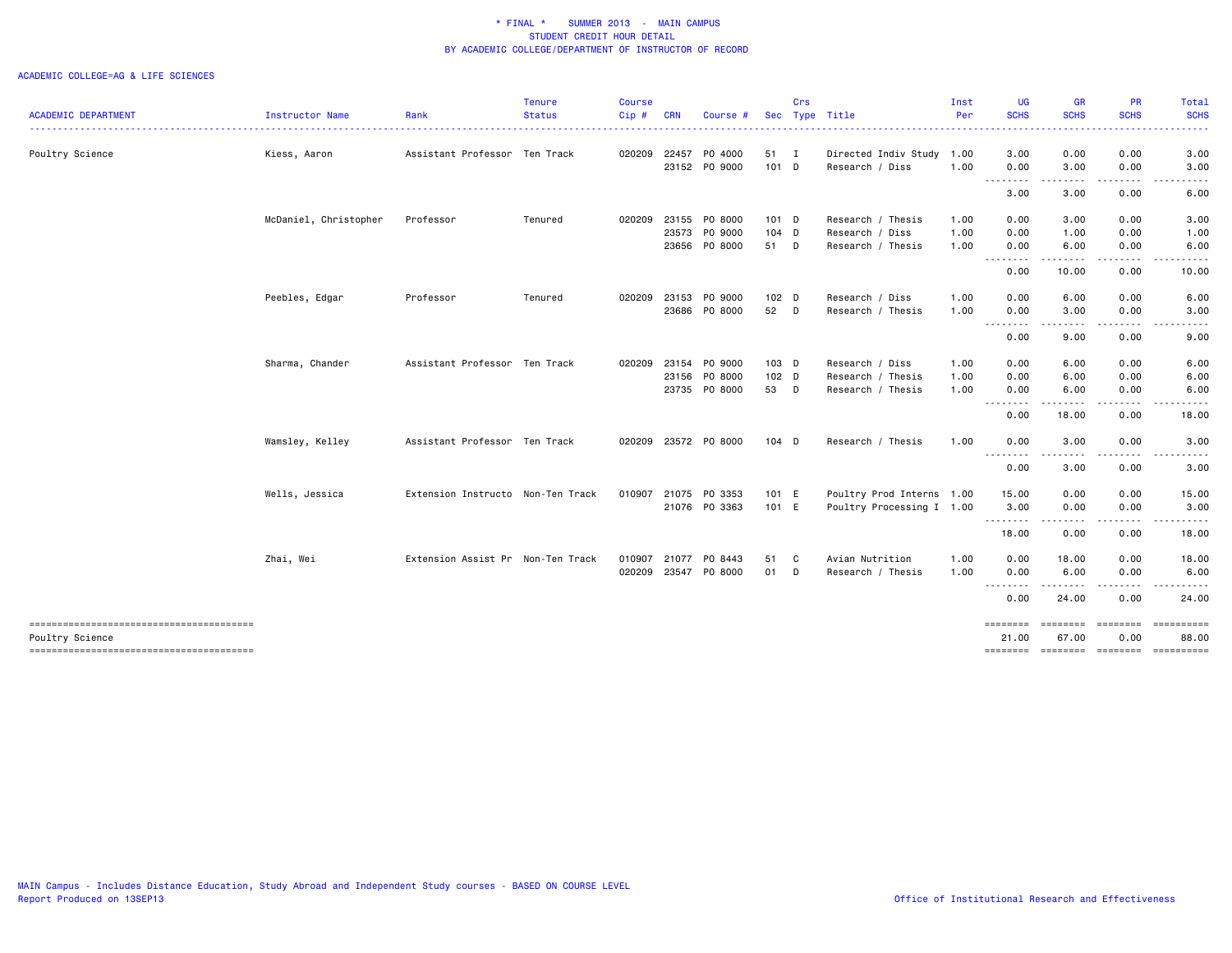\* FINAL \* SUMMER 2013 - MAIN CAMPUS
STUDENT CREDIT HOUR DETAIL
BY ACADEMIC COLLEGE/DEPARTMENT OF INSTRUCTOR OF RECORD

ACADEMIC COLLEGE=AG & LIFE SCIENCES

| ACADEMIC DEPARTMENT | Instructor Name | Rank | Tenure Status | Course Cip # | CRN | Course # | Sec | Crs Type | Title | Inst Per | UG SCHS | GR SCHS | PR SCHS | Total SCHS |
|---|---|---|---|---|---|---|---|---|---|---|---|---|---|---|
| Poultry Science | Kiess, Aaron | Assistant Professor | Ten Track | 020209 | 22457 | PO 4000 | 51 | I | Directed Indiv Study | 1.00 | 3.00 | 0.00 | 0.00 | 3.00 |
| | | | | | 23152 | PO 9000 | 101 | D | Research / Diss | 1.00 | 0.00 | 3.00 | 0.00 | 3.00 |
| | | | | | | | | | | | 3.00 | 3.00 | 0.00 | 6.00 |
| | McDaniel, Christopher | Professor | Tenured | 020209 | 23155 | PO 8000 | 101 | D | Research / Thesis | 1.00 | 0.00 | 3.00 | 0.00 | 3.00 |
| | | | | | 23573 | PO 9000 | 104 | D | Research / Diss | 1.00 | 0.00 | 1.00 | 0.00 | 1.00 |
| | | | | | 23656 | PO 8000 | 51 | D | Research / Thesis | 1.00 | 0.00 | 6.00 | 0.00 | 6.00 |
| | | | | | | | | | | | 0.00 | 10.00 | 0.00 | 10.00 |
| | Peebles, Edgar | Professor | Tenured | 020209 | 23153 | PO 9000 | 102 | D | Research / Diss | 1.00 | 0.00 | 6.00 | 0.00 | 6.00 |
| | | | | | 23686 | PO 8000 | 52 | D | Research / Thesis | 1.00 | 0.00 | 3.00 | 0.00 | 3.00 |
| | | | | | | | | | | | 0.00 | 9.00 | 0.00 | 9.00 |
| | Sharma, Chander | Assistant Professor | Ten Track | 020209 | 23154 | PO 9000 | 103 | D | Research / Diss | 1.00 | 0.00 | 6.00 | 0.00 | 6.00 |
| | | | | | 23156 | PO 8000 | 102 | D | Research / Thesis | 1.00 | 0.00 | 6.00 | 0.00 | 6.00 |
| | | | | | 23735 | PO 8000 | 53 | D | Research / Thesis | 1.00 | 0.00 | 6.00 | 0.00 | 6.00 |
| | | | | | | | | | | | 0.00 | 18.00 | 0.00 | 18.00 |
| | Wamsley, Kelley | Assistant Professor | Ten Track | 020209 | 23572 | PO 8000 | 104 | D | Research / Thesis | 1.00 | 0.00 | 3.00 | 0.00 | 3.00 |
| | | | | | | | | | | | 0.00 | 3.00 | 0.00 | 3.00 |
| | Wells, Jessica | Extension Instructo | Non-Ten Track | 010907 | 21075 | PO 3353 | 101 | E | Poultry Prod Interns | 1.00 | 15.00 | 0.00 | 0.00 | 15.00 |
| | | | | | 21076 | PO 3363 | 101 | E | Poultry Processing I | 1.00 | 3.00 | 0.00 | 0.00 | 3.00 |
| | | | | | | | | | | | 18.00 | 0.00 | 0.00 | 18.00 |
| | Zhai, Wei | Extension Assist Pr | Non-Ten Track | 010907 | 21077 | PO 8443 | 51 | C | Avian Nutrition | 1.00 | 0.00 | 18.00 | 0.00 | 18.00 |
| | | | | 020209 | 23547 | PO 8000 | 01 | D | Research / Thesis | 1.00 | 0.00 | 6.00 | 0.00 | 6.00 |
| | | | | | | | | | | | 0.00 | 24.00 | 0.00 | 24.00 |
| Poultry Science | | | | | | | | | | | 21.00 | 67.00 | 0.00 | 88.00 |

MAIN Campus - Includes Distance Education, Study Abroad and Independent Study courses - BASED ON COURSE LEVEL
Report Produced on 13SEP13

Office of Institutional Research and Effectiveness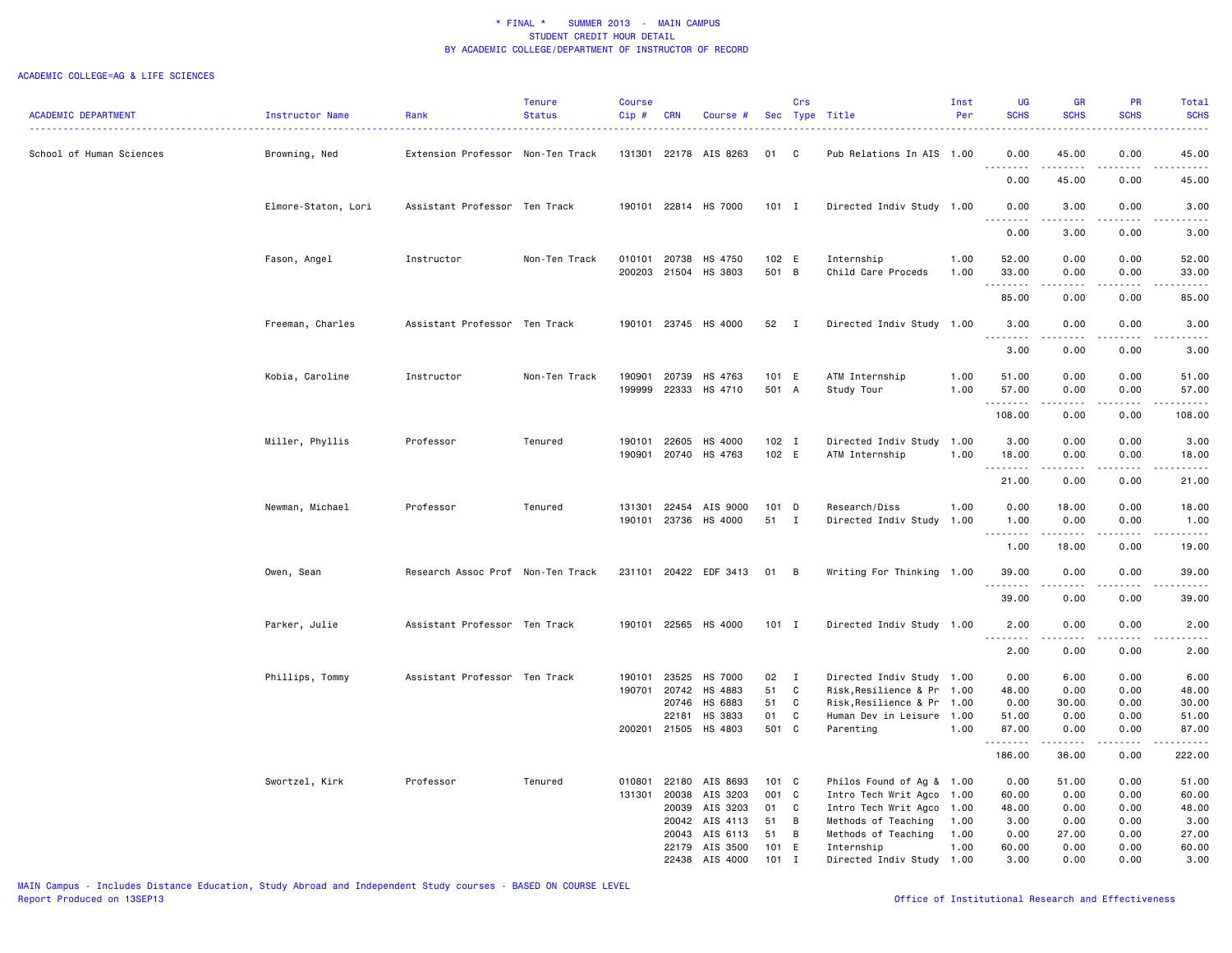\* FINAL \*    SUMMER 2013  -  MAIN CAMPUS
STUDENT CREDIT HOUR DETAIL
BY ACADEMIC COLLEGE/DEPARTMENT OF INSTRUCTOR OF RECORD

ACADEMIC COLLEGE=AG & LIFE SCIENCES

| ACADEMIC DEPARTMENT | Instructor Name | Rank | Tenure Status | Course Cip # | CRN | Course # | Sec | Crs Type | Title | Inst Per | UG SCHS | GR SCHS | PR SCHS | Total SCHS |
|---|---|---|---|---|---|---|---|---|---|---|---|---|---|---|
| School of Human Sciences | Browning, Ned | Extension Professor | Non-Ten Track | 131301 | 22178 | AIS 8263 | 01 | C | Pub Relations In AIS | 1.00 | 0.00 | 45.00 | 0.00 | 45.00 |
| | | | | | | | | | | | 0.00 | 45.00 | 0.00 | 45.00 |
| | Elmore-Staton, Lori | Assistant Professor | Ten Track | 190101 | 22814 | HS 7000 | 101 | I | Directed Indiv Study | 1.00 | 0.00 | 3.00 | 0.00 | 3.00 |
| | | | | | | | | | | | 0.00 | 3.00 | 0.00 | 3.00 |
| | Fason, Angel | Instructor | Non-Ten Track | 010101 | 20738 | HS 4750 | 102 | E | Internship | 1.00 | 52.00 | 0.00 | 0.00 | 52.00 |
| | | | | 200203 | 21504 | HS 3803 | 501 | B | Child Care Proceds | 1.00 | 33.00 | 0.00 | 0.00 | 33.00 |
| | | | | | | | | | | | 85.00 | 0.00 | 0.00 | 85.00 |
| | Freeman, Charles | Assistant Professor | Ten Track | 190101 | 23745 | HS 4000 | 52 | I | Directed Indiv Study | 1.00 | 3.00 | 0.00 | 0.00 | 3.00 |
| | | | | | | | | | | | 3.00 | 0.00 | 0.00 | 3.00 |
| | Kobia, Caroline | Instructor | Non-Ten Track | 190901 | 20739 | HS 4763 | 101 | E | ATM Internship | 1.00 | 51.00 | 0.00 | 0.00 | 51.00 |
| | | | | 199999 | 22333 | HS 4710 | 501 | A | Study Tour | 1.00 | 57.00 | 0.00 | 0.00 | 57.00 |
| | | | | | | | | | | | 108.00 | 0.00 | 0.00 | 108.00 |
| | Miller, Phyllis | Professor | Tenured | 190101 | 22605 | HS 4000 | 102 | I | Directed Indiv Study | 1.00 | 3.00 | 0.00 | 0.00 | 3.00 |
| | | | | 190901 | 20740 | HS 4763 | 102 | E | ATM Internship | 1.00 | 18.00 | 0.00 | 0.00 | 18.00 |
| | | | | | | | | | | | 21.00 | 0.00 | 0.00 | 21.00 |
| | Newman, Michael | Professor | Tenured | 131301 | 22454 | AIS 9000 | 101 | D | Research/Diss | 1.00 | 0.00 | 18.00 | 0.00 | 18.00 |
| | | | | 190101 | 23736 | HS 4000 | 51 | I | Directed Indiv Study | 1.00 | 1.00 | 0.00 | 0.00 | 1.00 |
| | | | | | | | | | | | 1.00 | 18.00 | 0.00 | 19.00 |
| | Owen, Sean | Research Assoc Prof | Non-Ten Track | 231101 | 20422 | EDF 3413 | 01 | B | Writing For Thinking | 1.00 | 39.00 | 0.00 | 0.00 | 39.00 |
| | | | | | | | | | | | 39.00 | 0.00 | 0.00 | 39.00 |
| | Parker, Julie | Assistant Professor | Ten Track | 190101 | 22565 | HS 4000 | 101 | I | Directed Indiv Study | 1.00 | 2.00 | 0.00 | 0.00 | 2.00 |
| | | | | | | | | | | | 2.00 | 0.00 | 0.00 | 2.00 |
| | Phillips, Tommy | Assistant Professor | Ten Track | 190101 | 23525 | HS 7000 | 02 | I | Directed Indiv Study | 1.00 | 0.00 | 6.00 | 0.00 | 6.00 |
| | | | | 190701 | 20742 | HS 4883 | 51 | C | Risk,Resilience & Pr | 1.00 | 48.00 | 0.00 | 0.00 | 48.00 |
| | | | | | 20746 | HS 6883 | 51 | C | Risk,Resilience & Pr | 1.00 | 0.00 | 30.00 | 0.00 | 30.00 |
| | | | | | 22181 | HS 3833 | 01 | C | Human Dev in Leisure | 1.00 | 51.00 | 0.00 | 0.00 | 51.00 |
| | | | | 200201 | 21505 | HS 4803 | 501 | C | Parenting | 1.00 | 87.00 | 0.00 | 0.00 | 87.00 |
| | | | | | | | | | | | 186.00 | 36.00 | 0.00 | 222.00 |
| | Swortzel, Kirk | Professor | Tenured | 010801 | 22180 | AIS 8693 | 101 | C | Philos Found of Ag & | 1.00 | 0.00 | 51.00 | 0.00 | 51.00 |
| | | | | 131301 | 20038 | AIS 3203 | 001 | C | Intro Tech Writ Agco | 1.00 | 60.00 | 0.00 | 0.00 | 60.00 |
| | | | | | 20039 | AIS 3203 | 01 | C | Intro Tech Writ Agco | 1.00 | 48.00 | 0.00 | 0.00 | 48.00 |
| | | | | | 20042 | AIS 4113 | 51 | B | Methods of Teaching | 1.00 | 3.00 | 0.00 | 0.00 | 3.00 |
| | | | | | 20043 | AIS 6113 | 51 | B | Methods of Teaching | 1.00 | 0.00 | 27.00 | 0.00 | 27.00 |
| | | | | | 22179 | AIS 3500 | 101 | E | Internship | 1.00 | 60.00 | 0.00 | 0.00 | 60.00 |
| | | | | | 22438 | AIS 4000 | 101 | I | Directed Indiv Study | 1.00 | 3.00 | 0.00 | 0.00 | 3.00 |

MAIN Campus - Includes Distance Education, Study Abroad and Independent Study courses - BASED ON COURSE LEVEL
Report Produced on 13SEP13

Office of Institutional Research and Effectiveness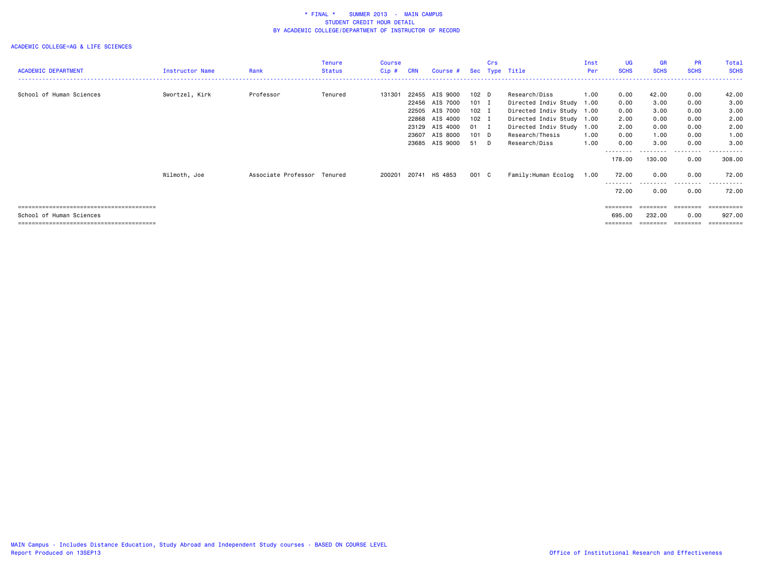\* FINAL \*    SUMMER 2013  -  MAIN CAMPUS
STUDENT CREDIT HOUR DETAIL
BY ACADEMIC COLLEGE/DEPARTMENT OF INSTRUCTOR OF RECORD

ACADEMIC COLLEGE=AG & LIFE SCIENCES

| ACADEMIC DEPARTMENT | Instructor Name | Rank | Tenure Status | Course Cip # | CRN | Course # | Sec | Crs Type | Title | Inst Per | UG SCHS | GR SCHS | PR SCHS | Total SCHS |
|---|---|---|---|---|---|---|---|---|---|---|---|---|---|---|
| School of Human Sciences | Swortzel, Kirk | Professor | Tenured | 131301 | 22455 | AIS 9000 | 102 | D | Research/Diss | 1.00 | 0.00 | 42.00 | 0.00 | 42.00 |
| | | | | | 22456 | AIS 7000 | 101 | I | Directed Indiv Study | 1.00 | 0.00 | 3.00 | 0.00 | 3.00 |
| | | | | | 22505 | AIS 7000 | 102 | I | Directed Indiv Study | 1.00 | 0.00 | 3.00 | 0.00 | 3.00 |
| | | | | | 22868 | AIS 4000 | 102 | I | Directed Indiv Study | 1.00 | 2.00 | 0.00 | 0.00 | 2.00 |
| | | | | | 23129 | AIS 4000 | 01 | I | Directed Indiv Study | 1.00 | 2.00 | 0.00 | 0.00 | 2.00 |
| | | | | | 23607 | AIS 8000 | 101 | D | Research/Thesis | 1.00 | 0.00 | 1.00 | 0.00 | 1.00 |
| | | | | | 23685 | AIS 9000 | 51 | D | Research/Diss | 1.00 | 0.00 | 3.00 | 0.00 | 3.00 |
| | | | | | | | | | | | 178.00 | 130.00 | 0.00 | 308.00 |
| | Wilmoth, Joe | Associate Professor | Tenured | 200201 | 20741 | HS 4853 | 001 | C | Family:Human Ecolog | 1.00 | 72.00 | 0.00 | 0.00 | 72.00 |
| | | | | | | | | | | | 72.00 | 0.00 | 0.00 | 72.00 |
| School of Human Sciences | | | | | | | | | | | 695.00 | 232.00 | 0.00 | 927.00 |

MAIN Campus - Includes Distance Education, Study Abroad and Independent Study courses - BASED ON COURSE LEVEL
Report Produced on 13SEP13

Office of Institutional Research and Effectiveness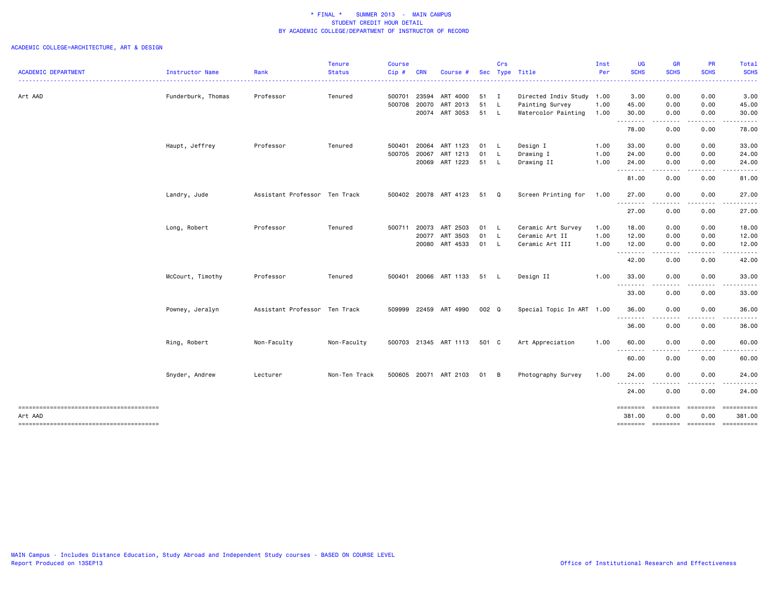\* FINAL \*    SUMMER 2013  -  MAIN CAMPUS
STUDENT CREDIT HOUR DETAIL
BY ACADEMIC COLLEGE/DEPARTMENT OF INSTRUCTOR OF RECORD

ACADEMIC COLLEGE=ARCHITECTURE, ART & DESIGN

| ACADEMIC DEPARTMENT | Instructor Name | Rank | Tenure Status | Course Cip # | CRN | Course # | Sec | Crs Type | Title | Inst Per | UG SCHS | GR SCHS | PR SCHS | Total SCHS |
|---|---|---|---|---|---|---|---|---|---|---|---|---|---|---|
| Art AAD | Funderburk, Thomas | Professor | Tenured | 500701 | 23594 | ART 4000 | 51 | I | Directed Indiv Study | 1.00 | 3.00 | 0.00 | 0.00 | 3.00 |
| | | | | 500708 | 20070 | ART 2013 | 51 | L | Painting Survey | 1.00 | 45.00 | 0.00 | 0.00 | 45.00 |
| | | | | | 20074 | ART 3053 | 51 | L | Watercolor Painting | 1.00 | 30.00 | 0.00 | 0.00 | 30.00 |
| | | | | | | | | | | | 78.00 | 0.00 | 0.00 | 78.00 |
| | Haupt, Jeffrey | Professor | Tenured | 500401 | 20064 | ART 1123 | 01 | L | Design I | 1.00 | 33.00 | 0.00 | 0.00 | 33.00 |
| | | | | 500705 | 20067 | ART 1213 | 01 | L | Drawing I | 1.00 | 24.00 | 0.00 | 0.00 | 24.00 |
| | | | | | 20069 | ART 1223 | 51 | L | Drawing II | 1.00 | 24.00 | 0.00 | 0.00 | 24.00 |
| | | | | | | | | | | | 81.00 | 0.00 | 0.00 | 81.00 |
| | Landry, Jude | Assistant Professor | Ten Track | 500402 | 20078 | ART 4123 | 51 | Q | Screen Printing for | 1.00 | 27.00 | 0.00 | 0.00 | 27.00 |
| | | | | | | | | | | | 27.00 | 0.00 | 0.00 | 27.00 |
| | Long, Robert | Professor | Tenured | 500711 | 20073 | ART 2503 | 01 | L | Ceramic Art Survey | 1.00 | 18.00 | 0.00 | 0.00 | 18.00 |
| | | | | | 20077 | ART 3503 | 01 | L | Ceramic Art II | 1.00 | 12.00 | 0.00 | 0.00 | 12.00 |
| | | | | | 20080 | ART 4533 | 01 | L | Ceramic Art III | 1.00 | 12.00 | 0.00 | 0.00 | 12.00 |
| | | | | | | | | | | | 42.00 | 0.00 | 0.00 | 42.00 |
| | McCourt, Timothy | Professor | Tenured | 500401 | 20066 | ART 1133 | 51 | L | Design II | 1.00 | 33.00 | 0.00 | 0.00 | 33.00 |
| | | | | | | | | | | | 33.00 | 0.00 | 0.00 | 33.00 |
| | Powney, Jeralyn | Assistant Professor | Ten Track | 509999 | 22459 | ART 4990 | 002 | Q | Special Topic In ART | 1.00 | 36.00 | 0.00 | 0.00 | 36.00 |
| | | | | | | | | | | | 36.00 | 0.00 | 0.00 | 36.00 |
| | Ring, Robert | Non-Faculty | Non-Faculty | 500703 | 21345 | ART 1113 | 501 | C | Art Appreciation | 1.00 | 60.00 | 0.00 | 0.00 | 60.00 |
| | | | | | | | | | | | 60.00 | 0.00 | 0.00 | 60.00 |
| | Snyder, Andrew | Lecturer | Non-Ten Track | 500605 | 20071 | ART 2103 | 01 | B | Photography Survey | 1.00 | 24.00 | 0.00 | 0.00 | 24.00 |
| | | | | | | | | | | | 24.00 | 0.00 | 0.00 | 24.00 |
| Art AAD | | | | | | | | | | | 381.00 | 0.00 | 0.00 | 381.00 |

MAIN Campus - Includes Distance Education, Study Abroad and Independent Study courses - BASED ON COURSE LEVEL
Report Produced on 13SEP13

Office of Institutional Research and Effectiveness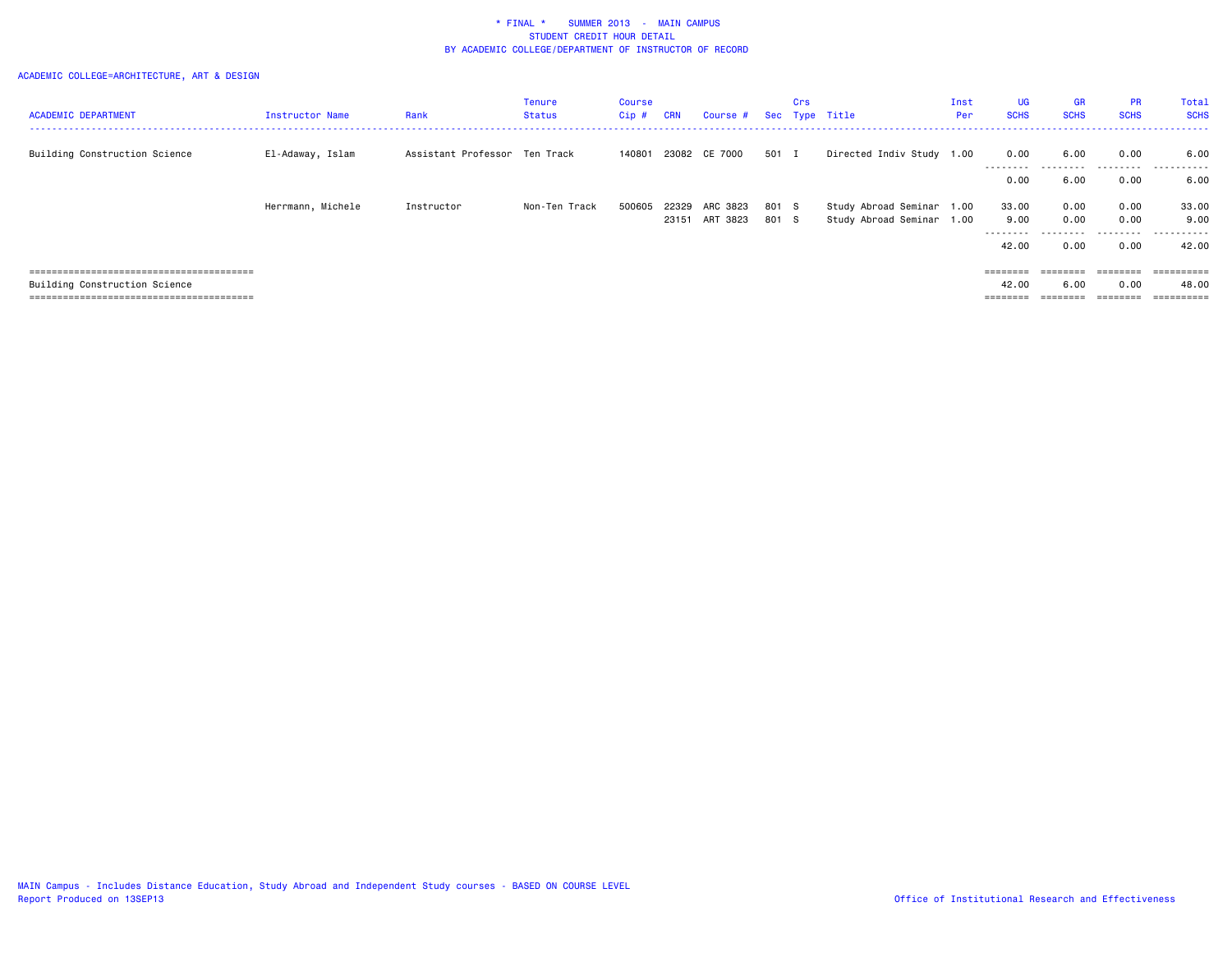* FINAL * SUMMER 2013 - MAIN CAMPUS
STUDENT CREDIT HOUR DETAIL
BY ACADEMIC COLLEGE/DEPARTMENT OF INSTRUCTOR OF RECORD

ACADEMIC COLLEGE=ARCHITECTURE, ART & DESIGN

| ACADEMIC DEPARTMENT | Instructor Name | Rank | Tenure Status | Course Cip # | CRN | Course # | Sec | Crs Type | Title | Inst Per | UG SCHS | GR SCHS | PR SCHS | Total SCHS |
|---|---|---|---|---|---|---|---|---|---|---|---|---|---|---|
| Building Construction Science | El-Adaway, Islam | Assistant Professor | Ten Track | 140801 | 23082 | CE 7000 | 501 | I | Directed Indiv Study | 1.00 | 0.00 | 6.00 | 0.00 | 6.00 |
| | | | | | | | | | | | 0.00 | 6.00 | 0.00 | 6.00 |
| | Herrmann, Michele | Instructor | Non-Ten Track | 500605 | 22329 | ARC 3823 | 801 | S | Study Abroad Seminar | 1.00 | 33.00 | 0.00 | 0.00 | 33.00 |
| | | | | | 23151 | ART 3823 | 801 | S | Study Abroad Seminar | 1.00 | 9.00 | 0.00 | 0.00 | 9.00 |
| | | | | | | | | | | | 42.00 | 0.00 | 0.00 | 42.00 |
| Building Construction Science | | | | | | | | | | | 42.00 | 6.00 | 0.00 | 48.00 |

MAIN Campus - Includes Distance Education, Study Abroad and Independent Study courses - BASED ON COURSE LEVEL
Report Produced on 13SEP13

Office of Institutional Research and Effectiveness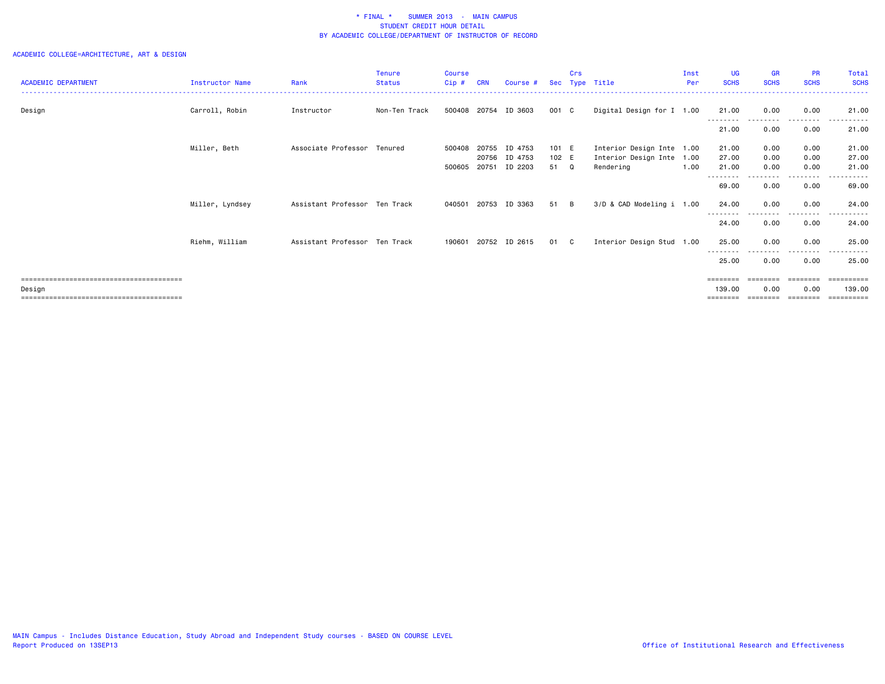# * FINAL * SUMMER 2013 - MAIN CAMPUS
## STUDENT CREDIT HOUR DETAIL
### BY ACADEMIC COLLEGE/DEPARTMENT OF INSTRUCTOR OF RECORD

ACADEMIC COLLEGE=ARCHITECTURE, ART & DESIGN

| ACADEMIC DEPARTMENT | Instructor Name | Rank | Tenure Status | Course Cip # | CRN | Course # | Sec | Crs Type | Title | Inst Per | UG SCHS | GR SCHS | PR SCHS | Total SCHS |
|---|---|---|---|---|---|---|---|---|---|---|---|---|---|---|
| Design | Carroll, Robin | Instructor | Non-Ten Track | 500408 | 20754 | ID 3603 | 001 | C | Digital Design for I | 1.00 | 21.00 | 0.00 | 0.00 | 21.00 |
| | | | | | | | | | | | 21.00 | 0.00 | 0.00 | 21.00 |
| | Miller, Beth | Associate Professor | Tenured | 500408 | 20755 | ID 4753 | 101 | E | Interior Design Inte | 1.00 | 21.00 | 0.00 | 0.00 | 21.00 |
| | | | | | 20756 | ID 4753 | 102 | E | Interior Design Inte | 1.00 | 27.00 | 0.00 | 0.00 | 27.00 |
| | | | | 500605 | 20751 | ID 2203 | 51 | Q | Rendering | 1.00 | 21.00 | 0.00 | 0.00 | 21.00 |
| | | | | | | | | | | | 69.00 | 0.00 | 0.00 | 69.00 |
| | Miller, Lyndsey | Assistant Professor | Ten Track | 040501 | 20753 | ID 3363 | 51 | B | 3/D & CAD Modeling i | 1.00 | 24.00 | 0.00 | 0.00 | 24.00 |
| | | | | | | | | | | | 24.00 | 0.00 | 0.00 | 24.00 |
| | Riehm, William | Assistant Professor | Ten Track | 190601 | 20752 | ID 2615 | 01 | C | Interior Design Stud | 1.00 | 25.00 | 0.00 | 0.00 | 25.00 |
| | | | | | | | | | | | 25.00 | 0.00 | 0.00 | 25.00 |
| Design | | | | | | | | | | | 139.00 | 0.00 | 0.00 | 139.00 |

MAIN Campus - Includes Distance Education, Study Abroad and Independent Study courses - BASED ON COURSE LEVEL
Report Produced on 13SEP13

Office of Institutional Research and Effectiveness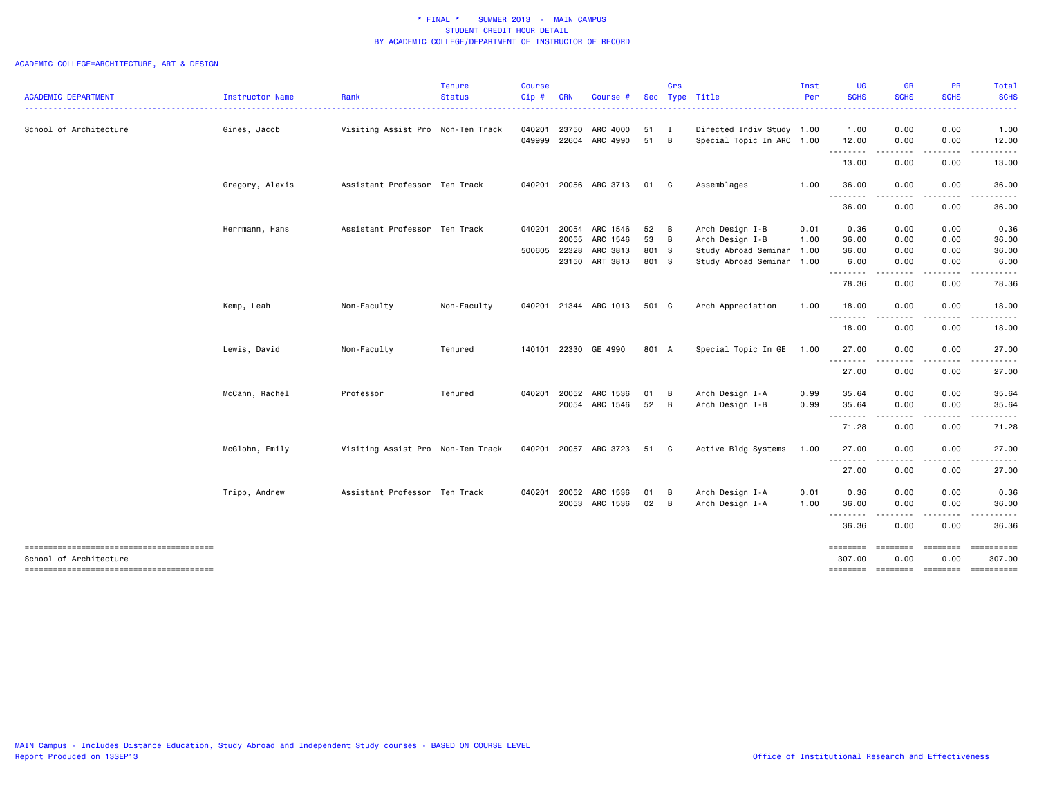# * FINAL * SUMMER 2013 - MAIN CAMPUS
## STUDENT CREDIT HOUR DETAIL
## BY ACADEMIC COLLEGE/DEPARTMENT OF INSTRUCTOR OF RECORD

ACADEMIC COLLEGE=ARCHITECTURE, ART & DESIGN

| ACADEMIC DEPARTMENT | Instructor Name | Rank | Tenure Status | Course Cip # | CRN | Course # | Sec | Crs Type | Title | Inst Per | UG SCHS | GR SCHS | PR SCHS | Total SCHS |
|---|---|---|---|---|---|---|---|---|---|---|---|---|---|---|
| School of Architecture | Gines, Jacob | Visiting Assist Pro | Non-Ten Track | 040201 | 23750 | ARC 4000 | 51 | I | Directed Indiv Study | 1.00 | 1.00 | 0.00 | 0.00 | 1.00 |
| | | | | 049999 | 22604 | ARC 4990 | 51 | B | Special Topic In ARC | 1.00 | 12.00 | 0.00 | 0.00 | 12.00 |
| | | | | | | | | | | | 13.00 | 0.00 | 0.00 | 13.00 |
| | Gregory, Alexis | Assistant Professor | Ten Track | 040201 | 20056 | ARC 3713 | 01 | C | Assemblages | 1.00 | 36.00 | 0.00 | 0.00 | 36.00 |
| | | | | | | | | | | | 36.00 | 0.00 | 0.00 | 36.00 |
| | Herrmann, Hans | Assistant Professor | Ten Track | 040201 | 20054 | ARC 1546 | 52 | B | Arch Design I-B | 0.01 | 0.36 | 0.00 | 0.00 | 0.36 |
| | | | | | 20055 | ARC 1546 | 53 | B | Arch Design I-B | 1.00 | 36.00 | 0.00 | 0.00 | 36.00 |
| | | | | 500605 | 22328 | ARC 3813 | 801 | S | Study Abroad Seminar | 1.00 | 36.00 | 0.00 | 0.00 | 36.00 |
| | | | | | 23150 | ART 3813 | 801 | S | Study Abroad Seminar | 1.00 | 6.00 | 0.00 | 0.00 | 6.00 |
| | | | | | | | | | | | 78.36 | 0.00 | 0.00 | 78.36 |
| | Kemp, Leah | Non-Faculty | Non-Faculty | 040201 | 21344 | ARC 1013 | 501 | C | Arch Appreciation | 1.00 | 18.00 | 0.00 | 0.00 | 18.00 |
| | | | | | | | | | | | 18.00 | 0.00 | 0.00 | 18.00 |
| | Lewis, David | Non-Faculty | Tenured | 140101 | 22330 | GE 4990 | 801 | A | Special Topic In GE | 1.00 | 27.00 | 0.00 | 0.00 | 27.00 |
| | | | | | | | | | | | 27.00 | 0.00 | 0.00 | 27.00 |
| | McCann, Rachel | Professor | Tenured | 040201 | 20052 | ARC 1536 | 01 | B | Arch Design I-A | 0.99 | 35.64 | 0.00 | 0.00 | 35.64 |
| | | | | | 20054 | ARC 1546 | 52 | B | Arch Design I-B | 0.99 | 35.64 | 0.00 | 0.00 | 35.64 |
| | | | | | | | | | | | 71.28 | 0.00 | 0.00 | 71.28 |
| | McGlohn, Emily | Visiting Assist Pro | Non-Ten Track | 040201 | 20057 | ARC 3723 | 51 | C | Active Bldg Systems | 1.00 | 27.00 | 0.00 | 0.00 | 27.00 |
| | | | | | | | | | | | 27.00 | 0.00 | 0.00 | 27.00 |
| | Tripp, Andrew | Assistant Professor | Ten Track | 040201 | 20052 | ARC 1536 | 01 | B | Arch Design I-A | 0.01 | 0.36 | 0.00 | 0.00 | 0.36 |
| | | | | | 20053 | ARC 1536 | 02 | B | Arch Design I-A | 1.00 | 36.00 | 0.00 | 0.00 | 36.00 |
| | | | | | | | | | | | 36.36 | 0.00 | 0.00 | 36.36 |
| School of Architecture | | | | | | | | | | | 307.00 | 0.00 | 0.00 | 307.00 |

MAIN Campus - Includes Distance Education, Study Abroad and Independent Study courses - BASED ON COURSE LEVEL
Report Produced on 13SEP13

Office of Institutional Research and Effectiveness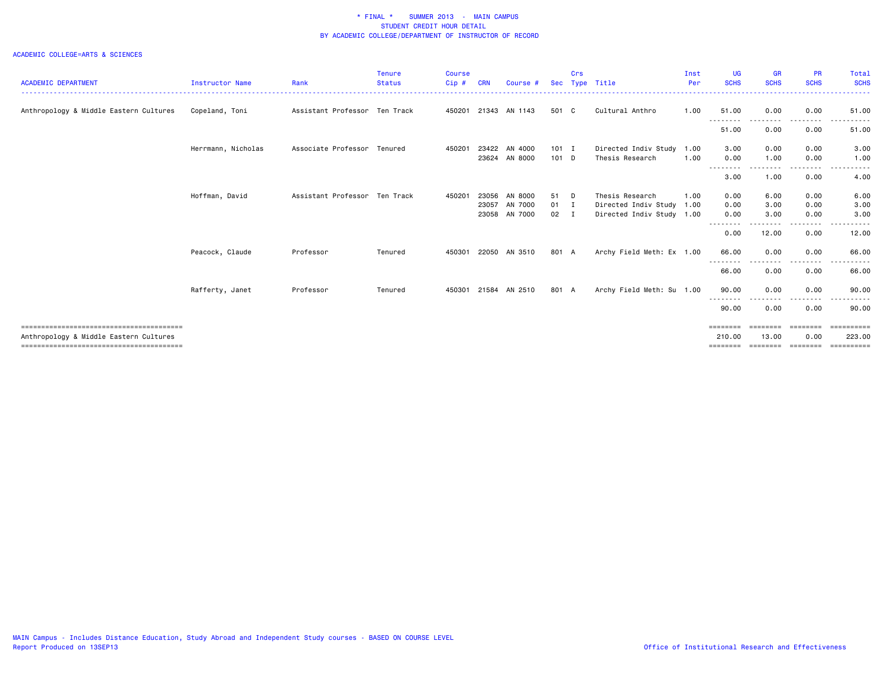\* FINAL \*  SUMMER 2013 - MAIN CAMPUS
STUDENT CREDIT HOUR DETAIL
BY ACADEMIC COLLEGE/DEPARTMENT OF INSTRUCTOR OF RECORD

ACADEMIC COLLEGE=ARTS & SCIENCES

| ACADEMIC DEPARTMENT | Instructor Name | Rank | Tenure Status | Course Cip # | CRN | Course # | Sec | Crs Type | Title | Inst Per | UG SCHS | GR SCHS | PR SCHS | Total SCHS |
|---|---|---|---|---|---|---|---|---|---|---|---|---|---|---|
| Anthropology & Middle Eastern Cultures | Copeland, Toni | Assistant Professor | Ten Track | 450201 | 21343 | AN 1143 | 501 | C | Cultural Anthro | 1.00 | 51.00 | 0.00 | 0.00 | 51.00 |
| | | | | | | | | | | | 51.00 | 0.00 | 0.00 | 51.00 |
| | Herrmann, Nicholas | Associate Professor | Tenured | 450201 | 23422 | AN 4000 | 101 | I | Directed Indiv Study | 1.00 | 3.00 | 0.00 | 0.00 | 3.00 |
| | | | | | 23624 | AN 8000 | 101 | D | Thesis Research | 1.00 | 0.00 | 1.00 | 0.00 | 1.00 |
| | | | | | | | | | | | 3.00 | 1.00 | 0.00 | 4.00 |
| | Hoffman, David | Assistant Professor | Ten Track | 450201 | 23056 | AN 8000 | 51 | D | Thesis Research | 1.00 | 0.00 | 6.00 | 0.00 | 6.00 |
| | | | | | 23057 | AN 7000 | 01 | I | Directed Indiv Study | 1.00 | 0.00 | 3.00 | 0.00 | 3.00 |
| | | | | | 23058 | AN 7000 | 02 | I | Directed Indiv Study | 1.00 | 0.00 | 3.00 | 0.00 | 3.00 |
| | | | | | | | | | | | 0.00 | 12.00 | 0.00 | 12.00 |
| | Peacock, Claude | Professor | Tenured | 450301 | 22050 | AN 3510 | 801 | A | Archy Field Meth: Ex | 1.00 | 66.00 | 0.00 | 0.00 | 66.00 |
| | | | | | | | | | | | 66.00 | 0.00 | 0.00 | 66.00 |
| | Rafferty, Janet | Professor | Tenured | 450301 | 21584 | AN 2510 | 801 | A | Archy Field Meth: Su | 1.00 | 90.00 | 0.00 | 0.00 | 90.00 |
| | | | | | | | | | | | 90.00 | 0.00 | 0.00 | 90.00 |
| Anthropology & Middle Eastern Cultures | | | | | | | | | | | 210.00 | 13.00 | 0.00 | 223.00 |

MAIN Campus - Includes Distance Education, Study Abroad and Independent Study courses - BASED ON COURSE LEVEL
Report Produced on 13SEP13

Office of Institutional Research and Effectiveness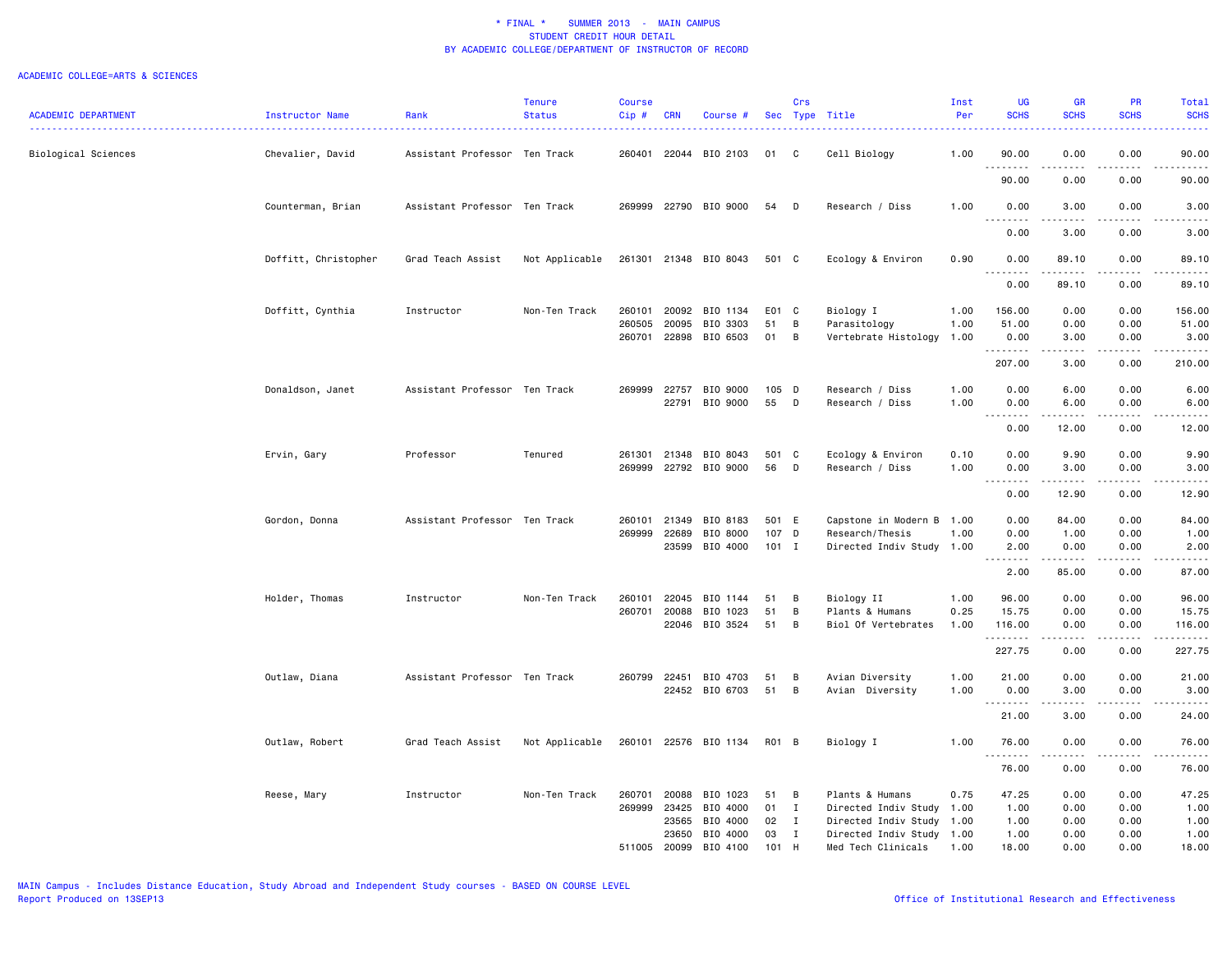\* FINAL \* SUMMER 2013 - MAIN CAMPUS
STUDENT CREDIT HOUR DETAIL
BY ACADEMIC COLLEGE/DEPARTMENT OF INSTRUCTOR OF RECORD

ACADEMIC COLLEGE=ARTS & SCIENCES

| ACADEMIC DEPARTMENT | Instructor Name | Rank | Tenure Status | Course Cip # | CRN | Course # | Sec | Crs Type | Title | Inst Per | UG SCHS | GR SCHS | PR SCHS | Total SCHS |
|---|---|---|---|---|---|---|---|---|---|---|---|---|---|---|
| Biological Sciences | Chevalier, David | Assistant Professor | Ten Track | 260401 | 22044 | BIO 2103 | 01 | C | Cell Biology | 1.00 | 90.00 | 0.00 | 0.00 | 90.00 |
| | | | | | | | | | | | 90.00 | 0.00 | 0.00 | 90.00 |
| | Counterman, Brian | Assistant Professor | Ten Track | 269999 | 22790 | BIO 9000 | 54 | D | Research / Diss | 1.00 | 0.00 | 3.00 | 0.00 | 3.00 |
| | | | | | | | | | | | 0.00 | 3.00 | 0.00 | 3.00 |
| | Doffitt, Christopher | Grad Teach Assist | Not Applicable | 261301 | 21348 | BIO 8043 | 501 | C | Ecology & Environ | 0.90 | 0.00 | 89.10 | 0.00 | 89.10 |
| | | | | | | | | | | | 0.00 | 89.10 | 0.00 | 89.10 |
| | Doffitt, Cynthia | Instructor | Non-Ten Track | 260101 | 20092 | BIO 1134 | E01 | C | Biology I | 1.00 | 156.00 | 0.00 | 0.00 | 156.00 |
| | | | | 260505 | 20095 | BIO 3303 | 51 | B | Parasitology | 1.00 | 51.00 | 0.00 | 0.00 | 51.00 |
| | | | | 260701 | 22898 | BIO 6503 | 01 | B | Vertebrate Histology | 1.00 | 0.00 | 3.00 | 0.00 | 3.00 |
| | | | | | | | | | | | 207.00 | 3.00 | 0.00 | 210.00 |
| | Donaldson, Janet | Assistant Professor | Ten Track | 269999 | 22757 | BIO 9000 | 105 | D | Research / Diss | 1.00 | 0.00 | 6.00 | 0.00 | 6.00 |
| | | | | | 22791 | BIO 9000 | 55 | D | Research / Diss | 1.00 | 0.00 | 6.00 | 0.00 | 6.00 |
| | | | | | | | | | | | 0.00 | 12.00 | 0.00 | 12.00 |
| | Ervin, Gary | Professor | Tenured | 261301 | 21348 | BIO 8043 | 501 | C | Ecology & Environ | 0.10 | 0.00 | 9.90 | 0.00 | 9.90 |
| | | | | 269999 | 22792 | BIO 9000 | 56 | D | Research / Diss | 1.00 | 0.00 | 3.00 | 0.00 | 3.00 |
| | | | | | | | | | | | 0.00 | 12.90 | 0.00 | 12.90 |
| | Gordon, Donna | Assistant Professor | Ten Track | 260101 | 21349 | BIO 8183 | 501 | E | Capstone in Modern B | 1.00 | 0.00 | 84.00 | 0.00 | 84.00 |
| | | | | 269999 | 22689 | BIO 8000 | 107 | D | Research/Thesis | 1.00 | 0.00 | 1.00 | 0.00 | 1.00 |
| | | | | | 23599 | BIO 4000 | 101 | I | Directed Indiv Study | 1.00 | 2.00 | 0.00 | 0.00 | 2.00 |
| | | | | | | | | | | | 2.00 | 85.00 | 0.00 | 87.00 |
| | Holder, Thomas | Instructor | Non-Ten Track | 260101 | 22045 | BIO 1144 | 51 | B | Biology II | 1.00 | 96.00 | 0.00 | 0.00 | 96.00 |
| | | | | 260701 | 20088 | BIO 1023 | 51 | B | Plants & Humans | 0.25 | 15.75 | 0.00 | 0.00 | 15.75 |
| | | | | | 22046 | BIO 3524 | 51 | B | Biol Of Vertebrates | 1.00 | 116.00 | 0.00 | 0.00 | 116.00 |
| | | | | | | | | | | | 227.75 | 0.00 | 0.00 | 227.75 |
| | Outlaw, Diana | Assistant Professor | Ten Track | 260799 | 22451 | BIO 4703 | 51 | B | Avian Diversity | 1.00 | 21.00 | 0.00 | 0.00 | 21.00 |
| | | | | | 22452 | BIO 6703 | 51 | B | Avian Diversity | 1.00 | 0.00 | 3.00 | 0.00 | 3.00 |
| | | | | | | | | | | | 21.00 | 3.00 | 0.00 | 24.00 |
| | Outlaw, Robert | Grad Teach Assist | Not Applicable | 260101 | 22576 | BIO 1134 | R01 | B | Biology I | 1.00 | 76.00 | 0.00 | 0.00 | 76.00 |
| | | | | | | | | | | | 76.00 | 0.00 | 0.00 | 76.00 |
| | Reese, Mary | Instructor | Non-Ten Track | 260701 | 20088 | BIO 1023 | 51 | B | Plants & Humans | 0.75 | 47.25 | 0.00 | 0.00 | 47.25 |
| | | | | 269999 | 23425 | BIO 4000 | 01 | I | Directed Indiv Study | 1.00 | 1.00 | 0.00 | 0.00 | 1.00 |
| | | | | | 23565 | BIO 4000 | 02 | I | Directed Indiv Study | 1.00 | 1.00 | 0.00 | 0.00 | 1.00 |
| | | | | | 23650 | BIO 4000 | 03 | I | Directed Indiv Study | 1.00 | 1.00 | 0.00 | 0.00 | 1.00 |
| | | | | 511005 | 20099 | BIO 4100 | 101 | H | Med Tech Clinicals | 1.00 | 18.00 | 0.00 | 0.00 | 18.00 |

MAIN Campus - Includes Distance Education, Study Abroad and Independent Study courses - BASED ON COURSE LEVEL
Report Produced on 13SEP13

Office of Institutional Research and Effectiveness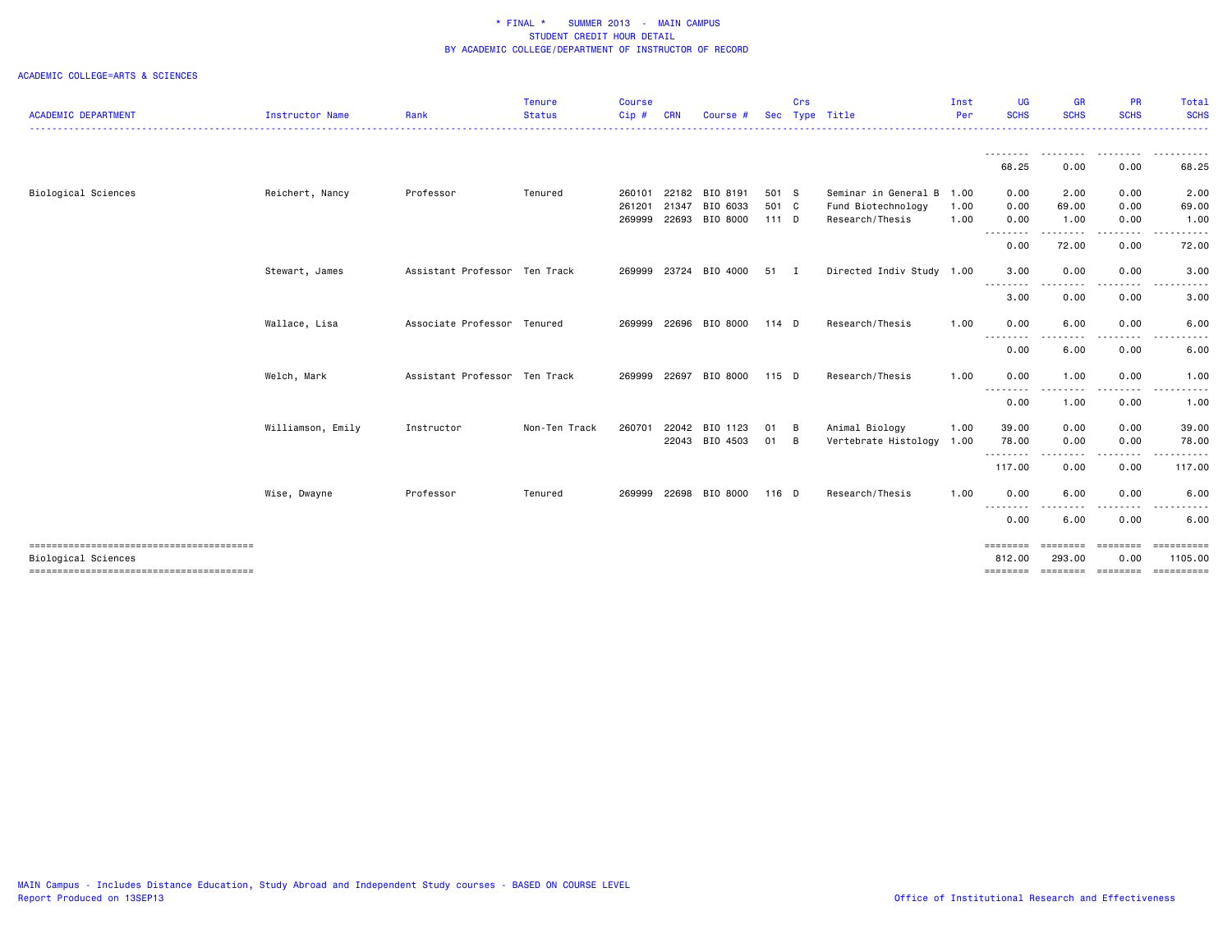\* FINAL \* SUMMER 2013 - MAIN CAMPUS
STUDENT CREDIT HOUR DETAIL
BY ACADEMIC COLLEGE/DEPARTMENT OF INSTRUCTOR OF RECORD

ACADEMIC COLLEGE=ARTS & SCIENCES

| ACADEMIC DEPARTMENT | Instructor Name | Rank | Tenure Status | Course Cip # | CRN | Course # | Sec | Crs Type | Title | Inst Per | UG SCHS | GR SCHS | PR SCHS | Total SCHS |
|---|---|---|---|---|---|---|---|---|---|---|---|---|---|---|
| | | | | | | | | | | | 68.25 | 0.00 | 0.00 | 68.25 |
| Biological Sciences | Reichert, Nancy | Professor | Tenured | 260101 | 22182 | BIO 8191 | 501 | S | Seminar in General B | 1.00 | 0.00 | 2.00 | 0.00 | 2.00 |
| | | | | 261201 | 21347 | BIO 6033 | 501 | C | Fund Biotechnology | 1.00 | 0.00 | 69.00 | 0.00 | 69.00 |
| | | | | 269999 | 22693 | BIO 8000 | 111 | D | Research/Thesis | 1.00 | 0.00 | 1.00 | 0.00 | 1.00 |
| | | | | | | | | | | | 0.00 | 72.00 | 0.00 | 72.00 |
| | Stewart, James | Assistant Professor | Ten Track | 269999 | 23724 | BIO 4000 | 51 | I | Directed Indiv Study | 1.00 | 3.00 | 0.00 | 0.00 | 3.00 |
| | | | | | | | | | | | 3.00 | 0.00 | 0.00 | 3.00 |
| | Wallace, Lisa | Associate Professor | Tenured | 269999 | 22696 | BIO 8000 | 114 | D | Research/Thesis | 1.00 | 0.00 | 6.00 | 0.00 | 6.00 |
| | | | | | | | | | | | 0.00 | 6.00 | 0.00 | 6.00 |
| | Welch, Mark | Assistant Professor | Ten Track | 269999 | 22697 | BIO 8000 | 115 | D | Research/Thesis | 1.00 | 0.00 | 1.00 | 0.00 | 1.00 |
| | | | | | | | | | | | 0.00 | 1.00 | 0.00 | 1.00 |
| | Williamson, Emily | Instructor | Non-Ten Track | 260701 | 22042 | BIO 1123 | 01 | B | Animal Biology | 1.00 | 39.00 | 0.00 | 0.00 | 39.00 |
| | | | | | 22043 | BIO 4503 | 01 | B | Vertebrate Histology | 1.00 | 78.00 | 0.00 | 0.00 | 78.00 |
| | | | | | | | | | | | 117.00 | 0.00 | 0.00 | 117.00 |
| | Wise, Dwayne | Professor | Tenured | 269999 | 22698 | BIO 8000 | 116 | D | Research/Thesis | 1.00 | 0.00 | 6.00 | 0.00 | 6.00 |
| | | | | | | | | | | | 0.00 | 6.00 | 0.00 | 6.00 |
| Biological Sciences | | | | | | | | | | | 812.00 | 293.00 | 0.00 | 1105.00 |

MAIN Campus - Includes Distance Education, Study Abroad and Independent Study courses - BASED ON COURSE LEVEL
Report Produced on 13SEP13

Office of Institutional Research and Effectiveness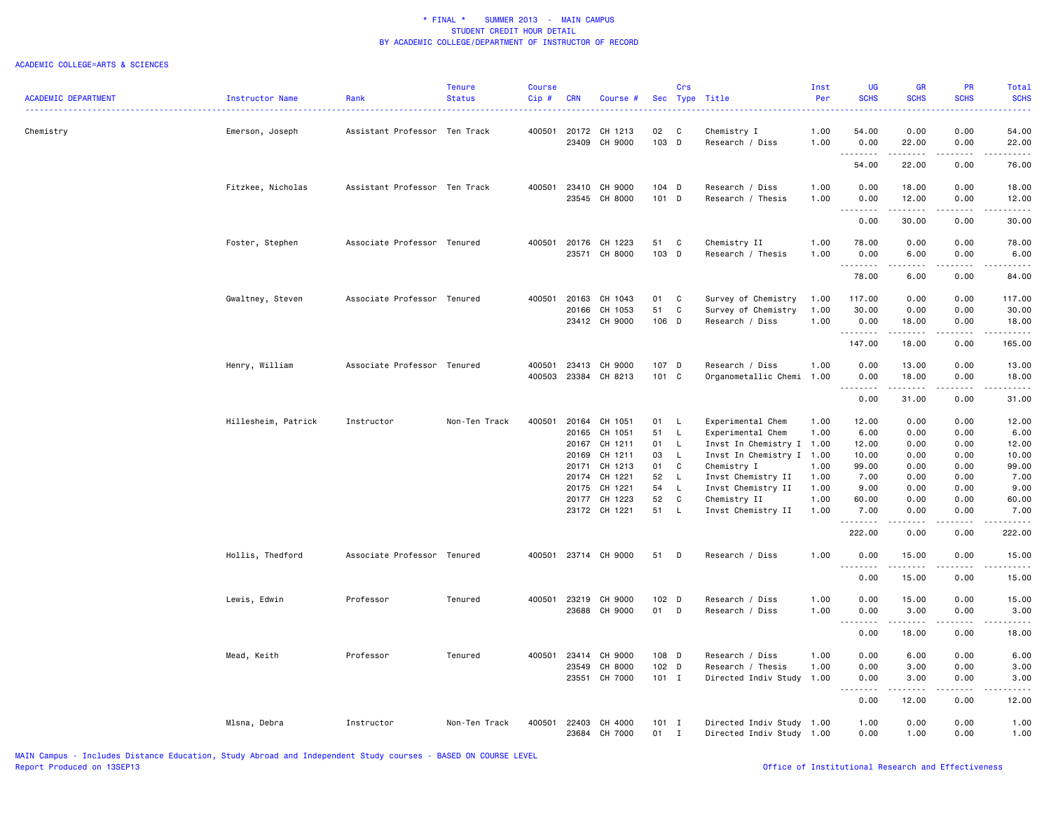# * FINAL * SUMMER 2013 - MAIN CAMPUS
## STUDENT CREDIT HOUR DETAIL
## BY ACADEMIC COLLEGE/DEPARTMENT OF INSTRUCTOR OF RECORD

ACADEMIC COLLEGE=ARTS & SCIENCES

| ACADEMIC DEPARTMENT | Instructor Name | Rank | Tenure Status | Course Cip # | CRN | Course # | Sec | Crs Type | Title | Inst Per | UG SCHS | GR SCHS | PR SCHS | Total SCHS |
|---|---|---|---|---|---|---|---|---|---|---|---|---|---|---|
| Chemistry | Emerson, Joseph | Assistant Professor | Ten Track | 400501 | 20172 | CH 1213 | 02 | C | Chemistry I | 1.00 | 54.00 | 0.00 | 0.00 | 54.00 |
| | | | | | 23409 | CH 9000 | 103 | D | Research / Diss | 1.00 | 0.00 | 22.00 | 0.00 | 22.00 |
| | | | | | | | | | | | 54.00 | 22.00 | 0.00 | 76.00 |
| | Fitzkee, Nicholas | Assistant Professor | Ten Track | 400501 | 23410 | CH 9000 | 104 | D | Research / Diss | 1.00 | 0.00 | 18.00 | 0.00 | 18.00 |
| | | | | | 23545 | CH 8000 | 101 | D | Research / Thesis | 1.00 | 0.00 | 12.00 | 0.00 | 12.00 |
| | | | | | | | | | | | 0.00 | 30.00 | 0.00 | 30.00 |
| | Foster, Stephen | Associate Professor | Tenured | 400501 | 20176 | CH 1223 | 51 | C | Chemistry II | 1.00 | 78.00 | 0.00 | 0.00 | 78.00 |
| | | | | | 23571 | CH 8000 | 103 | D | Research / Thesis | 1.00 | 0.00 | 6.00 | 0.00 | 6.00 |
| | | | | | | | | | | | 78.00 | 6.00 | 0.00 | 84.00 |
| | Gwaltney, Steven | Associate Professor | Tenured | 400501 | 20163 | CH 1043 | 01 | C | Survey of Chemistry | 1.00 | 117.00 | 0.00 | 0.00 | 117.00 |
| | | | | | 20166 | CH 1053 | 51 | C | Survey of Chemistry | 1.00 | 30.00 | 0.00 | 0.00 | 30.00 |
| | | | | | 23412 | CH 9000 | 106 | D | Research / Diss | 1.00 | 0.00 | 18.00 | 0.00 | 18.00 |
| | | | | | | | | | | | 147.00 | 18.00 | 0.00 | 165.00 |
| | Henry, William | Associate Professor | Tenured | 400501 | 23413 | CH 9000 | 107 | D | Research / Diss | 1.00 | 0.00 | 13.00 | 0.00 | 13.00 |
| | | | | 400503 | 23384 | CH 8213 | 101 | C | Organometallic Chemi | 1.00 | 0.00 | 18.00 | 0.00 | 18.00 |
| | | | | | | | | | | | 0.00 | 31.00 | 0.00 | 31.00 |
| | Hillesheim, Patrick | Instructor | Non-Ten Track | 400501 | 20164 | CH 1051 | 01 | L | Experimental Chem | 1.00 | 12.00 | 0.00 | 0.00 | 12.00 |
| | | | | | 20165 | CH 1051 | 51 | L | Experimental Chem | 1.00 | 6.00 | 0.00 | 0.00 | 6.00 |
| | | | | | 20167 | CH 1211 | 01 | L | Invst In Chemistry I | 1.00 | 12.00 | 0.00 | 0.00 | 12.00 |
| | | | | | 20169 | CH 1211 | 03 | L | Invst In Chemistry I | 1.00 | 10.00 | 0.00 | 0.00 | 10.00 |
| | | | | | 20171 | CH 1213 | 01 | C | Chemistry I | 1.00 | 99.00 | 0.00 | 0.00 | 99.00 |
| | | | | | 20174 | CH 1221 | 52 | L | Invst Chemistry II | 1.00 | 7.00 | 0.00 | 0.00 | 7.00 |
| | | | | | 20175 | CH 1221 | 54 | L | Invst Chemistry II | 1.00 | 9.00 | 0.00 | 0.00 | 9.00 |
| | | | | | 20177 | CH 1223 | 52 | C | Chemistry II | 1.00 | 60.00 | 0.00 | 0.00 | 60.00 |
| | | | | | 23172 | CH 1221 | 51 | L | Invst Chemistry II | 1.00 | 7.00 | 0.00 | 0.00 | 7.00 |
| | | | | | | | | | | | 222.00 | 0.00 | 0.00 | 222.00 |
| | Hollis, Thedford | Associate Professor | Tenured | 400501 | 23714 | CH 9000 | 51 | D | Research / Diss | 1.00 | 0.00 | 15.00 | 0.00 | 15.00 |
| | | | | | | | | | | | 0.00 | 15.00 | 0.00 | 15.00 |
| | Lewis, Edwin | Professor | Tenured | 400501 | 23219 | CH 9000 | 102 | D | Research / Diss | 1.00 | 0.00 | 15.00 | 0.00 | 15.00 |
| | | | | | 23688 | CH 9000 | 01 | D | Research / Diss | 1.00 | 0.00 | 3.00 | 0.00 | 3.00 |
| | | | | | | | | | | | 0.00 | 18.00 | 0.00 | 18.00 |
| | Mead, Keith | Professor | Tenured | 400501 | 23414 | CH 9000 | 108 | D | Research / Diss | 1.00 | 0.00 | 6.00 | 0.00 | 6.00 |
| | | | | | 23549 | CH 8000 | 102 | D | Research / Thesis | 1.00 | 0.00 | 3.00 | 0.00 | 3.00 |
| | | | | | 23551 | CH 7000 | 101 | I | Directed Indiv Study | 1.00 | 0.00 | 3.00 | 0.00 | 3.00 |
| | | | | | | | | | | | 0.00 | 12.00 | 0.00 | 12.00 |
| | Mlsna, Debra | Instructor | Non-Ten Track | 400501 | 22403 | CH 4000 | 101 | I | Directed Indiv Study | 1.00 | 1.00 | 0.00 | 0.00 | 1.00 |
| | | | | | 23684 | CH 7000 | 01 | I | Directed Indiv Study | 1.00 | 0.00 | 1.00 | 0.00 | 1.00 |

MAIN Campus - Includes Distance Education, Study Abroad and Independent Study courses - BASED ON COURSE LEVEL
Report Produced on 13SEP13

Office of Institutional Research and Effectiveness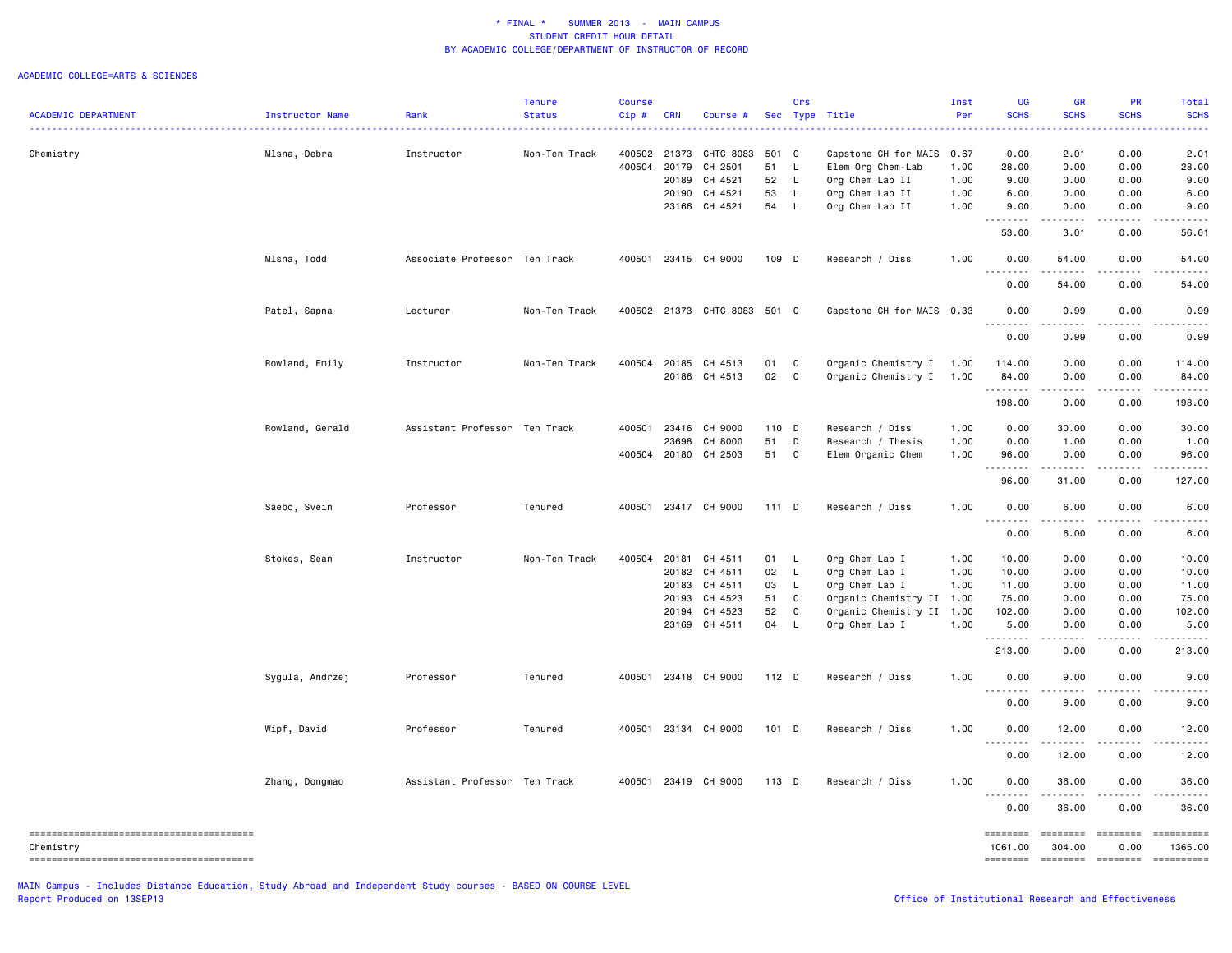\* FINAL \*    SUMMER 2013 - MAIN CAMPUS
STUDENT CREDIT HOUR DETAIL
BY ACADEMIC COLLEGE/DEPARTMENT OF INSTRUCTOR OF RECORD

ACADEMIC COLLEGE=ARTS & SCIENCES

| ACADEMIC DEPARTMENT | Instructor Name | Rank | Tenure Status | Course Cip # | CRN | Course # | Sec | Crs Type | Title | Inst Per | UG SCHS | GR SCHS | PR SCHS | Total SCHS |
|---|---|---|---|---|---|---|---|---|---|---|---|---|---|---|
| Chemistry | Mlsna, Debra | Instructor | Non-Ten Track | 400502 | 21373 | CHTC 8083 | 501 | C | Capstone CH for MAIS | 0.67 | 0.00 | 2.01 | 0.00 | 2.01 |
| | | | | 400504 | 20179 | CH 2501 | 51 | L | Elem Org Chem-Lab | 1.00 | 28.00 | 0.00 | 0.00 | 28.00 |
| | | | | | 20189 | CH 4521 | 52 | L | Org Chem Lab II | 1.00 | 9.00 | 0.00 | 0.00 | 9.00 |
| | | | | | 20190 | CH 4521 | 53 | L | Org Chem Lab II | 1.00 | 6.00 | 0.00 | 0.00 | 6.00 |
| | | | | | 23166 | CH 4521 | 54 | L | Org Chem Lab II | 1.00 | 9.00 | 0.00 | 0.00 | 9.00 |
| | | | | | | | | | | | 53.00 | 3.01 | 0.00 | 56.01 |
| | Mlsna, Todd | Associate Professor | Ten Track | 400501 | 23415 | CH 9000 | 109 | D | Research / Diss | 1.00 | 0.00 | 54.00 | 0.00 | 54.00 |
| | | | | | | | | | | | 0.00 | 54.00 | 0.00 | 54.00 |
| | Patel, Sapna | Lecturer | Non-Ten Track | 400502 | 21373 | CHTC 8083 | 501 | C | Capstone CH for MAIS | 0.33 | 0.00 | 0.99 | 0.00 | 0.99 |
| | | | | | | | | | | | 0.00 | 0.99 | 0.00 | 0.99 |
| | Rowland, Emily | Instructor | Non-Ten Track | 400504 | 20185 | CH 4513 | 01 | C | Organic Chemistry I | 1.00 | 114.00 | 0.00 | 0.00 | 114.00 |
| | | | | | 20186 | CH 4513 | 02 | C | Organic Chemistry I | 1.00 | 84.00 | 0.00 | 0.00 | 84.00 |
| | | | | | | | | | | | 198.00 | 0.00 | 0.00 | 198.00 |
| | Rowland, Gerald | Assistant Professor | Ten Track | 400501 | 23416 | CH 9000 | 110 | D | Research / Diss | 1.00 | 0.00 | 30.00 | 0.00 | 30.00 |
| | | | | | 23698 | CH 8000 | 51 | D | Research / Thesis | 1.00 | 0.00 | 1.00 | 0.00 | 1.00 |
| | | | | 400504 | 20180 | CH 2503 | 51 | C | Elem Organic Chem | 1.00 | 96.00 | 0.00 | 0.00 | 96.00 |
| | | | | | | | | | | | 96.00 | 31.00 | 0.00 | 127.00 |
| | Saebo, Svein | Professor | Tenured | 400501 | 23417 | CH 9000 | 111 | D | Research / Diss | 1.00 | 0.00 | 6.00 | 0.00 | 6.00 |
| | | | | | | | | | | | 0.00 | 6.00 | 0.00 | 6.00 |
| | Stokes, Sean | Instructor | Non-Ten Track | 400504 | 20181 | CH 4511 | 01 | L | Org Chem Lab I | 1.00 | 10.00 | 0.00 | 0.00 | 10.00 |
| | | | | | 20182 | CH 4511 | 02 | L | Org Chem Lab I | 1.00 | 10.00 | 0.00 | 0.00 | 10.00 |
| | | | | | 20183 | CH 4511 | 03 | L | Org Chem Lab I | 1.00 | 11.00 | 0.00 | 0.00 | 11.00 |
| | | | | | 20193 | CH 4523 | 51 | C | Organic Chemistry II | 1.00 | 75.00 | 0.00 | 0.00 | 75.00 |
| | | | | | 20194 | CH 4523 | 52 | C | Organic Chemistry II | 1.00 | 102.00 | 0.00 | 0.00 | 102.00 |
| | | | | | 23169 | CH 4511 | 04 | L | Org Chem Lab I | 1.00 | 5.00 | 0.00 | 0.00 | 5.00 |
| | | | | | | | | | | | 213.00 | 0.00 | 0.00 | 213.00 |
| | Sygula, Andrzej | Professor | Tenured | 400501 | 23418 | CH 9000 | 112 | D | Research / Diss | 1.00 | 0.00 | 9.00 | 0.00 | 9.00 |
| | | | | | | | | | | | 0.00 | 9.00 | 0.00 | 9.00 |
| | Wipf, David | Professor | Tenured | 400501 | 23134 | CH 9000 | 101 | D | Research / Diss | 1.00 | 0.00 | 12.00 | 0.00 | 12.00 |
| | | | | | | | | | | | 0.00 | 12.00 | 0.00 | 12.00 |
| | Zhang, Dongmao | Assistant Professor | Ten Track | 400501 | 23419 | CH 9000 | 113 | D | Research / Diss | 1.00 | 0.00 | 36.00 | 0.00 | 36.00 |
| | | | | | | | | | | | 0.00 | 36.00 | 0.00 | 36.00 |
| Chemistry | | | | | | | | | | | 1061.00 | 304.00 | 0.00 | 1365.00 |

MAIN Campus - Includes Distance Education, Study Abroad and Independent Study courses - BASED ON COURSE LEVEL
Report Produced on 13SEP13

Office of Institutional Research and Effectiveness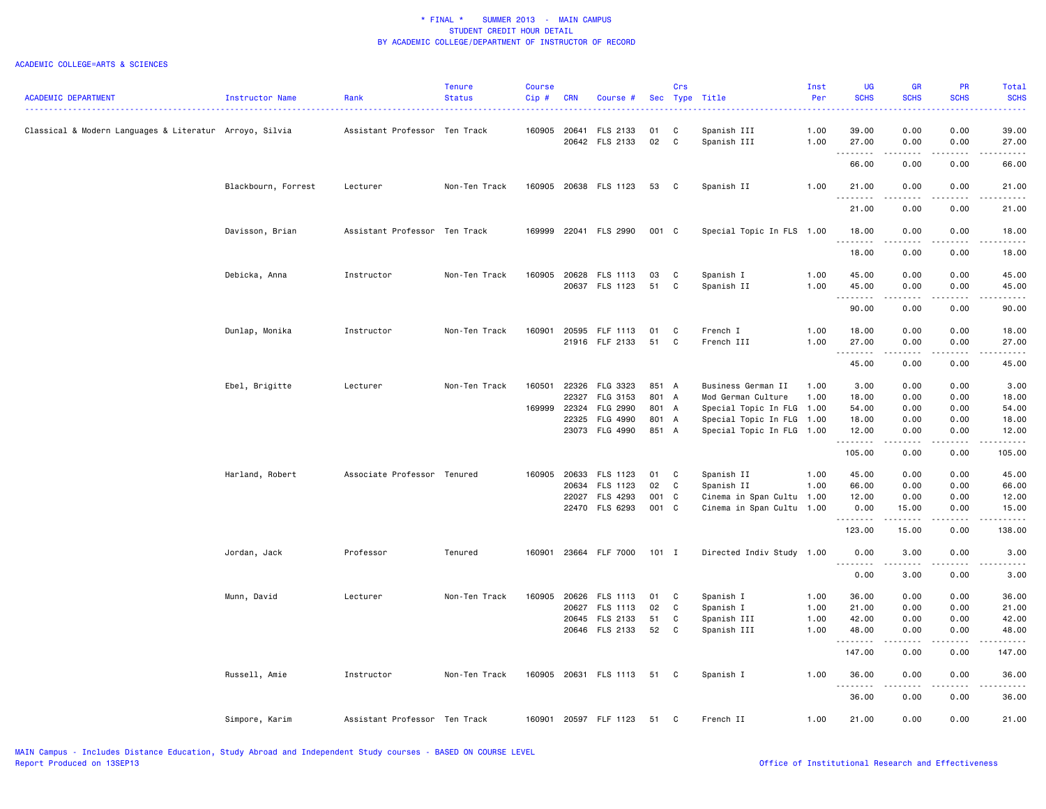# * FINAL * SUMMER 2013 - MAIN CAMPUS
## STUDENT CREDIT HOUR DETAIL
## BY ACADEMIC COLLEGE/DEPARTMENT OF INSTRUCTOR OF RECORD

ACADEMIC COLLEGE=ARTS & SCIENCES

| ACADEMIC DEPARTMENT | Instructor Name | Rank | Tenure Status | Course Cip # | CRN | Course # | Sec | Crs Type | Title | Inst Per | UG SCHS | GR SCHS | PR SCHS | Total SCHS |
|---|---|---|---|---|---|---|---|---|---|---|---|---|---|---|
| Classical & Modern Languages & Literatur | Arroyo, Silvia | Assistant Professor | Ten Track | 160905 | 20641 | FLS 2133 | 01 | C | Spanish III | 1.00 | 39.00 | 0.00 | 0.00 | 39.00 |
| | | | | | 20642 | FLS 2133 | 02 | C | Spanish III | 1.00 | 27.00 | 0.00 | 0.00 | 27.00 |
| | | | | | | | | | | | 66.00 | 0.00 | 0.00 | 66.00 |
| | Blackbourn, Forrest | Lecturer | Non-Ten Track | 160905 | 20638 | FLS 1123 | 53 | C | Spanish II | 1.00 | 21.00 | 0.00 | 0.00 | 21.00 |
| | | | | | | | | | | | 21.00 | 0.00 | 0.00 | 21.00 |
| | Davisson, Brian | Assistant Professor | Ten Track | 169999 | 22041 | FLS 2990 | 001 | C | Special Topic In FLS | 1.00 | 18.00 | 0.00 | 0.00 | 18.00 |
| | | | | | | | | | | | 18.00 | 0.00 | 0.00 | 18.00 |
| | Debicka, Anna | Instructor | Non-Ten Track | 160905 | 20628 | FLS 1113 | 03 | C | Spanish I | 1.00 | 45.00 | 0.00 | 0.00 | 45.00 |
| | | | | | 20637 | FLS 1123 | 51 | C | Spanish II | 1.00 | 45.00 | 0.00 | 0.00 | 45.00 |
| | | | | | | | | | | | 90.00 | 0.00 | 0.00 | 90.00 |
| | Dunlap, Monika | Instructor | Non-Ten Track | 160901 | 20595 | FLF 1113 | 01 | C | French I | 1.00 | 18.00 | 0.00 | 0.00 | 18.00 |
| | | | | | 21916 | FLF 2133 | 51 | C | French III | 1.00 | 27.00 | 0.00 | 0.00 | 27.00 |
| | | | | | | | | | | | 45.00 | 0.00 | 0.00 | 45.00 |
| | Ebel, Brigitte | Lecturer | Non-Ten Track | 160501 | 22326 | FLG 3323 | 851 | A | Business German II | 1.00 | 3.00 | 0.00 | 0.00 | 3.00 |
| | | | | | 22327 | FLG 3153 | 801 | A | Mod German Culture | 1.00 | 18.00 | 0.00 | 0.00 | 18.00 |
| | | | | 169999 | 22324 | FLG 2990 | 801 | A | Special Topic In FLG | 1.00 | 54.00 | 0.00 | 0.00 | 54.00 |
| | | | | | 22325 | FLG 4990 | 801 | A | Special Topic In FLG | 1.00 | 18.00 | 0.00 | 0.00 | 18.00 |
| | | | | | 23073 | FLG 4990 | 851 | A | Special Topic In FLG | 1.00 | 12.00 | 0.00 | 0.00 | 12.00 |
| | | | | | | | | | | | 105.00 | 0.00 | 0.00 | 105.00 |
| | Harland, Robert | Associate Professor | Tenured | 160905 | 20633 | FLS 1123 | 01 | C | Spanish II | 1.00 | 45.00 | 0.00 | 0.00 | 45.00 |
| | | | | | 20634 | FLS 1123 | 02 | C | Spanish II | 1.00 | 66.00 | 0.00 | 0.00 | 66.00 |
| | | | | | 22027 | FLS 4293 | 001 | C | Cinema in Span Cultu | 1.00 | 12.00 | 0.00 | 0.00 | 12.00 |
| | | | | | 22470 | FLS 6293 | 001 | C | Cinema in Span Cultu | 1.00 | 0.00 | 15.00 | 0.00 | 15.00 |
| | | | | | | | | | | | 123.00 | 15.00 | 0.00 | 138.00 |
| | Jordan, Jack | Professor | Tenured | 160901 | 23664 | FLF 7000 | 101 | I | Directed Indiv Study | 1.00 | 0.00 | 3.00 | 0.00 | 3.00 |
| | | | | | | | | | | | 0.00 | 3.00 | 0.00 | 3.00 |
| | Munn, David | Lecturer | Non-Ten Track | 160905 | 20626 | FLS 1113 | 01 | C | Spanish I | 1.00 | 36.00 | 0.00 | 0.00 | 36.00 |
| | | | | | 20627 | FLS 1113 | 02 | C | Spanish I | 1.00 | 21.00 | 0.00 | 0.00 | 21.00 |
| | | | | | 20645 | FLS 2133 | 51 | C | Spanish III | 1.00 | 42.00 | 0.00 | 0.00 | 42.00 |
| | | | | | 20646 | FLS 2133 | 52 | C | Spanish III | 1.00 | 48.00 | 0.00 | 0.00 | 48.00 |
| | | | | | | | | | | | 147.00 | 0.00 | 0.00 | 147.00 |
| | Russell, Amie | Instructor | Non-Ten Track | 160905 | 20631 | FLS 1113 | 51 | C | Spanish I | 1.00 | 36.00 | 0.00 | 0.00 | 36.00 |
| | | | | | | | | | | | 36.00 | 0.00 | 0.00 | 36.00 |
| | Simpore, Karim | Assistant Professor | Ten Track | 160901 | 20597 | FLF 1123 | 51 | C | French II | 1.00 | 21.00 | 0.00 | 0.00 | 21.00 |

MAIN Campus - Includes Distance Education, Study Abroad and Independent Study courses - BASED ON COURSE LEVEL
Report Produced on 13SEP13

Office of Institutional Research and Effectiveness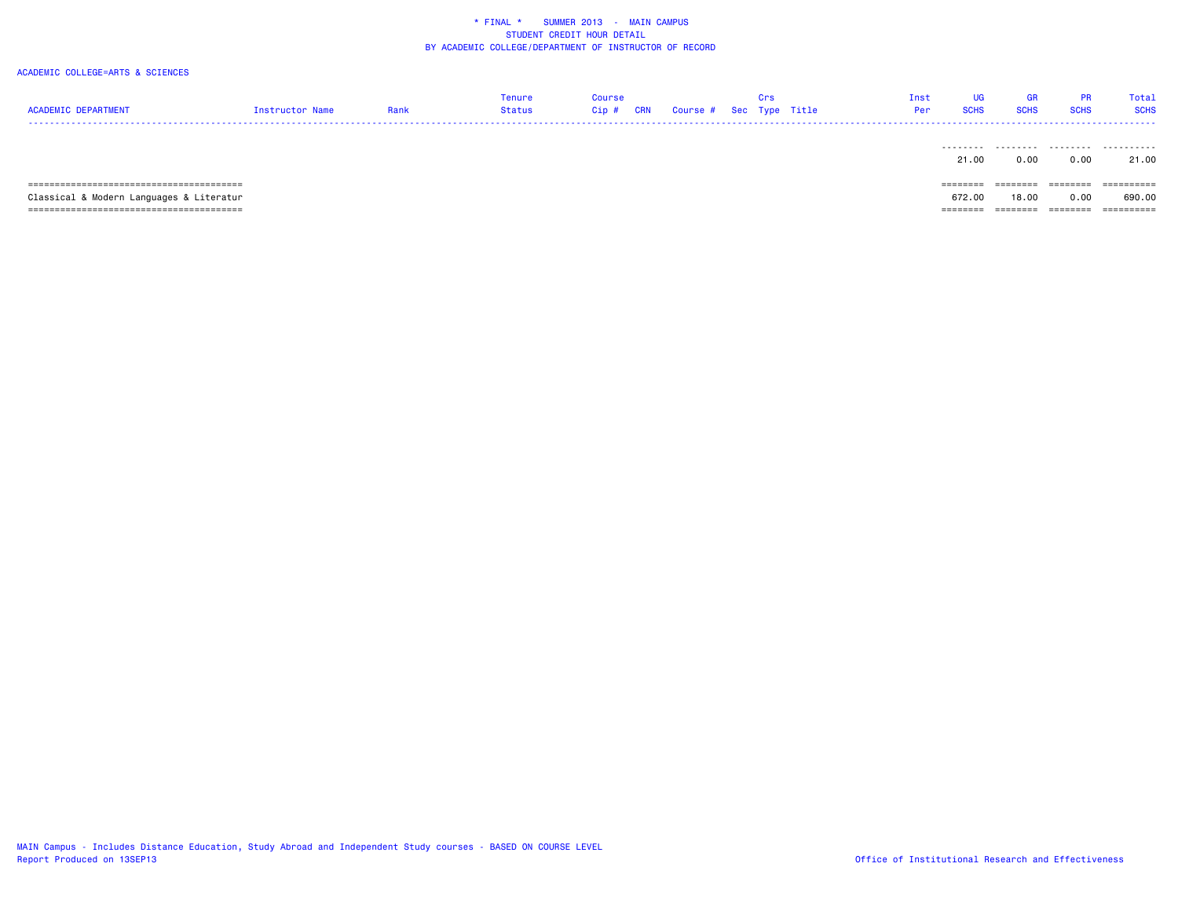\* FINAL \*    SUMMER 2013  -  MAIN CAMPUS
STUDENT CREDIT HOUR DETAIL
BY ACADEMIC COLLEGE/DEPARTMENT OF INSTRUCTOR OF RECORD

ACADEMIC COLLEGE=ARTS & SCIENCES

| ACADEMIC DEPARTMENT | Instructor Name | Rank | Tenure Status | Course Cip # | CRN | Course # | Sec | Crs Type | Title | Inst Per | UG SCHS | GR SCHS | PR SCHS | Total SCHS |
|---|---|---|---|---|---|---|---|---|---|---|---|---|---|---|
| | | | | | | | | | | | 21.00 | 0.00 | 0.00 | 21.00 |
| Classical & Modern Languages & Literatur | | | | | | | | | | | 672.00 | 18.00 | 0.00 | 690.00 |

MAIN Campus - Includes Distance Education, Study Abroad and Independent Study courses - BASED ON COURSE LEVEL
Report Produced on 13SEP13

Office of Institutional Research and Effectiveness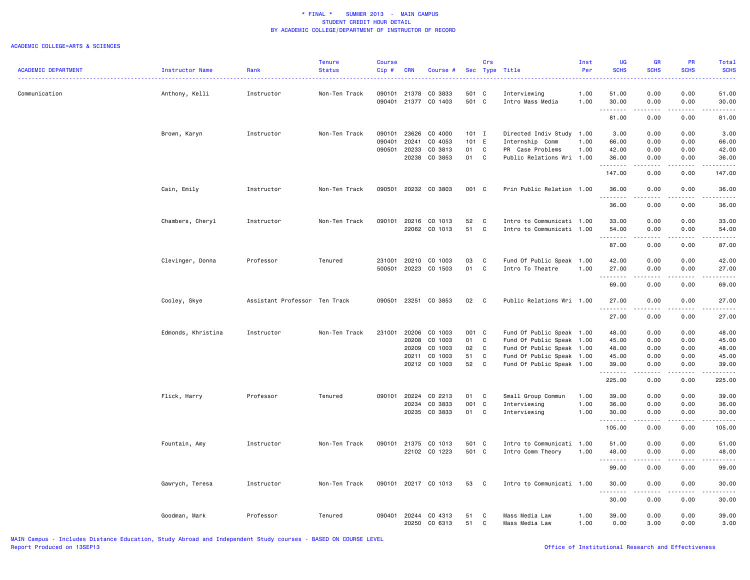# * FINAL * SUMMER 2013 - MAIN CAMPUS
## STUDENT CREDIT HOUR DETAIL
### BY ACADEMIC COLLEGE/DEPARTMENT OF INSTRUCTOR OF RECORD

ACADEMIC COLLEGE=ARTS & SCIENCES

| ACADEMIC DEPARTMENT | Instructor Name | Rank | Tenure Status | Course Cip # | CRN | Course # | Sec | Crs Type | Title | Inst Per | UG SCHS | GR SCHS | PR SCHS | Total SCHS |
|---|---|---|---|---|---|---|---|---|---|---|---|---|---|---|
| Communication | Anthony, Kelli | Instructor | Non-Ten Track | 090101 | 21378 | CO 3833 | 501 | C | Interviewing | 1.00 | 51.00 | 0.00 | 0.00 | 51.00 |
| | | | | 090401 | 21377 | CO 1403 | 501 | C | Intro Mass Media | 1.00 | 30.00 | 0.00 | 0.00 | 30.00 |
| | | | | | | | | | | | 81.00 | 0.00 | 0.00 | 81.00 |
| | Brown, Karyn | Instructor | Non-Ten Track | 090101 | 23626 | CO 4000 | 101 | I | Directed Indiv Study | 1.00 | 3.00 | 0.00 | 0.00 | 3.00 |
| | | | | 090401 | 20241 | CO 4053 | 101 | E | Internship Comm | 1.00 | 66.00 | 0.00 | 0.00 | 66.00 |
| | | | | 090501 | 20233 | CO 3813 | 01 | C | PR Case Problems | 1.00 | 42.00 | 0.00 | 0.00 | 42.00 |
| | | | | | 20238 | CO 3853 | 01 | C | Public Relations Wri | 1.00 | 36.00 | 0.00 | 0.00 | 36.00 |
| | | | | | | | | | | | 147.00 | 0.00 | 0.00 | 147.00 |
| | Cain, Emily | Instructor | Non-Ten Track | 090501 | 20232 | CO 3803 | 001 | C | Prin Public Relation | 1.00 | 36.00 | 0.00 | 0.00 | 36.00 |
| | | | | | | | | | | | 36.00 | 0.00 | 0.00 | 36.00 |
| | Chambers, Cheryl | Instructor | Non-Ten Track | 090101 | 20216 | CO 1013 | 52 | C | Intro to Communicati | 1.00 | 33.00 | 0.00 | 0.00 | 33.00 |
| | | | | | 22062 | CO 1013 | 51 | C | Intro to Communicati | 1.00 | 54.00 | 0.00 | 0.00 | 54.00 |
| | | | | | | | | | | | 87.00 | 0.00 | 0.00 | 87.00 |
| | Clevinger, Donna | Professor | Tenured | 231001 | 20210 | CO 1003 | 03 | C | Fund Of Public Speak | 1.00 | 42.00 | 0.00 | 0.00 | 42.00 |
| | | | | 500501 | 20223 | CO 1503 | 01 | C | Intro To Theatre | 1.00 | 27.00 | 0.00 | 0.00 | 27.00 |
| | | | | | | | | | | | 69.00 | 0.00 | 0.00 | 69.00 |
| | Cooley, Skye | Assistant Professor | Ten Track | 090501 | 23251 | CO 3853 | 02 | C | Public Relations Wri | 1.00 | 27.00 | 0.00 | 0.00 | 27.00 |
| | | | | | | | | | | | 27.00 | 0.00 | 0.00 | 27.00 |
| | Edmonds, Khristina | Instructor | Non-Ten Track | 231001 | 20206 | CO 1003 | 001 | C | Fund Of Public Speak | 1.00 | 48.00 | 0.00 | 0.00 | 48.00 |
| | | | | | 20208 | CO 1003 | 01 | C | Fund Of Public Speak | 1.00 | 45.00 | 0.00 | 0.00 | 45.00 |
| | | | | | 20209 | CO 1003 | 02 | C | Fund Of Public Speak | 1.00 | 48.00 | 0.00 | 0.00 | 48.00 |
| | | | | | 20211 | CO 1003 | 51 | C | Fund Of Public Speak | 1.00 | 45.00 | 0.00 | 0.00 | 45.00 |
| | | | | | 20212 | CO 1003 | 52 | C | Fund Of Public Speak | 1.00 | 39.00 | 0.00 | 0.00 | 39.00 |
| | | | | | | | | | | | 225.00 | 0.00 | 0.00 | 225.00 |
| | Flick, Harry | Professor | Tenured | 090101 | 20224 | CO 2213 | 01 | C | Small Group Commun | 1.00 | 39.00 | 0.00 | 0.00 | 39.00 |
| | | | | | 20234 | CO 3833 | 001 | C | Interviewing | 1.00 | 36.00 | 0.00 | 0.00 | 36.00 |
| | | | | | 20235 | CO 3833 | 01 | C | Interviewing | 1.00 | 30.00 | 0.00 | 0.00 | 30.00 |
| | | | | | | | | | | | 105.00 | 0.00 | 0.00 | 105.00 |
| | Fountain, Amy | Instructor | Non-Ten Track | 090101 | 21375 | CO 1013 | 501 | C | Intro to Communicati | 1.00 | 51.00 | 0.00 | 0.00 | 51.00 |
| | | | | | 22102 | CO 1223 | 501 | C | Intro Comm Theory | 1.00 | 48.00 | 0.00 | 0.00 | 48.00 |
| | | | | | | | | | | | 99.00 | 0.00 | 0.00 | 99.00 |
| | Gawrych, Teresa | Instructor | Non-Ten Track | 090101 | 20217 | CO 1013 | 53 | C | Intro to Communicati | 1.00 | 30.00 | 0.00 | 0.00 | 30.00 |
| | | | | | | | | | | | 30.00 | 0.00 | 0.00 | 30.00 |
| | Goodman, Mark | Professor | Tenured | 090401 | 20244 | CO 4313 | 51 | C | Mass Media Law | 1.00 | 39.00 | 0.00 | 0.00 | 39.00 |
| | | | | | 20250 | CO 6313 | 51 | C | Mass Media Law | 1.00 | 0.00 | 3.00 | 0.00 | 3.00 |

MAIN Campus - Includes Distance Education, Study Abroad and Independent Study courses - BASED ON COURSE LEVEL
Report Produced on 13SEP13

Office of Institutional Research and Effectiveness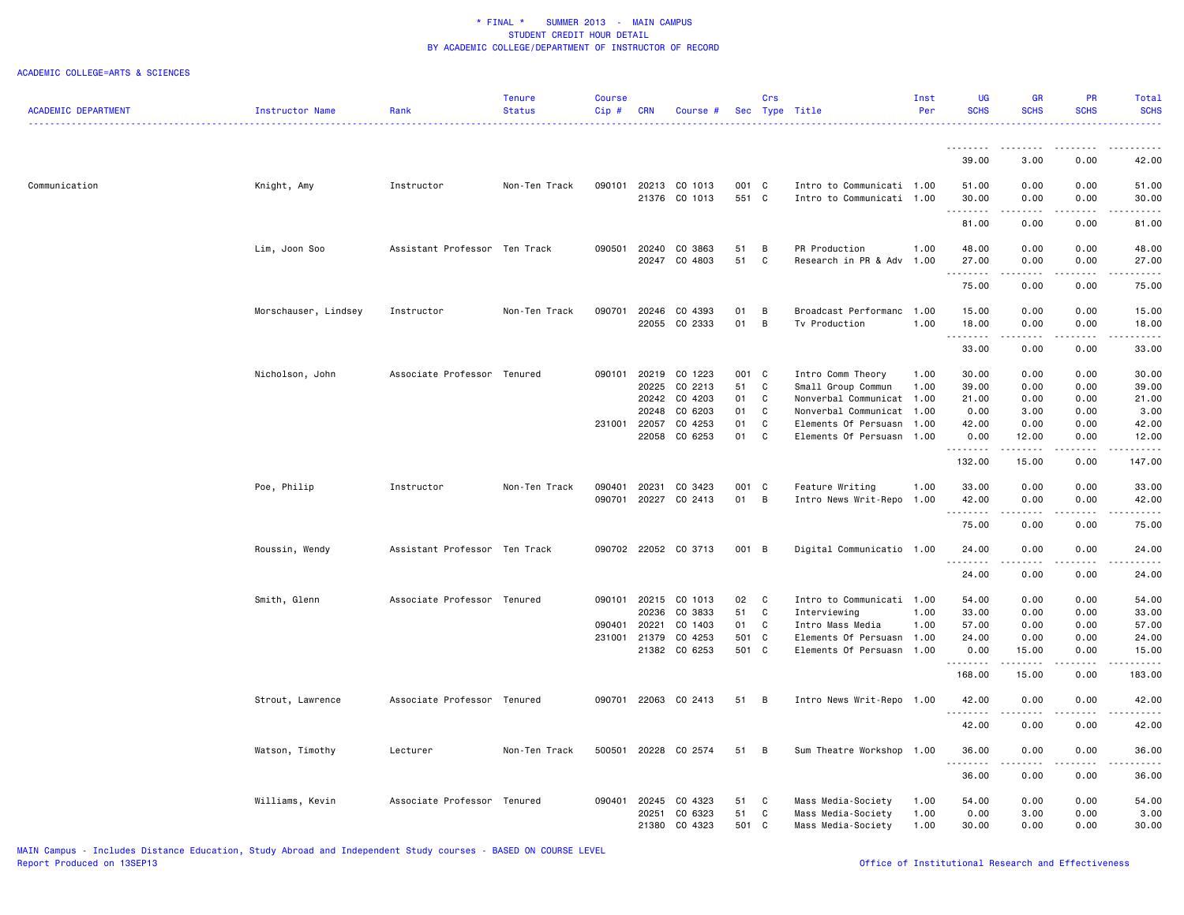\* FINAL \* SUMMER 2013 - MAIN CAMPUS
STUDENT CREDIT HOUR DETAIL
BY ACADEMIC COLLEGE/DEPARTMENT OF INSTRUCTOR OF RECORD

ACADEMIC COLLEGE=ARTS & SCIENCES

| ACADEMIC DEPARTMENT | Instructor Name | Rank | Tenure Status | Course Cip # | CRN | Course # | Sec | Crs Type | Title | Inst Per | UG SCHS | GR SCHS | PR SCHS | Total SCHS |
|---|---|---|---|---|---|---|---|---|---|---|---|---|---|---|
| | | | | | | | | | | | 39.00 | 3.00 | 0.00 | 42.00 |
| Communication | Knight, Amy | Instructor | Non-Ten Track | 090101 | 20213 | CO 1013 | 001 | C | Intro to Communicati | 1.00 | 51.00 | 0.00 | 0.00 | 51.00 |
| | | | | | 21376 | CO 1013 | 551 | C | Intro to Communicati | 1.00 | 30.00 | 0.00 | 0.00 | 30.00 |
| | | | | | | | | | | | 81.00 | 0.00 | 0.00 | 81.00 |
| | Lim, Joon Soo | Assistant Professor | Ten Track | 090501 | 20240 | CO 3863 | 51 | B | PR Production | 1.00 | 48.00 | 0.00 | 0.00 | 48.00 |
| | | | | | 20247 | CO 4803 | 51 | C | Research in PR & Adv | 1.00 | 27.00 | 0.00 | 0.00 | 27.00 |
| | | | | | | | | | | | 75.00 | 0.00 | 0.00 | 75.00 |
| | Morschauser, Lindsey | Instructor | Non-Ten Track | 090701 | 20246 | CO 4393 | 01 | B | Broadcast Performanc | 1.00 | 15.00 | 0.00 | 0.00 | 15.00 |
| | | | | | 22055 | CO 2333 | 01 | B | Tv Production | 1.00 | 18.00 | 0.00 | 0.00 | 18.00 |
| | | | | | | | | | | | 33.00 | 0.00 | 0.00 | 33.00 |
| | Nicholson, John | Associate Professor | Tenured | 090101 | 20219 | CO 1223 | 001 | C | Intro Comm Theory | 1.00 | 30.00 | 0.00 | 0.00 | 30.00 |
| | | | | | 20225 | CO 2213 | 51 | C | Small Group Commun | 1.00 | 39.00 | 0.00 | 0.00 | 39.00 |
| | | | | | 20242 | CO 4203 | 01 | C | Nonverbal Communicat | 1.00 | 21.00 | 0.00 | 0.00 | 21.00 |
| | | | | | 20248 | CO 6203 | 01 | C | Nonverbal Communicat | 1.00 | 0.00 | 3.00 | 0.00 | 3.00 |
| | | | | 231001 | 22057 | CO 4253 | 01 | C | Elements Of Persuasn | 1.00 | 42.00 | 0.00 | 0.00 | 42.00 |
| | | | | | 22058 | CO 6253 | 01 | C | Elements Of Persuasn | 1.00 | 0.00 | 12.00 | 0.00 | 12.00 |
| | | | | | | | | | | | 132.00 | 15.00 | 0.00 | 147.00 |
| | Poe, Philip | Instructor | Non-Ten Track | 090401 | 20231 | CO 3423 | 001 | C | Feature Writing | 1.00 | 33.00 | 0.00 | 0.00 | 33.00 |
| | | | | 090701 | 20227 | CO 2413 | 01 | B | Intro News Writ-Repo | 1.00 | 42.00 | 0.00 | 0.00 | 42.00 |
| | | | | | | | | | | | 75.00 | 0.00 | 0.00 | 75.00 |
| | Roussin, Wendy | Assistant Professor | Ten Track | 090702 | 22052 | CO 3713 | 001 | B | Digital Communicatio | 1.00 | 24.00 | 0.00 | 0.00 | 24.00 |
| | | | | | | | | | | | 24.00 | 0.00 | 0.00 | 24.00 |
| | Smith, Glenn | Associate Professor | Tenured | 090101 | 20215 | CO 1013 | 02 | C | Intro to Communicati | 1.00 | 54.00 | 0.00 | 0.00 | 54.00 |
| | | | | | 20236 | CO 3833 | 51 | C | Interviewing | 1.00 | 33.00 | 0.00 | 0.00 | 33.00 |
| | | | | 090401 | 20221 | CO 1403 | 01 | C | Intro Mass Media | 1.00 | 57.00 | 0.00 | 0.00 | 57.00 |
| | | | | 231001 | 21379 | CO 4253 | 501 | C | Elements Of Persuasn | 1.00 | 24.00 | 0.00 | 0.00 | 24.00 |
| | | | | | 21382 | CO 6253 | 501 | C | Elements Of Persuasn | 1.00 | 0.00 | 15.00 | 0.00 | 15.00 |
| | | | | | | | | | | | 168.00 | 15.00 | 0.00 | 183.00 |
| | Strout, Lawrence | Associate Professor | Tenured | 090701 | 22063 | CO 2413 | 51 | B | Intro News Writ-Repo | 1.00 | 42.00 | 0.00 | 0.00 | 42.00 |
| | | | | | | | | | | | 42.00 | 0.00 | 0.00 | 42.00 |
| | Watson, Timothy | Lecturer | Non-Ten Track | 500501 | 20228 | CO 2574 | 51 | B | Sum Theatre Workshop | 1.00 | 36.00 | 0.00 | 0.00 | 36.00 |
| | | | | | | | | | | | 36.00 | 0.00 | 0.00 | 36.00 |
| | Williams, Kevin | Associate Professor | Tenured | 090401 | 20245 | CO 4323 | 51 | C | Mass Media-Society | 1.00 | 54.00 | 0.00 | 0.00 | 54.00 |
| | | | | | 20251 | CO 6323 | 51 | C | Mass Media-Society | 1.00 | 0.00 | 3.00 | 0.00 | 3.00 |
| | | | | | 21380 | CO 4323 | 501 | C | Mass Media-Society | 1.00 | 30.00 | 0.00 | 0.00 | 30.00 |

MAIN Campus - Includes Distance Education, Study Abroad and Independent Study courses - BASED ON COURSE LEVEL
Report Produced on 13SEP13

Office of Institutional Research and Effectiveness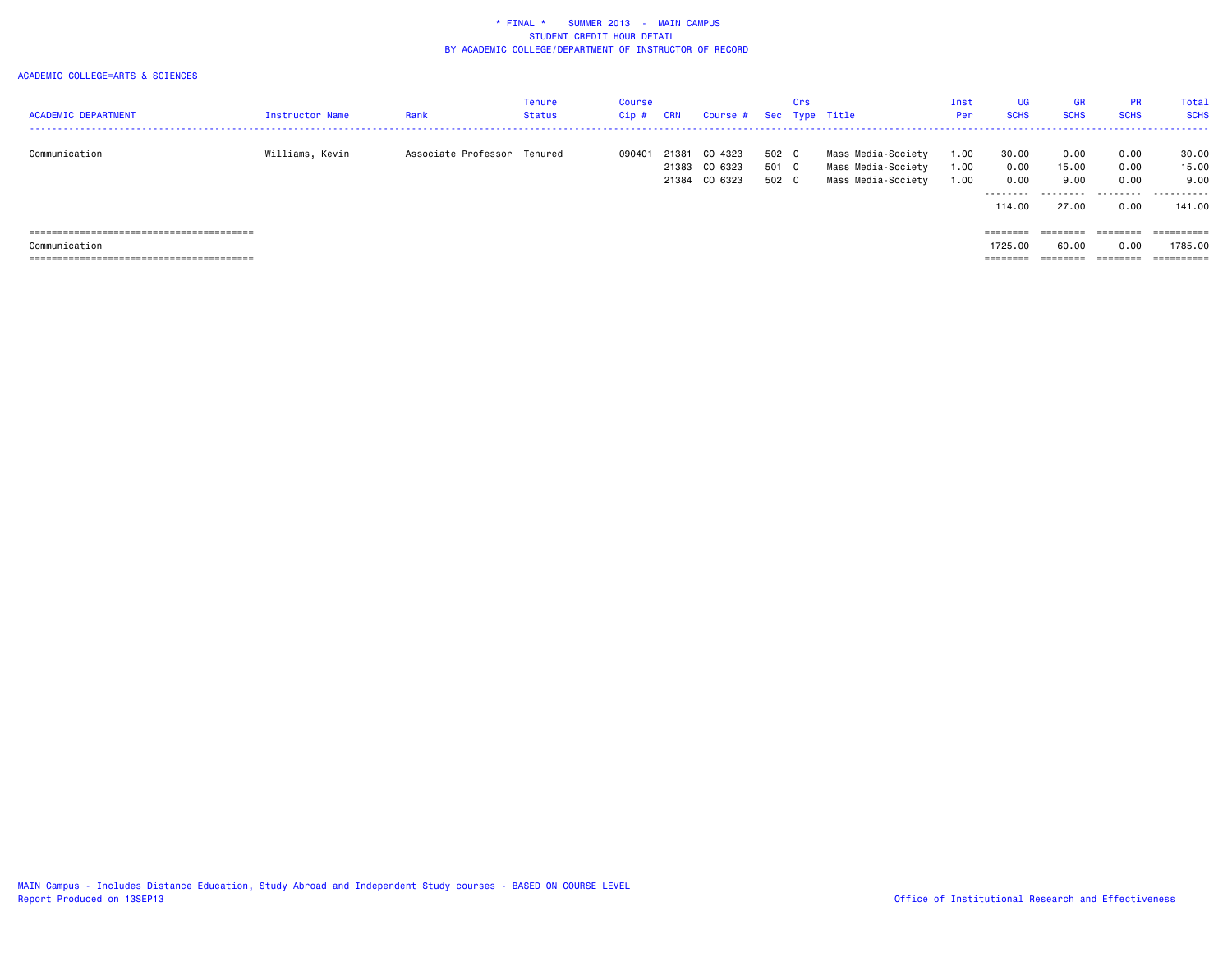# * FINAL * SUMMER 2013 - MAIN CAMPUS
## STUDENT CREDIT HOUR DETAIL
## BY ACADEMIC COLLEGE/DEPARTMENT OF INSTRUCTOR OF RECORD

ACADEMIC COLLEGE=ARTS & SCIENCES

| ACADEMIC DEPARTMENT | Instructor Name | Rank | Tenure Status | Course Cip # | CRN | Course # | Sec | Crs Type | Title | Inst Per | UG SCHS | GR SCHS | PR SCHS | Total SCHS |
|---|---|---|---|---|---|---|---|---|---|---|---|---|---|---|
| Communication | Williams, Kevin | Associate Professor | Tenured | 090401 | 21381 | CO 4323 | 502 | C | Mass Media-Society | 1.00 | 30.00 | 0.00 | 0.00 | 30.00 |
| | | | | | 21383 | CO 6323 | 501 | C | Mass Media-Society | 1.00 | 0.00 | 15.00 | 0.00 | 15.00 |
| | | | | | 21384 | CO 6323 | 502 | C | Mass Media-Society | 1.00 | 0.00 | 9.00 | 0.00 | 9.00 |
| | | | | | | | | | | | 114.00 | 27.00 | 0.00 | 141.00 |
| Communication | | | | | | | | | | | 1725.00 | 60.00 | 0.00 | 1785.00 |

MAIN Campus - Includes Distance Education, Study Abroad and Independent Study courses - BASED ON COURSE LEVEL
Report Produced on 13SEP13

Office of Institutional Research and Effectiveness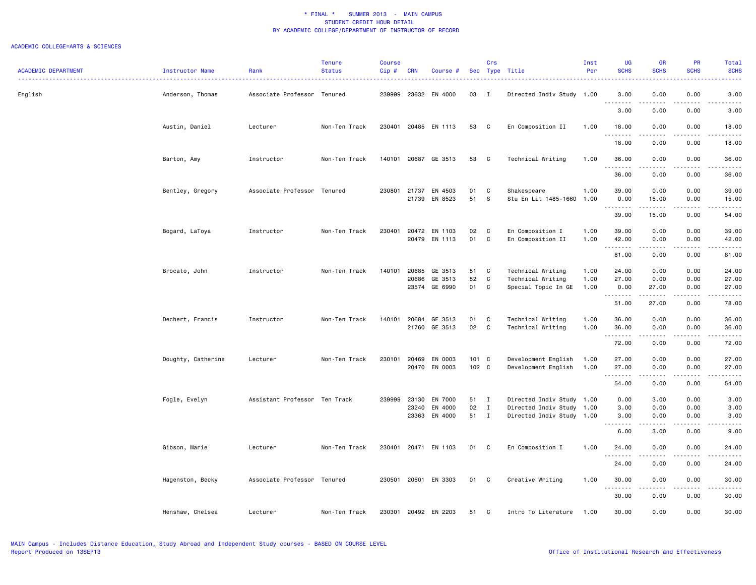# * FINAL * SUMMER 2013 - MAIN CAMPUS
## STUDENT CREDIT HOUR DETAIL
## BY ACADEMIC COLLEGE/DEPARTMENT OF INSTRUCTOR OF RECORD

ACADEMIC COLLEGE=ARTS & SCIENCES

| ACADEMIC DEPARTMENT | Instructor Name | Rank | Tenure Status | Course Cip # | CRN | Course # | Sec | Crs Type | Title | Inst Per | UG SCHS | GR SCHS | PR SCHS | Total SCHS |
|---|---|---|---|---|---|---|---|---|---|---|---|---|---|---|
| English | Anderson, Thomas | Associate Professor | Tenured | 239999 | 23632 | EN 4000 | 03 | I | Directed Indiv Study | 1.00 | 3.00 | 0.00 | 0.00 | 3.00 |
| | | | | | | | | | | | 3.00 | 0.00 | 0.00 | 3.00 |
| | Austin, Daniel | Lecturer | Non-Ten Track | 230401 | 20485 | EN 1113 | 53 | C | En Composition II | 1.00 | 18.00 | 0.00 | 0.00 | 18.00 |
| | | | | | | | | | | | 18.00 | 0.00 | 0.00 | 18.00 |
| | Barton, Amy | Instructor | Non-Ten Track | 140101 | 20687 | GE 3513 | 53 | C | Technical Writing | 1.00 | 36.00 | 0.00 | 0.00 | 36.00 |
| | | | | | | | | | | | 36.00 | 0.00 | 0.00 | 36.00 |
| | Bentley, Gregory | Associate Professor | Tenured | 230801 | 21737 | EN 4503 | 01 | C | Shakespeare | 1.00 | 39.00 | 0.00 | 0.00 | 39.00 |
| | | | | | 21739 | EN 8523 | 51 | S | Stu En Lit 1485-1660 | 1.00 | 0.00 | 15.00 | 0.00 | 15.00 |
| | | | | | | | | | | | 39.00 | 15.00 | 0.00 | 54.00 |
| | Bogard, LaToya | Instructor | Non-Ten Track | 230401 | 20472 | EN 1103 | 02 | C | En Composition I | 1.00 | 39.00 | 0.00 | 0.00 | 39.00 |
| | | | | | 20479 | EN 1113 | 01 | C | En Composition II | 1.00 | 42.00 | 0.00 | 0.00 | 42.00 |
| | | | | | | | | | | | 81.00 | 0.00 | 0.00 | 81.00 |
| | Brocato, John | Instructor | Non-Ten Track | 140101 | 20685 | GE 3513 | 51 | C | Technical Writing | 1.00 | 24.00 | 0.00 | 0.00 | 24.00 |
| | | | | | 20686 | GE 3513 | 52 | C | Technical Writing | 1.00 | 27.00 | 0.00 | 0.00 | 27.00 |
| | | | | | 23574 | GE 6990 | 01 | C | Special Topic In GE | 1.00 | 0.00 | 27.00 | 0.00 | 27.00 |
| | | | | | | | | | | | 51.00 | 27.00 | 0.00 | 78.00 |
| | Dechert, Francis | Instructor | Non-Ten Track | 140101 | 20684 | GE 3513 | 01 | C | Technical Writing | 1.00 | 36.00 | 0.00 | 0.00 | 36.00 |
| | | | | | 21760 | GE 3513 | 02 | C | Technical Writing | 1.00 | 36.00 | 0.00 | 0.00 | 36.00 |
| | | | | | | | | | | | 72.00 | 0.00 | 0.00 | 72.00 |
| | Doughty, Catherine | Lecturer | Non-Ten Track | 230101 | 20469 | EN 0003 | 101 | C | Development English | 1.00 | 27.00 | 0.00 | 0.00 | 27.00 |
| | | | | | 20470 | EN 0003 | 102 | C | Development English | 1.00 | 27.00 | 0.00 | 0.00 | 27.00 |
| | | | | | | | | | | | 54.00 | 0.00 | 0.00 | 54.00 |
| | Fogle, Evelyn | Assistant Professor | Ten Track | 239999 | 23130 | EN 7000 | 51 | I | Directed Indiv Study | 1.00 | 0.00 | 3.00 | 0.00 | 3.00 |
| | | | | | 23240 | EN 4000 | 02 | I | Directed Indiv Study | 1.00 | 3.00 | 0.00 | 0.00 | 3.00 |
| | | | | | 23363 | EN 4000 | 51 | I | Directed Indiv Study | 1.00 | 3.00 | 0.00 | 0.00 | 3.00 |
| | | | | | | | | | | | 6.00 | 3.00 | 0.00 | 9.00 |
| | Gibson, Marie | Lecturer | Non-Ten Track | 230401 | 20471 | EN 1103 | 01 | C | En Composition I | 1.00 | 24.00 | 0.00 | 0.00 | 24.00 |
| | | | | | | | | | | | 24.00 | 0.00 | 0.00 | 24.00 |
| | Hagenston, Becky | Associate Professor | Tenured | 230501 | 20501 | EN 3303 | 01 | C | Creative Writing | 1.00 | 30.00 | 0.00 | 0.00 | 30.00 |
| | | | | | | | | | | | 30.00 | 0.00 | 0.00 | 30.00 |
| | Henshaw, Chelsea | Lecturer | Non-Ten Track | 230301 | 20492 | EN 2203 | 51 | C | Intro To Literature | 1.00 | 30.00 | 0.00 | 0.00 | 30.00 |

MAIN Campus - Includes Distance Education, Study Abroad and Independent Study courses - BASED ON COURSE LEVEL
Report Produced on 13SEP13

Office of Institutional Research and Effectiveness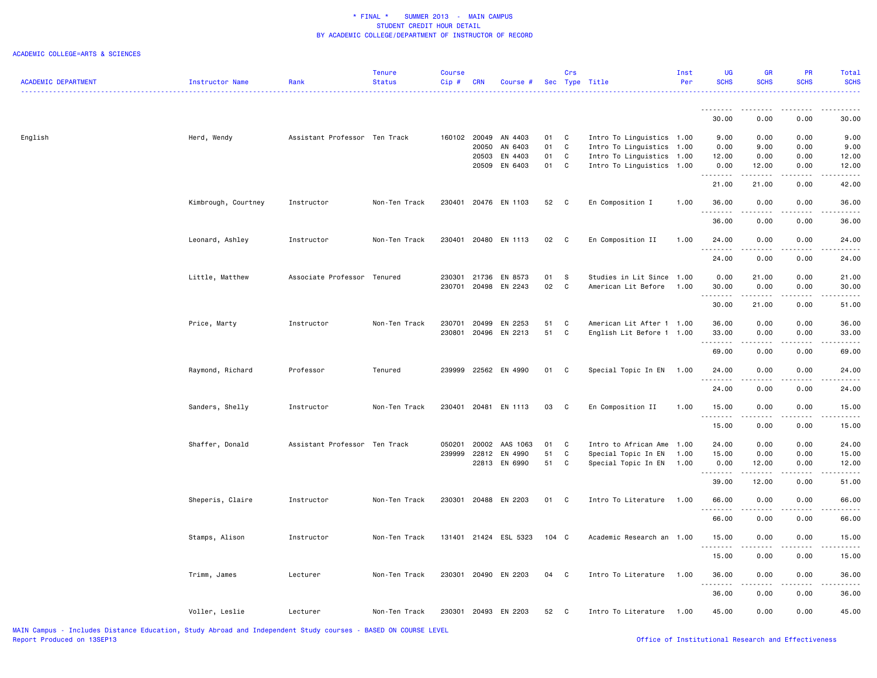\* FINAL \* SUMMER 2013 - MAIN CAMPUS
STUDENT CREDIT HOUR DETAIL
BY ACADEMIC COLLEGE/DEPARTMENT OF INSTRUCTOR OF RECORD

ACADEMIC COLLEGE=ARTS & SCIENCES

| ACADEMIC DEPARTMENT | Instructor Name | Rank | Tenure Status | Course Cip # | CRN | Course # | Sec | Crs Type | Title | Inst Per | UG SCHS | GR SCHS | PR SCHS | Total SCHS |
|---|---|---|---|---|---|---|---|---|---|---|---|---|---|---|
| | | | | | | | | | | | 30.00 | 0.00 | 0.00 | 30.00 |
| English | Herd, Wendy | Assistant Professor | Ten Track | 160102 | 20049 | AN 4403 | 01 | C | Intro To Linguistics | 1.00 | 9.00 | 0.00 | 0.00 | 9.00 |
| | | | | | 20050 | AN 6403 | 01 | C | Intro To Linguistics | 1.00 | 0.00 | 9.00 | 0.00 | 9.00 |
| | | | | | 20503 | EN 4403 | 01 | C | Intro To Linguistics | 1.00 | 12.00 | 0.00 | 0.00 | 12.00 |
| | | | | | 20509 | EN 6403 | 01 | C | Intro To Linguistics | 1.00 | 0.00 | 12.00 | 0.00 | 12.00 |
| | | | | | | | | | | | 21.00 | 21.00 | 0.00 | 42.00 |
| | Kimbrough, Courtney | Instructor | Non-Ten Track | 230401 | 20476 | EN 1103 | 52 | C | En Composition I | 1.00 | 36.00 | 0.00 | 0.00 | 36.00 |
| | | | | | | | | | | | 36.00 | 0.00 | 0.00 | 36.00 |
| | Leonard, Ashley | Instructor | Non-Ten Track | 230401 | 20480 | EN 1113 | 02 | C | En Composition II | 1.00 | 24.00 | 0.00 | 0.00 | 24.00 |
| | | | | | | | | | | | 24.00 | 0.00 | 0.00 | 24.00 |
| | Little, Matthew | Associate Professor | Tenured | 230301 | 21736 | EN 8573 | 01 | S | Studies in Lit Since | 1.00 | 0.00 | 21.00 | 0.00 | 21.00 |
| | | | | 230701 | 20498 | EN 2243 | 02 | C | American Lit Before | 1.00 | 30.00 | 0.00 | 0.00 | 30.00 |
| | | | | | | | | | | | 30.00 | 21.00 | 0.00 | 51.00 |
| | Price, Marty | Instructor | Non-Ten Track | 230701 | 20499 | EN 2253 | 51 | C | American Lit After 1 | 1.00 | 36.00 | 0.00 | 0.00 | 36.00 |
| | | | | 230801 | 20496 | EN 2213 | 51 | C | English Lit Before 1 | 1.00 | 33.00 | 0.00 | 0.00 | 33.00 |
| | | | | | | | | | | | 69.00 | 0.00 | 0.00 | 69.00 |
| | Raymond, Richard | Professor | Tenured | 239999 | 22562 | EN 4990 | 01 | C | Special Topic In EN | 1.00 | 24.00 | 0.00 | 0.00 | 24.00 |
| | | | | | | | | | | | 24.00 | 0.00 | 0.00 | 24.00 |
| | Sanders, Shelly | Instructor | Non-Ten Track | 230401 | 20481 | EN 1113 | 03 | C | En Composition II | 1.00 | 15.00 | 0.00 | 0.00 | 15.00 |
| | | | | | | | | | | | 15.00 | 0.00 | 0.00 | 15.00 |
| | Shaffer, Donald | Assistant Professor | Ten Track | 050201 | 20002 | AAS 1063 | 01 | C | Intro to African Ame | 1.00 | 24.00 | 0.00 | 0.00 | 24.00 |
| | | | | 239999 | 22812 | EN 4990 | 51 | C | Special Topic In EN | 1.00 | 15.00 | 0.00 | 0.00 | 15.00 |
| | | | | | 22813 | EN 6990 | 51 | C | Special Topic In EN | 1.00 | 0.00 | 12.00 | 0.00 | 12.00 |
| | | | | | | | | | | | 39.00 | 12.00 | 0.00 | 51.00 |
| | Sheperis, Claire | Instructor | Non-Ten Track | 230301 | 20488 | EN 2203 | 01 | C | Intro To Literature | 1.00 | 66.00 | 0.00 | 0.00 | 66.00 |
| | | | | | | | | | | | 66.00 | 0.00 | 0.00 | 66.00 |
| | Stamps, Alison | Instructor | Non-Ten Track | 131401 | 21424 | ESL 5323 | 104 | C | Academic Research an | 1.00 | 15.00 | 0.00 | 0.00 | 15.00 |
| | | | | | | | | | | | 15.00 | 0.00 | 0.00 | 15.00 |
| | Trimm, James | Lecturer | Non-Ten Track | 230301 | 20490 | EN 2203 | 04 | C | Intro To Literature | 1.00 | 36.00 | 0.00 | 0.00 | 36.00 |
| | | | | | | | | | | | 36.00 | 0.00 | 0.00 | 36.00 |
| | Voller, Leslie | Lecturer | Non-Ten Track | 230301 | 20493 | EN 2203 | 52 | C | Intro To Literature | 1.00 | 45.00 | 0.00 | 0.00 | 45.00 |

MAIN Campus - Includes Distance Education, Study Abroad and Independent Study courses - BASED ON COURSE LEVEL
Report Produced on 13SEP13

Office of Institutional Research and Effectiveness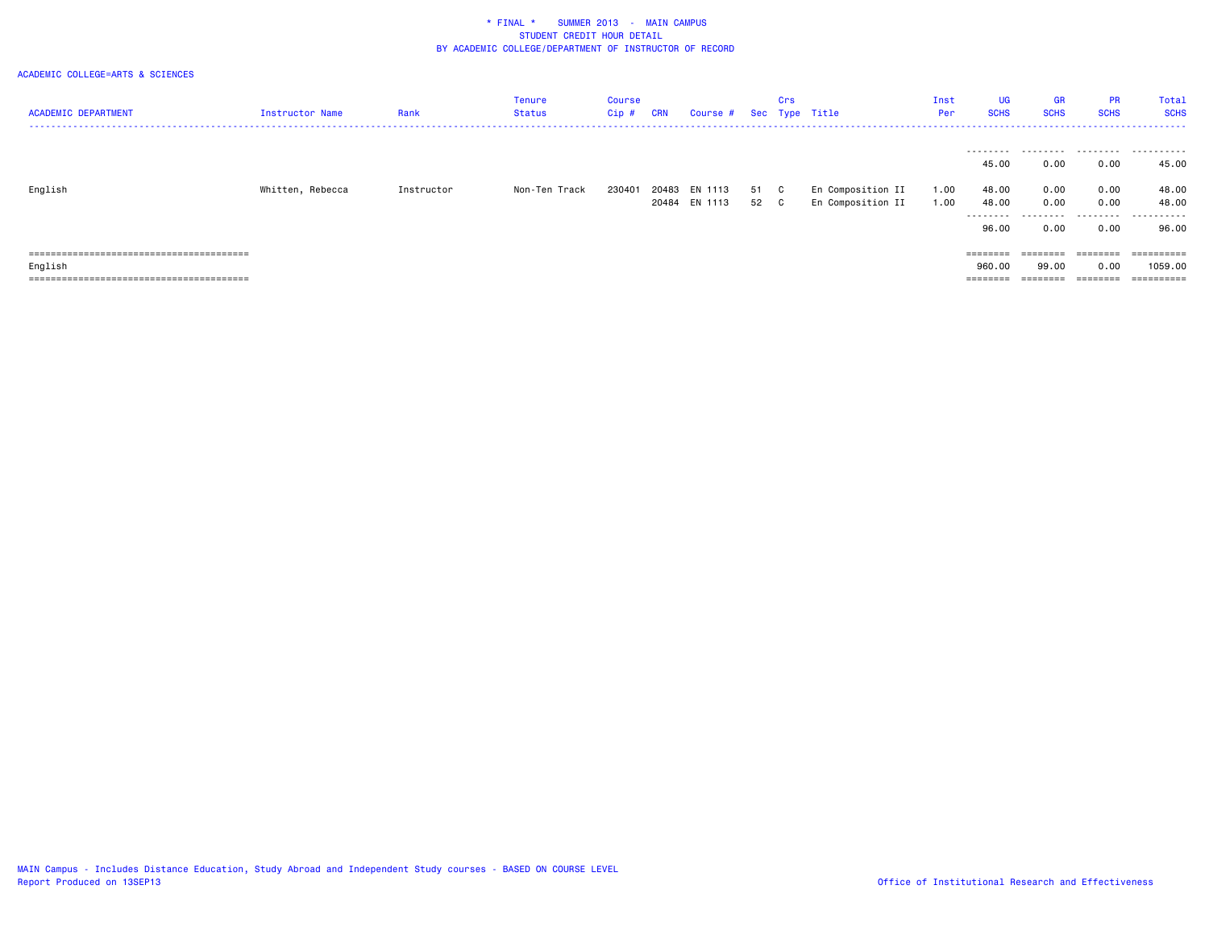\* FINAL \*    SUMMER 2013  -  MAIN CAMPUS
STUDENT CREDIT HOUR DETAIL
BY ACADEMIC COLLEGE/DEPARTMENT OF INSTRUCTOR OF RECORD

ACADEMIC COLLEGE=ARTS & SCIENCES

| ACADEMIC DEPARTMENT | Instructor Name | Rank | Tenure Status | Course Cip # | CRN | Course # | Sec | Crs Type | Title | Inst Per | UG SCHS | GR SCHS | PR SCHS | Total SCHS |
|---|---|---|---|---|---|---|---|---|---|---|---|---|---|---|
| | | | | | | | | | | | 45.00 | 0.00 | 0.00 | 45.00 |
| English | Whitten, Rebecca | Instructor | Non-Ten Track | 230401 | 20483 | EN 1113 | 51 | C | En Composition II | 1.00 | 48.00 | 0.00 | 0.00 | 48.00 |
| | | | | | 20484 | EN 1113 | 52 | C | En Composition II | 1.00 | 48.00 | 0.00 | 0.00 | 48.00 |
| | | | | | | | | | | | 96.00 | 0.00 | 0.00 | 96.00 |
| English | | | | | | | | | | | 960.00 | 99.00 | 0.00 | 1059.00 |

MAIN Campus - Includes Distance Education, Study Abroad and Independent Study courses - BASED ON COURSE LEVEL
Report Produced on 13SEP13

Office of Institutional Research and Effectiveness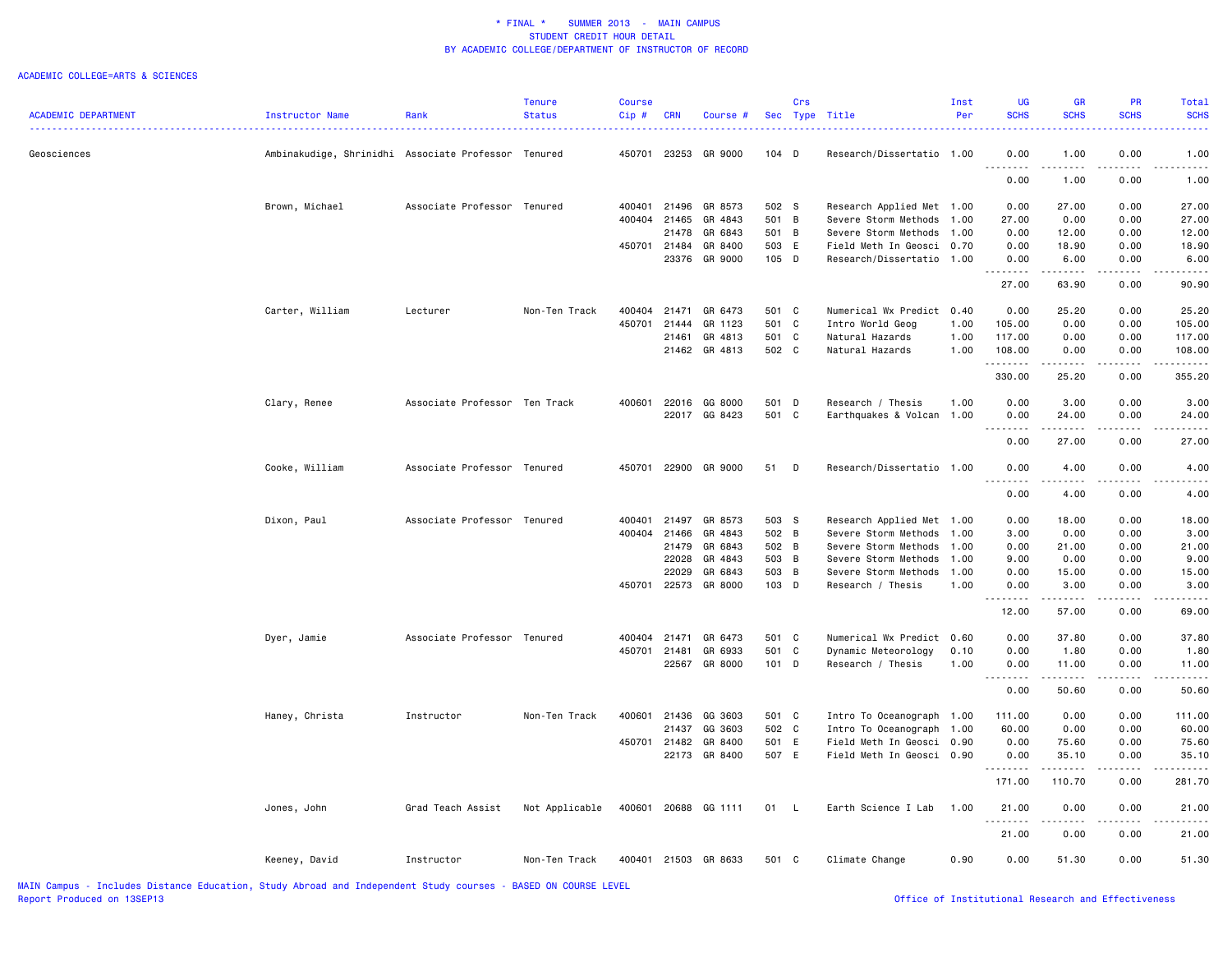# * FINAL * SUMMER 2013 - MAIN CAMPUS
## STUDENT CREDIT HOUR DETAIL
## BY ACADEMIC COLLEGE/DEPARTMENT OF INSTRUCTOR OF RECORD

ACADEMIC COLLEGE=ARTS & SCIENCES

| ACADEMIC DEPARTMENT | Instructor Name | Rank | Tenure Status | Course Cip # | CRN | Course # | Sec | Crs Type | Title | Inst Per | UG SCHS | GR SCHS | PR SCHS | Total SCHS |
|---|---|---|---|---|---|---|---|---|---|---|---|---|---|---|
| Geosciences | Ambinakudige, Shrinidhi | Associate Professor | Tenured | 450701 | 23253 | GR 9000 | 104 | D | Research/Dissertatio | 1.00 | 0.00 | 1.00 | 0.00 | 1.00 |
| | | | | | | | | | | | 0.00 | 1.00 | 0.00 | 1.00 |
| | Brown, Michael | Associate Professor | Tenured | 400401 | 21496 | GR 8573 | 502 | S | Research Applied Met | 1.00 | 0.00 | 27.00 | 0.00 | 27.00 |
| | | | | 400404 | 21465 | GR 4843 | 501 | B | Severe Storm Methods | 1.00 | 27.00 | 0.00 | 0.00 | 27.00 |
| | | | | | 21478 | GR 6843 | 501 | B | Severe Storm Methods | 1.00 | 0.00 | 12.00 | 0.00 | 12.00 |
| | | | | 450701 | 21484 | GR 8400 | 503 | E | Field Meth In Geosci | 0.70 | 0.00 | 18.90 | 0.00 | 18.90 |
| | | | | | 23376 | GR 9000 | 105 | D | Research/Dissertatio | 1.00 | 0.00 | 6.00 | 0.00 | 6.00 |
| | | | | | | | | | | | 27.00 | 63.90 | 0.00 | 90.90 |
| | Carter, William | Lecturer | Non-Ten Track | 400404 | 21471 | GR 6473 | 501 | C | Numerical Wx Predict | 0.40 | 0.00 | 25.20 | 0.00 | 25.20 |
| | | | | 450701 | 21444 | GR 1123 | 501 | C | Intro World Geog | 1.00 | 105.00 | 0.00 | 0.00 | 105.00 |
| | | | | | 21461 | GR 4813 | 501 | C | Natural Hazards | 1.00 | 117.00 | 0.00 | 0.00 | 117.00 |
| | | | | | 21462 | GR 4813 | 502 | C | Natural Hazards | 1.00 | 108.00 | 0.00 | 0.00 | 108.00 |
| | | | | | | | | | | | 330.00 | 25.20 | 0.00 | 355.20 |
| | Clary, Renee | Associate Professor | Ten Track | 400601 | 22016 | GG 8000 | 501 | D | Research / Thesis | 1.00 | 0.00 | 3.00 | 0.00 | 3.00 |
| | | | | | 22017 | GG 8423 | 501 | C | Earthquakes & Volcan | 1.00 | 0.00 | 24.00 | 0.00 | 24.00 |
| | | | | | | | | | | | 0.00 | 27.00 | 0.00 | 27.00 |
| | Cooke, William | Associate Professor | Tenured | 450701 | 22900 | GR 9000 | 51 | D | Research/Dissertatio | 1.00 | 0.00 | 4.00 | 0.00 | 4.00 |
| | | | | | | | | | | | 0.00 | 4.00 | 0.00 | 4.00 |
| | Dixon, Paul | Associate Professor | Tenured | 400401 | 21497 | GR 8573 | 503 | S | Research Applied Met | 1.00 | 0.00 | 18.00 | 0.00 | 18.00 |
| | | | | 400404 | 21466 | GR 4843 | 502 | B | Severe Storm Methods | 1.00 | 3.00 | 0.00 | 0.00 | 3.00 |
| | | | | | 21479 | GR 6843 | 502 | B | Severe Storm Methods | 1.00 | 0.00 | 21.00 | 0.00 | 21.00 |
| | | | | | 22028 | GR 4843 | 503 | B | Severe Storm Methods | 1.00 | 9.00 | 0.00 | 0.00 | 9.00 |
| | | | | | 22029 | GR 6843 | 503 | B | Severe Storm Methods | 1.00 | 0.00 | 15.00 | 0.00 | 15.00 |
| | | | | 450701 | 22573 | GR 8000 | 103 | D | Research / Thesis | 1.00 | 0.00 | 3.00 | 0.00 | 3.00 |
| | | | | | | | | | | | 12.00 | 57.00 | 0.00 | 69.00 |
| | Dyer, Jamie | Associate Professor | Tenured | 400404 | 21471 | GR 6473 | 501 | C | Numerical Wx Predict | 0.60 | 0.00 | 37.80 | 0.00 | 37.80 |
| | | | | 450701 | 21481 | GR 6933 | 501 | C | Dynamic Meteorology | 0.10 | 0.00 | 1.80 | 0.00 | 1.80 |
| | | | | | 22567 | GR 8000 | 101 | D | Research / Thesis | 1.00 | 0.00 | 11.00 | 0.00 | 11.00 |
| | | | | | | | | | | | 0.00 | 50.60 | 0.00 | 50.60 |
| | Haney, Christa | Instructor | Non-Ten Track | 400601 | 21436 | GG 3603 | 501 | C | Intro To Oceanograph | 1.00 | 111.00 | 0.00 | 0.00 | 111.00 |
| | | | | | 21437 | GG 3603 | 502 | C | Intro To Oceanograph | 1.00 | 60.00 | 0.00 | 0.00 | 60.00 |
| | | | | 450701 | 21482 | GR 8400 | 501 | E | Field Meth In Geosci | 0.90 | 0.00 | 75.60 | 0.00 | 75.60 |
| | | | | | 22173 | GR 8400 | 507 | E | Field Meth In Geosci | 0.90 | 0.00 | 35.10 | 0.00 | 35.10 |
| | | | | | | | | | | | 171.00 | 110.70 | 0.00 | 281.70 |
| | Jones, John | Grad Teach Assist | Not Applicable | 400601 | 20688 | GG 1111 | 01 | L | Earth Science I Lab | 1.00 | 21.00 | 0.00 | 0.00 | 21.00 |
| | | | | | | | | | | | 21.00 | 0.00 | 0.00 | 21.00 |
| | Keeney, David | Instructor | Non-Ten Track | 400401 | 21503 | GR 8633 | 501 | C | Climate Change | 0.90 | 0.00 | 51.30 | 0.00 | 51.30 |

MAIN Campus - Includes Distance Education, Study Abroad and Independent Study courses - BASED ON COURSE LEVEL
Report Produced on 13SEP13

Office of Institutional Research and Effectiveness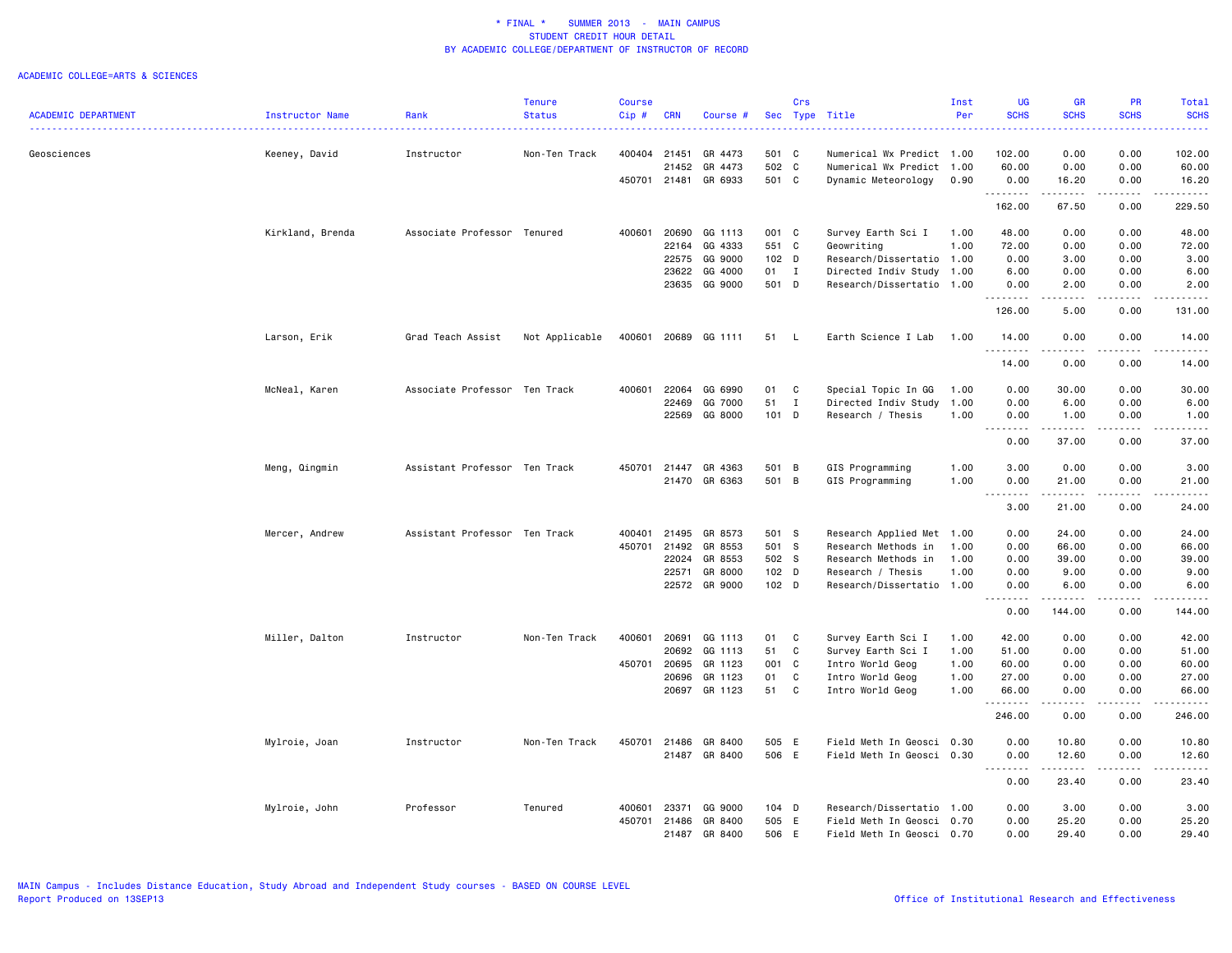# * FINAL * SUMMER 2013 - MAIN CAMPUS
## STUDENT CREDIT HOUR DETAIL
### BY ACADEMIC COLLEGE/DEPARTMENT OF INSTRUCTOR OF RECORD

ACADEMIC COLLEGE=ARTS & SCIENCES

| ACADEMIC DEPARTMENT | Instructor Name | Rank | Tenure Status | Course Cip # | CRN | Course # | Sec | Crs Type | Title | Inst Per | UG SCHS | GR SCHS | PR SCHS | Total SCHS |
|---|---|---|---|---|---|---|---|---|---|---|---|---|---|---|
| Geosciences | Keeney, David | Instructor | Non-Ten Track | 400404 | 21451 | GR 4473 | 501 | C | Numerical Wx Predict | 1.00 | 102.00 | 0.00 | 0.00 | 102.00 |
| | | | | | 21452 | GR 4473 | 502 | C | Numerical Wx Predict | 1.00 | 60.00 | 0.00 | 0.00 | 60.00 |
| | | | | 450701 | 21481 | GR 6933 | 501 | C | Dynamic Meteorology | 0.90 | 0.00 | 16.20 | 0.00 | 16.20 |
| | | | | | | | | | | | 162.00 | 67.50 | 0.00 | 229.50 |
| | Kirkland, Brenda | Associate Professor | Tenured | 400601 | 20690 | GG 1113 | 001 | C | Survey Earth Sci I | 1.00 | 48.00 | 0.00 | 0.00 | 48.00 |
| | | | | | 22164 | GG 4333 | 551 | C | Geowriting | 1.00 | 72.00 | 0.00 | 0.00 | 72.00 |
| | | | | | 22575 | GG 9000 | 102 | D | Research/Dissertatio | 1.00 | 0.00 | 3.00 | 0.00 | 3.00 |
| | | | | | 23622 | GG 4000 | 01 | I | Directed Indiv Study | 1.00 | 6.00 | 0.00 | 0.00 | 6.00 |
| | | | | | 23635 | GG 9000 | 501 | D | Research/Dissertatio | 1.00 | 0.00 | 2.00 | 0.00 | 2.00 |
| | | | | | | | | | | | 126.00 | 5.00 | 0.00 | 131.00 |
| | Larson, Erik | Grad Teach Assist | Not Applicable | 400601 | 20689 | GG 1111 | 51 | L | Earth Science I Lab | 1.00 | 14.00 | 0.00 | 0.00 | 14.00 |
| | | | | | | | | | | | 14.00 | 0.00 | 0.00 | 14.00 |
| | McNeal, Karen | Associate Professor | Ten Track | 400601 | 22064 | GG 6990 | 01 | C | Special Topic In GG | 1.00 | 0.00 | 30.00 | 0.00 | 30.00 |
| | | | | | 22469 | GG 7000 | 51 | I | Directed Indiv Study | 1.00 | 0.00 | 6.00 | 0.00 | 6.00 |
| | | | | | 22569 | GG 8000 | 101 | D | Research / Thesis | 1.00 | 0.00 | 1.00 | 0.00 | 1.00 |
| | | | | | | | | | | | 0.00 | 37.00 | 0.00 | 37.00 |
| | Meng, Qingmin | Assistant Professor | Ten Track | 450701 | 21447 | GR 4363 | 501 | B | GIS Programming | 1.00 | 3.00 | 0.00 | 0.00 | 3.00 |
| | | | | | 21470 | GR 6363 | 501 | B | GIS Programming | 1.00 | 0.00 | 21.00 | 0.00 | 21.00 |
| | | | | | | | | | | | 3.00 | 21.00 | 0.00 | 24.00 |
| | Mercer, Andrew | Assistant Professor | Ten Track | 400401 | 21495 | GR 8573 | 501 | S | Research Applied Met | 1.00 | 0.00 | 24.00 | 0.00 | 24.00 |
| | | | | 450701 | 21492 | GR 8553 | 501 | S | Research Methods in | 1.00 | 0.00 | 66.00 | 0.00 | 66.00 |
| | | | | | 22024 | GR 8553 | 502 | S | Research Methods in | 1.00 | 0.00 | 39.00 | 0.00 | 39.00 |
| | | | | | 22571 | GR 8000 | 102 | D | Research / Thesis | 1.00 | 0.00 | 9.00 | 0.00 | 9.00 |
| | | | | | 22572 | GR 9000 | 102 | D | Research/Dissertatio | 1.00 | 0.00 | 6.00 | 0.00 | 6.00 |
| | | | | | | | | | | | 0.00 | 144.00 | 0.00 | 144.00 |
| | Miller, Dalton | Instructor | Non-Ten Track | 400601 | 20691 | GG 1113 | 01 | C | Survey Earth Sci I | 1.00 | 42.00 | 0.00 | 0.00 | 42.00 |
| | | | | | 20692 | GG 1113 | 51 | C | Survey Earth Sci I | 1.00 | 51.00 | 0.00 | 0.00 | 51.00 |
| | | | | 450701 | 20695 | GR 1123 | 001 | C | Intro World Geog | 1.00 | 60.00 | 0.00 | 0.00 | 60.00 |
| | | | | | 20696 | GR 1123 | 01 | C | Intro World Geog | 1.00 | 27.00 | 0.00 | 0.00 | 27.00 |
| | | | | | 20697 | GR 1123 | 51 | C | Intro World Geog | 1.00 | 66.00 | 0.00 | 0.00 | 66.00 |
| | | | | | | | | | | | 246.00 | 0.00 | 0.00 | 246.00 |
| | Mylroie, Joan | Instructor | Non-Ten Track | 450701 | 21486 | GR 8400 | 505 | E | Field Meth In Geosci | 0.30 | 0.00 | 10.80 | 0.00 | 10.80 |
| | | | | | 21487 | GR 8400 | 506 | E | Field Meth In Geosci | 0.30 | 0.00 | 12.60 | 0.00 | 12.60 |
| | | | | | | | | | | | 0.00 | 23.40 | 0.00 | 23.40 |
| | Mylroie, John | Professor | Tenured | 400601 | 23371 | GG 9000 | 104 | D | Research/Dissertatio | 1.00 | 0.00 | 3.00 | 0.00 | 3.00 |
| | | | | 450701 | 21486 | GR 8400 | 505 | E | Field Meth In Geosci | 0.70 | 0.00 | 25.20 | 0.00 | 25.20 |
| | | | | | 21487 | GR 8400 | 506 | E | Field Meth In Geosci | 0.70 | 0.00 | 29.40 | 0.00 | 29.40 |

MAIN Campus - Includes Distance Education, Study Abroad and Independent Study courses - BASED ON COURSE LEVEL
Report Produced on 13SEP13

Office of Institutional Research and Effectiveness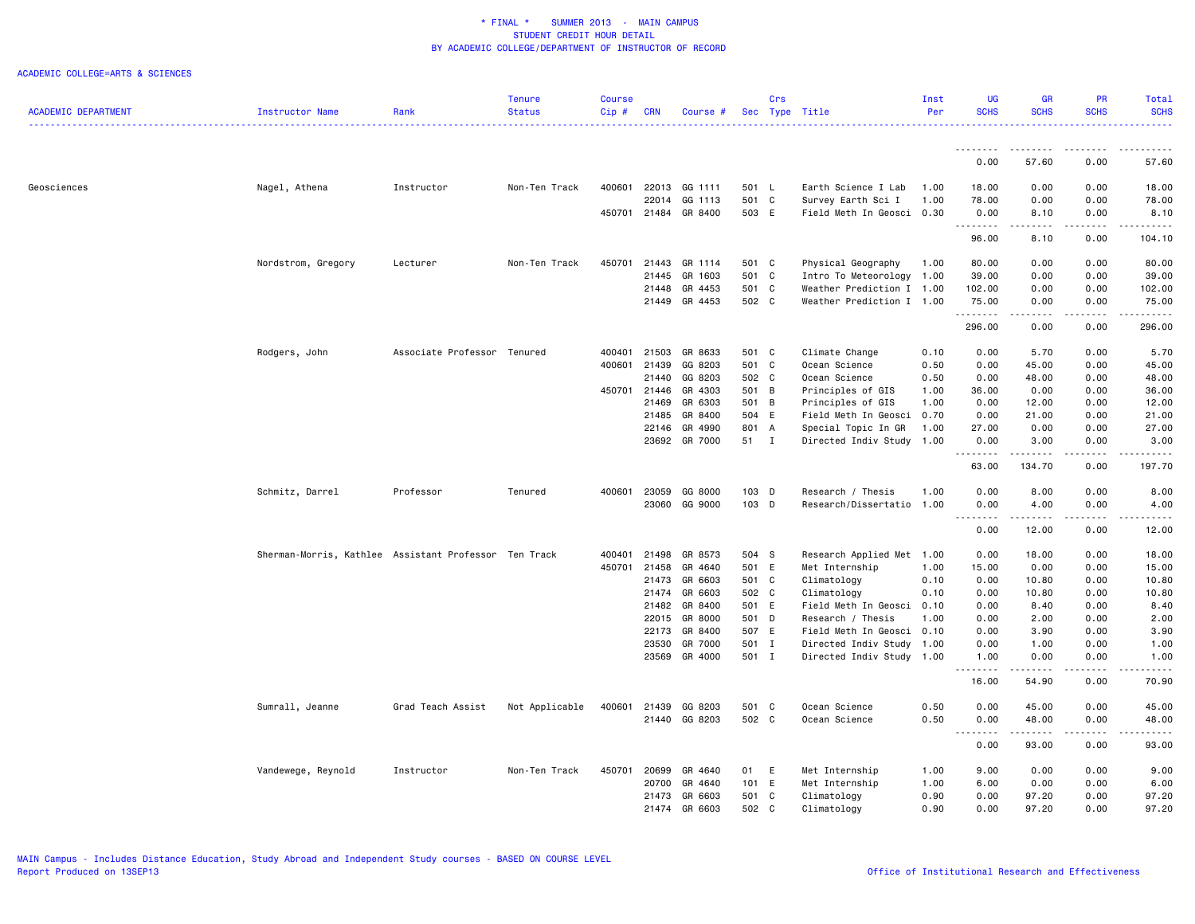\* FINAL \* SUMMER 2013 - MAIN CAMPUS
STUDENT CREDIT HOUR DETAIL
BY ACADEMIC COLLEGE/DEPARTMENT OF INSTRUCTOR OF RECORD

ACADEMIC COLLEGE=ARTS & SCIENCES

| ACADEMIC DEPARTMENT | Instructor Name | Rank | Tenure Status | Course Cip # | CRN | Course # | Sec | Crs Type | Title | Inst Per | UG SCHS | GR SCHS | PR SCHS | Total SCHS |
|---|---|---|---|---|---|---|---|---|---|---|---|---|---|---|
| | | | | | | | | | | | 0.00 | 57.60 | 0.00 | 57.60 |
| Geosciences | Nagel, Athena | Instructor | Non-Ten Track | 400601 | 22013 | GG 1111 | 501 | L | Earth Science I Lab | 1.00 | 18.00 | 0.00 | 0.00 | 18.00 |
| | | | | | 22014 | GG 1113 | 501 | C | Survey Earth Sci I | 1.00 | 78.00 | 0.00 | 0.00 | 78.00 |
| | | | | 450701 | 21484 | GR 8400 | 503 | E | Field Meth In Geosci | 0.30 | 0.00 | 8.10 | 0.00 | 8.10 |
| | | | | | | | | | | | 96.00 | 8.10 | 0.00 | 104.10 |
| | Nordstrom, Gregory | Lecturer | Non-Ten Track | 450701 | 21443 | GR 1114 | 501 | C | Physical Geography | 1.00 | 80.00 | 0.00 | 0.00 | 80.00 |
| | | | | | 21445 | GR 1603 | 501 | C | Intro To Meteorology | 1.00 | 39.00 | 0.00 | 0.00 | 39.00 |
| | | | | | 21448 | GR 4453 | 501 | C | Weather Prediction I | 1.00 | 102.00 | 0.00 | 0.00 | 102.00 |
| | | | | | 21449 | GR 4453 | 502 | C | Weather Prediction I | 1.00 | 75.00 | 0.00 | 0.00 | 75.00 |
| | | | | | | | | | | | 296.00 | 0.00 | 0.00 | 296.00 |
| | Rodgers, John | Associate Professor | Tenured | 400401 | 21503 | GR 8633 | 501 | C | Climate Change | 0.10 | 0.00 | 5.70 | 0.00 | 5.70 |
| | | | | 400601 | 21439 | GG 8203 | 501 | C | Ocean Science | 0.50 | 0.00 | 45.00 | 0.00 | 45.00 |
| | | | | | 21440 | GG 8203 | 502 | C | Ocean Science | 0.50 | 0.00 | 48.00 | 0.00 | 48.00 |
| | | | | 450701 | 21446 | GR 4303 | 501 | B | Principles of GIS | 1.00 | 36.00 | 0.00 | 0.00 | 36.00 |
| | | | | | 21469 | GR 6303 | 501 | B | Principles of GIS | 1.00 | 0.00 | 12.00 | 0.00 | 12.00 |
| | | | | | 21485 | GR 8400 | 504 | E | Field Meth In Geosci | 0.70 | 0.00 | 21.00 | 0.00 | 21.00 |
| | | | | | 22146 | GR 4990 | 801 | A | Special Topic In GR | 1.00 | 27.00 | 0.00 | 0.00 | 27.00 |
| | | | | | 23692 | GR 7000 | 51 | I | Directed Indiv Study | 1.00 | 0.00 | 3.00 | 0.00 | 3.00 |
| | | | | | | | | | | | 63.00 | 134.70 | 0.00 | 197.70 |
| | Schmitz, Darrel | Professor | Tenured | 400601 | 23059 | GG 8000 | 103 | D | Research / Thesis | 1.00 | 0.00 | 8.00 | 0.00 | 8.00 |
| | | | | | 23060 | GG 9000 | 103 | D | Research/Dissertatio | 1.00 | 0.00 | 4.00 | 0.00 | 4.00 |
| | | | | | | | | | | | 0.00 | 12.00 | 0.00 | 12.00 |
| | Sherman-Morris, Kathlee | Assistant Professor | Ten Track | 400401 | 21498 | GR 8573 | 504 | S | Research Applied Met | 1.00 | 0.00 | 18.00 | 0.00 | 18.00 |
| | | | | 450701 | 21458 | GR 4640 | 501 | E | Met Internship | 1.00 | 15.00 | 0.00 | 0.00 | 15.00 |
| | | | | | 21473 | GR 6603 | 501 | C | Climatology | 0.10 | 0.00 | 10.80 | 0.00 | 10.80 |
| | | | | | 21474 | GR 6603 | 502 | C | Climatology | 0.10 | 0.00 | 10.80 | 0.00 | 10.80 |
| | | | | | 21482 | GR 8400 | 501 | E | Field Meth In Geosci | 0.10 | 0.00 | 8.40 | 0.00 | 8.40 |
| | | | | | 22015 | GR 8000 | 501 | D | Research / Thesis | 1.00 | 0.00 | 2.00 | 0.00 | 2.00 |
| | | | | | 22173 | GR 8400 | 507 | E | Field Meth In Geosci | 0.10 | 0.00 | 3.90 | 0.00 | 3.90 |
| | | | | | 23530 | GR 7000 | 501 | I | Directed Indiv Study | 1.00 | 0.00 | 1.00 | 0.00 | 1.00 |
| | | | | | 23569 | GR 4000 | 501 | I | Directed Indiv Study | 1.00 | 1.00 | 0.00 | 0.00 | 1.00 |
| | | | | | | | | | | | 16.00 | 54.90 | 0.00 | 70.90 |
| | Sumrall, Jeanne | Grad Teach Assist | Not Applicable | 400601 | 21439 | GG 8203 | 501 | C | Ocean Science | 0.50 | 0.00 | 45.00 | 0.00 | 45.00 |
| | | | | | 21440 | GG 8203 | 502 | C | Ocean Science | 0.50 | 0.00 | 48.00 | 0.00 | 48.00 |
| | | | | | | | | | | | 0.00 | 93.00 | 0.00 | 93.00 |
| | Vandewege, Reynold | Instructor | Non-Ten Track | 450701 | 20699 | GR 4640 | 01 | E | Met Internship | 1.00 | 9.00 | 0.00 | 0.00 | 9.00 |
| | | | | | 20700 | GR 4640 | 101 | E | Met Internship | 1.00 | 6.00 | 0.00 | 0.00 | 6.00 |
| | | | | | 21473 | GR 6603 | 501 | C | Climatology | 0.90 | 0.00 | 97.20 | 0.00 | 97.20 |
| | | | | | 21474 | GR 6603 | 502 | C | Climatology | 0.90 | 0.00 | 97.20 | 0.00 | 97.20 |

MAIN Campus - Includes Distance Education, Study Abroad and Independent Study courses - BASED ON COURSE LEVEL
Report Produced on 13SEP13

Office of Institutional Research and Effectiveness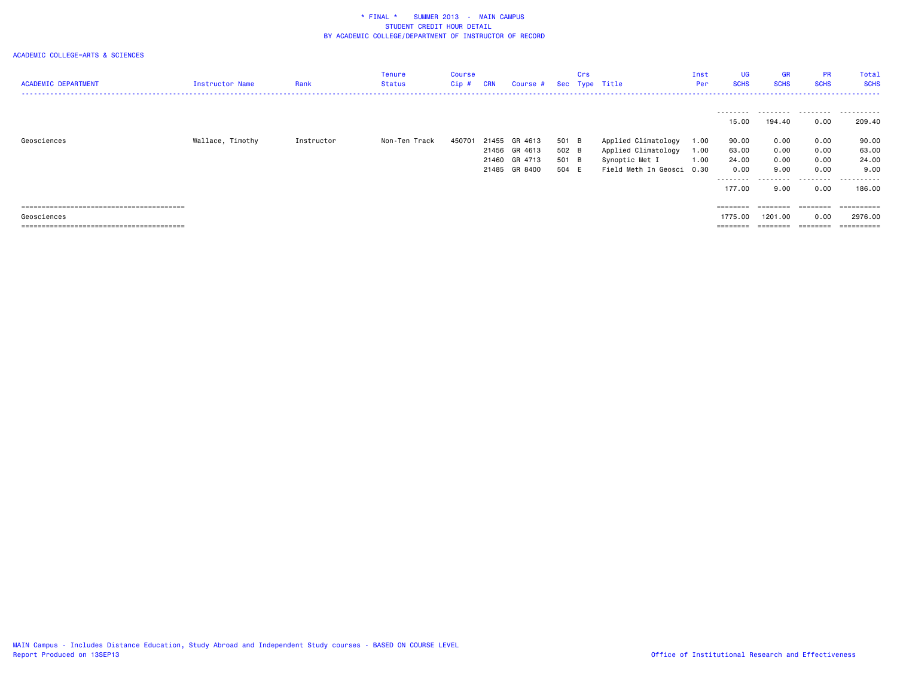\* FINAL \*    SUMMER 2013  -  MAIN CAMPUS
STUDENT CREDIT HOUR DETAIL
BY ACADEMIC COLLEGE/DEPARTMENT OF INSTRUCTOR OF RECORD

ACADEMIC COLLEGE=ARTS & SCIENCES

| ACADEMIC DEPARTMENT | Instructor Name | Rank | Tenure Status | Course Cip # | CRN | Course # | Sec | Crs Type | Title | Inst Per | UG SCHS | GR SCHS | PR SCHS | Total SCHS |
|---|---|---|---|---|---|---|---|---|---|---|---|---|---|---|
| | | | | | | | | | | | -------- | -------- | -------- | ---------- |
| | | | | | | | | | | | 15.00 | 194.40 | 0.00 | 209.40 |
| Geosciences | Wallace, Timothy | Instructor | Non-Ten Track | 450701 | 21455 | GR 4613 | 501 | B | Applied Climatology | 1.00 | 90.00 | 0.00 | 0.00 | 90.00 |
| | | | | | 21456 | GR 4613 | 502 | B | Applied Climatology | 1.00 | 63.00 | 0.00 | 0.00 | 63.00 |
| | | | | | 21460 | GR 4713 | 501 | B | Synoptic Met I | 1.00 | 24.00 | 0.00 | 0.00 | 24.00 |
| | | | | | 21485 | GR 8400 | 504 | E | Field Meth In Geosci | 0.30 | 0.00 | 9.00 | 0.00 | 9.00 |
| | | | | | | | | | | | -------- | -------- | -------- | ---------- |
| | | | | | | | | | | | 177.00 | 9.00 | 0.00 | 186.00 |
| ======================================== | | | | | | | | | | | ======== | ======== | ======== | ========== |
| Geosciences | | | | | | | | | | | 1775.00 | 1201.00 | 0.00 | 2976.00 |
| ======================================== | | | | | | | | | | | ======== | ======== | ======== | ========== |

MAIN Campus - Includes Distance Education, Study Abroad and Independent Study courses - BASED ON COURSE LEVEL
Report Produced on 13SEP13

Office of Institutional Research and Effectiveness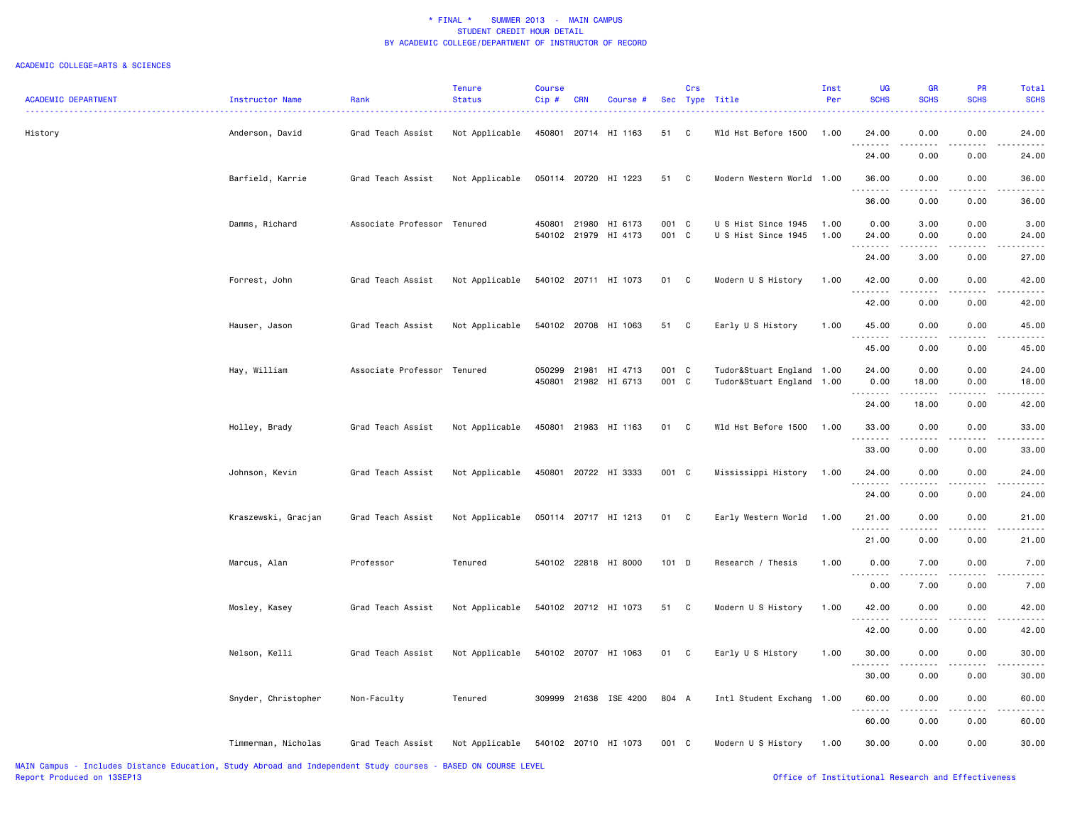# * FINAL * SUMMER 2013 - MAIN CAMPUS
## STUDENT CREDIT HOUR DETAIL
### BY ACADEMIC COLLEGE/DEPARTMENT OF INSTRUCTOR OF RECORD

ACADEMIC COLLEGE=ARTS & SCIENCES

| ACADEMIC DEPARTMENT | Instructor Name | Rank | Tenure Status | Course Cip # | CRN | Course # | Sec | Crs Type | Title | Inst Per | UG SCHS | GR SCHS | PR SCHS | Total SCHS |
|---|---|---|---|---|---|---|---|---|---|---|---|---|---|---|
| History | Anderson, David | Grad Teach Assist | Not Applicable | 450801 | 20714 | HI 1163 | 51 | C | Wld Hst Before 1500 | 1.00 | 24.00 | 0.00 | 0.00 | 24.00 |
| | | | | | | | | | | | 24.00 | 0.00 | 0.00 | 24.00 |
| | Barfield, Karrie | Grad Teach Assist | Not Applicable | 050114 | 20720 | HI 1223 | 51 | C | Modern Western World | 1.00 | 36.00 | 0.00 | 0.00 | 36.00 |
| | | | | | | | | | | | 36.00 | 0.00 | 0.00 | 36.00 |
| | Damms, Richard | Associate Professor | Tenured | 450801 | 21980 | HI 6173 | 001 | C | U S Hist Since 1945 | 1.00 | 0.00 | 3.00 | 0.00 | 3.00 |
| | | | | 540102 | 21979 | HI 4173 | 001 | C | U S Hist Since 1945 | 1.00 | 24.00 | 0.00 | 0.00 | 24.00 |
| | | | | | | | | | | | 24.00 | 3.00 | 0.00 | 27.00 |
| | Forrest, John | Grad Teach Assist | Not Applicable | 540102 | 20711 | HI 1073 | 01 | C | Modern U S History | 1.00 | 42.00 | 0.00 | 0.00 | 42.00 |
| | | | | | | | | | | | 42.00 | 0.00 | 0.00 | 42.00 |
| | Hauser, Jason | Grad Teach Assist | Not Applicable | 540102 | 20708 | HI 1063 | 51 | C | Early U S History | 1.00 | 45.00 | 0.00 | 0.00 | 45.00 |
| | | | | | | | | | | | 45.00 | 0.00 | 0.00 | 45.00 |
| | Hay, William | Associate Professor | Tenured | 050299 | 21981 | HI 4713 | 001 | C | Tudor&Stuart England | 1.00 | 24.00 | 0.00 | 0.00 | 24.00 |
| | | | | 450801 | 21982 | HI 6713 | 001 | C | Tudor&Stuart England | 1.00 | 0.00 | 18.00 | 0.00 | 18.00 |
| | | | | | | | | | | | 24.00 | 18.00 | 0.00 | 42.00 |
| | Holley, Brady | Grad Teach Assist | Not Applicable | 450801 | 21983 | HI 1163 | 01 | C | Wld Hst Before 1500 | 1.00 | 33.00 | 0.00 | 0.00 | 33.00 |
| | | | | | | | | | | | 33.00 | 0.00 | 0.00 | 33.00 |
| | Johnson, Kevin | Grad Teach Assist | Not Applicable | 450801 | 20722 | HI 3333 | 001 | C | Mississippi History | 1.00 | 24.00 | 0.00 | 0.00 | 24.00 |
| | | | | | | | | | | | 24.00 | 0.00 | 0.00 | 24.00 |
| | Kraszewski, Gracjan | Grad Teach Assist | Not Applicable | 050114 | 20717 | HI 1213 | 01 | C | Early Western World | 1.00 | 21.00 | 0.00 | 0.00 | 21.00 |
| | | | | | | | | | | | 21.00 | 0.00 | 0.00 | 21.00 |
| | Marcus, Alan | Professor | Tenured | 540102 | 22818 | HI 8000 | 101 | D | Research / Thesis | 1.00 | 0.00 | 7.00 | 0.00 | 7.00 |
| | | | | | | | | | | | 0.00 | 7.00 | 0.00 | 7.00 |
| | Mosley, Kasey | Grad Teach Assist | Not Applicable | 540102 | 20712 | HI 1073 | 51 | C | Modern U S History | 1.00 | 42.00 | 0.00 | 0.00 | 42.00 |
| | | | | | | | | | | | 42.00 | 0.00 | 0.00 | 42.00 |
| | Nelson, Kelli | Grad Teach Assist | Not Applicable | 540102 | 20707 | HI 1063 | 01 | C | Early U S History | 1.00 | 30.00 | 0.00 | 0.00 | 30.00 |
| | | | | | | | | | | | 30.00 | 0.00 | 0.00 | 30.00 |
| | Snyder, Christopher | Non-Faculty | Tenured | 309999 | 21638 | ISE 4200 | 804 | A | Intl Student Exchang | 1.00 | 60.00 | 0.00 | 0.00 | 60.00 |
| | | | | | | | | | | | 60.00 | 0.00 | 0.00 | 60.00 |
| | Timmerman, Nicholas | Grad Teach Assist | Not Applicable | 540102 | 20710 | HI 1073 | 001 | C | Modern U S History | 1.00 | 30.00 | 0.00 | 0.00 | 30.00 |

MAIN Campus - Includes Distance Education, Study Abroad and Independent Study courses - BASED ON COURSE LEVEL
Report Produced on 13SEP13

Office of Institutional Research and Effectiveness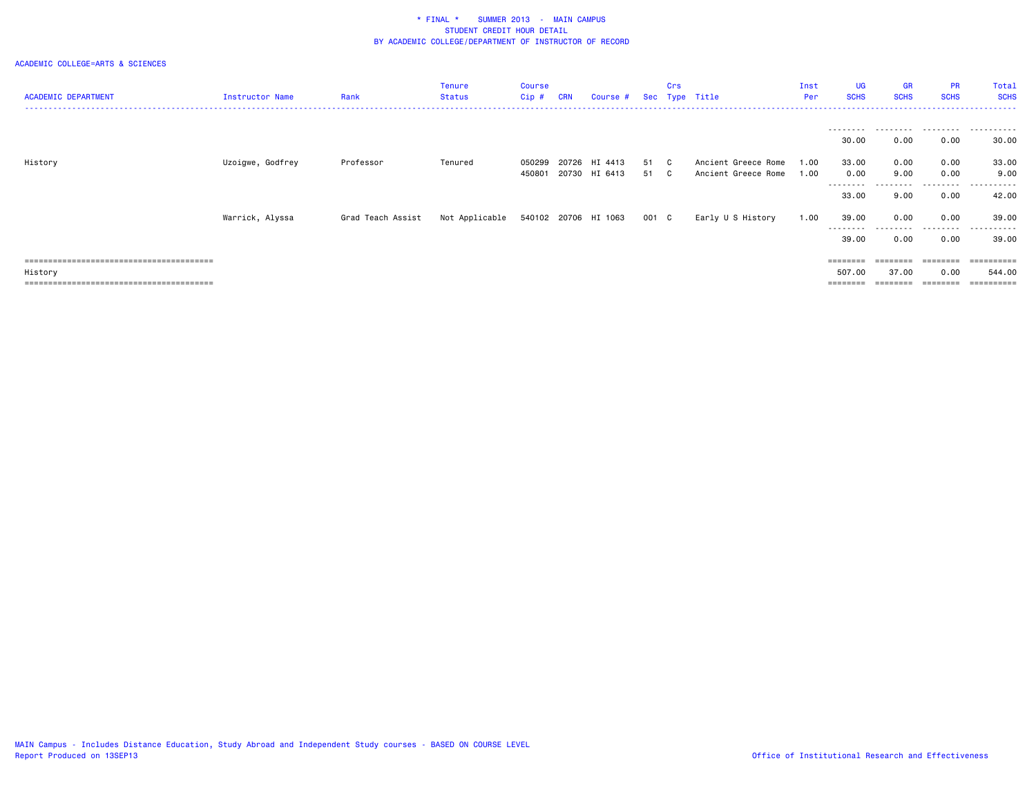\* FINAL \* SUMMER 2013 - MAIN CAMPUS
STUDENT CREDIT HOUR DETAIL
BY ACADEMIC COLLEGE/DEPARTMENT OF INSTRUCTOR OF RECORD

ACADEMIC COLLEGE=ARTS & SCIENCES

| ACADEMIC DEPARTMENT | Instructor Name | Rank | Tenure Status | Course Cip # | CRN | Course # | Sec | Crs Type | Title | Inst Per | UG SCHS | GR SCHS | PR SCHS | Total SCHS |
|---|---|---|---|---|---|---|---|---|---|---|---|---|---|---|
| | | | | | | | | | | | 30.00 | 0.00 | 0.00 | 30.00 |
| History | Uzoigwe, Godfrey | Professor | Tenured | 050299 | 20726 | HI 4413 | 51 | C | Ancient Greece Rome | 1.00 | 33.00 | 0.00 | 0.00 | 33.00 |
| | | | | 450801 | 20730 | HI 6413 | 51 | C | Ancient Greece Rome | 1.00 | 0.00 | 9.00 | 0.00 | 9.00 |
| | | | | | | | | | | | 33.00 | 9.00 | 0.00 | 42.00 |
| | Warrick, Alyssa | Grad Teach Assist | Not Applicable | 540102 | 20706 | HI 1063 | 001 | C | Early U S History | 1.00 | 39.00 | 0.00 | 0.00 | 39.00 |
| | | | | | | | | | | | 39.00 | 0.00 | 0.00 | 39.00 |
| History | | | | | | | | | | | 507.00 | 37.00 | 0.00 | 544.00 |

MAIN Campus - Includes Distance Education, Study Abroad and Independent Study courses - BASED ON COURSE LEVEL
Report Produced on 13SEP13

Office of Institutional Research and Effectiveness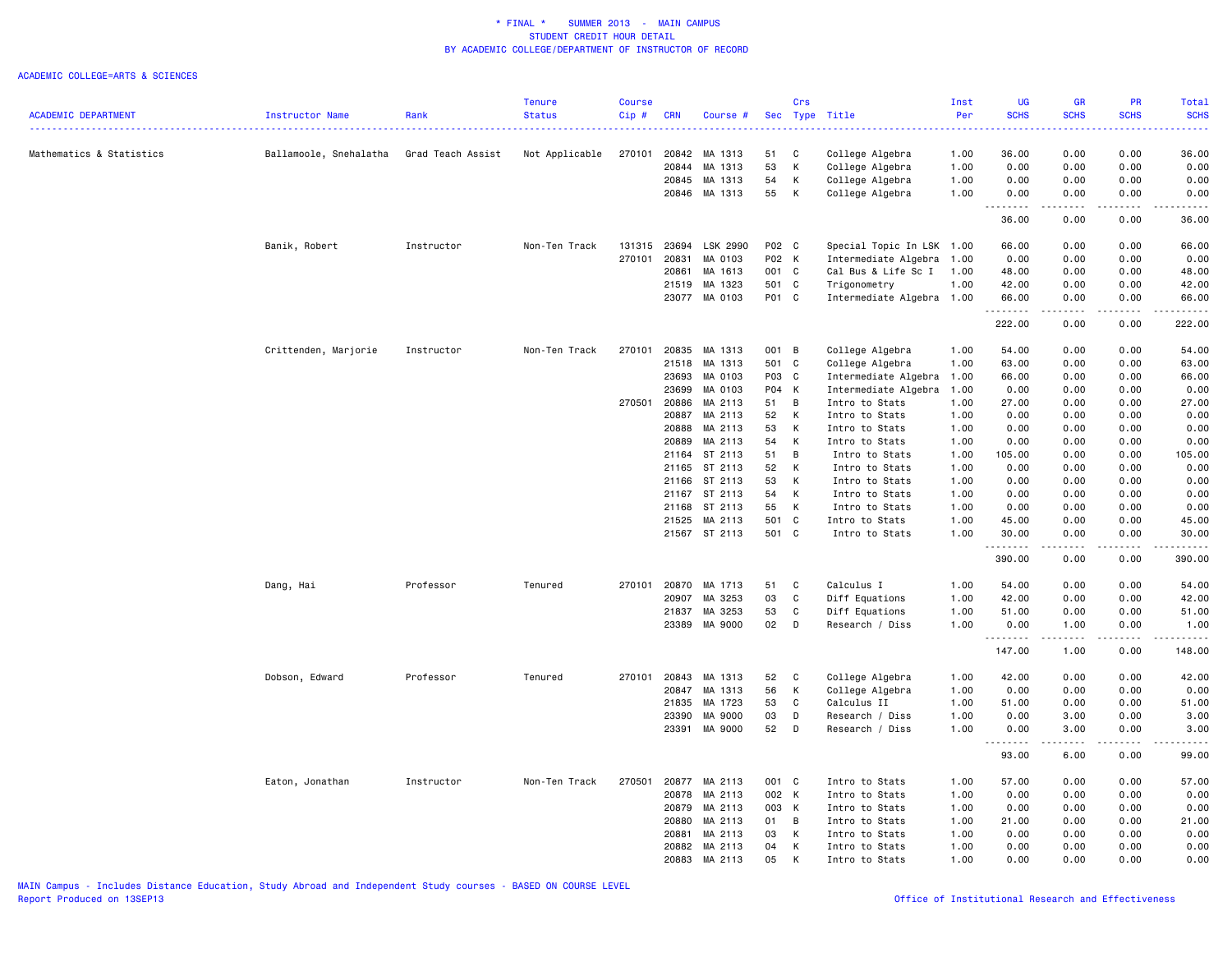# * FINAL * SUMMER 2013 - MAIN CAMPUS
## STUDENT CREDIT HOUR DETAIL
## BY ACADEMIC COLLEGE/DEPARTMENT OF INSTRUCTOR OF RECORD

ACADEMIC COLLEGE=ARTS & SCIENCES

| ACADEMIC DEPARTMENT | Instructor Name | Rank | Tenure Status | Course Cip # | CRN | Course # | Sec | Crs Type | Title | Inst Per | UG SCHS | GR SCHS | PR SCHS | Total SCHS |
|---|---|---|---|---|---|---|---|---|---|---|---|---|---|---|
| Mathematics & Statistics | Ballamoole, Snehalatha | Grad Teach Assist | Not Applicable | 270101 | 20842 | MA 1313 | 51 | C | College Algebra | 1.00 | 36.00 | 0.00 | 0.00 | 36.00 |
| | | | | | 20844 | MA 1313 | 53 | K | College Algebra | 1.00 | 0.00 | 0.00 | 0.00 | 0.00 |
| | | | | | 20845 | MA 1313 | 54 | K | College Algebra | 1.00 | 0.00 | 0.00 | 0.00 | 0.00 |
| | | | | | 20846 | MA 1313 | 55 | K | College Algebra | 1.00 | 0.00 | 0.00 | 0.00 | 0.00 |
| | | | | | | | | | | | 36.00 | 0.00 | 0.00 | 36.00 |
| | Banik, Robert | Instructor | Non-Ten Track | 131315 | 23694 | LSK 2990 | P02 | C | Special Topic In LSK | 1.00 | 66.00 | 0.00 | 0.00 | 66.00 |
| | | | | 270101 | 20831 | MA 0103 | P02 | K | Intermediate Algebra | 1.00 | 0.00 | 0.00 | 0.00 | 0.00 |
| | | | | | 20861 | MA 1613 | 001 | C | Cal Bus & Life Sc I | 1.00 | 48.00 | 0.00 | 0.00 | 48.00 |
| | | | | | 21519 | MA 1323 | 501 | C | Trigonometry | 1.00 | 42.00 | 0.00 | 0.00 | 42.00 |
| | | | | | 23077 | MA 0103 | P01 | C | Intermediate Algebra | 1.00 | 66.00 | 0.00 | 0.00 | 66.00 |
| | | | | | | | | | | | 222.00 | 0.00 | 0.00 | 222.00 |
| | Crittenden, Marjorie | Instructor | Non-Ten Track | 270101 | 20835 | MA 1313 | 001 | B | College Algebra | 1.00 | 54.00 | 0.00 | 0.00 | 54.00 |
| | | | | | 21518 | MA 1313 | 501 | C | College Algebra | 1.00 | 63.00 | 0.00 | 0.00 | 63.00 |
| | | | | | 23693 | MA 0103 | P03 | C | Intermediate Algebra | 1.00 | 66.00 | 0.00 | 0.00 | 66.00 |
| | | | | | 23699 | MA 0103 | P04 | K | Intermediate Algebra | 1.00 | 0.00 | 0.00 | 0.00 | 0.00 |
| | | | | 270501 | 20886 | MA 2113 | 51 | B | Intro to Stats | 1.00 | 27.00 | 0.00 | 0.00 | 27.00 |
| | | | | | 20887 | MA 2113 | 52 | K | Intro to Stats | 1.00 | 0.00 | 0.00 | 0.00 | 0.00 |
| | | | | | 20888 | MA 2113 | 53 | K | Intro to Stats | 1.00 | 0.00 | 0.00 | 0.00 | 0.00 |
| | | | | | 20889 | MA 2113 | 54 | K | Intro to Stats | 1.00 | 0.00 | 0.00 | 0.00 | 0.00 |
| | | | | | 21164 | ST 2113 | 51 | B | Intro to Stats | 1.00 | 105.00 | 0.00 | 0.00 | 105.00 |
| | | | | | 21165 | ST 2113 | 52 | K | Intro to Stats | 1.00 | 0.00 | 0.00 | 0.00 | 0.00 |
| | | | | | 21166 | ST 2113 | 53 | K | Intro to Stats | 1.00 | 0.00 | 0.00 | 0.00 | 0.00 |
| | | | | | 21167 | ST 2113 | 54 | K | Intro to Stats | 1.00 | 0.00 | 0.00 | 0.00 | 0.00 |
| | | | | | 21168 | ST 2113 | 55 | K | Intro to Stats | 1.00 | 0.00 | 0.00 | 0.00 | 0.00 |
| | | | | | 21525 | MA 2113 | 501 | C | Intro to Stats | 1.00 | 45.00 | 0.00 | 0.00 | 45.00 |
| | | | | | 21567 | ST 2113 | 501 | C | Intro to Stats | 1.00 | 30.00 | 0.00 | 0.00 | 30.00 |
| | | | | | | | | | | | 390.00 | 0.00 | 0.00 | 390.00 |
| | Dang, Hai | Professor | Tenured | 270101 | 20870 | MA 1713 | 51 | C | Calculus I | 1.00 | 54.00 | 0.00 | 0.00 | 54.00 |
| | | | | | 20907 | MA 3253 | 03 | C | Diff Equations | 1.00 | 42.00 | 0.00 | 0.00 | 42.00 |
| | | | | | 21837 | MA 3253 | 53 | C | Diff Equations | 1.00 | 51.00 | 0.00 | 0.00 | 51.00 |
| | | | | | 23389 | MA 9000 | 02 | D | Research / Diss | 1.00 | 0.00 | 1.00 | 0.00 | 1.00 |
| | | | | | | | | | | | 147.00 | 1.00 | 0.00 | 148.00 |
| | Dobson, Edward | Professor | Tenured | 270101 | 20843 | MA 1313 | 52 | C | College Algebra | 1.00 | 42.00 | 0.00 | 0.00 | 42.00 |
| | | | | | 20847 | MA 1313 | 56 | K | College Algebra | 1.00 | 0.00 | 0.00 | 0.00 | 0.00 |
| | | | | | 21835 | MA 1723 | 53 | C | Calculus II | 1.00 | 51.00 | 0.00 | 0.00 | 51.00 |
| | | | | | 23390 | MA 9000 | 03 | D | Research / Diss | 1.00 | 0.00 | 3.00 | 0.00 | 3.00 |
| | | | | | 23391 | MA 9000 | 52 | D | Research / Diss | 1.00 | 0.00 | 3.00 | 0.00 | 3.00 |
| | | | | | | | | | | | 93.00 | 6.00 | 0.00 | 99.00 |
| | Eaton, Jonathan | Instructor | Non-Ten Track | 270501 | 20877 | MA 2113 | 001 | C | Intro to Stats | 1.00 | 57.00 | 0.00 | 0.00 | 57.00 |
| | | | | | 20878 | MA 2113 | 002 | K | Intro to Stats | 1.00 | 0.00 | 0.00 | 0.00 | 0.00 |
| | | | | | 20879 | MA 2113 | 003 | K | Intro to Stats | 1.00 | 0.00 | 0.00 | 0.00 | 0.00 |
| | | | | | 20880 | MA 2113 | 01 | B | Intro to Stats | 1.00 | 21.00 | 0.00 | 0.00 | 21.00 |
| | | | | | 20881 | MA 2113 | 03 | K | Intro to Stats | 1.00 | 0.00 | 0.00 | 0.00 | 0.00 |
| | | | | | 20882 | MA 2113 | 04 | K | Intro to Stats | 1.00 | 0.00 | 0.00 | 0.00 | 0.00 |
| | | | | | 20883 | MA 2113 | 05 | K | Intro to Stats | 1.00 | 0.00 | 0.00 | 0.00 | 0.00 |

MAIN Campus - Includes Distance Education, Study Abroad and Independent Study courses - BASED ON COURSE LEVEL
Report Produced on 13SEP13

Office of Institutional Research and Effectiveness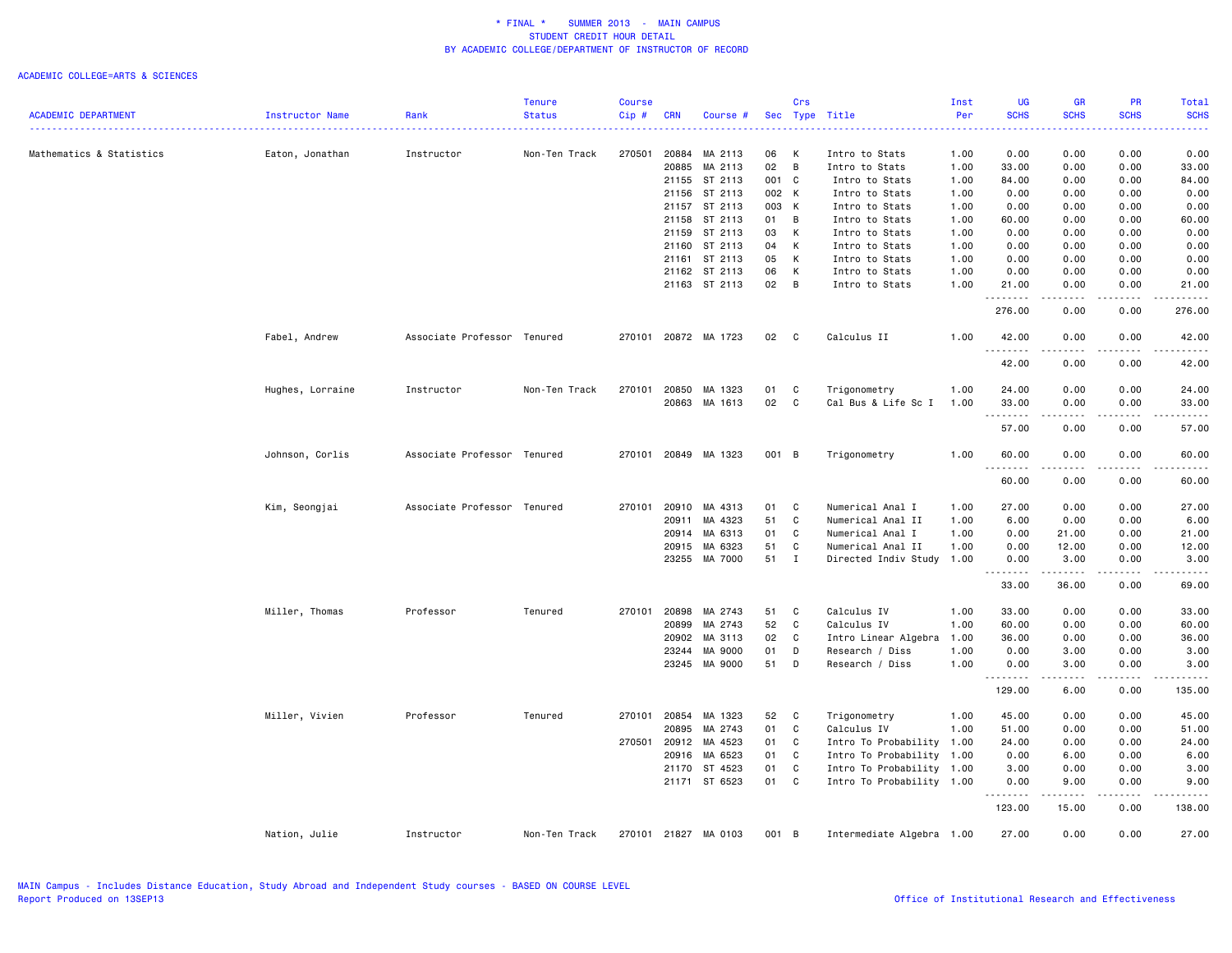\* FINAL \* SUMMER 2013 - MAIN CAMPUS
STUDENT CREDIT HOUR DETAIL
BY ACADEMIC COLLEGE/DEPARTMENT OF INSTRUCTOR OF RECORD

ACADEMIC COLLEGE=ARTS & SCIENCES

| ACADEMIC DEPARTMENT | Instructor Name | Rank | Tenure Status | Course Cip # | CRN | Course # | Sec | Crs Type | Title | Inst Per | UG SCHS | GR SCHS | PR SCHS | Total SCHS |
|---|---|---|---|---|---|---|---|---|---|---|---|---|---|---|
| Mathematics & Statistics | Eaton, Jonathan | Instructor | Non-Ten Track | 270501 | 20884 | MA 2113 | 06 | K | Intro to Stats | 1.00 | 0.00 | 0.00 | 0.00 | 0.00 |
| | | | | | 20885 | MA 2113 | 02 | B | Intro to Stats | 1.00 | 33.00 | 0.00 | 0.00 | 33.00 |
| | | | | | 21155 | ST 2113 | 001 | C | Intro to Stats | 1.00 | 84.00 | 0.00 | 0.00 | 84.00 |
| | | | | | 21156 | ST 2113 | 002 | K | Intro to Stats | 1.00 | 0.00 | 0.00 | 0.00 | 0.00 |
| | | | | | 21157 | ST 2113 | 003 | K | Intro to Stats | 1.00 | 0.00 | 0.00 | 0.00 | 0.00 |
| | | | | | 21158 | ST 2113 | 01 | B | Intro to Stats | 1.00 | 60.00 | 0.00 | 0.00 | 60.00 |
| | | | | | 21159 | ST 2113 | 03 | K | Intro to Stats | 1.00 | 0.00 | 0.00 | 0.00 | 0.00 |
| | | | | | 21160 | ST 2113 | 04 | K | Intro to Stats | 1.00 | 0.00 | 0.00 | 0.00 | 0.00 |
| | | | | | 21161 | ST 2113 | 05 | K | Intro to Stats | 1.00 | 0.00 | 0.00 | 0.00 | 0.00 |
| | | | | | 21162 | ST 2113 | 06 | K | Intro to Stats | 1.00 | 0.00 | 0.00 | 0.00 | 0.00 |
| | | | | | 21163 | ST 2113 | 02 | B | Intro to Stats | 1.00 | 21.00 | 0.00 | 0.00 | 21.00 |
| | | | | | | | | | | | 276.00 | 0.00 | 0.00 | 276.00 |
| | Fabel, Andrew | Associate Professor | Tenured | 270101 | 20872 | MA 1723 | 02 | C | Calculus II | 1.00 | 42.00 | 0.00 | 0.00 | 42.00 |
| | | | | | | | | | | | 42.00 | 0.00 | 0.00 | 42.00 |
| | Hughes, Lorraine | Instructor | Non-Ten Track | 270101 | 20850 | MA 1323 | 01 | C | Trigonometry | 1.00 | 24.00 | 0.00 | 0.00 | 24.00 |
| | | | | | 20863 | MA 1613 | 02 | C | Cal Bus & Life Sc I | 1.00 | 33.00 | 0.00 | 0.00 | 33.00 |
| | | | | | | | | | | | 57.00 | 0.00 | 0.00 | 57.00 |
| | Johnson, Corlis | Associate Professor | Tenured | 270101 | 20849 | MA 1323 | 001 | B | Trigonometry | 1.00 | 60.00 | 0.00 | 0.00 | 60.00 |
| | | | | | | | | | | | 60.00 | 0.00 | 0.00 | 60.00 |
| | Kim, Seongjai | Associate Professor | Tenured | 270101 | 20910 | MA 4313 | 01 | C | Numerical Anal I | 1.00 | 27.00 | 0.00 | 0.00 | 27.00 |
| | | | | | 20911 | MA 4323 | 51 | C | Numerical Anal II | 1.00 | 6.00 | 0.00 | 0.00 | 6.00 |
| | | | | | 20914 | MA 6313 | 01 | C | Numerical Anal I | 1.00 | 0.00 | 21.00 | 0.00 | 21.00 |
| | | | | | 20915 | MA 6323 | 51 | C | Numerical Anal II | 1.00 | 0.00 | 12.00 | 0.00 | 12.00 |
| | | | | | 23255 | MA 7000 | 51 | I | Directed Indiv Study | 1.00 | 0.00 | 3.00 | 0.00 | 3.00 |
| | | | | | | | | | | | 33.00 | 36.00 | 0.00 | 69.00 |
| | Miller, Thomas | Professor | Tenured | 270101 | 20898 | MA 2743 | 51 | C | Calculus IV | 1.00 | 33.00 | 0.00 | 0.00 | 33.00 |
| | | | | | 20899 | MA 2743 | 52 | C | Calculus IV | 1.00 | 60.00 | 0.00 | 0.00 | 60.00 |
| | | | | | 20902 | MA 3113 | 02 | C | Intro Linear Algebra | 1.00 | 36.00 | 0.00 | 0.00 | 36.00 |
| | | | | | 23244 | MA 9000 | 01 | D | Research / Diss | 1.00 | 0.00 | 3.00 | 0.00 | 3.00 |
| | | | | | 23245 | MA 9000 | 51 | D | Research / Diss | 1.00 | 0.00 | 3.00 | 0.00 | 3.00 |
| | | | | | | | | | | | 129.00 | 6.00 | 0.00 | 135.00 |
| | Miller, Vivien | Professor | Tenured | 270101 | 20854 | MA 1323 | 52 | C | Trigonometry | 1.00 | 45.00 | 0.00 | 0.00 | 45.00 |
| | | | | | 20895 | MA 2743 | 01 | C | Calculus IV | 1.00 | 51.00 | 0.00 | 0.00 | 51.00 |
| | | | | 270501 | 20912 | MA 4523 | 01 | C | Intro To Probability | 1.00 | 24.00 | 0.00 | 0.00 | 24.00 |
| | | | | | 20916 | MA 6523 | 01 | C | Intro To Probability | 1.00 | 0.00 | 6.00 | 0.00 | 6.00 |
| | | | | | 21170 | ST 4523 | 01 | C | Intro To Probability | 1.00 | 3.00 | 0.00 | 0.00 | 3.00 |
| | | | | | 21171 | ST 6523 | 01 | C | Intro To Probability | 1.00 | 0.00 | 9.00 | 0.00 | 9.00 |
| | | | | | | | | | | | 123.00 | 15.00 | 0.00 | 138.00 |
| | Nation, Julie | Instructor | Non-Ten Track | 270101 | 21827 | MA 0103 | 001 | B | Intermediate Algebra | 1.00 | 27.00 | 0.00 | 0.00 | 27.00 |

MAIN Campus - Includes Distance Education, Study Abroad and Independent Study courses - BASED ON COURSE LEVEL
Report Produced on 13SEP13

Office of Institutional Research and Effectiveness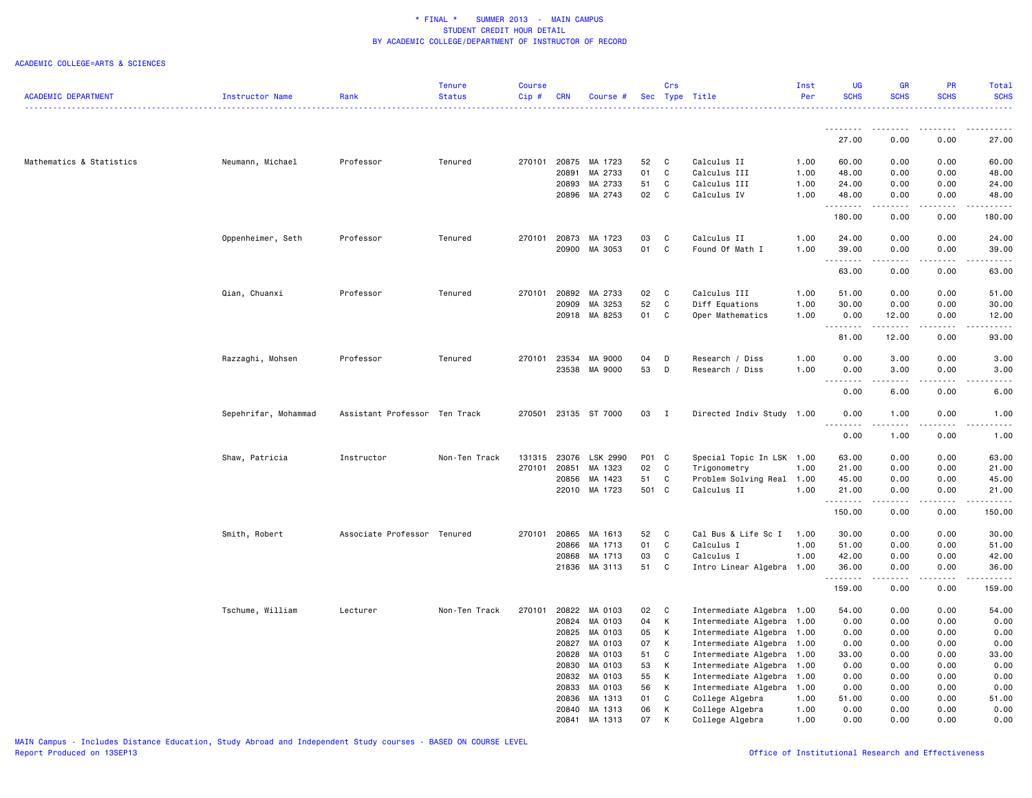# * FINAL * SUMMER 2013 - MAIN CAMPUS
## STUDENT CREDIT HOUR DETAIL
## BY ACADEMIC COLLEGE/DEPARTMENT OF INSTRUCTOR OF RECORD

ACADEMIC COLLEGE=ARTS & SCIENCES

| ACADEMIC DEPARTMENT | Instructor Name | Rank | Tenure Status | Course Cip # | CRN | Course # | Sec | Crs Type | Title | Inst Per | UG SCHS | GR SCHS | PR SCHS | Total SCHS |
|---|---|---|---|---|---|---|---|---|---|---|---|---|---|---|
| | | | | | | | | | | | 27.00 | 0.00 | 0.00 | 27.00 |
| Mathematics & Statistics | Neumann, Michael | Professor | Tenured | 270101 | 20875 | MA 1723 | 52 | C | Calculus II | 1.00 | 60.00 | 0.00 | 0.00 | 60.00 |
| | | | | | 20891 | MA 2733 | 01 | C | Calculus III | 1.00 | 48.00 | 0.00 | 0.00 | 48.00 |
| | | | | | 20893 | MA 2733 | 51 | C | Calculus III | 1.00 | 24.00 | 0.00 | 0.00 | 24.00 |
| | | | | | 20896 | MA 2743 | 02 | C | Calculus IV | 1.00 | 48.00 | 0.00 | 0.00 | 48.00 |
| | | | | | | | | | | | 180.00 | 0.00 | 0.00 | 180.00 |
| | Oppenheimer, Seth | Professor | Tenured | 270101 | 20873 | MA 1723 | 03 | C | Calculus II | 1.00 | 24.00 | 0.00 | 0.00 | 24.00 |
| | | | | | 20900 | MA 3053 | 01 | C | Found Of Math I | 1.00 | 39.00 | 0.00 | 0.00 | 39.00 |
| | | | | | | | | | | | 63.00 | 0.00 | 0.00 | 63.00 |
| | Qian, Chuanxi | Professor | Tenured | 270101 | 20892 | MA 2733 | 02 | C | Calculus III | 1.00 | 51.00 | 0.00 | 0.00 | 51.00 |
| | | | | | 20909 | MA 3253 | 52 | C | Diff Equations | 1.00 | 30.00 | 0.00 | 0.00 | 30.00 |
| | | | | | 20918 | MA 8253 | 01 | C | Oper Mathematics | 1.00 | 0.00 | 12.00 | 0.00 | 12.00 |
| | | | | | | | | | | | 81.00 | 12.00 | 0.00 | 93.00 |
| | Razzaghi, Mohsen | Professor | Tenured | 270101 | 23534 | MA 9000 | 04 | D | Research / Diss | 1.00 | 0.00 | 3.00 | 0.00 | 3.00 |
| | | | | | 23538 | MA 9000 | 53 | D | Research / Diss | 1.00 | 0.00 | 3.00 | 0.00 | 3.00 |
| | | | | | | | | | | | 0.00 | 6.00 | 0.00 | 6.00 |
| | Sepehrifar, Mohammad | Assistant Professor | Ten Track | 270501 | 23135 | ST 7000 | 03 | I | Directed Indiv Study | 1.00 | 0.00 | 1.00 | 0.00 | 1.00 |
| | | | | | | | | | | | 0.00 | 1.00 | 0.00 | 1.00 |
| | Shaw, Patricia | Instructor | Non-Ten Track | 131315 | 23076 | LSK 2990 | P01 | C | Special Topic In LSK | 1.00 | 63.00 | 0.00 | 0.00 | 63.00 |
| | | | | 270101 | 20851 | MA 1323 | 02 | C | Trigonometry | 1.00 | 21.00 | 0.00 | 0.00 | 21.00 |
| | | | | | 20856 | MA 1423 | 51 | C | Problem Solving Real | 1.00 | 45.00 | 0.00 | 0.00 | 45.00 |
| | | | | | 22010 | MA 1723 | 501 | C | Calculus II | 1.00 | 21.00 | 0.00 | 0.00 | 21.00 |
| | | | | | | | | | | | 150.00 | 0.00 | 0.00 | 150.00 |
| | Smith, Robert | Associate Professor | Tenured | 270101 | 20865 | MA 1613 | 52 | C | Cal Bus & Life Sc I | 1.00 | 30.00 | 0.00 | 0.00 | 30.00 |
| | | | | | 20866 | MA 1713 | 01 | C | Calculus I | 1.00 | 51.00 | 0.00 | 0.00 | 51.00 |
| | | | | | 20868 | MA 1713 | 03 | C | Calculus I | 1.00 | 42.00 | 0.00 | 0.00 | 42.00 |
| | | | | | 21836 | MA 3113 | 51 | C | Intro Linear Algebra | 1.00 | 36.00 | 0.00 | 0.00 | 36.00 |
| | | | | | | | | | | | 159.00 | 0.00 | 0.00 | 159.00 |
| | Tschume, William | Lecturer | Non-Ten Track | 270101 | 20822 | MA 0103 | 02 | C | Intermediate Algebra | 1.00 | 54.00 | 0.00 | 0.00 | 54.00 |
| | | | | | 20824 | MA 0103 | 04 | K | Intermediate Algebra | 1.00 | 0.00 | 0.00 | 0.00 | 0.00 |
| | | | | | 20825 | MA 0103 | 05 | K | Intermediate Algebra | 1.00 | 0.00 | 0.00 | 0.00 | 0.00 |
| | | | | | 20827 | MA 0103 | 07 | K | Intermediate Algebra | 1.00 | 0.00 | 0.00 | 0.00 | 0.00 |
| | | | | | 20828 | MA 0103 | 51 | C | Intermediate Algebra | 1.00 | 33.00 | 0.00 | 0.00 | 33.00 |
| | | | | | 20830 | MA 0103 | 53 | K | Intermediate Algebra | 1.00 | 0.00 | 0.00 | 0.00 | 0.00 |
| | | | | | 20832 | MA 0103 | 55 | K | Intermediate Algebra | 1.00 | 0.00 | 0.00 | 0.00 | 0.00 |
| | | | | | 20833 | MA 0103 | 56 | K | Intermediate Algebra | 1.00 | 0.00 | 0.00 | 0.00 | 0.00 |
| | | | | | 20836 | MA 1313 | 01 | C | College Algebra | 1.00 | 51.00 | 0.00 | 0.00 | 51.00 |
| | | | | | 20840 | MA 1313 | 06 | K | College Algebra | 1.00 | 0.00 | 0.00 | 0.00 | 0.00 |
| | | | | | 20841 | MA 1313 | 07 | K | College Algebra | 1.00 | 0.00 | 0.00 | 0.00 | 0.00 |

MAIN Campus - Includes Distance Education, Study Abroad and Independent Study courses - BASED ON COURSE LEVEL
Report Produced on 13SEP13

Office of Institutional Research and Effectiveness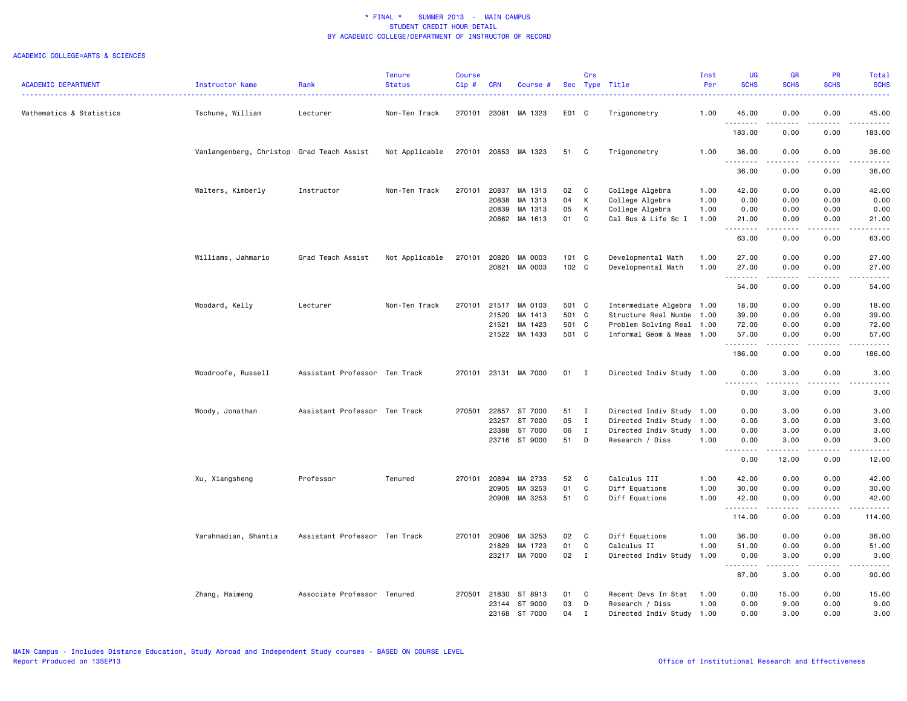\* FINAL \* SUMMER 2013 - MAIN CAMPUS
STUDENT CREDIT HOUR DETAIL
BY ACADEMIC COLLEGE/DEPARTMENT OF INSTRUCTOR OF RECORD

ACADEMIC COLLEGE=ARTS & SCIENCES

| ACADEMIC DEPARTMENT | Instructor Name | Rank | Tenure Status | Course Cip # | CRN | Course # | Sec | Crs Type | Title | Inst Per | UG SCHS | GR SCHS | PR SCHS | Total SCHS |
|---|---|---|---|---|---|---|---|---|---|---|---|---|---|---|
| Mathematics & Statistics | Tschume, William | Lecturer | Non-Ten Track | 270101 | 23081 | MA 1323 | E01 | C | Trigonometry | 1.00 | 45.00 | 0.00 | 0.00 | 45.00 |
| | | | | | | | | | | | 183.00 | 0.00 | 0.00 | 183.00 |
| | Vanlangenberg, Christop | Grad Teach Assist | Not Applicable | 270101 | 20853 | MA 1323 | 51 | C | Trigonometry | 1.00 | 36.00 | 0.00 | 0.00 | 36.00 |
| | | | | | | | | | | | 36.00 | 0.00 | 0.00 | 36.00 |
| | Walters, Kimberly | Instructor | Non-Ten Track | 270101 | 20837 | MA 1313 | 02 | C | College Algebra | 1.00 | 42.00 | 0.00 | 0.00 | 42.00 |
| | | | | | 20838 | MA 1313 | 04 | K | College Algebra | 1.00 | 0.00 | 0.00 | 0.00 | 0.00 |
| | | | | | 20839 | MA 1313 | 05 | K | College Algebra | 1.00 | 0.00 | 0.00 | 0.00 | 0.00 |
| | | | | | 20862 | MA 1613 | 01 | C | Cal Bus & Life Sc I | 1.00 | 21.00 | 0.00 | 0.00 | 21.00 |
| | | | | | | | | | | | 63.00 | 0.00 | 0.00 | 63.00 |
| | Williams, Jahmario | Grad Teach Assist | Not Applicable | 270101 | 20820 | MA 0003 | 101 | C | Developmental Math | 1.00 | 27.00 | 0.00 | 0.00 | 27.00 |
| | | | | | 20821 | MA 0003 | 102 | C | Developmental Math | 1.00 | 27.00 | 0.00 | 0.00 | 27.00 |
| | | | | | | | | | | | 54.00 | 0.00 | 0.00 | 54.00 |
| | Woodard, Kelly | Lecturer | Non-Ten Track | 270101 | 21517 | MA 0103 | 501 | C | Intermediate Algebra | 1.00 | 18.00 | 0.00 | 0.00 | 18.00 |
| | | | | | 21520 | MA 1413 | 501 | C | Structure Real Numbe | 1.00 | 39.00 | 0.00 | 0.00 | 39.00 |
| | | | | | 21521 | MA 1423 | 501 | C | Problem Solving Real | 1.00 | 72.00 | 0.00 | 0.00 | 72.00 |
| | | | | | 21522 | MA 1433 | 501 | C | Informal Geom & Meas | 1.00 | 57.00 | 0.00 | 0.00 | 57.00 |
| | | | | | | | | | | | 186.00 | 0.00 | 0.00 | 186.00 |
| | Woodroofe, Russell | Assistant Professor | Ten Track | 270101 | 23131 | MA 7000 | 01 | I | Directed Indiv Study | 1.00 | 0.00 | 3.00 | 0.00 | 3.00 |
| | | | | | | | | | | | 0.00 | 3.00 | 0.00 | 3.00 |
| | Woody, Jonathan | Assistant Professor | Ten Track | 270501 | 22857 | ST 7000 | 51 | I | Directed Indiv Study | 1.00 | 0.00 | 3.00 | 0.00 | 3.00 |
| | | | | | 23257 | ST 7000 | 05 | I | Directed Indiv Study | 1.00 | 0.00 | 3.00 | 0.00 | 3.00 |
| | | | | | 23388 | ST 7000 | 06 | I | Directed Indiv Study | 1.00 | 0.00 | 3.00 | 0.00 | 3.00 |
| | | | | | 23716 | ST 9000 | 51 | D | Research / Diss | 1.00 | 0.00 | 3.00 | 0.00 | 3.00 |
| | | | | | | | | | | | 0.00 | 12.00 | 0.00 | 12.00 |
| | Xu, Xiangsheng | Professor | Tenured | 270101 | 20894 | MA 2733 | 52 | C | Calculus III | 1.00 | 42.00 | 0.00 | 0.00 | 42.00 |
| | | | | | 20905 | MA 3253 | 01 | C | Diff Equations | 1.00 | 30.00 | 0.00 | 0.00 | 30.00 |
| | | | | | 20908 | MA 3253 | 51 | C | Diff Equations | 1.00 | 42.00 | 0.00 | 0.00 | 42.00 |
| | | | | | | | | | | | 114.00 | 0.00 | 0.00 | 114.00 |
| | Yarahmadian, Shantia | Assistant Professor | Ten Track | 270101 | 20906 | MA 3253 | 02 | C | Diff Equations | 1.00 | 36.00 | 0.00 | 0.00 | 36.00 |
| | | | | | 21829 | MA 1723 | 01 | C | Calculus II | 1.00 | 51.00 | 0.00 | 0.00 | 51.00 |
| | | | | | 23217 | MA 7000 | 02 | I | Directed Indiv Study | 1.00 | 0.00 | 3.00 | 0.00 | 3.00 |
| | | | | | | | | | | | 87.00 | 3.00 | 0.00 | 90.00 |
| | Zhang, Haimeng | Associate Professor | Tenured | 270501 | 21830 | ST 8913 | 01 | C | Recent Devs In Stat | 1.00 | 0.00 | 15.00 | 0.00 | 15.00 |
| | | | | | 23144 | ST 9000 | 03 | D | Research / Diss | 1.00 | 0.00 | 9.00 | 0.00 | 9.00 |
| | | | | | 23168 | ST 7000 | 04 | I | Directed Indiv Study | 1.00 | 0.00 | 3.00 | 0.00 | 3.00 |

MAIN Campus - Includes Distance Education, Study Abroad and Independent Study courses - BASED ON COURSE LEVEL
Report Produced on 13SEP13

Office of Institutional Research and Effectiveness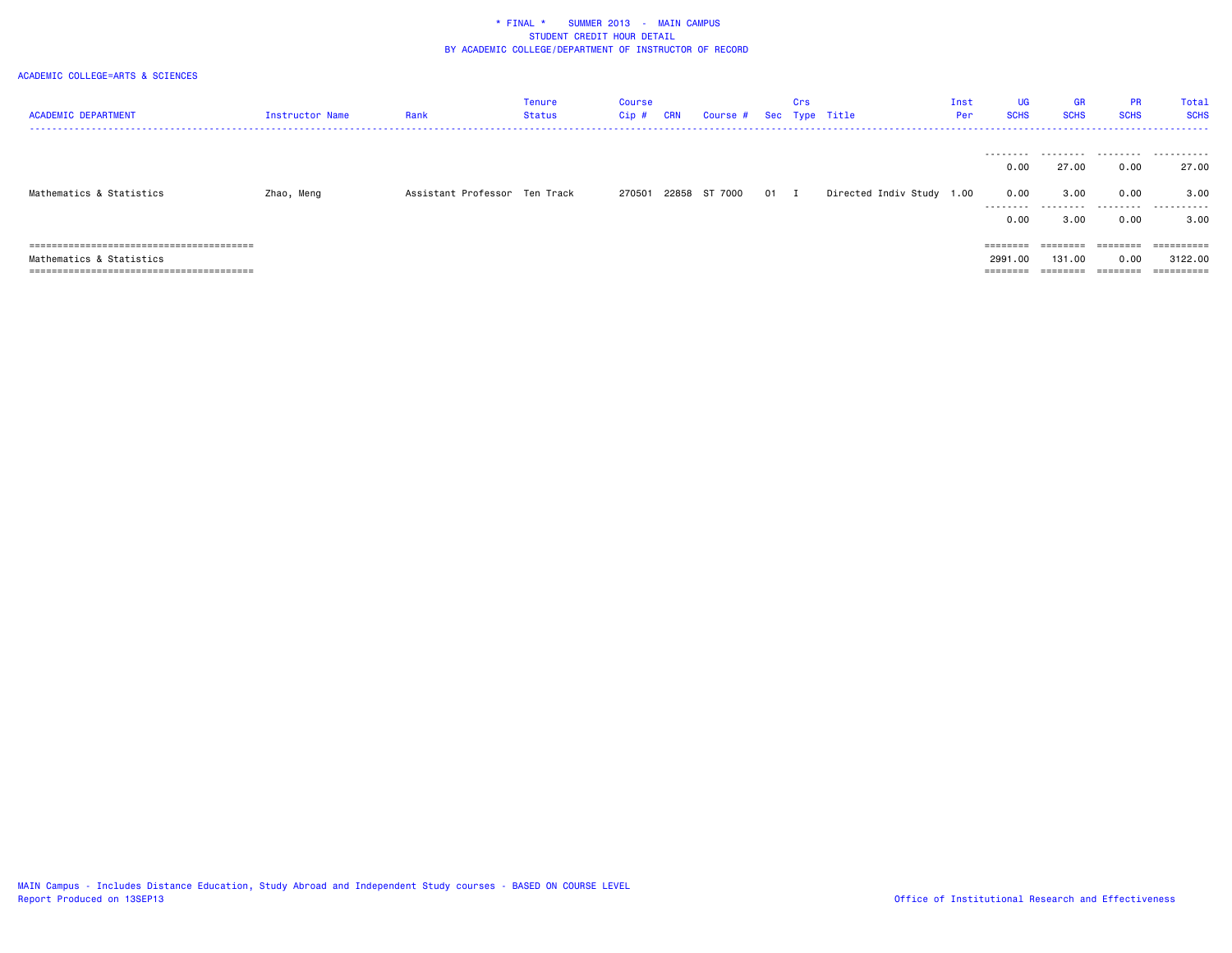# * FINAL * SUMMER 2013 - MAIN CAMPUS
## STUDENT CREDIT HOUR DETAIL
## BY ACADEMIC COLLEGE/DEPARTMENT OF INSTRUCTOR OF RECORD

ACADEMIC COLLEGE=ARTS & SCIENCES

| ACADEMIC DEPARTMENT | Instructor Name | Rank | Tenure Status | Course Cip # | CRN | Course # | Sec | Crs Type | Title | Inst Per | UG SCHS | GR SCHS | PR SCHS | Total SCHS |
|---|---|---|---|---|---|---|---|---|---|---|---|---|---|---|
| | | | | | | | | | | | 0.00 | 27.00 | 0.00 | 27.00 |
| Mathematics & Statistics | Zhao, Meng | Assistant Professor | Ten Track | 270501 | 22858 | ST 7000 | 01 | I | Directed Indiv Study | 1.00 | 0.00 | 3.00 | 0.00 | 3.00 |
| | | | | | | | | | | | 0.00 | 3.00 | 0.00 | 3.00 |
| Mathematics & Statistics | | | | | | | | | | | 2991.00 | 131.00 | 0.00 | 3122.00 |

MAIN Campus - Includes Distance Education, Study Abroad and Independent Study courses - BASED ON COURSE LEVEL
Report Produced on 13SEP13

Office of Institutional Research and Effectiveness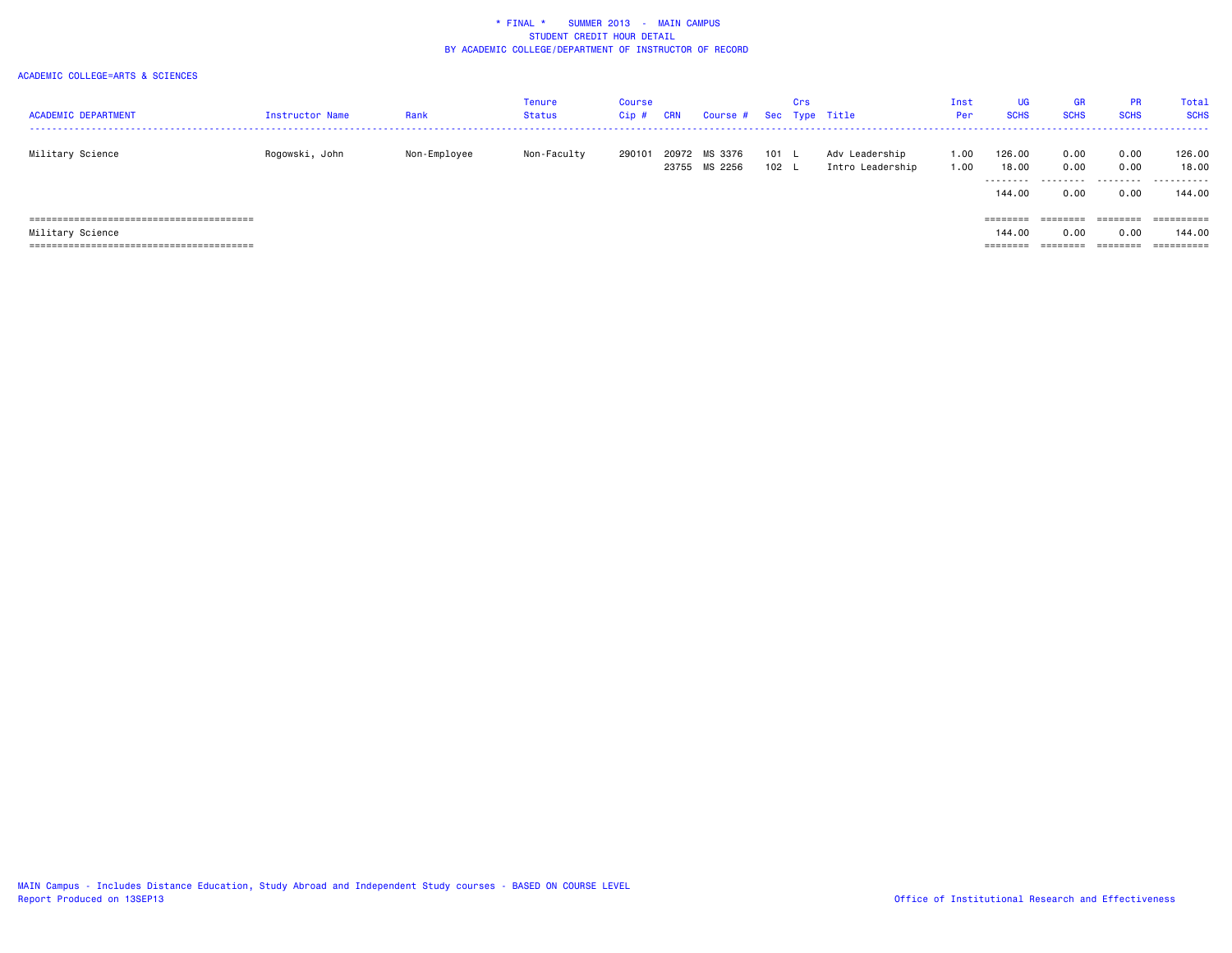# * FINAL * SUMMER 2013 - MAIN CAMPUS
## STUDENT CREDIT HOUR DETAIL
## BY ACADEMIC COLLEGE/DEPARTMENT OF INSTRUCTOR OF RECORD

ACADEMIC COLLEGE=ARTS & SCIENCES

| ACADEMIC DEPARTMENT | Instructor Name | Rank | Tenure Status | Course Cip # | CRN | Course # | Sec | Crs Type | Title | Inst Per | UG SCHS | GR SCHS | PR SCHS | Total SCHS |
|---|---|---|---|---|---|---|---|---|---|---|---|---|---|---|
| Military Science | Rogowski, John | Non-Employee | Non-Faculty | 290101 | 20972 | MS 3376 | 101 | L | Adv Leadership | 1.00 | 126.00 | 0.00 | 0.00 | 126.00 |
| | | | | | 23755 | MS 2256 | 102 | L | Intro Leadership | 1.00 | 18.00 | 0.00 | 0.00 | 18.00 |
| | | | | | | | | | | | 144.00 | 0.00 | 0.00 | 144.00 |
| Military Science | | | | | | | | | | | 144.00 | 0.00 | 0.00 | 144.00 |

MAIN Campus - Includes Distance Education, Study Abroad and Independent Study courses - BASED ON COURSE LEVEL
Report Produced on 13SEP13

Office of Institutional Research and Effectiveness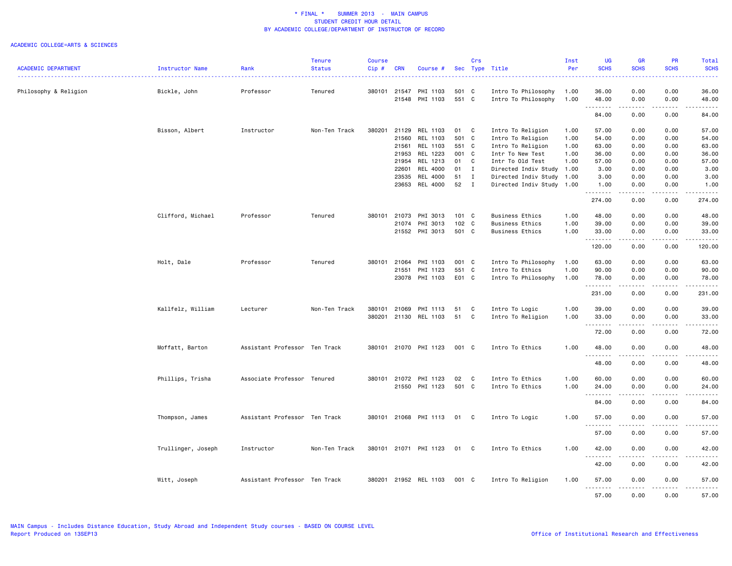\* FINAL \* SUMMER 2013 - MAIN CAMPUS
STUDENT CREDIT HOUR DETAIL
BY ACADEMIC COLLEGE/DEPARTMENT OF INSTRUCTOR OF RECORD

ACADEMIC COLLEGE=ARTS & SCIENCES

| ACADEMIC DEPARTMENT | Instructor Name | Rank | Tenure Status | Course Cip # | CRN | Course # | Sec | Crs Type | Title | Inst Per | UG SCHS | GR SCHS | PR SCHS | Total SCHS |
|---|---|---|---|---|---|---|---|---|---|---|---|---|---|---|
| Philosophy & Religion | Bickle, John | Professor | Tenured | 380101 | 21547 | PHI 1103 | 501 | C | Intro To Philosophy | 1.00 | 36.00 | 0.00 | 0.00 | 36.00 |
| | | | | | 21548 | PHI 1103 | 551 | C | Intro To Philosophy | 1.00 | 48.00 | 0.00 | 0.00 | 48.00 |
| | | | | | | | | | | | 84.00 | 0.00 | 0.00 | 84.00 |
| | Bisson, Albert | Instructor | Non-Ten Track | 380201 | 21129 | REL 1103 | 01 | C | Intro To Religion | 1.00 | 57.00 | 0.00 | 0.00 | 57.00 |
| | | | | | 21560 | REL 1103 | 501 | C | Intro To Religion | 1.00 | 54.00 | 0.00 | 0.00 | 54.00 |
| | | | | | 21561 | REL 1103 | 551 | C | Intro To Religion | 1.00 | 63.00 | 0.00 | 0.00 | 63.00 |
| | | | | | 21953 | REL 1223 | 001 | C | Intr To New Test | 1.00 | 36.00 | 0.00 | 0.00 | 36.00 |
| | | | | | 21954 | REL 1213 | 01 | C | Intr To Old Test | 1.00 | 57.00 | 0.00 | 0.00 | 57.00 |
| | | | | | 22601 | REL 4000 | 01 | I | Directed Indiv Study | 1.00 | 3.00 | 0.00 | 0.00 | 3.00 |
| | | | | | 23535 | REL 4000 | 51 | I | Directed Indiv Study | 1.00 | 3.00 | 0.00 | 0.00 | 3.00 |
| | | | | | 23653 | REL 4000 | 52 | I | Directed Indiv Study | 1.00 | 1.00 | 0.00 | 0.00 | 1.00 |
| | | | | | | | | | | | 274.00 | 0.00 | 0.00 | 274.00 |
| | Clifford, Michael | Professor | Tenured | 380101 | 21073 | PHI 3013 | 101 | C | Business Ethics | 1.00 | 48.00 | 0.00 | 0.00 | 48.00 |
| | | | | | 21074 | PHI 3013 | 102 | C | Business Ethics | 1.00 | 39.00 | 0.00 | 0.00 | 39.00 |
| | | | | | 21552 | PHI 3013 | 501 | C | Business Ethics | 1.00 | 33.00 | 0.00 | 0.00 | 33.00 |
| | | | | | | | | | | | 120.00 | 0.00 | 0.00 | 120.00 |
| | Holt, Dale | Professor | Tenured | 380101 | 21064 | PHI 1103 | 001 | C | Intro To Philosophy | 1.00 | 63.00 | 0.00 | 0.00 | 63.00 |
| | | | | | 21551 | PHI 1123 | 551 | C | Intro To Ethics | 1.00 | 90.00 | 0.00 | 0.00 | 90.00 |
| | | | | | 23078 | PHI 1103 | E01 | C | Intro To Philosophy | 1.00 | 78.00 | 0.00 | 0.00 | 78.00 |
| | | | | | | | | | | | 231.00 | 0.00 | 0.00 | 231.00 |
| | Kallfelz, William | Lecturer | Non-Ten Track | 380101 | 21069 | PHI 1113 | 51 | C | Intro To Logic | 1.00 | 39.00 | 0.00 | 0.00 | 39.00 |
| | | | | 380201 | 21130 | REL 1103 | 51 | C | Intro To Religion | 1.00 | 33.00 | 0.00 | 0.00 | 33.00 |
| | | | | | | | | | | | 72.00 | 0.00 | 0.00 | 72.00 |
| | Moffatt, Barton | Assistant Professor | Ten Track | 380101 | 21070 | PHI 1123 | 001 | C | Intro To Ethics | 1.00 | 48.00 | 0.00 | 0.00 | 48.00 |
| | | | | | | | | | | | 48.00 | 0.00 | 0.00 | 48.00 |
| | Phillips, Trisha | Associate Professor | Tenured | 380101 | 21072 | PHI 1123 | 02 | C | Intro To Ethics | 1.00 | 60.00 | 0.00 | 0.00 | 60.00 |
| | | | | | 21550 | PHI 1123 | 501 | C | Intro To Ethics | 1.00 | 24.00 | 0.00 | 0.00 | 24.00 |
| | | | | | | | | | | | 84.00 | 0.00 | 0.00 | 84.00 |
| | Thompson, James | Assistant Professor | Ten Track | 380101 | 21068 | PHI 1113 | 01 | C | Intro To Logic | 1.00 | 57.00 | 0.00 | 0.00 | 57.00 |
| | | | | | | | | | | | 57.00 | 0.00 | 0.00 | 57.00 |
| | Trullinger, Joseph | Instructor | Non-Ten Track | 380101 | 21071 | PHI 1123 | 01 | C | Intro To Ethics | 1.00 | 42.00 | 0.00 | 0.00 | 42.00 |
| | | | | | | | | | | | 42.00 | 0.00 | 0.00 | 42.00 |
| | Witt, Joseph | Assistant Professor | Ten Track | 380201 | 21952 | REL 1103 | 001 | C | Intro To Religion | 1.00 | 57.00 | 0.00 | 0.00 | 57.00 |
| | | | | | | | | | | | 57.00 | 0.00 | 0.00 | 57.00 |

MAIN Campus - Includes Distance Education, Study Abroad and Independent Study courses - BASED ON COURSE LEVEL
Report Produced on 13SEP13

Office of Institutional Research and Effectiveness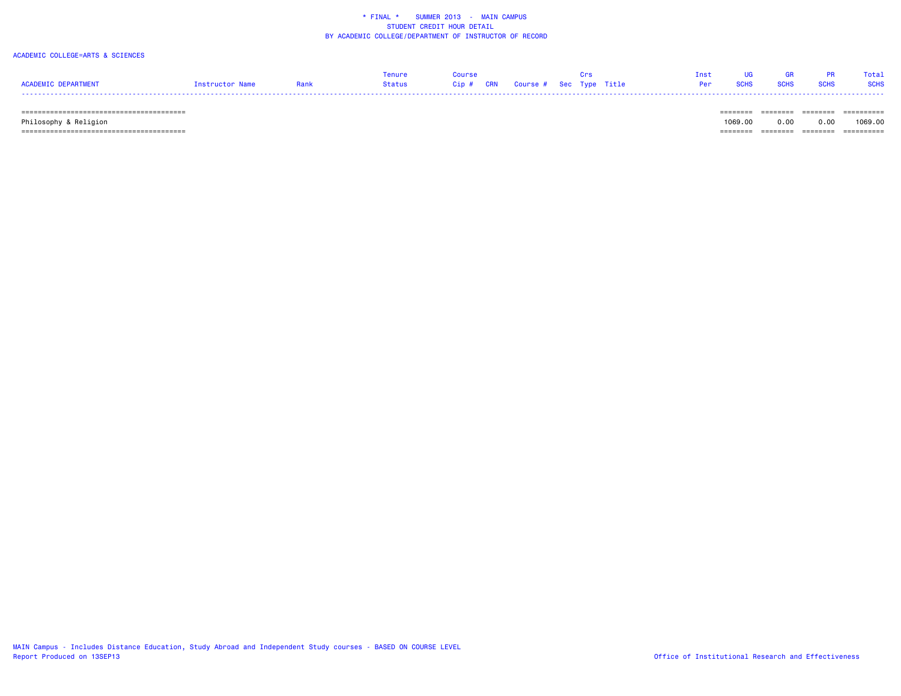* FINAL * SUMMER 2013 - MAIN CAMPUS
STUDENT CREDIT HOUR DETAIL
BY ACADEMIC COLLEGE/DEPARTMENT OF INSTRUCTOR OF RECORD

ACADEMIC COLLEGE=ARTS & SCIENCES

| ACADEMIC DEPARTMENT | Instructor Name | Rank | Tenure Status | Course Cip # | CRN | Course # | Sec | Crs Type | Title | Inst Per | UG SCHS | GR SCHS | PR SCHS | Total SCHS |
|---|---|---|---|---|---|---|---|---|---|---|---|---|---|---|
| Philosophy & Religion | | | | | | | | | | | 1069.00 | 0.00 | 0.00 | 1069.00 |

MAIN Campus - Includes Distance Education, Study Abroad and Independent Study courses - BASED ON COURSE LEVEL
Report Produced on 13SEP13

Office of Institutional Research and Effectiveness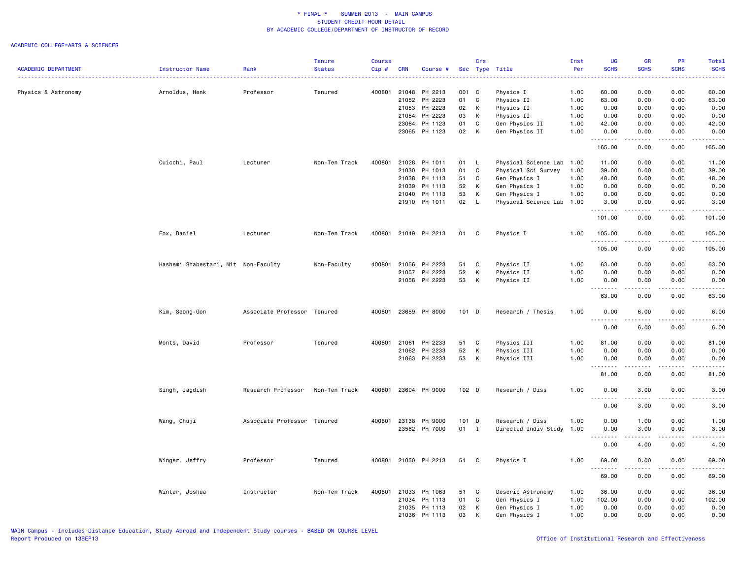**\* FINAL \* SUMMER 2013 - MAIN CAMPUS**
**STUDENT CREDIT HOUR DETAIL**
**BY ACADEMIC COLLEGE/DEPARTMENT OF INSTRUCTOR OF RECORD**

ACADEMIC COLLEGE=ARTS & SCIENCES

| ACADEMIC DEPARTMENT | Instructor Name | Rank | Tenure Status | Course Cip # | CRN | Course # | Sec | Crs Type | Title | Inst Per | UG SCHS | GR SCHS | PR SCHS | Total SCHS |
|---|---|---|---|---|---|---|---|---|---|---|---|---|---|---|
| Physics & Astronomy | Arnoldus, Henk | Professor | Tenured | 400801 | 21048 | PH 2213 | 001 | C | Physics I | 1.00 | 60.00 | 0.00 | 0.00 | 60.00 |
| | | | | | 21052 | PH 2223 | 01 | C | Physics II | 1.00 | 63.00 | 0.00 | 0.00 | 63.00 |
| | | | | | 21053 | PH 2223 | 02 | K | Physics II | 1.00 | 0.00 | 0.00 | 0.00 | 0.00 |
| | | | | | 21054 | PH 2223 | 03 | K | Physics II | 1.00 | 0.00 | 0.00 | 0.00 | 0.00 |
| | | | | | 23064 | PH 1123 | 01 | C | Gen Physics II | 1.00 | 42.00 | 0.00 | 0.00 | 42.00 |
| | | | | | 23065 | PH 1123 | 02 | K | Gen Physics II | 1.00 | 0.00 | 0.00 | 0.00 | 0.00 |
| | | | | | | | | | | | 165.00 | 0.00 | 0.00 | 165.00 |
| | Cuicchi, Paul | Lecturer | Non-Ten Track | 400801 | 21028 | PH 1011 | 01 | L | Physical Science Lab | 1.00 | 11.00 | 0.00 | 0.00 | 11.00 |
| | | | | | 21030 | PH 1013 | 01 | C | Physical Sci Survey | 1.00 | 39.00 | 0.00 | 0.00 | 39.00 |
| | | | | | 21038 | PH 1113 | 51 | C | Gen Physics I | 1.00 | 48.00 | 0.00 | 0.00 | 48.00 |
| | | | | | 21039 | PH 1113 | 52 | K | Gen Physics I | 1.00 | 0.00 | 0.00 | 0.00 | 0.00 |
| | | | | | 21040 | PH 1113 | 53 | K | Gen Physics I | 1.00 | 0.00 | 0.00 | 0.00 | 0.00 |
| | | | | | 21910 | PH 1011 | 02 | L | Physical Science Lab | 1.00 | 3.00 | 0.00 | 0.00 | 3.00 |
| | | | | | | | | | | | 101.00 | 0.00 | 0.00 | 101.00 |
| | Fox, Daniel | Lecturer | Non-Ten Track | 400801 | 21049 | PH 2213 | 01 | C | Physics I | 1.00 | 105.00 | 0.00 | 0.00 | 105.00 |
| | | | | | | | | | | | 105.00 | 0.00 | 0.00 | 105.00 |
| | Hashemi Shabestari, Mit | Non-Faculty | Non-Faculty | 400801 | 21056 | PH 2223 | 51 | C | Physics II | 1.00 | 63.00 | 0.00 | 0.00 | 63.00 |
| | | | | | 21057 | PH 2223 | 52 | K | Physics II | 1.00 | 0.00 | 0.00 | 0.00 | 0.00 |
| | | | | | 21058 | PH 2223 | 53 | K | Physics II | 1.00 | 0.00 | 0.00 | 0.00 | 0.00 |
| | | | | | | | | | | | 63.00 | 0.00 | 0.00 | 63.00 |
| | Kim, Seong-Gon | Associate Professor | Tenured | 400801 | 23659 | PH 8000 | 101 | D | Research / Thesis | 1.00 | 0.00 | 6.00 | 0.00 | 6.00 |
| | | | | | | | | | | | 0.00 | 6.00 | 0.00 | 6.00 |
| | Monts, David | Professor | Tenured | 400801 | 21061 | PH 2233 | 51 | C | Physics III | 1.00 | 81.00 | 0.00 | 0.00 | 81.00 |
| | | | | | 21062 | PH 2233 | 52 | K | Physics III | 1.00 | 0.00 | 0.00 | 0.00 | 0.00 |
| | | | | | 21063 | PH 2233 | 53 | K | Physics III | 1.00 | 0.00 | 0.00 | 0.00 | 0.00 |
| | | | | | | | | | | | 81.00 | 0.00 | 0.00 | 81.00 |
| | Singh, Jagdish | Research Professor | Non-Ten Track | 400801 | 23604 | PH 9000 | 102 | D | Research / Diss | 1.00 | 0.00 | 3.00 | 0.00 | 3.00 |
| | | | | | | | | | | | 0.00 | 3.00 | 0.00 | 3.00 |
| | Wang, Chuji | Associate Professor | Tenured | 400801 | 23138 | PH 9000 | 101 | D | Research / Diss | 1.00 | 0.00 | 1.00 | 0.00 | 1.00 |
| | | | | | 23582 | PH 7000 | 01 | I | Directed Indiv Study | 1.00 | 0.00 | 3.00 | 0.00 | 3.00 |
| | | | | | | | | | | | 0.00 | 4.00 | 0.00 | 4.00 |
| | Winger, Jeffry | Professor | Tenured | 400801 | 21050 | PH 2213 | 51 | C | Physics I | 1.00 | 69.00 | 0.00 | 0.00 | 69.00 |
| | | | | | | | | | | | 69.00 | 0.00 | 0.00 | 69.00 |
| | Winter, Joshua | Instructor | Non-Ten Track | 400801 | 21033 | PH 1063 | 51 | C | Descrip Astronomy | 1.00 | 36.00 | 0.00 | 0.00 | 36.00 |
| | | | | | 21034 | PH 1113 | 01 | C | Gen Physics I | 1.00 | 102.00 | 0.00 | 0.00 | 102.00 |
| | | | | | 21035 | PH 1113 | 02 | K | Gen Physics I | 1.00 | 0.00 | 0.00 | 0.00 | 0.00 |
| | | | | | 21036 | PH 1113 | 03 | K | Gen Physics I | 1.00 | 0.00 | 0.00 | 0.00 | 0.00 |

MAIN Campus - Includes Distance Education, Study Abroad and Independent Study courses - BASED ON COURSE LEVEL
Report Produced on 13SEP13

Office of Institutional Research and Effectiveness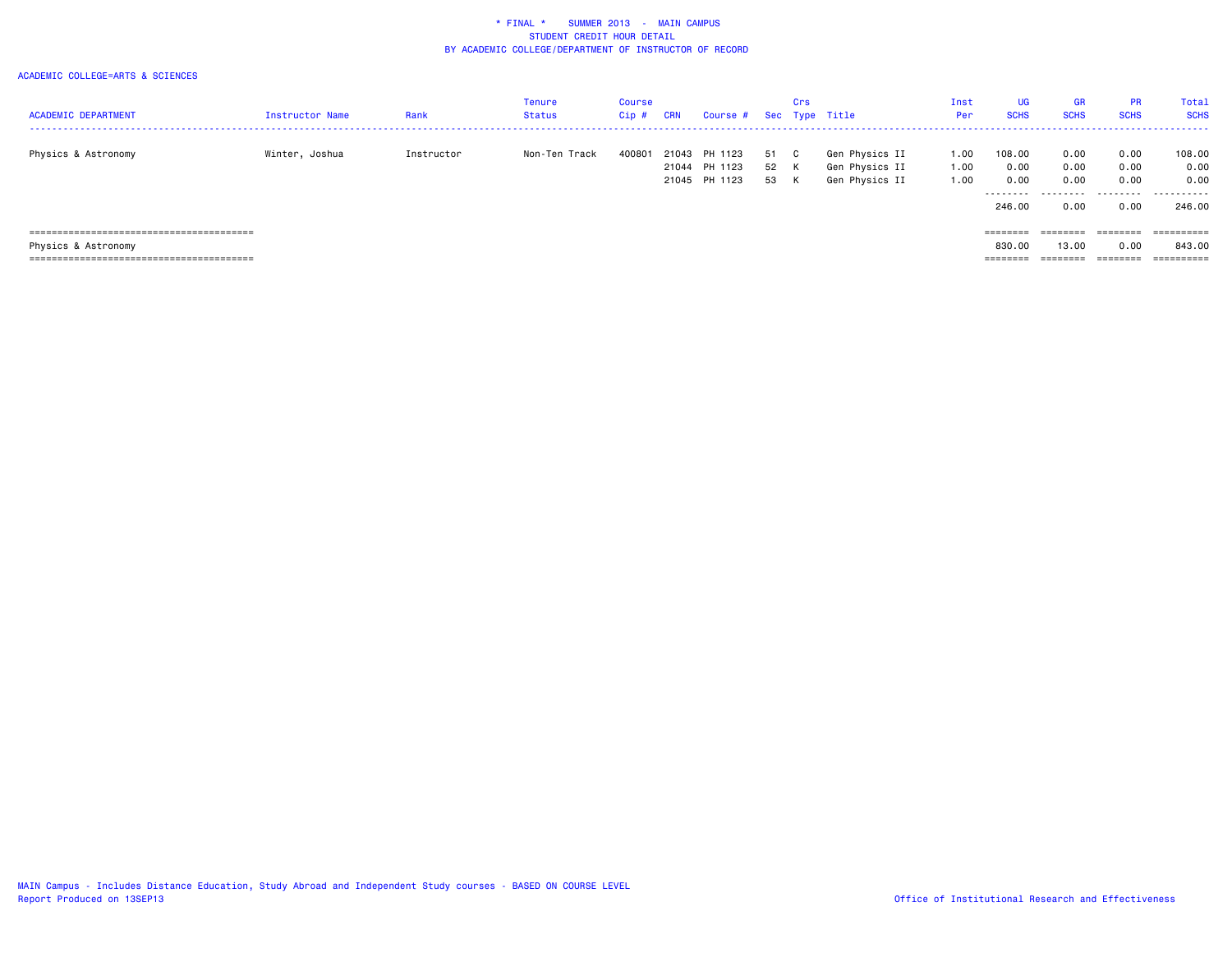\* FINAL \* SUMMER 2013 - MAIN CAMPUS
STUDENT CREDIT HOUR DETAIL
BY ACADEMIC COLLEGE/DEPARTMENT OF INSTRUCTOR OF RECORD

ACADEMIC COLLEGE=ARTS & SCIENCES

| ACADEMIC DEPARTMENT | Instructor Name | Rank | Tenure Status | Course Cip # | CRN | Course # | Sec | Crs Type | Title | Inst Per | UG SCHS | GR SCHS | PR SCHS | Total SCHS |
|---|---|---|---|---|---|---|---|---|---|---|---|---|---|---|
| Physics & Astronomy | Winter, Joshua | Instructor | Non-Ten Track | 400801 | 21043 | PH 1123 | 51 | C | Gen Physics II | 1.00 | 108.00 | 0.00 | 0.00 | 108.00 |
| | | | | | 21044 | PH 1123 | 52 | K | Gen Physics II | 1.00 | 0.00 | 0.00 | 0.00 | 0.00 |
| | | | | | 21045 | PH 1123 | 53 | K | Gen Physics II | 1.00 | 0.00 | 0.00 | 0.00 | 0.00 |
| | | | | | | | | | | | 246.00 | 0.00 | 0.00 | 246.00 |
| Physics & Astronomy | | | | | | | | | | | 830.00 | 13.00 | 0.00 | 843.00 |

MAIN Campus - Includes Distance Education, Study Abroad and Independent Study courses - BASED ON COURSE LEVEL
Report Produced on 13SEP13

Office of Institutional Research and Effectiveness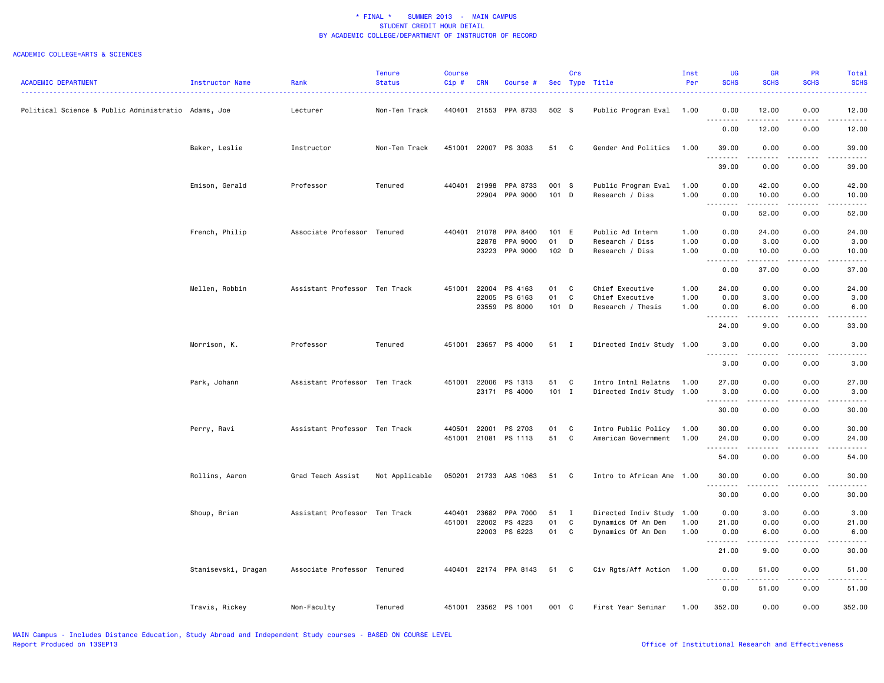\* FINAL \* SUMMER 2013 - MAIN CAMPUS
STUDENT CREDIT HOUR DETAIL
BY ACADEMIC COLLEGE/DEPARTMENT OF INSTRUCTOR OF RECORD

ACADEMIC COLLEGE=ARTS & SCIENCES

| ACADEMIC DEPARTMENT | Instructor Name | Rank | Tenure Status | Course Cip # | CRN | Course # | Sec | Crs Type | Title | Inst Per | UG SCHS | GR SCHS | PR SCHS | Total SCHS |
|---|---|---|---|---|---|---|---|---|---|---|---|---|---|---|
| Political Science & Public Administratio | Adams, Joe | Lecturer | Non-Ten Track | 440401 | 21553 | PPA 8733 | 502 | S | Public Program Eval | 1.00 | 0.00 | 12.00 | 0.00 | 12.00 |
| | | | | | | | | | | | 0.00 | 12.00 | 0.00 | 12.00 |
| | Baker, Leslie | Instructor | Non-Ten Track | 451001 | 22007 | PS 3033 | 51 | C | Gender And Politics | 1.00 | 39.00 | 0.00 | 0.00 | 39.00 |
| | | | | | | | | | | | 39.00 | 0.00 | 0.00 | 39.00 |
| | Emison, Gerald | Professor | Tenured | 440401 | 21998 | PPA 8733 | 001 | S | Public Program Eval | 1.00 | 0.00 | 42.00 | 0.00 | 42.00 |
| | | | | | 22904 | PPA 9000 | 101 | D | Research / Diss | 1.00 | 0.00 | 10.00 | 0.00 | 10.00 |
| | | | | | | | | | | | 0.00 | 52.00 | 0.00 | 52.00 |
| | French, Philip | Associate Professor | Tenured | 440401 | 21078 | PPA 8400 | 101 | E | Public Ad Intern | 1.00 | 0.00 | 24.00 | 0.00 | 24.00 |
| | | | | | 22878 | PPA 9000 | 01 | D | Research / Diss | 1.00 | 0.00 | 3.00 | 0.00 | 3.00 |
| | | | | | 23223 | PPA 9000 | 102 | D | Research / Diss | 1.00 | 0.00 | 10.00 | 0.00 | 10.00 |
| | | | | | | | | | | | 0.00 | 37.00 | 0.00 | 37.00 |
| | Mellen, Robbin | Assistant Professor | Ten Track | 451001 | 22004 | PS 4163 | 01 | C | Chief Executive | 1.00 | 24.00 | 0.00 | 0.00 | 24.00 |
| | | | | | 22005 | PS 6163 | 01 | C | Chief Executive | 1.00 | 0.00 | 3.00 | 0.00 | 3.00 |
| | | | | | 23559 | PS 8000 | 101 | D | Research / Thesis | 1.00 | 0.00 | 6.00 | 0.00 | 6.00 |
| | | | | | | | | | | | 24.00 | 9.00 | 0.00 | 33.00 |
| | Morrison, K. | Professor | Tenured | 451001 | 23657 | PS 4000 | 51 | I | Directed Indiv Study | 1.00 | 3.00 | 0.00 | 0.00 | 3.00 |
| | | | | | | | | | | | 3.00 | 0.00 | 0.00 | 3.00 |
| | Park, Johann | Assistant Professor | Ten Track | 451001 | 22006 | PS 1313 | 51 | C | Intro Intnl Relatns | 1.00 | 27.00 | 0.00 | 0.00 | 27.00 |
| | | | | | 23171 | PS 4000 | 101 | I | Directed Indiv Study | 1.00 | 3.00 | 0.00 | 0.00 | 3.00 |
| | | | | | | | | | | | 30.00 | 0.00 | 0.00 | 30.00 |
| | Perry, Ravi | Assistant Professor | Ten Track | 440501 | 22001 | PS 2703 | 01 | C | Intro Public Policy | 1.00 | 30.00 | 0.00 | 0.00 | 30.00 |
| | | | | 451001 | 21081 | PS 1113 | 51 | C | American Government | 1.00 | 24.00 | 0.00 | 0.00 | 24.00 |
| | | | | | | | | | | | 54.00 | 0.00 | 0.00 | 54.00 |
| | Rollins, Aaron | Grad Teach Assist | Not Applicable | 050201 | 21733 | AAS 1063 | 51 | C | Intro to African Ame | 1.00 | 30.00 | 0.00 | 0.00 | 30.00 |
| | | | | | | | | | | | 30.00 | 0.00 | 0.00 | 30.00 |
| | Shoup, Brian | Assistant Professor | Ten Track | 440401 | 23682 | PPA 7000 | 51 | I | Directed Indiv Study | 1.00 | 0.00 | 3.00 | 0.00 | 3.00 |
| | | | | 451001 | 22002 | PS 4223 | 01 | C | Dynamics Of Am Dem | 1.00 | 21.00 | 0.00 | 0.00 | 21.00 |
| | | | | | 22003 | PS 6223 | 01 | C | Dynamics Of Am Dem | 1.00 | 0.00 | 6.00 | 0.00 | 6.00 |
| | | | | | | | | | | | 21.00 | 9.00 | 0.00 | 30.00 |
| | Stanisevski, Dragan | Associate Professor | Tenured | 440401 | 22174 | PPA 8143 | 51 | C | Civ Rgts/Aff Action | 1.00 | 0.00 | 51.00 | 0.00 | 51.00 |
| | | | | | | | | | | | 0.00 | 51.00 | 0.00 | 51.00 |
| | Travis, Rickey | Non-Faculty | Tenured | 451001 | 23562 | PS 1001 | 001 | C | First Year Seminar | 1.00 | 352.00 | 0.00 | 0.00 | 352.00 |

MAIN Campus - Includes Distance Education, Study Abroad and Independent Study courses - BASED ON COURSE LEVEL
Report Produced on 13SEP13

Office of Institutional Research and Effectiveness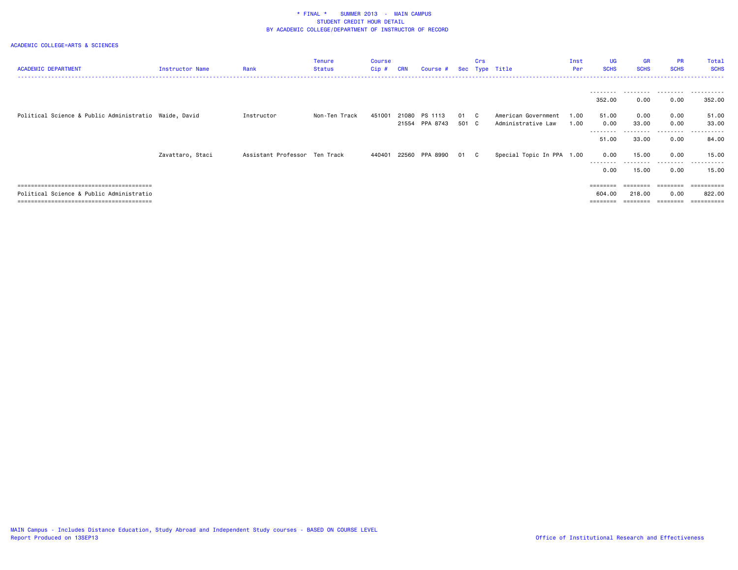* FINAL * SUMMER 2013 - MAIN CAMPUS
STUDENT CREDIT HOUR DETAIL
BY ACADEMIC COLLEGE/DEPARTMENT OF INSTRUCTOR OF RECORD

ACADEMIC COLLEGE=ARTS & SCIENCES

| ACADEMIC DEPARTMENT | Instructor Name | Rank | Tenure Status | Course Cip # | CRN | Course # | Sec | Crs Type | Title | Inst Per | UG SCHS | GR SCHS | PR SCHS | Total SCHS |
|---|---|---|---|---|---|---|---|---|---|---|---|---|---|---|
| | | | | | | | | | | | 352.00 | 0.00 | 0.00 | 352.00 |
| Political Science & Public Administratio | Waide, David | Instructor | Non-Ten Track | 451001 | 21080 | PS 1113 | 01 | C | American Government | 1.00 | 51.00 | 0.00 | 0.00 | 51.00 |
| | | | | | 21554 | PPA 8743 | 501 | C | Administrative Law | 1.00 | 0.00 | 33.00 | 0.00 | 33.00 |
| | | | | | | | | | | | 51.00 | 33.00 | 0.00 | 84.00 |
| | Zavattaro, Staci | Assistant Professor | Ten Track | 440401 | 22560 | PPA 8990 | 01 | C | Special Topic In PPA | 1.00 | 0.00 | 15.00 | 0.00 | 15.00 |
| | | | | | | | | | | | 0.00 | 15.00 | 0.00 | 15.00 |
| Political Science & Public Administratio | | | | | | | | | | | 604.00 | 218.00 | 0.00 | 822.00 |

MAIN Campus - Includes Distance Education, Study Abroad and Independent Study courses - BASED ON COURSE LEVEL
Report Produced on 13SEP13

Office of Institutional Research and Effectiveness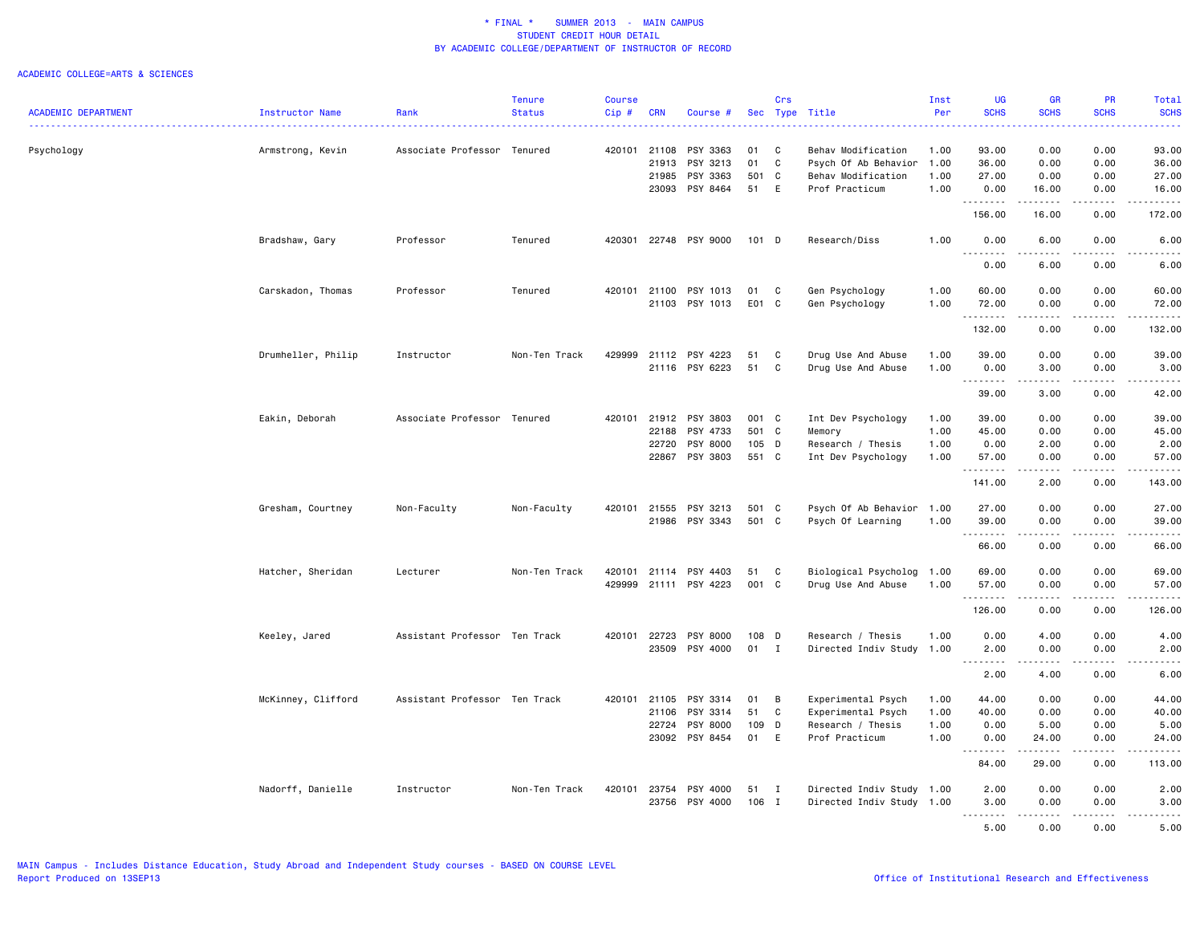# * FINAL * SUMMER 2013 - MAIN CAMPUS
## STUDENT CREDIT HOUR DETAIL
## BY ACADEMIC COLLEGE/DEPARTMENT OF INSTRUCTOR OF RECORD

ACADEMIC COLLEGE=ARTS & SCIENCES

| ACADEMIC DEPARTMENT | Instructor Name | Rank | Tenure Status | Course Cip # | CRN | Course # | Sec | Crs Type | Title | Inst Per | UG SCHS | GR SCHS | PR SCHS | Total SCHS |
|---|---|---|---|---|---|---|---|---|---|---|---|---|---|---|
| Psychology | Armstrong, Kevin | Associate Professor | Tenured | 420101 | 21108 | PSY 3363 | 01 | C | Behav Modification | 1.00 | 93.00 | 0.00 | 0.00 | 93.00 |
| | | | | | 21913 | PSY 3213 | 01 | C | Psych Of Ab Behavior | 1.00 | 36.00 | 0.00 | 0.00 | 36.00 |
| | | | | | 21985 | PSY 3363 | 501 | C | Behav Modification | 1.00 | 27.00 | 0.00 | 0.00 | 27.00 |
| | | | | | 23093 | PSY 8464 | 51 | E | Prof Practicum | 1.00 | 0.00 | 16.00 | 0.00 | 16.00 |
| | | | | | | | | | | | 156.00 | 16.00 | 0.00 | 172.00 |
| | Bradshaw, Gary | Professor | Tenured | 420301 | 22748 | PSY 9000 | 101 | D | Research/Diss | 1.00 | 0.00 | 6.00 | 0.00 | 6.00 |
| | | | | | | | | | | | 0.00 | 6.00 | 0.00 | 6.00 |
| | Carskadon, Thomas | Professor | Tenured | 420101 | 21100 | PSY 1013 | 01 | C | Gen Psychology | 1.00 | 60.00 | 0.00 | 0.00 | 60.00 |
| | | | | | 21103 | PSY 1013 | E01 | C | Gen Psychology | 1.00 | 72.00 | 0.00 | 0.00 | 72.00 |
| | | | | | | | | | | | 132.00 | 0.00 | 0.00 | 132.00 |
| | Drumheller, Philip | Instructor | Non-Ten Track | 429999 | 21112 | PSY 4223 | 51 | C | Drug Use And Abuse | 1.00 | 39.00 | 0.00 | 0.00 | 39.00 |
| | | | | | 21116 | PSY 6223 | 51 | C | Drug Use And Abuse | 1.00 | 0.00 | 3.00 | 0.00 | 3.00 |
| | | | | | | | | | | | 39.00 | 3.00 | 0.00 | 42.00 |
| | Eakin, Deborah | Associate Professor | Tenured | 420101 | 21912 | PSY 3803 | 001 | C | Int Dev Psychology | 1.00 | 39.00 | 0.00 | 0.00 | 39.00 |
| | | | | | 22188 | PSY 4733 | 501 | C | Memory | 1.00 | 45.00 | 0.00 | 0.00 | 45.00 |
| | | | | | 22720 | PSY 8000 | 105 | D | Research / Thesis | 1.00 | 0.00 | 2.00 | 0.00 | 2.00 |
| | | | | | 22867 | PSY 3803 | 551 | C | Int Dev Psychology | 1.00 | 57.00 | 0.00 | 0.00 | 57.00 |
| | | | | | | | | | | | 141.00 | 2.00 | 0.00 | 143.00 |
| | Gresham, Courtney | Non-Faculty | Non-Faculty | 420101 | 21555 | PSY 3213 | 501 | C | Psych Of Ab Behavior | 1.00 | 27.00 | 0.00 | 0.00 | 27.00 |
| | | | | | 21986 | PSY 3343 | 501 | C | Psych Of Learning | 1.00 | 39.00 | 0.00 | 0.00 | 39.00 |
| | | | | | | | | | | | 66.00 | 0.00 | 0.00 | 66.00 |
| | Hatcher, Sheridan | Lecturer | Non-Ten Track | 420101 | 21114 | PSY 4403 | 51 | C | Biological Psycholog | 1.00 | 69.00 | 0.00 | 0.00 | 69.00 |
| | | | | 429999 | 21111 | PSY 4223 | 001 | C | Drug Use And Abuse | 1.00 | 57.00 | 0.00 | 0.00 | 57.00 |
| | | | | | | | | | | | 126.00 | 0.00 | 0.00 | 126.00 |
| | Keeley, Jared | Assistant Professor | Ten Track | 420101 | 22723 | PSY 8000 | 108 | D | Research / Thesis | 1.00 | 0.00 | 4.00 | 0.00 | 4.00 |
| | | | | | 23509 | PSY 4000 | 01 | I | Directed Indiv Study | 1.00 | 2.00 | 0.00 | 0.00 | 2.00 |
| | | | | | | | | | | | 2.00 | 4.00 | 0.00 | 6.00 |
| | McKinney, Clifford | Assistant Professor | Ten Track | 420101 | 21105 | PSY 3314 | 01 | B | Experimental Psych | 1.00 | 44.00 | 0.00 | 0.00 | 44.00 |
| | | | | | 21106 | PSY 3314 | 51 | C | Experimental Psych | 1.00 | 40.00 | 0.00 | 0.00 | 40.00 |
| | | | | | 22724 | PSY 8000 | 109 | D | Research / Thesis | 1.00 | 0.00 | 5.00 | 0.00 | 5.00 |
| | | | | | 23092 | PSY 8454 | 01 | E | Prof Practicum | 1.00 | 0.00 | 24.00 | 0.00 | 24.00 |
| | | | | | | | | | | | 84.00 | 29.00 | 0.00 | 113.00 |
| | Nadorff, Danielle | Instructor | Non-Ten Track | 420101 | 23754 | PSY 4000 | 51 | I | Directed Indiv Study | 1.00 | 2.00 | 0.00 | 0.00 | 2.00 |
| | | | | | 23756 | PSY 4000 | 106 | I | Directed Indiv Study | 1.00 | 3.00 | 0.00 | 0.00 | 3.00 |
| | | | | | | | | | | | 5.00 | 0.00 | 0.00 | 5.00 |

MAIN Campus - Includes Distance Education, Study Abroad and Independent Study courses - BASED ON COURSE LEVEL
Report Produced on 13SEP13

Office of Institutional Research and Effectiveness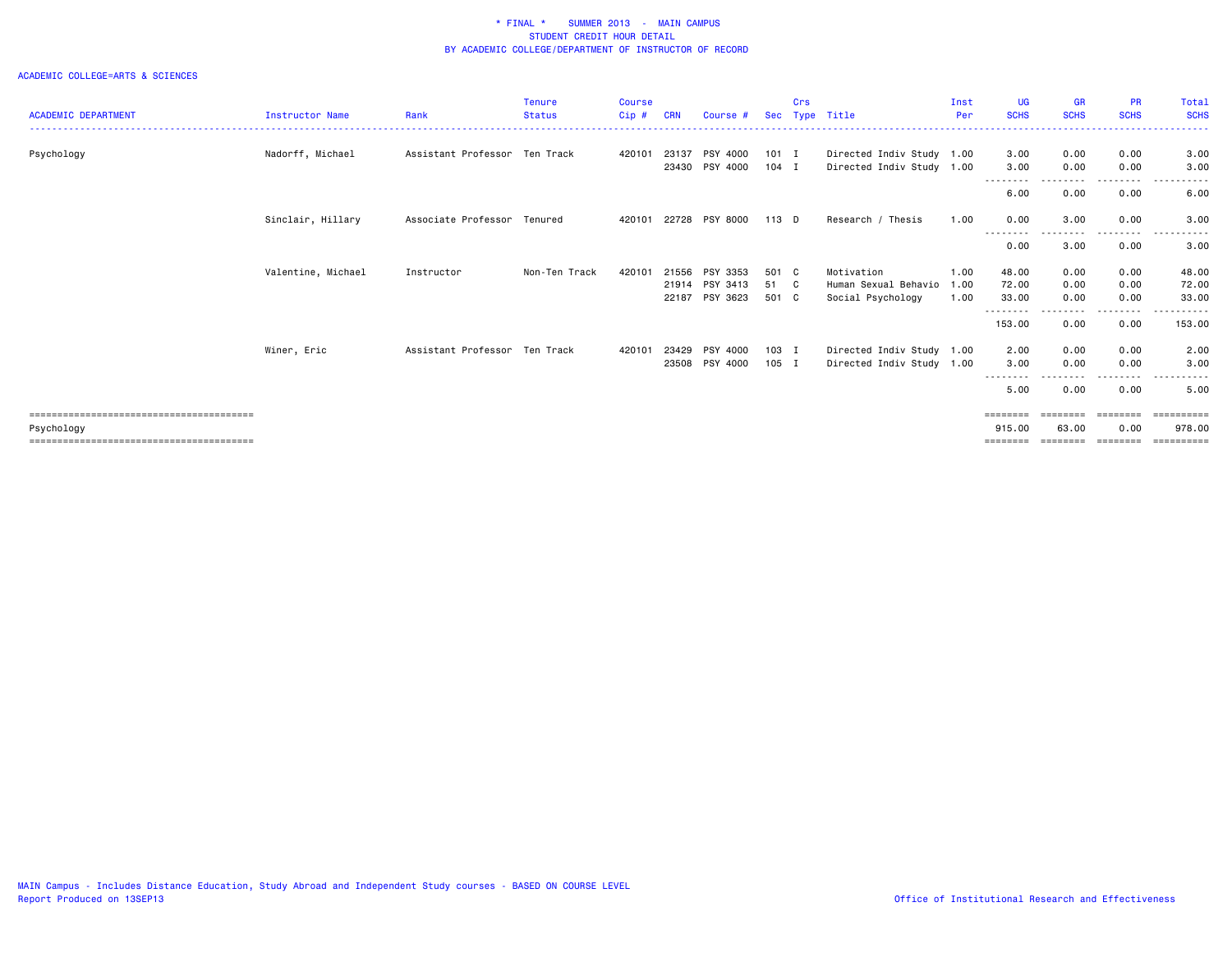\* FINAL \*    SUMMER 2013  -  MAIN CAMPUS
STUDENT CREDIT HOUR DETAIL
BY ACADEMIC COLLEGE/DEPARTMENT OF INSTRUCTOR OF RECORD

ACADEMIC COLLEGE=ARTS & SCIENCES

| ACADEMIC DEPARTMENT | Instructor Name | Rank | Tenure Status | Course Cip # | CRN | Course # | Sec | Crs Type | Title | Inst Per | UG SCHS | GR SCHS | PR SCHS | Total SCHS |
|---|---|---|---|---|---|---|---|---|---|---|---|---|---|---|
| Psychology | Nadorff, Michael | Assistant Professor | Ten Track | 420101 | 23137 | PSY 4000 | 101 | I | Directed Indiv Study | 1.00 | 3.00 | 0.00 | 0.00 | 3.00 |
| | | | | | 23430 | PSY 4000 | 104 | I | Directed Indiv Study | 1.00 | 3.00 | 0.00 | 0.00 | 3.00 |
| | | | | | | | | | | | 6.00 | 0.00 | 0.00 | 6.00 |
| | Sinclair, Hillary | Associate Professor | Tenured | 420101 | 22728 | PSY 8000 | 113 | D | Research / Thesis | 1.00 | 0.00 | 3.00 | 0.00 | 3.00 |
| | | | | | | | | | | | 0.00 | 3.00 | 0.00 | 3.00 |
| | Valentine, Michael | Instructor | Non-Ten Track | 420101 | 21556 | PSY 3353 | 501 | C | Motivation | 1.00 | 48.00 | 0.00 | 0.00 | 48.00 |
| | | | | | 21914 | PSY 3413 | 51 | C | Human Sexual Behavio | 1.00 | 72.00 | 0.00 | 0.00 | 72.00 |
| | | | | | 22187 | PSY 3623 | 501 | C | Social Psychology | 1.00 | 33.00 | 0.00 | 0.00 | 33.00 |
| | | | | | | | | | | | 153.00 | 0.00 | 0.00 | 153.00 |
| | Winer, Eric | Assistant Professor | Ten Track | 420101 | 23429 | PSY 4000 | 103 | I | Directed Indiv Study | 1.00 | 2.00 | 0.00 | 0.00 | 2.00 |
| | | | | | 23508 | PSY 4000 | 105 | I | Directed Indiv Study | 1.00 | 3.00 | 0.00 | 0.00 | 3.00 |
| | | | | | | | | | | | 5.00 | 0.00 | 0.00 | 5.00 |
| Psychology | | | | | | | | | | | 915.00 | 63.00 | 0.00 | 978.00 |

MAIN Campus - Includes Distance Education, Study Abroad and Independent Study courses - BASED ON COURSE LEVEL
Report Produced on 13SEP13

Office of Institutional Research and Effectiveness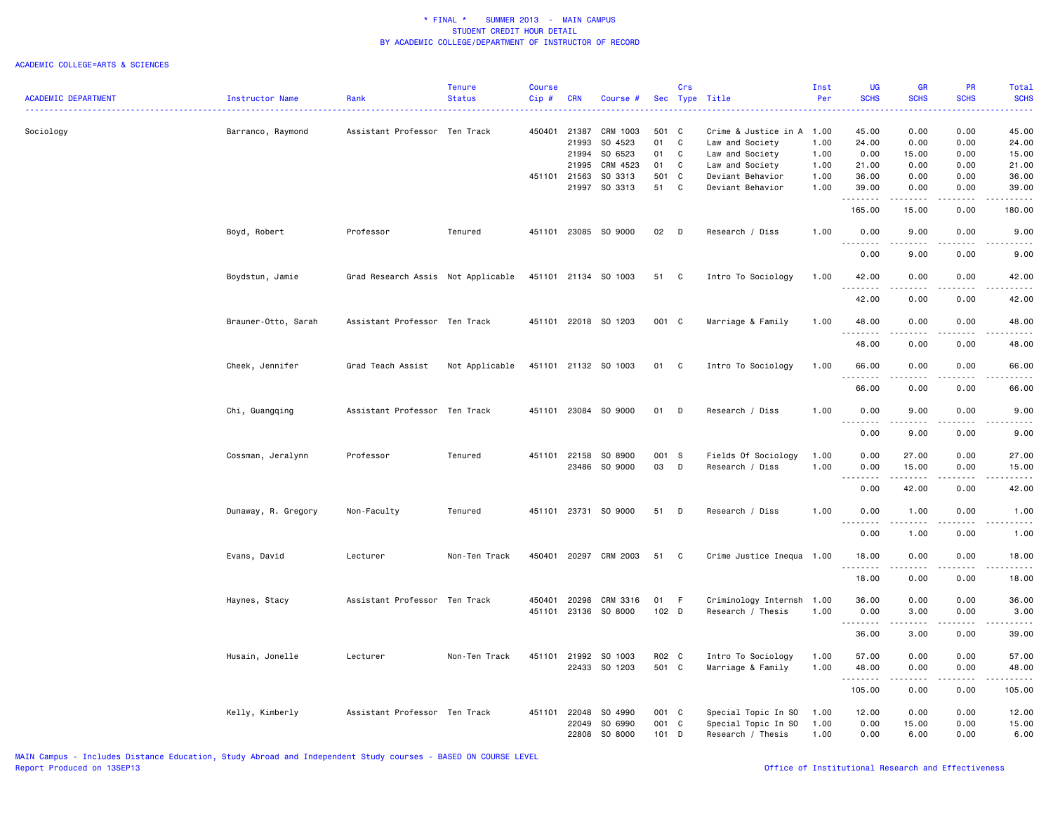# * FINAL * SUMMER 2013 - MAIN CAMPUS
## STUDENT CREDIT HOUR DETAIL
## BY ACADEMIC COLLEGE/DEPARTMENT OF INSTRUCTOR OF RECORD

ACADEMIC COLLEGE=ARTS & SCIENCES

| ACADEMIC DEPARTMENT | Instructor Name | Rank | Tenure Status | Course Cip # | CRN | Course # | Sec | Crs Type | Title | Inst Per | UG SCHS | GR SCHS | PR SCHS | Total SCHS |
|---|---|---|---|---|---|---|---|---|---|---|---|---|---|---|
| Sociology | Barranco, Raymond | Assistant Professor | Ten Track | 450401 | 21387 | CRM 1003 | 501 | C | Crime & Justice in A | 1.00 | 45.00 | 0.00 | 0.00 | 45.00 |
| | | | | | 21993 | SO 4523 | 01 | C | Law and Society | 1.00 | 24.00 | 0.00 | 0.00 | 24.00 |
| | | | | | 21994 | SO 6523 | 01 | C | Law and Society | 1.00 | 0.00 | 15.00 | 0.00 | 15.00 |
| | | | | | 21995 | CRM 4523 | 01 | C | Law and Society | 1.00 | 21.00 | 0.00 | 0.00 | 21.00 |
| | | | | 451101 | 21563 | SO 3313 | 501 | C | Deviant Behavior | 1.00 | 36.00 | 0.00 | 0.00 | 36.00 |
| | | | | | 21997 | SO 3313 | 51 | C | Deviant Behavior | 1.00 | 39.00 | 0.00 | 0.00 | 39.00 |
| | | | | | | | | | | | 165.00 | 15.00 | 0.00 | 180.00 |
| | Boyd, Robert | Professor | Tenured | 451101 | 23085 | SO 9000 | 02 | D | Research / Diss | 1.00 | 0.00 | 9.00 | 0.00 | 9.00 |
| | | | | | | | | | | | 0.00 | 9.00 | 0.00 | 9.00 |
| | Boydstun, Jamie | Grad Research Assis | Not Applicable | 451101 | 21134 | SO 1003 | 51 | C | Intro To Sociology | 1.00 | 42.00 | 0.00 | 0.00 | 42.00 |
| | | | | | | | | | | | 42.00 | 0.00 | 0.00 | 42.00 |
| | Brauner-Otto, Sarah | Assistant Professor | Ten Track | 451101 | 22018 | SO 1203 | 001 | C | Marriage & Family | 1.00 | 48.00 | 0.00 | 0.00 | 48.00 |
| | | | | | | | | | | | 48.00 | 0.00 | 0.00 | 48.00 |
| | Cheek, Jennifer | Grad Teach Assist | Not Applicable | 451101 | 21132 | SO 1003 | 01 | C | Intro To Sociology | 1.00 | 66.00 | 0.00 | 0.00 | 66.00 |
| | | | | | | | | | | | 66.00 | 0.00 | 0.00 | 66.00 |
| | Chi, Guangqing | Assistant Professor | Ten Track | 451101 | 23084 | SO 9000 | 01 | D | Research / Diss | 1.00 | 0.00 | 9.00 | 0.00 | 9.00 |
| | | | | | | | | | | | 0.00 | 9.00 | 0.00 | 9.00 |
| | Cossman, Jeralynn | Professor | Tenured | 451101 | 22158 | SO 8900 | 001 | S | Fields Of Sociology | 1.00 | 0.00 | 27.00 | 0.00 | 27.00 |
| | | | | | 23486 | SO 9000 | 03 | D | Research / Diss | 1.00 | 0.00 | 15.00 | 0.00 | 15.00 |
| | | | | | | | | | | | 0.00 | 42.00 | 0.00 | 42.00 |
| | Dunaway, R. Gregory | Non-Faculty | Tenured | 451101 | 23731 | SO 9000 | 51 | D | Research / Diss | 1.00 | 0.00 | 1.00 | 0.00 | 1.00 |
| | | | | | | | | | | | 0.00 | 1.00 | 0.00 | 1.00 |
| | Evans, David | Lecturer | Non-Ten Track | 450401 | 20297 | CRM 2003 | 51 | C | Crime Justice Inequa | 1.00 | 18.00 | 0.00 | 0.00 | 18.00 |
| | | | | | | | | | | | 18.00 | 0.00 | 0.00 | 18.00 |
| | Haynes, Stacy | Assistant Professor | Ten Track | 450401 | 20298 | CRM 3316 | 01 | F | Criminology Internsh | 1.00 | 36.00 | 0.00 | 0.00 | 36.00 |
| | | | | 451101 | 23136 | SO 8000 | 102 | D | Research / Thesis | 1.00 | 0.00 | 3.00 | 0.00 | 3.00 |
| | | | | | | | | | | | 36.00 | 3.00 | 0.00 | 39.00 |
| | Husain, Jonelle | Lecturer | Non-Ten Track | 451101 | 21992 | SO 1003 | R02 | C | Intro To Sociology | 1.00 | 57.00 | 0.00 | 0.00 | 57.00 |
| | | | | | 22433 | SO 1203 | 501 | C | Marriage & Family | 1.00 | 48.00 | 0.00 | 0.00 | 48.00 |
| | | | | | | | | | | | 105.00 | 0.00 | 0.00 | 105.00 |
| | Kelly, Kimberly | Assistant Professor | Ten Track | 451101 | 22048 | SO 4990 | 001 | C | Special Topic In SO | 1.00 | 12.00 | 0.00 | 0.00 | 12.00 |
| | | | | | 22049 | SO 6990 | 001 | C | Special Topic In SO | 1.00 | 0.00 | 15.00 | 0.00 | 15.00 |
| | | | | | 22808 | SO 8000 | 101 | D | Research / Thesis | 1.00 | 0.00 | 6.00 | 0.00 | 6.00 |

MAIN Campus - Includes Distance Education, Study Abroad and Independent Study courses - BASED ON COURSE LEVEL
Report Produced on 13SEP13

Office of Institutional Research and Effectiveness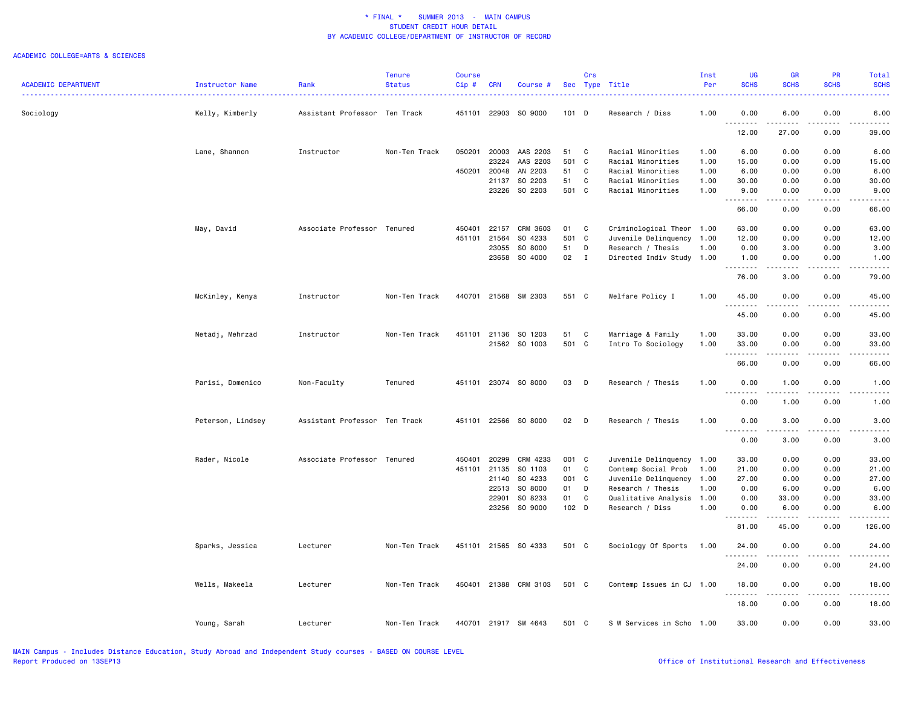\* FINAL \* SUMMER 2013 - MAIN CAMPUS
STUDENT CREDIT HOUR DETAIL
BY ACADEMIC COLLEGE/DEPARTMENT OF INSTRUCTOR OF RECORD

ACADEMIC COLLEGE=ARTS & SCIENCES

| ACADEMIC DEPARTMENT | Instructor Name | Rank | Tenure Status | Course Cip # | CRN | Course # | Sec | Crs Type | Title | Inst Per | UG SCHS | GR SCHS | PR SCHS | Total SCHS |
|---|---|---|---|---|---|---|---|---|---|---|---|---|---|---|
| Sociology | Kelly, Kimberly | Assistant Professor | Ten Track | 451101 | 22903 | SO 9000 | 101 | D | Research / Diss | 1.00 | 0.00 | 6.00 | 0.00 | 6.00 |
| | | | | | | | | | | | 12.00 | 27.00 | 0.00 | 39.00 |
| | Lane, Shannon | Instructor | Non-Ten Track | 050201 | 20003 | AAS 2203 | 51 | C | Racial Minorities | 1.00 | 6.00 | 0.00 | 0.00 | 6.00 |
| | | | | | 23224 | AAS 2203 | 501 | C | Racial Minorities | 1.00 | 15.00 | 0.00 | 0.00 | 15.00 |
| | | | | 450201 | 20048 | AN 2203 | 51 | C | Racial Minorities | 1.00 | 6.00 | 0.00 | 0.00 | 6.00 |
| | | | | | 21137 | SO 2203 | 51 | C | Racial Minorities | 1.00 | 30.00 | 0.00 | 0.00 | 30.00 |
| | | | | | 23226 | SO 2203 | 501 | C | Racial Minorities | 1.00 | 9.00 | 0.00 | 0.00 | 9.00 |
| | | | | | | | | | | | 66.00 | 0.00 | 0.00 | 66.00 |
| | May, David | Associate Professor | Tenured | 450401 | 22157 | CRM 3603 | 01 | C | Criminological Theor | 1.00 | 63.00 | 0.00 | 0.00 | 63.00 |
| | | | | 451101 | 21564 | SO 4233 | 501 | C | Juvenile Delinquency | 1.00 | 12.00 | 0.00 | 0.00 | 12.00 |
| | | | | | 23055 | SO 8000 | 51 | D | Research / Thesis | 1.00 | 0.00 | 3.00 | 0.00 | 3.00 |
| | | | | | 23658 | SO 4000 | 02 | I | Directed Indiv Study | 1.00 | 1.00 | 0.00 | 0.00 | 1.00 |
| | | | | | | | | | | | 76.00 | 3.00 | 0.00 | 79.00 |
| | McKinley, Kenya | Instructor | Non-Ten Track | 440701 | 21568 | SW 2303 | 551 | C | Welfare Policy I | 1.00 | 45.00 | 0.00 | 0.00 | 45.00 |
| | | | | | | | | | | | 45.00 | 0.00 | 0.00 | 45.00 |
| | Netadj, Mehrzad | Instructor | Non-Ten Track | 451101 | 21136 | SO 1203 | 51 | C | Marriage & Family | 1.00 | 33.00 | 0.00 | 0.00 | 33.00 |
| | | | | | 21562 | SO 1003 | 501 | C | Intro To Sociology | 1.00 | 33.00 | 0.00 | 0.00 | 33.00 |
| | | | | | | | | | | | 66.00 | 0.00 | 0.00 | 66.00 |
| | Parisi, Domenico | Non-Faculty | Tenured | 451101 | 23074 | SO 8000 | 03 | D | Research / Thesis | 1.00 | 0.00 | 1.00 | 0.00 | 1.00 |
| | | | | | | | | | | | 0.00 | 1.00 | 0.00 | 1.00 |
| | Peterson, Lindsey | Assistant Professor | Ten Track | 451101 | 22566 | SO 8000 | 02 | D | Research / Thesis | 1.00 | 0.00 | 3.00 | 0.00 | 3.00 |
| | | | | | | | | | | | 0.00 | 3.00 | 0.00 | 3.00 |
| | Rader, Nicole | Associate Professor | Tenured | 450401 | 20299 | CRM 4233 | 001 | C | Juvenile Delinquency | 1.00 | 33.00 | 0.00 | 0.00 | 33.00 |
| | | | | 451101 | 21135 | SO 1103 | 01 | C | Contemp Social Prob | 1.00 | 21.00 | 0.00 | 0.00 | 21.00 |
| | | | | | 21140 | SO 4233 | 001 | C | Juvenile Delinquency | 1.00 | 27.00 | 0.00 | 0.00 | 27.00 |
| | | | | | 22513 | SO 8000 | 01 | D | Research / Thesis | 1.00 | 0.00 | 6.00 | 0.00 | 6.00 |
| | | | | | 22901 | SO 8233 | 01 | C | Qualitative Analysis | 1.00 | 0.00 | 33.00 | 0.00 | 33.00 |
| | | | | | 23256 | SO 9000 | 102 | D | Research / Diss | 1.00 | 0.00 | 6.00 | 0.00 | 6.00 |
| | | | | | | | | | | | 81.00 | 45.00 | 0.00 | 126.00 |
| | Sparks, Jessica | Lecturer | Non-Ten Track | 451101 | 21565 | SO 4333 | 501 | C | Sociology Of Sports | 1.00 | 24.00 | 0.00 | 0.00 | 24.00 |
| | | | | | | | | | | | 24.00 | 0.00 | 0.00 | 24.00 |
| | Wells, Makeela | Lecturer | Non-Ten Track | 450401 | 21388 | CRM 3103 | 501 | C | Contemp Issues in CJ | 1.00 | 18.00 | 0.00 | 0.00 | 18.00 |
| | | | | | | | | | | | 18.00 | 0.00 | 0.00 | 18.00 |
| | Young, Sarah | Lecturer | Non-Ten Track | 440701 | 21917 | SW 4643 | 501 | C | S W Services in Scho | 1.00 | 33.00 | 0.00 | 0.00 | 33.00 |

MAIN Campus - Includes Distance Education, Study Abroad and Independent Study courses - BASED ON COURSE LEVEL
Report Produced on 13SEP13

Office of Institutional Research and Effectiveness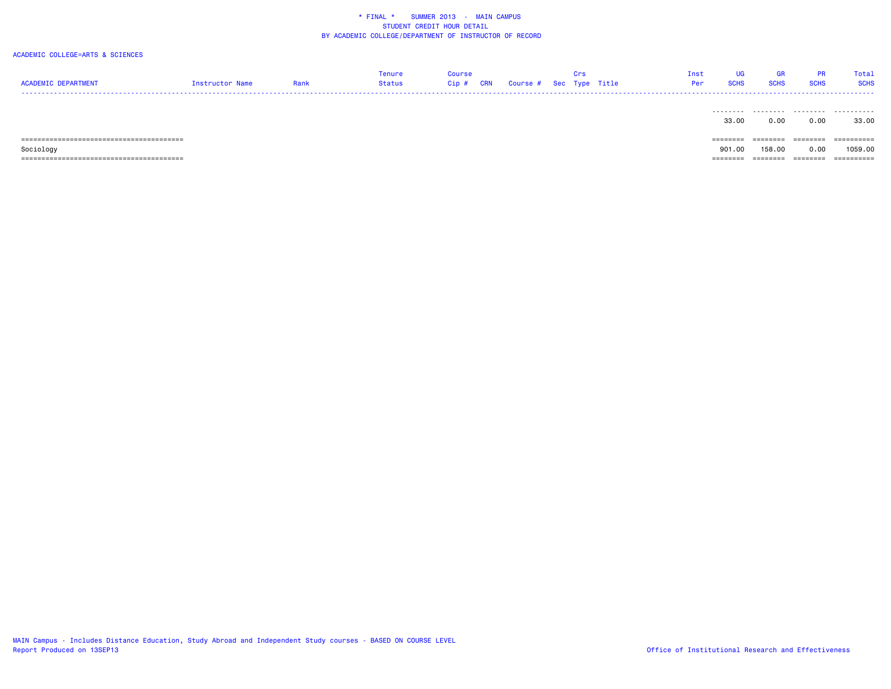\* FINAL \* SUMMER 2013 - MAIN CAMPUS
STUDENT CREDIT HOUR DETAIL
BY ACADEMIC COLLEGE/DEPARTMENT OF INSTRUCTOR OF RECORD

ACADEMIC COLLEGE=ARTS & SCIENCES

| ACADEMIC DEPARTMENT | Instructor Name | Rank | Tenure Status | Course Cip # | CRN | Course # | Sec | Crs Type | Title | Inst Per | UG SCHS | GR SCHS | PR SCHS | Total SCHS |
|---|---|---|---|---|---|---|---|---|---|---|---|---|---|---|
| | | | | | | | | | | | 33.00 | 0.00 | 0.00 | 33.00 |
| Sociology | | | | | | | | | | | 901.00 | 158.00 | 0.00 | 1059.00 |

MAIN Campus - Includes Distance Education, Study Abroad and Independent Study courses - BASED ON COURSE LEVEL
Report Produced on 13SEP13

Office of Institutional Research and Effectiveness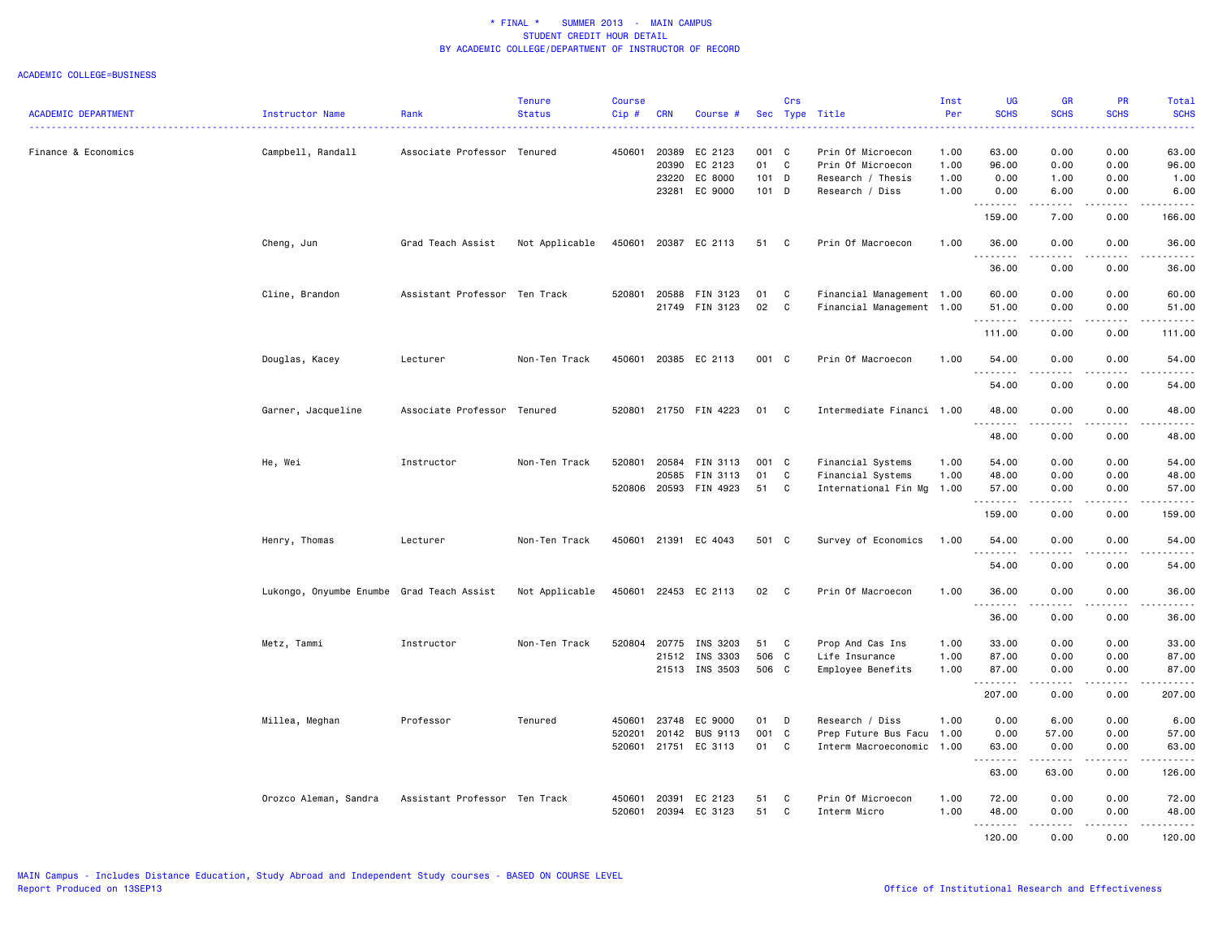# * FINAL * SUMMER 2013 - MAIN CAMPUS
## STUDENT CREDIT HOUR DETAIL
### BY ACADEMIC COLLEGE/DEPARTMENT OF INSTRUCTOR OF RECORD

ACADEMIC COLLEGE=BUSINESS

| ACADEMIC DEPARTMENT | Instructor Name | Rank | Tenure Status | Course Cip # | CRN | Course # | Sec | Crs Type | Title | Inst Per | UG SCHS | GR SCHS | PR SCHS | Total SCHS |
|---|---|---|---|---|---|---|---|---|---|---|---|---|---|---|
| Finance & Economics | Campbell, Randall | Associate Professor | Tenured | 450601 | 20389 | EC 2123 | 001 | C | Prin Of Microecon | 1.00 | 63.00 | 0.00 | 0.00 | 63.00 |
| | | | | | 20390 | EC 2123 | 01 | C | Prin Of Microecon | 1.00 | 96.00 | 0.00 | 0.00 | 96.00 |
| | | | | | 23220 | EC 8000 | 101 | D | Research / Thesis | 1.00 | 0.00 | 1.00 | 0.00 | 1.00 |
| | | | | | 23281 | EC 9000 | 101 | D | Research / Diss | 1.00 | 0.00 | 6.00 | 0.00 | 6.00 |
| | | | | | | | | | | | 159.00 | 7.00 | 0.00 | 166.00 |
| | Cheng, Jun | Grad Teach Assist | Not Applicable | 450601 | 20387 | EC 2113 | 51 | C | Prin Of Macroecon | 1.00 | 36.00 | 0.00 | 0.00 | 36.00 |
| | | | | | | | | | | | 36.00 | 0.00 | 0.00 | 36.00 |
| | Cline, Brandon | Assistant Professor | Ten Track | 520801 | 20588 | FIN 3123 | 01 | C | Financial Management | 1.00 | 60.00 | 0.00 | 0.00 | 60.00 |
| | | | | | 21749 | FIN 3123 | 02 | C | Financial Management | 1.00 | 51.00 | 0.00 | 0.00 | 51.00 |
| | | | | | | | | | | | 111.00 | 0.00 | 0.00 | 111.00 |
| | Douglas, Kacey | Lecturer | Non-Ten Track | 450601 | 20385 | EC 2113 | 001 | C | Prin Of Macroecon | 1.00 | 54.00 | 0.00 | 0.00 | 54.00 |
| | | | | | | | | | | | 54.00 | 0.00 | 0.00 | 54.00 |
| | Garner, Jacqueline | Associate Professor | Tenured | 520801 | 21750 | FIN 4223 | 01 | C | Intermediate Financi | 1.00 | 48.00 | 0.00 | 0.00 | 48.00 |
| | | | | | | | | | | | 48.00 | 0.00 | 0.00 | 48.00 |
| | He, Wei | Instructor | Non-Ten Track | 520801 | 20584 | FIN 3113 | 001 | C | Financial Systems | 1.00 | 54.00 | 0.00 | 0.00 | 54.00 |
| | | | | | 20585 | FIN 3113 | 01 | C | Financial Systems | 1.00 | 48.00 | 0.00 | 0.00 | 48.00 |
| | | | | 520806 | 20593 | FIN 4923 | 51 | C | International Fin Mg | 1.00 | 57.00 | 0.00 | 0.00 | 57.00 |
| | | | | | | | | | | | 159.00 | 0.00 | 0.00 | 159.00 |
| | Henry, Thomas | Lecturer | Non-Ten Track | 450601 | 21391 | EC 4043 | 501 | C | Survey of Economics | 1.00 | 54.00 | 0.00 | 0.00 | 54.00 |
| | | | | | | | | | | | 54.00 | 0.00 | 0.00 | 54.00 |
| | Lukongo, Onyumbe Enumbe | Grad Teach Assist | Not Applicable | 450601 | 22453 | EC 2113 | 02 | C | Prin Of Macroecon | 1.00 | 36.00 | 0.00 | 0.00 | 36.00 |
| | | | | | | | | | | | 36.00 | 0.00 | 0.00 | 36.00 |
| | Metz, Tammi | Instructor | Non-Ten Track | 520804 | 20775 | INS 3203 | 51 | C | Prop And Cas Ins | 1.00 | 33.00 | 0.00 | 0.00 | 33.00 |
| | | | | | 21512 | INS 3303 | 506 | C | Life Insurance | 1.00 | 87.00 | 0.00 | 0.00 | 87.00 |
| | | | | | 21513 | INS 3503 | 506 | C | Employee Benefits | 1.00 | 87.00 | 0.00 | 0.00 | 87.00 |
| | | | | | | | | | | | 207.00 | 0.00 | 0.00 | 207.00 |
| | Millea, Meghan | Professor | Tenured | 450601 | 23748 | EC 9000 | 01 | D | Research / Diss | 1.00 | 0.00 | 6.00 | 0.00 | 6.00 |
| | | | | 520201 | 20142 | BUS 9113 | 001 | C | Prep Future Bus Facu | 1.00 | 0.00 | 57.00 | 0.00 | 57.00 |
| | | | | 520601 | 21751 | EC 3113 | 01 | C | Interm Macroeconomic | 1.00 | 63.00 | 0.00 | 0.00 | 63.00 |
| | | | | | | | | | | | 63.00 | 63.00 | 0.00 | 126.00 |
| | Orozco Aleman, Sandra | Assistant Professor | Ten Track | 450601 | 20391 | EC 2123 | 51 | C | Prin Of Microecon | 1.00 | 72.00 | 0.00 | 0.00 | 72.00 |
| | | | | 520601 | 20394 | EC 3123 | 51 | C | Interm Micro | 1.00 | 48.00 | 0.00 | 0.00 | 48.00 |
| | | | | | | | | | | | 120.00 | 0.00 | 0.00 | 120.00 |

MAIN Campus - Includes Distance Education, Study Abroad and Independent Study courses - BASED ON COURSE LEVEL
Report Produced on 13SEP13

Office of Institutional Research and Effectiveness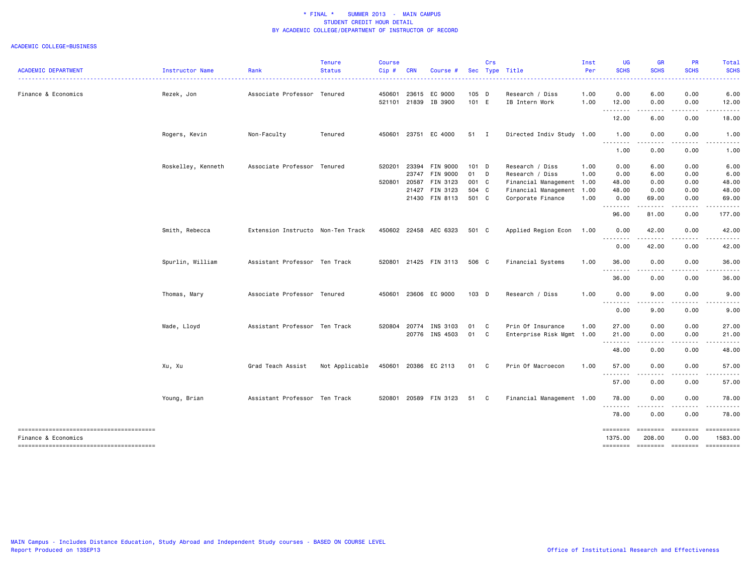\* FINAL \* SUMMER 2013 - MAIN CAMPUS
STUDENT CREDIT HOUR DETAIL
BY ACADEMIC COLLEGE/DEPARTMENT OF INSTRUCTOR OF RECORD

ACADEMIC COLLEGE=BUSINESS

| ACADEMIC DEPARTMENT | Instructor Name | Rank | Tenure Status | Course Cip # | CRN | Course # | Sec | Crs Type | Title | Inst Per | UG SCHS | GR SCHS | PR SCHS | Total SCHS |
|---|---|---|---|---|---|---|---|---|---|---|---|---|---|---|
| Finance & Economics | Rezek, Jon | Associate Professor | Tenured | 450601 | 23615 | EC 9000 | 105 | D | Research / Diss | 1.00 | 0.00 | 6.00 | 0.00 | 6.00 |
| | | | | 521101 | 21839 | IB 3900 | 101 | E | IB Intern Work | 1.00 | 12.00 | 0.00 | 0.00 | 12.00 |
| | | | | | | | | | | | 12.00 | 6.00 | 0.00 | 18.00 |
| | Rogers, Kevin | Non-Faculty | Tenured | 450601 | 23751 | EC 4000 | 51 | I | Directed Indiv Study | 1.00 | 1.00 | 0.00 | 0.00 | 1.00 |
| | | | | | | | | | | | 1.00 | 0.00 | 0.00 | 1.00 |
| | Roskelley, Kenneth | Associate Professor | Tenured | 520201 | 23394 | FIN 9000 | 101 | D | Research / Diss | 1.00 | 0.00 | 6.00 | 0.00 | 6.00 |
| | | | | | 23747 | FIN 9000 | 01 | D | Research / Diss | 1.00 | 0.00 | 6.00 | 0.00 | 6.00 |
| | | | | 520801 | 20587 | FIN 3123 | 001 | C | Financial Management | 1.00 | 48.00 | 0.00 | 0.00 | 48.00 |
| | | | | | 21427 | FIN 3123 | 504 | C | Financial Management | 1.00 | 48.00 | 0.00 | 0.00 | 48.00 |
| | | | | | 21430 | FIN 8113 | 501 | C | Corporate Finance | 1.00 | 0.00 | 69.00 | 0.00 | 69.00 |
| | | | | | | | | | | | 96.00 | 81.00 | 0.00 | 177.00 |
| | Smith, Rebecca | Extension Instructo | Non-Ten Track | 450602 | 22458 | AEC 6323 | 501 | C | Applied Region Econ | 1.00 | 0.00 | 42.00 | 0.00 | 42.00 |
| | | | | | | | | | | | 0.00 | 42.00 | 0.00 | 42.00 |
| | Spurlin, William | Assistant Professor | Ten Track | 520801 | 21425 | FIN 3113 | 506 | C | Financial Systems | 1.00 | 36.00 | 0.00 | 0.00 | 36.00 |
| | | | | | | | | | | | 36.00 | 0.00 | 0.00 | 36.00 |
| | Thomas, Mary | Associate Professor | Tenured | 450601 | 23606 | EC 9000 | 103 | D | Research / Diss | 1.00 | 0.00 | 9.00 | 0.00 | 9.00 |
| | | | | | | | | | | | 0.00 | 9.00 | 0.00 | 9.00 |
| | Wade, Lloyd | Assistant Professor | Ten Track | 520804 | 20774 | INS 3103 | 01 | C | Prin Of Insurance | 1.00 | 27.00 | 0.00 | 0.00 | 27.00 |
| | | | | | 20776 | INS 4503 | 01 | C | Enterprise Risk Mgmt | 1.00 | 21.00 | 0.00 | 0.00 | 21.00 |
| | | | | | | | | | | | 48.00 | 0.00 | 0.00 | 48.00 |
| | Xu, Xu | Grad Teach Assist | Not Applicable | 450601 | 20386 | EC 2113 | 01 | C | Prin Of Macroecon | 1.00 | 57.00 | 0.00 | 0.00 | 57.00 |
| | | | | | | | | | | | 57.00 | 0.00 | 0.00 | 57.00 |
| | Young, Brian | Assistant Professor | Ten Track | 520801 | 20589 | FIN 3123 | 51 | C | Financial Management | 1.00 | 78.00 | 0.00 | 0.00 | 78.00 |
| | | | | | | | | | | | 78.00 | 0.00 | 0.00 | 78.00 |
| Finance & Economics | | | | | | | | | | | 1375.00 | 208.00 | 0.00 | 1583.00 |

MAIN Campus - Includes Distance Education, Study Abroad and Independent Study courses - BASED ON COURSE LEVEL
Report Produced on 13SEP13

Office of Institutional Research and Effectiveness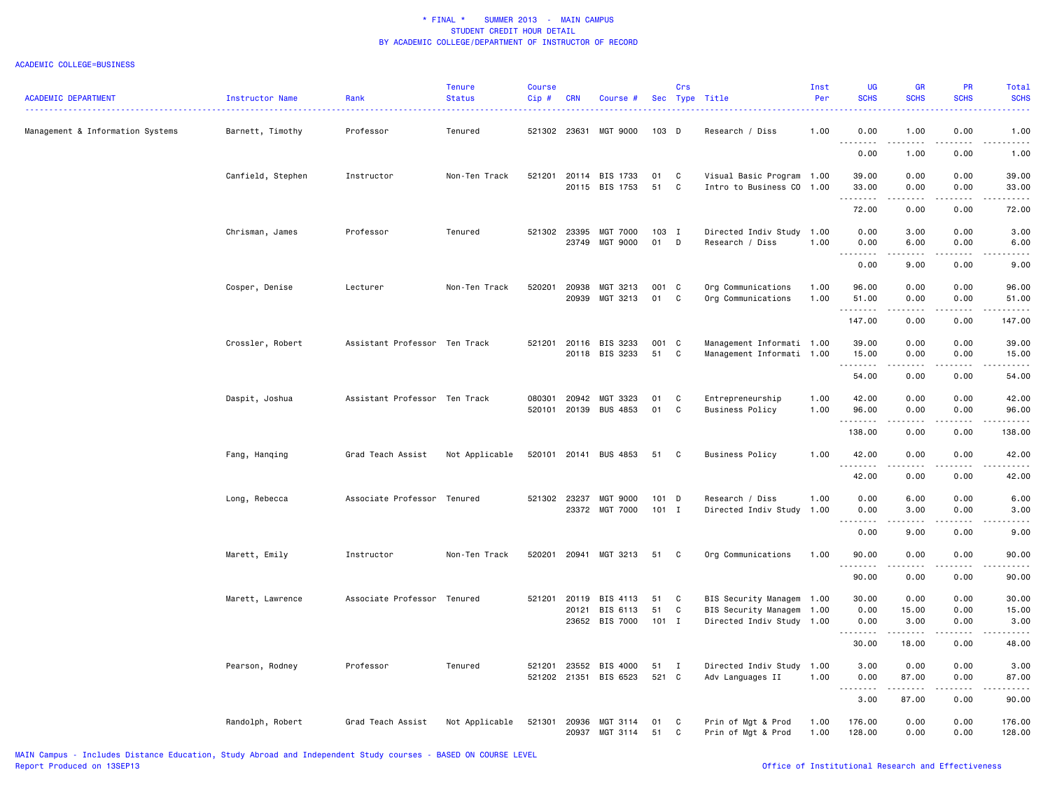\* FINAL \*    SUMMER 2013  -  MAIN CAMPUS
STUDENT CREDIT HOUR DETAIL
BY ACADEMIC COLLEGE/DEPARTMENT OF INSTRUCTOR OF RECORD

ACADEMIC COLLEGE=BUSINESS

| ACADEMIC DEPARTMENT | Instructor Name | Rank | Tenure Status | Course Cip # | CRN | Course # | Sec | Crs Type | Title | Inst Per | UG SCHS | GR SCHS | PR SCHS | Total SCHS |
|---|---|---|---|---|---|---|---|---|---|---|---|---|---|---|
| Management & Information Systems | Barnett, Timothy | Professor | Tenured | 521302 | 23631 | MGT 9000 | 103 | D | Research / Diss | 1.00 | 0.00 | 1.00 | 0.00 | 1.00 |
| | | | | | | | | | | | 0.00 | 1.00 | 0.00 | 1.00 |
| | Canfield, Stephen | Instructor | Non-Ten Track | 521201 | 20114 | BIS 1733 | 01 | C | Visual Basic Program | 1.00 | 39.00 | 0.00 | 0.00 | 39.00 |
| | | | | | 20115 | BIS 1753 | 51 | C | Intro to Business CO | 1.00 | 33.00 | 0.00 | 0.00 | 33.00 |
| | | | | | | | | | | | 72.00 | 0.00 | 0.00 | 72.00 |
| | Chrisman, James | Professor | Tenured | 521302 | 23395 | MGT 7000 | 103 | I | Directed Indiv Study | 1.00 | 0.00 | 3.00 | 0.00 | 3.00 |
| | | | | | 23749 | MGT 9000 | 01 | D | Research / Diss | 1.00 | 0.00 | 6.00 | 0.00 | 6.00 |
| | | | | | | | | | | | 0.00 | 9.00 | 0.00 | 9.00 |
| | Cosper, Denise | Lecturer | Non-Ten Track | 520201 | 20938 | MGT 3213 | 001 | C | Org Communications | 1.00 | 96.00 | 0.00 | 0.00 | 96.00 |
| | | | | | 20939 | MGT 3213 | 01 | C | Org Communications | 1.00 | 51.00 | 0.00 | 0.00 | 51.00 |
| | | | | | | | | | | | 147.00 | 0.00 | 0.00 | 147.00 |
| | Crossler, Robert | Assistant Professor | Ten Track | 521201 | 20116 | BIS 3233 | 001 | C | Management Informati | 1.00 | 39.00 | 0.00 | 0.00 | 39.00 |
| | | | | | 20118 | BIS 3233 | 51 | C | Management Informati | 1.00 | 15.00 | 0.00 | 0.00 | 15.00 |
| | | | | | | | | | | | 54.00 | 0.00 | 0.00 | 54.00 |
| | Daspit, Joshua | Assistant Professor | Ten Track | 080301 | 20942 | MGT 3323 | 01 | C | Entrepreneurship | 1.00 | 42.00 | 0.00 | 0.00 | 42.00 |
| | | | | 520101 | 20139 | BUS 4853 | 01 | C | Business Policy | 1.00 | 96.00 | 0.00 | 0.00 | 96.00 |
| | | | | | | | | | | | 138.00 | 0.00 | 0.00 | 138.00 |
| | Fang, Hanqing | Grad Teach Assist | Not Applicable | 520101 | 20141 | BUS 4853 | 51 | C | Business Policy | 1.00 | 42.00 | 0.00 | 0.00 | 42.00 |
| | | | | | | | | | | | 42.00 | 0.00 | 0.00 | 42.00 |
| | Long, Rebecca | Associate Professor | Tenured | 521302 | 23237 | MGT 9000 | 101 | D | Research / Diss | 1.00 | 0.00 | 6.00 | 0.00 | 6.00 |
| | | | | | 23372 | MGT 7000 | 101 | I | Directed Indiv Study | 1.00 | 0.00 | 3.00 | 0.00 | 3.00 |
| | | | | | | | | | | | 0.00 | 9.00 | 0.00 | 9.00 |
| | Marett, Emily | Instructor | Non-Ten Track | 520201 | 20941 | MGT 3213 | 51 | C | Org Communications | 1.00 | 90.00 | 0.00 | 0.00 | 90.00 |
| | | | | | | | | | | | 90.00 | 0.00 | 0.00 | 90.00 |
| | Marett, Lawrence | Associate Professor | Tenured | 521201 | 20119 | BIS 4113 | 51 | C | BIS Security Managem | 1.00 | 30.00 | 0.00 | 0.00 | 30.00 |
| | | | | | 20121 | BIS 6113 | 51 | C | BIS Security Managem | 1.00 | 0.00 | 15.00 | 0.00 | 15.00 |
| | | | | | 23652 | BIS 7000 | 101 | I | Directed Indiv Study | 1.00 | 0.00 | 3.00 | 0.00 | 3.00 |
| | | | | | | | | | | | 30.00 | 18.00 | 0.00 | 48.00 |
| | Pearson, Rodney | Professor | Tenured | 521201 | 23552 | BIS 4000 | 51 | I | Directed Indiv Study | 1.00 | 3.00 | 0.00 | 0.00 | 3.00 |
| | | | | 521202 | 21351 | BIS 6523 | 521 | C | Adv Languages II | 1.00 | 0.00 | 87.00 | 0.00 | 87.00 |
| | | | | | | | | | | | 3.00 | 87.00 | 0.00 | 90.00 |
| | Randolph, Robert | Grad Teach Assist | Not Applicable | 521301 | 20936 | MGT 3114 | 01 | C | Prin of Mgt & Prod | 1.00 | 176.00 | 0.00 | 0.00 | 176.00 |
| | | | | | 20937 | MGT 3114 | 51 | C | Prin of Mgt & Prod | 1.00 | 128.00 | 0.00 | 0.00 | 128.00 |

MAIN Campus - Includes Distance Education, Study Abroad and Independent Study courses - BASED ON COURSE LEVEL
Report Produced on 13SEP13

Office of Institutional Research and Effectiveness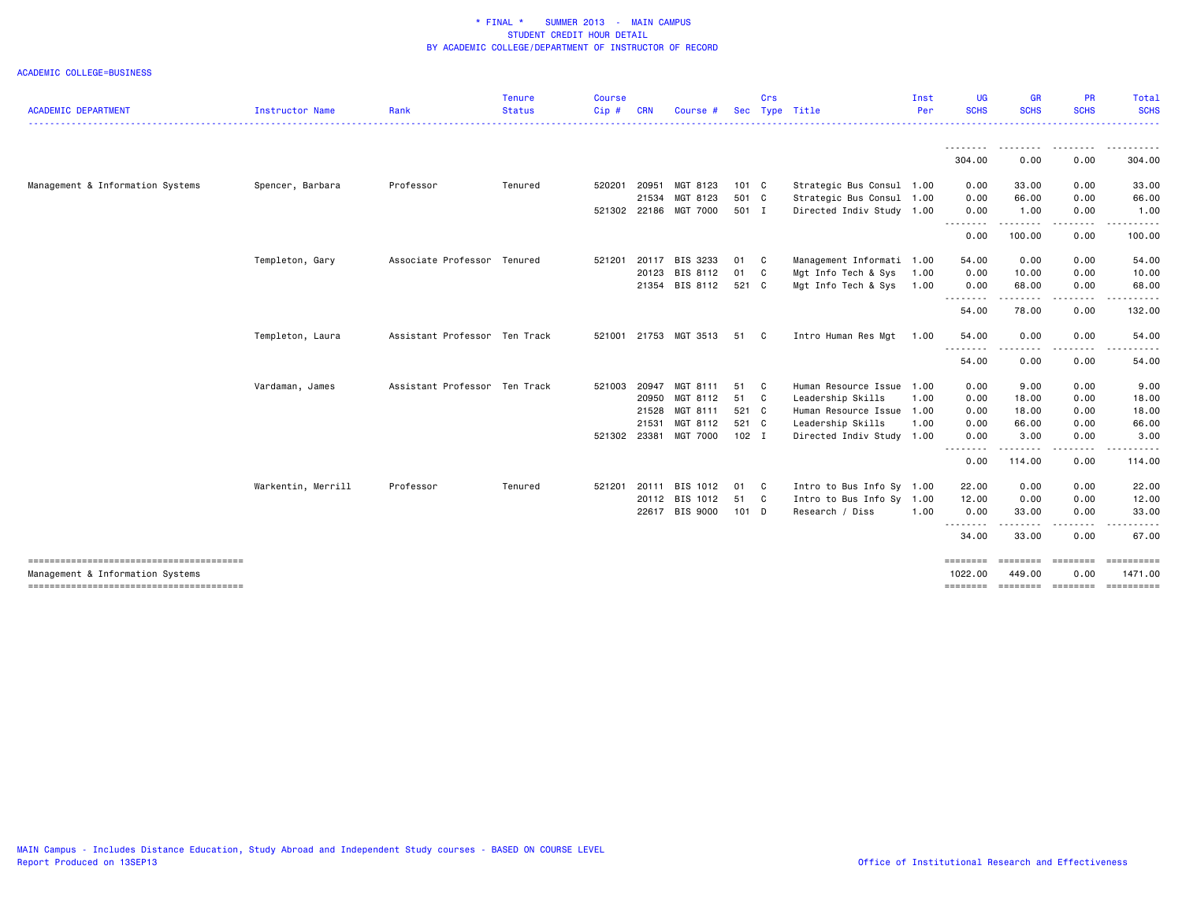\* FINAL \*    SUMMER 2013 - MAIN CAMPUS
STUDENT CREDIT HOUR DETAIL
BY ACADEMIC COLLEGE/DEPARTMENT OF INSTRUCTOR OF RECORD

ACADEMIC COLLEGE=BUSINESS

| ACADEMIC DEPARTMENT | Instructor Name | Rank | Tenure Status | Course Cip # | CRN | Course # | Sec | Crs Type | Title | Inst Per | UG SCHS | GR SCHS | PR SCHS | Total SCHS |
|---|---|---|---|---|---|---|---|---|---|---|---|---|---|---|
| | | | | | | | | | | | 304.00 | 0.00 | 0.00 | 304.00 |
| Management & Information Systems | Spencer, Barbara | Professor | Tenured | 520201 | 20951 | MGT 8123 | 101 | C | Strategic Bus Consul | 1.00 | 0.00 | 33.00 | 0.00 | 33.00 |
| | | | | | 21534 | MGT 8123 | 501 | C | Strategic Bus Consul | 1.00 | 0.00 | 66.00 | 0.00 | 66.00 |
| | | | | 521302 | 22186 | MGT 7000 | 501 | I | Directed Indiv Study | 1.00 | 0.00 | 1.00 | 0.00 | 1.00 |
| | | | | | | | | | | | 0.00 | 100.00 | 0.00 | 100.00 |
| | Templeton, Gary | Associate Professor | Tenured | 521201 | 20117 | BIS 3233 | 01 | C | Management Informati | 1.00 | 54.00 | 0.00 | 0.00 | 54.00 |
| | | | | | 20123 | BIS 8112 | 01 | C | Mgt Info Tech & Sys | 1.00 | 0.00 | 10.00 | 0.00 | 10.00 |
| | | | | | 21354 | BIS 8112 | 521 | C | Mgt Info Tech & Sys | 1.00 | 0.00 | 68.00 | 0.00 | 68.00 |
| | | | | | | | | | | | 54.00 | 78.00 | 0.00 | 132.00 |
| | Templeton, Laura | Assistant Professor | Ten Track | 521001 | 21753 | MGT 3513 | 51 | C | Intro Human Res Mgt | 1.00 | 54.00 | 0.00 | 0.00 | 54.00 |
| | | | | | | | | | | | 54.00 | 0.00 | 0.00 | 54.00 |
| | Vardaman, James | Assistant Professor | Ten Track | 521003 | 20947 | MGT 8111 | 51 | C | Human Resource Issue | 1.00 | 0.00 | 9.00 | 0.00 | 9.00 |
| | | | | | 20950 | MGT 8112 | 51 | C | Leadership Skills | 1.00 | 0.00 | 18.00 | 0.00 | 18.00 |
| | | | | | 21528 | MGT 8111 | 521 | C | Human Resource Issue | 1.00 | 0.00 | 18.00 | 0.00 | 18.00 |
| | | | | | 21531 | MGT 8112 | 521 | C | Leadership Skills | 1.00 | 0.00 | 66.00 | 0.00 | 66.00 |
| | | | | 521302 | 23381 | MGT 7000 | 102 | I | Directed Indiv Study | 1.00 | 0.00 | 3.00 | 0.00 | 3.00 |
| | | | | | | | | | | | 0.00 | 114.00 | 0.00 | 114.00 |
| | Warkentin, Merrill | Professor | Tenured | 521201 | 20111 | BIS 1012 | 01 | C | Intro to Bus Info Sy | 1.00 | 22.00 | 0.00 | 0.00 | 22.00 |
| | | | | | 20112 | BIS 1012 | 51 | C | Intro to Bus Info Sy | 1.00 | 12.00 | 0.00 | 0.00 | 12.00 |
| | | | | | 22617 | BIS 9000 | 101 | D | Research / Diss | 1.00 | 0.00 | 33.00 | 0.00 | 33.00 |
| | | | | | | | | | | | 34.00 | 33.00 | 0.00 | 67.00 |
| Management & Information Systems | | | | | | | | | | | 1022.00 | 449.00 | 0.00 | 1471.00 |

MAIN Campus - Includes Distance Education, Study Abroad and Independent Study courses - BASED ON COURSE LEVEL
Report Produced on 13SEP13

Office of Institutional Research and Effectiveness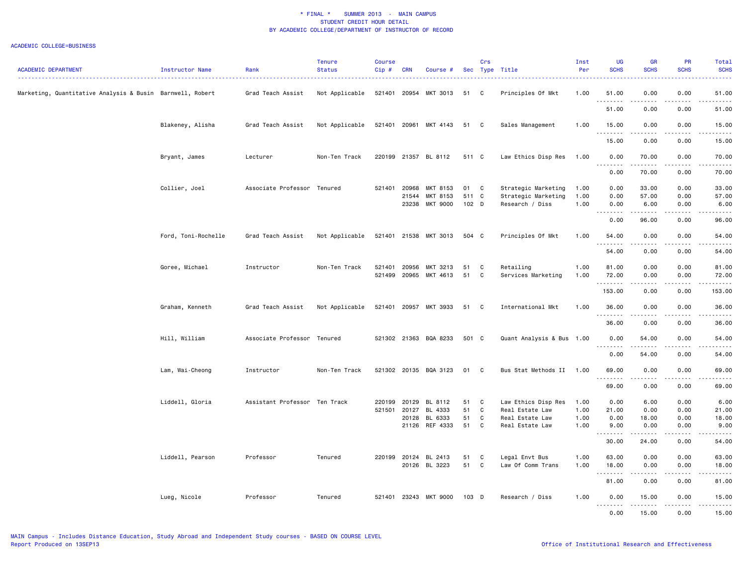* FINAL * SUMMER 2013 - MAIN CAMPUS
STUDENT CREDIT HOUR DETAIL
BY ACADEMIC COLLEGE/DEPARTMENT OF INSTRUCTOR OF RECORD

ACADEMIC COLLEGE=BUSINESS

| ACADEMIC DEPARTMENT | Instructor Name | Rank | Tenure Status | Course Cip # | CRN | Course # | Sec | Crs Type | Title | Inst Per | UG SCHS | GR SCHS | PR SCHS | Total SCHS |
|---|---|---|---|---|---|---|---|---|---|---|---|---|---|---|
| Marketing, Quantitative Analysis & Busin | Barnwell, Robert | Grad Teach Assist | Not Applicable | 521401 | 20954 | MKT 3013 | 51 | C | Principles Of Mkt | 1.00 | 51.00 | 0.00 | 0.00 | 51.00 |
| | | | | | | | | | | | 51.00 | 0.00 | 0.00 | 51.00 |
| | Blakeney, Alisha | Grad Teach Assist | Not Applicable | 521401 | 20961 | MKT 4143 | 51 | C | Sales Management | 1.00 | 15.00 | 0.00 | 0.00 | 15.00 |
| | | | | | | | | | | | 15.00 | 0.00 | 0.00 | 15.00 |
| | Bryant, James | Lecturer | Non-Ten Track | 220199 | 21357 | BL 8112 | 511 | C | Law Ethics Disp Res | 1.00 | 0.00 | 70.00 | 0.00 | 70.00 |
| | | | | | | | | | | | 0.00 | 70.00 | 0.00 | 70.00 |
| | Collier, Joel | Associate Professor | Tenured | 521401 | 20968 | MKT 8153 | 01 | C | Strategic Marketing | 1.00 | 0.00 | 33.00 | 0.00 | 33.00 |
| | | | | | 21544 | MKT 8153 | 511 | C | Strategic Marketing | 1.00 | 0.00 | 57.00 | 0.00 | 57.00 |
| | | | | | 23238 | MKT 9000 | 102 | D | Research / Diss | 1.00 | 0.00 | 6.00 | 0.00 | 6.00 |
| | | | | | | | | | | | 0.00 | 96.00 | 0.00 | 96.00 |
| | Ford, Toni-Rochelle | Grad Teach Assist | Not Applicable | 521401 | 21538 | MKT 3013 | 504 | C | Principles Of Mkt | 1.00 | 54.00 | 0.00 | 0.00 | 54.00 |
| | | | | | | | | | | | 54.00 | 0.00 | 0.00 | 54.00 |
| | Goree, Michael | Instructor | Non-Ten Track | 521401 | 20956 | MKT 3213 | 51 | C | Retailing | 1.00 | 81.00 | 0.00 | 0.00 | 81.00 |
| | | | | 521499 | 20965 | MKT 4613 | 51 | C | Services Marketing | 1.00 | 72.00 | 0.00 | 0.00 | 72.00 |
| | | | | | | | | | | | 153.00 | 0.00 | 0.00 | 153.00 |
| | Graham, Kenneth | Grad Teach Assist | Not Applicable | 521401 | 20957 | MKT 3933 | 51 | C | International Mkt | 1.00 | 36.00 | 0.00 | 0.00 | 36.00 |
| | | | | | | | | | | | 36.00 | 0.00 | 0.00 | 36.00 |
| | Hill, William | Associate Professor | Tenured | 521302 | 21363 | BQA 8233 | 501 | C | Quant Analysis & Bus | 1.00 | 0.00 | 54.00 | 0.00 | 54.00 |
| | | | | | | | | | | | 0.00 | 54.00 | 0.00 | 54.00 |
| | Lam, Wai-Cheong | Instructor | Non-Ten Track | 521302 | 20135 | BQA 3123 | 01 | C | Bus Stat Methods II | 1.00 | 69.00 | 0.00 | 0.00 | 69.00 |
| | | | | | | | | | | | 69.00 | 0.00 | 0.00 | 69.00 |
| | Liddell, Gloria | Assistant Professor | Ten Track | 220199 | 20129 | BL 8112 | 51 | C | Law Ethics Disp Res | 1.00 | 0.00 | 6.00 | 0.00 | 6.00 |
| | | | | 521501 | 20127 | BL 4333 | 51 | C | Real Estate Law | 1.00 | 21.00 | 0.00 | 0.00 | 21.00 |
| | | | | | 20128 | BL 6333 | 51 | C | Real Estate Law | 1.00 | 0.00 | 18.00 | 0.00 | 18.00 |
| | | | | | 21126 | REF 4333 | 51 | C | Real Estate Law | 1.00 | 9.00 | 0.00 | 0.00 | 9.00 |
| | | | | | | | | | | | 30.00 | 24.00 | 0.00 | 54.00 |
| | Liddell, Pearson | Professor | Tenured | 220199 | 20124 | BL 2413 | 51 | C | Legal Envt Bus | 1.00 | 63.00 | 0.00 | 0.00 | 63.00 |
| | | | | | 20126 | BL 3223 | 51 | C | Law Of Comm Trans | 1.00 | 18.00 | 0.00 | 0.00 | 18.00 |
| | | | | | | | | | | | 81.00 | 0.00 | 0.00 | 81.00 |
| | Lueg, Nicole | Professor | Tenured | 521401 | 23243 | MKT 9000 | 103 | D | Research / Diss | 1.00 | 0.00 | 15.00 | 0.00 | 15.00 |
| | | | | | | | | | | | 0.00 | 15.00 | 0.00 | 15.00 |

MAIN Campus - Includes Distance Education, Study Abroad and Independent Study courses - BASED ON COURSE LEVEL
Report Produced on 13SEP13

Office of Institutional Research and Effectiveness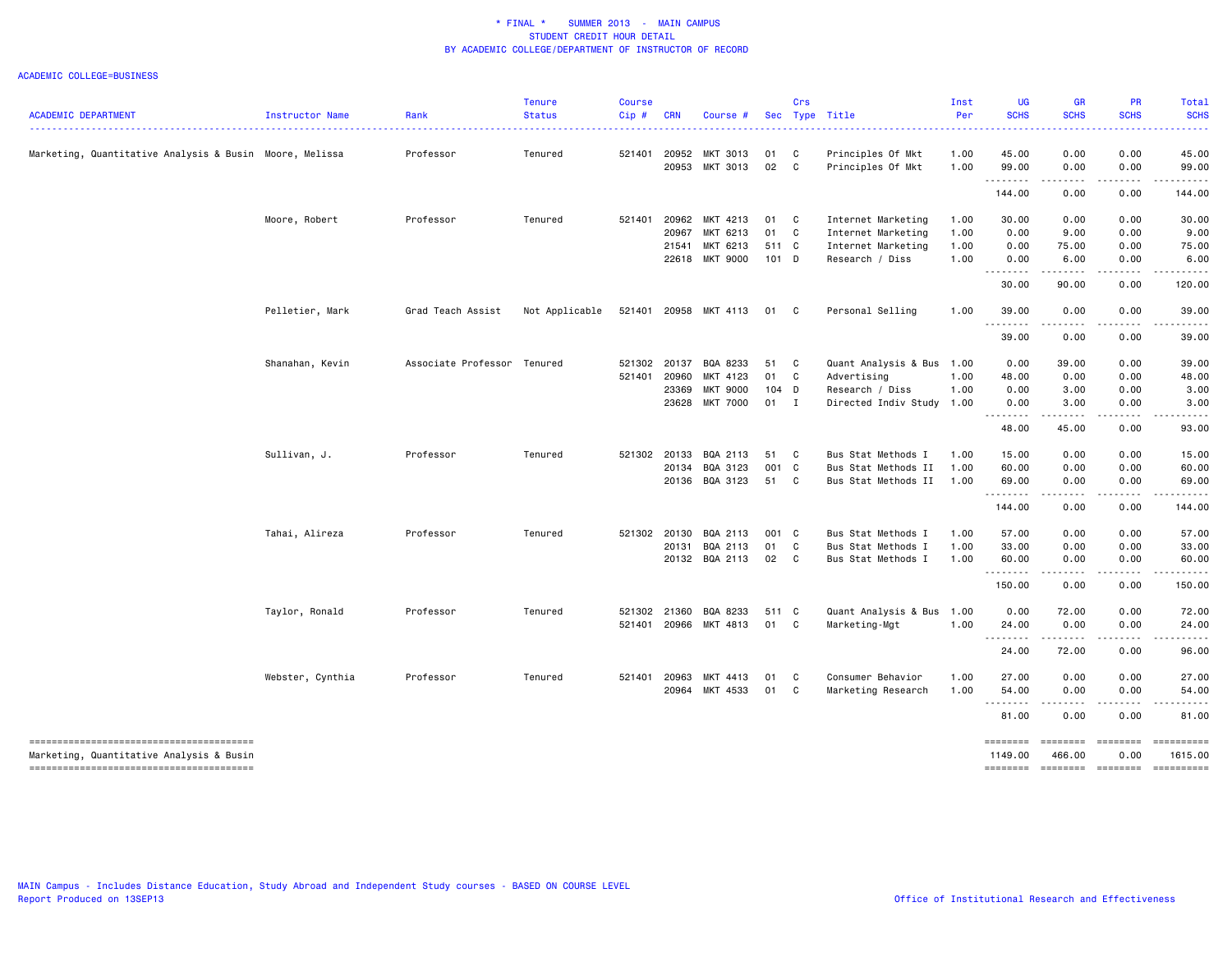\* FINAL \*    SUMMER 2013  -  MAIN CAMPUS
STUDENT CREDIT HOUR DETAIL
BY ACADEMIC COLLEGE/DEPARTMENT OF INSTRUCTOR OF RECORD

ACADEMIC COLLEGE=BUSINESS

| ACADEMIC DEPARTMENT | Instructor Name | Rank | Tenure Status | Course Cip # | CRN | Course # | Sec | Crs Type | Title | Inst Per | UG SCHS | GR SCHS | PR SCHS | Total SCHS |
|---|---|---|---|---|---|---|---|---|---|---|---|---|---|---|
| Marketing, Quantitative Analysis & Busin | Moore, Melissa | Professor | Tenured | 521401 | 20952 | MKT 3013 | 01 | C | Principles Of Mkt | 1.00 | 45.00 | 0.00 | 0.00 | 45.00 |
| | | | | | 20953 | MKT 3013 | 02 | C | Principles Of Mkt | 1.00 | 99.00 | 0.00 | 0.00 | 99.00 |
| | | | | | | | | | | | 144.00 | 0.00 | 0.00 | 144.00 |
| | Moore, Robert | Professor | Tenured | 521401 | 20962 | MKT 4213 | 01 | C | Internet Marketing | 1.00 | 30.00 | 0.00 | 0.00 | 30.00 |
| | | | | | 20967 | MKT 6213 | 01 | C | Internet Marketing | 1.00 | 0.00 | 9.00 | 0.00 | 9.00 |
| | | | | | 21541 | MKT 6213 | 511 | C | Internet Marketing | 1.00 | 0.00 | 75.00 | 0.00 | 75.00 |
| | | | | | 22618 | MKT 9000 | 101 | D | Research / Diss | 1.00 | 0.00 | 6.00 | 0.00 | 6.00 |
| | | | | | | | | | | | 30.00 | 90.00 | 0.00 | 120.00 |
| | Pelletier, Mark | Grad Teach Assist | Not Applicable | 521401 | 20958 | MKT 4113 | 01 | C | Personal Selling | 1.00 | 39.00 | 0.00 | 0.00 | 39.00 |
| | | | | | | | | | | | 39.00 | 0.00 | 0.00 | 39.00 |
| | Shanahan, Kevin | Associate Professor | Tenured | 521302 | 20137 | BQA 8233 | 51 | C | Quant Analysis & Bus | 1.00 | 0.00 | 39.00 | 0.00 | 39.00 |
| | | | | 521401 | 20960 | MKT 4123 | 01 | C | Advertising | 1.00 | 48.00 | 0.00 | 0.00 | 48.00 |
| | | | | | 23369 | MKT 9000 | 104 | D | Research / Diss | 1.00 | 0.00 | 3.00 | 0.00 | 3.00 |
| | | | | | 23628 | MKT 7000 | 01 | I | Directed Indiv Study | 1.00 | 0.00 | 3.00 | 0.00 | 3.00 |
| | | | | | | | | | | | 48.00 | 45.00 | 0.00 | 93.00 |
| | Sullivan, J. | Professor | Tenured | 521302 | 20133 | BQA 2113 | 51 | C | Bus Stat Methods I | 1.00 | 15.00 | 0.00 | 0.00 | 15.00 |
| | | | | | 20134 | BQA 3123 | 001 | C | Bus Stat Methods II | 1.00 | 60.00 | 0.00 | 0.00 | 60.00 |
| | | | | | 20136 | BQA 3123 | 51 | C | Bus Stat Methods II | 1.00 | 69.00 | 0.00 | 0.00 | 69.00 |
| | | | | | | | | | | | 144.00 | 0.00 | 0.00 | 144.00 |
| | Tahai, Alireza | Professor | Tenured | 521302 | 20130 | BQA 2113 | 001 | C | Bus Stat Methods I | 1.00 | 57.00 | 0.00 | 0.00 | 57.00 |
| | | | | | 20131 | BQA 2113 | 01 | C | Bus Stat Methods I | 1.00 | 33.00 | 0.00 | 0.00 | 33.00 |
| | | | | | 20132 | BQA 2113 | 02 | C | Bus Stat Methods I | 1.00 | 60.00 | 0.00 | 0.00 | 60.00 |
| | | | | | | | | | | | 150.00 | 0.00 | 0.00 | 150.00 |
| | Taylor, Ronald | Professor | Tenured | 521302 | 21360 | BQA 8233 | 511 | C | Quant Analysis & Bus | 1.00 | 0.00 | 72.00 | 0.00 | 72.00 |
| | | | | 521401 | 20966 | MKT 4813 | 01 | C | Marketing-Mgt | 1.00 | 24.00 | 0.00 | 0.00 | 24.00 |
| | | | | | | | | | | | 24.00 | 72.00 | 0.00 | 96.00 |
| | Webster, Cynthia | Professor | Tenured | 521401 | 20963 | MKT 4413 | 01 | C | Consumer Behavior | 1.00 | 27.00 | 0.00 | 0.00 | 27.00 |
| | | | | | 20964 | MKT 4533 | 01 | C | Marketing Research | 1.00 | 54.00 | 0.00 | 0.00 | 54.00 |
| | | | | | | | | | | | 81.00 | 0.00 | 0.00 | 81.00 |
| Marketing, Quantitative Analysis & Busin | | | | | | | | | | | 1149.00 | 466.00 | 0.00 | 1615.00 |

MAIN Campus - Includes Distance Education, Study Abroad and Independent Study courses - BASED ON COURSE LEVEL
Report Produced on 13SEP13

Office of Institutional Research and Effectiveness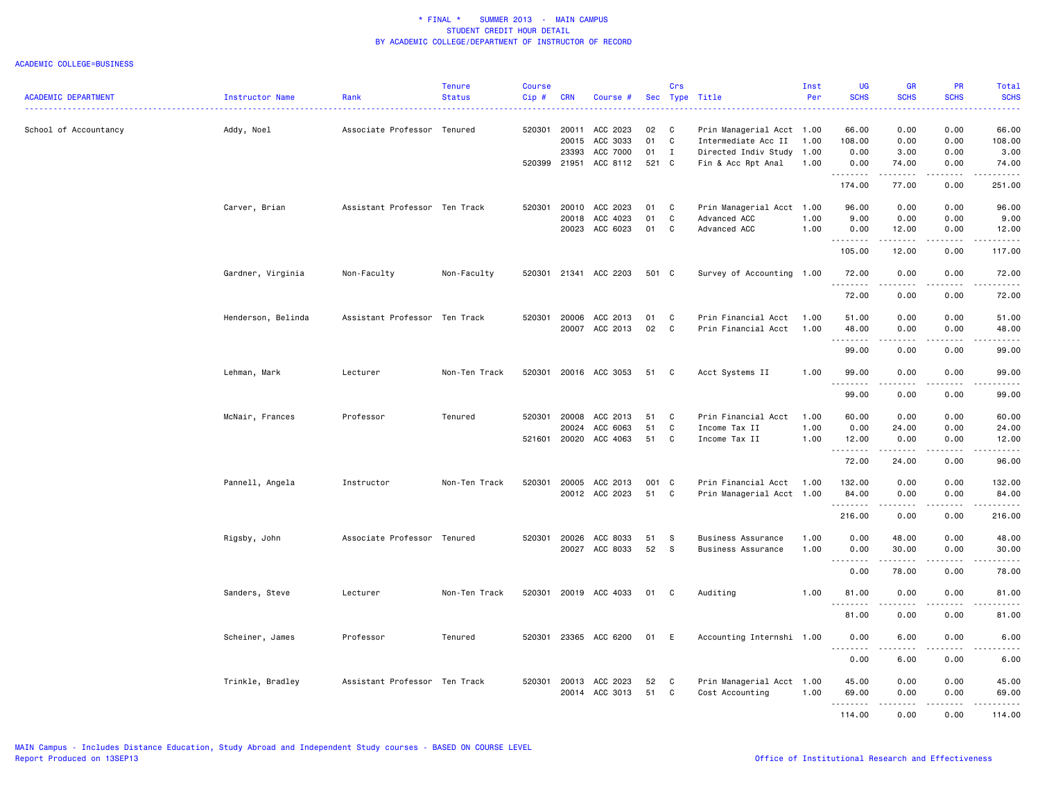# * FINAL * SUMMER 2013 - MAIN CAMPUS
## STUDENT CREDIT HOUR DETAIL
## BY ACADEMIC COLLEGE/DEPARTMENT OF INSTRUCTOR OF RECORD

ACADEMIC COLLEGE=BUSINESS

| ACADEMIC DEPARTMENT | Instructor Name | Rank | Tenure Status | Course Cip # | CRN | Course # | Sec | Crs Type | Title | Inst Per | UG SCHS | GR SCHS | PR SCHS | Total SCHS |
|---|---|---|---|---|---|---|---|---|---|---|---|---|---|---|
| School of Accountancy | Addy, Noel | Associate Professor | Tenured | 520301 | 20011 | ACC 2023 | 02 | C | Prin Managerial Acct | 1.00 | 66.00 | 0.00 | 0.00 | 66.00 |
| | | | | | 20015 | ACC 3033 | 01 | C | Intermediate Acc II | 1.00 | 108.00 | 0.00 | 0.00 | 108.00 |
| | | | | | 23393 | ACC 7000 | 01 | I | Directed Indiv Study | 1.00 | 0.00 | 3.00 | 0.00 | 3.00 |
| | | | | 520399 | 21951 | ACC 8112 | 521 | C | Fin & Acc Rpt Anal | 1.00 | 0.00 | 74.00 | 0.00 | 74.00 |
| | | | | | | | | | | | 174.00 | 77.00 | 0.00 | 251.00 |
| | Carver, Brian | Assistant Professor | Ten Track | 520301 | 20010 | ACC 2023 | 01 | C | Prin Managerial Acct | 1.00 | 96.00 | 0.00 | 0.00 | 96.00 |
| | | | | | 20018 | ACC 4023 | 01 | C | Advanced ACC | 1.00 | 9.00 | 0.00 | 0.00 | 9.00 |
| | | | | | 20023 | ACC 6023 | 01 | C | Advanced ACC | 1.00 | 0.00 | 12.00 | 0.00 | 12.00 |
| | | | | | | | | | | | 105.00 | 12.00 | 0.00 | 117.00 |
| | Gardner, Virginia | Non-Faculty | Non-Faculty | 520301 | 21341 | ACC 2203 | 501 | C | Survey of Accounting | 1.00 | 72.00 | 0.00 | 0.00 | 72.00 |
| | | | | | | | | | | | 72.00 | 0.00 | 0.00 | 72.00 |
| | Henderson, Belinda | Assistant Professor | Ten Track | 520301 | 20006 | ACC 2013 | 01 | C | Prin Financial Acct | 1.00 | 51.00 | 0.00 | 0.00 | 51.00 |
| | | | | | 20007 | ACC 2013 | 02 | C | Prin Financial Acct | 1.00 | 48.00 | 0.00 | 0.00 | 48.00 |
| | | | | | | | | | | | 99.00 | 0.00 | 0.00 | 99.00 |
| | Lehman, Mark | Lecturer | Non-Ten Track | 520301 | 20016 | ACC 3053 | 51 | C | Acct Systems II | 1.00 | 99.00 | 0.00 | 0.00 | 99.00 |
| | | | | | | | | | | | 99.00 | 0.00 | 0.00 | 99.00 |
| | McNair, Frances | Professor | Tenured | 520301 | 20008 | ACC 2013 | 51 | C | Prin Financial Acct | 1.00 | 60.00 | 0.00 | 0.00 | 60.00 |
| | | | | | 20024 | ACC 6063 | 51 | C | Income Tax II | 1.00 | 0.00 | 24.00 | 0.00 | 24.00 |
| | | | | 521601 | 20020 | ACC 4063 | 51 | C | Income Tax II | 1.00 | 12.00 | 0.00 | 0.00 | 12.00 |
| | | | | | | | | | | | 72.00 | 24.00 | 0.00 | 96.00 |
| | Pannell, Angela | Instructor | Non-Ten Track | 520301 | 20005 | ACC 2013 | 001 | C | Prin Financial Acct | 1.00 | 132.00 | 0.00 | 0.00 | 132.00 |
| | | | | | 20012 | ACC 2023 | 51 | C | Prin Managerial Acct | 1.00 | 84.00 | 0.00 | 0.00 | 84.00 |
| | | | | | | | | | | | 216.00 | 0.00 | 0.00 | 216.00 |
| | Rigsby, John | Associate Professor | Tenured | 520301 | 20026 | ACC 8033 | 51 | S | Business Assurance | 1.00 | 0.00 | 48.00 | 0.00 | 48.00 |
| | | | | | 20027 | ACC 8033 | 52 | S | Business Assurance | 1.00 | 0.00 | 30.00 | 0.00 | 30.00 |
| | | | | | | | | | | | 0.00 | 78.00 | 0.00 | 78.00 |
| | Sanders, Steve | Lecturer | Non-Ten Track | 520301 | 20019 | ACC 4033 | 01 | C | Auditing | 1.00 | 81.00 | 0.00 | 0.00 | 81.00 |
| | | | | | | | | | | | 81.00 | 0.00 | 0.00 | 81.00 |
| | Scheiner, James | Professor | Tenured | 520301 | 23365 | ACC 6200 | 01 | E | Accounting Internshi | 1.00 | 0.00 | 6.00 | 0.00 | 6.00 |
| | | | | | | | | | | | 0.00 | 6.00 | 0.00 | 6.00 |
| | Trinkle, Bradley | Assistant Professor | Ten Track | 520301 | 20013 | ACC 2023 | 52 | C | Prin Managerial Acct | 1.00 | 45.00 | 0.00 | 0.00 | 45.00 |
| | | | | | 20014 | ACC 3013 | 51 | C | Cost Accounting | 1.00 | 69.00 | 0.00 | 0.00 | 69.00 |
| | | | | | | | | | | | 114.00 | 0.00 | 0.00 | 114.00 |

MAIN Campus - Includes Distance Education, Study Abroad and Independent Study courses - BASED ON COURSE LEVEL
Report Produced on 13SEP13

Office of Institutional Research and Effectiveness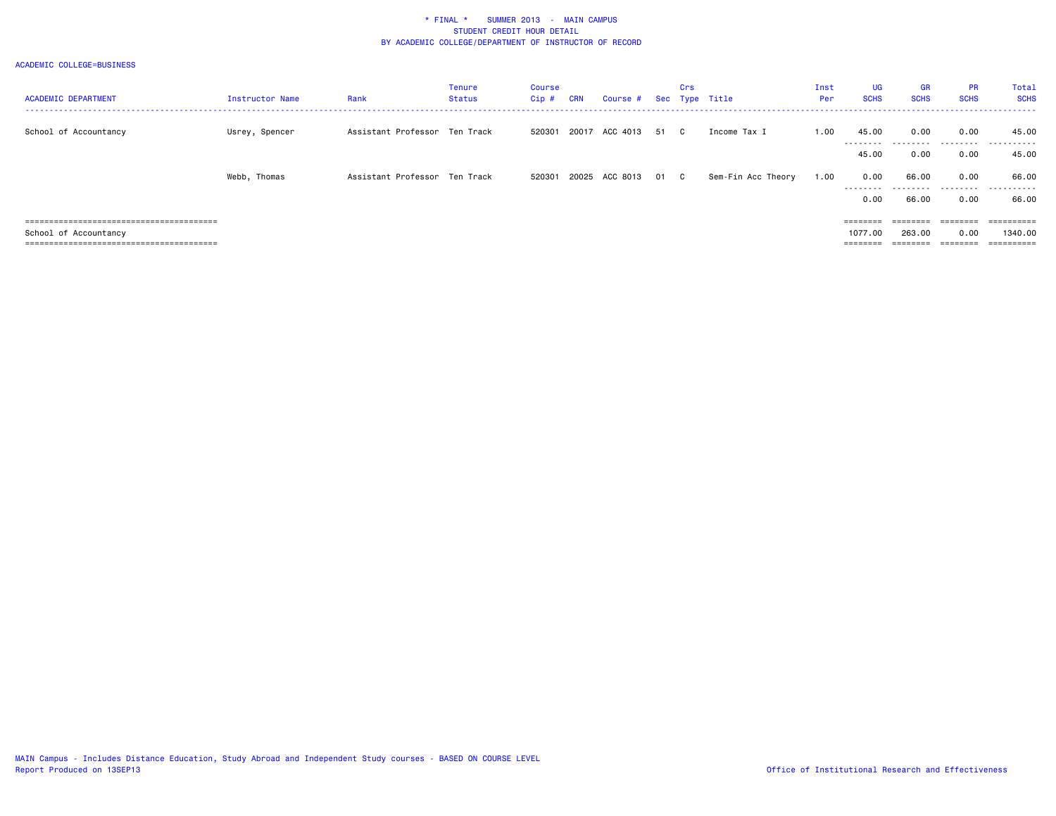\* FINAL \*    SUMMER 2013 - MAIN CAMPUS
STUDENT CREDIT HOUR DETAIL
BY ACADEMIC COLLEGE/DEPARTMENT OF INSTRUCTOR OF RECORD

ACADEMIC COLLEGE=BUSINESS

| ACADEMIC DEPARTMENT | Instructor Name | Rank | Tenure Status | Course Cip # | CRN | Course # | Sec | Crs Type | Title | Inst Per | UG SCHS | GR SCHS | PR SCHS | Total SCHS |
|---|---|---|---|---|---|---|---|---|---|---|---|---|---|---|
| School of Accountancy | Usrey, Spencer | Assistant Professor | Ten Track | 520301 | 20017 | ACC 4013 | 51 | C | Income Tax I | 1.00 | 45.00 | 0.00 | 0.00 | 45.00 |
| | | | | | | | | | | | 45.00 | 0.00 | 0.00 | 45.00 |
| | Webb, Thomas | Assistant Professor | Ten Track | 520301 | 20025 | ACC 8013 | 01 | C | Sem-Fin Acc Theory | 1.00 | 0.00 | 66.00 | 0.00 | 66.00 |
| | | | | | | | | | | | 0.00 | 66.00 | 0.00 | 66.00 |
| School of Accountancy | | | | | | | | | | | 1077.00 | 263.00 | 0.00 | 1340.00 |

MAIN Campus - Includes Distance Education, Study Abroad and Independent Study courses - BASED ON COURSE LEVEL
Report Produced on 13SEP13

Office of Institutional Research and Effectiveness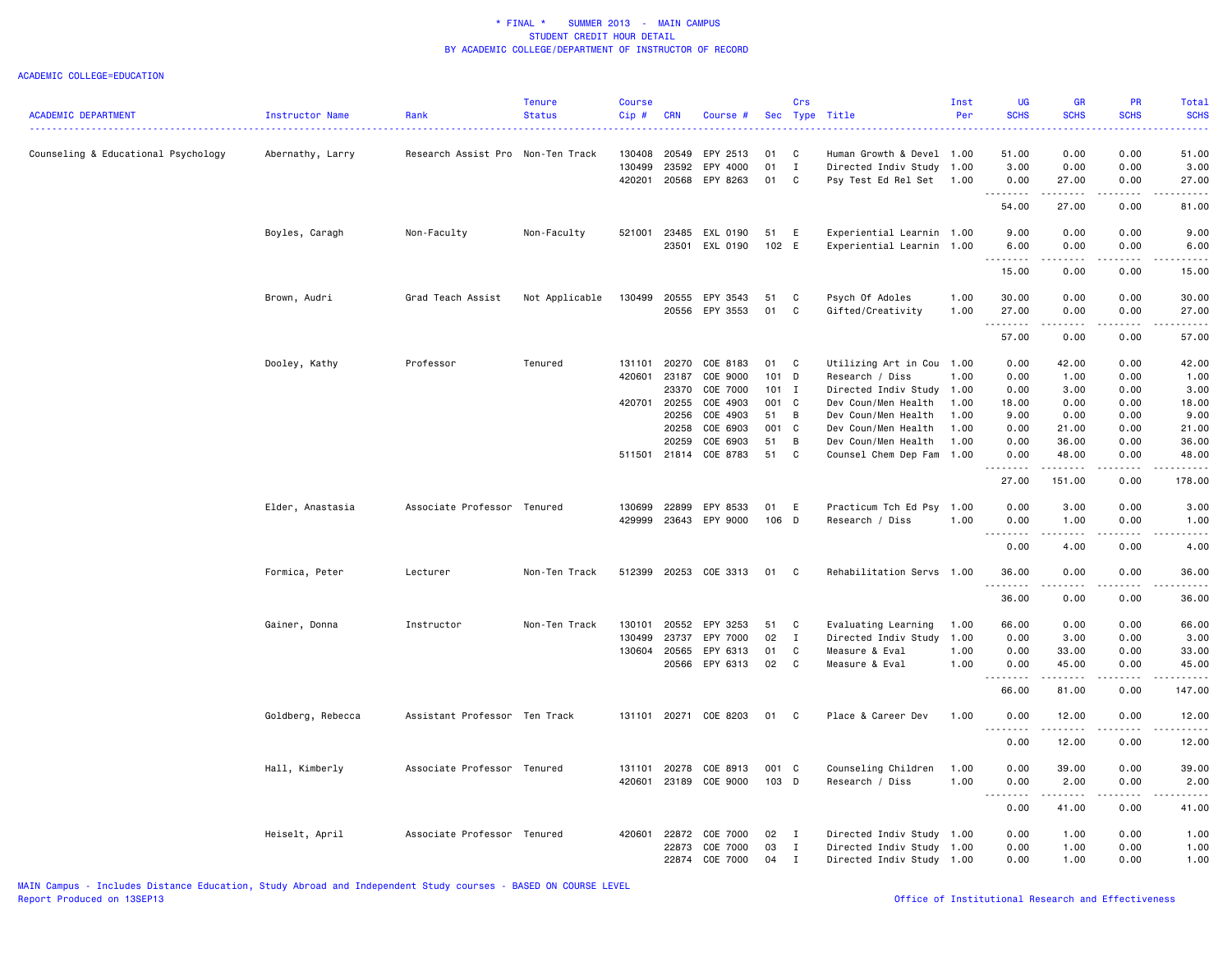* FINAL * SUMMER 2013 - MAIN CAMPUS
STUDENT CREDIT HOUR DETAIL
BY ACADEMIC COLLEGE/DEPARTMENT OF INSTRUCTOR OF RECORD

ACADEMIC COLLEGE=EDUCATION

| ACADEMIC DEPARTMENT | Instructor Name | Rank | Tenure Status | Course Cip # | CRN | Course # | Sec | Crs Type | Title | Inst Per | UG SCHS | GR SCHS | PR SCHS | Total SCHS |
|---|---|---|---|---|---|---|---|---|---|---|---|---|---|---|
| Counseling & Educational Psychology | Abernathy, Larry | Research Assist Pro | Non-Ten Track | 130408 | 20549 | EPY 2513 | 01 | C | Human Growth & Devel | 1.00 | 51.00 | 0.00 | 0.00 | 51.00 |
| | | | | 130499 | 23592 | EPY 4000 | 01 | I | Directed Indiv Study | 1.00 | 3.00 | 0.00 | 0.00 | 3.00 |
| | | | | 420201 | 20568 | EPY 8263 | 01 | C | Psy Test Ed Rel Set | 1.00 | 0.00 | 27.00 | 0.00 | 27.00 |
| | | | | | | | | | | | 54.00 | 27.00 | 0.00 | 81.00 |
| | Boyles, Caragh | Non-Faculty | Non-Faculty | 521001 | 23485 | EXL 0190 | 51 | E | Experiential Learnin | 1.00 | 9.00 | 0.00 | 0.00 | 9.00 |
| | | | | | 23501 | EXL 0190 | 102 | E | Experiential Learnin | 1.00 | 6.00 | 0.00 | 0.00 | 6.00 |
| | | | | | | | | | | | 15.00 | 0.00 | 0.00 | 15.00 |
| | Brown, Audri | Grad Teach Assist | Not Applicable | 130499 | 20555 | EPY 3543 | 51 | C | Psych Of Adoles | 1.00 | 30.00 | 0.00 | 0.00 | 30.00 |
| | | | | | 20556 | EPY 3553 | 01 | C | Gifted/Creativity | 1.00 | 27.00 | 0.00 | 0.00 | 27.00 |
| | | | | | | | | | | | 57.00 | 0.00 | 0.00 | 57.00 |
| | Dooley, Kathy | Professor | Tenured | 131101 | 20270 | COE 8183 | 01 | C | Utilizing Art in Cou | 1.00 | 0.00 | 42.00 | 0.00 | 42.00 |
| | | | | 420601 | 23187 | COE 9000 | 101 | D | Research / Diss | 1.00 | 0.00 | 1.00 | 0.00 | 1.00 |
| | | | | | 23370 | COE 7000 | 101 | I | Directed Indiv Study | 1.00 | 0.00 | 3.00 | 0.00 | 3.00 |
| | | | | 420701 | 20255 | COE 4903 | 001 | C | Dev Coun/Men Health | 1.00 | 18.00 | 0.00 | 0.00 | 18.00 |
| | | | | | 20256 | COE 4903 | 51 | B | Dev Coun/Men Health | 1.00 | 9.00 | 0.00 | 0.00 | 9.00 |
| | | | | | 20258 | COE 6903 | 001 | C | Dev Coun/Men Health | 1.00 | 0.00 | 21.00 | 0.00 | 21.00 |
| | | | | | 20259 | COE 6903 | 51 | B | Dev Coun/Men Health | 1.00 | 0.00 | 36.00 | 0.00 | 36.00 |
| | | | | 511501 | 21814 | COE 8783 | 51 | C | Counsel Chem Dep Fam | 1.00 | 0.00 | 48.00 | 0.00 | 48.00 |
| | | | | | | | | | | | 27.00 | 151.00 | 0.00 | 178.00 |
| | Elder, Anastasia | Associate Professor | Tenured | 130699 | 22899 | EPY 8533 | 01 | E | Practicum Tch Ed Psy | 1.00 | 0.00 | 3.00 | 0.00 | 3.00 |
| | | | | 429999 | 23643 | EPY 9000 | 106 | D | Research / Diss | 1.00 | 0.00 | 1.00 | 0.00 | 1.00 |
| | | | | | | | | | | | 0.00 | 4.00 | 0.00 | 4.00 |
| | Formica, Peter | Lecturer | Non-Ten Track | 512399 | 20253 | COE 3313 | 01 | C | Rehabilitation Servs | 1.00 | 36.00 | 0.00 | 0.00 | 36.00 |
| | | | | | | | | | | | 36.00 | 0.00 | 0.00 | 36.00 |
| | Gainer, Donna | Instructor | Non-Ten Track | 130101 | 20552 | EPY 3253 | 51 | C | Evaluating Learning | 1.00 | 66.00 | 0.00 | 0.00 | 66.00 |
| | | | | 130499 | 23737 | EPY 7000 | 02 | I | Directed Indiv Study | 1.00 | 0.00 | 3.00 | 0.00 | 3.00 |
| | | | | 130604 | 20565 | EPY 6313 | 01 | C | Measure & Eval | 1.00 | 0.00 | 33.00 | 0.00 | 33.00 |
| | | | | | 20566 | EPY 6313 | 02 | C | Measure & Eval | 1.00 | 0.00 | 45.00 | 0.00 | 45.00 |
| | | | | | | | | | | | 66.00 | 81.00 | 0.00 | 147.00 |
| | Goldberg, Rebecca | Assistant Professor | Ten Track | 131101 | 20271 | COE 8203 | 01 | C | Place & Career Dev | 1.00 | 0.00 | 12.00 | 0.00 | 12.00 |
| | | | | | | | | | | | 0.00 | 12.00 | 0.00 | 12.00 |
| | Hall, Kimberly | Associate Professor | Tenured | 131101 | 20278 | COE 8913 | 001 | C | Counseling Children | 1.00 | 0.00 | 39.00 | 0.00 | 39.00 |
| | | | | 420601 | 23189 | COE 9000 | 103 | D | Research / Diss | 1.00 | 0.00 | 2.00 | 0.00 | 2.00 |
| | | | | | | | | | | | 0.00 | 41.00 | 0.00 | 41.00 |
| | Heiselt, April | Associate Professor | Tenured | 420601 | 22872 | COE 7000 | 02 | I | Directed Indiv Study | 1.00 | 0.00 | 1.00 | 0.00 | 1.00 |
| | | | | | 22873 | COE 7000 | 03 | I | Directed Indiv Study | 1.00 | 0.00 | 1.00 | 0.00 | 1.00 |
| | | | | | 22874 | COE 7000 | 04 | I | Directed Indiv Study | 1.00 | 0.00 | 1.00 | 0.00 | 1.00 |

MAIN Campus - Includes Distance Education, Study Abroad and Independent Study courses - BASED ON COURSE LEVEL
Report Produced on 13SEP13

Office of Institutional Research and Effectiveness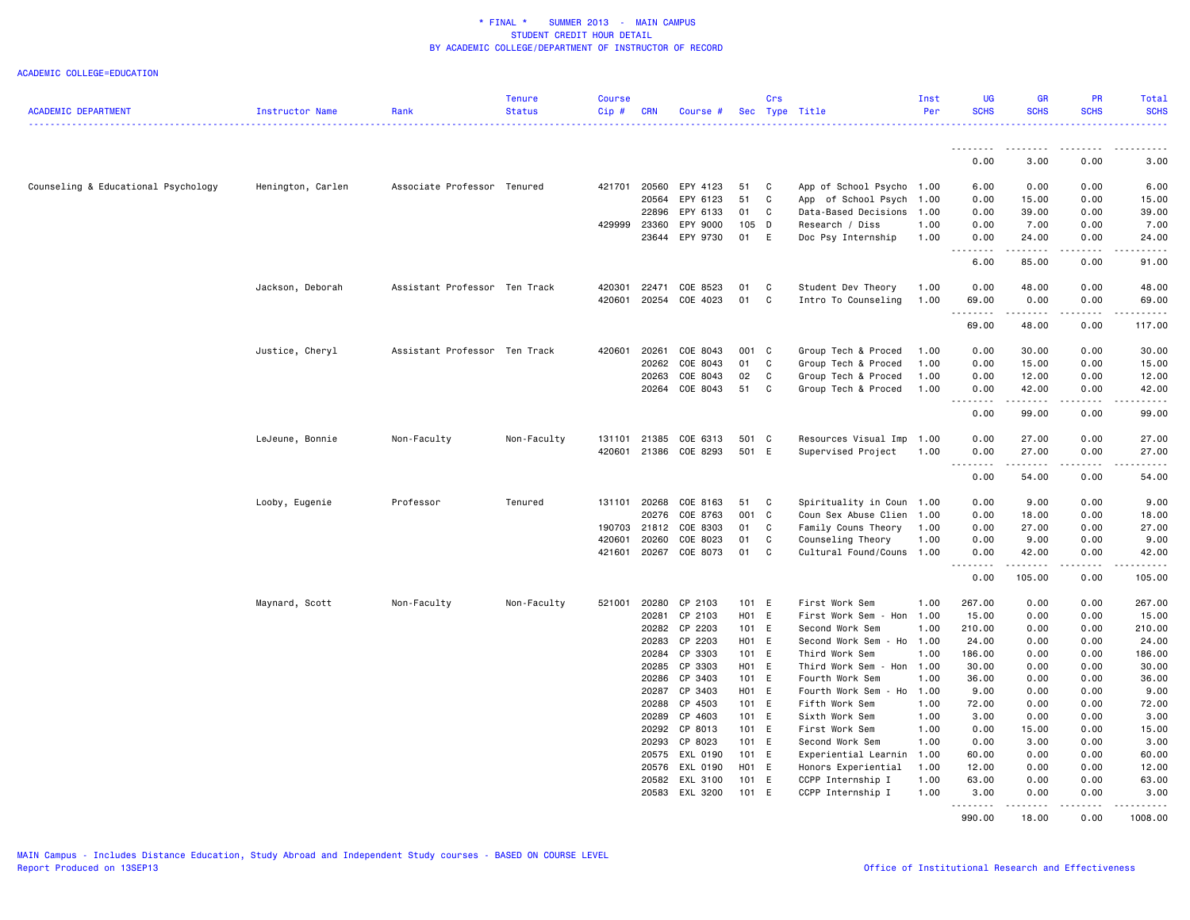# * FINAL * SUMMER 2013 - MAIN CAMPUS
## STUDENT CREDIT HOUR DETAIL
## BY ACADEMIC COLLEGE/DEPARTMENT OF INSTRUCTOR OF RECORD

ACADEMIC COLLEGE=EDUCATION

| ACADEMIC DEPARTMENT | Instructor Name | Rank | Tenure Status | Course Cip # | CRN | Course # | Sec | Crs Type | Title | Inst Per | UG SCHS | GR SCHS | PR SCHS | Total SCHS |
|---|---|---|---|---|---|---|---|---|---|---|---|---|---|---|
| | | | | | | | | | | | 0.00 | 3.00 | 0.00 | 3.00 |
| Counseling & Educational Psychology | Henington, Carlen | Associate Professor | Tenured | 421701 | 20560 | EPY 4123 | 51 | C | App of School Psycho | 1.00 | 6.00 | 0.00 | 0.00 | 6.00 |
| | | | | | 20564 | EPY 6123 | 51 | C | App of School Psych | 1.00 | 0.00 | 15.00 | 0.00 | 15.00 |
| | | | | | 22896 | EPY 6133 | 01 | C | Data-Based Decisions | 1.00 | 0.00 | 39.00 | 0.00 | 39.00 |
| | | | | 429999 | 23360 | EPY 9000 | 105 | D | Research / Diss | 1.00 | 0.00 | 7.00 | 0.00 | 7.00 |
| | | | | | 23644 | EPY 9730 | 01 | E | Doc Psy Internship | 1.00 | 0.00 | 24.00 | 0.00 | 24.00 |
| | | | | | | | | | | | 6.00 | 85.00 | 0.00 | 91.00 |
| | Jackson, Deborah | Assistant Professor | Ten Track | 420301 | 22471 | COE 8523 | 01 | C | Student Dev Theory | 1.00 | 0.00 | 48.00 | 0.00 | 48.00 |
| | | | | 420601 | 20254 | COE 4023 | 01 | C | Intro To Counseling | 1.00 | 69.00 | 0.00 | 0.00 | 69.00 |
| | | | | | | | | | | | 69.00 | 48.00 | 0.00 | 117.00 |
| | Justice, Cheryl | Assistant Professor | Ten Track | 420601 | 20261 | COE 8043 | 001 | C | Group Tech & Proced | 1.00 | 0.00 | 30.00 | 0.00 | 30.00 |
| | | | | | 20262 | COE 8043 | 01 | C | Group Tech & Proced | 1.00 | 0.00 | 15.00 | 0.00 | 15.00 |
| | | | | | 20263 | COE 8043 | 02 | C | Group Tech & Proced | 1.00 | 0.00 | 12.00 | 0.00 | 12.00 |
| | | | | | 20264 | COE 8043 | 51 | C | Group Tech & Proced | 1.00 | 0.00 | 42.00 | 0.00 | 42.00 |
| | | | | | | | | | | | 0.00 | 99.00 | 0.00 | 99.00 |
| | LeJeune, Bonnie | Non-Faculty | Non-Faculty | 131101 | 21385 | COE 6313 | 501 | C | Resources Visual Imp | 1.00 | 0.00 | 27.00 | 0.00 | 27.00 |
| | | | | 420601 | 21386 | COE 8293 | 501 | E | Supervised Project | 1.00 | 0.00 | 27.00 | 0.00 | 27.00 |
| | | | | | | | | | | | 0.00 | 54.00 | 0.00 | 54.00 |
| | Looby, Eugenie | Professor | Tenured | 131101 | 20268 | COE 8163 | 51 | C | Spirituality in Coun | 1.00 | 0.00 | 9.00 | 0.00 | 9.00 |
| | | | | | 20276 | COE 8763 | 001 | C | Coun Sex Abuse Clien | 1.00 | 0.00 | 18.00 | 0.00 | 18.00 |
| | | | | 190703 | 21812 | COE 8303 | 01 | C | Family Couns Theory | 1.00 | 0.00 | 27.00 | 0.00 | 27.00 |
| | | | | 420601 | 20260 | COE 8023 | 01 | C | Counseling Theory | 1.00 | 0.00 | 9.00 | 0.00 | 9.00 |
| | | | | 421601 | 20267 | COE 8073 | 01 | C | Cultural Found/Couns | 1.00 | 0.00 | 42.00 | 0.00 | 42.00 |
| | | | | | | | | | | | 0.00 | 105.00 | 0.00 | 105.00 |
| | Maynard, Scott | Non-Faculty | Non-Faculty | 521001 | 20280 | CP 2103 | 101 | E | First Work Sem | 1.00 | 267.00 | 0.00 | 0.00 | 267.00 |
| | | | | | 20281 | CP 2103 | H01 | E | First Work Sem - Hon | 1.00 | 15.00 | 0.00 | 0.00 | 15.00 |
| | | | | | 20282 | CP 2203 | 101 | E | Second Work Sem | 1.00 | 210.00 | 0.00 | 0.00 | 210.00 |
| | | | | | 20283 | CP 2203 | H01 | E | Second Work Sem - Ho | 1.00 | 24.00 | 0.00 | 0.00 | 24.00 |
| | | | | | 20284 | CP 3303 | 101 | E | Third Work Sem | 1.00 | 186.00 | 0.00 | 0.00 | 186.00 |
| | | | | | 20285 | CP 3303 | H01 | E | Third Work Sem - Hon | 1.00 | 30.00 | 0.00 | 0.00 | 30.00 |
| | | | | | 20286 | CP 3403 | 101 | E | Fourth Work Sem | 1.00 | 36.00 | 0.00 | 0.00 | 36.00 |
| | | | | | 20287 | CP 3403 | H01 | E | Fourth Work Sem - Ho | 1.00 | 9.00 | 0.00 | 0.00 | 9.00 |
| | | | | | 20288 | CP 4503 | 101 | E | Fifth Work Sem | 1.00 | 72.00 | 0.00 | 0.00 | 72.00 |
| | | | | | 20289 | CP 4603 | 101 | E | Sixth Work Sem | 1.00 | 3.00 | 0.00 | 0.00 | 3.00 |
| | | | | | 20292 | CP 8013 | 101 | E | First Work Sem | 1.00 | 0.00 | 15.00 | 0.00 | 15.00 |
| | | | | | 20293 | CP 8023 | 101 | E | Second Work Sem | 1.00 | 0.00 | 3.00 | 0.00 | 3.00 |
| | | | | | 20575 | EXL 0190 | 101 | E | Experiential Learnin | 1.00 | 60.00 | 0.00 | 0.00 | 60.00 |
| | | | | | 20576 | EXL 0190 | H01 | E | Honors Experiential | 1.00 | 12.00 | 0.00 | 0.00 | 12.00 |
| | | | | | 20582 | EXL 3100 | 101 | E | CCPP Internship I | 1.00 | 63.00 | 0.00 | 0.00 | 63.00 |
| | | | | | 20583 | EXL 3200 | 101 | E | CCPP Internship I | 1.00 | 3.00 | 0.00 | 0.00 | 3.00 |
| | | | | | | | | | | | 990.00 | 18.00 | 0.00 | 1008.00 |

MAIN Campus - Includes Distance Education, Study Abroad and Independent Study courses - BASED ON COURSE LEVEL
Report Produced on 13SEP13

Office of Institutional Research and Effectiveness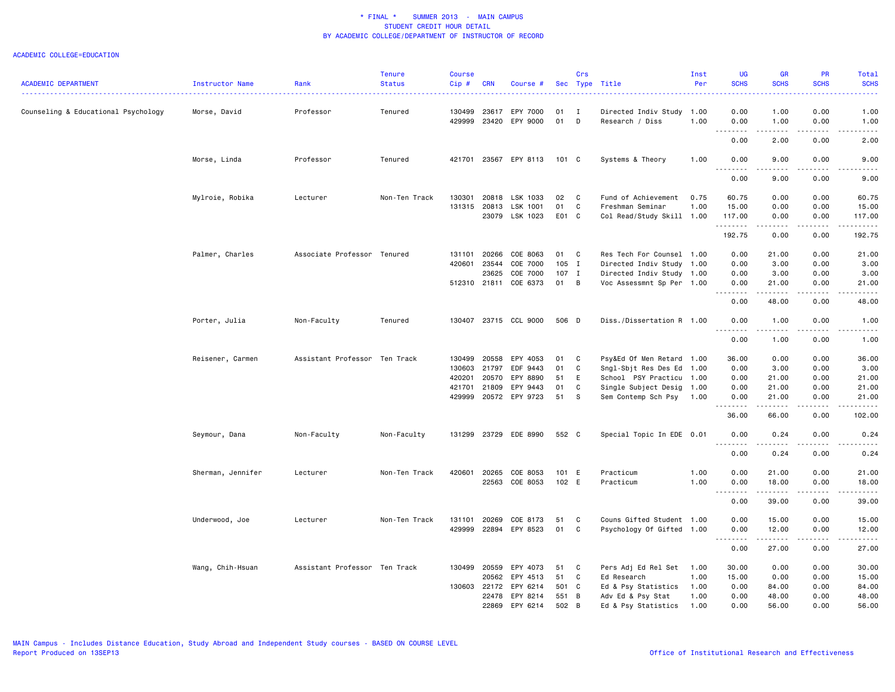# * FINAL * SUMMER 2013 - MAIN CAMPUS
## STUDENT CREDIT HOUR DETAIL
## BY ACADEMIC COLLEGE/DEPARTMENT OF INSTRUCTOR OF RECORD

ACADEMIC COLLEGE=EDUCATION

| ACADEMIC DEPARTMENT | Instructor Name | Rank | Tenure Status | Course Cip # | CRN | Course # | Sec | Crs Type | Title | Inst Per | UG SCHS | GR SCHS | PR SCHS | Total SCHS |
|---|---|---|---|---|---|---|---|---|---|---|---|---|---|---|
| Counseling & Educational Psychology | Morse, David | Professor | Tenured | 130499 | 23617 | EPY 7000 | 01 | I | Directed Indiv Study | 1.00 | 0.00 | 1.00 | 0.00 | 1.00 |
| | | | | 429999 | 23420 | EPY 9000 | 01 | D | Research / Diss | 1.00 | 0.00 | 1.00 | 0.00 | 1.00 |
| | | | | | | | | | | | 0.00 | 2.00 | 0.00 | 2.00 |
| | Morse, Linda | Professor | Tenured | 421701 | 23567 | EPY 8113 | 101 | C | Systems & Theory | 1.00 | 0.00 | 9.00 | 0.00 | 9.00 |
| | | | | | | | | | | | 0.00 | 9.00 | 0.00 | 9.00 |
| | Mylroie, Robika | Lecturer | Non-Ten Track | 130301 | 20818 | LSK 1033 | 02 | C | Fund of Achievement | 0.75 | 60.75 | 0.00 | 0.00 | 60.75 |
| | | | | 131315 | 20813 | LSK 1001 | 01 | C | Freshman Seminar | 1.00 | 15.00 | 0.00 | 0.00 | 15.00 |
| | | | | | 23079 | LSK 1023 | E01 | C | Col Read/Study Skill | 1.00 | 117.00 | 0.00 | 0.00 | 117.00 |
| | | | | | | | | | | | 192.75 | 0.00 | 0.00 | 192.75 |
| | Palmer, Charles | Associate Professor | Tenured | 131101 | 20266 | COE 8063 | 01 | C | Res Tech For Counsel | 1.00 | 0.00 | 21.00 | 0.00 | 21.00 |
| | | | | 420601 | 23544 | COE 7000 | 105 | I | Directed Indiv Study | 1.00 | 0.00 | 3.00 | 0.00 | 3.00 |
| | | | | | 23625 | COE 7000 | 107 | I | Directed Indiv Study | 1.00 | 0.00 | 3.00 | 0.00 | 3.00 |
| | | | | 512310 | 21811 | COE 6373 | 01 | B | Voc Assessmnt Sp Per | 1.00 | 0.00 | 21.00 | 0.00 | 21.00 |
| | | | | | | | | | | | 0.00 | 48.00 | 0.00 | 48.00 |
| | Porter, Julia | Non-Faculty | Tenured | 130407 | 23715 | CCL 9000 | 506 | D | Diss./Dissertation R | 1.00 | 0.00 | 1.00 | 0.00 | 1.00 |
| | | | | | | | | | | | 0.00 | 1.00 | 0.00 | 1.00 |
| | Reisener, Carmen | Assistant Professor | Ten Track | 130499 | 20558 | EPY 4053 | 01 | C | Psy&Ed Of Men Retard | 1.00 | 36.00 | 0.00 | 0.00 | 36.00 |
| | | | | 130603 | 21797 | EDF 9443 | 01 | C | Sngl-Sbjt Res Des Ed | 1.00 | 0.00 | 3.00 | 0.00 | 3.00 |
| | | | | 420201 | 20570 | EPY 8890 | 51 | E | School PSY Practicu | 1.00 | 0.00 | 21.00 | 0.00 | 21.00 |
| | | | | 421701 | 21809 | EPY 9443 | 01 | C | Single Subject Desig | 1.00 | 0.00 | 21.00 | 0.00 | 21.00 |
| | | | | 429999 | 20572 | EPY 9723 | 51 | S | Sem Contemp Sch Psy | 1.00 | 0.00 | 21.00 | 0.00 | 21.00 |
| | | | | | | | | | | | 36.00 | 66.00 | 0.00 | 102.00 |
| | Seymour, Dana | Non-Faculty | Non-Faculty | 131299 | 23729 | EDE 8990 | 552 | C | Special Topic In EDE | 0.01 | 0.00 | 0.24 | 0.00 | 0.24 |
| | | | | | | | | | | | 0.00 | 0.24 | 0.00 | 0.24 |
| | Sherman, Jennifer | Lecturer | Non-Ten Track | 420601 | 20265 | COE 8053 | 101 | E | Practicum | 1.00 | 0.00 | 21.00 | 0.00 | 21.00 |
| | | | | | 22563 | COE 8053 | 102 | E | Practicum | 1.00 | 0.00 | 18.00 | 0.00 | 18.00 |
| | | | | | | | | | | | 0.00 | 39.00 | 0.00 | 39.00 |
| | Underwood, Joe | Lecturer | Non-Ten Track | 131101 | 20269 | COE 8173 | 51 | C | Couns Gifted Student | 1.00 | 0.00 | 15.00 | 0.00 | 15.00 |
| | | | | 429999 | 22894 | EPY 8523 | 01 | C | Psychology Of Gifted | 1.00 | 0.00 | 12.00 | 0.00 | 12.00 |
| | | | | | | | | | | | 0.00 | 27.00 | 0.00 | 27.00 |
| | Wang, Chih-Hsuan | Assistant Professor | Ten Track | 130499 | 20559 | EPY 4073 | 51 | C | Pers Adj Ed Rel Set | 1.00 | 30.00 | 0.00 | 0.00 | 30.00 |
| | | | | | 20562 | EPY 4513 | 51 | C | Ed Research | 1.00 | 15.00 | 0.00 | 0.00 | 15.00 |
| | | | | 130603 | 22172 | EPY 6214 | 501 | C | Ed & Psy Statistics | 1.00 | 0.00 | 84.00 | 0.00 | 84.00 |
| | | | | | 22478 | EPY 8214 | 551 | B | Adv Ed & Psy Stat | 1.00 | 0.00 | 48.00 | 0.00 | 48.00 |
| | | | | | 22869 | EPY 6214 | 502 | B | Ed & Psy Statistics | 1.00 | 0.00 | 56.00 | 0.00 | 56.00 |

MAIN Campus - Includes Distance Education, Study Abroad and Independent Study courses - BASED ON COURSE LEVEL
Report Produced on 13SEP13

Office of Institutional Research and Effectiveness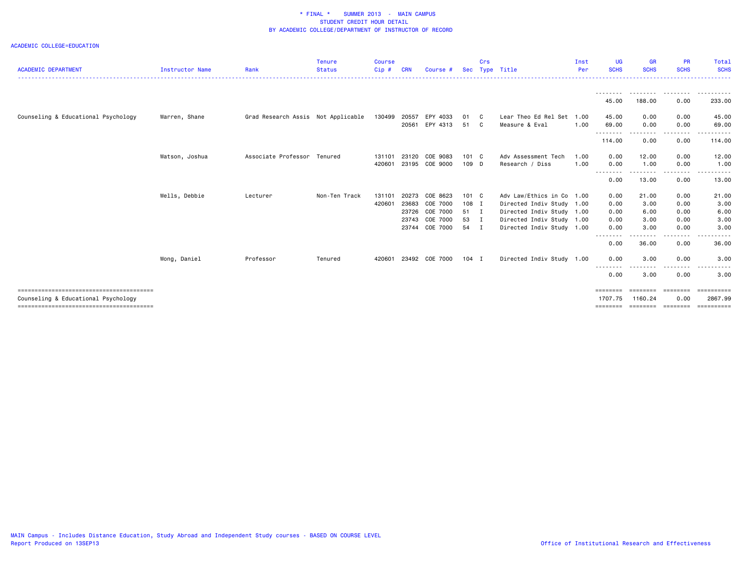\* FINAL \* SUMMER 2013 - MAIN CAMPUS
STUDENT CREDIT HOUR DETAIL
BY ACADEMIC COLLEGE/DEPARTMENT OF INSTRUCTOR OF RECORD

ACADEMIC COLLEGE=EDUCATION

| ACADEMIC DEPARTMENT | Instructor Name | Rank | Tenure Status | Course Cip # | CRN | Course # | Sec | Crs Type | Title | Inst Per | UG SCHS | GR SCHS | PR SCHS | Total SCHS |
|---|---|---|---|---|---|---|---|---|---|---|---|---|---|---|
| | | | | | | | | | | | 45.00 | 188.00 | 0.00 | 233.00 |
| Counseling & Educational Psychology | Warren, Shane | Grad Research Assis | Not Applicable | 130499 | 20557 | EPY 4033 | 01 | C | Lear Theo Ed Rel Set | 1.00 | 45.00 | 0.00 | 0.00 | 45.00 |
| | | | | | 20561 | EPY 4313 | 51 | C | Measure & Eval | 1.00 | 69.00 | 0.00 | 0.00 | 69.00 |
| | | | | | | | | | | | 114.00 | 0.00 | 0.00 | 114.00 |
| | Watson, Joshua | Associate Professor | Tenured | 131101 | 23120 | COE 9083 | 101 | C | Adv Assessment Tech | 1.00 | 0.00 | 12.00 | 0.00 | 12.00 |
| | | | | 420601 | 23195 | COE 9000 | 109 | D | Research / Diss | 1.00 | 0.00 | 1.00 | 0.00 | 1.00 |
| | | | | | | | | | | | 0.00 | 13.00 | 0.00 | 13.00 |
| | Wells, Debbie | Lecturer | Non-Ten Track | 131101 | 20273 | COE 8623 | 101 | C | Adv Law/Ethics in Co | 1.00 | 0.00 | 21.00 | 0.00 | 21.00 |
| | | | | 420601 | 23683 | COE 7000 | 108 | I | Directed Indiv Study | 1.00 | 0.00 | 3.00 | 0.00 | 3.00 |
| | | | | | 23726 | COE 7000 | 51 | I | Directed Indiv Study | 1.00 | 0.00 | 6.00 | 0.00 | 6.00 |
| | | | | | 23743 | COE 7000 | 53 | I | Directed Indiv Study | 1.00 | 0.00 | 3.00 | 0.00 | 3.00 |
| | | | | | 23744 | COE 7000 | 54 | I | Directed Indiv Study | 1.00 | 0.00 | 3.00 | 0.00 | 3.00 |
| | | | | | | | | | | | 0.00 | 36.00 | 0.00 | 36.00 |
| | Wong, Daniel | Professor | Tenured | 420601 | 23492 | COE 7000 | 104 | I | Directed Indiv Study | 1.00 | 0.00 | 3.00 | 0.00 | 3.00 |
| | | | | | | | | | | | 0.00 | 3.00 | 0.00 | 3.00 |
| Counseling & Educational Psychology | | | | | | | | | | | 1707.75 | 1160.24 | 0.00 | 2867.99 |

MAIN Campus - Includes Distance Education, Study Abroad and Independent Study courses - BASED ON COURSE LEVEL
Report Produced on 13SEP13

Office of Institutional Research and Effectiveness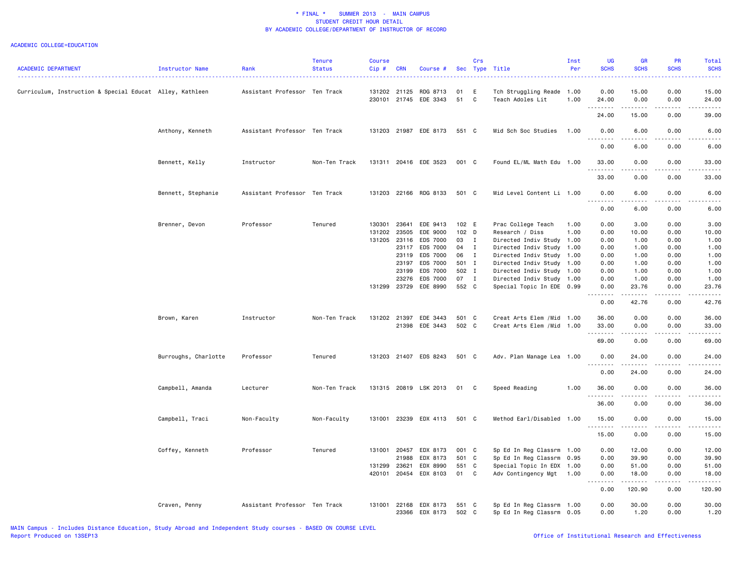\* FINAL \*    SUMMER 2013 - MAIN CAMPUS
STUDENT CREDIT HOUR DETAIL
BY ACADEMIC COLLEGE/DEPARTMENT OF INSTRUCTOR OF RECORD

ACADEMIC COLLEGE=EDUCATION

| ACADEMIC DEPARTMENT | Instructor Name | Rank | Tenure Status | Course Cip # | CRN | Course # | Sec | Crs Type | Title | Inst Per | UG SCHS | GR SCHS | PR SCHS | Total SCHS |
|---|---|---|---|---|---|---|---|---|---|---|---|---|---|---|
| Curriculum, Instruction & Special Educat | Alley, Kathleen | Assistant Professor | Ten Track | 131202 | 21125 | RDG 8713 | 01 | E | Tch Struggling Reade | 1.00 | 0.00 | 15.00 | 0.00 | 15.00 |
| | | | | 230101 | 21745 | EDE 3343 | 51 | C | Teach Adoles Lit | 1.00 | 24.00 | 0.00 | 0.00 | 24.00 |
| | | | | | | | | | | | 24.00 | 15.00 | 0.00 | 39.00 |
| | Anthony, Kenneth | Assistant Professor | Ten Track | 131203 | 21987 | EDE 8173 | 551 | C | Mid Sch Soc Studies | 1.00 | 0.00 | 6.00 | 0.00 | 6.00 |
| | | | | | | | | | | | 0.00 | 6.00 | 0.00 | 6.00 |
| | Bennett, Kelly | Instructor | Non-Ten Track | 131311 | 20416 | EDE 3523 | 001 | C | Found EL/ML Math Edu | 1.00 | 33.00 | 0.00 | 0.00 | 33.00 |
| | | | | | | | | | | | 33.00 | 0.00 | 0.00 | 33.00 |
| | Bennett, Stephanie | Assistant Professor | Ten Track | 131203 | 22166 | RDG 8133 | 501 | C | Mid Level Content Li | 1.00 | 0.00 | 6.00 | 0.00 | 6.00 |
| | | | | | | | | | | | 0.00 | 6.00 | 0.00 | 6.00 |
| | Brenner, Devon | Professor | Tenured | 130301 | 23641 | EDE 9413 | 102 | E | Prac College Teach | 1.00 | 0.00 | 3.00 | 0.00 | 3.00 |
| | | | | 131202 | 23505 | EDE 9000 | 102 | D | Research / Diss | 1.00 | 0.00 | 10.00 | 0.00 | 10.00 |
| | | | | 131205 | 23116 | EDS 7000 | 03 | I | Directed Indiv Study | 1.00 | 0.00 | 1.00 | 0.00 | 1.00 |
| | | | | | 23117 | EDS 7000 | 04 | I | Directed Indiv Study | 1.00 | 0.00 | 1.00 | 0.00 | 1.00 |
| | | | | | 23119 | EDS 7000 | 06 | I | Directed Indiv Study | 1.00 | 0.00 | 1.00 | 0.00 | 1.00 |
| | | | | | 23197 | EDS 7000 | 501 | I | Directed Indiv Study | 1.00 | 0.00 | 1.00 | 0.00 | 1.00 |
| | | | | | 23199 | EDS 7000 | 502 | I | Directed Indiv Study | 1.00 | 0.00 | 1.00 | 0.00 | 1.00 |
| | | | | | 23276 | EDS 7000 | 07 | I | Directed Indiv Study | 1.00 | 0.00 | 1.00 | 0.00 | 1.00 |
| | | | | 131299 | 23729 | EDE 8990 | 552 | C | Special Topic In EDE | 0.99 | 0.00 | 23.76 | 0.00 | 23.76 |
| | | | | | | | | | | | 0.00 | 42.76 | 0.00 | 42.76 |
| | Brown, Karen | Instructor | Non-Ten Track | 131202 | 21397 | EDE 3443 | 501 | C | Creat Arts Elem /Mid | 1.00 | 36.00 | 0.00 | 0.00 | 36.00 |
| | | | | | 21398 | EDE 3443 | 502 | C | Creat Arts Elem /Mid | 1.00 | 33.00 | 0.00 | 0.00 | 33.00 |
| | | | | | | | | | | | 69.00 | 0.00 | 0.00 | 69.00 |
| | Burroughs, Charlotte | Professor | Tenured | 131203 | 21407 | EDS 8243 | 501 | C | Adv. Plan Manage Lea | 1.00 | 0.00 | 24.00 | 0.00 | 24.00 |
| | | | | | | | | | | | 0.00 | 24.00 | 0.00 | 24.00 |
| | Campbell, Amanda | Lecturer | Non-Ten Track | 131315 | 20819 | LSK 2013 | 01 | C | Speed Reading | 1.00 | 36.00 | 0.00 | 0.00 | 36.00 |
| | | | | | | | | | | | 36.00 | 0.00 | 0.00 | 36.00 |
| | Campbell, Traci | Non-Faculty | Non-Faculty | 131001 | 23239 | EDX 4113 | 501 | C | Method Earl/Disabled | 1.00 | 15.00 | 0.00 | 0.00 | 15.00 |
| | | | | | | | | | | | 15.00 | 0.00 | 0.00 | 15.00 |
| | Coffey, Kenneth | Professor | Tenured | 131001 | 20457 | EDX 8173 | 001 | C | Sp Ed In Reg Classrm | 1.00 | 0.00 | 12.00 | 0.00 | 12.00 |
| | | | | | 21988 | EDX 8173 | 501 | C | Sp Ed In Reg Classrm | 0.95 | 0.00 | 39.90 | 0.00 | 39.90 |
| | | | | 131299 | 23621 | EDX 8990 | 551 | C | Special Topic In EDX | 1.00 | 0.00 | 51.00 | 0.00 | 51.00 |
| | | | | 420101 | 20454 | EDX 8103 | 01 | C | Adv Contingency Mgt | 1.00 | 0.00 | 18.00 | 0.00 | 18.00 |
| | | | | | | | | | | | 0.00 | 120.90 | 0.00 | 120.90 |
| | Craven, Penny | Assistant Professor | Ten Track | 131001 | 22168 | EDX 8173 | 551 | C | Sp Ed In Reg Classrm | 1.00 | 0.00 | 30.00 | 0.00 | 30.00 |
| | | | | | 23366 | EDX 8173 | 502 | C | Sp Ed In Reg Classrm | 0.05 | 0.00 | 1.20 | 0.00 | 1.20 |

MAIN Campus - Includes Distance Education, Study Abroad and Independent Study courses - BASED ON COURSE LEVEL
Report Produced on 13SEP13

Office of Institutional Research and Effectiveness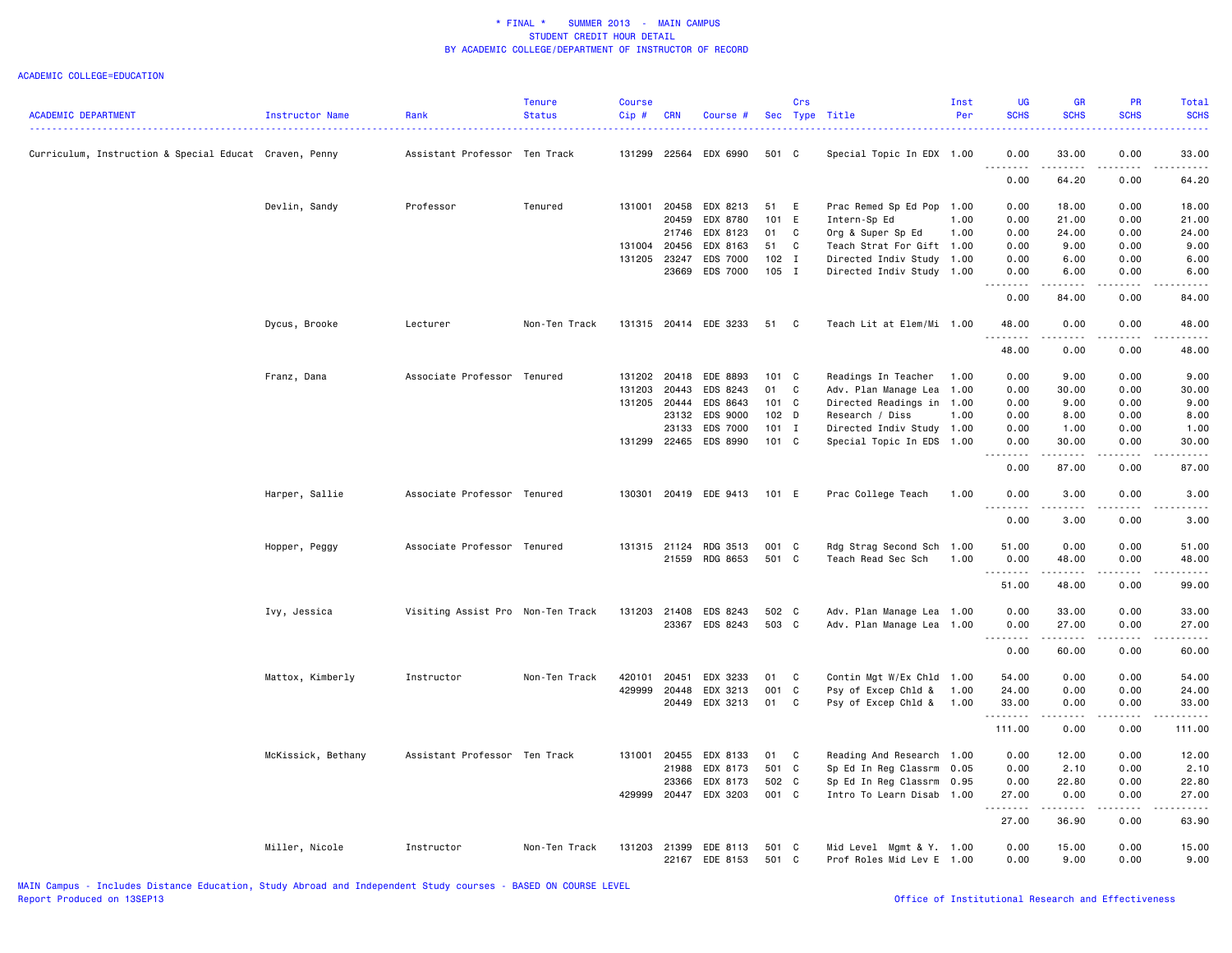# * FINAL * SUMMER 2013 - MAIN CAMPUS
## STUDENT CREDIT HOUR DETAIL
## BY ACADEMIC COLLEGE/DEPARTMENT OF INSTRUCTOR OF RECORD

ACADEMIC COLLEGE=EDUCATION

| ACADEMIC DEPARTMENT | Instructor Name | Rank | Tenure Status | Course Cip # | CRN | Course # | Sec | Crs Type | Title | Inst Per | UG SCHS | GR SCHS | PR SCHS | Total SCHS |
|---|---|---|---|---|---|---|---|---|---|---|---|---|---|---|
| Curriculum, Instruction & Special Educat | Craven, Penny | Assistant Professor | Ten Track | 131299 | 22564 | EDX 6990 | 501 | C | Special Topic In EDX | 1.00 | 0.00 | 33.00 | 0.00 | 33.00 |
| | | | | | | | | | | | 0.00 | 64.20 | 0.00 | 64.20 |
| | Devlin, Sandy | Professor | Tenured | 131001 | 20458 | EDX 8213 | 51 | E | Prac Remed Sp Ed Pop | 1.00 | 0.00 | 18.00 | 0.00 | 18.00 |
| | | | | | 20459 | EDX 8780 | 101 | E | Intern-Sp Ed | 1.00 | 0.00 | 21.00 | 0.00 | 21.00 |
| | | | | | 21746 | EDX 8123 | 01 | C | Org & Super Sp Ed | 1.00 | 0.00 | 24.00 | 0.00 | 24.00 |
| | | | | 131004 | 20456 | EDX 8163 | 51 | C | Teach Strat For Gift | 1.00 | 0.00 | 9.00 | 0.00 | 9.00 |
| | | | | 131205 | 23247 | EDS 7000 | 102 | I | Directed Indiv Study | 1.00 | 0.00 | 6.00 | 0.00 | 6.00 |
| | | | | | 23669 | EDS 7000 | 105 | I | Directed Indiv Study | 1.00 | 0.00 | 6.00 | 0.00 | 6.00 |
| | | | | | | | | | | | 0.00 | 84.00 | 0.00 | 84.00 |
| | Dycus, Brooke | Lecturer | Non-Ten Track | 131315 | 20414 | EDE 3233 | 51 | C | Teach Lit at Elem/Mi | 1.00 | 48.00 | 0.00 | 0.00 | 48.00 |
| | | | | | | | | | | | 48.00 | 0.00 | 0.00 | 48.00 |
| | Franz, Dana | Associate Professor | Tenured | 131202 | 20418 | EDE 8893 | 101 | C | Readings In Teacher | 1.00 | 0.00 | 9.00 | 0.00 | 9.00 |
| | | | | 131203 | 20443 | EDS 8243 | 01 | C | Adv. Plan Manage Lea | 1.00 | 0.00 | 30.00 | 0.00 | 30.00 |
| | | | | 131205 | 20444 | EDS 8643 | 101 | C | Directed Readings in | 1.00 | 0.00 | 9.00 | 0.00 | 9.00 |
| | | | | | 23132 | EDS 9000 | 102 | D | Research / Diss | 1.00 | 0.00 | 8.00 | 0.00 | 8.00 |
| | | | | | 23133 | EDS 7000 | 101 | I | Directed Indiv Study | 1.00 | 0.00 | 1.00 | 0.00 | 1.00 |
| | | | | 131299 | 22465 | EDS 8990 | 101 | C | Special Topic In EDS | 1.00 | 0.00 | 30.00 | 0.00 | 30.00 |
| | | | | | | | | | | | 0.00 | 87.00 | 0.00 | 87.00 |
| | Harper, Sallie | Associate Professor | Tenured | 130301 | 20419 | EDE 9413 | 101 | E | Prac College Teach | 1.00 | 0.00 | 3.00 | 0.00 | 3.00 |
| | | | | | | | | | | | 0.00 | 3.00 | 0.00 | 3.00 |
| | Hopper, Peggy | Associate Professor | Tenured | 131315 | 21124 | RDG 3513 | 001 | C | Rdg Strag Second Sch | 1.00 | 51.00 | 0.00 | 0.00 | 51.00 |
| | | | | | 21559 | RDG 8653 | 501 | C | Teach Read Sec Sch | 1.00 | 0.00 | 48.00 | 0.00 | 48.00 |
| | | | | | | | | | | | 51.00 | 48.00 | 0.00 | 99.00 |
| | Ivy, Jessica | Visiting Assist Pro | Non-Ten Track | 131203 | 21408 | EDS 8243 | 502 | C | Adv. Plan Manage Lea | 1.00 | 0.00 | 33.00 | 0.00 | 33.00 |
| | | | | | 23367 | EDS 8243 | 503 | C | Adv. Plan Manage Lea | 1.00 | 0.00 | 27.00 | 0.00 | 27.00 |
| | | | | | | | | | | | 0.00 | 60.00 | 0.00 | 60.00 |
| | Mattox, Kimberly | Instructor | Non-Ten Track | 420101 | 20451 | EDX 3233 | 01 | C | Contin Mgt W/Ex Chld | 1.00 | 54.00 | 0.00 | 0.00 | 54.00 |
| | | | | 429999 | 20448 | EDX 3213 | 001 | C | Psy of Excep Chld & | 1.00 | 24.00 | 0.00 | 0.00 | 24.00 |
| | | | | | 20449 | EDX 3213 | 01 | C | Psy of Excep Chld & | 1.00 | 33.00 | 0.00 | 0.00 | 33.00 |
| | | | | | | | | | | | 111.00 | 0.00 | 0.00 | 111.00 |
| | McKissick, Bethany | Assistant Professor | Ten Track | 131001 | 20455 | EDX 8133 | 01 | C | Reading And Research | 1.00 | 0.00 | 12.00 | 0.00 | 12.00 |
| | | | | | 21988 | EDX 8173 | 501 | C | Sp Ed In Reg Classrm | 0.05 | 0.00 | 2.10 | 0.00 | 2.10 |
| | | | | | 23366 | EDX 8173 | 502 | C | Sp Ed In Reg Classrm | 0.95 | 0.00 | 22.80 | 0.00 | 22.80 |
| | | | | 429999 | 20447 | EDX 3203 | 001 | C | Intro To Learn Disab | 1.00 | 27.00 | 0.00 | 0.00 | 27.00 |
| | | | | | | | | | | | 27.00 | 36.90 | 0.00 | 63.90 |
| | Miller, Nicole | Instructor | Non-Ten Track | 131203 | 21399 | EDE 8113 | 501 | C | Mid Level Mgmt & Y. | 1.00 | 0.00 | 15.00 | 0.00 | 15.00 |
| | | | | | 22167 | EDE 8153 | 501 | C | Prof Roles Mid Lev E | 1.00 | 0.00 | 9.00 | 0.00 | 9.00 |

MAIN Campus - Includes Distance Education, Study Abroad and Independent Study courses - BASED ON COURSE LEVEL
Report Produced on 13SEP13

Office of Institutional Research and Effectiveness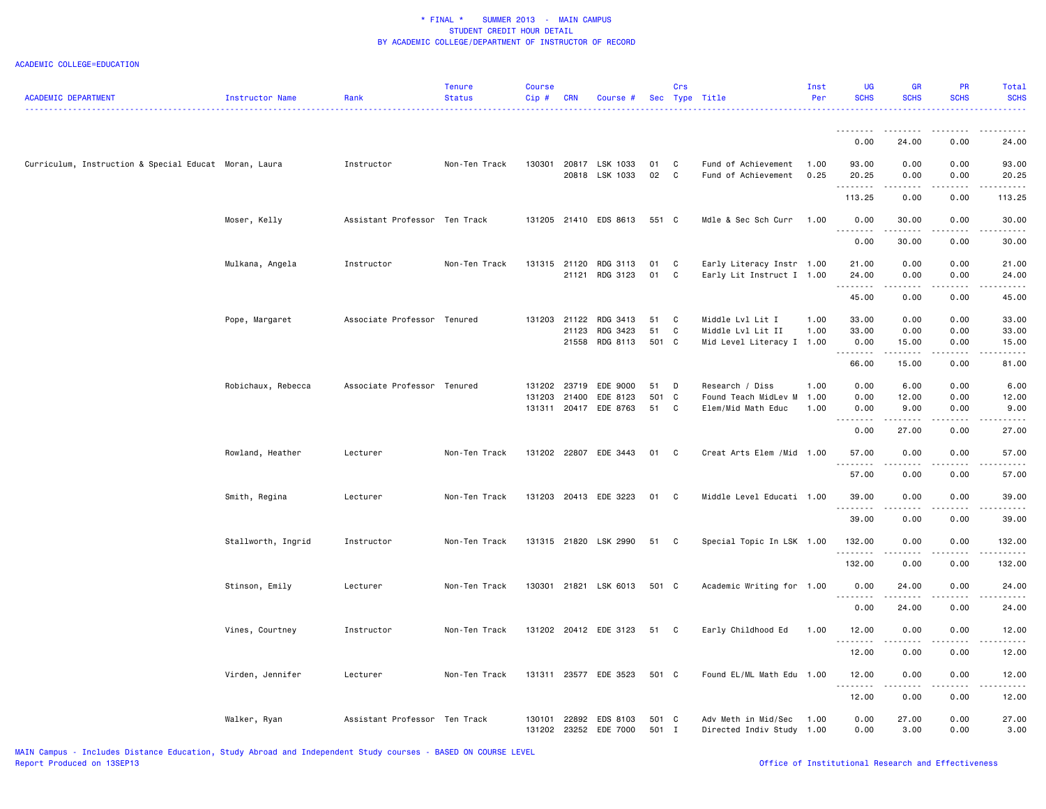\* FINAL \*    SUMMER 2013 - MAIN CAMPUS
STUDENT CREDIT HOUR DETAIL
BY ACADEMIC COLLEGE/DEPARTMENT OF INSTRUCTOR OF RECORD

ACADEMIC COLLEGE=EDUCATION

| ACADEMIC DEPARTMENT | Instructor Name | Rank | Tenure Status | Course Cip # | CRN | Course # | Sec | Crs Type | Title | Inst Per | UG SCHS | GR SCHS | PR SCHS | Total SCHS |
|---|---|---|---|---|---|---|---|---|---|---|---|---|---|---|
| | | | | | | | | | | | 0.00 | 24.00 | 0.00 | 24.00 |
| Curriculum, Instruction & Special Educat | Moran, Laura | Instructor | Non-Ten Track | 130301 | 20817 | LSK 1033 | 01 | C | Fund of Achievement | 1.00 | 93.00 | 0.00 | 0.00 | 93.00 |
| | | | | | 20818 | LSK 1033 | 02 | C | Fund of Achievement | 0.25 | 20.25 | 0.00 | 0.00 | 20.25 |
| | | | | | | | | | | | 113.25 | 0.00 | 0.00 | 113.25 |
| | Moser, Kelly | Assistant Professor | Ten Track | 131205 | 21410 | EDS 8613 | 551 | C | Mdle & Sec Sch Curr | 1.00 | 0.00 | 30.00 | 0.00 | 30.00 |
| | | | | | | | | | | | 0.00 | 30.00 | 0.00 | 30.00 |
| | Mulkana, Angela | Instructor | Non-Ten Track | 131315 | 21120 | RDG 3113 | 01 | C | Early Literacy Instr | 1.00 | 21.00 | 0.00 | 0.00 | 21.00 |
| | | | | | 21121 | RDG 3123 | 01 | C | Early Lit Instruct I | 1.00 | 24.00 | 0.00 | 0.00 | 24.00 |
| | | | | | | | | | | | 45.00 | 0.00 | 0.00 | 45.00 |
| | Pope, Margaret | Associate Professor | Tenured | 131203 | 21122 | RDG 3413 | 51 | C | Middle Lvl Lit I | 1.00 | 33.00 | 0.00 | 0.00 | 33.00 |
| | | | | | 21123 | RDG 3423 | 51 | C | Middle Lvl Lit II | 1.00 | 33.00 | 0.00 | 0.00 | 33.00 |
| | | | | | 21558 | RDG 8113 | 501 | C | Mid Level Literacy I | 1.00 | 0.00 | 15.00 | 0.00 | 15.00 |
| | | | | | | | | | | | 66.00 | 15.00 | 0.00 | 81.00 |
| | Robichaux, Rebecca | Associate Professor | Tenured | 131202 | 23719 | EDE 9000 | 51 | D | Research / Diss | 1.00 | 0.00 | 6.00 | 0.00 | 6.00 |
| | | | | 131203 | 21400 | EDE 8123 | 501 | C | Found Teach MidLev M | 1.00 | 0.00 | 12.00 | 0.00 | 12.00 |
| | | | | 131311 | 20417 | EDE 8763 | 51 | C | Elem/Mid Math Educ | 1.00 | 0.00 | 9.00 | 0.00 | 9.00 |
| | | | | | | | | | | | 0.00 | 27.00 | 0.00 | 27.00 |
| | Rowland, Heather | Lecturer | Non-Ten Track | 131202 | 22807 | EDE 3443 | 01 | C | Creat Arts Elem /Mid | 1.00 | 57.00 | 0.00 | 0.00 | 57.00 |
| | | | | | | | | | | | 57.00 | 0.00 | 0.00 | 57.00 |
| | Smith, Regina | Lecturer | Non-Ten Track | 131203 | 20413 | EDE 3223 | 01 | C | Middle Level Educati | 1.00 | 39.00 | 0.00 | 0.00 | 39.00 |
| | | | | | | | | | | | 39.00 | 0.00 | 0.00 | 39.00 |
| | Stallworth, Ingrid | Instructor | Non-Ten Track | 131315 | 21820 | LSK 2990 | 51 | C | Special Topic In LSK | 1.00 | 132.00 | 0.00 | 0.00 | 132.00 |
| | | | | | | | | | | | 132.00 | 0.00 | 0.00 | 132.00 |
| | Stinson, Emily | Lecturer | Non-Ten Track | 130301 | 21821 | LSK 6013 | 501 | C | Academic Writing for | 1.00 | 0.00 | 24.00 | 0.00 | 24.00 |
| | | | | | | | | | | | 0.00 | 24.00 | 0.00 | 24.00 |
| | Vines, Courtney | Instructor | Non-Ten Track | 131202 | 20412 | EDE 3123 | 51 | C | Early Childhood Ed | 1.00 | 12.00 | 0.00 | 0.00 | 12.00 |
| | | | | | | | | | | | 12.00 | 0.00 | 0.00 | 12.00 |
| | Virden, Jennifer | Lecturer | Non-Ten Track | 131311 | 23577 | EDE 3523 | 501 | C | Found EL/ML Math Edu | 1.00 | 12.00 | 0.00 | 0.00 | 12.00 |
| | | | | | | | | | | | 12.00 | 0.00 | 0.00 | 12.00 |
| | Walker, Ryan | Assistant Professor | Ten Track | 130101 | 22892 | EDS 8103 | 501 | C | Adv Meth in Mid/Sec | 1.00 | 0.00 | 27.00 | 0.00 | 27.00 |
| | | | | 131202 | 23252 | EDE 7000 | 501 | I | Directed Indiv Study | 1.00 | 0.00 | 3.00 | 0.00 | 3.00 |

MAIN Campus - Includes Distance Education, Study Abroad and Independent Study courses - BASED ON COURSE LEVEL
Report Produced on 13SEP13    Office of Institutional Research and Effectiveness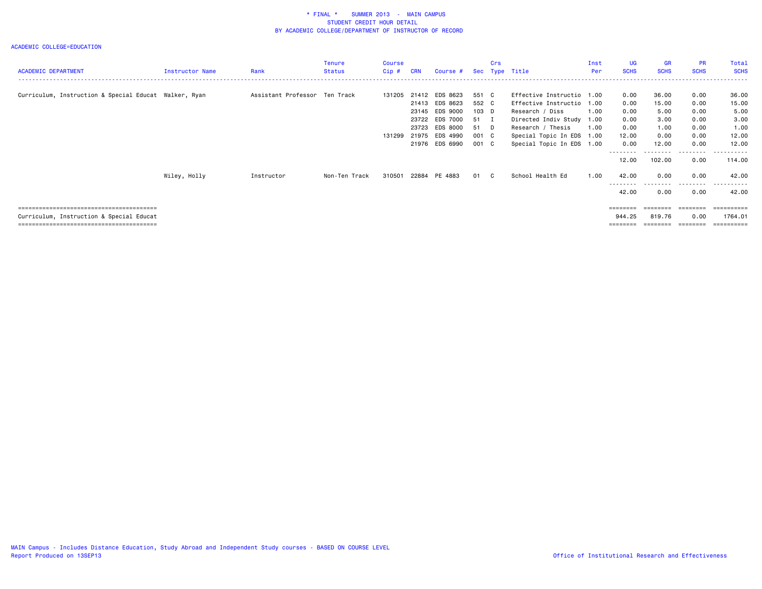\* FINAL \*    SUMMER 2013 - MAIN CAMPUS
STUDENT CREDIT HOUR DETAIL
BY ACADEMIC COLLEGE/DEPARTMENT OF INSTRUCTOR OF RECORD

ACADEMIC COLLEGE=EDUCATION

| ACADEMIC DEPARTMENT | Instructor Name | Rank | Tenure Status | Course Cip # | CRN | Course # | Sec | Crs Type | Title | Inst Per | UG SCHS | GR SCHS | PR SCHS | Total SCHS |
|---|---|---|---|---|---|---|---|---|---|---|---|---|---|---|
| Curriculum, Instruction & Special Educat | Walker, Ryan | Assistant Professor | Ten Track | 131205 | 21412 | EDS 8623 | 551 | C | Effective Instructio | 1.00 | 0.00 | 36.00 | 0.00 | 36.00 |
| | | | | | 21413 | EDS 8623 | 552 | C | Effective Instructio | 1.00 | 0.00 | 15.00 | 0.00 | 15.00 |
| | | | | | 23145 | EDS 9000 | 103 | D | Research / Diss | 1.00 | 0.00 | 5.00 | 0.00 | 5.00 |
| | | | | | 23722 | EDS 7000 | 51 | I | Directed Indiv Study | 1.00 | 0.00 | 3.00 | 0.00 | 3.00 |
| | | | | | 23723 | EDS 8000 | 51 | D | Research / Thesis | 1.00 | 0.00 | 1.00 | 0.00 | 1.00 |
| | | | | 131299 | 21975 | EDS 4990 | 001 | C | Special Topic In EDS | 1.00 | 12.00 | 0.00 | 0.00 | 12.00 |
| | | | | | 21976 | EDS 6990 | 001 | C | Special Topic In EDS | 1.00 | 0.00 | 12.00 | 0.00 | 12.00 |
| | | | | | | | | | | | 12.00 | 102.00 | 0.00 | 114.00 |
| | Wiley, Holly | Instructor | Non-Ten Track | 310501 | 22884 | PE 4883 | 01 | C | School Health Ed | 1.00 | 42.00 | 0.00 | 0.00 | 42.00 |
| | | | | | | | | | | | 42.00 | 0.00 | 0.00 | 42.00 |
| Curriculum, Instruction & Special Educat | | | | | | | | | | | 944.25 | 819.76 | 0.00 | 1764.01 |

MAIN Campus - Includes Distance Education, Study Abroad and Independent Study courses - BASED ON COURSE LEVEL
Report Produced on 13SEP13

Office of Institutional Research and Effectiveness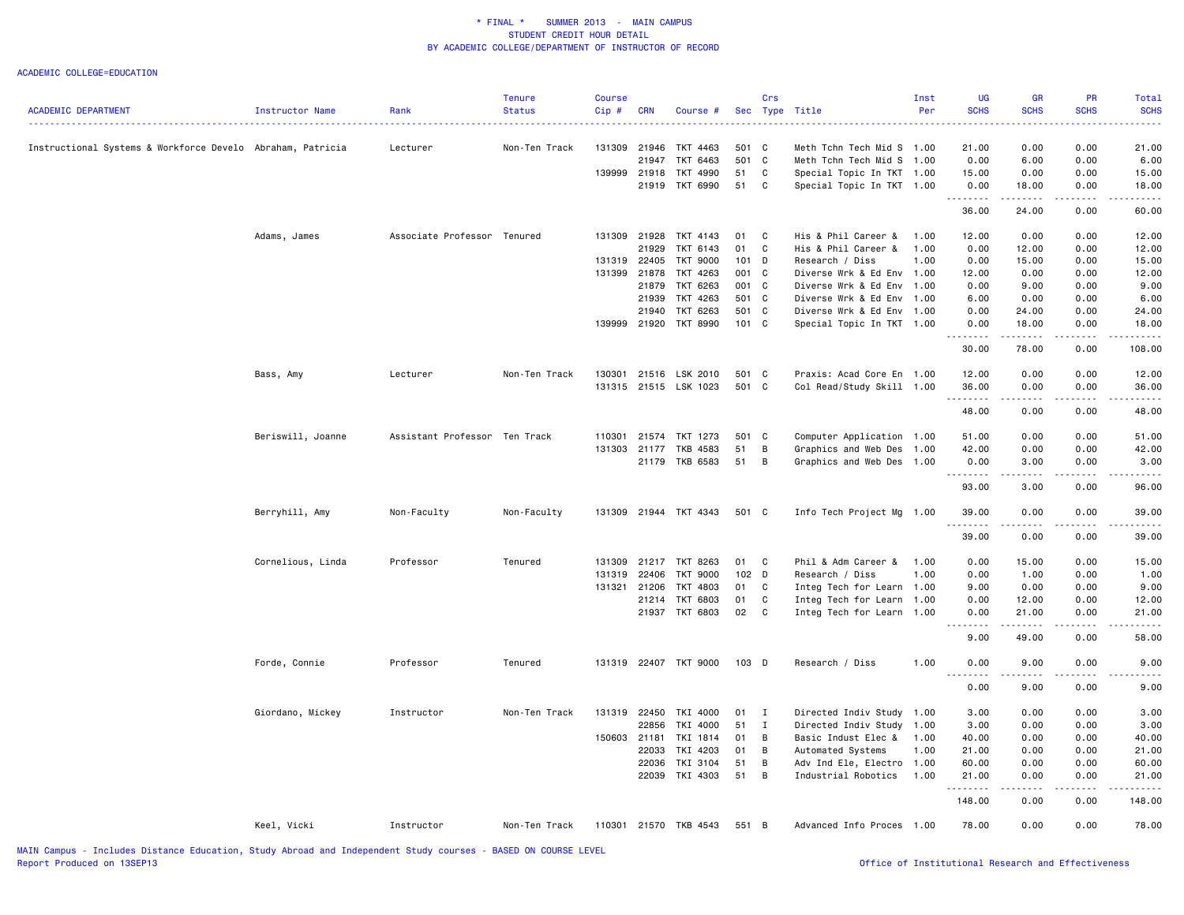# * FINAL * SUMMER 2013 - MAIN CAMPUS
## STUDENT CREDIT HOUR DETAIL
## BY ACADEMIC COLLEGE/DEPARTMENT OF INSTRUCTOR OF RECORD

ACADEMIC COLLEGE=EDUCATION

| ACADEMIC DEPARTMENT | Instructor Name | Rank | Tenure Status | Course Cip # | CRN | Course # | Sec | Crs Type | Title | Inst Per | UG SCHS | GR SCHS | PR SCHS | Total SCHS |
|---|---|---|---|---|---|---|---|---|---|---|---|---|---|---|
| Instructional Systems & Workforce Develo | Abraham, Patricia | Lecturer | Non-Ten Track | 131309 | 21946 | TKT 4463 | 501 | C | Meth Tchn Tech Mid S | 1.00 | 21.00 | 0.00 | 0.00 | 21.00 |
| | | | | | 21947 | TKT 6463 | 501 | C | Meth Tchn Tech Mid S | 1.00 | 0.00 | 6.00 | 0.00 | 6.00 |
| | | | | 139999 | 21918 | TKT 4990 | 51 | C | Special Topic In TKT | 1.00 | 15.00 | 0.00 | 0.00 | 15.00 |
| | | | | | 21919 | TKT 6990 | 51 | C | Special Topic In TKT | 1.00 | 0.00 | 18.00 | 0.00 | 18.00 |
| | | | | | | | | | | | 36.00 | 24.00 | 0.00 | 60.00 |
| | Adams, James | Associate Professor | Tenured | 131309 | 21928 | TKT 4143 | 01 | C | His & Phil Career & | 1.00 | 12.00 | 0.00 | 0.00 | 12.00 |
| | | | | | 21929 | TKT 6143 | 01 | C | His & Phil Career & | 1.00 | 0.00 | 12.00 | 0.00 | 12.00 |
| | | | | 131319 | 22405 | TKT 9000 | 101 | D | Research / Diss | 1.00 | 0.00 | 15.00 | 0.00 | 15.00 |
| | | | | 131399 | 21878 | TKT 4263 | 001 | C | Diverse Wrk & Ed Env | 1.00 | 12.00 | 0.00 | 0.00 | 12.00 |
| | | | | | 21879 | TKT 6263 | 001 | C | Diverse Wrk & Ed Env | 1.00 | 0.00 | 9.00 | 0.00 | 9.00 |
| | | | | | 21939 | TKT 4263 | 501 | C | Diverse Wrk & Ed Env | 1.00 | 6.00 | 0.00 | 0.00 | 6.00 |
| | | | | | 21940 | TKT 6263 | 501 | C | Diverse Wrk & Ed Env | 1.00 | 0.00 | 24.00 | 0.00 | 24.00 |
| | | | | 139999 | 21920 | TKT 8990 | 101 | C | Special Topic In TKT | 1.00 | 0.00 | 18.00 | 0.00 | 18.00 |
| | | | | | | | | | | | 30.00 | 78.00 | 0.00 | 108.00 |
| | Bass, Amy | Lecturer | Non-Ten Track | 130301 | 21516 | LSK 2010 | 501 | C | Praxis: Acad Core En | 1.00 | 12.00 | 0.00 | 0.00 | 12.00 |
| | | | | 131315 | 21515 | LSK 1023 | 501 | C | Col Read/Study Skill | 1.00 | 36.00 | 0.00 | 0.00 | 36.00 |
| | | | | | | | | | | | 48.00 | 0.00 | 0.00 | 48.00 |
| | Beriswill, Joanne | Assistant Professor | Ten Track | 110301 | 21574 | TKT 1273 | 501 | C | Computer Application | 1.00 | 51.00 | 0.00 | 0.00 | 51.00 |
| | | | | 131303 | 21177 | TKB 4583 | 51 | B | Graphics and Web Des | 1.00 | 42.00 | 0.00 | 0.00 | 42.00 |
| | | | | | 21179 | TKB 6583 | 51 | B | Graphics and Web Des | 1.00 | 0.00 | 3.00 | 0.00 | 3.00 |
| | | | | | | | | | | | 93.00 | 3.00 | 0.00 | 96.00 |
| | Berryhill, Amy | Non-Faculty | Non-Faculty | 131309 | 21944 | TKT 4343 | 501 | C | Info Tech Project Mg | 1.00 | 39.00 | 0.00 | 0.00 | 39.00 |
| | | | | | | | | | | | 39.00 | 0.00 | 0.00 | 39.00 |
| | Cornelious, Linda | Professor | Tenured | 131309 | 21217 | TKT 8263 | 01 | C | Phil & Adm Career & | 1.00 | 0.00 | 15.00 | 0.00 | 15.00 |
| | | | | 131319 | 22406 | TKT 9000 | 102 | D | Research / Diss | 1.00 | 0.00 | 1.00 | 0.00 | 1.00 |
| | | | | 131321 | 21206 | TKT 4803 | 01 | C | Integ Tech for Learn | 1.00 | 9.00 | 0.00 | 0.00 | 9.00 |
| | | | | | 21214 | TKT 6803 | 01 | C | Integ Tech for Learn | 1.00 | 0.00 | 12.00 | 0.00 | 12.00 |
| | | | | | 21937 | TKT 6803 | 02 | C | Integ Tech for Learn | 1.00 | 0.00 | 21.00 | 0.00 | 21.00 |
| | | | | | | | | | | | 9.00 | 49.00 | 0.00 | 58.00 |
| | Forde, Connie | Professor | Tenured | 131319 | 22407 | TKT 9000 | 103 | D | Research / Diss | 1.00 | 0.00 | 9.00 | 0.00 | 9.00 |
| | | | | | | | | | | | 0.00 | 9.00 | 0.00 | 9.00 |
| | Giordano, Mickey | Instructor | Non-Ten Track | 131319 | 22450 | TKI 4000 | 01 | I | Directed Indiv Study | 1.00 | 3.00 | 0.00 | 0.00 | 3.00 |
| | | | | | 22856 | TKI 4000 | 51 | I | Directed Indiv Study | 1.00 | 3.00 | 0.00 | 0.00 | 3.00 |
| | | | | 150603 | 21181 | TKI 1814 | 01 | B | Basic Indust Elec & | 1.00 | 40.00 | 0.00 | 0.00 | 40.00 |
| | | | | | 22033 | TKI 4203 | 01 | B | Automated Systems | 1.00 | 21.00 | 0.00 | 0.00 | 21.00 |
| | | | | | 22036 | TKI 3104 | 51 | B | Adv Ind Ele, Electro | 1.00 | 60.00 | 0.00 | 0.00 | 60.00 |
| | | | | | 22039 | TKI 4303 | 51 | B | Industrial Robotics | 1.00 | 21.00 | 0.00 | 0.00 | 21.00 |
| | | | | | | | | | | | 148.00 | 0.00 | 0.00 | 148.00 |
| | Keel, Vicki | Instructor | Non-Ten Track | 110301 | 21570 | TKB 4543 | 551 | B | Advanced Info Proces | 1.00 | 78.00 | 0.00 | 0.00 | 78.00 |

MAIN Campus - Includes Distance Education, Study Abroad and Independent Study courses - BASED ON COURSE LEVEL
Report Produced on 13SEP13

Office of Institutional Research and Effectiveness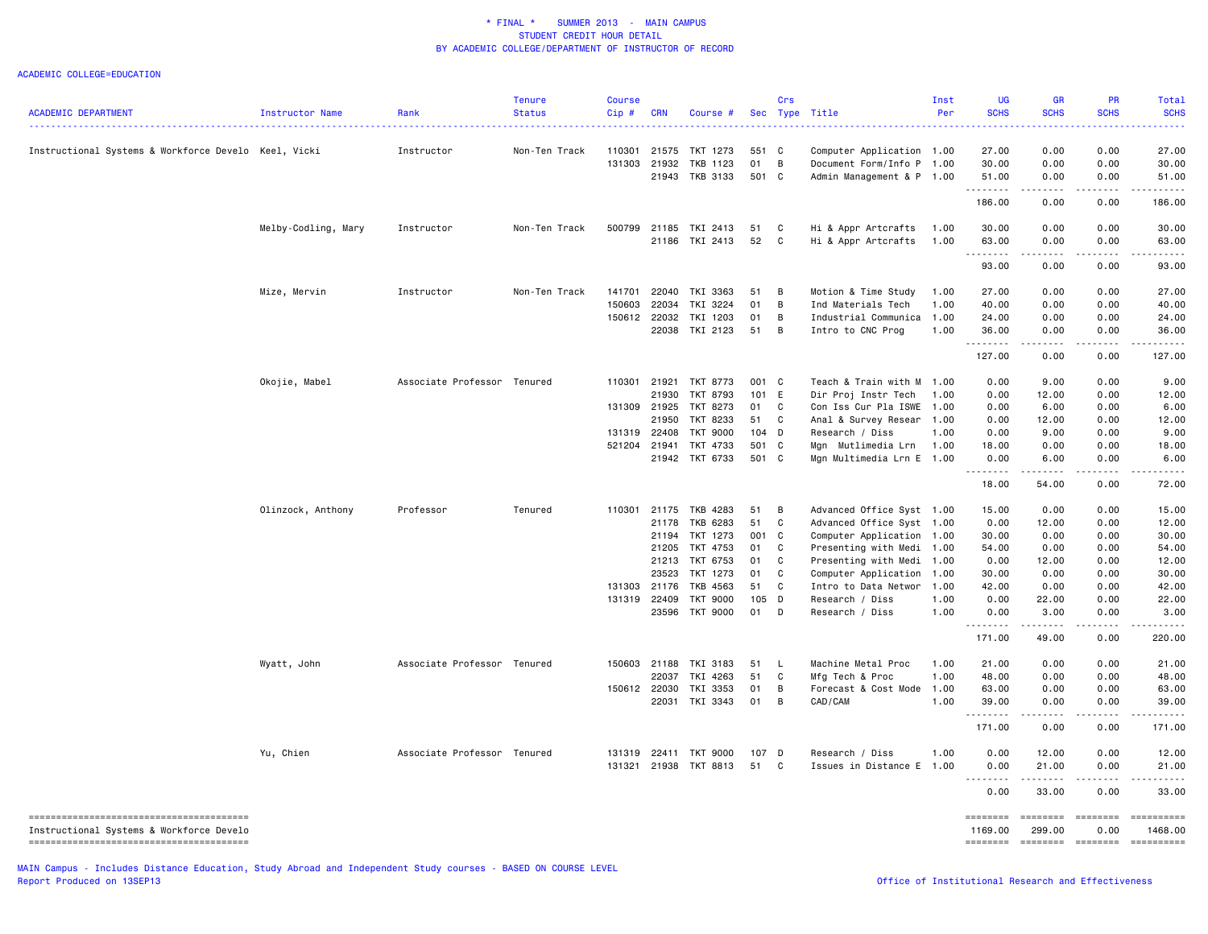\* FINAL \*    SUMMER 2013  -  MAIN CAMPUS
STUDENT CREDIT HOUR DETAIL
BY ACADEMIC COLLEGE/DEPARTMENT OF INSTRUCTOR OF RECORD

ACADEMIC COLLEGE=EDUCATION

| ACADEMIC DEPARTMENT | Instructor Name | Rank | Tenure Status | Course Cip # | CRN | Course # | Sec | Crs Type | Title | Inst Per | UG SCHS | GR SCHS | PR SCHS | Total SCHS |
|---|---|---|---|---|---|---|---|---|---|---|---|---|---|---|
| Instructional Systems & Workforce Develo | Keel, Vicki | Instructor | Non-Ten Track | 110301 | 21575 | TKT 1273 | 551 | C | Computer Application | 1.00 | 27.00 | 0.00 | 0.00 | 27.00 |
| | | | | 131303 | 21932 | TKB 1123 | 01 | B | Document Form/Info P | 1.00 | 30.00 | 0.00 | 0.00 | 30.00 |
| | | | | | 21943 | TKB 3133 | 501 | C | Admin Management & P | 1.00 | 51.00 | 0.00 | 0.00 | 51.00 |
| | | | | | | | | | | | 186.00 | 0.00 | 0.00 | 186.00 |
| | Melby-Codling, Mary | Instructor | Non-Ten Track | 500799 | 21185 | TKI 2413 | 51 | C | Hi & Appr Artcrafts | 1.00 | 30.00 | 0.00 | 0.00 | 30.00 |
| | | | | | 21186 | TKI 2413 | 52 | C | Hi & Appr Artcrafts | 1.00 | 63.00 | 0.00 | 0.00 | 63.00 |
| | | | | | | | | | | | 93.00 | 0.00 | 0.00 | 93.00 |
| | Mize, Mervin | Instructor | Non-Ten Track | 141701 | 22040 | TKI 3363 | 51 | B | Motion & Time Study | 1.00 | 27.00 | 0.00 | 0.00 | 27.00 |
| | | | | 150603 | 22034 | TKI 3224 | 01 | B | Ind Materials Tech | 1.00 | 40.00 | 0.00 | 0.00 | 40.00 |
| | | | | 150612 | 22032 | TKI 1203 | 01 | B | Industrial Communica | 1.00 | 24.00 | 0.00 | 0.00 | 24.00 |
| | | | | | 22038 | TKI 2123 | 51 | B | Intro to CNC Prog | 1.00 | 36.00 | 0.00 | 0.00 | 36.00 |
| | | | | | | | | | | | 127.00 | 0.00 | 0.00 | 127.00 |
| | Okojie, Mabel | Associate Professor | Tenured | 110301 | 21921 | TKT 8773 | 001 | C | Teach & Train with M | 1.00 | 0.00 | 9.00 | 0.00 | 9.00 |
| | | | | | 21930 | TKT 8793 | 101 | E | Dir Proj Instr Tech | 1.00 | 0.00 | 12.00 | 0.00 | 12.00 |
| | | | | 131309 | 21925 | TKT 8273 | 01 | C | Con Iss Cur Pla ISWE | 1.00 | 0.00 | 6.00 | 0.00 | 6.00 |
| | | | | | 21950 | TKT 8233 | 51 | C | Anal & Survey Resear | 1.00 | 0.00 | 12.00 | 0.00 | 12.00 |
| | | | | 131319 | 22408 | TKT 9000 | 104 | D | Research / Diss | 1.00 | 0.00 | 9.00 | 0.00 | 9.00 |
| | | | | 521204 | 21941 | TKT 4733 | 501 | C | Mgn  Mutlimedia Lrn | 1.00 | 18.00 | 0.00 | 0.00 | 18.00 |
| | | | | | 21942 | TKT 6733 | 501 | C | Mgn Multimedia Lrn E | 1.00 | 0.00 | 6.00 | 0.00 | 6.00 |
| | | | | | | | | | | | 18.00 | 54.00 | 0.00 | 72.00 |
| | Olinzock, Anthony | Professor | Tenured | 110301 | 21175 | TKB 4283 | 51 | B | Advanced Office Syst | 1.00 | 15.00 | 0.00 | 0.00 | 15.00 |
| | | | | | 21178 | TKB 6283 | 51 | C | Advanced Office Syst | 1.00 | 0.00 | 12.00 | 0.00 | 12.00 |
| | | | | | 21194 | TKT 1273 | 001 | C | Computer Application | 1.00 | 30.00 | 0.00 | 0.00 | 30.00 |
| | | | | | 21205 | TKT 4753 | 01 | C | Presenting with Medi | 1.00 | 54.00 | 0.00 | 0.00 | 54.00 |
| | | | | | 21213 | TKT 6753 | 01 | C | Presenting with Medi | 1.00 | 0.00 | 12.00 | 0.00 | 12.00 |
| | | | | | 23523 | TKT 1273 | 01 | C | Computer Application | 1.00 | 30.00 | 0.00 | 0.00 | 30.00 |
| | | | | 131303 | 21176 | TKB 4563 | 51 | C | Intro to Data Networ | 1.00 | 42.00 | 0.00 | 0.00 | 42.00 |
| | | | | 131319 | 22409 | TKT 9000 | 105 | D | Research / Diss | 1.00 | 0.00 | 22.00 | 0.00 | 22.00 |
| | | | | | 23596 | TKT 9000 | 01 | D | Research / Diss | 1.00 | 0.00 | 3.00 | 0.00 | 3.00 |
| | | | | | | | | | | | 171.00 | 49.00 | 0.00 | 220.00 |
| | Wyatt, John | Associate Professor | Tenured | 150603 | 21188 | TKI 3183 | 51 | L | Machine Metal Proc | 1.00 | 21.00 | 0.00 | 0.00 | 21.00 |
| | | | | | 22037 | TKI 4263 | 51 | C | Mfg Tech & Proc | 1.00 | 48.00 | 0.00 | 0.00 | 48.00 |
| | | | | 150612 | 22030 | TKI 3353 | 01 | B | Forecast & Cost Mode | 1.00 | 63.00 | 0.00 | 0.00 | 63.00 |
| | | | | | 22031 | TKI 3343 | 01 | B | CAD/CAM | 1.00 | 39.00 | 0.00 | 0.00 | 39.00 |
| | | | | | | | | | | | 171.00 | 0.00 | 0.00 | 171.00 |
| | Yu, Chien | Associate Professor | Tenured | 131319 | 22411 | TKT 9000 | 107 | D | Research / Diss | 1.00 | 0.00 | 12.00 | 0.00 | 12.00 |
| | | | | 131321 | 21938 | TKT 8813 | 51 | C | Issues in Distance E | 1.00 | 0.00 | 21.00 | 0.00 | 21.00 |
| | | | | | | | | | | | 0.00 | 33.00 | 0.00 | 33.00 |
| Instructional Systems & Workforce Develo | | | | | | | | | | | 1169.00 | 299.00 | 0.00 | 1468.00 |

MAIN Campus - Includes Distance Education, Study Abroad and Independent Study courses - BASED ON COURSE LEVEL
Report Produced on 13SEP13

Office of Institutional Research and Effectiveness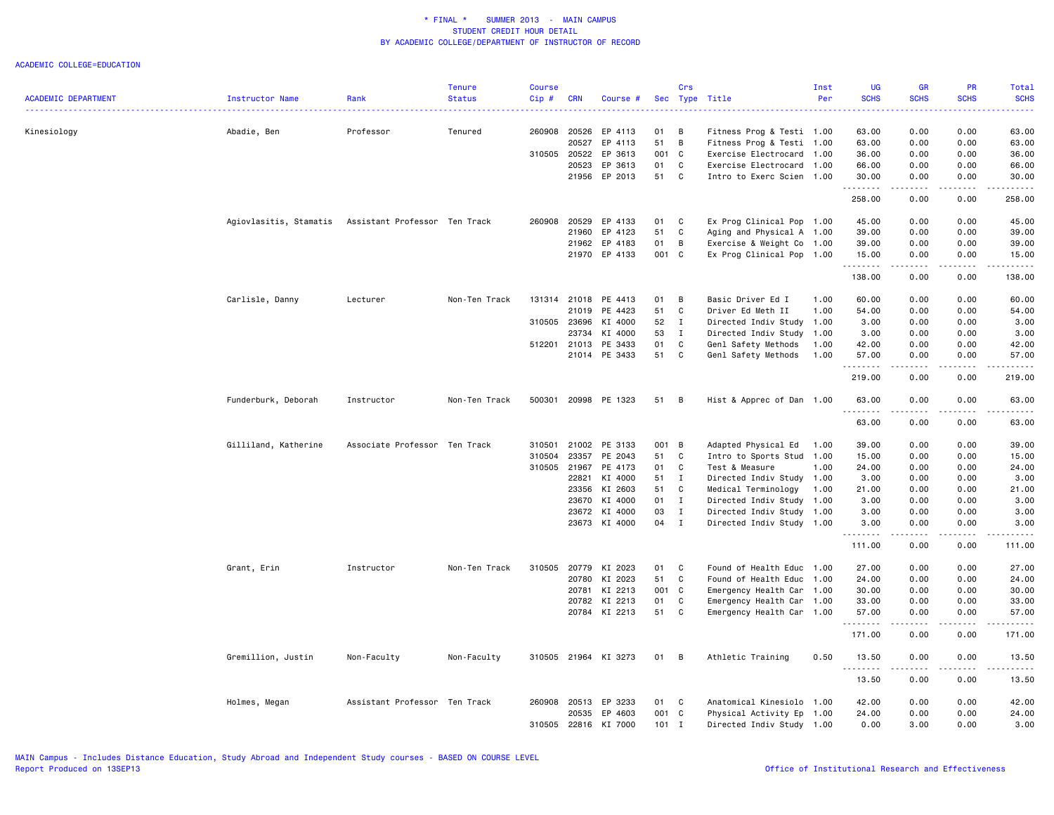# * FINAL * SUMMER 2013 - MAIN CAMPUS
## STUDENT CREDIT HOUR DETAIL
## BY ACADEMIC COLLEGE/DEPARTMENT OF INSTRUCTOR OF RECORD

ACADEMIC COLLEGE=EDUCATION

| ACADEMIC DEPARTMENT | Instructor Name | Rank | Tenure Status | Course Cip # | CRN | Course # | Sec | Crs Type | Title | Inst Per | UG SCHS | GR SCHS | PR SCHS | Total SCHS |
|---|---|---|---|---|---|---|---|---|---|---|---|---|---|---|
| Kinesiology | Abadie, Ben | Professor | Tenured | 260908 | 20526 | EP 4113 | 01 | B | Fitness Prog & Testi | 1.00 | 63.00 | 0.00 | 0.00 | 63.00 |
| | | | | | 20527 | EP 4113 | 51 | B | Fitness Prog & Testi | 1.00 | 63.00 | 0.00 | 0.00 | 63.00 |
| | | | | 310505 | 20522 | EP 3613 | 001 | C | Exercise Electrocard | 1.00 | 36.00 | 0.00 | 0.00 | 36.00 |
| | | | | | 20523 | EP 3613 | 01 | C | Exercise Electrocard | 1.00 | 66.00 | 0.00 | 0.00 | 66.00 |
| | | | | | 21956 | EP 2013 | 51 | C | Intro to Exerc Scien | 1.00 | 30.00 | 0.00 | 0.00 | 30.00 |
| | | | | | | | | | | | 258.00 | 0.00 | 0.00 | 258.00 |
| | Agiovlasitis, Stamatis | Assistant Professor | Ten Track | 260908 | 20529 | EP 4133 | 01 | C | Ex Prog Clinical Pop | 1.00 | 45.00 | 0.00 | 0.00 | 45.00 |
| | | | | | 21960 | EP 4123 | 51 | C | Aging and Physical A | 1.00 | 39.00 | 0.00 | 0.00 | 39.00 |
| | | | | | 21962 | EP 4183 | 01 | B | Exercise & Weight Co | 1.00 | 39.00 | 0.00 | 0.00 | 39.00 |
| | | | | | 21970 | EP 4133 | 001 | C | Ex Prog Clinical Pop | 1.00 | 15.00 | 0.00 | 0.00 | 15.00 |
| | | | | | | | | | | | 138.00 | 0.00 | 0.00 | 138.00 |
| | Carlisle, Danny | Lecturer | Non-Ten Track | 131314 | 21018 | PE 4413 | 01 | B | Basic Driver Ed I | 1.00 | 60.00 | 0.00 | 0.00 | 60.00 |
| | | | | | 21019 | PE 4423 | 51 | C | Driver Ed Meth II | 1.00 | 54.00 | 0.00 | 0.00 | 54.00 |
| | | | | 310505 | 23696 | KI 4000 | 52 | I | Directed Indiv Study | 1.00 | 3.00 | 0.00 | 0.00 | 3.00 |
| | | | | | 23734 | KI 4000 | 53 | I | Directed Indiv Study | 1.00 | 3.00 | 0.00 | 0.00 | 3.00 |
| | | | | 512201 | 21013 | PE 3433 | 01 | C | Genl Safety Methods | 1.00 | 42.00 | 0.00 | 0.00 | 42.00 |
| | | | | | 21014 | PE 3433 | 51 | C | Genl Safety Methods | 1.00 | 57.00 | 0.00 | 0.00 | 57.00 |
| | | | | | | | | | | | 219.00 | 0.00 | 0.00 | 219.00 |
| | Funderburk, Deborah | Instructor | Non-Ten Track | 500301 | 20998 | PE 1323 | 51 | B | Hist & Apprec of Dan | 1.00 | 63.00 | 0.00 | 0.00 | 63.00 |
| | | | | | | | | | | | 63.00 | 0.00 | 0.00 | 63.00 |
| | Gilliland, Katherine | Associate Professor | Ten Track | 310501 | 21002 | PE 3133 | 001 | B | Adapted Physical Ed | 1.00 | 39.00 | 0.00 | 0.00 | 39.00 |
| | | | | 310504 | 23357 | PE 2043 | 51 | C | Intro to Sports Stud | 1.00 | 15.00 | 0.00 | 0.00 | 15.00 |
| | | | | 310505 | 21967 | PE 4173 | 01 | C | Test & Measure | 1.00 | 24.00 | 0.00 | 0.00 | 24.00 |
| | | | | | 22821 | KI 4000 | 51 | I | Directed Indiv Study | 1.00 | 3.00 | 0.00 | 0.00 | 3.00 |
| | | | | | 23356 | KI 2603 | 51 | C | Medical Terminology | 1.00 | 21.00 | 0.00 | 0.00 | 21.00 |
| | | | | | 23670 | KI 4000 | 01 | I | Directed Indiv Study | 1.00 | 3.00 | 0.00 | 0.00 | 3.00 |
| | | | | | 23672 | KI 4000 | 03 | I | Directed Indiv Study | 1.00 | 3.00 | 0.00 | 0.00 | 3.00 |
| | | | | | 23673 | KI 4000 | 04 | I | Directed Indiv Study | 1.00 | 3.00 | 0.00 | 0.00 | 3.00 |
| | | | | | | | | | | | 111.00 | 0.00 | 0.00 | 111.00 |
| | Grant, Erin | Instructor | Non-Ten Track | 310505 | 20779 | KI 2023 | 01 | C | Found of Health Educ | 1.00 | 27.00 | 0.00 | 0.00 | 27.00 |
| | | | | | 20780 | KI 2023 | 51 | C | Found of Health Educ | 1.00 | 24.00 | 0.00 | 0.00 | 24.00 |
| | | | | | 20781 | KI 2213 | 001 | C | Emergency Health Car | 1.00 | 30.00 | 0.00 | 0.00 | 30.00 |
| | | | | | 20782 | KI 2213 | 01 | C | Emergency Health Car | 1.00 | 33.00 | 0.00 | 0.00 | 33.00 |
| | | | | | 20784 | KI 2213 | 51 | C | Emergency Health Car | 1.00 | 57.00 | 0.00 | 0.00 | 57.00 |
| | | | | | | | | | | | 171.00 | 0.00 | 0.00 | 171.00 |
| | Gremillion, Justin | Non-Faculty | Non-Faculty | 310505 | 21964 | KI 3273 | 01 | B | Athletic Training | 0.50 | 13.50 | 0.00 | 0.00 | 13.50 |
| | | | | | | | | | | | 13.50 | 0.00 | 0.00 | 13.50 |
| | Holmes, Megan | Assistant Professor | Ten Track | 260908 | 20513 | EP 3233 | 01 | C | Anatomical Kinesiolo | 1.00 | 42.00 | 0.00 | 0.00 | 42.00 |
| | | | | | 20535 | EP 4603 | 001 | C | Physical Activity Ep | 1.00 | 24.00 | 0.00 | 0.00 | 24.00 |
| | | | | 310505 | 22816 | KI 7000 | 101 | I | Directed Indiv Study | 1.00 | 0.00 | 3.00 | 0.00 | 3.00 |

MAIN Campus - Includes Distance Education, Study Abroad and Independent Study courses - BASED ON COURSE LEVEL
Report Produced on 13SEP13

Office of Institutional Research and Effectiveness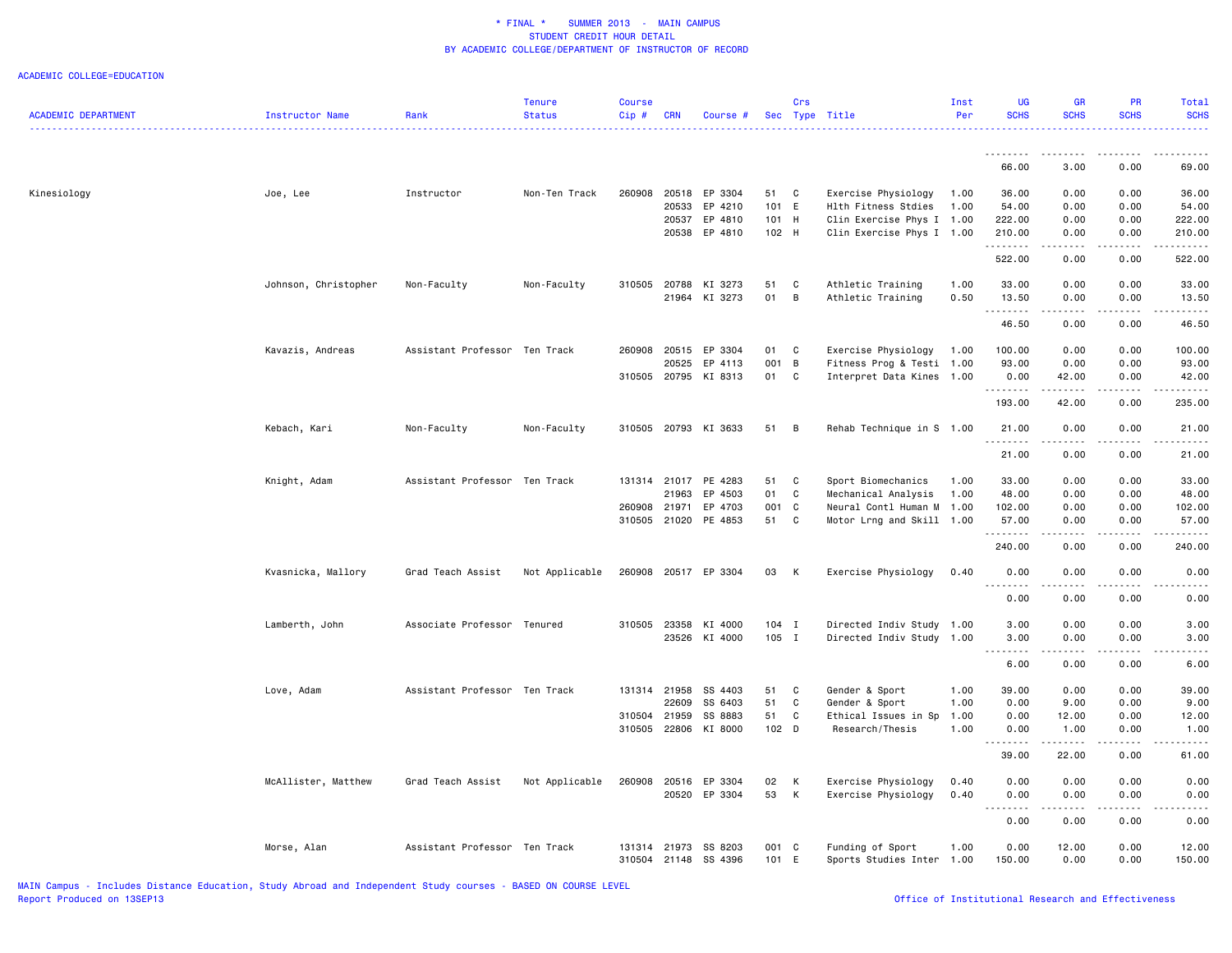# * FINAL * SUMMER 2013 - MAIN CAMPUS
## STUDENT CREDIT HOUR DETAIL
## BY ACADEMIC COLLEGE/DEPARTMENT OF INSTRUCTOR OF RECORD

ACADEMIC COLLEGE=EDUCATION

| ACADEMIC DEPARTMENT | Instructor Name | Rank | Tenure Status | Course Cip # | CRN | Course # | Sec | Crs Type | Title | Inst Per | UG SCHS | GR SCHS | PR SCHS | Total SCHS |
|---|---|---|---|---|---|---|---|---|---|---|---|---|---|---|
| | | | | | | | | | | | 66.00 | 3.00 | 0.00 | 69.00 |
| Kinesiology | Joe, Lee | Instructor | Non-Ten Track | 260908 | 20518 | EP 3304 | 51 | C | Exercise Physiology | 1.00 | 36.00 | 0.00 | 0.00 | 36.00 |
| | | | | | 20533 | EP 4210 | 101 | E | Hlth Fitness Stdies | 1.00 | 54.00 | 0.00 | 0.00 | 54.00 |
| | | | | | 20537 | EP 4810 | 101 | H | Clin Exercise Phys I | 1.00 | 222.00 | 0.00 | 0.00 | 222.00 |
| | | | | | 20538 | EP 4810 | 102 | H | Clin Exercise Phys I | 1.00 | 210.00 | 0.00 | 0.00 | 210.00 |
| | | | | | | | | | | | 522.00 | 0.00 | 0.00 | 522.00 |
| | Johnson, Christopher | Non-Faculty | Non-Faculty | 310505 | 20788 | KI 3273 | 51 | C | Athletic Training | 1.00 | 33.00 | 0.00 | 0.00 | 33.00 |
| | | | | | 21964 | KI 3273 | 01 | B | Athletic Training | 0.50 | 13.50 | 0.00 | 0.00 | 13.50 |
| | | | | | | | | | | | 46.50 | 0.00 | 0.00 | 46.50 |
| | Kavazis, Andreas | Assistant Professor | Ten Track | 260908 | 20515 | EP 3304 | 01 | C | Exercise Physiology | 1.00 | 100.00 | 0.00 | 0.00 | 100.00 |
| | | | | | 20525 | EP 4113 | 001 | B | Fitness Prog & Testi | 1.00 | 93.00 | 0.00 | 0.00 | 93.00 |
| | | | | 310505 | 20795 | KI 8313 | 01 | C | Interpret Data Kines | 1.00 | 0.00 | 42.00 | 0.00 | 42.00 |
| | | | | | | | | | | | 193.00 | 42.00 | 0.00 | 235.00 |
| | Kebach, Kari | Non-Faculty | Non-Faculty | 310505 | 20793 | KI 3633 | 51 | B | Rehab Technique in S | 1.00 | 21.00 | 0.00 | 0.00 | 21.00 |
| | | | | | | | | | | | 21.00 | 0.00 | 0.00 | 21.00 |
| | Knight, Adam | Assistant Professor | Ten Track | 131314 | 21017 | PE 4283 | 51 | C | Sport Biomechanics | 1.00 | 33.00 | 0.00 | 0.00 | 33.00 |
| | | | | | 21963 | EP 4503 | 01 | C | Mechanical Analysis | 1.00 | 48.00 | 0.00 | 0.00 | 48.00 |
| | | | | 260908 | 21971 | EP 4703 | 001 | C | Neural Contl Human M | 1.00 | 102.00 | 0.00 | 0.00 | 102.00 |
| | | | | 310505 | 21020 | PE 4853 | 51 | C | Motor Lrng and Skill | 1.00 | 57.00 | 0.00 | 0.00 | 57.00 |
| | | | | | | | | | | | 240.00 | 0.00 | 0.00 | 240.00 |
| | Kvasnicka, Mallory | Grad Teach Assist | Not Applicable | 260908 | 20517 | EP 3304 | 03 | K | Exercise Physiology | 0.40 | 0.00 | 0.00 | 0.00 | 0.00 |
| | | | | | | | | | | | 0.00 | 0.00 | 0.00 | 0.00 |
| | Lamberth, John | Associate Professor | Tenured | 310505 | 23358 | KI 4000 | 104 | I | Directed Indiv Study | 1.00 | 3.00 | 0.00 | 0.00 | 3.00 |
| | | | | | 23526 | KI 4000 | 105 | I | Directed Indiv Study | 1.00 | 3.00 | 0.00 | 0.00 | 3.00 |
| | | | | | | | | | | | 6.00 | 0.00 | 0.00 | 6.00 |
| | Love, Adam | Assistant Professor | Ten Track | 131314 | 21958 | SS 4403 | 51 | C | Gender & Sport | 1.00 | 39.00 | 0.00 | 0.00 | 39.00 |
| | | | | | 22609 | SS 6403 | 51 | C | Gender & Sport | 1.00 | 0.00 | 9.00 | 0.00 | 9.00 |
| | | | | 310504 | 21959 | SS 8883 | 51 | C | Ethical Issues in Sp | 1.00 | 0.00 | 12.00 | 0.00 | 12.00 |
| | | | | 310505 | 22806 | KI 8000 | 102 | D | Research/Thesis | 1.00 | 0.00 | 1.00 | 0.00 | 1.00 |
| | | | | | | | | | | | 39.00 | 22.00 | 0.00 | 61.00 |
| | McAllister, Matthew | Grad Teach Assist | Not Applicable | 260908 | 20516 | EP 3304 | 02 | K | Exercise Physiology | 0.40 | 0.00 | 0.00 | 0.00 | 0.00 |
| | | | | | 20520 | EP 3304 | 53 | K | Exercise Physiology | 0.40 | 0.00 | 0.00 | 0.00 | 0.00 |
| | | | | | | | | | | | 0.00 | 0.00 | 0.00 | 0.00 |
| | Morse, Alan | Assistant Professor | Ten Track | 131314 | 21973 | SS 8203 | 001 | C | Funding of Sport | 1.00 | 0.00 | 12.00 | 0.00 | 12.00 |
| | | | | 310504 | 21148 | SS 4396 | 101 | E | Sports Studies Inter | 1.00 | 150.00 | 0.00 | 0.00 | 150.00 |

MAIN Campus - Includes Distance Education, Study Abroad and Independent Study courses - BASED ON COURSE LEVEL
Report Produced on 13SEP13

Office of Institutional Research and Effectiveness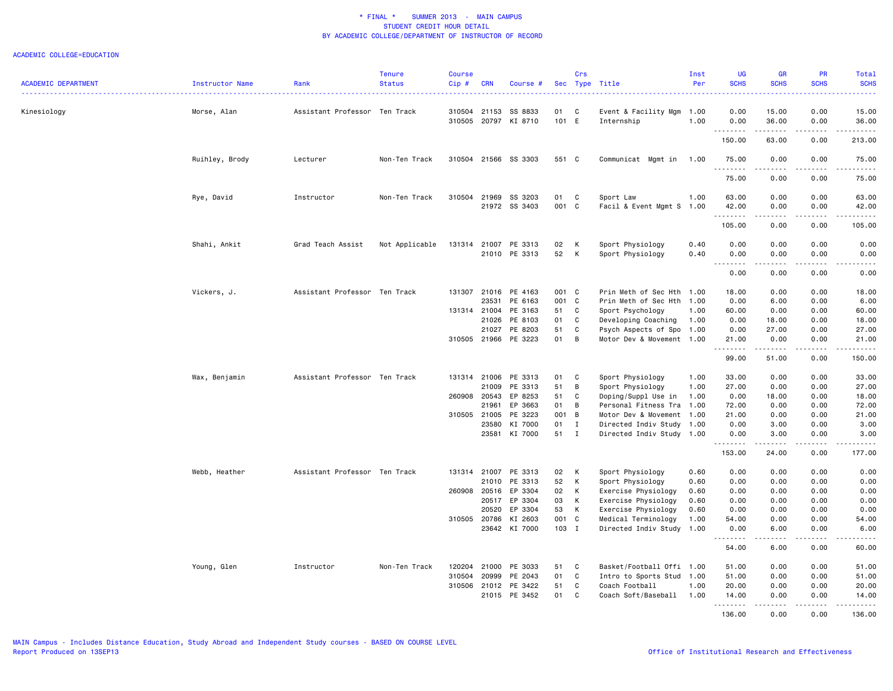\* FINAL \* SUMMER 2013 - MAIN CAMPUS
STUDENT CREDIT HOUR DETAIL
BY ACADEMIC COLLEGE/DEPARTMENT OF INSTRUCTOR OF RECORD

ACADEMIC COLLEGE=EDUCATION

| ACADEMIC DEPARTMENT | Instructor Name | Rank | Tenure Status | Course Cip # | CRN | Course # | Sec | Crs Type | Title | Inst Per | UG SCHS | GR SCHS | PR SCHS | Total SCHS |
|---|---|---|---|---|---|---|---|---|---|---|---|---|---|---|
| Kinesiology | Morse, Alan | Assistant Professor | Ten Track | 310504 | 21153 | SS 8833 | 01 | C | Event & Facility Mgm | 1.00 | 0.00 | 15.00 | 0.00 | 15.00 |
| | | | | 310505 | 20797 | KI 8710 | 101 | E | Internship | 1.00 | 0.00 | 36.00 | 0.00 | 36.00 |
| | | | | | | | | | | | 150.00 | 63.00 | 0.00 | 213.00 |
| | Ruihley, Brody | Lecturer | Non-Ten Track | 310504 | 21566 | SS 3303 | 551 | C | Communicat Mgmt in | 1.00 | 75.00 | 0.00 | 0.00 | 75.00 |
| | | | | | | | | | | | 75.00 | 0.00 | 0.00 | 75.00 |
| | Rye, David | Instructor | Non-Ten Track | 310504 | 21969 | SS 3203 | 01 | C | Sport Law | 1.00 | 63.00 | 0.00 | 0.00 | 63.00 |
| | | | | | 21972 | SS 3403 | 001 | C | Facil & Event Mgmt S | 1.00 | 42.00 | 0.00 | 0.00 | 42.00 |
| | | | | | | | | | | | 105.00 | 0.00 | 0.00 | 105.00 |
| | Shahi, Ankit | Grad Teach Assist | Not Applicable | 131314 | 21007 | PE 3313 | 02 | K | Sport Physiology | 0.40 | 0.00 | 0.00 | 0.00 | 0.00 |
| | | | | | 21010 | PE 3313 | 52 | K | Sport Physiology | 0.40 | 0.00 | 0.00 | 0.00 | 0.00 |
| | | | | | | | | | | | 0.00 | 0.00 | 0.00 | 0.00 |
| | Vickers, J. | Assistant Professor | Ten Track | 131307 | 21016 | PE 4163 | 001 | C | Prin Meth of Sec Hth | 1.00 | 18.00 | 0.00 | 0.00 | 18.00 |
| | | | | | 23531 | PE 6163 | 001 | C | Prin Meth of Sec Hth | 1.00 | 0.00 | 6.00 | 0.00 | 6.00 |
| | | | | 131314 | 21004 | PE 3163 | 51 | C | Sport Psychology | 1.00 | 60.00 | 0.00 | 0.00 | 60.00 |
| | | | | | 21026 | PE 8103 | 01 | C | Developing Coaching | 1.00 | 0.00 | 18.00 | 0.00 | 18.00 |
| | | | | | 21027 | PE 8203 | 51 | C | Psych Aspects of Spo | 1.00 | 0.00 | 27.00 | 0.00 | 27.00 |
| | | | | 310505 | 21966 | PE 3223 | 01 | B | Motor Dev & Movement | 1.00 | 21.00 | 0.00 | 0.00 | 21.00 |
| | | | | | | | | | | | 99.00 | 51.00 | 0.00 | 150.00 |
| | Wax, Benjamin | Assistant Professor | Ten Track | 131314 | 21006 | PE 3313 | 01 | C | Sport Physiology | 1.00 | 33.00 | 0.00 | 0.00 | 33.00 |
| | | | | | 21009 | PE 3313 | 51 | B | Sport Physiology | 1.00 | 27.00 | 0.00 | 0.00 | 27.00 |
| | | | | 260908 | 20543 | EP 8253 | 51 | C | Doping/Suppl Use in | 1.00 | 0.00 | 18.00 | 0.00 | 18.00 |
| | | | | | 21961 | EP 3663 | 01 | B | Personal Fitness Tra | 1.00 | 72.00 | 0.00 | 0.00 | 72.00 |
| | | | | 310505 | 21005 | PE 3223 | 001 | B | Motor Dev & Movement | 1.00 | 21.00 | 0.00 | 0.00 | 21.00 |
| | | | | | 23580 | KI 7000 | 01 | I | Directed Indiv Study | 1.00 | 0.00 | 3.00 | 0.00 | 3.00 |
| | | | | | 23581 | KI 7000 | 51 | I | Directed Indiv Study | 1.00 | 0.00 | 3.00 | 0.00 | 3.00 |
| | | | | | | | | | | | 153.00 | 24.00 | 0.00 | 177.00 |
| | Webb, Heather | Assistant Professor | Ten Track | 131314 | 21007 | PE 3313 | 02 | K | Sport Physiology | 0.60 | 0.00 | 0.00 | 0.00 | 0.00 |
| | | | | | 21010 | PE 3313 | 52 | K | Sport Physiology | 0.60 | 0.00 | 0.00 | 0.00 | 0.00 |
| | | | | 260908 | 20516 | EP 3304 | 02 | K | Exercise Physiology | 0.60 | 0.00 | 0.00 | 0.00 | 0.00 |
| | | | | | 20517 | EP 3304 | 03 | K | Exercise Physiology | 0.60 | 0.00 | 0.00 | 0.00 | 0.00 |
| | | | | | 20520 | EP 3304 | 53 | K | Exercise Physiology | 0.60 | 0.00 | 0.00 | 0.00 | 0.00 |
| | | | | 310505 | 20786 | KI 2603 | 001 | C | Medical Terminology | 1.00 | 54.00 | 0.00 | 0.00 | 54.00 |
| | | | | | 23642 | KI 7000 | 103 | I | Directed Indiv Study | 1.00 | 0.00 | 6.00 | 0.00 | 6.00 |
| | | | | | | | | | | | 54.00 | 6.00 | 0.00 | 60.00 |
| | Young, Glen | Instructor | Non-Ten Track | 120204 | 21000 | PE 3033 | 51 | C | Basket/Football Offi | 1.00 | 51.00 | 0.00 | 0.00 | 51.00 |
| | | | | 310504 | 20999 | PE 2043 | 01 | C | Intro to Sports Stud | 1.00 | 51.00 | 0.00 | 0.00 | 51.00 |
| | | | | 310506 | 21012 | PE 3422 | 51 | C | Coach Football | 1.00 | 20.00 | 0.00 | 0.00 | 20.00 |
| | | | | | 21015 | PE 3452 | 01 | C | Coach Soft/Baseball | 1.00 | 14.00 | 0.00 | 0.00 | 14.00 |
| | | | | | | | | | | | 136.00 | 0.00 | 0.00 | 136.00 |

MAIN Campus - Includes Distance Education, Study Abroad and Independent Study courses - BASED ON COURSE LEVEL
Report Produced on 13SEP13

Office of Institutional Research and Effectiveness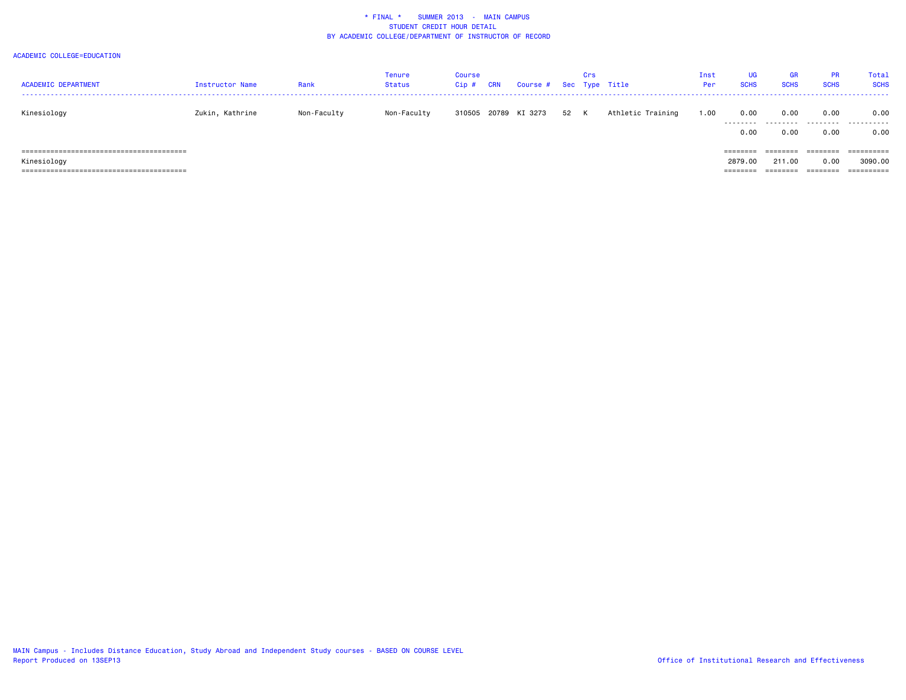# * FINAL * SUMMER 2013 - MAIN CAMPUS
## STUDENT CREDIT HOUR DETAIL
## BY ACADEMIC COLLEGE/DEPARTMENT OF INSTRUCTOR OF RECORD

ACADEMIC COLLEGE=EDUCATION

| ACADEMIC DEPARTMENT | Instructor Name | Rank | Tenure Status | Course Cip # | CRN | Course # | Sec | Crs Type | Title | Inst Per | UG SCHS | GR SCHS | PR SCHS | Total SCHS |
|---|---|---|---|---|---|---|---|---|---|---|---|---|---|---|
| Kinesiology | Zukin, Kathrine | Non-Faculty | Non-Faculty | 310505 | 20789 | KI 3273 | 52 | K | Athletic Training | 1.00 | 0.00 | 0.00 | 0.00 | 0.00 |
| | | | | | | | | | | | 0.00 | 0.00 | 0.00 | 0.00 |
| Kinesiology | | | | | | | | | | | 2879.00 | 211.00 | 0.00 | 3090.00 |

MAIN Campus - Includes Distance Education, Study Abroad and Independent Study courses - BASED ON COURSE LEVEL
Report Produced on 13SEP13

Office of Institutional Research and Effectiveness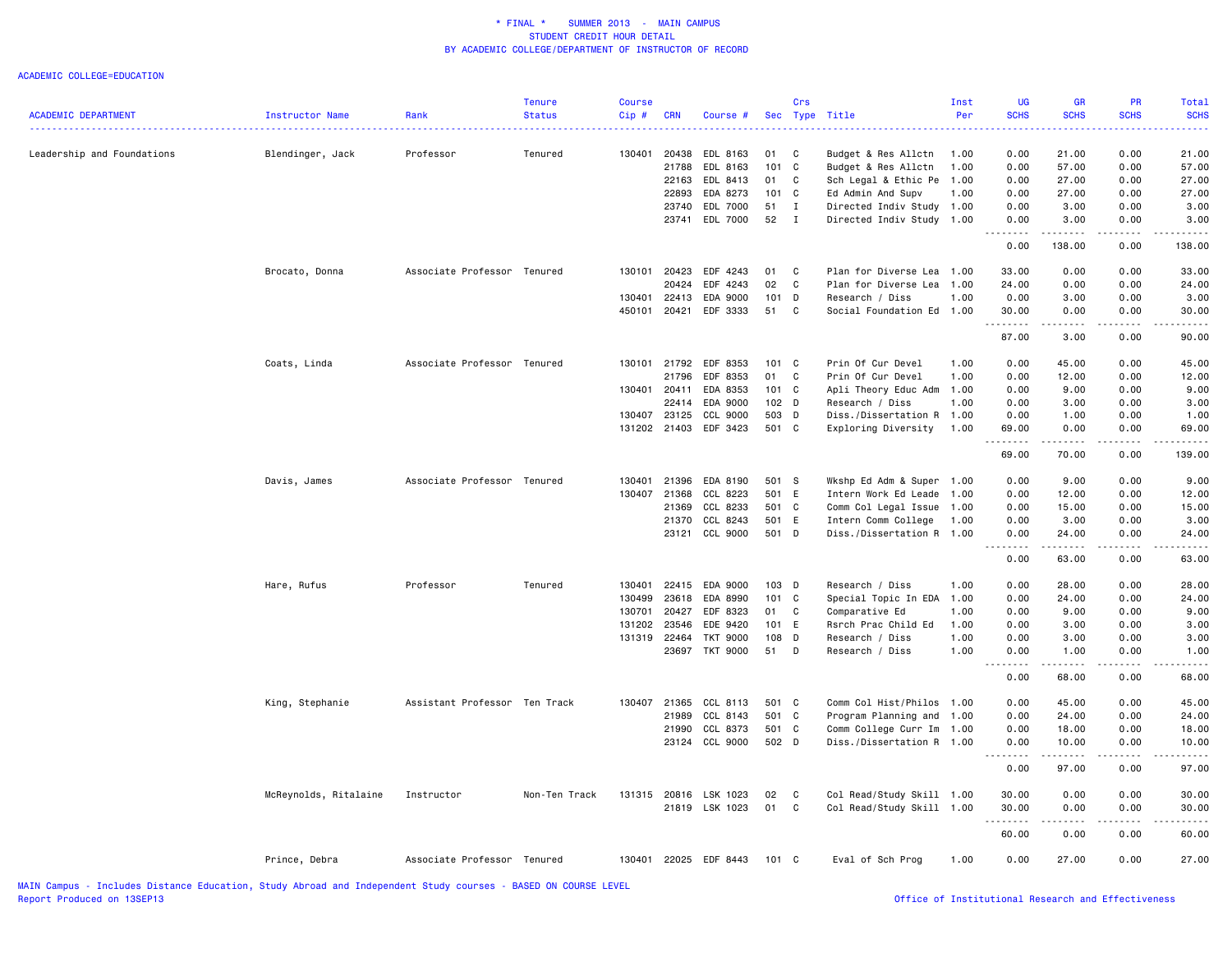# * FINAL * SUMMER 2013 - MAIN CAMPUS
## STUDENT CREDIT HOUR DETAIL
## BY ACADEMIC COLLEGE/DEPARTMENT OF INSTRUCTOR OF RECORD

ACADEMIC COLLEGE=EDUCATION

| ACADEMIC DEPARTMENT | Instructor Name | Rank | Tenure Status | Course Cip # | CRN | Course # | Sec | Crs Type | Title | Inst Per | UG SCHS | GR SCHS | PR SCHS | Total SCHS |
|---|---|---|---|---|---|---|---|---|---|---|---|---|---|---|
| Leadership and Foundations | Blendinger, Jack | Professor | Tenured | 130401 | 20438 | EDL 8163 | 01 | C | Budget & Res Allctn | 1.00 | 0.00 | 21.00 | 0.00 | 21.00 |
| | | | | | 21788 | EDL 8163 | 101 | C | Budget & Res Allctn | 1.00 | 0.00 | 57.00 | 0.00 | 57.00 |
| | | | | | 22163 | EDL 8413 | 01 | C | Sch Legal & Ethic Pe | 1.00 | 0.00 | 27.00 | 0.00 | 27.00 |
| | | | | | 22893 | EDA 8273 | 101 | C | Ed Admin And Supv | 1.00 | 0.00 | 27.00 | 0.00 | 27.00 |
| | | | | | 23740 | EDL 7000 | 51 | I | Directed Indiv Study | 1.00 | 0.00 | 3.00 | 0.00 | 3.00 |
| | | | | | 23741 | EDL 7000 | 52 | I | Directed Indiv Study | 1.00 | 0.00 | 3.00 | 0.00 | 3.00 |
| | | | | | | | | | | | 0.00 | 138.00 | 0.00 | 138.00 |
| | Brocato, Donna | Associate Professor | Tenured | 130101 | 20423 | EDF 4243 | 01 | C | Plan for Diverse Lea | 1.00 | 33.00 | 0.00 | 0.00 | 33.00 |
| | | | | | 20424 | EDF 4243 | 02 | C | Plan for Diverse Lea | 1.00 | 24.00 | 0.00 | 0.00 | 24.00 |
| | | | | 130401 | 22413 | EDA 9000 | 101 | D | Research / Diss | 1.00 | 0.00 | 3.00 | 0.00 | 3.00 |
| | | | | 450101 | 20421 | EDF 3333 | 51 | C | Social Foundation Ed | 1.00 | 30.00 | 0.00 | 0.00 | 30.00 |
| | | | | | | | | | | | 87.00 | 3.00 | 0.00 | 90.00 |
| | Coats, Linda | Associate Professor | Tenured | 130101 | 21792 | EDF 8353 | 101 | C | Prin Of Cur Devel | 1.00 | 0.00 | 45.00 | 0.00 | 45.00 |
| | | | | | 21796 | EDF 8353 | 01 | C | Prin Of Cur Devel | 1.00 | 0.00 | 12.00 | 0.00 | 12.00 |
| | | | | 130401 | 20411 | EDA 8353 | 101 | C | Apli Theory Educ Adm | 1.00 | 0.00 | 9.00 | 0.00 | 9.00 |
| | | | | | 22414 | EDA 9000 | 102 | D | Research / Diss | 1.00 | 0.00 | 3.00 | 0.00 | 3.00 |
| | | | | 130407 | 23125 | CCL 9000 | 503 | D | Diss./Dissertation R | 1.00 | 0.00 | 1.00 | 0.00 | 1.00 |
| | | | | 131202 | 21403 | EDF 3423 | 501 | C | Exploring Diversity | 1.00 | 69.00 | 0.00 | 0.00 | 69.00 |
| | | | | | | | | | | | 69.00 | 70.00 | 0.00 | 139.00 |
| | Davis, James | Associate Professor | Tenured | 130401 | 21396 | EDA 8190 | 501 | S | Wkshp Ed Adm & Super | 1.00 | 0.00 | 9.00 | 0.00 | 9.00 |
| | | | | 130407 | 21368 | CCL 8223 | 501 | E | Intern Work Ed Leade | 1.00 | 0.00 | 12.00 | 0.00 | 12.00 |
| | | | | | 21369 | CCL 8233 | 501 | C | Comm Col Legal Issue | 1.00 | 0.00 | 15.00 | 0.00 | 15.00 |
| | | | | | 21370 | CCL 8243 | 501 | E | Intern Comm College | 1.00 | 0.00 | 3.00 | 0.00 | 3.00 |
| | | | | | 23121 | CCL 9000 | 501 | D | Diss./Dissertation R | 1.00 | 0.00 | 24.00 | 0.00 | 24.00 |
| | | | | | | | | | | | 0.00 | 63.00 | 0.00 | 63.00 |
| | Hare, Rufus | Professor | Tenured | 130401 | 22415 | EDA 9000 | 103 | D | Research / Diss | 1.00 | 0.00 | 28.00 | 0.00 | 28.00 |
| | | | | 130499 | 23618 | EDA 8990 | 101 | C | Special Topic In EDA | 1.00 | 0.00 | 24.00 | 0.00 | 24.00 |
| | | | | 130701 | 20427 | EDF 8323 | 01 | C | Comparative Ed | 1.00 | 0.00 | 9.00 | 0.00 | 9.00 |
| | | | | 131202 | 23546 | EDE 9420 | 101 | E | Rsrch Prac Child Ed | 1.00 | 0.00 | 3.00 | 0.00 | 3.00 |
| | | | | 131319 | 22464 | TKT 9000 | 108 | D | Research / Diss | 1.00 | 0.00 | 3.00 | 0.00 | 3.00 |
| | | | | | 23697 | TKT 9000 | 51 | D | Research / Diss | 1.00 | 0.00 | 1.00 | 0.00 | 1.00 |
| | | | | | | | | | | | 0.00 | 68.00 | 0.00 | 68.00 |
| | King, Stephanie | Assistant Professor | Ten Track | 130407 | 21365 | CCL 8113 | 501 | C | Comm Col Hist/Philos | 1.00 | 0.00 | 45.00 | 0.00 | 45.00 |
| | | | | | 21989 | CCL 8143 | 501 | C | Program Planning and | 1.00 | 0.00 | 24.00 | 0.00 | 24.00 |
| | | | | | 21990 | CCL 8373 | 501 | C | Comm College Curr Im | 1.00 | 0.00 | 18.00 | 0.00 | 18.00 |
| | | | | | 23124 | CCL 9000 | 502 | D | Diss./Dissertation R | 1.00 | 0.00 | 10.00 | 0.00 | 10.00 |
| | | | | | | | | | | | 0.00 | 97.00 | 0.00 | 97.00 |
| | McReynolds, Ritalaine | Instructor | Non-Ten Track | 131315 | 20816 | LSK 1023 | 02 | C | Col Read/Study Skill | 1.00 | 30.00 | 0.00 | 0.00 | 30.00 |
| | | | | | 21819 | LSK 1023 | 01 | C | Col Read/Study Skill | 1.00 | 30.00 | 0.00 | 0.00 | 30.00 |
| | | | | | | | | | | | 60.00 | 0.00 | 0.00 | 60.00 |
| | Prince, Debra | Associate Professor | Tenured | 130401 | 22025 | EDF 8443 | 101 | C | Eval of Sch Prog | 1.00 | 0.00 | 27.00 | 0.00 | 27.00 |

MAIN Campus - Includes Distance Education, Study Abroad and Independent Study courses - BASED ON COURSE LEVEL
Report Produced on 13SEP13

Office of Institutional Research and Effectiveness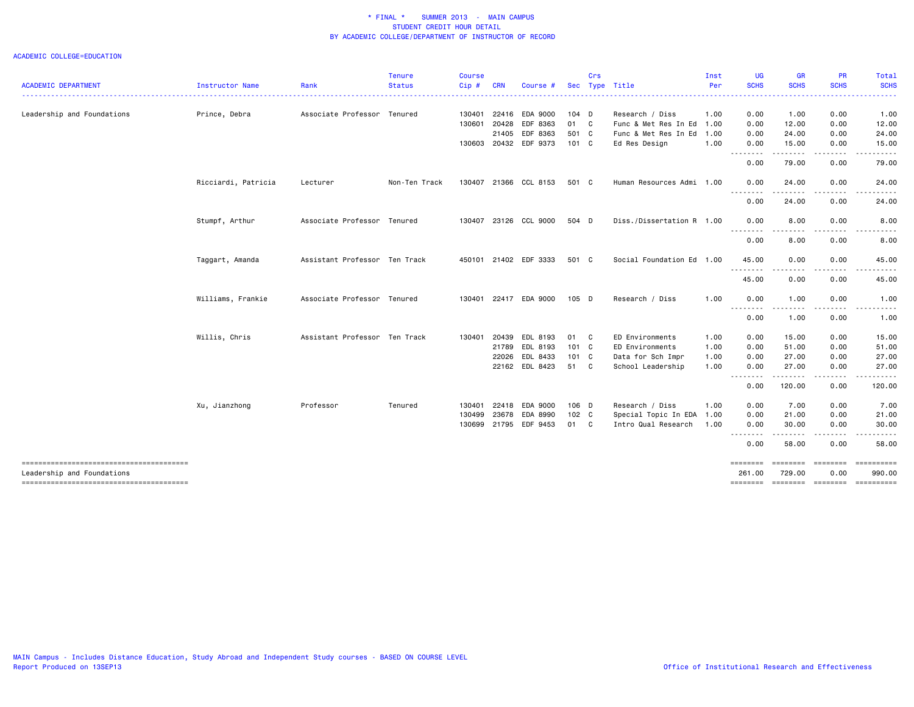\* FINAL \* SUMMER 2013 - MAIN CAMPUS
STUDENT CREDIT HOUR DETAIL
BY ACADEMIC COLLEGE/DEPARTMENT OF INSTRUCTOR OF RECORD

ACADEMIC COLLEGE=EDUCATION

| ACADEMIC DEPARTMENT | Instructor Name | Rank | Tenure Status | Course Cip # | CRN | Course # | Sec | Crs Type | Title | Inst Per | UG SCHS | GR SCHS | PR SCHS | Total SCHS |
|---|---|---|---|---|---|---|---|---|---|---|---|---|---|---|
| Leadership and Foundations | Prince, Debra | Associate Professor | Tenured | 130401 | 22416 | EDA 9000 | 104 | D | Research / Diss | 1.00 | 0.00 | 1.00 | 0.00 | 1.00 |
| | | | | 130601 | 20428 | EDF 8363 | 01 | C | Func & Met Res In Ed | 1.00 | 0.00 | 12.00 | 0.00 | 12.00 |
| | | | | | 21405 | EDF 8363 | 501 | C | Func & Met Res In Ed | 1.00 | 0.00 | 24.00 | 0.00 | 24.00 |
| | | | | 130603 | 20432 | EDF 9373 | 101 | C | Ed Res Design | 1.00 | 0.00 | 15.00 | 0.00 | 15.00 |
| | | | | | | | | | | | 0.00 | 79.00 | 0.00 | 79.00 |
| | Ricciardi, Patricia | Lecturer | Non-Ten Track | 130407 | 21366 | CCL 8153 | 501 | C | Human Resources Admi | 1.00 | 0.00 | 24.00 | 0.00 | 24.00 |
| | | | | | | | | | | | 0.00 | 24.00 | 0.00 | 24.00 |
| | Stumpf, Arthur | Associate Professor | Tenured | 130407 | 23126 | CCL 9000 | 504 | D | Diss./Dissertation R | 1.00 | 0.00 | 8.00 | 0.00 | 8.00 |
| | | | | | | | | | | | 0.00 | 8.00 | 0.00 | 8.00 |
| | Taggart, Amanda | Assistant Professor | Ten Track | 450101 | 21402 | EDF 3333 | 501 | C | Social Foundation Ed | 1.00 | 45.00 | 0.00 | 0.00 | 45.00 |
| | | | | | | | | | | | 45.00 | 0.00 | 0.00 | 45.00 |
| | Williams, Frankie | Associate Professor | Tenured | 130401 | 22417 | EDA 9000 | 105 | D | Research / Diss | 1.00 | 0.00 | 1.00 | 0.00 | 1.00 |
| | | | | | | | | | | | 0.00 | 1.00 | 0.00 | 1.00 |
| | Willis, Chris | Assistant Professor | Ten Track | 130401 | 20439 | EDL 8193 | 01 | C | ED Environments | 1.00 | 0.00 | 15.00 | 0.00 | 15.00 |
| | | | | | 21789 | EDL 8193 | 101 | C | ED Environments | 1.00 | 0.00 | 51.00 | 0.00 | 51.00 |
| | | | | | 22026 | EDL 8433 | 101 | C | Data for Sch Impr | 1.00 | 0.00 | 27.00 | 0.00 | 27.00 |
| | | | | | 22162 | EDL 8423 | 51 | C | School Leadership | 1.00 | 0.00 | 27.00 | 0.00 | 27.00 |
| | | | | | | | | | | | 0.00 | 120.00 | 0.00 | 120.00 |
| | Xu, Jianzhong | Professor | Tenured | 130401 | 22418 | EDA 9000 | 106 | D | Research / Diss | 1.00 | 0.00 | 7.00 | 0.00 | 7.00 |
| | | | | 130499 | 23678 | EDA 8990 | 102 | C | Special Topic In EDA | 1.00 | 0.00 | 21.00 | 0.00 | 21.00 |
| | | | | 130699 | 21795 | EDF 9453 | 01 | C | Intro Qual Research | 1.00 | 0.00 | 30.00 | 0.00 | 30.00 |
| | | | | | | | | | | | 0.00 | 58.00 | 0.00 | 58.00 |
| Leadership and Foundations | | | | | | | | | | | 261.00 | 729.00 | 0.00 | 990.00 |

MAIN Campus - Includes Distance Education, Study Abroad and Independent Study courses - BASED ON COURSE LEVEL
Report Produced on 13SEP13

Office of Institutional Research and Effectiveness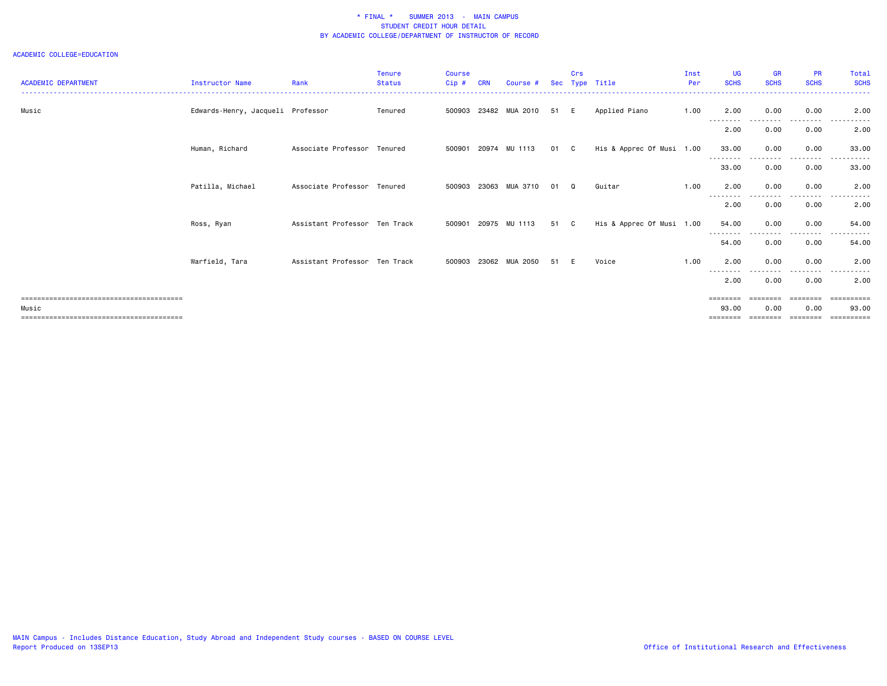# * FINAL * SUMMER 2013 - MAIN CAMPUS
## STUDENT CREDIT HOUR DETAIL
## BY ACADEMIC COLLEGE/DEPARTMENT OF INSTRUCTOR OF RECORD

ACADEMIC COLLEGE=EDUCATION

| ACADEMIC DEPARTMENT | Instructor Name | Rank | Tenure Status | Course Cip # | CRN | Course # | Sec | Crs Type | Title | Inst Per | UG SCHS | GR SCHS | PR SCHS | Total SCHS |
|---|---|---|---|---|---|---|---|---|---|---|---|---|---|---|
| Music | Edwards-Henry, Jacqueli | Professor | Tenured | 500903 | 23482 | MUA 2010 | 51 | E | Applied Piano | 1.00 | 2.00 | 0.00 | 0.00 | 2.00 |
| | | | | | | | | | | | 2.00 | 0.00 | 0.00 | 2.00 |
| | Human, Richard | Associate Professor | Tenured | 500901 | 20974 | MU 1113 | 01 | C | His & Apprec Of Musi | 1.00 | 33.00 | 0.00 | 0.00 | 33.00 |
| | | | | | | | | | | | 33.00 | 0.00 | 0.00 | 33.00 |
| | Patilla, Michael | Associate Professor | Tenured | 500903 | 23063 | MUA 3710 | 01 | Q | Guitar | 1.00 | 2.00 | 0.00 | 0.00 | 2.00 |
| | | | | | | | | | | | 2.00 | 0.00 | 0.00 | 2.00 |
| | Ross, Ryan | Assistant Professor | Ten Track | 500901 | 20975 | MU 1113 | 51 | C | His & Apprec Of Musi | 1.00 | 54.00 | 0.00 | 0.00 | 54.00 |
| | | | | | | | | | | | 54.00 | 0.00 | 0.00 | 54.00 |
| | Warfield, Tara | Assistant Professor | Ten Track | 500903 | 23062 | MUA 2050 | 51 | E | Voice | 1.00 | 2.00 | 0.00 | 0.00 | 2.00 |
| | | | | | | | | | | | 2.00 | 0.00 | 0.00 | 2.00 |
| Music | | | | | | | | | | | 93.00 | 0.00 | 0.00 | 93.00 |

MAIN Campus - Includes Distance Education, Study Abroad and Independent Study courses - BASED ON COURSE LEVEL
Report Produced on 13SEP13

Office of Institutional Research and Effectiveness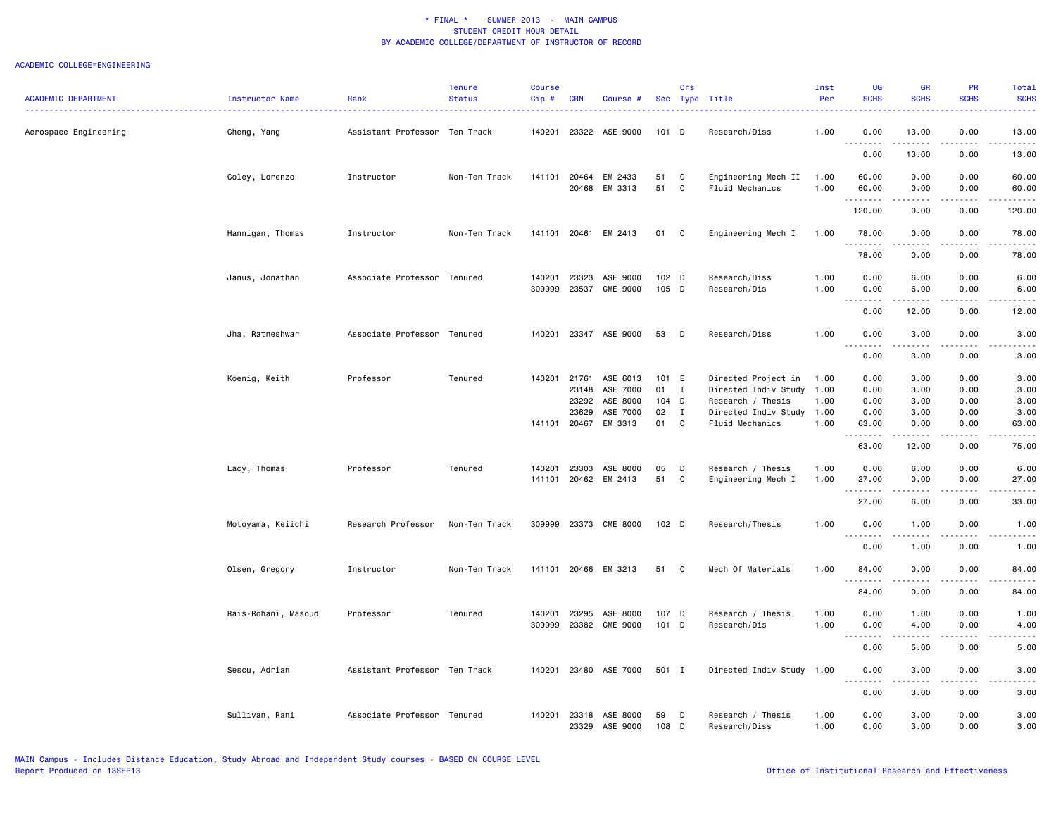\* FINAL \* SUMMER 2013 - MAIN CAMPUS
STUDENT CREDIT HOUR DETAIL
BY ACADEMIC COLLEGE/DEPARTMENT OF INSTRUCTOR OF RECORD

ACADEMIC COLLEGE=ENGINEERING

| ACADEMIC DEPARTMENT | Instructor Name | Rank | Tenure Status | Course Cip # | CRN | Course # | Sec | Crs Type | Title | Inst Per | UG SCHS | GR SCHS | PR SCHS | Total SCHS |
|---|---|---|---|---|---|---|---|---|---|---|---|---|---|---|
| Aerospace Engineering | Cheng, Yang | Assistant Professor | Ten Track | 140201 | 23322 | ASE 9000 | 101 | D | Research/Diss | 1.00 | 0.00 | 13.00 | 0.00 | 13.00 |
| | | | | | | | | | | | 0.00 | 13.00 | 0.00 | 13.00 |
| | Coley, Lorenzo | Instructor | Non-Ten Track | 141101 | 20464 | EM 2433 | 51 | C | Engineering Mech II | 1.00 | 60.00 | 0.00 | 0.00 | 60.00 |
| | | | | | 20468 | EM 3313 | 51 | C | Fluid Mechanics | 1.00 | 60.00 | 0.00 | 0.00 | 60.00 |
| | | | | | | | | | | | 120.00 | 0.00 | 0.00 | 120.00 |
| | Hannigan, Thomas | Instructor | Non-Ten Track | 141101 | 20461 | EM 2413 | 01 | C | Engineering Mech I | 1.00 | 78.00 | 0.00 | 0.00 | 78.00 |
| | | | | | | | | | | | 78.00 | 0.00 | 0.00 | 78.00 |
| | Janus, Jonathan | Associate Professor | Tenured | 140201 | 23323 | ASE 9000 | 102 | D | Research/Diss | 1.00 | 0.00 | 6.00 | 0.00 | 6.00 |
| | | | | 309999 | 23537 | CME 9000 | 105 | D | Research/Dis | 1.00 | 0.00 | 6.00 | 0.00 | 6.00 |
| | | | | | | | | | | | 0.00 | 12.00 | 0.00 | 12.00 |
| | Jha, Ratneshwar | Associate Professor | Tenured | 140201 | 23347 | ASE 9000 | 53 | D | Research/Diss | 1.00 | 0.00 | 3.00 | 0.00 | 3.00 |
| | | | | | | | | | | | 0.00 | 3.00 | 0.00 | 3.00 |
| | Koenig, Keith | Professor | Tenured | 140201 | 21761 | ASE 6013 | 101 | E | Directed Project in | 1.00 | 0.00 | 3.00 | 0.00 | 3.00 |
| | | | | | 23148 | ASE 7000 | 01 | I | Directed Indiv Study | 1.00 | 0.00 | 3.00 | 0.00 | 3.00 |
| | | | | | 23292 | ASE 8000 | 104 | D | Research / Thesis | 1.00 | 0.00 | 3.00 | 0.00 | 3.00 |
| | | | | | 23629 | ASE 7000 | 02 | I | Directed Indiv Study | 1.00 | 0.00 | 3.00 | 0.00 | 3.00 |
| | | | | 141101 | 20467 | EM 3313 | 01 | C | Fluid Mechanics | 1.00 | 63.00 | 0.00 | 0.00 | 63.00 |
| | | | | | | | | | | | 63.00 | 12.00 | 0.00 | 75.00 |
| | Lacy, Thomas | Professor | Tenured | 140201 | 23303 | ASE 8000 | 05 | D | Research / Thesis | 1.00 | 0.00 | 6.00 | 0.00 | 6.00 |
| | | | | 141101 | 20462 | EM 2413 | 51 | C | Engineering Mech I | 1.00 | 27.00 | 0.00 | 0.00 | 27.00 |
| | | | | | | | | | | | 27.00 | 6.00 | 0.00 | 33.00 |
| | Motoyama, Keiichi | Research Professor | Non-Ten Track | 309999 | 23373 | CME 8000 | 102 | D | Research/Thesis | 1.00 | 0.00 | 1.00 | 0.00 | 1.00 |
| | | | | | | | | | | | 0.00 | 1.00 | 0.00 | 1.00 |
| | Olsen, Gregory | Instructor | Non-Ten Track | 141101 | 20466 | EM 3213 | 51 | C | Mech Of Materials | 1.00 | 84.00 | 0.00 | 0.00 | 84.00 |
| | | | | | | | | | | | 84.00 | 0.00 | 0.00 | 84.00 |
| | Rais-Rohani, Masoud | Professor | Tenured | 140201 | 23295 | ASE 8000 | 107 | D | Research / Thesis | 1.00 | 0.00 | 1.00 | 0.00 | 1.00 |
| | | | | 309999 | 23382 | CME 9000 | 101 | D | Research/Dis | 1.00 | 0.00 | 4.00 | 0.00 | 4.00 |
| | | | | | | | | | | | 0.00 | 5.00 | 0.00 | 5.00 |
| | Sescu, Adrian | Assistant Professor | Ten Track | 140201 | 23480 | ASE 7000 | 501 | I | Directed Indiv Study | 1.00 | 0.00 | 3.00 | 0.00 | 3.00 |
| | | | | | | | | | | | 0.00 | 3.00 | 0.00 | 3.00 |
| | Sullivan, Rani | Associate Professor | Tenured | 140201 | 23318 | ASE 8000 | 59 | D | Research / Thesis | 1.00 | 0.00 | 3.00 | 0.00 | 3.00 |
| | | | | | 23329 | ASE 9000 | 108 | D | Research/Diss | 1.00 | 0.00 | 3.00 | 0.00 | 3.00 |

MAIN Campus - Includes Distance Education, Study Abroad and Independent Study courses - BASED ON COURSE LEVEL
Report Produced on 13SEP13

Office of Institutional Research and Effectiveness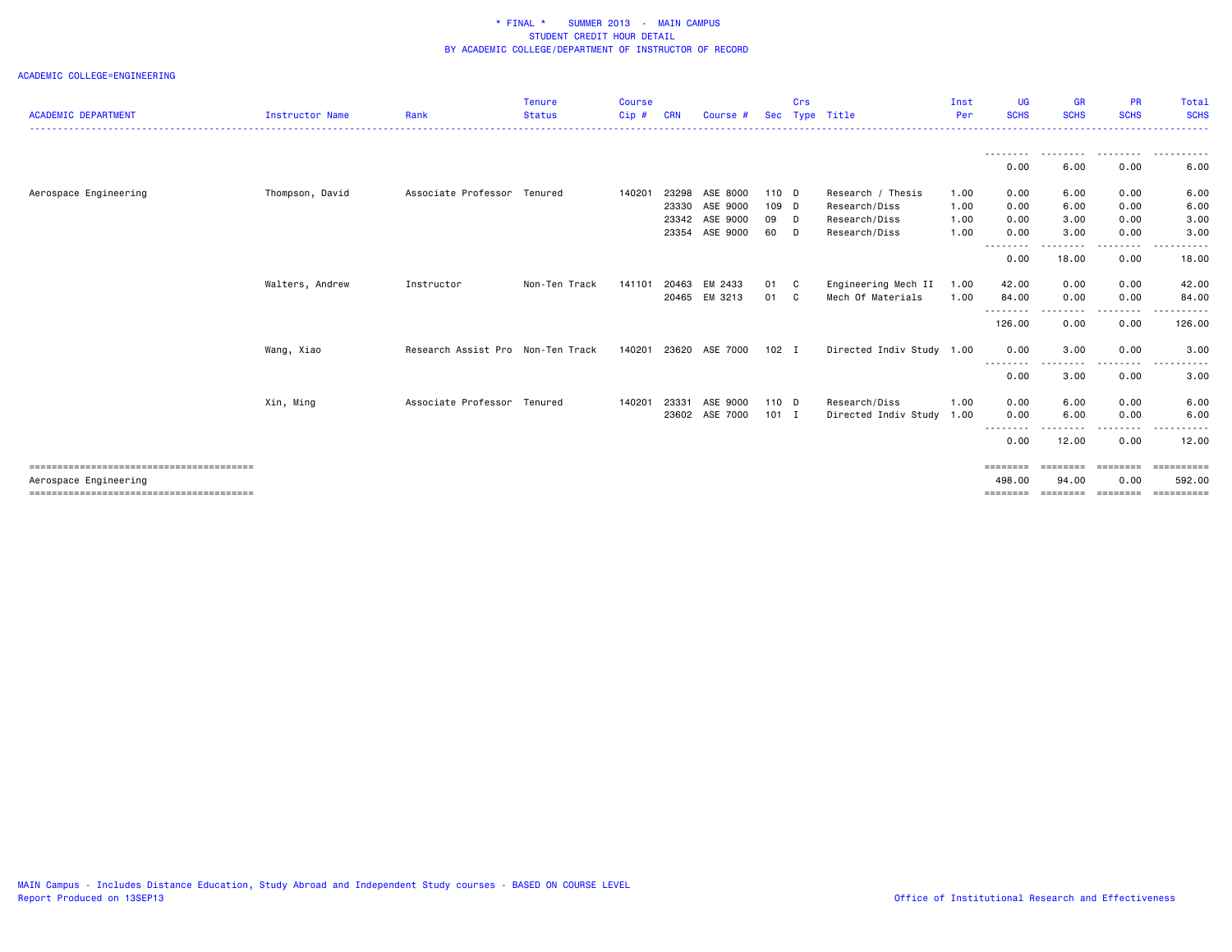* FINAL * SUMMER 2013 - MAIN CAMPUS
STUDENT CREDIT HOUR DETAIL
BY ACADEMIC COLLEGE/DEPARTMENT OF INSTRUCTOR OF RECORD

ACADEMIC COLLEGE=ENGINEERING

| ACADEMIC DEPARTMENT | Instructor Name | Rank | Tenure Status | Course Cip # | CRN | Course # | Sec | Crs Type | Title | Inst Per | UG SCHS | GR SCHS | PR SCHS | Total SCHS |
|---|---|---|---|---|---|---|---|---|---|---|---|---|---|---|
| | | | | | | | | | | | 0.00 | 6.00 | 0.00 | 6.00 |
| Aerospace Engineering | Thompson, David | Associate Professor | Tenured | 140201 | 23298 | ASE 8000 | 110 | D | Research / Thesis | 1.00 | 0.00 | 6.00 | 0.00 | 6.00 |
| | | | | | 23330 | ASE 9000 | 109 | D | Research/Diss | 1.00 | 0.00 | 6.00 | 0.00 | 6.00 |
| | | | | | 23342 | ASE 9000 | 09 | D | Research/Diss | 1.00 | 0.00 | 3.00 | 0.00 | 3.00 |
| | | | | | 23354 | ASE 9000 | 60 | D | Research/Diss | 1.00 | 0.00 | 3.00 | 0.00 | 3.00 |
| | | | | | | | | | | | 0.00 | 18.00 | 0.00 | 18.00 |
| | Walters, Andrew | Instructor | Non-Ten Track | 141101 | 20463 | EM 2433 | 01 | C | Engineering Mech II | 1.00 | 42.00 | 0.00 | 0.00 | 42.00 |
| | | | | | 20465 | EM 3213 | 01 | C | Mech Of Materials | 1.00 | 84.00 | 0.00 | 0.00 | 84.00 |
| | | | | | | | | | | | 126.00 | 0.00 | 0.00 | 126.00 |
| | Wang, Xiao | Research Assist Pro | Non-Ten Track | 140201 | 23620 | ASE 7000 | 102 | I | Directed Indiv Study | 1.00 | 0.00 | 3.00 | 0.00 | 3.00 |
| | | | | | | | | | | | 0.00 | 3.00 | 0.00 | 3.00 |
| | Xin, Ming | Associate Professor | Tenured | 140201 | 23331 | ASE 9000 | 110 | D | Research/Diss | 1.00 | 0.00 | 6.00 | 0.00 | 6.00 |
| | | | | | 23602 | ASE 7000 | 101 | I | Directed Indiv Study | 1.00 | 0.00 | 6.00 | 0.00 | 6.00 |
| | | | | | | | | | | | 0.00 | 12.00 | 0.00 | 12.00 |
| Aerospace Engineering | | | | | | | | | | | 498.00 | 94.00 | 0.00 | 592.00 |

MAIN Campus - Includes Distance Education, Study Abroad and Independent Study courses - BASED ON COURSE LEVEL
Report Produced on 13SEP13

Office of Institutional Research and Effectiveness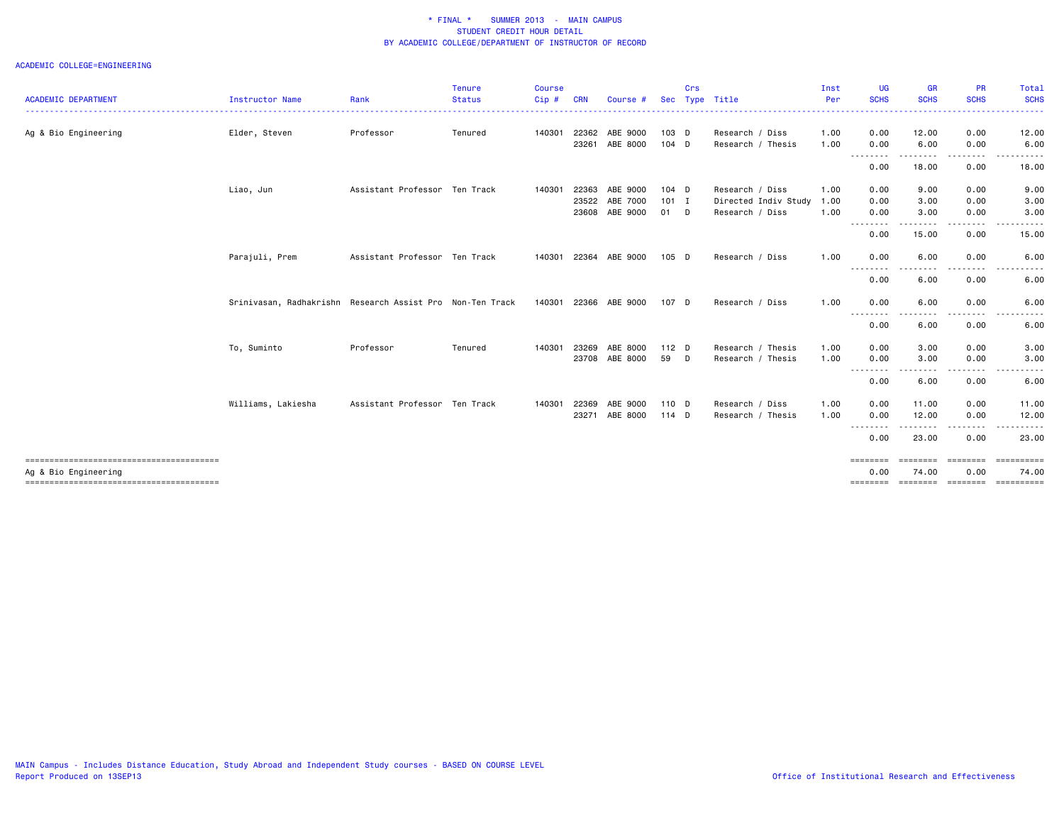\* FINAL \* SUMMER 2013 - MAIN CAMPUS
STUDENT CREDIT HOUR DETAIL
BY ACADEMIC COLLEGE/DEPARTMENT OF INSTRUCTOR OF RECORD

ACADEMIC COLLEGE=ENGINEERING

| ACADEMIC DEPARTMENT | Instructor Name | Rank | Tenure Status | Course Cip # | CRN | Course # | Sec | Crs Type | Title | Inst Per | UG SCHS | GR SCHS | PR SCHS | Total SCHS |
|---|---|---|---|---|---|---|---|---|---|---|---|---|---|---|
| Ag & Bio Engineering | Elder, Steven | Professor | Tenured | 140301 | 22362 | ABE 9000 | 103 | D | Research / Diss | 1.00 | 0.00 | 12.00 | 0.00 | 12.00 |
| | | | | | 23261 | ABE 8000 | 104 | D | Research / Thesis | 1.00 | 0.00 | 6.00 | 0.00 | 6.00 |
| | | | | | | | | | | | 0.00 | 18.00 | 0.00 | 18.00 |
| | Liao, Jun | Assistant Professor | Ten Track | 140301 | 22363 | ABE 9000 | 104 | D | Research / Diss | 1.00 | 0.00 | 9.00 | 0.00 | 9.00 |
| | | | | | 23522 | ABE 7000 | 101 | I | Directed Indiv Study | 1.00 | 0.00 | 3.00 | 0.00 | 3.00 |
| | | | | | 23608 | ABE 9000 | 01 | D | Research / Diss | 1.00 | 0.00 | 3.00 | 0.00 | 3.00 |
| | | | | | | | | | | | 0.00 | 15.00 | 0.00 | 15.00 |
| | Parajuli, Prem | Assistant Professor | Ten Track | 140301 | 22364 | ABE 9000 | 105 | D | Research / Diss | 1.00 | 0.00 | 6.00 | 0.00 | 6.00 |
| | | | | | | | | | | | 0.00 | 6.00 | 0.00 | 6.00 |
| | Srinivasan, Radhakrishn | Research Assist Pro | Non-Ten Track | 140301 | 22366 | ABE 9000 | 107 | D | Research / Diss | 1.00 | 0.00 | 6.00 | 0.00 | 6.00 |
| | | | | | | | | | | | 0.00 | 6.00 | 0.00 | 6.00 |
| | To, Suminto | Professor | Tenured | 140301 | 23269 | ABE 8000 | 112 | D | Research / Thesis | 1.00 | 0.00 | 3.00 | 0.00 | 3.00 |
| | | | | | 23708 | ABE 8000 | 59 | D | Research / Thesis | 1.00 | 0.00 | 3.00 | 0.00 | 3.00 |
| | | | | | | | | | | | 0.00 | 6.00 | 0.00 | 6.00 |
| | Williams, Lakiesha | Assistant Professor | Ten Track | 140301 | 22369 | ABE 9000 | 110 | D | Research / Diss | 1.00 | 0.00 | 11.00 | 0.00 | 11.00 |
| | | | | | 23271 | ABE 8000 | 114 | D | Research / Thesis | 1.00 | 0.00 | 12.00 | 0.00 | 12.00 |
| | | | | | | | | | | | 0.00 | 23.00 | 0.00 | 23.00 |
| Ag & Bio Engineering | | | | | | | | | | | 0.00 | 74.00 | 0.00 | 74.00 |

MAIN Campus - Includes Distance Education, Study Abroad and Independent Study courses - BASED ON COURSE LEVEL
Report Produced on 13SEP13

Office of Institutional Research and Effectiveness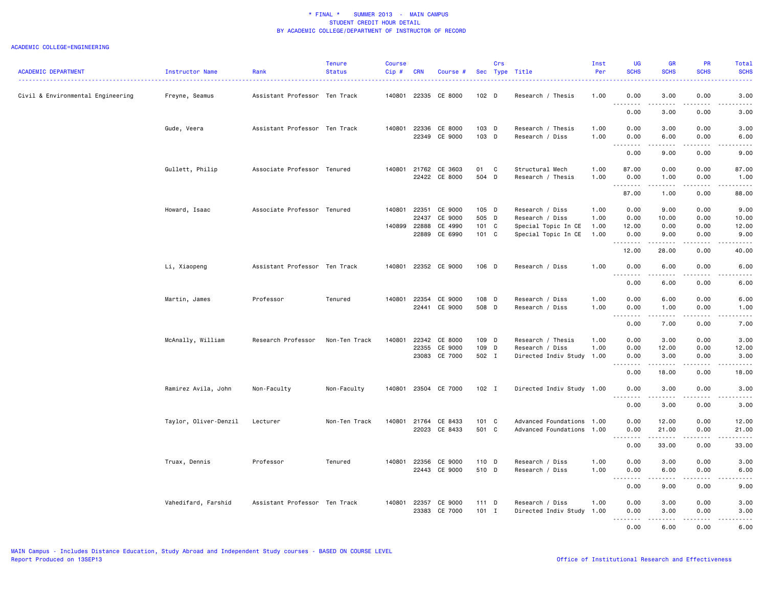\* FINAL \*    SUMMER 2013 - MAIN CAMPUS
STUDENT CREDIT HOUR DETAIL
BY ACADEMIC COLLEGE/DEPARTMENT OF INSTRUCTOR OF RECORD

ACADEMIC COLLEGE=ENGINEERING

| ACADEMIC DEPARTMENT | Instructor Name | Rank | Tenure Status | Course Cip # | CRN | Course # | Sec | Crs Type | Title | Inst Per | UG SCHS | GR SCHS | PR SCHS | Total SCHS |
|---|---|---|---|---|---|---|---|---|---|---|---|---|---|---|
| Civil & Environmental Engineering | Freyne, Seamus | Assistant Professor | Ten Track | 140801 | 22335 | CE 8000 | 102 | D | Research / Thesis | 1.00 | 0.00 | 3.00 | 0.00 | 3.00 |
| | | | | | | | | | | | 0.00 | 3.00 | 0.00 | 3.00 |
| | Gude, Veera | Assistant Professor | Ten Track | 140801 | 22336 | CE 8000 | 103 | D | Research / Thesis | 1.00 | 0.00 | 3.00 | 0.00 | 3.00 |
| | | | | | 22349 | CE 9000 | 103 | D | Research / Diss | 1.00 | 0.00 | 6.00 | 0.00 | 6.00 |
| | | | | | | | | | | | 0.00 | 9.00 | 0.00 | 9.00 |
| | Gullett, Philip | Associate Professor | Tenured | 140801 | 21762 | CE 3603 | 01 | C | Structural Mech | 1.00 | 87.00 | 0.00 | 0.00 | 87.00 |
| | | | | | 22422 | CE 8000 | 504 | D | Research / Thesis | 1.00 | 0.00 | 1.00 | 0.00 | 1.00 |
| | | | | | | | | | | | 87.00 | 1.00 | 0.00 | 88.00 |
| | Howard, Isaac | Associate Professor | Tenured | 140801 | 22351 | CE 9000 | 105 | D | Research / Diss | 1.00 | 0.00 | 9.00 | 0.00 | 9.00 |
| | | | | | 22437 | CE 9000 | 505 | D | Research / Diss | 1.00 | 0.00 | 10.00 | 0.00 | 10.00 |
| | | | | 140899 | 22888 | CE 4990 | 101 | C | Special Topic In CE | 1.00 | 12.00 | 0.00 | 0.00 | 12.00 |
| | | | | | 22889 | CE 6990 | 101 | C | Special Topic In CE | 1.00 | 0.00 | 9.00 | 0.00 | 9.00 |
| | | | | | | | | | | | 12.00 | 28.00 | 0.00 | 40.00 |
| | Li, Xiaopeng | Assistant Professor | Ten Track | 140801 | 22352 | CE 9000 | 106 | D | Research / Diss | 1.00 | 0.00 | 6.00 | 0.00 | 6.00 |
| | | | | | | | | | | | 0.00 | 6.00 | 0.00 | 6.00 |
| | Martin, James | Professor | Tenured | 140801 | 22354 | CE 9000 | 108 | D | Research / Diss | 1.00 | 0.00 | 6.00 | 0.00 | 6.00 |
| | | | | | 22441 | CE 9000 | 508 | D | Research / Diss | 1.00 | 0.00 | 1.00 | 0.00 | 1.00 |
| | | | | | | | | | | | 0.00 | 7.00 | 0.00 | 7.00 |
| | McAnally, William | Research Professor | Non-Ten Track | 140801 | 22342 | CE 8000 | 109 | D | Research / Thesis | 1.00 | 0.00 | 3.00 | 0.00 | 3.00 |
| | | | | | 22355 | CE 9000 | 109 | D | Research / Diss | 1.00 | 0.00 | 12.00 | 0.00 | 12.00 |
| | | | | | 23083 | CE 7000 | 502 | I | Directed Indiv Study | 1.00 | 0.00 | 3.00 | 0.00 | 3.00 |
| | | | | | | | | | | | 0.00 | 18.00 | 0.00 | 18.00 |
| | Ramirez Avila, John | Non-Faculty | Non-Faculty | 140801 | 23504 | CE 7000 | 102 | I | Directed Indiv Study | 1.00 | 0.00 | 3.00 | 0.00 | 3.00 |
| | | | | | | | | | | | 0.00 | 3.00 | 0.00 | 3.00 |
| | Taylor, Oliver-Denzil | Lecturer | Non-Ten Track | 140801 | 21764 | CE 8433 | 101 | C | Advanced Foundations | 1.00 | 0.00 | 12.00 | 0.00 | 12.00 |
| | | | | | 22023 | CE 8433 | 501 | C | Advanced Foundations | 1.00 | 0.00 | 21.00 | 0.00 | 21.00 |
| | | | | | | | | | | | 0.00 | 33.00 | 0.00 | 33.00 |
| | Truax, Dennis | Professor | Tenured | 140801 | 22356 | CE 9000 | 110 | D | Research / Diss | 1.00 | 0.00 | 3.00 | 0.00 | 3.00 |
| | | | | | 22443 | CE 9000 | 510 | D | Research / Diss | 1.00 | 0.00 | 6.00 | 0.00 | 6.00 |
| | | | | | | | | | | | 0.00 | 9.00 | 0.00 | 9.00 |
| | Vahedifard, Farshid | Assistant Professor | Ten Track | 140801 | 22357 | CE 9000 | 111 | D | Research / Diss | 1.00 | 0.00 | 3.00 | 0.00 | 3.00 |
| | | | | | 23383 | CE 7000 | 101 | I | Directed Indiv Study | 1.00 | 0.00 | 3.00 | 0.00 | 3.00 |
| | | | | | | | | | | | 0.00 | 6.00 | 0.00 | 6.00 |

MAIN Campus - Includes Distance Education, Study Abroad and Independent Study courses - BASED ON COURSE LEVEL
Report Produced on 13SEP13

Office of Institutional Research and Effectiveness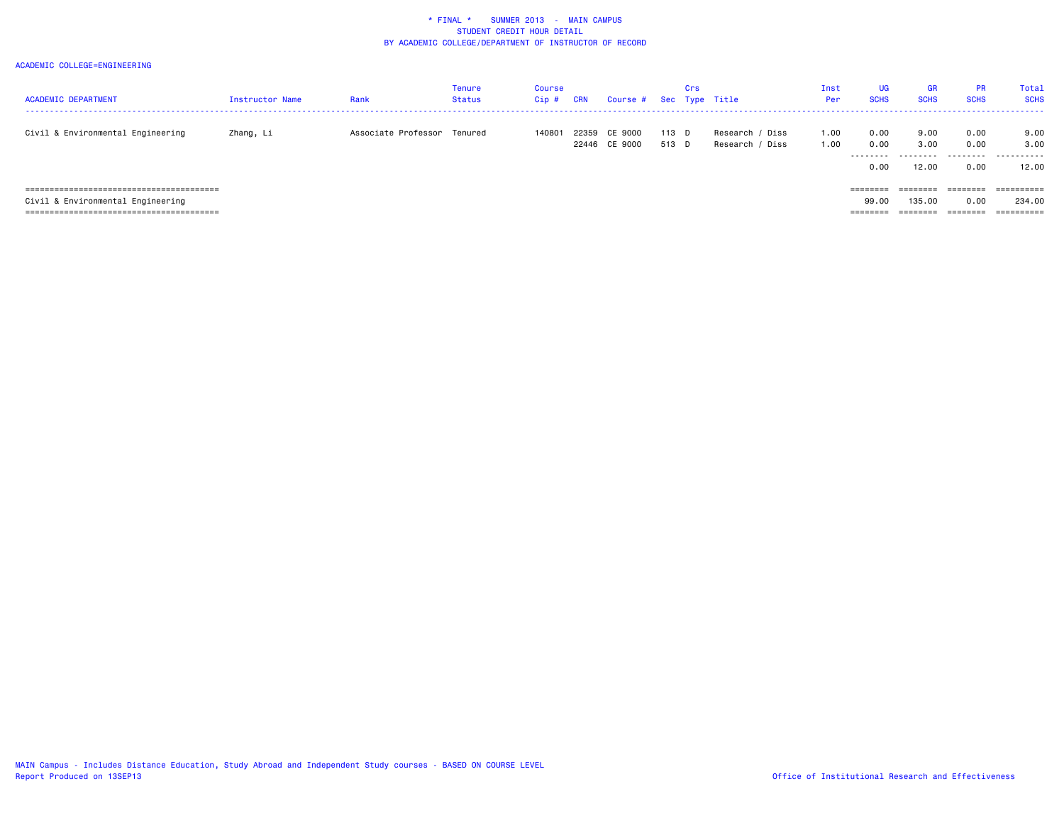\* FINAL \*    SUMMER 2013  -  MAIN CAMPUS
STUDENT CREDIT HOUR DETAIL
BY ACADEMIC COLLEGE/DEPARTMENT OF INSTRUCTOR OF RECORD

ACADEMIC COLLEGE=ENGINEERING

| ACADEMIC DEPARTMENT | Instructor Name | Rank | Tenure Status | Course Cip # | CRN | Course # | Sec | Crs Type | Title | Inst Per | UG SCHS | GR SCHS | PR SCHS | Total SCHS |
|---|---|---|---|---|---|---|---|---|---|---|---|---|---|---|
| Civil & Environmental Engineering | Zhang, Li | Associate Professor | Tenured | 140801 | 22359 | CE 9000 | 113 | D | Research / Diss | 1.00 | 0.00 | 9.00 | 0.00 | 9.00 |
| | | | | | 22446 | CE 9000 | 513 | D | Research / Diss | 1.00 | 0.00 | 3.00 | 0.00 | 3.00 |
| | | | | | | | | | | | 0.00 | 12.00 | 0.00 | 12.00 |
| Civil & Environmental Engineering | | | | | | | | | | | 99.00 | 135.00 | 0.00 | 234.00 |

MAIN Campus - Includes Distance Education, Study Abroad and Independent Study courses - BASED ON COURSE LEVEL
Report Produced on 13SEP13

Office of Institutional Research and Effectiveness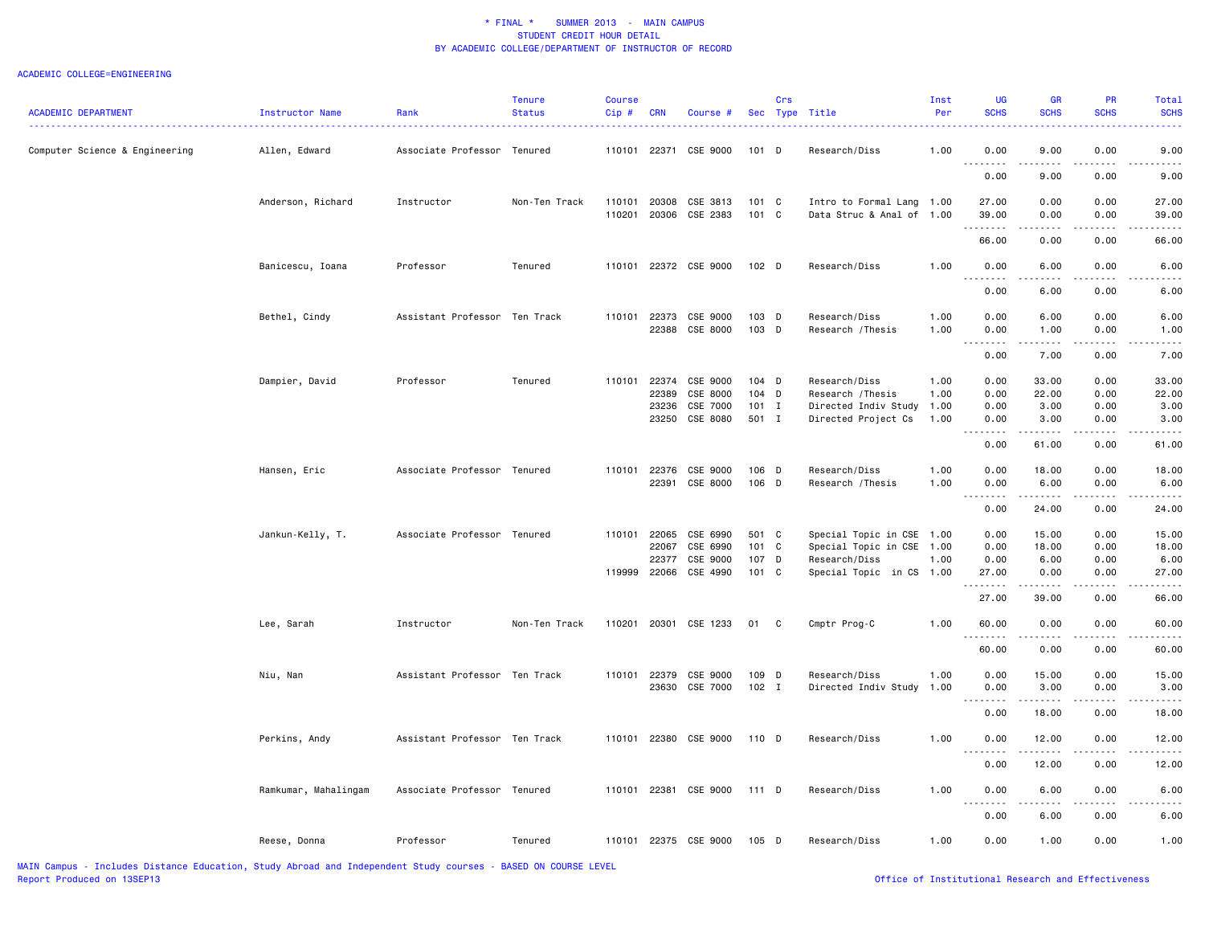* FINAL * SUMMER 2013 - MAIN CAMPUS
STUDENT CREDIT HOUR DETAIL
BY ACADEMIC COLLEGE/DEPARTMENT OF INSTRUCTOR OF RECORD

ACADEMIC COLLEGE=ENGINEERING

| ACADEMIC DEPARTMENT | Instructor Name | Rank | Tenure Status | Course Cip # | CRN | Course # | Sec | Crs Type | Title | Inst Per | UG SCHS | GR SCHS | PR SCHS | Total SCHS |
|---|---|---|---|---|---|---|---|---|---|---|---|---|---|---|
| Computer Science & Engineering | Allen, Edward | Associate Professor | Tenured | 110101 | 22371 | CSE 9000 | 101 | D | Research/Diss | 1.00 | 0.00 | 9.00 | 0.00 | 9.00 |
| | | | | | | | | | | | 0.00 | 9.00 | 0.00 | 9.00 |
| | Anderson, Richard | Instructor | Non-Ten Track | 110101 | 20308 | CSE 3813 | 101 | C | Intro to Formal Lang | 1.00 | 27.00 | 0.00 | 0.00 | 27.00 |
| | | | | 110201 | 20306 | CSE 2383 | 101 | C | Data Struc & Anal of | 1.00 | 39.00 | 0.00 | 0.00 | 39.00 |
| | | | | | | | | | | | 66.00 | 0.00 | 0.00 | 66.00 |
| | Banicescu, Ioana | Professor | Tenured | 110101 | 22372 | CSE 9000 | 102 | D | Research/Diss | 1.00 | 0.00 | 6.00 | 0.00 | 6.00 |
| | | | | | | | | | | | 0.00 | 6.00 | 0.00 | 6.00 |
| | Bethel, Cindy | Assistant Professor | Ten Track | 110101 | 22373 | CSE 9000 | 103 | D | Research/Diss | 1.00 | 0.00 | 6.00 | 0.00 | 6.00 |
| | | | | | 22388 | CSE 8000 | 103 | D | Research /Thesis | 1.00 | 0.00 | 1.00 | 0.00 | 1.00 |
| | | | | | | | | | | | 0.00 | 7.00 | 0.00 | 7.00 |
| | Dampier, David | Professor | Tenured | 110101 | 22374 | CSE 9000 | 104 | D | Research/Diss | 1.00 | 0.00 | 33.00 | 0.00 | 33.00 |
| | | | | | 22389 | CSE 8000 | 104 | D | Research /Thesis | 1.00 | 0.00 | 22.00 | 0.00 | 22.00 |
| | | | | | 23236 | CSE 7000 | 101 | I | Directed Indiv Study | 1.00 | 0.00 | 3.00 | 0.00 | 3.00 |
| | | | | | 23250 | CSE 8080 | 501 | I | Directed Project Cs | 1.00 | 0.00 | 3.00 | 0.00 | 3.00 |
| | | | | | | | | | | | 0.00 | 61.00 | 0.00 | 61.00 |
| | Hansen, Eric | Associate Professor | Tenured | 110101 | 22376 | CSE 9000 | 106 | D | Research/Diss | 1.00 | 0.00 | 18.00 | 0.00 | 18.00 |
| | | | | | 22391 | CSE 8000 | 106 | D | Research /Thesis | 1.00 | 0.00 | 6.00 | 0.00 | 6.00 |
| | | | | | | | | | | | 0.00 | 24.00 | 0.00 | 24.00 |
| | Jankun-Kelly, T. | Associate Professor | Tenured | 110101 | 22065 | CSE 6990 | 501 | C | Special Topic in CSE | 1.00 | 0.00 | 15.00 | 0.00 | 15.00 |
| | | | | | 22067 | CSE 6990 | 101 | C | Special Topic in CSE | 1.00 | 0.00 | 18.00 | 0.00 | 18.00 |
| | | | | | 22377 | CSE 9000 | 107 | D | Research/Diss | 1.00 | 0.00 | 6.00 | 0.00 | 6.00 |
| | | | | 119999 | 22066 | CSE 4990 | 101 | C | Special Topic in CS | 1.00 | 27.00 | 0.00 | 0.00 | 27.00 |
| | | | | | | | | | | | 27.00 | 39.00 | 0.00 | 66.00 |
| | Lee, Sarah | Instructor | Non-Ten Track | 110201 | 20301 | CSE 1233 | 01 | C | Cmptr Prog-C | 1.00 | 60.00 | 0.00 | 0.00 | 60.00 |
| | | | | | | | | | | | 60.00 | 0.00 | 0.00 | 60.00 |
| | Niu, Nan | Assistant Professor | Ten Track | 110101 | 22379 | CSE 9000 | 109 | D | Research/Diss | 1.00 | 0.00 | 15.00 | 0.00 | 15.00 |
| | | | | | 23630 | CSE 7000 | 102 | I | Directed Indiv Study | 1.00 | 0.00 | 3.00 | 0.00 | 3.00 |
| | | | | | | | | | | | 0.00 | 18.00 | 0.00 | 18.00 |
| | Perkins, Andy | Assistant Professor | Ten Track | 110101 | 22380 | CSE 9000 | 110 | D | Research/Diss | 1.00 | 0.00 | 12.00 | 0.00 | 12.00 |
| | | | | | | | | | | | 0.00 | 12.00 | 0.00 | 12.00 |
| | Ramkumar, Mahalingam | Associate Professor | Tenured | 110101 | 22381 | CSE 9000 | 111 | D | Research/Diss | 1.00 | 0.00 | 6.00 | 0.00 | 6.00 |
| | | | | | | | | | | | 0.00 | 6.00 | 0.00 | 6.00 |
| | Reese, Donna | Professor | Tenured | 110101 | 22375 | CSE 9000 | 105 | D | Research/Diss | 1.00 | 0.00 | 1.00 | 0.00 | 1.00 |

MAIN Campus - Includes Distance Education, Study Abroad and Independent Study courses - BASED ON COURSE LEVEL
Report Produced on 13SEP13

Office of Institutional Research and Effectiveness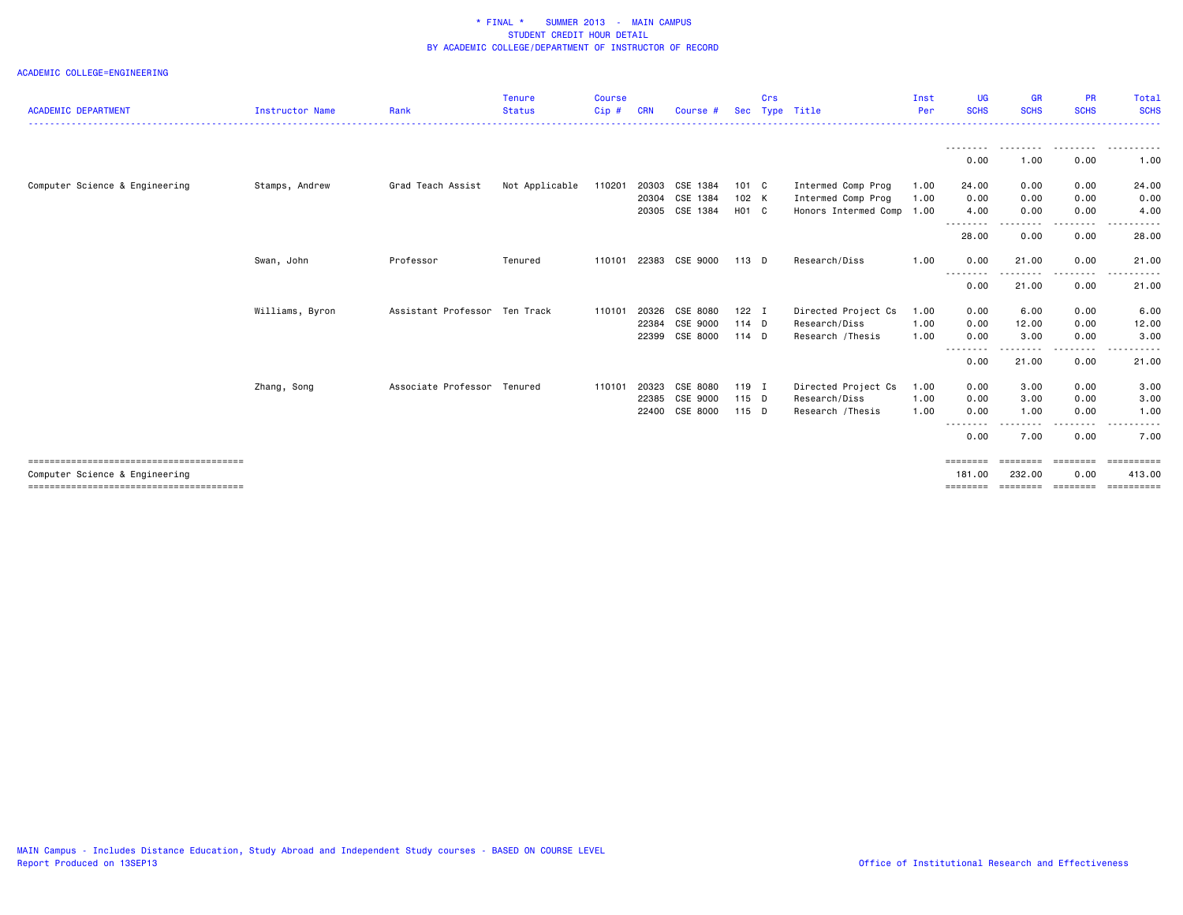ACADEMIC COLLEGE=ENGINEERING

| ACADEMIC DEPARTMENT | Instructor Name | Rank | Tenure Status | Course Cip # | CRN | Course # | Sec | Crs Type | Title | Inst Per | UG SCHS | GR SCHS | PR SCHS | Total SCHS |
|---|---|---|---|---|---|---|---|---|---|---|---|---|---|---|
| | | | | | | | | | | | 0.00 | 1.00 | 0.00 | 1.00 |
| Computer Science & Engineering | Stamps, Andrew | Grad Teach Assist | Not Applicable | 110201 | 20303 | CSE 1384 | 101 | C | Intermed Comp Prog | 1.00 | 24.00 | 0.00 | 0.00 | 24.00 |
| | | | | | 20304 | CSE 1384 | 102 | K | Intermed Comp Prog | 1.00 | 0.00 | 0.00 | 0.00 | 0.00 |
| | | | | | 20305 | CSE 1384 | H01 | C | Honors Intermed Comp | 1.00 | 4.00 | 0.00 | 0.00 | 4.00 |
| | | | | | | | | | | | 28.00 | 0.00 | 0.00 | 28.00 |
| | Swan, John | Professor | Tenured | 110101 | 22383 | CSE 9000 | 113 | D | Research/Diss | 1.00 | 0.00 | 21.00 | 0.00 | 21.00 |
| | | | | | | | | | | | 0.00 | 21.00 | 0.00 | 21.00 |
| | Williams, Byron | Assistant Professor | Ten Track | 110101 | 20326 | CSE 8080 | 122 | I | Directed Project Cs | 1.00 | 0.00 | 6.00 | 0.00 | 6.00 |
| | | | | | 22384 | CSE 9000 | 114 | D | Research/Diss | 1.00 | 0.00 | 12.00 | 0.00 | 12.00 |
| | | | | | 22399 | CSE 8000 | 114 | D | Research /Thesis | 1.00 | 0.00 | 3.00 | 0.00 | 3.00 |
| | | | | | | | | | | | 0.00 | 21.00 | 0.00 | 21.00 |
| | Zhang, Song | Associate Professor | Tenured | 110101 | 20323 | CSE 8080 | 119 | I | Directed Project Cs | 1.00 | 0.00 | 3.00 | 0.00 | 3.00 |
| | | | | | 22385 | CSE 9000 | 115 | D | Research/Diss | 1.00 | 0.00 | 3.00 | 0.00 | 3.00 |
| | | | | | 22400 | CSE 8000 | 115 | D | Research /Thesis | 1.00 | 0.00 | 1.00 | 0.00 | 1.00 |
| | | | | | | | | | | | 0.00 | 7.00 | 0.00 | 7.00 |
| Computer Science & Engineering | | | | | | | | | | | 181.00 | 232.00 | 0.00 | 413.00 |

MAIN Campus - Includes Distance Education, Study Abroad and Independent Study courses - BASED ON COURSE LEVEL
Report Produced on 13SEP13

Office of Institutional Research and Effectiveness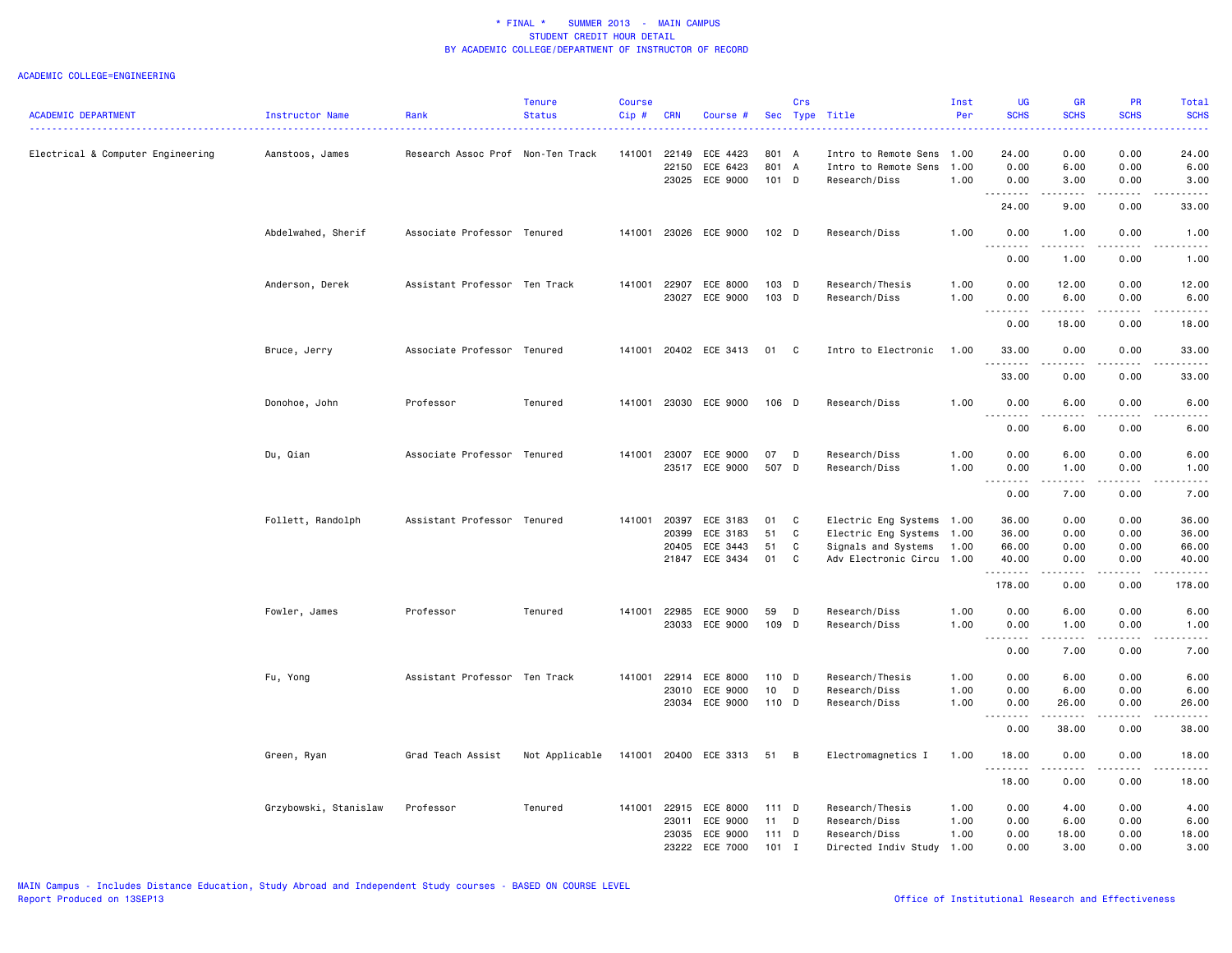# * FINAL * SUMMER 2013 - MAIN CAMPUS
## STUDENT CREDIT HOUR DETAIL
## BY ACADEMIC COLLEGE/DEPARTMENT OF INSTRUCTOR OF RECORD

ACADEMIC COLLEGE=ENGINEERING

| ACADEMIC DEPARTMENT | Instructor Name | Rank | Tenure Status | Course Cip # | CRN | Course # | Sec | Crs Type | Title | Inst Per | UG SCHS | GR SCHS | PR SCHS | Total SCHS |
|---|---|---|---|---|---|---|---|---|---|---|---|---|---|---|
| Electrical & Computer Engineering | Aanstoos, James | Research Assoc Prof | Non-Ten Track | 141001 | 22149 | ECE 4423 | 801 | A | Intro to Remote Sens | 1.00 | 24.00 | 0.00 | 0.00 | 24.00 |
| | | | | | 22150 | ECE 6423 | 801 | A | Intro to Remote Sens | 1.00 | 0.00 | 6.00 | 0.00 | 6.00 |
| | | | | | 23025 | ECE 9000 | 101 | D | Research/Diss | 1.00 | 0.00 | 3.00 | 0.00 | 3.00 |
| | | | | | | | | | | | 24.00 | 9.00 | 0.00 | 33.00 |
| | Abdelwahed, Sherif | Associate Professor | Tenured | 141001 | 23026 | ECE 9000 | 102 | D | Research/Diss | 1.00 | 0.00 | 1.00 | 0.00 | 1.00 |
| | | | | | | | | | | | 0.00 | 1.00 | 0.00 | 1.00 |
| | Anderson, Derek | Assistant Professor | Ten Track | 141001 | 22907 | ECE 8000 | 103 | D | Research/Thesis | 1.00 | 0.00 | 12.00 | 0.00 | 12.00 |
| | | | | | 23027 | ECE 9000 | 103 | D | Research/Diss | 1.00 | 0.00 | 6.00 | 0.00 | 6.00 |
| | | | | | | | | | | | 0.00 | 18.00 | 0.00 | 18.00 |
| | Bruce, Jerry | Associate Professor | Tenured | 141001 | 20402 | ECE 3413 | 01 | C | Intro to Electronic | 1.00 | 33.00 | 0.00 | 0.00 | 33.00 |
| | | | | | | | | | | | 33.00 | 0.00 | 0.00 | 33.00 |
| | Donohoe, John | Professor | Tenured | 141001 | 23030 | ECE 9000 | 106 | D | Research/Diss | 1.00 | 0.00 | 6.00 | 0.00 | 6.00 |
| | | | | | | | | | | | 0.00 | 6.00 | 0.00 | 6.00 |
| | Du, Qian | Associate Professor | Tenured | 141001 | 23007 | ECE 9000 | 07 | D | Research/Diss | 1.00 | 0.00 | 6.00 | 0.00 | 6.00 |
| | | | | | 23517 | ECE 9000 | 507 | D | Research/Diss | 1.00 | 0.00 | 1.00 | 0.00 | 1.00 |
| | | | | | | | | | | | 0.00 | 7.00 | 0.00 | 7.00 |
| | Follett, Randolph | Assistant Professor | Tenured | 141001 | 20397 | ECE 3183 | 01 | C | Electric Eng Systems | 1.00 | 36.00 | 0.00 | 0.00 | 36.00 |
| | | | | | 20399 | ECE 3183 | 51 | C | Electric Eng Systems | 1.00 | 36.00 | 0.00 | 0.00 | 36.00 |
| | | | | | 20405 | ECE 3443 | 51 | C | Signals and Systems | 1.00 | 66.00 | 0.00 | 0.00 | 66.00 |
| | | | | | 21847 | ECE 3434 | 01 | C | Adv Electronic Circu | 1.00 | 40.00 | 0.00 | 0.00 | 40.00 |
| | | | | | | | | | | | 178.00 | 0.00 | 0.00 | 178.00 |
| | Fowler, James | Professor | Tenured | 141001 | 22985 | ECE 9000 | 59 | D | Research/Diss | 1.00 | 0.00 | 6.00 | 0.00 | 6.00 |
| | | | | | 23033 | ECE 9000 | 109 | D | Research/Diss | 1.00 | 0.00 | 1.00 | 0.00 | 1.00 |
| | | | | | | | | | | | 0.00 | 7.00 | 0.00 | 7.00 |
| | Fu, Yong | Assistant Professor | Ten Track | 141001 | 22914 | ECE 8000 | 110 | D | Research/Thesis | 1.00 | 0.00 | 6.00 | 0.00 | 6.00 |
| | | | | | 23010 | ECE 9000 | 10 | D | Research/Diss | 1.00 | 0.00 | 6.00 | 0.00 | 6.00 |
| | | | | | 23034 | ECE 9000 | 110 | D | Research/Diss | 1.00 | 0.00 | 26.00 | 0.00 | 26.00 |
| | | | | | | | | | | | 0.00 | 38.00 | 0.00 | 38.00 |
| | Green, Ryan | Grad Teach Assist | Not Applicable | 141001 | 20400 | ECE 3313 | 51 | B | Electromagnetics I | 1.00 | 18.00 | 0.00 | 0.00 | 18.00 |
| | | | | | | | | | | | 18.00 | 0.00 | 0.00 | 18.00 |
| | Grzybowski, Stanislaw | Professor | Tenured | 141001 | 22915 | ECE 8000 | 111 | D | Research/Thesis | 1.00 | 0.00 | 4.00 | 0.00 | 4.00 |
| | | | | | 23011 | ECE 9000 | 11 | D | Research/Diss | 1.00 | 0.00 | 6.00 | 0.00 | 6.00 |
| | | | | | 23035 | ECE 9000 | 111 | D | Research/Diss | 1.00 | 0.00 | 18.00 | 0.00 | 18.00 |
| | | | | | 23222 | ECE 7000 | 101 | I | Directed Indiv Study | 1.00 | 0.00 | 3.00 | 0.00 | 3.00 |

MAIN Campus - Includes Distance Education, Study Abroad and Independent Study courses - BASED ON COURSE LEVEL
Report Produced on 13SEP13

Office of Institutional Research and Effectiveness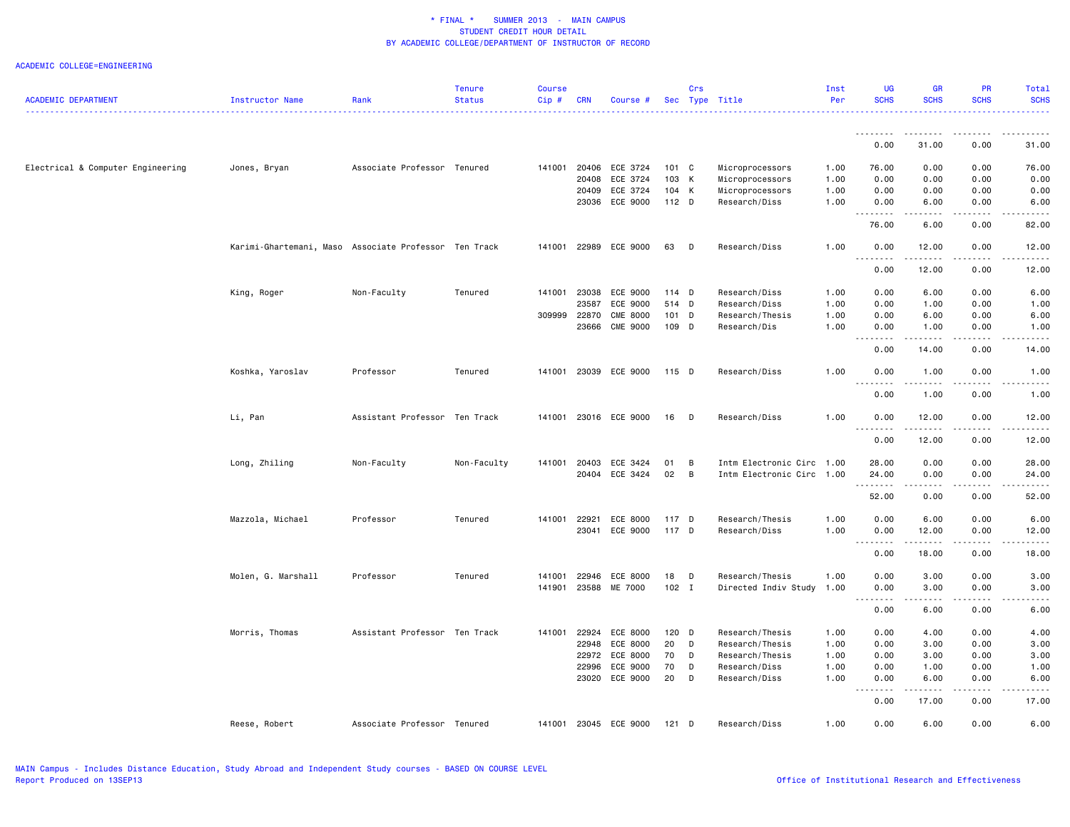\* FINAL \*    SUMMER 2013 - MAIN CAMPUS
STUDENT CREDIT HOUR DETAIL
BY ACADEMIC COLLEGE/DEPARTMENT OF INSTRUCTOR OF RECORD

ACADEMIC COLLEGE=ENGINEERING

| ACADEMIC DEPARTMENT | Instructor Name | Rank | Tenure Status | Course Cip # | CRN | Course # | Sec | Crs Type | Title | Inst Per | UG SCHS | GR SCHS | PR SCHS | Total SCHS |
|---|---|---|---|---|---|---|---|---|---|---|---|---|---|---|
| | | | | | | | | | | | 0.00 | 31.00 | 0.00 | 31.00 |
| Electrical & Computer Engineering | Jones, Bryan | Associate Professor | Tenured | 141001 | 20406 | ECE 3724 | 101 | C | Microprocessors | 1.00 | 76.00 | 0.00 | 0.00 | 76.00 |
| | | | | | 20408 | ECE 3724 | 103 | K | Microprocessors | 1.00 | 0.00 | 0.00 | 0.00 | 0.00 |
| | | | | | 20409 | ECE 3724 | 104 | K | Microprocessors | 1.00 | 0.00 | 0.00 | 0.00 | 0.00 |
| | | | | | 23036 | ECE 9000 | 112 | D | Research/Diss | 1.00 | 0.00 | 6.00 | 0.00 | 6.00 |
| | | | | | | | | | | | 76.00 | 6.00 | 0.00 | 82.00 |
| | Karimi-Ghartemani, Maso | Associate Professor | Ten Track | 141001 | 22989 | ECE 9000 | 63 | D | Research/Diss | 1.00 | 0.00 | 12.00 | 0.00 | 12.00 |
| | | | | | | | | | | | 0.00 | 12.00 | 0.00 | 12.00 |
| | King, Roger | Non-Faculty | Tenured | 141001 | 23038 | ECE 9000 | 114 | D | Research/Diss | 1.00 | 0.00 | 6.00 | 0.00 | 6.00 |
| | | | | | 23587 | ECE 9000 | 514 | D | Research/Diss | 1.00 | 0.00 | 1.00 | 0.00 | 1.00 |
| | | | | 309999 | 22870 | CME 8000 | 101 | D | Research/Thesis | 1.00 | 0.00 | 6.00 | 0.00 | 6.00 |
| | | | | | 23666 | CME 9000 | 109 | D | Research/Dis | 1.00 | 0.00 | 1.00 | 0.00 | 1.00 |
| | | | | | | | | | | | 0.00 | 14.00 | 0.00 | 14.00 |
| | Koshka, Yaroslav | Professor | Tenured | 141001 | 23039 | ECE 9000 | 115 | D | Research/Diss | 1.00 | 0.00 | 1.00 | 0.00 | 1.00 |
| | | | | | | | | | | | 0.00 | 1.00 | 0.00 | 1.00 |
| | Li, Pan | Assistant Professor | Ten Track | 141001 | 23016 | ECE 9000 | 16 | D | Research/Diss | 1.00 | 0.00 | 12.00 | 0.00 | 12.00 |
| | | | | | | | | | | | 0.00 | 12.00 | 0.00 | 12.00 |
| | Long, Zhiling | Non-Faculty | Non-Faculty | 141001 | 20403 | ECE 3424 | 01 | B | Intm Electronic Circ | 1.00 | 28.00 | 0.00 | 0.00 | 28.00 |
| | | | | | 20404 | ECE 3424 | 02 | B | Intm Electronic Circ | 1.00 | 24.00 | 0.00 | 0.00 | 24.00 |
| | | | | | | | | | | | 52.00 | 0.00 | 0.00 | 52.00 |
| | Mazzola, Michael | Professor | Tenured | 141001 | 22921 | ECE 8000 | 117 | D | Research/Thesis | 1.00 | 0.00 | 6.00 | 0.00 | 6.00 |
| | | | | | 23041 | ECE 9000 | 117 | D | Research/Diss | 1.00 | 0.00 | 12.00 | 0.00 | 12.00 |
| | | | | | | | | | | | 0.00 | 18.00 | 0.00 | 18.00 |
| | Molen, G. Marshall | Professor | Tenured | 141001 | 22946 | ECE 8000 | 18 | D | Research/Thesis | 1.00 | 0.00 | 3.00 | 0.00 | 3.00 |
| | | | | 141901 | 23588 | ME 7000 | 102 | I | Directed Indiv Study | 1.00 | 0.00 | 3.00 | 0.00 | 3.00 |
| | | | | | | | | | | | 0.00 | 6.00 | 0.00 | 6.00 |
| | Morris, Thomas | Assistant Professor | Ten Track | 141001 | 22924 | ECE 8000 | 120 | D | Research/Thesis | 1.00 | 0.00 | 4.00 | 0.00 | 4.00 |
| | | | | | 22948 | ECE 8000 | 20 | D | Research/Thesis | 1.00 | 0.00 | 3.00 | 0.00 | 3.00 |
| | | | | | 22972 | ECE 8000 | 70 | D | Research/Thesis | 1.00 | 0.00 | 3.00 | 0.00 | 3.00 |
| | | | | | 22996 | ECE 9000 | 70 | D | Research/Diss | 1.00 | 0.00 | 1.00 | 0.00 | 1.00 |
| | | | | | 23020 | ECE 9000 | 20 | D | Research/Diss | 1.00 | 0.00 | 6.00 | 0.00 | 6.00 |
| | | | | | | | | | | | 0.00 | 17.00 | 0.00 | 17.00 |
| | Reese, Robert | Associate Professor | Tenured | 141001 | 23045 | ECE 9000 | 121 | D | Research/Diss | 1.00 | 0.00 | 6.00 | 0.00 | 6.00 |

MAIN Campus - Includes Distance Education, Study Abroad and Independent Study courses - BASED ON COURSE LEVEL
Report Produced on 13SEP13
Office of Institutional Research and Effectiveness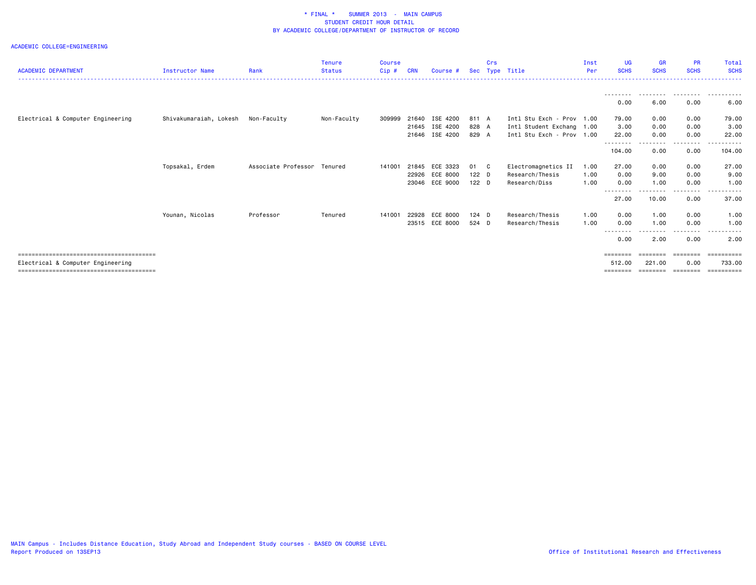\* FINAL \* SUMMER 2013 - MAIN CAMPUS
STUDENT CREDIT HOUR DETAIL
BY ACADEMIC COLLEGE/DEPARTMENT OF INSTRUCTOR OF RECORD

ACADEMIC COLLEGE=ENGINEERING

| ACADEMIC DEPARTMENT | Instructor Name | Rank | Tenure Status | Course Cip # | CRN | Course # | Sec | Crs Type | Title | Inst Per | UG SCHS | GR SCHS | PR SCHS | Total SCHS |
|---|---|---|---|---|---|---|---|---|---|---|---|---|---|---|
| | | | | | | | | | | | 0.00 | 6.00 | 0.00 | 6.00 |
| Electrical & Computer Engineering | Shivakumaraiah, Lokesh | Non-Faculty | Non-Faculty | 309999 | 21640 | ISE 4200 | 811 | A | Intl Stu Exch - Prov | 1.00 | 79.00 | 0.00 | 0.00 | 79.00 |
| | | | | | 21645 | ISE 4200 | 828 | A | Intl Student Exchang | 1.00 | 3.00 | 0.00 | 0.00 | 3.00 |
| | | | | | 21646 | ISE 4200 | 829 | A | Intl Stu Exch - Prov | 1.00 | 22.00 | 0.00 | 0.00 | 22.00 |
| | | | | | | | | | | | 104.00 | 0.00 | 0.00 | 104.00 |
| | Topsakal, Erdem | Associate Professor | Tenured | 141001 | 21845 | ECE 3323 | 01 | C | Electromagnetics II | 1.00 | 27.00 | 0.00 | 0.00 | 27.00 |
| | | | | | 22926 | ECE 8000 | 122 | D | Research/Thesis | 1.00 | 0.00 | 9.00 | 0.00 | 9.00 |
| | | | | | 23046 | ECE 9000 | 122 | D | Research/Diss | 1.00 | 0.00 | 1.00 | 0.00 | 1.00 |
| | | | | | | | | | | | 27.00 | 10.00 | 0.00 | 37.00 |
| | Younan, Nicolas | Professor | Tenured | 141001 | 22928 | ECE 8000 | 124 | D | Research/Thesis | 1.00 | 0.00 | 1.00 | 0.00 | 1.00 |
| | | | | | 23515 | ECE 8000 | 524 | D | Research/Thesis | 1.00 | 0.00 | 1.00 | 0.00 | 1.00 |
| | | | | | | | | | | | 0.00 | 2.00 | 0.00 | 2.00 |
| Electrical & Computer Engineering | | | | | | | | | | | 512.00 | 221.00 | 0.00 | 733.00 |

MAIN Campus - Includes Distance Education, Study Abroad and Independent Study courses - BASED ON COURSE LEVEL
Report Produced on 13SEP13

Office of Institutional Research and Effectiveness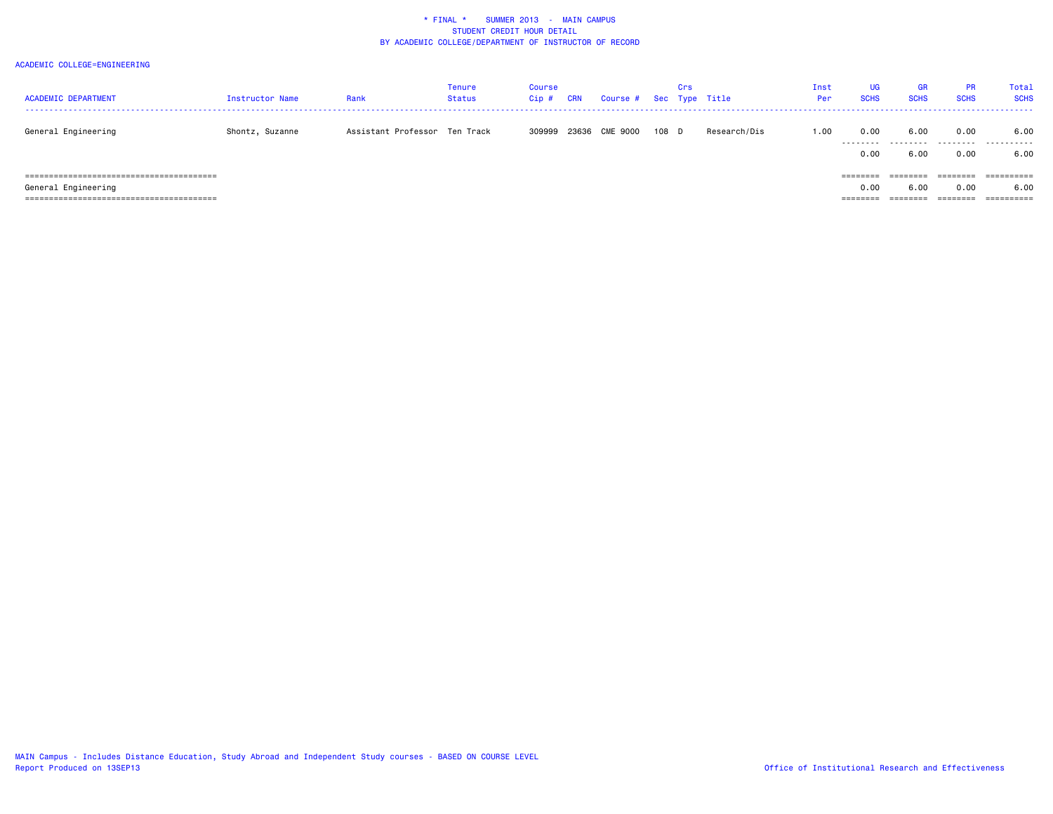\* FINAL \*    SUMMER 2013  -  MAIN CAMPUS
STUDENT CREDIT HOUR DETAIL
BY ACADEMIC COLLEGE/DEPARTMENT OF INSTRUCTOR OF RECORD

ACADEMIC COLLEGE=ENGINEERING

| ACADEMIC DEPARTMENT | Instructor Name | Rank | Tenure Status | Course Cip # | CRN | Course # | Sec | Crs Type | Title | Inst Per | UG SCHS | GR SCHS | PR SCHS | Total SCHS |
|---|---|---|---|---|---|---|---|---|---|---|---|---|---|---|
| General Engineering | Shontz, Suzanne | Assistant Professor | Ten Track | 309999 | 23636 | CME 9000 | 108 | D | Research/Dis | 1.00 | 0.00 | 6.00 | 0.00 | 6.00 |
| | | | | | | | | | | | 0.00 | 6.00 | 0.00 | 6.00 |
| General Engineering | | | | | | | | | | | 0.00 | 6.00 | 0.00 | 6.00 |

MAIN Campus - Includes Distance Education, Study Abroad and Independent Study courses - BASED ON COURSE LEVEL
Report Produced on 13SEP13

Office of Institutional Research and Effectiveness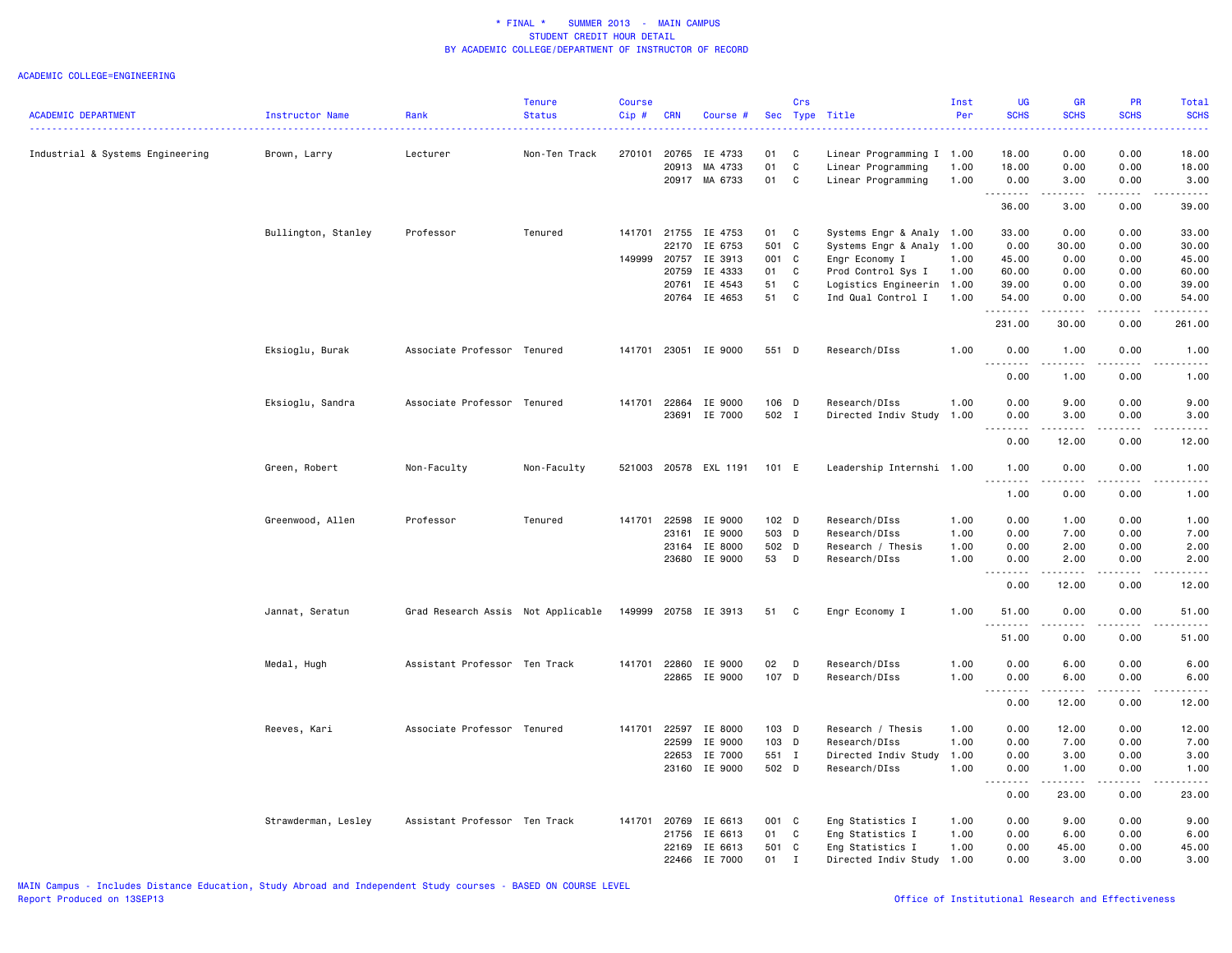# * FINAL * SUMMER 2013 - MAIN CAMPUS
## STUDENT CREDIT HOUR DETAIL
## BY ACADEMIC COLLEGE/DEPARTMENT OF INSTRUCTOR OF RECORD

ACADEMIC COLLEGE=ENGINEERING

| ACADEMIC DEPARTMENT | Instructor Name | Rank | Tenure Status | Course Cip # | CRN | Course # | Sec | Crs Type | Title | Inst Per | UG SCHS | GR SCHS | PR SCHS | Total SCHS |
|---|---|---|---|---|---|---|---|---|---|---|---|---|---|---|
| Industrial & Systems Engineering | Brown, Larry | Lecturer | Non-Ten Track | 270101 | 20765 | IE 4733 | 01 | C | Linear Programming I | 1.00 | 18.00 | 0.00 | 0.00 | 18.00 |
| | | | | | 20913 | MA 4733 | 01 | C | Linear Programming | 1.00 | 18.00 | 0.00 | 0.00 | 18.00 |
| | | | | | 20917 | MA 6733 | 01 | C | Linear Programming | 1.00 | 0.00 | 3.00 | 0.00 | 3.00 |
| | | | | | | | | | | | 36.00 | 3.00 | 0.00 | 39.00 |
| | Bullington, Stanley | Professor | Tenured | 141701 | 21755 | IE 4753 | 01 | C | Systems Engr & Analy | 1.00 | 33.00 | 0.00 | 0.00 | 33.00 |
| | | | | | 22170 | IE 6753 | 501 | C | Systems Engr & Analy | 1.00 | 0.00 | 30.00 | 0.00 | 30.00 |
| | | | | 149999 | 20757 | IE 3913 | 001 | C | Engr Economy I | 1.00 | 45.00 | 0.00 | 0.00 | 45.00 |
| | | | | | 20759 | IE 4333 | 01 | C | Prod Control Sys I | 1.00 | 60.00 | 0.00 | 0.00 | 60.00 |
| | | | | | 20761 | IE 4543 | 51 | C | Logistics Engineerin | 1.00 | 39.00 | 0.00 | 0.00 | 39.00 |
| | | | | | 20764 | IE 4653 | 51 | C | Ind Qual Control I | 1.00 | 54.00 | 0.00 | 0.00 | 54.00 |
| | | | | | | | | | | | 231.00 | 30.00 | 0.00 | 261.00 |
| | Eksioglu, Burak | Associate Professor | Tenured | 141701 | 23051 | IE 9000 | 551 | D | Research/DIss | 1.00 | 0.00 | 1.00 | 0.00 | 1.00 |
| | | | | | | | | | | | 0.00 | 1.00 | 0.00 | 1.00 |
| | Eksioglu, Sandra | Associate Professor | Tenured | 141701 | 22864 | IE 9000 | 106 | D | Research/DIss | 1.00 | 0.00 | 9.00 | 0.00 | 9.00 |
| | | | | | 23691 | IE 7000 | 502 | I | Directed Indiv Study | 1.00 | 0.00 | 3.00 | 0.00 | 3.00 |
| | | | | | | | | | | | 0.00 | 12.00 | 0.00 | 12.00 |
| | Green, Robert | Non-Faculty | Non-Faculty | 521003 | 20578 | EXL 1191 | 101 | E | Leadership Internshi | 1.00 | 1.00 | 0.00 | 0.00 | 1.00 |
| | | | | | | | | | | | 1.00 | 0.00 | 0.00 | 1.00 |
| | Greenwood, Allen | Professor | Tenured | 141701 | 22598 | IE 9000 | 102 | D | Research/DIss | 1.00 | 0.00 | 1.00 | 0.00 | 1.00 |
| | | | | | 23161 | IE 9000 | 503 | D | Research/DIss | 1.00 | 0.00 | 7.00 | 0.00 | 7.00 |
| | | | | | 23164 | IE 8000 | 502 | D | Research / Thesis | 1.00 | 0.00 | 2.00 | 0.00 | 2.00 |
| | | | | | 23680 | IE 9000 | 53 | D | Research/DIss | 1.00 | 0.00 | 2.00 | 0.00 | 2.00 |
| | | | | | | | | | | | 0.00 | 12.00 | 0.00 | 12.00 |
| | Jannat, Seratun | Grad Research Assis | Not Applicable | 149999 | 20758 | IE 3913 | 51 | C | Engr Economy I | 1.00 | 51.00 | 0.00 | 0.00 | 51.00 |
| | | | | | | | | | | | 51.00 | 0.00 | 0.00 | 51.00 |
| | Medal, Hugh | Assistant Professor | Ten Track | 141701 | 22860 | IE 9000 | 02 | D | Research/DIss | 1.00 | 0.00 | 6.00 | 0.00 | 6.00 |
| | | | | | 22865 | IE 9000 | 107 | D | Research/DIss | 1.00 | 0.00 | 6.00 | 0.00 | 6.00 |
| | | | | | | | | | | | 0.00 | 12.00 | 0.00 | 12.00 |
| | Reeves, Kari | Associate Professor | Tenured | 141701 | 22597 | IE 8000 | 103 | D | Research / Thesis | 1.00 | 0.00 | 12.00 | 0.00 | 12.00 |
| | | | | | 22599 | IE 9000 | 103 | D | Research/DIss | 1.00 | 0.00 | 7.00 | 0.00 | 7.00 |
| | | | | | 22653 | IE 7000 | 551 | I | Directed Indiv Study | 1.00 | 0.00 | 3.00 | 0.00 | 3.00 |
| | | | | | 23160 | IE 9000 | 502 | D | Research/DIss | 1.00 | 0.00 | 1.00 | 0.00 | 1.00 |
| | | | | | | | | | | | 0.00 | 23.00 | 0.00 | 23.00 |
| | Strawderman, Lesley | Assistant Professor | Ten Track | 141701 | 20769 | IE 6613 | 001 | C | Eng Statistics I | 1.00 | 0.00 | 9.00 | 0.00 | 9.00 |
| | | | | | 21756 | IE 6613 | 01 | C | Eng Statistics I | 1.00 | 0.00 | 6.00 | 0.00 | 6.00 |
| | | | | | 22169 | IE 6613 | 501 | C | Eng Statistics I | 1.00 | 0.00 | 45.00 | 0.00 | 45.00 |
| | | | | | 22466 | IE 7000 | 01 | I | Directed Indiv Study | 1.00 | 0.00 | 3.00 | 0.00 | 3.00 |

MAIN Campus - Includes Distance Education, Study Abroad and Independent Study courses - BASED ON COURSE LEVEL
Report Produced on 13SEP13

Office of Institutional Research and Effectiveness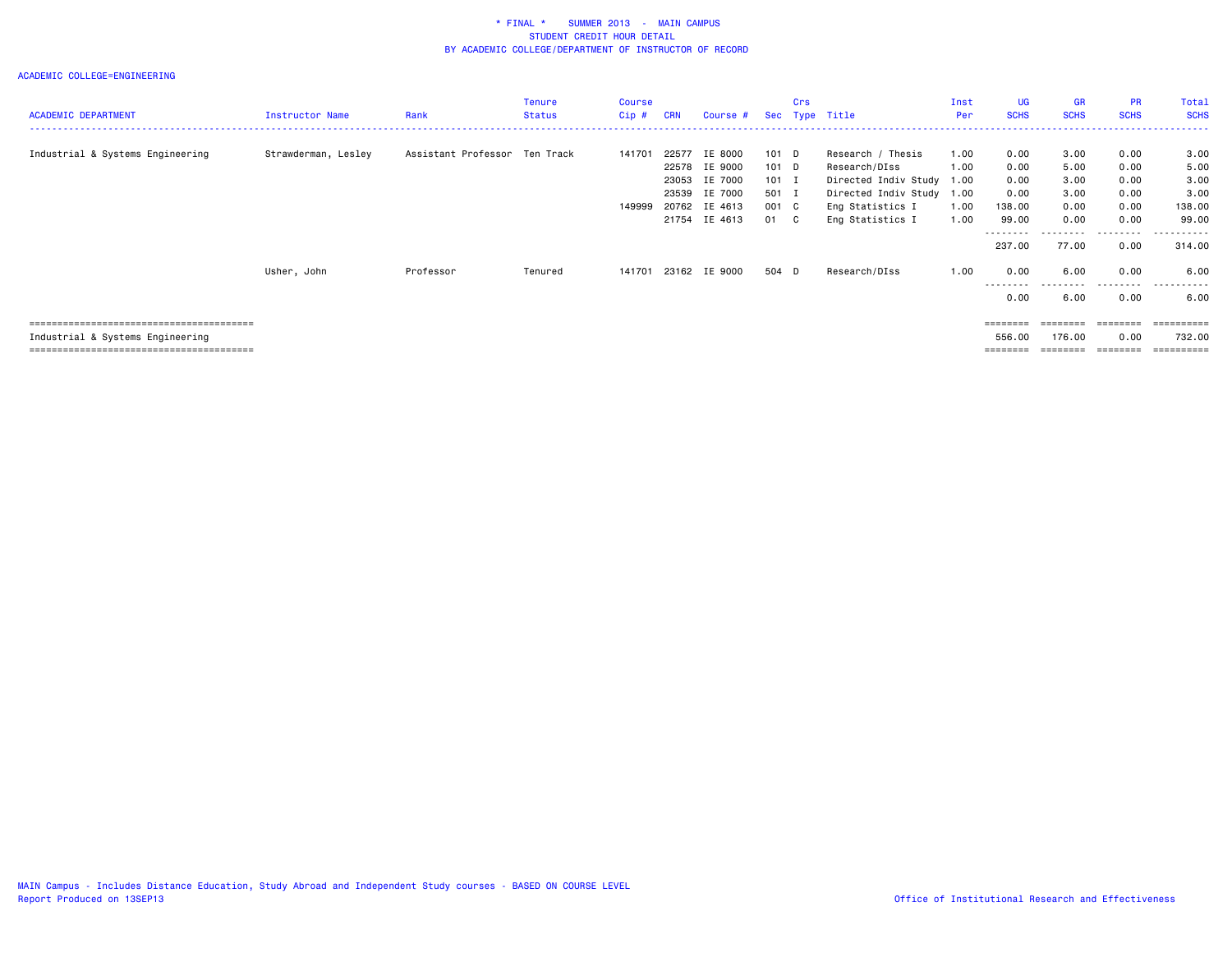# * FINAL * SUMMER 2013 - MAIN CAMPUS
## STUDENT CREDIT HOUR DETAIL
## BY ACADEMIC COLLEGE/DEPARTMENT OF INSTRUCTOR OF RECORD

ACADEMIC COLLEGE=ENGINEERING

| ACADEMIC DEPARTMENT | Instructor Name | Rank | Tenure Status | Course Cip # | CRN | Course # | Sec | Crs Type | Title | Inst Per | UG SCHS | GR SCHS | PR SCHS | Total SCHS |
|---|---|---|---|---|---|---|---|---|---|---|---|---|---|---|
| Industrial & Systems Engineering | Strawderman, Lesley | Assistant Professor | Ten Track | 141701 | 22577 | IE 8000 | 101 | D | Research / Thesis | 1.00 | 0.00 | 3.00 | 0.00 | 3.00 |
| | | | | | 22578 | IE 9000 | 101 | D | Research/DIss | 1.00 | 0.00 | 5.00 | 0.00 | 5.00 |
| | | | | | 23053 | IE 7000 | 101 | I | Directed Indiv Study | 1.00 | 0.00 | 3.00 | 0.00 | 3.00 |
| | | | | | 23539 | IE 7000 | 501 | I | Directed Indiv Study | 1.00 | 0.00 | 3.00 | 0.00 | 3.00 |
| | | | | 149999 | 20762 | IE 4613 | 001 | C | Eng Statistics I | 1.00 | 138.00 | 0.00 | 0.00 | 138.00 |
| | | | | | 21754 | IE 4613 | 01 | C | Eng Statistics I | 1.00 | 99.00 | 0.00 | 0.00 | 99.00 |
| | | | | | | | | | | | 237.00 | 77.00 | 0.00 | 314.00 |
| | Usher, John | Professor | Tenured | 141701 | 23162 | IE 9000 | 504 | D | Research/DIss | 1.00 | 0.00 | 6.00 | 0.00 | 6.00 |
| | | | | | | | | | | | 0.00 | 6.00 | 0.00 | 6.00 |
| Industrial & Systems Engineering | | | | | | | | | | | 556.00 | 176.00 | 0.00 | 732.00 |

MAIN Campus - Includes Distance Education, Study Abroad and Independent Study courses - BASED ON COURSE LEVEL
Report Produced on 13SEP13

Office of Institutional Research and Effectiveness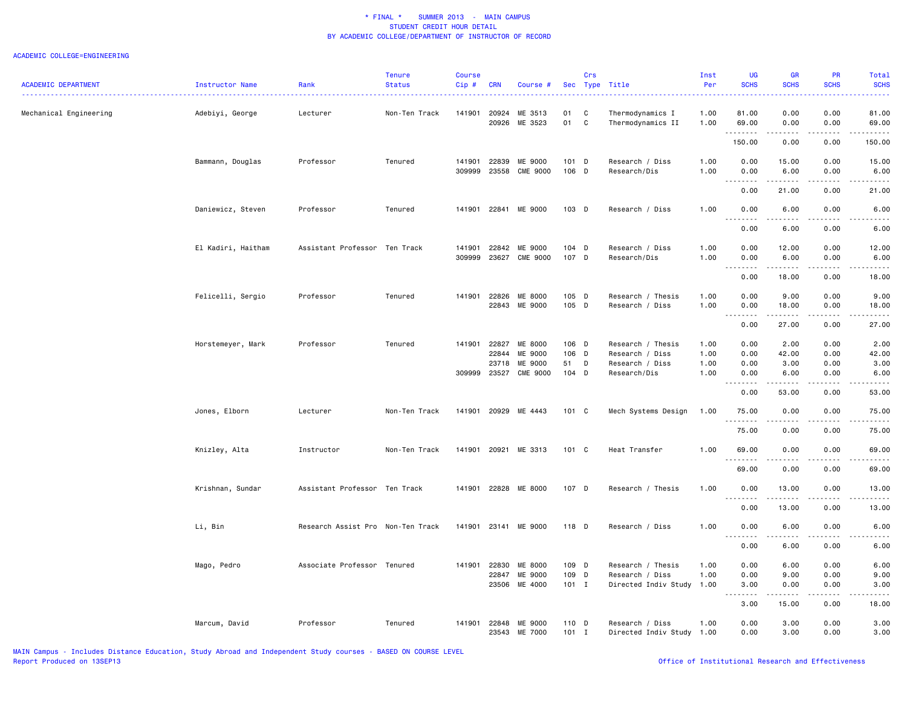\* FINAL \* SUMMER 2013 - MAIN CAMPUS
STUDENT CREDIT HOUR DETAIL
BY ACADEMIC COLLEGE/DEPARTMENT OF INSTRUCTOR OF RECORD

ACADEMIC COLLEGE=ENGINEERING

| ACADEMIC DEPARTMENT | Instructor Name | Rank | Tenure Status | Course Cip # | CRN | Course # | Sec | Crs Type | Title | Inst Per | UG SCHS | GR SCHS | PR SCHS | Total SCHS |
|---|---|---|---|---|---|---|---|---|---|---|---|---|---|---|
| Mechanical Engineering | Adebiyi, George | Lecturer | Non-Ten Track | 141901 | 20924 | ME 3513 | 01 | C | Thermodynamics I | 1.00 | 81.00 | 0.00 | 0.00 | 81.00 |
| | | | | | 20926 | ME 3523 | 01 | C | Thermodynamics II | 1.00 | 69.00 | 0.00 | 0.00 | 69.00 |
| | | | | | | | | | | | 150.00 | 0.00 | 0.00 | 150.00 |
| | Bammann, Douglas | Professor | Tenured | 141901 | 22839 | ME 9000 | 101 | D | Research / Diss | 1.00 | 0.00 | 15.00 | 0.00 | 15.00 |
| | | | | 309999 | 23558 | CME 9000 | 106 | D | Research/Dis | 1.00 | 0.00 | 6.00 | 0.00 | 6.00 |
| | | | | | | | | | | | 0.00 | 21.00 | 0.00 | 21.00 |
| | Daniewicz, Steven | Professor | Tenured | 141901 | 22841 | ME 9000 | 103 | D | Research / Diss | 1.00 | 0.00 | 6.00 | 0.00 | 6.00 |
| | | | | | | | | | | | 0.00 | 6.00 | 0.00 | 6.00 |
| | El Kadiri, Haitham | Assistant Professor | Ten Track | 141901 | 22842 | ME 9000 | 104 | D | Research / Diss | 1.00 | 0.00 | 12.00 | 0.00 | 12.00 |
| | | | | 309999 | 23627 | CME 9000 | 107 | D | Research/Dis | 1.00 | 0.00 | 6.00 | 0.00 | 6.00 |
| | | | | | | | | | | | 0.00 | 18.00 | 0.00 | 18.00 |
| | Felicelli, Sergio | Professor | Tenured | 141901 | 22826 | ME 8000 | 105 | D | Research / Thesis | 1.00 | 0.00 | 9.00 | 0.00 | 9.00 |
| | | | | | 22843 | ME 9000 | 105 | D | Research / Diss | 1.00 | 0.00 | 18.00 | 0.00 | 18.00 |
| | | | | | | | | | | | 0.00 | 27.00 | 0.00 | 27.00 |
| | Horstemeyer, Mark | Professor | Tenured | 141901 | 22827 | ME 8000 | 106 | D | Research / Thesis | 1.00 | 0.00 | 2.00 | 0.00 | 2.00 |
| | | | | | 22844 | ME 9000 | 106 | D | Research / Diss | 1.00 | 0.00 | 42.00 | 0.00 | 42.00 |
| | | | | | 23718 | ME 9000 | 51 | D | Research / Diss | 1.00 | 0.00 | 3.00 | 0.00 | 3.00 |
| | | | | 309999 | 23527 | CME 9000 | 104 | D | Research/Dis | 1.00 | 0.00 | 6.00 | 0.00 | 6.00 |
| | | | | | | | | | | | 0.00 | 53.00 | 0.00 | 53.00 |
| | Jones, Elborn | Lecturer | Non-Ten Track | 141901 | 20929 | ME 4443 | 101 | C | Mech Systems Design | 1.00 | 75.00 | 0.00 | 0.00 | 75.00 |
| | | | | | | | | | | | 75.00 | 0.00 | 0.00 | 75.00 |
| | Knizley, Alta | Instructor | Non-Ten Track | 141901 | 20921 | ME 3313 | 101 | C | Heat Transfer | 1.00 | 69.00 | 0.00 | 0.00 | 69.00 |
| | | | | | | | | | | | 69.00 | 0.00 | 0.00 | 69.00 |
| | Krishnan, Sundar | Assistant Professor | Ten Track | 141901 | 22828 | ME 8000 | 107 | D | Research / Thesis | 1.00 | 0.00 | 13.00 | 0.00 | 13.00 |
| | | | | | | | | | | | 0.00 | 13.00 | 0.00 | 13.00 |
| | Li, Bin | Research Assist Pro | Non-Ten Track | 141901 | 23141 | ME 9000 | 118 | D | Research / Diss | 1.00 | 0.00 | 6.00 | 0.00 | 6.00 |
| | | | | | | | | | | | 0.00 | 6.00 | 0.00 | 6.00 |
| | Mago, Pedro | Associate Professor | Tenured | 141901 | 22830 | ME 8000 | 109 | D | Research / Thesis | 1.00 | 0.00 | 6.00 | 0.00 | 6.00 |
| | | | | | 22847 | ME 9000 | 109 | D | Research / Diss | 1.00 | 0.00 | 9.00 | 0.00 | 9.00 |
| | | | | | 23506 | ME 4000 | 101 | I | Directed Indiv Study | 1.00 | 3.00 | 0.00 | 0.00 | 3.00 |
| | | | | | | | | | | | 3.00 | 15.00 | 0.00 | 18.00 |
| | Marcum, David | Professor | Tenured | 141901 | 22848 | ME 9000 | 110 | D | Research / Diss | 1.00 | 0.00 | 3.00 | 0.00 | 3.00 |
| | | | | | 23543 | ME 7000 | 101 | I | Directed Indiv Study | 1.00 | 0.00 | 3.00 | 0.00 | 3.00 |

MAIN Campus - Includes Distance Education, Study Abroad and Independent Study courses - BASED ON COURSE LEVEL
Report Produced on 13SEP13

Office of Institutional Research and Effectiveness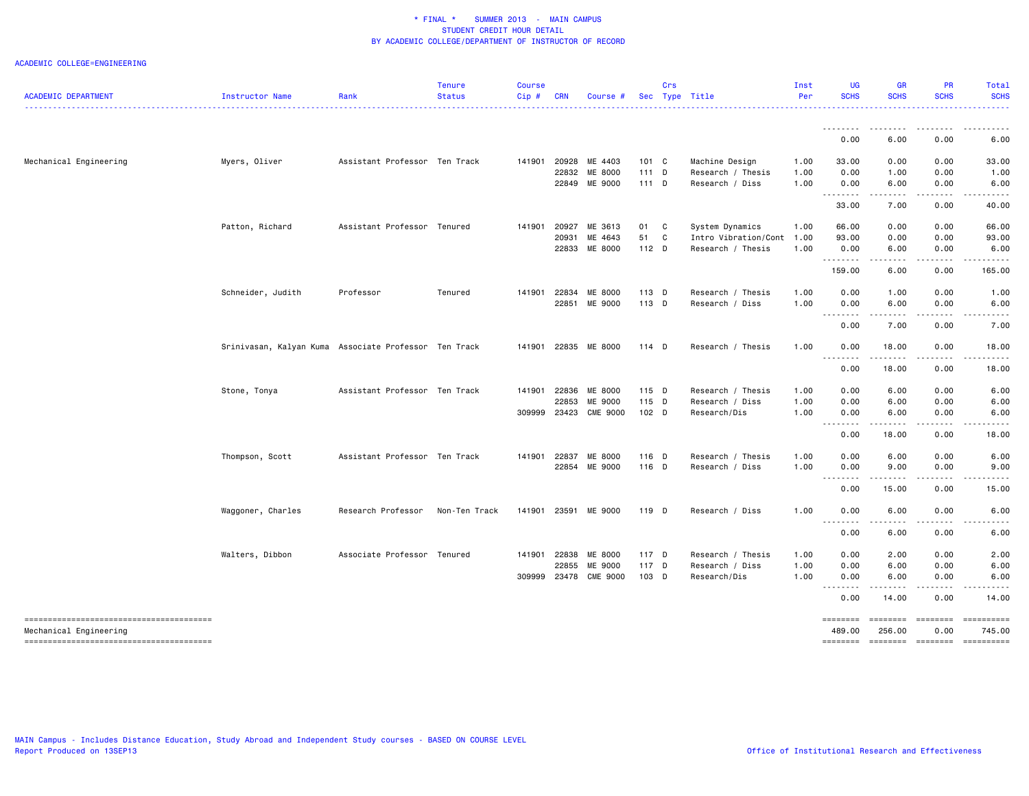\* FINAL \*    SUMMER 2013  -  MAIN CAMPUS
STUDENT CREDIT HOUR DETAIL
BY ACADEMIC COLLEGE/DEPARTMENT OF INSTRUCTOR OF RECORD

ACADEMIC COLLEGE=ENGINEERING

| ACADEMIC DEPARTMENT | Instructor Name | Rank | Tenure Status | Course Cip # | CRN | Course # | Sec | Crs Type | Title | Inst Per | UG SCHS | GR SCHS | PR SCHS | Total SCHS |
|---|---|---|---|---|---|---|---|---|---|---|---|---|---|---|
| | | | | | | | | | | | 0.00 | 6.00 | 0.00 | 6.00 |
| Mechanical Engineering | Myers, Oliver | Assistant Professor | Ten Track | 141901 | 20928 | ME 4403 | 101 | C | Machine Design | 1.00 | 33.00 | 0.00 | 0.00 | 33.00 |
| | | | | | 22832 | ME 8000 | 111 | D | Research / Thesis | 1.00 | 0.00 | 1.00 | 0.00 | 1.00 |
| | | | | | 22849 | ME 9000 | 111 | D | Research / Diss | 1.00 | 0.00 | 6.00 | 0.00 | 6.00 |
| | | | | | | | | | | | 33.00 | 7.00 | 0.00 | 40.00 |
| | Patton, Richard | Assistant Professor | Tenured | 141901 | 20927 | ME 3613 | 01 | C | System Dynamics | 1.00 | 66.00 | 0.00 | 0.00 | 66.00 |
| | | | | | 20931 | ME 4643 | 51 | C | Intro Vibration/Cont | 1.00 | 93.00 | 0.00 | 0.00 | 93.00 |
| | | | | | 22833 | ME 8000 | 112 | D | Research / Thesis | 1.00 | 0.00 | 6.00 | 0.00 | 6.00 |
| | | | | | | | | | | | 159.00 | 6.00 | 0.00 | 165.00 |
| | Schneider, Judith | Professor | Tenured | 141901 | 22834 | ME 8000 | 113 | D | Research / Thesis | 1.00 | 0.00 | 1.00 | 0.00 | 1.00 |
| | | | | | 22851 | ME 9000 | 113 | D | Research / Diss | 1.00 | 0.00 | 6.00 | 0.00 | 6.00 |
| | | | | | | | | | | | 0.00 | 7.00 | 0.00 | 7.00 |
| | Srinivasan, Kalyan Kuma | Associate Professor | Ten Track | 141901 | 22835 | ME 8000 | 114 | D | Research / Thesis | 1.00 | 0.00 | 18.00 | 0.00 | 18.00 |
| | | | | | | | | | | | 0.00 | 18.00 | 0.00 | 18.00 |
| | Stone, Tonya | Assistant Professor | Ten Track | 141901 | 22836 | ME 8000 | 115 | D | Research / Thesis | 1.00 | 0.00 | 6.00 | 0.00 | 6.00 |
| | | | | | 22853 | ME 9000 | 115 | D | Research / Diss | 1.00 | 0.00 | 6.00 | 0.00 | 6.00 |
| | | | | 309999 | 23423 | CME 9000 | 102 | D | Research/Dis | 1.00 | 0.00 | 6.00 | 0.00 | 6.00 |
| | | | | | | | | | | | 0.00 | 18.00 | 0.00 | 18.00 |
| | Thompson, Scott | Assistant Professor | Ten Track | 141901 | 22837 | ME 8000 | 116 | D | Research / Thesis | 1.00 | 0.00 | 6.00 | 0.00 | 6.00 |
| | | | | | 22854 | ME 9000 | 116 | D | Research / Diss | 1.00 | 0.00 | 9.00 | 0.00 | 9.00 |
| | | | | | | | | | | | 0.00 | 15.00 | 0.00 | 15.00 |
| | Waggoner, Charles | Research Professor | Non-Ten Track | 141901 | 23591 | ME 9000 | 119 | D | Research / Diss | 1.00 | 0.00 | 6.00 | 0.00 | 6.00 |
| | | | | | | | | | | | 0.00 | 6.00 | 0.00 | 6.00 |
| | Walters, Dibbon | Associate Professor | Tenured | 141901 | 22838 | ME 8000 | 117 | D | Research / Thesis | 1.00 | 0.00 | 2.00 | 0.00 | 2.00 |
| | | | | | 22855 | ME 9000 | 117 | D | Research / Diss | 1.00 | 0.00 | 6.00 | 0.00 | 6.00 |
| | | | | 309999 | 23478 | CME 9000 | 103 | D | Research/Dis | 1.00 | 0.00 | 6.00 | 0.00 | 6.00 |
| | | | | | | | | | | | 0.00 | 14.00 | 0.00 | 14.00 |
| Mechanical Engineering | | | | | | | | | | | 489.00 | 256.00 | 0.00 | 745.00 |

MAIN Campus - Includes Distance Education, Study Abroad and Independent Study courses - BASED ON COURSE LEVEL
Report Produced on 13SEP13

Office of Institutional Research and Effectiveness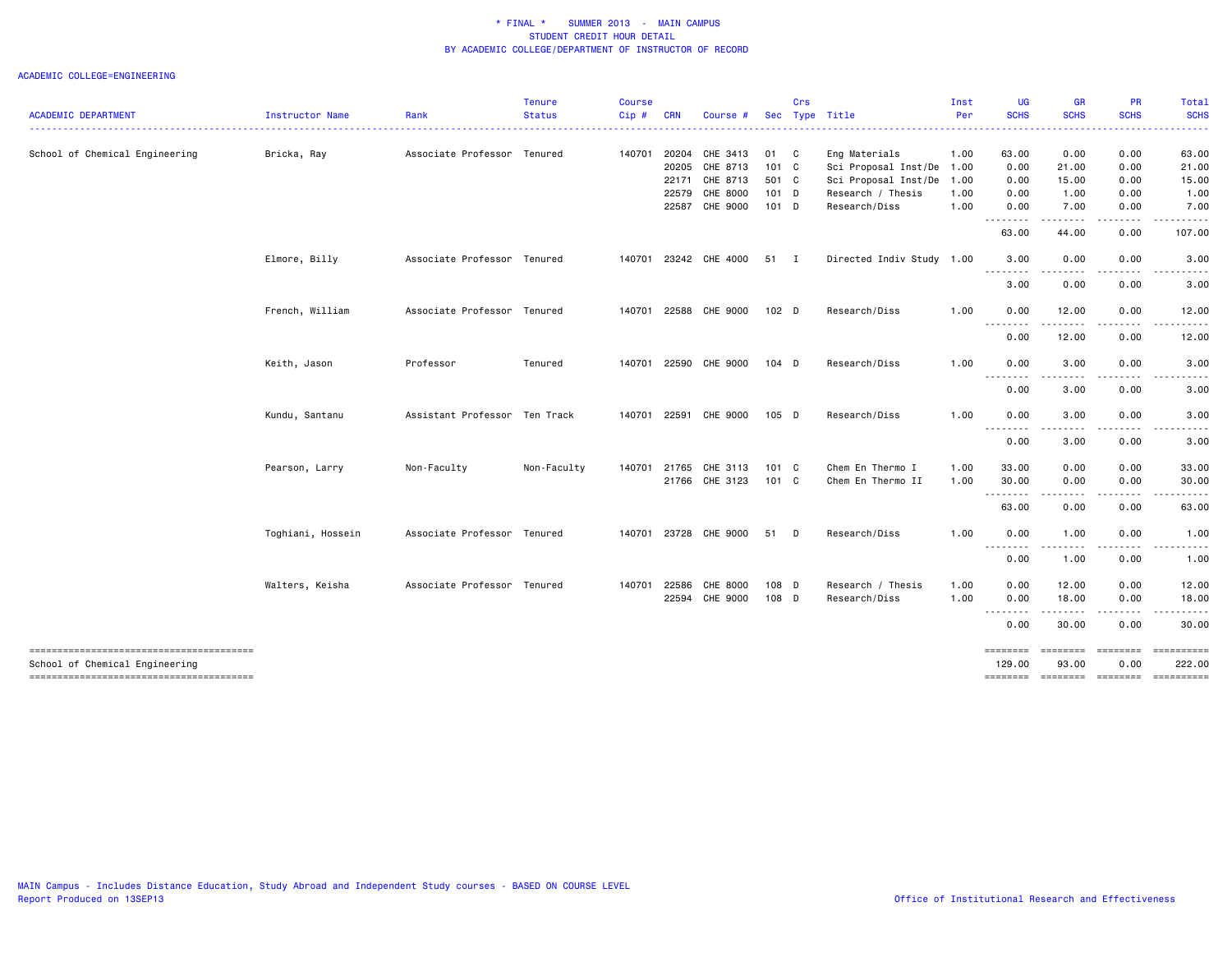\* FINAL \*    SUMMER 2013 - MAIN CAMPUS
STUDENT CREDIT HOUR DETAIL
BY ACADEMIC COLLEGE/DEPARTMENT OF INSTRUCTOR OF RECORD

ACADEMIC COLLEGE=ENGINEERING

| ACADEMIC DEPARTMENT | Instructor Name | Rank | Tenure Status | Course Cip # | CRN | Course # | Sec | Crs Type | Title | Inst Per | UG SCHS | GR SCHS | PR SCHS | Total SCHS |
|---|---|---|---|---|---|---|---|---|---|---|---|---|---|---|
| School of Chemical Engineering | Bricka, Ray | Associate Professor | Tenured | 140701 | 20204 | CHE 3413 | 01 | C | Eng Materials | 1.00 | 63.00 | 0.00 | 0.00 | 63.00 |
| | | | | | 20205 | CHE 8713 | 101 | C | Sci Proposal Inst/De | 1.00 | 0.00 | 21.00 | 0.00 | 21.00 |
| | | | | | 22171 | CHE 8713 | 501 | C | Sci Proposal Inst/De | 1.00 | 0.00 | 15.00 | 0.00 | 15.00 |
| | | | | | 22579 | CHE 8000 | 101 | D | Research / Thesis | 1.00 | 0.00 | 1.00 | 0.00 | 1.00 |
| | | | | | 22587 | CHE 9000 | 101 | D | Research/Diss | 1.00 | 0.00 | 7.00 | 0.00 | 7.00 |
| | | | | | | | | | | | 63.00 | 44.00 | 0.00 | 107.00 |
| | Elmore, Billy | Associate Professor | Tenured | 140701 | 23242 | CHE 4000 | 51 | I | Directed Indiv Study | 1.00 | 3.00 | 0.00 | 0.00 | 3.00 |
| | | | | | | | | | | | 3.00 | 0.00 | 0.00 | 3.00 |
| | French, William | Associate Professor | Tenured | 140701 | 22588 | CHE 9000 | 102 | D | Research/Diss | 1.00 | 0.00 | 12.00 | 0.00 | 12.00 |
| | | | | | | | | | | | 0.00 | 12.00 | 0.00 | 12.00 |
| | Keith, Jason | Professor | Tenured | 140701 | 22590 | CHE 9000 | 104 | D | Research/Diss | 1.00 | 0.00 | 3.00 | 0.00 | 3.00 |
| | | | | | | | | | | | 0.00 | 3.00 | 0.00 | 3.00 |
| | Kundu, Santanu | Assistant Professor | Ten Track | 140701 | 22591 | CHE 9000 | 105 | D | Research/Diss | 1.00 | 0.00 | 3.00 | 0.00 | 3.00 |
| | | | | | | | | | | | 0.00 | 3.00 | 0.00 | 3.00 |
| | Pearson, Larry | Non-Faculty | Non-Faculty | 140701 | 21765 | CHE 3113 | 101 | C | Chem En Thermo I | 1.00 | 33.00 | 0.00 | 0.00 | 33.00 |
| | | | | | 21766 | CHE 3123 | 101 | C | Chem En Thermo II | 1.00 | 30.00 | 0.00 | 0.00 | 30.00 |
| | | | | | | | | | | | 63.00 | 0.00 | 0.00 | 63.00 |
| | Toghiani, Hossein | Associate Professor | Tenured | 140701 | 23728 | CHE 9000 | 51 | D | Research/Diss | 1.00 | 0.00 | 1.00 | 0.00 | 1.00 |
| | | | | | | | | | | | 0.00 | 1.00 | 0.00 | 1.00 |
| | Walters, Keisha | Associate Professor | Tenured | 140701 | 22586 | CHE 8000 | 108 | D | Research / Thesis | 1.00 | 0.00 | 12.00 | 0.00 | 12.00 |
| | | | | | 22594 | CHE 9000 | 108 | D | Research/Diss | 1.00 | 0.00 | 18.00 | 0.00 | 18.00 |
| | | | | | | | | | | | 0.00 | 30.00 | 0.00 | 30.00 |
| School of Chemical Engineering | | | | | | | | | | | 129.00 | 93.00 | 0.00 | 222.00 |

MAIN Campus - Includes Distance Education, Study Abroad and Independent Study courses - BASED ON COURSE LEVEL
Report Produced on 13SEP13

Office of Institutional Research and Effectiveness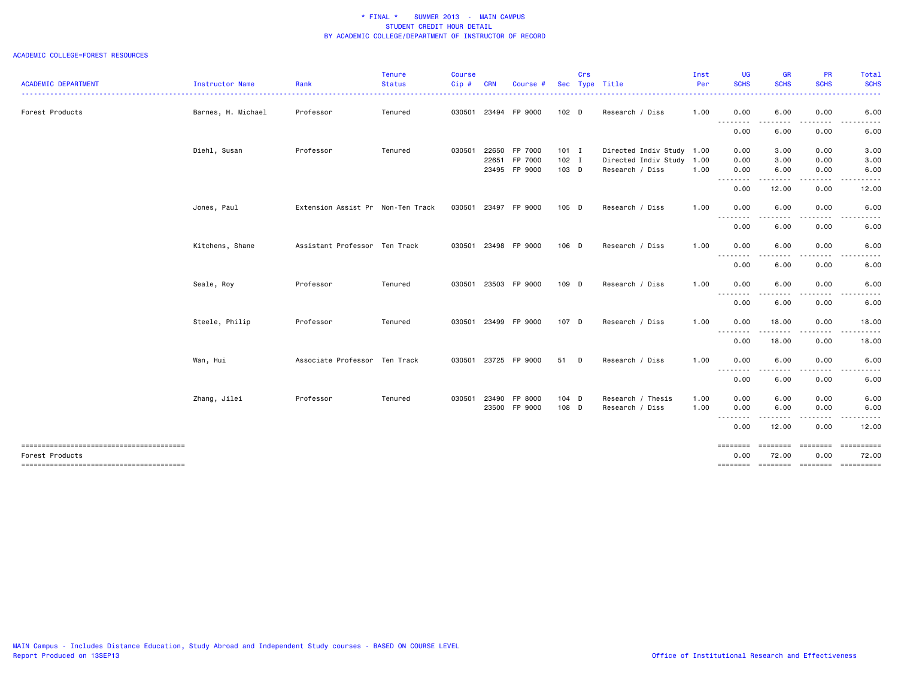# * FINAL * SUMMER 2013 - MAIN CAMPUS
## STUDENT CREDIT HOUR DETAIL
## BY ACADEMIC COLLEGE/DEPARTMENT OF INSTRUCTOR OF RECORD

ACADEMIC COLLEGE=FOREST RESOURCES

| ACADEMIC DEPARTMENT | Instructor Name | Rank | Tenure Status | Course Cip # | CRN | Course # | Sec | Crs Type | Title | Inst Per | UG SCHS | GR SCHS | PR SCHS | Total SCHS |
|---|---|---|---|---|---|---|---|---|---|---|---|---|---|---|
| Forest Products | Barnes, H. Michael | Professor | Tenured | 030501 | 23494 | FP 9000 | 102 | D | Research / Diss | 1.00 | 0.00 | 6.00 | 0.00 | 6.00 |
| | | | | | | | | | | | 0.00 | 6.00 | 0.00 | 6.00 |
| | Diehl, Susan | Professor | Tenured | 030501 | 22650 | FP 7000 | 101 | I | Directed Indiv Study | 1.00 | 0.00 | 3.00 | 0.00 | 3.00 |
| | | | | | 22651 | FP 7000 | 102 | I | Directed Indiv Study | 1.00 | 0.00 | 3.00 | 0.00 | 3.00 |
| | | | | | 23495 | FP 9000 | 103 | D | Research / Diss | 1.00 | 0.00 | 6.00 | 0.00 | 6.00 |
| | | | | | | | | | | | 0.00 | 12.00 | 0.00 | 12.00 |
| | Jones, Paul | Extension Assist Pr | Non-Ten Track | 030501 | 23497 | FP 9000 | 105 | D | Research / Diss | 1.00 | 0.00 | 6.00 | 0.00 | 6.00 |
| | | | | | | | | | | | 0.00 | 6.00 | 0.00 | 6.00 |
| | Kitchens, Shane | Assistant Professor | Ten Track | 030501 | 23498 | FP 9000 | 106 | D | Research / Diss | 1.00 | 0.00 | 6.00 | 0.00 | 6.00 |
| | | | | | | | | | | | 0.00 | 6.00 | 0.00 | 6.00 |
| | Seale, Roy | Professor | Tenured | 030501 | 23503 | FP 9000 | 109 | D | Research / Diss | 1.00 | 0.00 | 6.00 | 0.00 | 6.00 |
| | | | | | | | | | | | 0.00 | 6.00 | 0.00 | 6.00 |
| | Steele, Philip | Professor | Tenured | 030501 | 23499 | FP 9000 | 107 | D | Research / Diss | 1.00 | 0.00 | 18.00 | 0.00 | 18.00 |
| | | | | | | | | | | | 0.00 | 18.00 | 0.00 | 18.00 |
| | Wan, Hui | Associate Professor | Ten Track | 030501 | 23725 | FP 9000 | 51 | D | Research / Diss | 1.00 | 0.00 | 6.00 | 0.00 | 6.00 |
| | | | | | | | | | | | 0.00 | 6.00 | 0.00 | 6.00 |
| | Zhang, Jilei | Professor | Tenured | 030501 | 23490 | FP 8000 | 104 | D | Research / Thesis | 1.00 | 0.00 | 6.00 | 0.00 | 6.00 |
| | | | | | 23500 | FP 9000 | 108 | D | Research / Diss | 1.00 | 0.00 | 6.00 | 0.00 | 6.00 |
| | | | | | | | | | | | 0.00 | 12.00 | 0.00 | 12.00 |
| Forest Products | | | | | | | | | | | 0.00 | 72.00 | 0.00 | 72.00 |

MAIN Campus - Includes Distance Education, Study Abroad and Independent Study courses - BASED ON COURSE LEVEL
Report Produced on 13SEP13

Office of Institutional Research and Effectiveness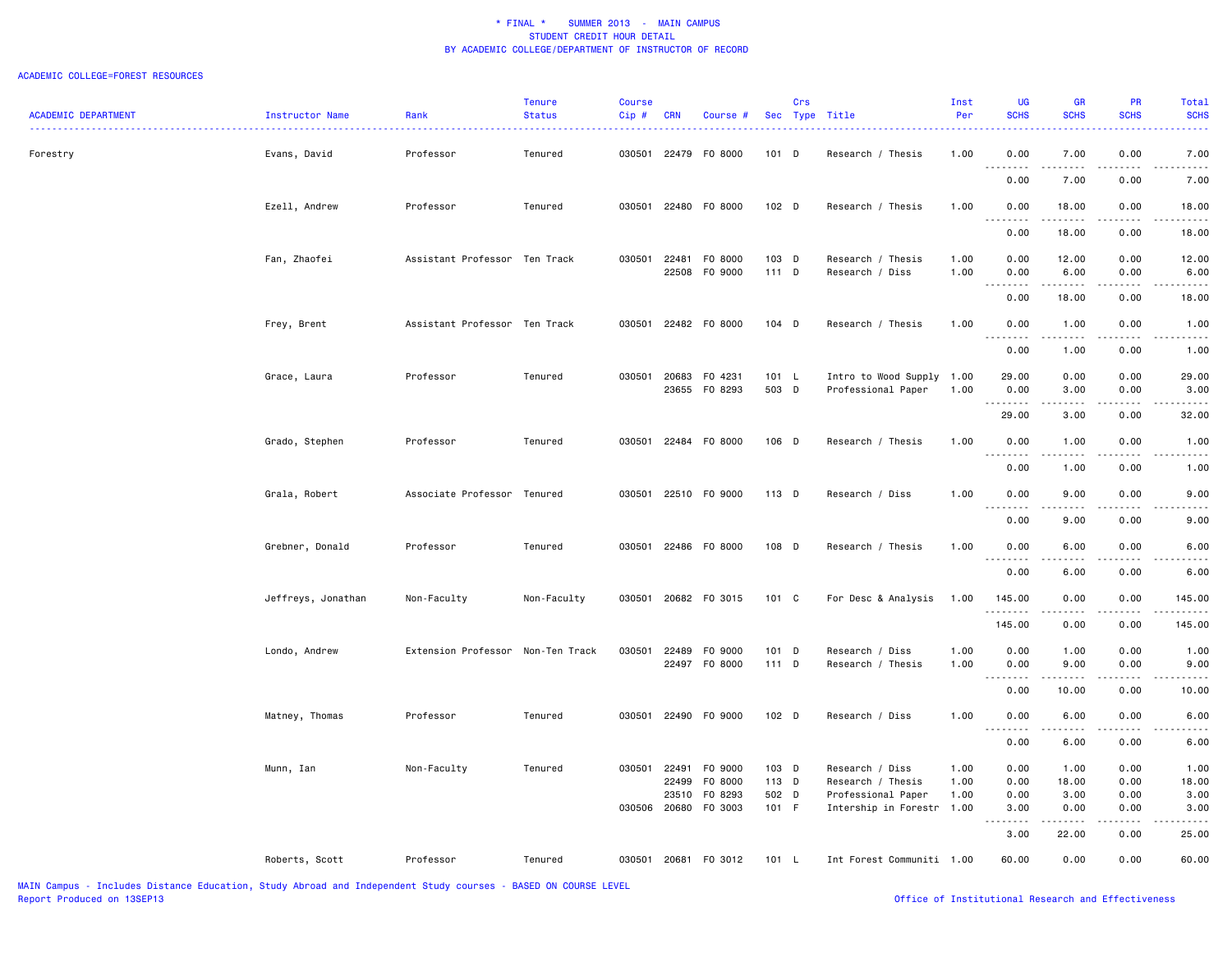\* FINAL \*    SUMMER 2013  -  MAIN CAMPUS
STUDENT CREDIT HOUR DETAIL
BY ACADEMIC COLLEGE/DEPARTMENT OF INSTRUCTOR OF RECORD

ACADEMIC COLLEGE=FOREST RESOURCES

| ACADEMIC DEPARTMENT | Instructor Name | Rank | Tenure Status | Course Cip # | CRN | Course # | Sec | Crs Type | Title | Inst Per | UG SCHS | GR SCHS | PR SCHS | Total SCHS |
|---|---|---|---|---|---|---|---|---|---|---|---|---|---|---|
| Forestry | Evans, David | Professor | Tenured | 030501 | 22479 | FO 8000 | 101 | D | Research / Thesis | 1.00 | 0.00 | 7.00 | 0.00 | 7.00 |
| | | | | | | | | | | | 0.00 | 7.00 | 0.00 | 7.00 |
| | Ezell, Andrew | Professor | Tenured | 030501 | 22480 | FO 8000 | 102 | D | Research / Thesis | 1.00 | 0.00 | 18.00 | 0.00 | 18.00 |
| | | | | | | | | | | | 0.00 | 18.00 | 0.00 | 18.00 |
| | Fan, Zhaofei | Assistant Professor | Ten Track | 030501 | 22481 | FO 8000 | 103 | D | Research / Thesis | 1.00 | 0.00 | 12.00 | 0.00 | 12.00 |
| | | | | | 22508 | FO 9000 | 111 | D | Research / Diss | 1.00 | 0.00 | 6.00 | 0.00 | 6.00 |
| | | | | | | | | | | | 0.00 | 18.00 | 0.00 | 18.00 |
| | Frey, Brent | Assistant Professor | Ten Track | 030501 | 22482 | FO 8000 | 104 | D | Research / Thesis | 1.00 | 0.00 | 1.00 | 0.00 | 1.00 |
| | | | | | | | | | | | 0.00 | 1.00 | 0.00 | 1.00 |
| | Grace, Laura | Professor | Tenured | 030501 | 20683 | FO 4231 | 101 | L | Intro to Wood Supply | 1.00 | 29.00 | 0.00 | 0.00 | 29.00 |
| | | | | | 23655 | FO 8293 | 503 | D | Professional Paper | 1.00 | 0.00 | 3.00 | 0.00 | 3.00 |
| | | | | | | | | | | | 29.00 | 3.00 | 0.00 | 32.00 |
| | Grado, Stephen | Professor | Tenured | 030501 | 22484 | FO 8000 | 106 | D | Research / Thesis | 1.00 | 0.00 | 1.00 | 0.00 | 1.00 |
| | | | | | | | | | | | 0.00 | 1.00 | 0.00 | 1.00 |
| | Grala, Robert | Associate Professor | Tenured | 030501 | 22510 | FO 9000 | 113 | D | Research / Diss | 1.00 | 0.00 | 9.00 | 0.00 | 9.00 |
| | | | | | | | | | | | 0.00 | 9.00 | 0.00 | 9.00 |
| | Grebner, Donald | Professor | Tenured | 030501 | 22486 | FO 8000 | 108 | D | Research / Thesis | 1.00 | 0.00 | 6.00 | 0.00 | 6.00 |
| | | | | | | | | | | | 0.00 | 6.00 | 0.00 | 6.00 |
| | Jeffreys, Jonathan | Non-Faculty | Non-Faculty | 030501 | 20682 | FO 3015 | 101 | C | For Desc & Analysis | 1.00 | 145.00 | 0.00 | 0.00 | 145.00 |
| | | | | | | | | | | | 145.00 | 0.00 | 0.00 | 145.00 |
| | Londo, Andrew | Extension Professor | Non-Ten Track | 030501 | 22489 | FO 9000 | 101 | D | Research / Diss | 1.00 | 0.00 | 1.00 | 0.00 | 1.00 |
| | | | | | 22497 | FO 8000 | 111 | D | Research / Thesis | 1.00 | 0.00 | 9.00 | 0.00 | 9.00 |
| | | | | | | | | | | | 0.00 | 10.00 | 0.00 | 10.00 |
| | Matney, Thomas | Professor | Tenured | 030501 | 22490 | FO 9000 | 102 | D | Research / Diss | 1.00 | 0.00 | 6.00 | 0.00 | 6.00 |
| | | | | | | | | | | | 0.00 | 6.00 | 0.00 | 6.00 |
| | Munn, Ian | Non-Faculty | Tenured | 030501 | 22491 | FO 9000 | 103 | D | Research / Diss | 1.00 | 0.00 | 1.00 | 0.00 | 1.00 |
| | | | | | 22499 | FO 8000 | 113 | D | Research / Thesis | 1.00 | 0.00 | 18.00 | 0.00 | 18.00 |
| | | | | | 23510 | FO 8293 | 502 | D | Professional Paper | 1.00 | 0.00 | 3.00 | 0.00 | 3.00 |
| | | | | 030506 | 20680 | FO 3003 | 101 | F | Intership in Forestr | 1.00 | 3.00 | 0.00 | 0.00 | 3.00 |
| | | | | | | | | | | | 3.00 | 22.00 | 0.00 | 25.00 |
| | Roberts, Scott | Professor | Tenured | 030501 | 20681 | FO 3012 | 101 | L | Int Forest Communiti | 1.00 | 60.00 | 0.00 | 0.00 | 60.00 |

MAIN Campus - Includes Distance Education, Study Abroad and Independent Study courses - BASED ON COURSE LEVEL
Report Produced on 13SEP13

Office of Institutional Research and Effectiveness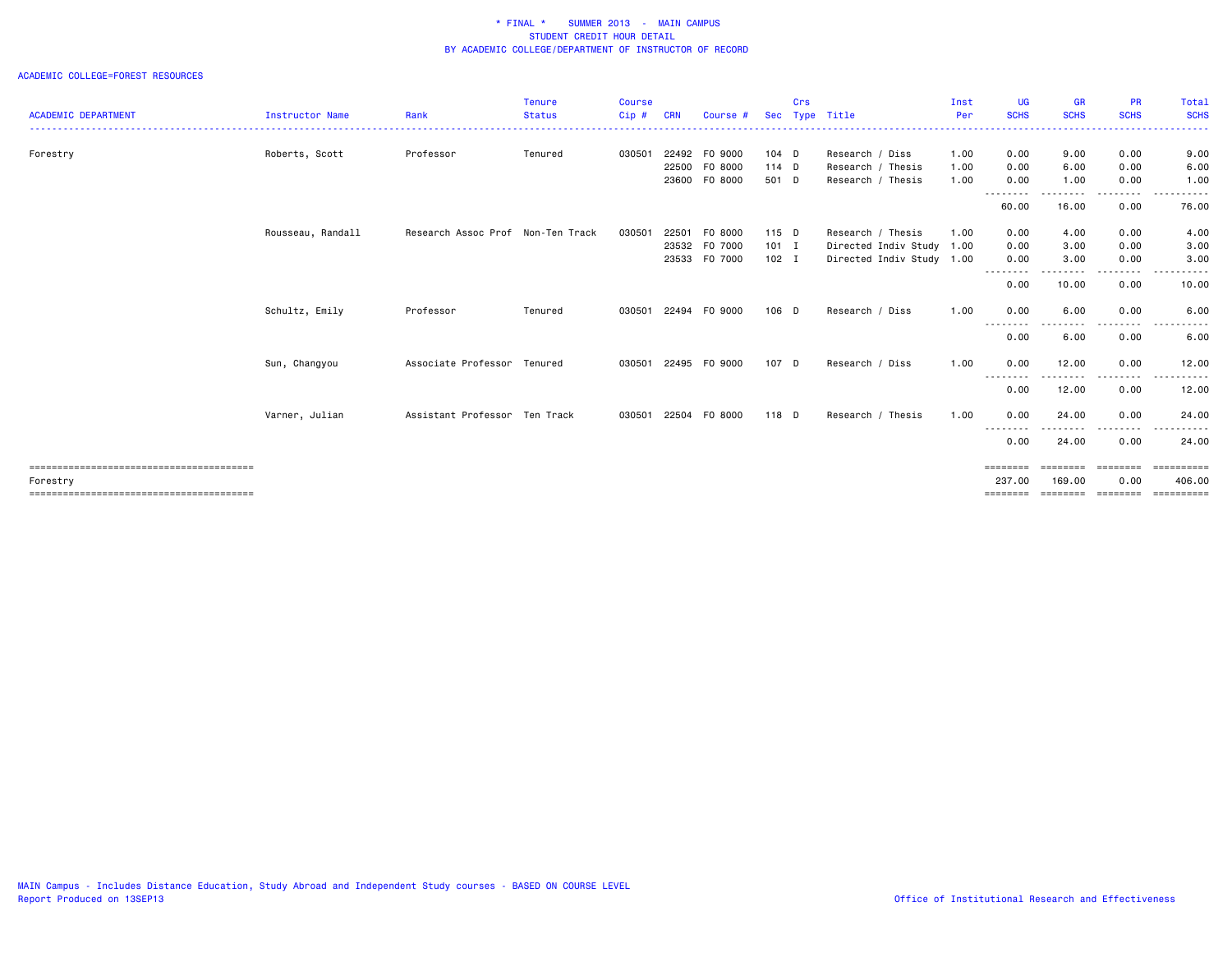\* FINAL \*    SUMMER 2013  -  MAIN CAMPUS
STUDENT CREDIT HOUR DETAIL
BY ACADEMIC COLLEGE/DEPARTMENT OF INSTRUCTOR OF RECORD

ACADEMIC COLLEGE=FOREST RESOURCES

| ACADEMIC DEPARTMENT | Instructor Name | Rank | Tenure Status | Course Cip # | CRN | Course # | Sec | Crs Type | Title | Inst Per | UG SCHS | GR SCHS | PR SCHS | Total SCHS |
|---|---|---|---|---|---|---|---|---|---|---|---|---|---|---|
| Forestry | Roberts, Scott | Professor | Tenured | 030501 | 22492 | FO 9000 | 104 | D | Research / Diss | 1.00 | 0.00 | 9.00 | 0.00 | 9.00 |
| | | | | | 22500 | FO 8000 | 114 | D | Research / Thesis | 1.00 | 0.00 | 6.00 | 0.00 | 6.00 |
| | | | | | 23600 | FO 8000 | 501 | D | Research / Thesis | 1.00 | 0.00 | 1.00 | 0.00 | 1.00 |
| | | | | | | | | | | | 60.00 | 16.00 | 0.00 | 76.00 |
| | Rousseau, Randall | Research Assoc Prof | Non-Ten Track | 030501 | 22501 | FO 8000 | 115 | D | Research / Thesis | 1.00 | 0.00 | 4.00 | 0.00 | 4.00 |
| | | | | | 23532 | FO 7000 | 101 | I | Directed Indiv Study | 1.00 | 0.00 | 3.00 | 0.00 | 3.00 |
| | | | | | 23533 | FO 7000 | 102 | I | Directed Indiv Study | 1.00 | 0.00 | 3.00 | 0.00 | 3.00 |
| | | | | | | | | | | | 0.00 | 10.00 | 0.00 | 10.00 |
| | Schultz, Emily | Professor | Tenured | 030501 | 22494 | FO 9000 | 106 | D | Research / Diss | 1.00 | 0.00 | 6.00 | 0.00 | 6.00 |
| | | | | | | | | | | | 0.00 | 6.00 | 0.00 | 6.00 |
| | Sun, Changyou | Associate Professor | Tenured | 030501 | 22495 | FO 9000 | 107 | D | Research / Diss | 1.00 | 0.00 | 12.00 | 0.00 | 12.00 |
| | | | | | | | | | | | 0.00 | 12.00 | 0.00 | 12.00 |
| | Varner, Julian | Assistant Professor | Ten Track | 030501 | 22504 | FO 8000 | 118 | D | Research / Thesis | 1.00 | 0.00 | 24.00 | 0.00 | 24.00 |
| | | | | | | | | | | | 0.00 | 24.00 | 0.00 | 24.00 |
| Forestry | | | | | | | | | | | 237.00 | 169.00 | 0.00 | 406.00 |

MAIN Campus - Includes Distance Education, Study Abroad and Independent Study courses - BASED ON COURSE LEVEL
Report Produced on 13SEP13

Office of Institutional Research and Effectiveness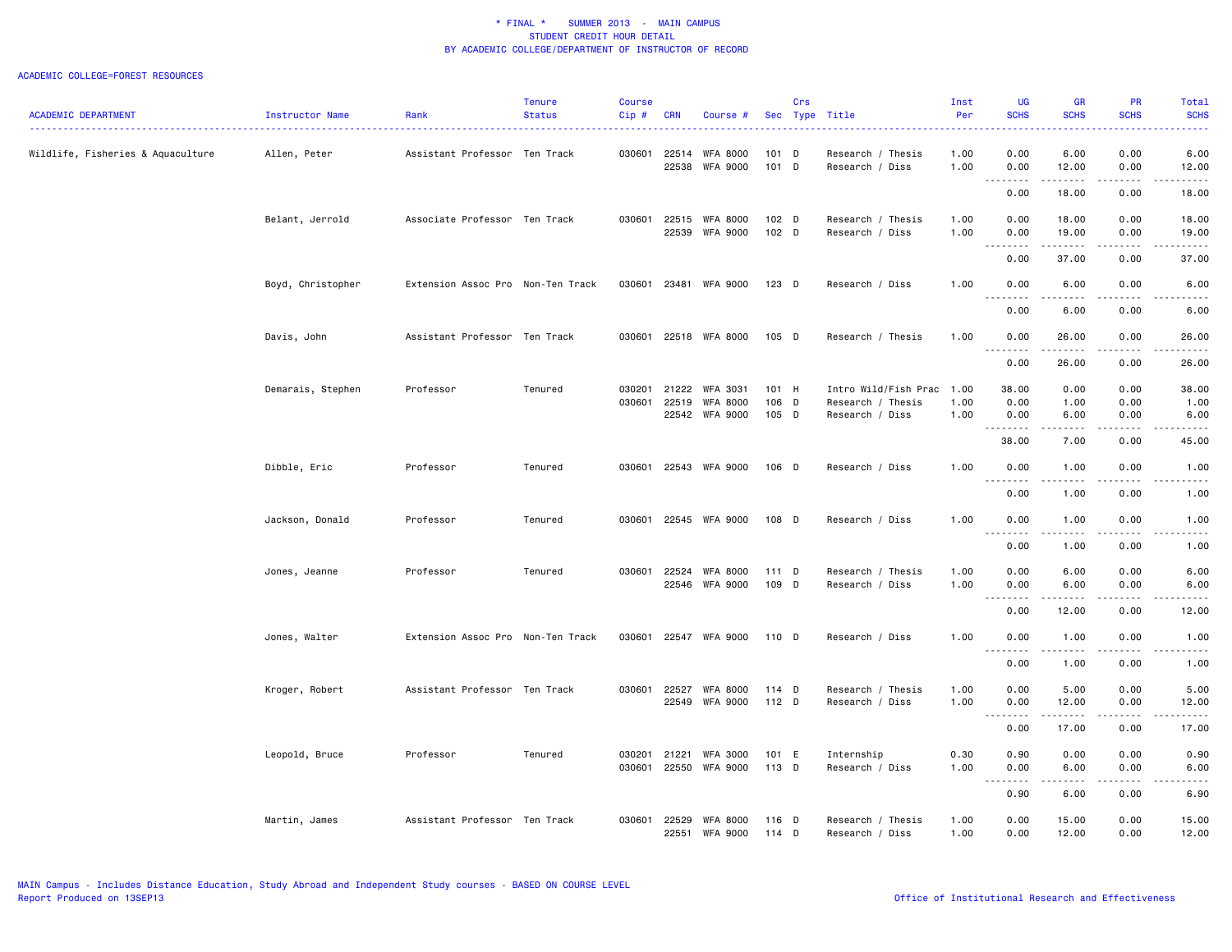\* FINAL \* SUMMER 2013 - MAIN CAMPUS
STUDENT CREDIT HOUR DETAIL
BY ACADEMIC COLLEGE/DEPARTMENT OF INSTRUCTOR OF RECORD

ACADEMIC COLLEGE=FOREST RESOURCES

| ACADEMIC DEPARTMENT | Instructor Name | Rank | Tenure Status | Course Cip # | CRN | Course # | Sec | Crs Type | Title | Inst Per | UG SCHS | GR SCHS | PR SCHS | Total SCHS |
|---|---|---|---|---|---|---|---|---|---|---|---|---|---|---|
| Wildlife, Fisheries & Aquaculture | Allen, Peter | Assistant Professor | Ten Track | 030601 | 22514 | WFA 8000 | 101 | D | Research / Thesis | 1.00 | 0.00 | 6.00 | 0.00 | 6.00 |
| | | | | | 22538 | WFA 9000 | 101 | D | Research / Diss | 1.00 | 0.00 | 12.00 | 0.00 | 12.00 |
| | | | | | | | | | | | 0.00 | 18.00 | 0.00 | 18.00 |
| | Belant, Jerrold | Associate Professor | Ten Track | 030601 | 22515 | WFA 8000 | 102 | D | Research / Thesis | 1.00 | 0.00 | 18.00 | 0.00 | 18.00 |
| | | | | | 22539 | WFA 9000 | 102 | D | Research / Diss | 1.00 | 0.00 | 19.00 | 0.00 | 19.00 |
| | | | | | | | | | | | 0.00 | 37.00 | 0.00 | 37.00 |
| | Boyd, Christopher | Extension Assoc Pro | Non-Ten Track | 030601 | 23481 | WFA 9000 | 123 | D | Research / Diss | 1.00 | 0.00 | 6.00 | 0.00 | 6.00 |
| | | | | | | | | | | | 0.00 | 6.00 | 0.00 | 6.00 |
| | Davis, John | Assistant Professor | Ten Track | 030601 | 22518 | WFA 8000 | 105 | D | Research / Thesis | 1.00 | 0.00 | 26.00 | 0.00 | 26.00 |
| | | | | | | | | | | | 0.00 | 26.00 | 0.00 | 26.00 |
| | Demarais, Stephen | Professor | Tenured | 030201 | 21222 | WFA 3031 | 101 | H | Intro Wild/Fish Prac | 1.00 | 38.00 | 0.00 | 0.00 | 38.00 |
| | | | | 030601 | 22519 | WFA 8000 | 106 | D | Research / Thesis | 1.00 | 0.00 | 1.00 | 0.00 | 1.00 |
| | | | | | 22542 | WFA 9000 | 105 | D | Research / Diss | 1.00 | 0.00 | 6.00 | 0.00 | 6.00 |
| | | | | | | | | | | | 38.00 | 7.00 | 0.00 | 45.00 |
| | Dibble, Eric | Professor | Tenured | 030601 | 22543 | WFA 9000 | 106 | D | Research / Diss | 1.00 | 0.00 | 1.00 | 0.00 | 1.00 |
| | | | | | | | | | | | 0.00 | 1.00 | 0.00 | 1.00 |
| | Jackson, Donald | Professor | Tenured | 030601 | 22545 | WFA 9000 | 108 | D | Research / Diss | 1.00 | 0.00 | 1.00 | 0.00 | 1.00 |
| | | | | | | | | | | | 0.00 | 1.00 | 0.00 | 1.00 |
| | Jones, Jeanne | Professor | Tenured | 030601 | 22524 | WFA 8000 | 111 | D | Research / Thesis | 1.00 | 0.00 | 6.00 | 0.00 | 6.00 |
| | | | | | 22546 | WFA 9000 | 109 | D | Research / Diss | 1.00 | 0.00 | 6.00 | 0.00 | 6.00 |
| | | | | | | | | | | | 0.00 | 12.00 | 0.00 | 12.00 |
| | Jones, Walter | Extension Assoc Pro | Non-Ten Track | 030601 | 22547 | WFA 9000 | 110 | D | Research / Diss | 1.00 | 0.00 | 1.00 | 0.00 | 1.00 |
| | | | | | | | | | | | 0.00 | 1.00 | 0.00 | 1.00 |
| | Kroger, Robert | Assistant Professor | Ten Track | 030601 | 22527 | WFA 8000 | 114 | D | Research / Thesis | 1.00 | 0.00 | 5.00 | 0.00 | 5.00 |
| | | | | | 22549 | WFA 9000 | 112 | D | Research / Diss | 1.00 | 0.00 | 12.00 | 0.00 | 12.00 |
| | | | | | | | | | | | 0.00 | 17.00 | 0.00 | 17.00 |
| | Leopold, Bruce | Professor | Tenured | 030201 | 21221 | WFA 3000 | 101 | E | Internship | 0.30 | 0.90 | 0.00 | 0.00 | 0.90 |
| | | | | 030601 | 22550 | WFA 9000 | 113 | D | Research / Diss | 1.00 | 0.00 | 6.00 | 0.00 | 6.00 |
| | | | | | | | | | | | 0.90 | 6.00 | 0.00 | 6.90 |
| | Martin, James | Assistant Professor | Ten Track | 030601 | 22529 | WFA 8000 | 116 | D | Research / Thesis | 1.00 | 0.00 | 15.00 | 0.00 | 15.00 |
| | | | | | 22551 | WFA 9000 | 114 | D | Research / Diss | 1.00 | 0.00 | 12.00 | 0.00 | 12.00 |

MAIN Campus - Includes Distance Education, Study Abroad and Independent Study courses - BASED ON COURSE LEVEL
Report Produced on 13SEP13

Office of Institutional Research and Effectiveness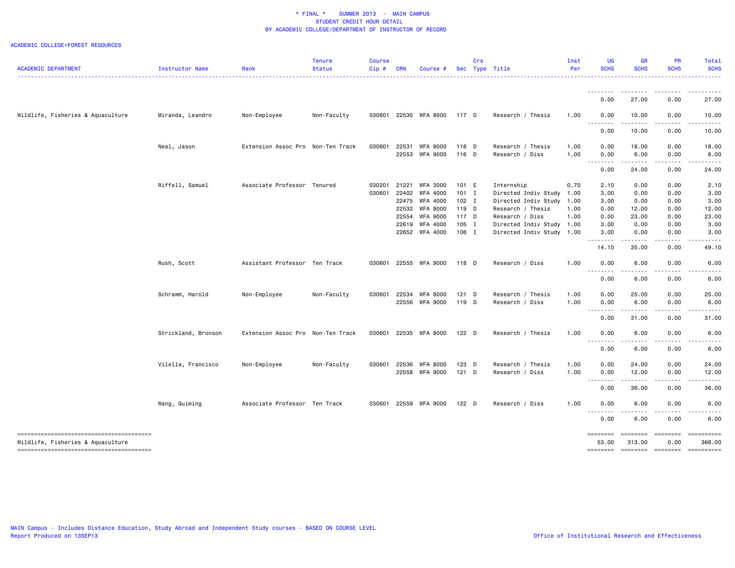\* FINAL \* SUMMER 2013 - MAIN CAMPUS
STUDENT CREDIT HOUR DETAIL
BY ACADEMIC COLLEGE/DEPARTMENT OF INSTRUCTOR OF RECORD

ACADEMIC COLLEGE=FOREST RESOURCES

| ACADEMIC DEPARTMENT | Instructor Name | Rank | Tenure Status | Course Cip # | CRN | Course # | Sec | Crs Type | Title | Inst Per | UG SCHS | GR SCHS | PR SCHS | Total SCHS |
|---|---|---|---|---|---|---|---|---|---|---|---|---|---|---|
| | | | | | | | | | | | 0.00 | 27.00 | 0.00 | 27.00 |
| Wildlife, Fisheries & Aquaculture | Miranda, Leandro | Non-Employee | Non-Faculty | 030601 | 22530 | WFA 8000 | 117 | D | Research / Thesis | 1.00 | 0.00 | 10.00 | 0.00 | 10.00 |
| | | | | | | | | | | | 0.00 | 10.00 | 0.00 | 10.00 |
| | Neal, Jason | Extension Assoc Pro | Non-Ten Track | 030601 | 22531 | WFA 8000 | 118 | D | Research / Thesis | 1.00 | 0.00 | 18.00 | 0.00 | 18.00 |
| | | | | | 22553 | WFA 9000 | 116 | D | Research / Diss | 1.00 | 0.00 | 6.00 | 0.00 | 6.00 |
| | | | | | | | | | | | 0.00 | 24.00 | 0.00 | 24.00 |
| | Riffell, Samuel | Associate Professor | Tenured | 030201 | 21221 | WFA 3000 | 101 | E | Internship | 0.70 | 2.10 | 0.00 | 0.00 | 2.10 |
| | | | | 030601 | 22402 | WFA 4000 | 101 | I | Directed Indiv Study | 1.00 | 3.00 | 0.00 | 0.00 | 3.00 |
| | | | | | 22475 | WFA 4000 | 102 | I | Directed Indiv Study | 1.00 | 3.00 | 0.00 | 0.00 | 3.00 |
| | | | | | 22532 | WFA 8000 | 119 | D | Research / Thesis | 1.00 | 0.00 | 12.00 | 0.00 | 12.00 |
| | | | | | 22554 | WFA 9000 | 117 | D | Research / Diss | 1.00 | 0.00 | 23.00 | 0.00 | 23.00 |
| | | | | | 22619 | WFA 4000 | 105 | I | Directed Indiv Study | 1.00 | 3.00 | 0.00 | 0.00 | 3.00 |
| | | | | | 22652 | WFA 4000 | 106 | I | Directed Indiv Study | 1.00 | 3.00 | 0.00 | 0.00 | 3.00 |
| | | | | | | | | | | | 14.10 | 35.00 | 0.00 | 49.10 |
| | Rush, Scott | Assistant Professor | Ten Track | 030601 | 22555 | WFA 9000 | 118 | D | Research / Diss | 1.00 | 0.00 | 6.00 | 0.00 | 6.00 |
| | | | | | | | | | | | 0.00 | 6.00 | 0.00 | 6.00 |
| | Schramm, Harold | Non-Employee | Non-Faculty | 030601 | 22534 | WFA 8000 | 121 | D | Research / Thesis | 1.00 | 0.00 | 25.00 | 0.00 | 25.00 |
| | | | | | 22556 | WFA 9000 | 119 | D | Research / Diss | 1.00 | 0.00 | 6.00 | 0.00 | 6.00 |
| | | | | | | | | | | | 0.00 | 31.00 | 0.00 | 31.00 |
| | Strickland, Bronson | Extension Assoc Pro | Non-Ten Track | 030601 | 22535 | WFA 8000 | 122 | D | Research / Thesis | 1.00 | 0.00 | 6.00 | 0.00 | 6.00 |
| | | | | | | | | | | | 0.00 | 6.00 | 0.00 | 6.00 |
| | Vilella, Francisco | Non-Employee | Non-Faculty | 030601 | 22536 | WFA 8000 | 123 | D | Research / Thesis | 1.00 | 0.00 | 24.00 | 0.00 | 24.00 |
| | | | | | 22558 | WFA 9000 | 121 | D | Research / Diss | 1.00 | 0.00 | 12.00 | 0.00 | 12.00 |
| | | | | | | | | | | | 0.00 | 36.00 | 0.00 | 36.00 |
| | Wang, Guiming | Associate Professor | Ten Track | 030601 | 22559 | WFA 9000 | 122 | D | Research / Diss | 1.00 | 0.00 | 6.00 | 0.00 | 6.00 |
| | | | | | | | | | | | 0.00 | 6.00 | 0.00 | 6.00 |
| Wildlife, Fisheries & Aquaculture | | | | | | | | | | | 53.00 | 313.00 | 0.00 | 366.00 |

MAIN Campus - Includes Distance Education, Study Abroad and Independent Study courses - BASED ON COURSE LEVEL
Report Produced on 13SEP13

Office of Institutional Research and Effectiveness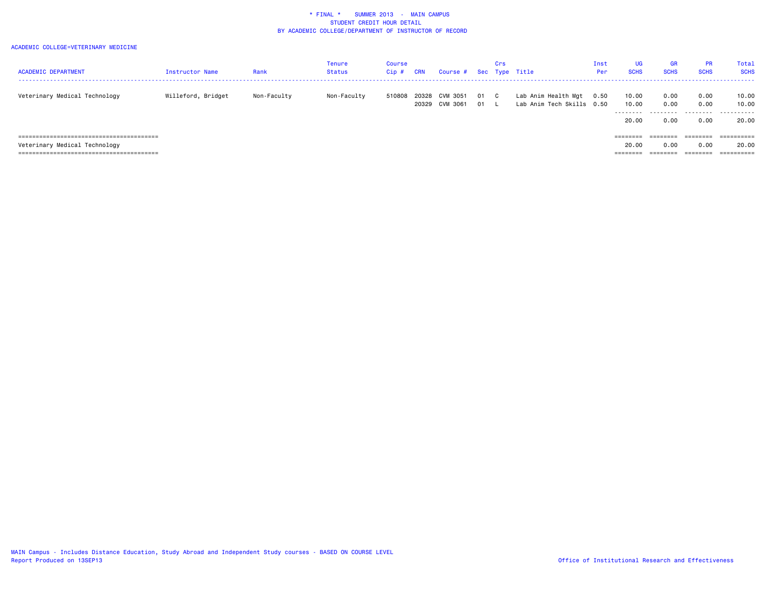# * FINAL * SUMMER 2013 - MAIN CAMPUS
## STUDENT CREDIT HOUR DETAIL
## BY ACADEMIC COLLEGE/DEPARTMENT OF INSTRUCTOR OF RECORD

ACADEMIC COLLEGE=VETERINARY MEDICINE

| ACADEMIC DEPARTMENT | Instructor Name | Rank | Tenure Status | Course Cip # | CRN | Course # | Sec | Crs Type | Title | Inst Per | UG SCHS | GR SCHS | PR SCHS | Total SCHS |
|---|---|---|---|---|---|---|---|---|---|---|---|---|---|---|
| Veterinary Medical Technology | Willeford, Bridget | Non-Faculty | Non-Faculty | 510808 | 20328 | CVM 3051 | 01 | C | Lab Anim Health Mgt | 0.50 | 10.00 | 0.00 | 0.00 | 10.00 |
| | | | | | 20329 | CVM 3061 | 01 | L | Lab Anim Tech Skills | 0.50 | 10.00 | 0.00 | 0.00 | 10.00 |
| | | | | | | | | | | | 20.00 | 0.00 | 0.00 | 20.00 |
| Veterinary Medical Technology | | | | | | | | | | | 20.00 | 0.00 | 0.00 | 20.00 |

MAIN Campus - Includes Distance Education, Study Abroad and Independent Study courses - BASED ON COURSE LEVEL
Report Produced on 13SEP13

Office of Institutional Research and Effectiveness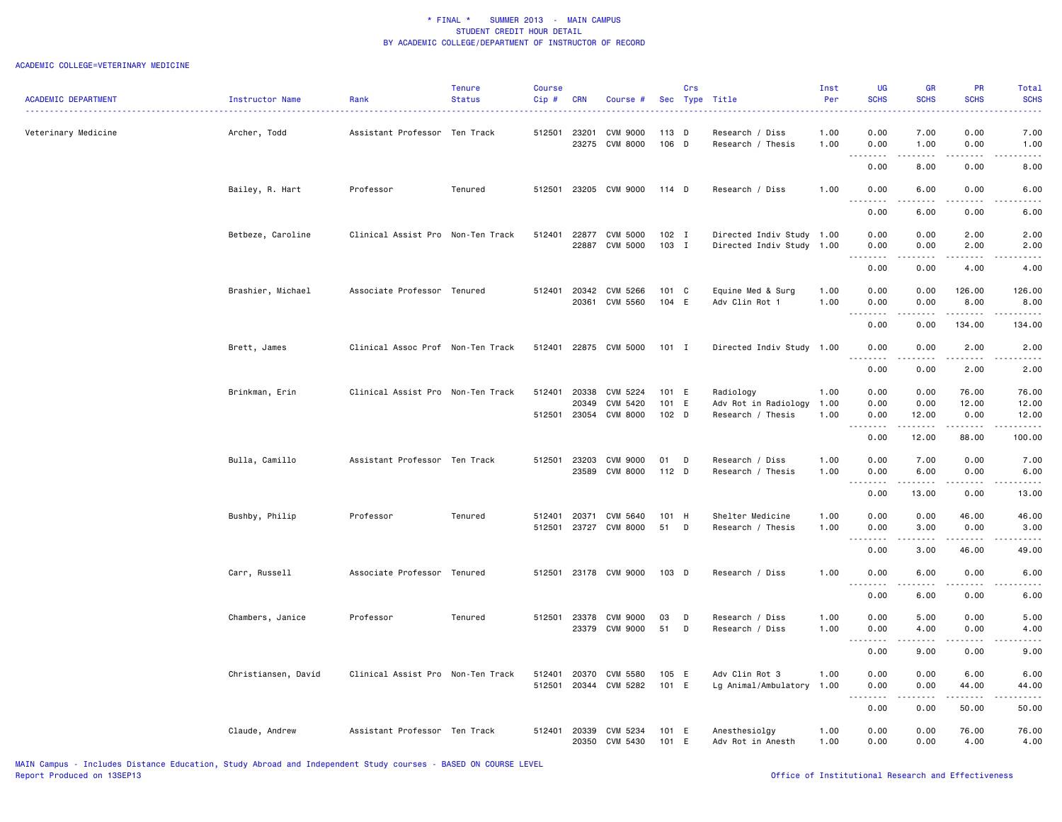# * FINAL * SUMMER 2013 - MAIN CAMPUS
## STUDENT CREDIT HOUR DETAIL
### BY ACADEMIC COLLEGE/DEPARTMENT OF INSTRUCTOR OF RECORD

ACADEMIC COLLEGE=VETERINARY MEDICINE

| ACADEMIC DEPARTMENT | Instructor Name | Rank | Tenure Status | Course Cip # | CRN | Course # | Sec | Crs Type | Title | Inst Per | UG SCHS | GR SCHS | PR SCHS | Total SCHS |
|---|---|---|---|---|---|---|---|---|---|---|---|---|---|---|
| Veterinary Medicine | Archer, Todd | Assistant Professor | Ten Track | 512501 | 23201 | CVM 9000 | 113 | D | Research / Diss | 1.00 | 0.00 | 7.00 | 0.00 | 7.00 |
| | | | | | 23275 | CVM 8000 | 106 | D | Research / Thesis | 1.00 | 0.00 | 1.00 | 0.00 | 1.00 |
| | | | | | | | | | | | 0.00 | 8.00 | 0.00 | 8.00 |
| | Bailey, R. Hart | Professor | Tenured | 512501 | 23205 | CVM 9000 | 114 | D | Research / Diss | 1.00 | 0.00 | 6.00 | 0.00 | 6.00 |
| | | | | | | | | | | | 0.00 | 6.00 | 0.00 | 6.00 |
| | Betbeze, Caroline | Clinical Assist Pro | Non-Ten Track | 512401 | 22877 | CVM 5000 | 102 | I | Directed Indiv Study | 1.00 | 0.00 | 0.00 | 2.00 | 2.00 |
| | | | | | 22887 | CVM 5000 | 103 | I | Directed Indiv Study | 1.00 | 0.00 | 0.00 | 2.00 | 2.00 |
| | | | | | | | | | | | 0.00 | 0.00 | 4.00 | 4.00 |
| | Brashier, Michael | Associate Professor | Tenured | 512401 | 20342 | CVM 5266 | 101 | C | Equine Med & Surg | 1.00 | 0.00 | 0.00 | 126.00 | 126.00 |
| | | | | | 20361 | CVM 5560 | 104 | E | Adv Clin Rot 1 | 1.00 | 0.00 | 0.00 | 8.00 | 8.00 |
| | | | | | | | | | | | 0.00 | 0.00 | 134.00 | 134.00 |
| | Brett, James | Clinical Assoc Prof | Non-Ten Track | 512401 | 22875 | CVM 5000 | 101 | I | Directed Indiv Study | 1.00 | 0.00 | 0.00 | 2.00 | 2.00 |
| | | | | | | | | | | | 0.00 | 0.00 | 2.00 | 2.00 |
| | Brinkman, Erin | Clinical Assist Pro | Non-Ten Track | 512401 | 20338 | CVM 5224 | 101 | E | Radiology | 1.00 | 0.00 | 0.00 | 76.00 | 76.00 |
| | | | | | 20349 | CVM 5420 | 101 | E | Adv Rot in Radiology | 1.00 | 0.00 | 0.00 | 12.00 | 12.00 |
| | | | | 512501 | 23054 | CVM 8000 | 102 | D | Research / Thesis | 1.00 | 0.00 | 12.00 | 0.00 | 12.00 |
| | | | | | | | | | | | 0.00 | 12.00 | 88.00 | 100.00 |
| | Bulla, Camillo | Assistant Professor | Ten Track | 512501 | 23203 | CVM 9000 | 01 | D | Research / Diss | 1.00 | 0.00 | 7.00 | 0.00 | 7.00 |
| | | | | | 23589 | CVM 8000 | 112 | D | Research / Thesis | 1.00 | 0.00 | 6.00 | 0.00 | 6.00 |
| | | | | | | | | | | | 0.00 | 13.00 | 0.00 | 13.00 |
| | Bushby, Philip | Professor | Tenured | 512401 | 20371 | CVM 5640 | 101 | H | Shelter Medicine | 1.00 | 0.00 | 0.00 | 46.00 | 46.00 |
| | | | | 512501 | 23727 | CVM 8000 | 51 | D | Research / Thesis | 1.00 | 0.00 | 3.00 | 0.00 | 3.00 |
| | | | | | | | | | | | 0.00 | 3.00 | 46.00 | 49.00 |
| | Carr, Russell | Associate Professor | Tenured | 512501 | 23178 | CVM 9000 | 103 | D | Research / Diss | 1.00 | 0.00 | 6.00 | 0.00 | 6.00 |
| | | | | | | | | | | | 0.00 | 6.00 | 0.00 | 6.00 |
| | Chambers, Janice | Professor | Tenured | 512501 | 23378 | CVM 9000 | 03 | D | Research / Diss | 1.00 | 0.00 | 5.00 | 0.00 | 5.00 |
| | | | | | 23379 | CVM 9000 | 51 | D | Research / Diss | 1.00 | 0.00 | 4.00 | 0.00 | 4.00 |
| | | | | | | | | | | | 0.00 | 9.00 | 0.00 | 9.00 |
| | Christiansen, David | Clinical Assist Pro | Non-Ten Track | 512401 | 20370 | CVM 5580 | 105 | E | Adv Clin Rot 3 | 1.00 | 0.00 | 0.00 | 6.00 | 6.00 |
| | | | | 512501 | 20344 | CVM 5282 | 101 | E | Lg Animal/Ambulatory | 1.00 | 0.00 | 0.00 | 44.00 | 44.00 |
| | | | | | | | | | | | 0.00 | 0.00 | 50.00 | 50.00 |
| | Claude, Andrew | Assistant Professor | Ten Track | 512401 | 20339 | CVM 5234 | 101 | E | Anesthesiolgy | 1.00 | 0.00 | 0.00 | 76.00 | 76.00 |
| | | | | | 20350 | CVM 5430 | 101 | E | Adv Rot in Anesth | 1.00 | 0.00 | 0.00 | 4.00 | 4.00 |

MAIN Campus - Includes Distance Education, Study Abroad and Independent Study courses - BASED ON COURSE LEVEL
Report Produced on 13SEP13

Office of Institutional Research and Effectiveness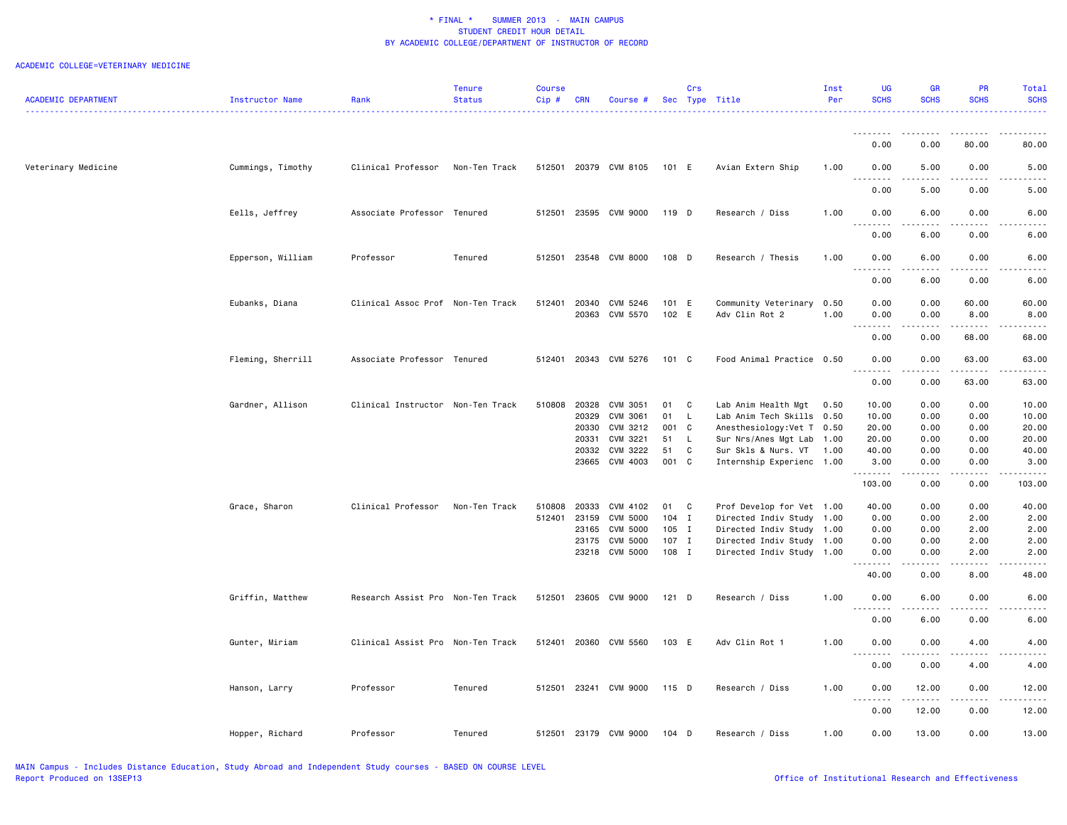\* FINAL \*    SUMMER 2013  -  MAIN CAMPUS
STUDENT CREDIT HOUR DETAIL
BY ACADEMIC COLLEGE/DEPARTMENT OF INSTRUCTOR OF RECORD

ACADEMIC COLLEGE=VETERINARY MEDICINE

| ACADEMIC DEPARTMENT | Instructor Name | Rank | Tenure Status | Course Cip # | CRN | Course # | Sec | Crs Type | Title | Inst Per | UG SCHS | GR SCHS | PR SCHS | Total SCHS |
|---|---|---|---|---|---|---|---|---|---|---|---|---|---|---|
| | | | | | | | | | | | 0.00 | 0.00 | 80.00 | 80.00 |
| Veterinary Medicine | Cummings, Timothy | Clinical Professor | Non-Ten Track | 512501 | 20379 | CVM 8105 | 101 | E | Avian Extern Ship | 1.00 | 0.00 | 5.00 | 0.00 | 5.00 |
| | | | | | | | | | | | 0.00 | 5.00 | 0.00 | 5.00 |
| | Eells, Jeffrey | Associate Professor | Tenured | 512501 | 23595 | CVM 9000 | 119 | D | Research / Diss | 1.00 | 0.00 | 6.00 | 0.00 | 6.00 |
| | | | | | | | | | | | 0.00 | 6.00 | 0.00 | 6.00 |
| | Epperson, William | Professor | Tenured | 512501 | 23548 | CVM 8000 | 108 | D | Research / Thesis | 1.00 | 0.00 | 6.00 | 0.00 | 6.00 |
| | | | | | | | | | | | 0.00 | 6.00 | 0.00 | 6.00 |
| | Eubanks, Diana | Clinical Assoc Prof | Non-Ten Track | 512401 | 20340 | CVM 5246 | 101 | E | Community Veterinary | 0.50 | 0.00 | 0.00 | 60.00 | 60.00 |
| | | | | | 20363 | CVM 5570 | 102 | E | Adv Clin Rot 2 | 1.00 | 0.00 | 0.00 | 8.00 | 8.00 |
| | | | | | | | | | | | 0.00 | 0.00 | 68.00 | 68.00 |
| | Fleming, Sherrill | Associate Professor | Tenured | 512401 | 20343 | CVM 5276 | 101 | C | Food Animal Practice | 0.50 | 0.00 | 0.00 | 63.00 | 63.00 |
| | | | | | | | | | | | 0.00 | 0.00 | 63.00 | 63.00 |
| | Gardner, Allison | Clinical Instructor | Non-Ten Track | 510808 | 20328 | CVM 3051 | 01 | C | Lab Anim Health Mgt | 0.50 | 10.00 | 0.00 | 0.00 | 10.00 |
| | | | | | 20329 | CVM 3061 | 01 | L | Lab Anim Tech Skills | 0.50 | 10.00 | 0.00 | 0.00 | 10.00 |
| | | | | | 20330 | CVM 3212 | 001 | C | Anesthesiology:Vet T | 0.50 | 20.00 | 0.00 | 0.00 | 20.00 |
| | | | | | 20331 | CVM 3221 | 51 | L | Sur Nrs/Anes Mgt Lab | 1.00 | 20.00 | 0.00 | 0.00 | 20.00 |
| | | | | | 20332 | CVM 3222 | 51 | C | Sur Skls & Nurs. VT | 1.00 | 40.00 | 0.00 | 0.00 | 40.00 |
| | | | | | 23665 | CVM 4003 | 001 | C | Internship Experienc | 1.00 | 3.00 | 0.00 | 0.00 | 3.00 |
| | | | | | | | | | | | 103.00 | 0.00 | 0.00 | 103.00 |
| | Grace, Sharon | Clinical Professor | Non-Ten Track | 510808 | 20333 | CVM 4102 | 01 | C | Prof Develop for Vet | 1.00 | 40.00 | 0.00 | 0.00 | 40.00 |
| | | | | 512401 | 23159 | CVM 5000 | 104 | I | Directed Indiv Study | 1.00 | 0.00 | 0.00 | 2.00 | 2.00 |
| | | | | | 23165 | CVM 5000 | 105 | I | Directed Indiv Study | 1.00 | 0.00 | 0.00 | 2.00 | 2.00 |
| | | | | | 23175 | CVM 5000 | 107 | I | Directed Indiv Study | 1.00 | 0.00 | 0.00 | 2.00 | 2.00 |
| | | | | | 23218 | CVM 5000 | 108 | I | Directed Indiv Study | 1.00 | 0.00 | 0.00 | 2.00 | 2.00 |
| | | | | | | | | | | | 40.00 | 0.00 | 8.00 | 48.00 |
| | Griffin, Matthew | Research Assist Pro | Non-Ten Track | 512501 | 23605 | CVM 9000 | 121 | D | Research / Diss | 1.00 | 0.00 | 6.00 | 0.00 | 6.00 |
| | | | | | | | | | | | 0.00 | 6.00 | 0.00 | 6.00 |
| | Gunter, Miriam | Clinical Assist Pro | Non-Ten Track | 512401 | 20360 | CVM 5560 | 103 | E | Adv Clin Rot 1 | 1.00 | 0.00 | 0.00 | 4.00 | 4.00 |
| | | | | | | | | | | | 0.00 | 0.00 | 4.00 | 4.00 |
| | Hanson, Larry | Professor | Tenured | 512501 | 23241 | CVM 9000 | 115 | D | Research / Diss | 1.00 | 0.00 | 12.00 | 0.00 | 12.00 |
| | | | | | | | | | | | 0.00 | 12.00 | 0.00 | 12.00 |
| | Hopper, Richard | Professor | Tenured | 512501 | 23179 | CVM 9000 | 104 | D | Research / Diss | 1.00 | 0.00 | 13.00 | 0.00 | 13.00 |

MAIN Campus - Includes Distance Education, Study Abroad and Independent Study courses - BASED ON COURSE LEVEL
Report Produced on 13SEP13

Office of Institutional Research and Effectiveness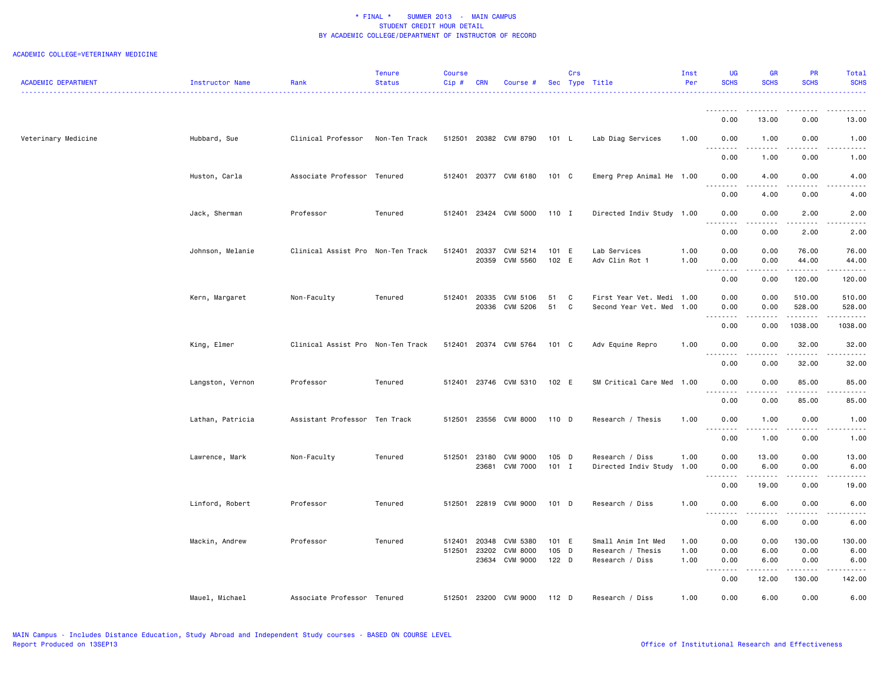\* FINAL \* SUMMER 2013 - MAIN CAMPUS
STUDENT CREDIT HOUR DETAIL
BY ACADEMIC COLLEGE/DEPARTMENT OF INSTRUCTOR OF RECORD

ACADEMIC COLLEGE=VETERINARY MEDICINE

| ACADEMIC DEPARTMENT | Instructor Name | Rank | Tenure Status | Course Cip # | CRN | Course # | Sec | Crs Type | Title | Inst Per | UG SCHS | GR SCHS | PR SCHS | Total SCHS |
|---|---|---|---|---|---|---|---|---|---|---|---|---|---|---|
| | | | | | | | | | | | 0.00 | 13.00 | 0.00 | 13.00 |
| Veterinary Medicine | Hubbard, Sue | Clinical Professor | Non-Ten Track | 512501 | 20382 | CVM 8790 | 101 | L | Lab Diag Services | 1.00 | 0.00 | 1.00 | 0.00 | 1.00 |
| | | | | | | | | | | | 0.00 | 1.00 | 0.00 | 1.00 |
| | Huston, Carla | Associate Professor | Tenured | 512401 | 20377 | CVM 6180 | 101 | C | Emerg Prep Animal He | 1.00 | 0.00 | 4.00 | 0.00 | 4.00 |
| | | | | | | | | | | | 0.00 | 4.00 | 0.00 | 4.00 |
| | Jack, Sherman | Professor | Tenured | 512401 | 23424 | CVM 5000 | 110 | I | Directed Indiv Study | 1.00 | 0.00 | 0.00 | 2.00 | 2.00 |
| | | | | | | | | | | | 0.00 | 0.00 | 2.00 | 2.00 |
| | Johnson, Melanie | Clinical Assist Pro | Non-Ten Track | 512401 | 20337 | CVM 5214 | 101 | E | Lab Services | 1.00 | 0.00 | 0.00 | 76.00 | 76.00 |
| | | | | | 20359 | CVM 5560 | 102 | E | Adv Clin Rot 1 | 1.00 | 0.00 | 0.00 | 44.00 | 44.00 |
| | | | | | | | | | | | 0.00 | 0.00 | 120.00 | 120.00 |
| | Kern, Margaret | Non-Faculty | Tenured | 512401 | 20335 | CVM 5106 | 51 | C | First Year Vet. Medi | 1.00 | 0.00 | 0.00 | 510.00 | 510.00 |
| | | | | | 20336 | CVM 5206 | 51 | C | Second Year Vet. Med | 1.00 | 0.00 | 0.00 | 528.00 | 528.00 |
| | | | | | | | | | | | 0.00 | 0.00 | 1038.00 | 1038.00 |
| | King, Elmer | Clinical Assist Pro | Non-Ten Track | 512401 | 20374 | CVM 5764 | 101 | C | Adv Equine Repro | 1.00 | 0.00 | 0.00 | 32.00 | 32.00 |
| | | | | | | | | | | | 0.00 | 0.00 | 32.00 | 32.00 |
| | Langston, Vernon | Professor | Tenured | 512401 | 23746 | CVM 5310 | 102 | E | SM Critical Care Med | 1.00 | 0.00 | 0.00 | 85.00 | 85.00 |
| | | | | | | | | | | | 0.00 | 0.00 | 85.00 | 85.00 |
| | Lathan, Patricia | Assistant Professor | Ten Track | 512501 | 23556 | CVM 8000 | 110 | D | Research / Thesis | 1.00 | 0.00 | 1.00 | 0.00 | 1.00 |
| | | | | | | | | | | | 0.00 | 1.00 | 0.00 | 1.00 |
| | Lawrence, Mark | Non-Faculty | Tenured | 512501 | 23180 | CVM 9000 | 105 | D | Research / Diss | 1.00 | 0.00 | 13.00 | 0.00 | 13.00 |
| | | | | | 23681 | CVM 7000 | 101 | I | Directed Indiv Study | 1.00 | 0.00 | 6.00 | 0.00 | 6.00 |
| | | | | | | | | | | | 0.00 | 19.00 | 0.00 | 19.00 |
| | Linford, Robert | Professor | Tenured | 512501 | 22819 | CVM 9000 | 101 | D | Research / Diss | 1.00 | 0.00 | 6.00 | 0.00 | 6.00 |
| | | | | | | | | | | | 0.00 | 6.00 | 0.00 | 6.00 |
| | Mackin, Andrew | Professor | Tenured | 512401 | 20348 | CVM 5380 | 101 | E | Small Anim Int Med | 1.00 | 0.00 | 0.00 | 130.00 | 130.00 |
| | | | | 512501 | 23202 | CVM 8000 | 105 | D | Research / Thesis | 1.00 | 0.00 | 6.00 | 0.00 | 6.00 |
| | | | | | 23634 | CVM 9000 | 122 | D | Research / Diss | 1.00 | 0.00 | 6.00 | 0.00 | 6.00 |
| | | | | | | | | | | | 0.00 | 12.00 | 130.00 | 142.00 |
| | Mauel, Michael | Associate Professor | Tenured | 512501 | 23200 | CVM 9000 | 112 | D | Research / Diss | 1.00 | 0.00 | 6.00 | 0.00 | 6.00 |

MAIN Campus - Includes Distance Education, Study Abroad and Independent Study courses - BASED ON COURSE LEVEL
Report Produced on 13SEP13

Office of Institutional Research and Effectiveness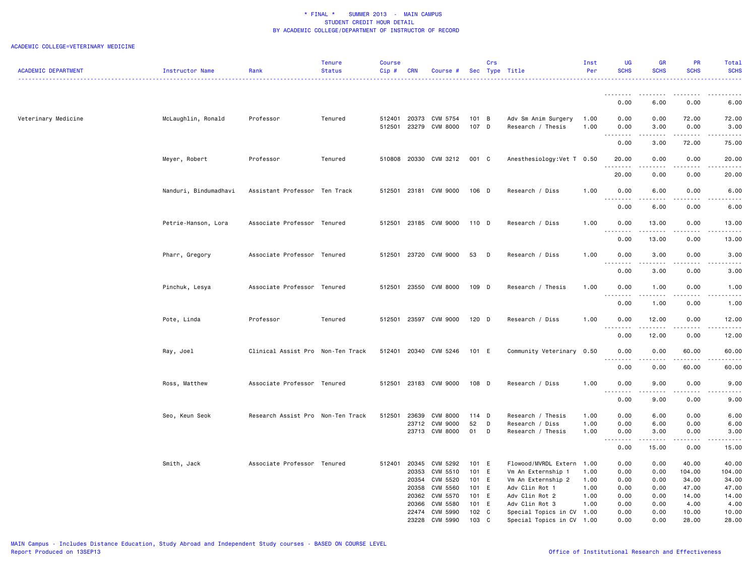\* FINAL \*    SUMMER 2013 - MAIN CAMPUS
STUDENT CREDIT HOUR DETAIL
BY ACADEMIC COLLEGE/DEPARTMENT OF INSTRUCTOR OF RECORD

ACADEMIC COLLEGE=VETERINARY MEDICINE

| ACADEMIC DEPARTMENT | Instructor Name | Rank | Tenure Status | Course Cip # | CRN | Course # | Sec | Crs Type | Title | Inst Per | UG SCHS | GR SCHS | PR SCHS | Total SCHS |
|---|---|---|---|---|---|---|---|---|---|---|---|---|---|---|
| | | | | | | | | | | | 0.00 | 6.00 | 0.00 | 6.00 |
| Veterinary Medicine | McLaughlin, Ronald | Professor | Tenured | 512401 | 20373 | CVM 5754 | 101 | B | Adv Sm Anim Surgery | 1.00 | 0.00 | 0.00 | 72.00 | 72.00 |
| | | | | 512501 | 23279 | CVM 8000 | 107 | D | Research / Thesis | 1.00 | 0.00 | 3.00 | 0.00 | 3.00 |
| | | | | | | | | | | | 0.00 | 3.00 | 72.00 | 75.00 |
| | Meyer, Robert | Professor | Tenured | 510808 | 20330 | CVM 3212 | 001 | C | Anesthesiology:Vet T | 0.50 | 20.00 | 0.00 | 0.00 | 20.00 |
| | | | | | | | | | | | 20.00 | 0.00 | 0.00 | 20.00 |
| | Nanduri, Bindumadhavi | Assistant Professor | Ten Track | 512501 | 23181 | CVM 9000 | 106 | D | Research / Diss | 1.00 | 0.00 | 6.00 | 0.00 | 6.00 |
| | | | | | | | | | | | 0.00 | 6.00 | 0.00 | 6.00 |
| | Petrie-Hanson, Lora | Associate Professor | Tenured | 512501 | 23185 | CVM 9000 | 110 | D | Research / Diss | 1.00 | 0.00 | 13.00 | 0.00 | 13.00 |
| | | | | | | | | | | | 0.00 | 13.00 | 0.00 | 13.00 |
| | Pharr, Gregory | Associate Professor | Tenured | 512501 | 23720 | CVM 9000 | 53 | D | Research / Diss | 1.00 | 0.00 | 3.00 | 0.00 | 3.00 |
| | | | | | | | | | | | 0.00 | 3.00 | 0.00 | 3.00 |
| | Pinchuk, Lesya | Associate Professor | Tenured | 512501 | 23550 | CVM 8000 | 109 | D | Research / Thesis | 1.00 | 0.00 | 1.00 | 0.00 | 1.00 |
| | | | | | | | | | | | 0.00 | 1.00 | 0.00 | 1.00 |
| | Pote, Linda | Professor | Tenured | 512501 | 23597 | CVM 9000 | 120 | D | Research / Diss | 1.00 | 0.00 | 12.00 | 0.00 | 12.00 |
| | | | | | | | | | | | 0.00 | 12.00 | 0.00 | 12.00 |
| | Ray, Joel | Clinical Assist Pro | Non-Ten Track | 512401 | 20340 | CVM 5246 | 101 | E | Community Veterinary | 0.50 | 0.00 | 0.00 | 60.00 | 60.00 |
| | | | | | | | | | | | 0.00 | 0.00 | 60.00 | 60.00 |
| | Ross, Matthew | Associate Professor | Tenured | 512501 | 23183 | CVM 9000 | 108 | D | Research / Diss | 1.00 | 0.00 | 9.00 | 0.00 | 9.00 |
| | | | | | | | | | | | 0.00 | 9.00 | 0.00 | 9.00 |
| | Seo, Keun Seok | Research Assist Pro | Non-Ten Track | 512501 | 23639 | CVM 8000 | 114 | D | Research / Thesis | 1.00 | 0.00 | 6.00 | 0.00 | 6.00 |
| | | | | | 23712 | CVM 9000 | 52 | D | Research / Diss | 1.00 | 0.00 | 6.00 | 0.00 | 6.00 |
| | | | | | 23713 | CVM 8000 | 01 | D | Research / Thesis | 1.00 | 0.00 | 3.00 | 0.00 | 3.00 |
| | | | | | | | | | | | 0.00 | 15.00 | 0.00 | 15.00 |
| | Smith, Jack | Associate Professor | Tenured | 512401 | 20345 | CVM 5292 | 101 | E | Flowood/MVRDL Extern | 1.00 | 0.00 | 0.00 | 40.00 | 40.00 |
| | | | | | 20353 | CVM 5510 | 101 | E | Vm An Externship 1 | 1.00 | 0.00 | 0.00 | 104.00 | 104.00 |
| | | | | | 20354 | CVM 5520 | 101 | E | Vm An Externship 2 | 1.00 | 0.00 | 0.00 | 34.00 | 34.00 |
| | | | | | 20358 | CVM 5560 | 101 | E | Adv Clin Rot 1 | 1.00 | 0.00 | 0.00 | 47.00 | 47.00 |
| | | | | | 20362 | CVM 5570 | 101 | E | Adv Clin Rot 2 | 1.00 | 0.00 | 0.00 | 14.00 | 14.00 |
| | | | | | 20366 | CVM 5580 | 101 | E | Adv Clin Rot 3 | 1.00 | 0.00 | 0.00 | 4.00 | 4.00 |
| | | | | | 22474 | CVM 5990 | 102 | C | Special Topics in CV | 1.00 | 0.00 | 0.00 | 10.00 | 10.00 |
| | | | | | 23228 | CVM 5990 | 103 | C | Special Topics in CV | 1.00 | 0.00 | 0.00 | 28.00 | 28.00 |

MAIN Campus - Includes Distance Education, Study Abroad and Independent Study courses - BASED ON COURSE LEVEL
Report Produced on 13SEP13

Office of Institutional Research and Effectiveness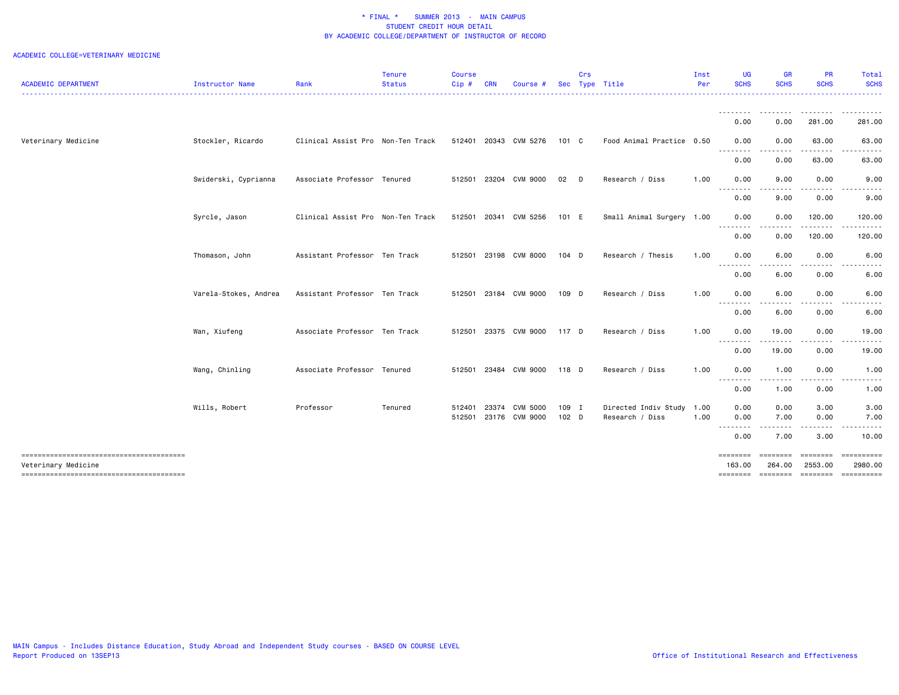\* FINAL \* SUMMER 2013 - MAIN CAMPUS
STUDENT CREDIT HOUR DETAIL
BY ACADEMIC COLLEGE/DEPARTMENT OF INSTRUCTOR OF RECORD

ACADEMIC COLLEGE=VETERINARY MEDICINE

| ACADEMIC DEPARTMENT | Instructor Name | Rank | Tenure Status | Course Cip # | CRN | Course # | Sec | Crs Type | Title | Inst Per | UG SCHS | GR SCHS | PR SCHS | Total SCHS |
|---|---|---|---|---|---|---|---|---|---|---|---|---|---|---|
| | | | | | | | | | | | 0.00 | 0.00 | 281.00 | 281.00 |
| Veterinary Medicine | Stockler, Ricardo | Clinical Assist Pro | Non-Ten Track | 512401 | 20343 | CVM 5276 | 101 | C | Food Animal Practice | 0.50 | 0.00 | 0.00 | 63.00 | 63.00 |
| | | | | | | | | | | | 0.00 | 0.00 | 63.00 | 63.00 |
| | Swiderski, Cyprianna | Associate Professor | Tenured | 512501 | 23204 | CVM 9000 | 02 | D | Research / Diss | 1.00 | 0.00 | 9.00 | 0.00 | 9.00 |
| | | | | | | | | | | | 0.00 | 9.00 | 0.00 | 9.00 |
| | Syrcle, Jason | Clinical Assist Pro | Non-Ten Track | 512501 | 20341 | CVM 5256 | 101 | E | Small Animal Surgery | 1.00 | 0.00 | 0.00 | 120.00 | 120.00 |
| | | | | | | | | | | | 0.00 | 0.00 | 120.00 | 120.00 |
| | Thomason, John | Assistant Professor | Ten Track | 512501 | 23198 | CVM 8000 | 104 | D | Research / Thesis | 1.00 | 0.00 | 6.00 | 0.00 | 6.00 |
| | | | | | | | | | | | 0.00 | 6.00 | 0.00 | 6.00 |
| | Varela-Stokes, Andrea | Assistant Professor | Ten Track | 512501 | 23184 | CVM 9000 | 109 | D | Research / Diss | 1.00 | 0.00 | 6.00 | 0.00 | 6.00 |
| | | | | | | | | | | | 0.00 | 6.00 | 0.00 | 6.00 |
| | Wan, Xiufeng | Associate Professor | Ten Track | 512501 | 23375 | CVM 9000 | 117 | D | Research / Diss | 1.00 | 0.00 | 19.00 | 0.00 | 19.00 |
| | | | | | | | | | | | 0.00 | 19.00 | 0.00 | 19.00 |
| | Wang, Chinling | Associate Professor | Tenured | 512501 | 23484 | CVM 9000 | 118 | D | Research / Diss | 1.00 | 0.00 | 1.00 | 0.00 | 1.00 |
| | | | | | | | | | | | 0.00 | 1.00 | 0.00 | 1.00 |
| | Wills, Robert | Professor | Tenured | 512401 | 23374 | CVM 5000 | 109 | I | Directed Indiv Study | 1.00 | 0.00 | 0.00 | 3.00 | 3.00 |
| | | | | 512501 | 23176 | CVM 9000 | 102 | D | Research / Diss | 1.00 | 0.00 | 7.00 | 0.00 | 7.00 |
| | | | | | | | | | | | 0.00 | 7.00 | 3.00 | 10.00 |
| Veterinary Medicine | | | | | | | | | | | 163.00 | 264.00 | 2553.00 | 2980.00 |

MAIN Campus - Includes Distance Education, Study Abroad and Independent Study courses - BASED ON COURSE LEVEL
Report Produced on 13SEP13

Office of Institutional Research and Effectiveness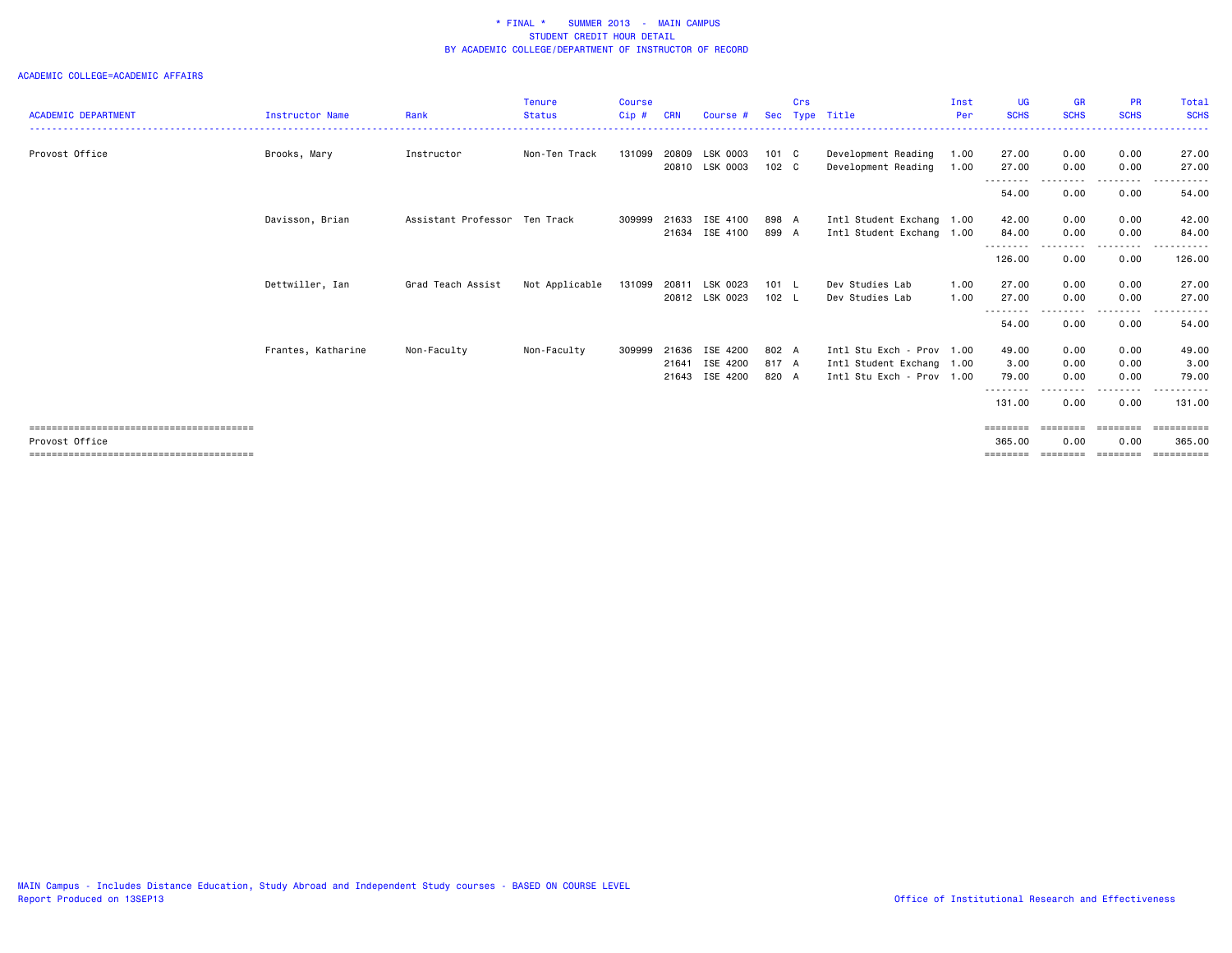\* FINAL \* SUMMER 2013 - MAIN CAMPUS
STUDENT CREDIT HOUR DETAIL
BY ACADEMIC COLLEGE/DEPARTMENT OF INSTRUCTOR OF RECORD

ACADEMIC COLLEGE=ACADEMIC AFFAIRS

| ACADEMIC DEPARTMENT | Instructor Name | Rank | Tenure Status | Course Cip # | CRN | Course # | Sec | Crs Type | Title | Inst Per | UG SCHS | GR SCHS | PR SCHS | Total SCHS |
|---|---|---|---|---|---|---|---|---|---|---|---|---|---|---|
| Provost Office | Brooks, Mary | Instructor | Non-Ten Track | 131099 | 20809 | LSK 0003 | 101 | C | Development Reading | 1.00 | 27.00 | 0.00 | 0.00 | 27.00 |
| | | | | | 20810 | LSK 0003 | 102 | C | Development Reading | 1.00 | 27.00 | 0.00 | 0.00 | 27.00 |
| | | | | | | | | | | | 54.00 | 0.00 | 0.00 | 54.00 |
| | Davisson, Brian | Assistant Professor | Ten Track | 309999 | 21633 | ISE 4100 | 898 | A | Intl Student Exchang | 1.00 | 42.00 | 0.00 | 0.00 | 42.00 |
| | | | | | 21634 | ISE 4100 | 899 | A | Intl Student Exchang | 1.00 | 84.00 | 0.00 | 0.00 | 84.00 |
| | | | | | | | | | | | 126.00 | 0.00 | 0.00 | 126.00 |
| | Dettwiller, Ian | Grad Teach Assist | Not Applicable | 131099 | 20811 | LSK 0023 | 101 | L | Dev Studies Lab | 1.00 | 27.00 | 0.00 | 0.00 | 27.00 |
| | | | | | 20812 | LSK 0023 | 102 | L | Dev Studies Lab | 1.00 | 27.00 | 0.00 | 0.00 | 27.00 |
| | | | | | | | | | | | 54.00 | 0.00 | 0.00 | 54.00 |
| | Frantes, Katharine | Non-Faculty | Non-Faculty | 309999 | 21636 | ISE 4200 | 802 | A | Intl Stu Exch - Prov | 1.00 | 49.00 | 0.00 | 0.00 | 49.00 |
| | | | | | 21641 | ISE 4200 | 817 | A | Intl Student Exchang | 1.00 | 3.00 | 0.00 | 0.00 | 3.00 |
| | | | | | 21643 | ISE 4200 | 820 | A | Intl Stu Exch - Prov | 1.00 | 79.00 | 0.00 | 0.00 | 79.00 |
| | | | | | | | | | | | 131.00 | 0.00 | 0.00 | 131.00 |
| Provost Office | | | | | | | | | | | 365.00 | 0.00 | 0.00 | 365.00 |

MAIN Campus - Includes Distance Education, Study Abroad and Independent Study courses - BASED ON COURSE LEVEL
Report Produced on 13SEP13

Office of Institutional Research and Effectiveness